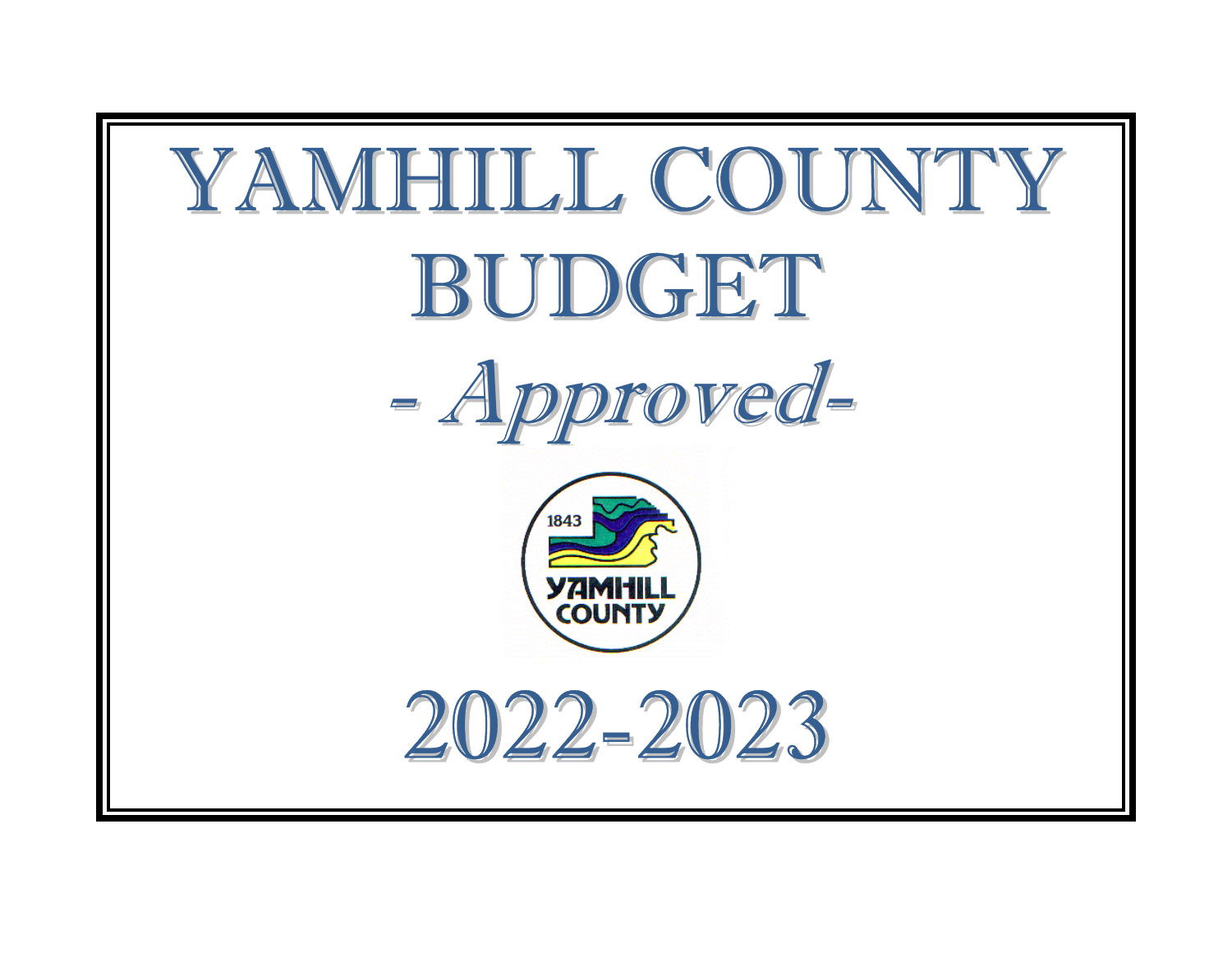# YAMHILL COUNTY BUDGET

## *- Approved-*

## 2022-2023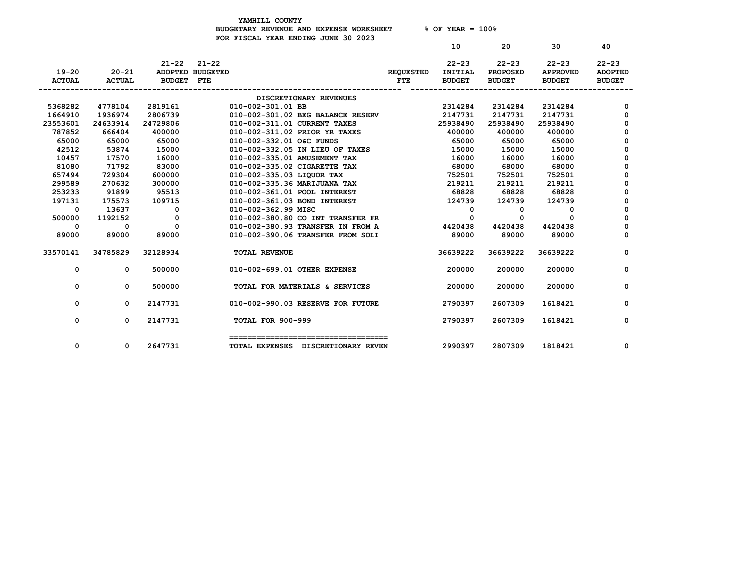YAMHILL COUNTY
BUDGETARY REVENUE AND EXPENSE WORKSHEET % OF YEAR = 100%
FOR FISCAL YEAR ENDING JUNE 30 2023

| 19-20 ACTUAL | 20-21 ACTUAL | 21-22 ADOPTED BUDGET | 21-22 BUDGETED FTE | | REQUESTED FTE | 10<br>22-23 INITIAL BUDGET | 20<br>22-23 PROPOSED BUDGET | 30<br>22-23 APPROVED BUDGET | 40<br>22-23 ADOPTED BUDGET |
|---|---|---|---|---|---|---|---|---|---|
| | | | | DISCRETIONARY REVENUES | | | | | |
| 5368282 | 4778104 | 2819161 | | 010-002-301.01 BB | | 2314284 | 2314284 | 2314284 | 0 |
| 1664910 | 1936974 | 2806739 | | 010-002-301.02 BEG BALANCE RESERV | | 2147731 | 2147731 | 2147731 | 0 |
| 23553601 | 24633914 | 24729806 | | 010-002-311.01 CURRENT TAXES | | 25938490 | 25938490 | 25938490 | 0 |
| 787852 | 666404 | 400000 | | 010-002-311.02 PRIOR YR TAXES | | 400000 | 400000 | 400000 | 0 |
| 65000 | 65000 | 65000 | | 010-002-332.01 O&C FUNDS | | 65000 | 65000 | 65000 | 0 |
| 42512 | 53874 | 15000 | | 010-002-332.05 IN LIEU OF TAXES | | 15000 | 15000 | 15000 | 0 |
| 10457 | 17570 | 16000 | | 010-002-335.01 AMUSEMENT TAX | | 16000 | 16000 | 16000 | 0 |
| 81080 | 71792 | 83000 | | 010-002-335.02 CIGARETTE TAX | | 68000 | 68000 | 68000 | 0 |
| 657494 | 729304 | 600000 | | 010-002-335.03 LIQUOR TAX | | 752501 | 752501 | 752501 | 0 |
| 299589 | 270632 | 300000 | | 010-002-335.36 MARIJUANA TAX | | 219211 | 219211 | 219211 | 0 |
| 253233 | 91899 | 95513 | | 010-002-361.01 POOL INTEREST | | 68828 | 68828 | 68828 | 0 |
| 197131 | 175573 | 109715 | | 010-002-361.03 BOND INTEREST | | 124739 | 124739 | 124739 | 0 |
| 0 | 13637 | 0 | | 010-002-362.99 MISC | | 0 | 0 | 0 | 0 |
| 500000 | 1192152 | 0 | | 010-002-380.80 CO INT TRANSFER FR | | 0 | 0 | 0 | 0 |
| 0 | 0 | 0 | | 010-002-380.93 TRANSFER IN FROM A | | 4420438 | 4420438 | 4420438 | 0 |
| 89000 | 89000 | 89000 | | 010-002-390.06 TRANSFER FROM SOLI | | 89000 | 89000 | 89000 | 0 |
| 33570141 | 34785829 | 32128934 | | TOTAL REVENUE | | 36639222 | 36639222 | 36639222 | 0 |
| 0 | 0 | 500000 | | 010-002-699.01 OTHER EXPENSE | | 200000 | 200000 | 200000 | 0 |
| 0 | 0 | 500000 | | TOTAL FOR MATERIALS & SERVICES | | 200000 | 200000 | 200000 | 0 |
| 0 | 0 | 2147731 | | 010-002-990.03 RESERVE FOR FUTURE | | 2790397 | 2607309 | 1618421 | 0 |
| 0 | 0 | 2147731 | | TOTAL FOR 900-999 | | 2790397 | 2607309 | 1618421 | 0 |
| 0 | 0 | 2647731 | | TOTAL EXPENSES DISCRETIONARY REVEN | | 2990397 | 2807309 | 1818421 | 0 |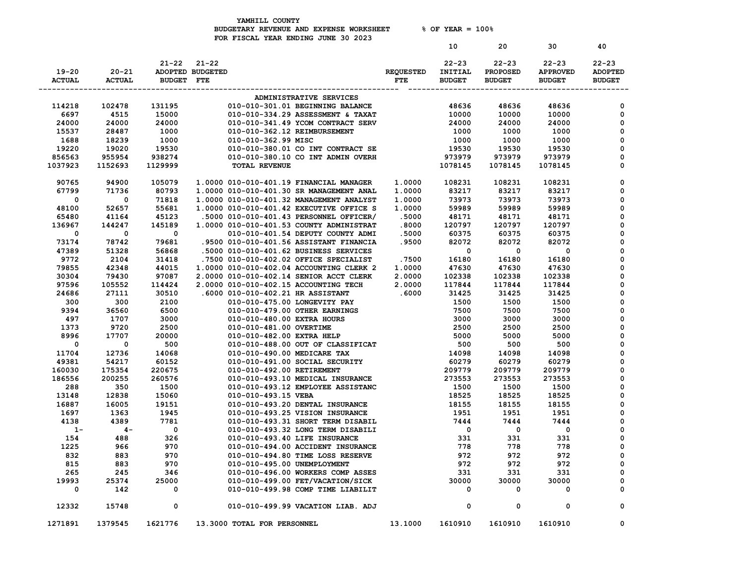YAMHILL COUNTY
BUDGETARY REVENUE AND EXPENSE WORKSHEET % OF YEAR = 100%
FOR FISCAL YEAR ENDING JUNE 30 2023

| 19-20 ACTUAL | 20-21 ACTUAL | 21-22 ADOPTED BUDGET | 21-22 BUDGETED FTE | | REQUESTED FTE | 10 22-23 INITIAL BUDGET | 20 22-23 PROPOSED BUDGET | 30 22-23 APPROVED BUDGET | 40 22-23 ADOPTED BUDGET |
|---|---|---|---|---|---|---|---|---|---|
| | | | | ADMINISTRATIVE SERVICES | | | | | |
| 114218 | 102478 | 131195 | | 010-010-301.01 BEGINNING BALANCE | | 48636 | 48636 | 48636 | 0 |
| 6697 | 4515 | 15000 | | 010-010-334.29 ASSESSMENT & TAXAT | | 10000 | 10000 | 10000 | 0 |
| 24000 | 24000 | 24000 | | 010-010-341.49 YCOM CONTRACT SERV | | 24000 | 24000 | 24000 | 0 |
| 15537 | 28487 | 1000 | | 010-010-362.12 REIMBURSEMENT | | 1000 | 1000 | 1000 | 0 |
| 1688 | 18239 | 1000 | | 010-010-362.99 MISC | | 1000 | 1000 | 1000 | 0 |
| 19220 | 19020 | 19530 | | 010-010-380.01 CO INT CONTRACT SE | | 19530 | 19530 | 19530 | 0 |
| 856563 | 955954 | 938274 | | 010-010-380.10 CO INT ADMIN OVERH | | 973979 | 973979 | 973979 | 0 |
| 1037923 | 1152693 | 1129999 | | TOTAL REVENUE | | 1078145 | 1078145 | 1078145 | 0 |
| 90765 | 94900 | 105079 | 1.0000 | 010-010-401.19 FINANCIAL MANAGER | 1.0000 | 108231 | 108231 | 108231 | 0 |
| 67799 | 71736 | 80793 | 1.0000 | 010-010-401.30 SR MANAGEMENT ANAL | 1.0000 | 83217 | 83217 | 83217 | 0 |
| 0 | 0 | 71818 | 1.0000 | 010-010-401.32 MANAGEMENT ANALYST | 1.0000 | 73973 | 73973 | 73973 | 0 |
| 48100 | 52657 | 55681 | 1.0000 | 010-010-401.42 EXECUTIVE OFFICE S | 1.0000 | 59989 | 59989 | 59989 | 0 |
| 65480 | 41164 | 45123 | .5000 | 010-010-401.43 PERSONNEL OFFICER/ | .5000 | 48171 | 48171 | 48171 | 0 |
| 136967 | 144247 | 145189 | 1.0000 | 010-010-401.53 COUNTY ADMINISTRAT | .8000 | 120797 | 120797 | 120797 | 0 |
| 0 | 0 | 0 | | 010-010-401.54 DEPUTY COUNTY ADMI | .5000 | 60375 | 60375 | 60375 | 0 |
| 73174 | 78742 | 79681 | .9500 | 010-010-401.56 ASSISTANT FINANCIA | .9500 | 82072 | 82072 | 82072 | 0 |
| 47389 | 51328 | 56868 | .5000 | 010-010-401.62 BUSINESS SERVICES | | 0 | 0 | 0 | 0 |
| 9772 | 2104 | 31418 | .7500 | 010-010-402.02 OFFICE SPECIALIST | .7500 | 16180 | 16180 | 16180 | 0 |
| 79855 | 42348 | 44015 | 1.0000 | 010-010-402.04 ACCOUNTING CLERK 2 | 1.0000 | 47630 | 47630 | 47630 | 0 |
| 30304 | 79430 | 97087 | 2.0000 | 010-010-402.14 SENIOR ACCT CLERK | 2.0000 | 102338 | 102338 | 102338 | 0 |
| 97596 | 105552 | 114424 | 2.0000 | 010-010-402.15 ACCOUNTING TECH | 2.0000 | 117844 | 117844 | 117844 | 0 |
| 24686 | 27111 | 30510 | .6000 | 010-010-402.21 HR ASSISTANT | .6000 | 31425 | 31425 | 31425 | 0 |
| 300 | 300 | 2100 | | 010-010-475.00 LONGEVITY PAY | | 1500 | 1500 | 1500 | 0 |
| 9394 | 36560 | 6500 | | 010-010-479.00 OTHER EARNINGS | | 7500 | 7500 | 7500 | 0 |
| 497 | 1707 | 3000 | | 010-010-480.00 EXTRA HOURS | | 3000 | 3000 | 3000 | 0 |
| 1373 | 9720 | 2500 | | 010-010-481.00 OVERTIME | | 2500 | 2500 | 2500 | 0 |
| 8996 | 17707 | 20000 | | 010-010-482.00 EXTRA HELP | | 5000 | 5000 | 5000 | 0 |
| 0 | 0 | 500 | | 010-010-488.00 OUT OF CLASSIFICAT | | 500 | 500 | 500 | 0 |
| 11704 | 12736 | 14068 | | 010-010-490.00 MEDICARE TAX | | 14098 | 14098 | 14098 | 0 |
| 49381 | 54217 | 60152 | | 010-010-491.00 SOCIAL SECURITY | | 60279 | 60279 | 60279 | 0 |
| 160030 | 175354 | 220675 | | 010-010-492.00 RETIREMENT | | 209779 | 209779 | 209779 | 0 |
| 186556 | 200255 | 260576 | | 010-010-493.10 MEDICAL INSURANCE | | 273553 | 273553 | 273553 | 0 |
| 288 | 350 | 1500 | | 010-010-493.12 EMPLOYEE ASSISTANC | | 1500 | 1500 | 1500 | 0 |
| 13148 | 12838 | 15060 | | 010-010-493.15 VEBA | | 18525 | 18525 | 18525 | 0 |
| 16887 | 16005 | 19151 | | 010-010-493.20 DENTAL INSURANCE | | 18155 | 18155 | 18155 | 0 |
| 1697 | 1363 | 1945 | | 010-010-493.25 VISION INSURANCE | | 1951 | 1951 | 1951 | 0 |
| 4138 | 4389 | 7781 | | 010-010-493.31 SHORT TERM DISABIL | | 7444 | 7444 | 7444 | 0 |
| 1- | 4- | 0 | | 010-010-493.32 LONG TERM DISABILI | | 0 | 0 | 0 | 0 |
| 154 | 488 | 326 | | 010-010-493.40 LIFE INSURANCE | | 331 | 331 | 331 | 0 |
| 1225 | 966 | 970 | | 010-010-494.00 ACCIDENT INSURANCE | | 778 | 778 | 778 | 0 |
| 832 | 883 | 970 | | 010-010-494.80 TIME LOSS RESERVE | | 972 | 972 | 972 | 0 |
| 815 | 883 | 970 | | 010-010-495.00 UNEMPLOYMENT | | 972 | 972 | 972 | 0 |
| 265 | 245 | 346 | | 010-010-496.00 WORKERS COMP ASSES | | 331 | 331 | 331 | 0 |
| 19993 | 25374 | 25000 | | 010-010-499.00 FET/VACATION/SICK | | 30000 | 30000 | 30000 | 0 |
| 0 | 142 | 0 | | 010-010-499.98 COMP TIME LIABILIT | | 0 | 0 | 0 | 0 |
| 12332 | 15748 | 0 | | 010-010-499.99 VACATION LIAB. ADJ | | 0 | 0 | 0 | 0 |
| 1271891 | 1379545 | 1621776 | 13.3000 | TOTAL FOR PERSONNEL | 13.1000 | 1610910 | 1610910 | 1610910 | 0 |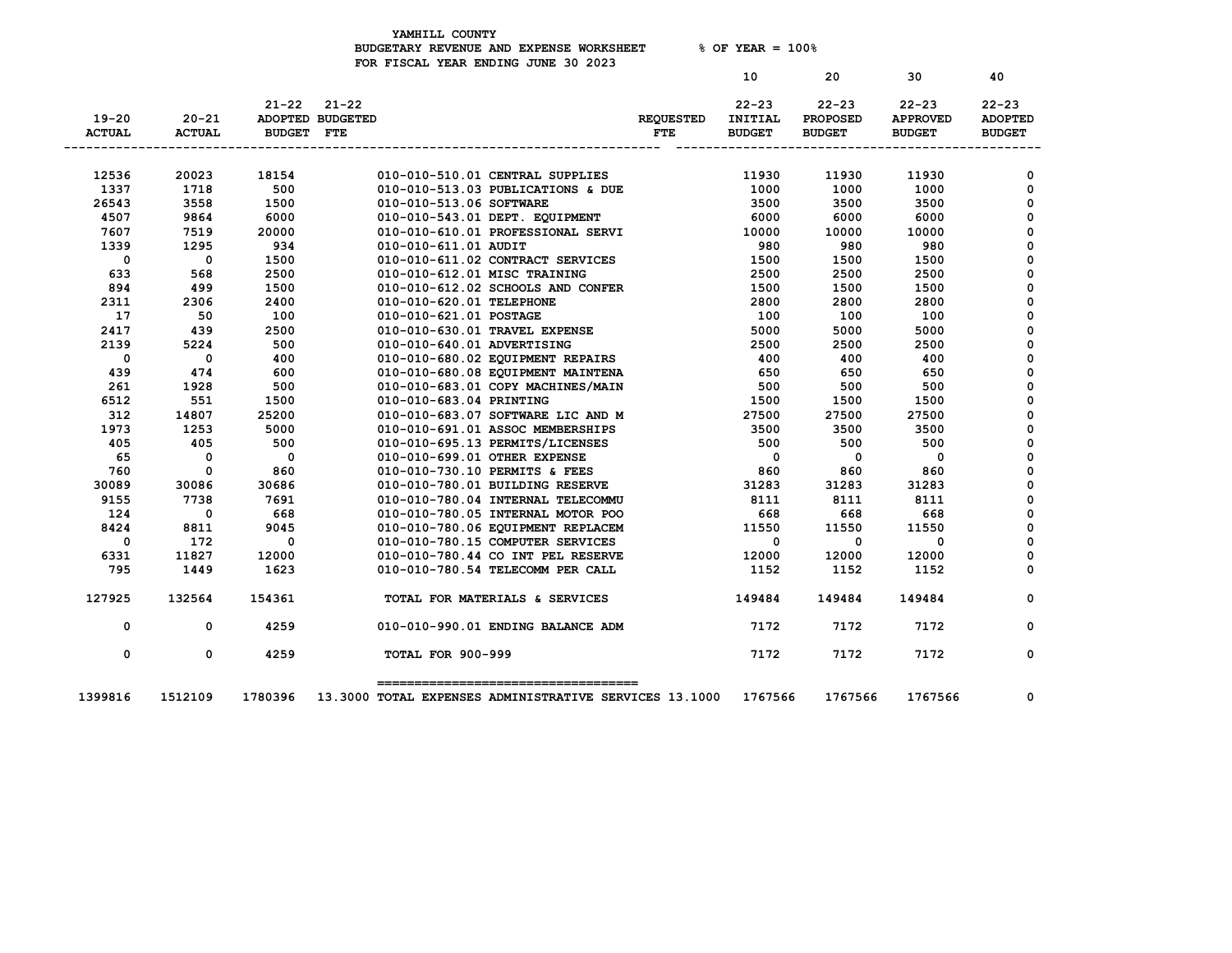YAMHILL COUNTY
BUDGETARY REVENUE AND EXPENSE WORKSHEET % OF YEAR = 100%
FOR FISCAL YEAR ENDING JUNE 30 2023

| 19-20 ACTUAL | 20-21 ACTUAL | 21-22 ADOPTED BUDGET | 21-22 BUDGETED FTE | | REQUESTED FTE | 10<br>22-23 INITIAL BUDGET | 20<br>22-23 PROPOSED BUDGET | 30<br>22-23 APPROVED BUDGET | 40<br>22-23 ADOPTED BUDGET |
|---|---|---|---|---|---|---|---|---|---|
| 12536 | 20023 | 18154 | | 010-010-510.01 CENTRAL SUPPLIES | | 11930 | 11930 | 11930 | 0 |
| 1337 | 1718 | 500 | | 010-010-513.03 PUBLICATIONS & DUE | | 1000 | 1000 | 1000 | 0 |
| 26543 | 3558 | 1500 | | 010-010-513.06 SOFTWARE | | 3500 | 3500 | 3500 | 0 |
| 4507 | 9864 | 6000 | | 010-010-543.01 DEPT. EQUIPMENT | | 6000 | 6000 | 6000 | 0 |
| 7607 | 7519 | 20000 | | 010-010-610.01 PROFESSIONAL SERVI | | 10000 | 10000 | 10000 | 0 |
| 1339 | 1295 | 934 | | 010-010-611.01 AUDIT | | 980 | 980 | 980 | 0 |
| 0 | 0 | 1500 | | 010-010-611.02 CONTRACT SERVICES | | 1500 | 1500 | 1500 | 0 |
| 633 | 568 | 2500 | | 010-010-612.01 MISC TRAINING | | 2500 | 2500 | 2500 | 0 |
| 894 | 499 | 1500 | | 010-010-612.02 SCHOOLS AND CONFER | | 1500 | 1500 | 1500 | 0 |
| 2311 | 2306 | 2400 | | 010-010-620.01 TELEPHONE | | 2800 | 2800 | 2800 | 0 |
| 17 | 50 | 100 | | 010-010-621.01 POSTAGE | | 100 | 100 | 100 | 0 |
| 2417 | 439 | 2500 | | 010-010-630.01 TRAVEL EXPENSE | | 5000 | 5000 | 5000 | 0 |
| 2139 | 5224 | 500 | | 010-010-640.01 ADVERTISING | | 2500 | 2500 | 2500 | 0 |
| 0 | 0 | 400 | | 010-010-680.02 EQUIPMENT REPAIRS | | 400 | 400 | 400 | 0 |
| 439 | 474 | 600 | | 010-010-680.08 EQUIPMENT MAINTENA | | 650 | 650 | 650 | 0 |
| 261 | 1928 | 500 | | 010-010-683.01 COPY MACHINES/MAIN | | 500 | 500 | 500 | 0 |
| 6512 | 551 | 1500 | | 010-010-683.04 PRINTING | | 1500 | 1500 | 1500 | 0 |
| 312 | 14807 | 25200 | | 010-010-683.07 SOFTWARE LIC AND M | | 27500 | 27500 | 27500 | 0 |
| 1973 | 1253 | 5000 | | 010-010-691.01 ASSOC MEMBERSHIPS | | 3500 | 3500 | 3500 | 0 |
| 405 | 405 | 500 | | 010-010-695.13 PERMITS/LICENSES | | 500 | 500 | 500 | 0 |
| 65 | 0 | 0 | | 010-010-699.01 OTHER EXPENSE | | 0 | 0 | 0 | 0 |
| 760 | 0 | 860 | | 010-010-730.10 PERMITS & FEES | | 860 | 860 | 860 | 0 |
| 30089 | 30086 | 30686 | | 010-010-780.01 BUILDING RESERVE | | 31283 | 31283 | 31283 | 0 |
| 9155 | 7738 | 7691 | | 010-010-780.04 INTERNAL TELECOMMU | | 8111 | 8111 | 8111 | 0 |
| 124 | 0 | 668 | | 010-010-780.05 INTERNAL MOTOR POO | | 668 | 668 | 668 | 0 |
| 8424 | 8811 | 9045 | | 010-010-780.06 EQUIPMENT REPLACEM | | 11550 | 11550 | 11550 | 0 |
| 0 | 172 | 0 | | 010-010-780.15 COMPUTER SERVICES | | 0 | 0 | 0 | 0 |
| 6331 | 11827 | 12000 | | 010-010-780.44 CO INT PEL RESERVE | | 12000 | 12000 | 12000 | 0 |
| 795 | 1449 | 1623 | | 010-010-780.54 TELECOMM PER CALL | | 1152 | 1152 | 1152 | 0 |
| 127925 | 132564 | 154361 | | TOTAL FOR MATERIALS & SERVICES | | 149484 | 149484 | 149484 | 0 |
| 0 | 0 | 4259 | | 010-010-990.01 ENDING BALANCE ADM | | 7172 | 7172 | 7172 | 0 |
| 0 | 0 | 4259 | | TOTAL FOR 900-999 | | 7172 | 7172 | 7172 | 0 |
| 1399816 | 1512109 | 1780396 | 13.3000 | TOTAL EXPENSES ADMINISTRATIVE SERVICES | 13.1000 | 1767566 | 1767566 | 1767566 | 0 |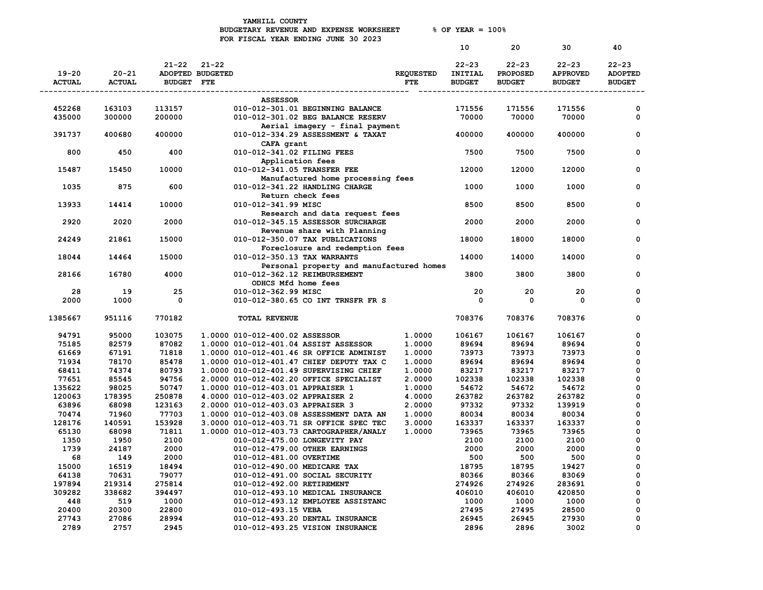YAMHILL COUNTY
BUDGETARY REVENUE AND EXPENSE WORKSHEET % OF YEAR = 100%
FOR FISCAL YEAR ENDING JUNE 30 2023

| 19-20 ACTUAL | 20-21 ACTUAL | 21-22 ADOPTED BUDGET | 21-22 BUDGETED FTE | | REQUESTED FTE | 10<br>22-23 INITIAL BUDGET | 20<br>22-23 PROPOSED BUDGET | 30<br>22-23 APPROVED BUDGET | 40<br>22-23 ADOPTED BUDGET |
|---|---|---|---|---|---|---|---|---|---|
| | | | | **ASSESSOR** | | | | | |
| 452268 | 163103 | 113157 | | 010-012-301.01 BEGINNING BALANCE | | 171556 | 171556 | 171556 | 0 |
| 435000 | 300000 | 200000 | | 010-012-301.02 BEG BALANCE RESERV | | 70000 | 70000 | 70000 | 0 |
| | | | | Aerial imagery - final payment | | | | | |
| 391737 | 400680 | 400000 | | 010-012-334.29 ASSESSMENT & TAXAT | | 400000 | 400000 | 400000 | 0 |
| | | | | CAFA grant | | | | | |
| 800 | 450 | 400 | | 010-012-341.02 FILING FEES | | 7500 | 7500 | 7500 | 0 |
| | | | | Application fees | | | | | |
| 15487 | 15450 | 10000 | | 010-012-341.05 TRANSFER FEE | | 12000 | 12000 | 12000 | 0 |
| | | | | Manufactured home processing fees | | | | | |
| 1035 | 875 | 600 | | 010-012-341.22 HANDLING CHARGE | | 1000 | 1000 | 1000 | 0 |
| | | | | Return check fees | | | | | |
| 13933 | 14414 | 10000 | | 010-012-341.99 MISC | | 8500 | 8500 | 8500 | 0 |
| | | | | Research and data request fees | | | | | |
| 2920 | 2020 | 2000 | | 010-012-345.15 ASSESSOR SURCHARGE | | 2000 | 2000 | 2000 | 0 |
| | | | | Revenue share with Planning | | | | | |
| 24249 | 21861 | 15000 | | 010-012-350.07 TAX PUBLICATIONS | | 18000 | 18000 | 18000 | 0 |
| | | | | Foreclosure and redemption fees | | | | | |
| 18044 | 14464 | 15000 | | 010-012-350.13 TAX WARRANTS | | 14000 | 14000 | 14000 | 0 |
| | | | | Personal property and manufactured homes | | | | | |
| 28166 | 16780 | 4000 | | 010-012-362.12 REIMBURSEMENT | | 3800 | 3800 | 3800 | 0 |
| | | | | ODHCS Mfd home fees | | | | | |
| 28 | 19 | 25 | | 010-012-362.99 MISC | | 20 | 20 | 20 | 0 |
| 2000 | 1000 | 0 | | 010-012-380.65 CO INT TRNSFR FR S | | 0 | 0 | 0 | 0 |
| 1385667 | 951116 | 770182 | | **TOTAL REVENUE** | | 708376 | 708376 | 708376 | 0 |
| 94791 | 95000 | 103075 | 1.0000 | 010-012-400.02 ASSESSOR | 1.0000 | 106167 | 106167 | 106167 | 0 |
| 75185 | 82579 | 87082 | 1.0000 | 010-012-401.04 ASSIST ASSESSOR | 1.0000 | 89694 | 89694 | 89694 | 0 |
| 61669 | 67191 | 71818 | 1.0000 | 010-012-401.46 SR OFFICE ADMINIST | 1.0000 | 73973 | 73973 | 73973 | 0 |
| 71934 | 78170 | 85478 | 1.0000 | 010-012-401.47 CHIEF DEPUTY TAX C | 1.0000 | 89694 | 89694 | 89694 | 0 |
| 68411 | 74374 | 80793 | 1.0000 | 010-012-401.49 SUPERVISING CHIEF | 1.0000 | 83217 | 83217 | 83217 | 0 |
| 77651 | 85545 | 94756 | 2.0000 | 010-012-402.20 OFFICE SPECIALIST | 2.0000 | 102338 | 102338 | 102338 | 0 |
| 135622 | 98025 | 50747 | 1.0000 | 010-012-403.01 APPRAISER 1 | 1.0000 | 54672 | 54672 | 54672 | 0 |
| 120063 | 178395 | 250878 | 4.0000 | 010-012-403.02 APPRAISER 2 | 4.0000 | 263782 | 263782 | 263782 | 0 |
| 63896 | 68098 | 123163 | 2.0000 | 010-012-403.03 APPRAISER 3 | 2.0000 | 97332 | 97332 | 139919 | 0 |
| 70474 | 71960 | 77703 | 1.0000 | 010-012-403.08 ASSESSMENT DATA AN | 1.0000 | 80034 | 80034 | 80034 | 0 |
| 128176 | 140591 | 153928 | 3.0000 | 010-012-403.71 SR OFFICE SPEC TEC | 3.0000 | 163337 | 163337 | 163337 | 0 |
| 65130 | 68098 | 71811 | 1.0000 | 010-012-403.73 CARTOGRAPHER/ANALY | 1.0000 | 73965 | 73965 | 73965 | 0 |
| 1350 | 1950 | 2100 | | 010-012-475.00 LONGEVITY PAY | | 2100 | 2100 | 2100 | 0 |
| 1739 | 24187 | 2000 | | 010-012-479.00 OTHER EARNINGS | | 2000 | 2000 | 2000 | 0 |
| 68 | 149 | 2000 | | 010-012-481.00 OVERTIME | | 500 | 500 | 500 | 0 |
| 15000 | 16519 | 18494 | | 010-012-490.00 MEDICARE TAX | | 18795 | 18795 | 19427 | 0 |
| 64138 | 70631 | 79077 | | 010-012-491.00 SOCIAL SECURITY | | 80366 | 80366 | 83069 | 0 |
| 197894 | 219314 | 275814 | | 010-012-492.00 RETIREMENT | | 274926 | 274926 | 283691 | 0 |
| 309282 | 338682 | 394497 | | 010-012-493.10 MEDICAL INSURANCE | | 406010 | 406010 | 420850 | 0 |
| 448 | 519 | 1000 | | 010-012-493.12 EMPLOYEE ASSISTANC | | 1000 | 1000 | 1000 | 0 |
| 20400 | 20300 | 22800 | | 010-012-493.15 VEBA | | 27495 | 27495 | 28500 | 0 |
| 27743 | 27086 | 28994 | | 010-012-493.20 DENTAL INSURANCE | | 26945 | 26945 | 27930 | 0 |
| 2789 | 2757 | 2945 | | 010-012-493.25 VISION INSURANCE | | 2896 | 2896 | 3002 | 0 |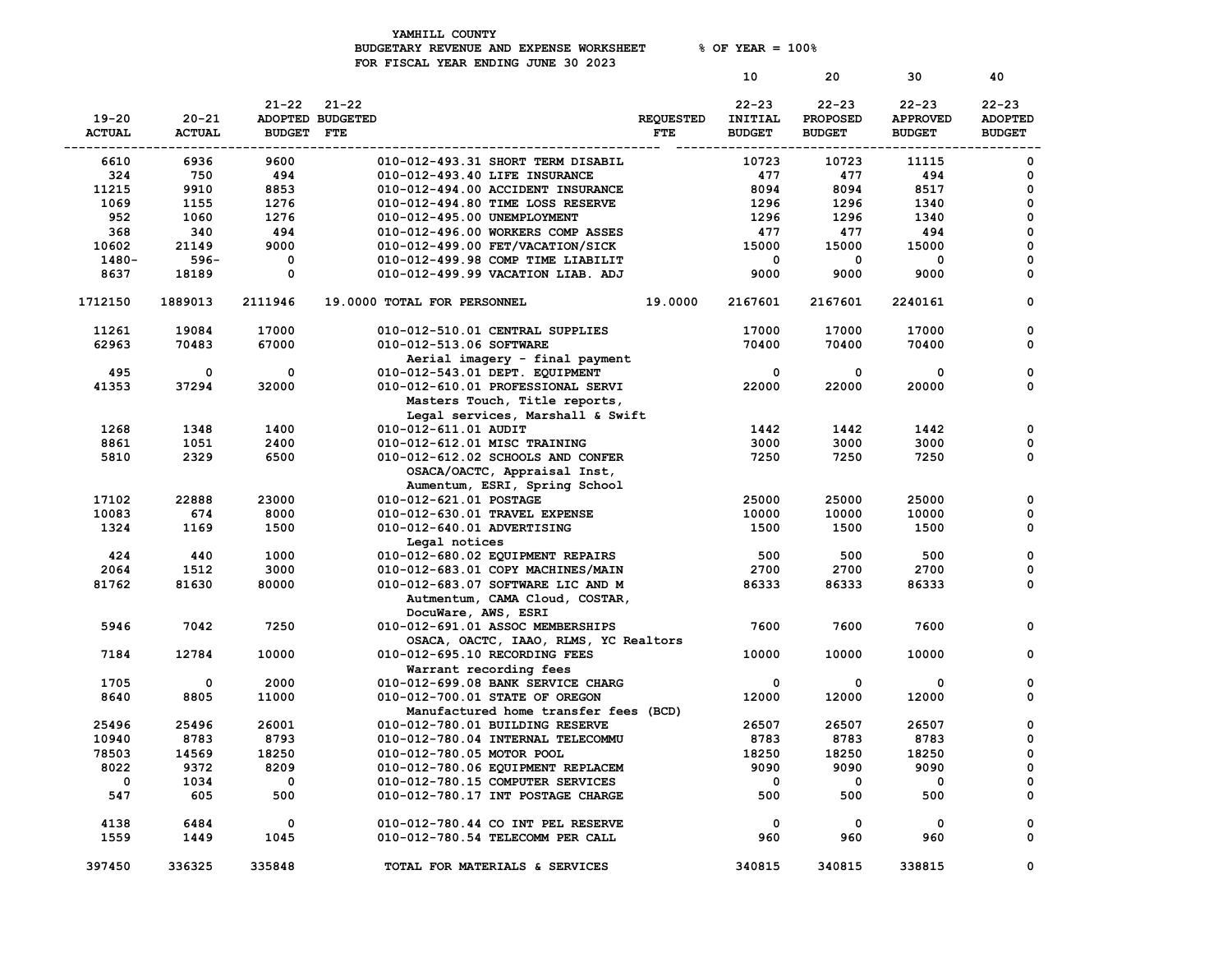YAMHILL COUNTY
BUDGETARY REVENUE AND EXPENSE WORKSHEET % OF YEAR = 100%
FOR FISCAL YEAR ENDING JUNE 30 2023

| 19-20 ACTUAL | 20-21 ACTUAL | 21-22 ADOPTED BUDGET | 21-22 BUDGETED FTE | | REQUESTED FTE | 10<br>22-23 INITIAL BUDGET | 20<br>22-23 PROPOSED BUDGET | 30<br>22-23 APPROVED BUDGET | 40<br>22-23 ADOPTED BUDGET |
|---|---|---|---|---|---|---|---|---|---|
| 6610 | 6936 | 9600 | | 010-012-493.31 SHORT TERM DISABIL | | 10723 | 10723 | 11115 | 0 |
| 324 | 750 | 494 | | 010-012-493.40 LIFE INSURANCE | | 477 | 477 | 494 | 0 |
| 11215 | 9910 | 8853 | | 010-012-494.00 ACCIDENT INSURANCE | | 8094 | 8094 | 8517 | 0 |
| 1069 | 1155 | 1276 | | 010-012-494.80 TIME LOSS RESERVE | | 1296 | 1296 | 1340 | 0 |
| 952 | 1060 | 1276 | | 010-012-495.00 UNEMPLOYMENT | | 1296 | 1296 | 1340 | 0 |
| 368 | 340 | 494 | | 010-012-496.00 WORKERS COMP ASSES | | 477 | 477 | 494 | 0 |
| 10602 | 21149 | 9000 | | 010-012-499.00 FET/VACATION/SICK | | 15000 | 15000 | 15000 | 0 |
| 1480- | 596- | 0 | | 010-012-499.98 COMP TIME LIABILIT | | 0 | 0 | 0 | 0 |
| 8637 | 18189 | 0 | | 010-012-499.99 VACATION LIAB. ADJ | | 9000 | 9000 | 9000 | 0 |
| 1712150 | 1889013 | 2111946 | 19.0000 | TOTAL FOR PERSONNEL | 19.0000 | 2167601 | 2167601 | 2240161 | 0 |
| 11261 | 19084 | 17000 | | 010-012-510.01 CENTRAL SUPPLIES | | 17000 | 17000 | 17000 | 0 |
| 62963 | 70483 | 67000 | | 010-012-513.06 SOFTWARE<br>Aerial imagery - final payment | | 70400 | 70400 | 70400 | 0 |
| 495 | 0 | 0 | | 010-012-543.01 DEPT. EQUIPMENT | | 0 | 0 | 0 | 0 |
| 41353 | 37294 | 32000 | | 010-012-610.01 PROFESSIONAL SERVI<br>Masters Touch, Title reports,<br>Legal services, Marshall & Swift | | 22000 | 22000 | 20000 | 0 |
| 1268 | 1348 | 1400 | | 010-012-611.01 AUDIT | | 1442 | 1442 | 1442 | 0 |
| 8861 | 1051 | 2400 | | 010-012-612.01 MISC TRAINING | | 3000 | 3000 | 3000 | 0 |
| 5810 | 2329 | 6500 | | 010-012-612.02 SCHOOLS AND CONFER<br>OSACA/OACTC, Appraisal Inst,<br>Aumentum, ESRI, Spring School | | 7250 | 7250 | 7250 | 0 |
| 17102 | 22888 | 23000 | | 010-012-621.01 POSTAGE | | 25000 | 25000 | 25000 | 0 |
| 10083 | 674 | 8000 | | 010-012-630.01 TRAVEL EXPENSE | | 10000 | 10000 | 10000 | 0 |
| 1324 | 1169 | 1500 | | 010-012-640.01 ADVERTISING<br>Legal notices | | 1500 | 1500 | 1500 | 0 |
| 424 | 440 | 1000 | | 010-012-680.02 EQUIPMENT REPAIRS | | 500 | 500 | 500 | 0 |
| 2064 | 1512 | 3000 | | 010-012-683.01 COPY MACHINES/MAIN | | 2700 | 2700 | 2700 | 0 |
| 81762 | 81630 | 80000 | | 010-012-683.07 SOFTWARE LIC AND M<br>Autmentum, CAMA Cloud, COSTAR,<br>DocuWare, AWS, ESRI | | 86333 | 86333 | 86333 | 0 |
| 5946 | 7042 | 7250 | | 010-012-691.01 ASSOC MEMBERSHIPS<br>OSACA, OACTC, IAAO, RLMS, YC Realtors | | 7600 | 7600 | 7600 | 0 |
| 7184 | 12784 | 10000 | | 010-012-695.10 RECORDING FEES<br>Warrant recording fees | | 10000 | 10000 | 10000 | 0 |
| 1705 | 0 | 2000 | | 010-012-699.08 BANK SERVICE CHARG | | 0 | 0 | 0 | 0 |
| 8640 | 8805 | 11000 | | 010-012-700.01 STATE OF OREGON<br>Manufactured home transfer fees (BCD) | | 12000 | 12000 | 12000 | 0 |
| 25496 | 25496 | 26001 | | 010-012-780.01 BUILDING RESERVE | | 26507 | 26507 | 26507 | 0 |
| 10940 | 8783 | 8793 | | 010-012-780.04 INTERNAL TELECOMMU | | 8783 | 8783 | 8783 | 0 |
| 78503 | 14569 | 18250 | | 010-012-780.05 MOTOR POOL | | 18250 | 18250 | 18250 | 0 |
| 8022 | 9372 | 8209 | | 010-012-780.06 EQUIPMENT REPLACEM | | 9090 | 9090 | 9090 | 0 |
| 0 | 1034 | 0 | | 010-012-780.15 COMPUTER SERVICES | | 0 | 0 | 0 | 0 |
| 547 | 605 | 500 | | 010-012-780.17 INT POSTAGE CHARGE | | 500 | 500 | 500 | 0 |
| 4138 | 6484 | 0 | | 010-012-780.44 CO INT PEL RESERVE | | 0 | 0 | 0 | 0 |
| 1559 | 1449 | 1045 | | 010-012-780.54 TELECOMM PER CALL | | 960 | 960 | 960 | 0 |
| 397450 | 336325 | 335848 | | TOTAL FOR MATERIALS & SERVICES | | 340815 | 340815 | 338815 | 0 |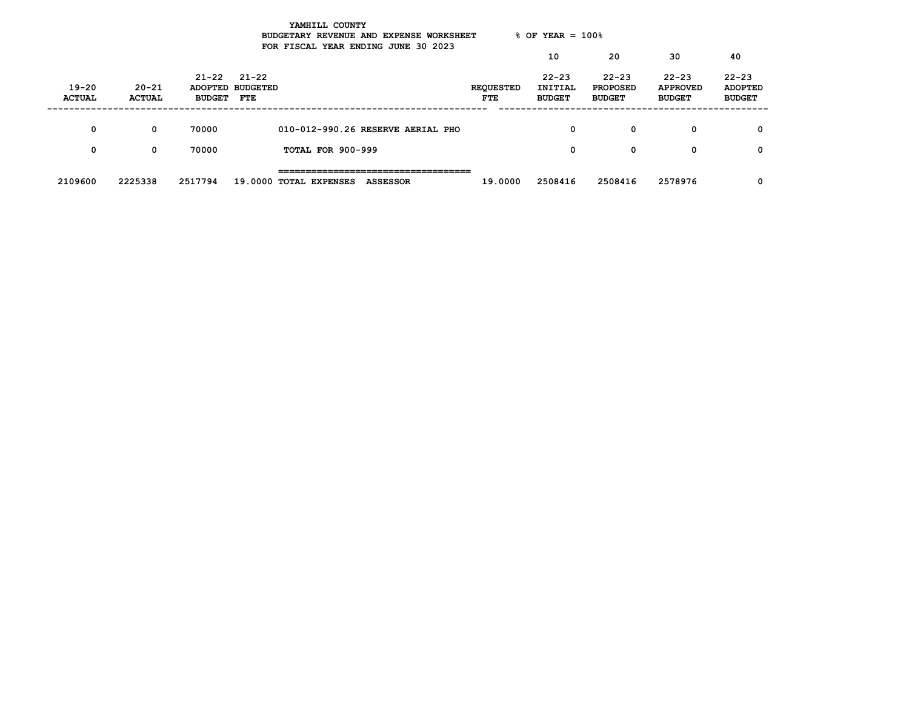YAMHILL COUNTY
BUDGETARY REVENUE AND EXPENSE WORKSHEET     % OF YEAR = 100%
FOR FISCAL YEAR ENDING JUNE 30 2023

| 19-20 ACTUAL | 20-21 ACTUAL | 21-22 ADOPTED BUDGET | 21-22 BUDGETED FTE | | REQUESTED FTE | 10 22-23 INITIAL BUDGET | 20 22-23 PROPOSED BUDGET | 30 22-23 APPROVED BUDGET | 40 22-23 ADOPTED BUDGET |
|---|---|---|---|---|---|---|---|---|---|
| 0 | 0 | 70000 | | 010-012-990.26 RESERVE AERIAL PHO | | 0 | 0 | 0 | 0 |
| 0 | 0 | 70000 | | TOTAL FOR 900-999 | | 0 | 0 | 0 | 0 |
| 2109600 | 2225338 | 2517794 | 19.0000 | TOTAL EXPENSES ASSESSOR | 19.0000 | 2508416 | 2508416 | 2578976 | 0 |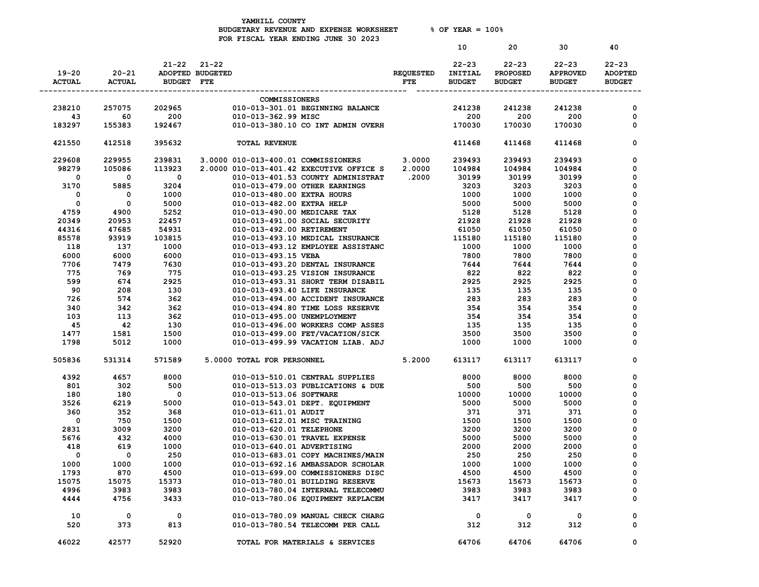YAMHILL COUNTY
BUDGETARY REVENUE AND EXPENSE WORKSHEET % OF YEAR = 100%
FOR FISCAL YEAR ENDING JUNE 30 2023

| 19-20 ACTUAL | 20-21 ACTUAL | 21-22 ADOPTED BUDGET | 21-22 BUDGETED FTE | | REQUESTED FTE | 10 22-23 INITIAL BUDGET | 20 22-23 PROPOSED BUDGET | 30 22-23 APPROVED BUDGET | 40 22-23 ADOPTED BUDGET |
|---|---|---|---|---|---|---|---|---|---|
| | | | | COMMISSIONERS | | | | | |
| 238210 | 257075 | 202965 | | 010-013-301.01 BEGINNING BALANCE | | 241238 | 241238 | 241238 | 0 |
| 43 | 60 | 200 | | 010-013-362.99 MISC | | 200 | 200 | 200 | 0 |
| 183297 | 155383 | 192467 | | 010-013-380.10 CO INT ADMIN OVERH | | 170030 | 170030 | 170030 | 0 |
| 421550 | 412518 | 395632 | | TOTAL REVENUE | | 411468 | 411468 | 411468 | 0 |
| 229608 | 229955 | 239831 | 3.0000 | 010-013-400.01 COMMISSIONERS | 3.0000 | 239493 | 239493 | 239493 | 0 |
| 98279 | 105086 | 113923 | 2.0000 | 010-013-401.42 EXECUTIVE OFFICE S | 2.0000 | 104984 | 104984 | 104984 | 0 |
| 0 | 0 | 0 | | 010-013-401.53 COUNTY ADMINISTRAT | .2000 | 30199 | 30199 | 30199 | 0 |
| 3170 | 5885 | 3204 | | 010-013-479.00 OTHER EARNINGS | | 3203 | 3203 | 3203 | 0 |
| 0 | 0 | 1000 | | 010-013-480.00 EXTRA HOURS | | 1000 | 1000 | 1000 | 0 |
| 0 | 0 | 5000 | | 010-013-482.00 EXTRA HELP | | 5000 | 5000 | 5000 | 0 |
| 4759 | 4900 | 5252 | | 010-013-490.00 MEDICARE TAX | | 5128 | 5128 | 5128 | 0 |
| 20349 | 20953 | 22457 | | 010-013-491.00 SOCIAL SECURITY | | 21928 | 21928 | 21928 | 0 |
| 44316 | 47685 | 54931 | | 010-013-492.00 RETIREMENT | | 61050 | 61050 | 61050 | 0 |
| 85578 | 93919 | 103815 | | 010-013-493.10 MEDICAL INSURANCE | | 115180 | 115180 | 115180 | 0 |
| 118 | 137 | 1000 | | 010-013-493.12 EMPLOYEE ASSISTANC | | 1000 | 1000 | 1000 | 0 |
| 6000 | 6000 | 6000 | | 010-013-493.15 VEBA | | 7800 | 7800 | 7800 | 0 |
| 7706 | 7479 | 7630 | | 010-013-493.20 DENTAL INSURANCE | | 7644 | 7644 | 7644 | 0 |
| 775 | 769 | 775 | | 010-013-493.25 VISION INSURANCE | | 822 | 822 | 822 | 0 |
| 599 | 674 | 2925 | | 010-013-493.31 SHORT TERM DISABIL | | 2925 | 2925 | 2925 | 0 |
| 90 | 208 | 130 | | 010-013-493.40 LIFE INSURANCE | | 135 | 135 | 135 | 0 |
| 726 | 574 | 362 | | 010-013-494.00 ACCIDENT INSURANCE | | 283 | 283 | 283 | 0 |
| 340 | 342 | 362 | | 010-013-494.80 TIME LOSS RESERVE | | 354 | 354 | 354 | 0 |
| 103 | 113 | 362 | | 010-013-495.00 UNEMPLOYMENT | | 354 | 354 | 354 | 0 |
| 45 | 42 | 130 | | 010-013-496.00 WORKERS COMP ASSES | | 135 | 135 | 135 | 0 |
| 1477 | 1581 | 1500 | | 010-013-499.00 FET/VACATION/SICK | | 3500 | 3500 | 3500 | 0 |
| 1798 | 5012 | 1000 | | 010-013-499.99 VACATION LIAB. ADJ | | 1000 | 1000 | 1000 | 0 |
| 505836 | 531314 | 571589 | 5.0000 | TOTAL FOR PERSONNEL | 5.2000 | 613117 | 613117 | 613117 | 0 |
| 4392 | 4657 | 8000 | | 010-013-510.01 CENTRAL SUPPLIES | | 8000 | 8000 | 8000 | 0 |
| 801 | 302 | 500 | | 010-013-513.03 PUBLICATIONS & DUE | | 500 | 500 | 500 | 0 |
| 180 | 180 | 0 | | 010-013-513.06 SOFTWARE | | 10000 | 10000 | 10000 | 0 |
| 3526 | 6219 | 5000 | | 010-013-543.01 DEPT. EQUIPMENT | | 5000 | 5000 | 5000 | 0 |
| 360 | 352 | 368 | | 010-013-611.01 AUDIT | | 371 | 371 | 371 | 0 |
| 0 | 750 | 1500 | | 010-013-612.01 MISC TRAINING | | 1500 | 1500 | 1500 | 0 |
| 2831 | 3009 | 3200 | | 010-013-620.01 TELEPHONE | | 3200 | 3200 | 3200 | 0 |
| 5676 | 432 | 4000 | | 010-013-630.01 TRAVEL EXPENSE | | 5000 | 5000 | 5000 | 0 |
| 418 | 619 | 1000 | | 010-013-640.01 ADVERTISING | | 2000 | 2000 | 2000 | 0 |
| 0 | 0 | 250 | | 010-013-683.01 COPY MACHINES/MAIN | | 250 | 250 | 250 | 0 |
| 1000 | 1000 | 1000 | | 010-013-692.16 AMBASSADOR SCHOLAR | | 1000 | 1000 | 1000 | 0 |
| 1793 | 870 | 4500 | | 010-013-699.00 COMMISSIONERS DISC | | 4500 | 4500 | 4500 | 0 |
| 15075 | 15075 | 15373 | | 010-013-780.01 BUILDING RESERVE | | 15673 | 15673 | 15673 | 0 |
| 4996 | 3983 | 3983 | | 010-013-780.04 INTERNAL TELECOMMU | | 3983 | 3983 | 3983 | 0 |
| 4444 | 4756 | 3433 | | 010-013-780.06 EQUIPMENT REPLACEM | | 3417 | 3417 | 3417 | 0 |
| 10 | 0 | 0 | | 010-013-780.09 MANUAL CHECK CHARG | | 0 | 0 | 0 | 0 |
| 520 | 373 | 813 | | 010-013-780.54 TELECOMM PER CALL | | 312 | 312 | 312 | 0 |
| 46022 | 42577 | 52920 | | TOTAL FOR MATERIALS & SERVICES | | 64706 | 64706 | 64706 | 0 |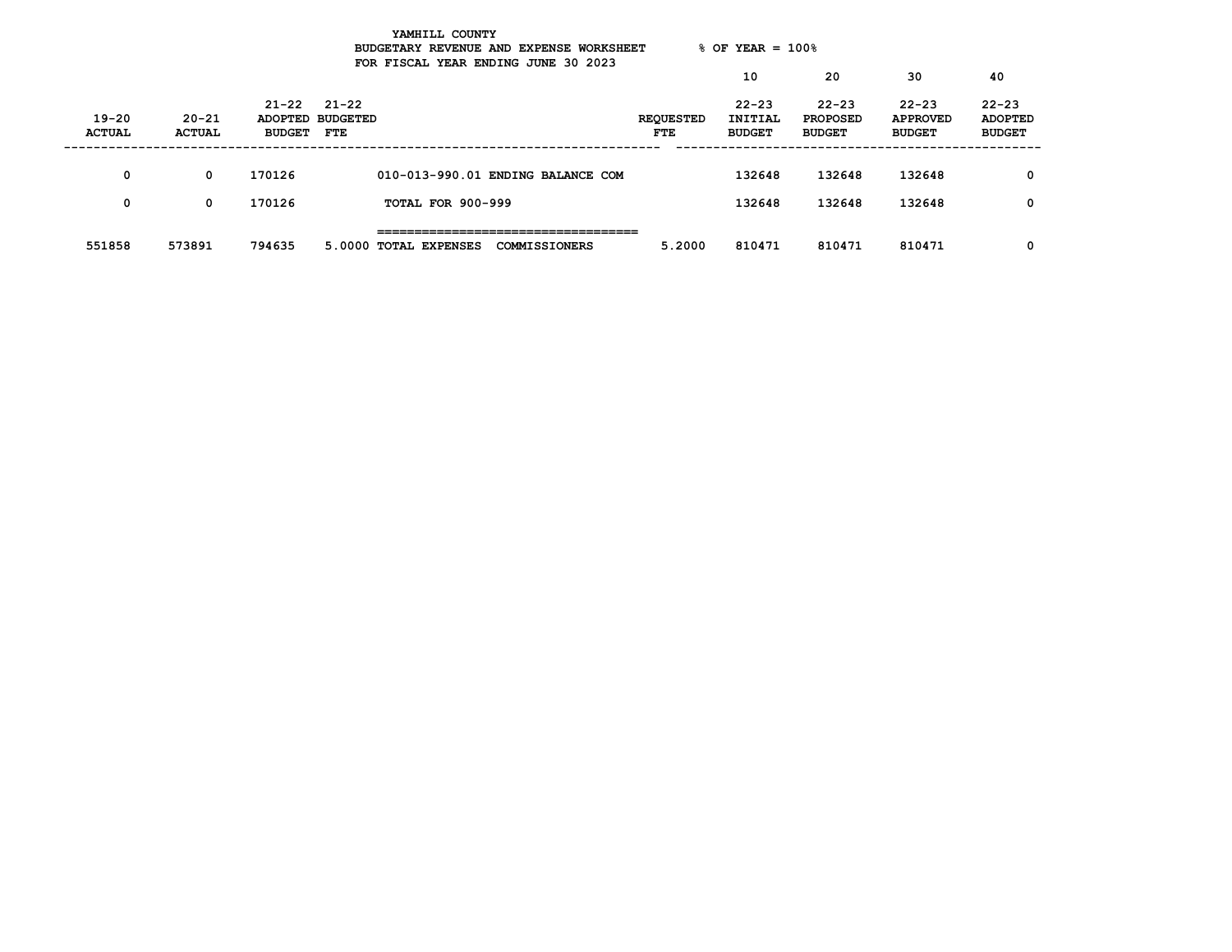YAMHILL COUNTY
BUDGETARY REVENUE AND EXPENSE WORKSHEET % OF YEAR = 100%
FOR FISCAL YEAR ENDING JUNE 30 2023

| 19-20 ACTUAL | 20-21 ACTUAL | 21-22 ADOPTED BUDGET | 21-22 BUDGETED FTE | | REQUESTED FTE | 10<br>22-23 INITIAL BUDGET | 20<br>22-23 PROPOSED BUDGET | 30<br>22-23 APPROVED BUDGET | 40<br>22-23 ADOPTED BUDGET |
|---|---|---|---|---|---|---|---|---|---|
| 0 | 0 | 170126 | | 010-013-990.01 ENDING BALANCE COM | | 132648 | 132648 | 132648 | 0 |
| 0 | 0 | 170126 | | TOTAL FOR 900-999 | | 132648 | 132648 | 132648 | 0 |
| 551858 | 573891 | 794635 | 5.0000 | TOTAL EXPENSES COMMISSIONERS | 5.2000 | 810471 | 810471 | 810471 | 0 |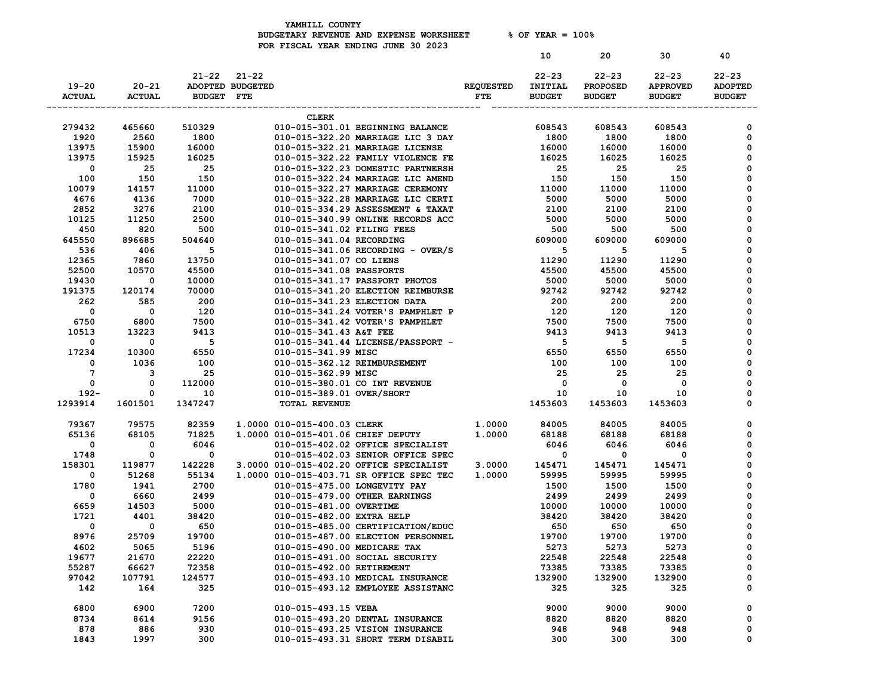YAMHILL COUNTY
BUDGETARY REVENUE AND EXPENSE WORKSHEET % OF YEAR = 100%
FOR FISCAL YEAR ENDING JUNE 30 2023

| 19-20 ACTUAL | 20-21 ACTUAL | 21-22 ADOPTED BUDGET | 21-22 BUDGETED FTE | | REQUESTED FTE | 10 22-23 INITIAL BUDGET | 20 22-23 PROPOSED BUDGET | 30 22-23 APPROVED BUDGET | 40 22-23 ADOPTED BUDGET |
|---|---|---|---|---|---|---|---|---|---|
| | | | | CLERK | | | | | |
| 279432 | 465660 | 510329 | | 010-015-301.01 BEGINNING BALANCE | | 608543 | 608543 | 608543 | 0 |
| 1920 | 2560 | 1800 | | 010-015-322.20 MARRIAGE LIC 3 DAY | | 1800 | 1800 | 1800 | 0 |
| 13975 | 15900 | 16000 | | 010-015-322.21 MARRIAGE LICENSE | | 16000 | 16000 | 16000 | 0 |
| 13975 | 15925 | 16025 | | 010-015-322.22 FAMILY VIOLENCE FE | | 16025 | 16025 | 16025 | 0 |
| 0 | 25 | 25 | | 010-015-322.23 DOMESTIC PARTNERSH | | 25 | 25 | 25 | 0 |
| 100 | 150 | 150 | | 010-015-322.24 MARRIAGE LIC AMEND | | 150 | 150 | 150 | 0 |
| 10079 | 14157 | 11000 | | 010-015-322.27 MARRIAGE CEREMONY | | 11000 | 11000 | 11000 | 0 |
| 4676 | 4136 | 7000 | | 010-015-322.28 MARRIAGE LIC CERTI | | 5000 | 5000 | 5000 | 0 |
| 2852 | 3276 | 2100 | | 010-015-334.29 ASSESSMENT & TAXAT | | 2100 | 2100 | 2100 | 0 |
| 10125 | 11250 | 2500 | | 010-015-340.99 ONLINE RECORDS ACC | | 5000 | 5000 | 5000 | 0 |
| 450 | 820 | 500 | | 010-015-341.02 FILING FEES | | 500 | 500 | 500 | 0 |
| 645550 | 896685 | 504640 | | 010-015-341.04 RECORDING | | 609000 | 609000 | 609000 | 0 |
| 536 | 406 | 5 | | 010-015-341.06 RECORDING - OVER/S | | 5 | 5 | 5 | 0 |
| 12365 | 7860 | 13750 | | 010-015-341.07 CO LIENS | | 11290 | 11290 | 11290 | 0 |
| 52500 | 10570 | 45500 | | 010-015-341.08 PASSPORTS | | 45500 | 45500 | 45500 | 0 |
| 19430 | 0 | 10000 | | 010-015-341.17 PASSPORT PHOTOS | | 5000 | 5000 | 5000 | 0 |
| 191375 | 120174 | 70000 | | 010-015-341.20 ELECTION REIMBURSE | | 92742 | 92742 | 92742 | 0 |
| 262 | 585 | 200 | | 010-015-341.23 ELECTION DATA | | 200 | 200 | 200 | 0 |
| 0 | 0 | 120 | | 010-015-341.24 VOTER'S PAMPHLET P | | 120 | 120 | 120 | 0 |
| 6750 | 6800 | 7500 | | 010-015-341.42 VOTER'S PAMPHLET | | 7500 | 7500 | 7500 | 0 |
| 10513 | 13223 | 9413 | | 010-015-341.43 A&T FEE | | 9413 | 9413 | 9413 | 0 |
| 0 | 0 | 5 | | 010-015-341.44 LICENSE/PASSPORT - | | 5 | 5 | 5 | 0 |
| 17234 | 10300 | 6550 | | 010-015-341.99 MISC | | 6550 | 6550 | 6550 | 0 |
| 0 | 1036 | 100 | | 010-015-362.12 REIMBURSEMENT | | 100 | 100 | 100 | 0 |
| 7 | 3 | 25 | | 010-015-362.99 MISC | | 25 | 25 | 25 | 0 |
| 0 | 0 | 112000 | | 010-015-380.01 CO INT REVENUE | | 0 | 0 | 0 | 0 |
| 192- | 0 | 10 | | 010-015-389.01 OVER/SHORT | | 10 | 10 | 10 | 0 |
| 1293914 | 1601501 | 1347247 | | TOTAL REVENUE | | 1453603 | 1453603 | 1453603 | 0 |
| | | | | | | | | | |
| 79367 | 79575 | 82359 | 1.0000 | 010-015-400.03 CLERK | 1.0000 | 84005 | 84005 | 84005 | 0 |
| 65136 | 68105 | 71825 | 1.0000 | 010-015-401.06 CHIEF DEPUTY | 1.0000 | 68188 | 68188 | 68188 | 0 |
| 0 | 0 | 6046 | | 010-015-402.02 OFFICE SPECIALIST | | 6046 | 6046 | 6046 | 0 |
| 1748 | 0 | 0 | | 010-015-402.03 SENIOR OFFICE SPEC | | 0 | 0 | 0 | 0 |
| 158301 | 119877 | 142228 | 3.0000 | 010-015-402.20 OFFICE SPECIALIST | 3.0000 | 145471 | 145471 | 145471 | 0 |
| 0 | 51268 | 55134 | 1.0000 | 010-015-403.71 SR OFFICE SPEC TEC | 1.0000 | 59995 | 59995 | 59995 | 0 |
| 1780 | 1941 | 2700 | | 010-015-475.00 LONGEVITY PAY | | 1500 | 1500 | 1500 | 0 |
| 0 | 6660 | 2499 | | 010-015-479.00 OTHER EARNINGS | | 2499 | 2499 | 2499 | 0 |
| 6659 | 14503 | 5000 | | 010-015-481.00 OVERTIME | | 10000 | 10000 | 10000 | 0 |
| 1721 | 4401 | 38420 | | 010-015-482.00 EXTRA HELP | | 38420 | 38420 | 38420 | 0 |
| 0 | 0 | 650 | | 010-015-485.00 CERTIFICATION/EDUC | | 650 | 650 | 650 | 0 |
| 8976 | 25709 | 19700 | | 010-015-487.00 ELECTION PERSONNEL | | 19700 | 19700 | 19700 | 0 |
| 4602 | 5065 | 5196 | | 010-015-490.00 MEDICARE TAX | | 5273 | 5273 | 5273 | 0 |
| 19677 | 21670 | 22220 | | 010-015-491.00 SOCIAL SECURITY | | 22548 | 22548 | 22548 | 0 |
| 55287 | 66627 | 72358 | | 010-015-492.00 RETIREMENT | | 73385 | 73385 | 73385 | 0 |
| 97042 | 107791 | 124577 | | 010-015-493.10 MEDICAL INSURANCE | | 132900 | 132900 | 132900 | 0 |
| 142 | 164 | 325 | | 010-015-493.12 EMPLOYEE ASSISTANC | | 325 | 325 | 325 | 0 |
| | | | | | | | | | |
| 6800 | 6900 | 7200 | | 010-015-493.15 VEBA | | 9000 | 9000 | 9000 | 0 |
| 8734 | 8614 | 9156 | | 010-015-493.20 DENTAL INSURANCE | | 8820 | 8820 | 8820 | 0 |
| 878 | 886 | 930 | | 010-015-493.25 VISION INSURANCE | | 948 | 948 | 948 | 0 |
| 1843 | 1997 | 300 | | 010-015-493.31 SHORT TERM DISABIL | | 300 | 300 | 300 | 0 |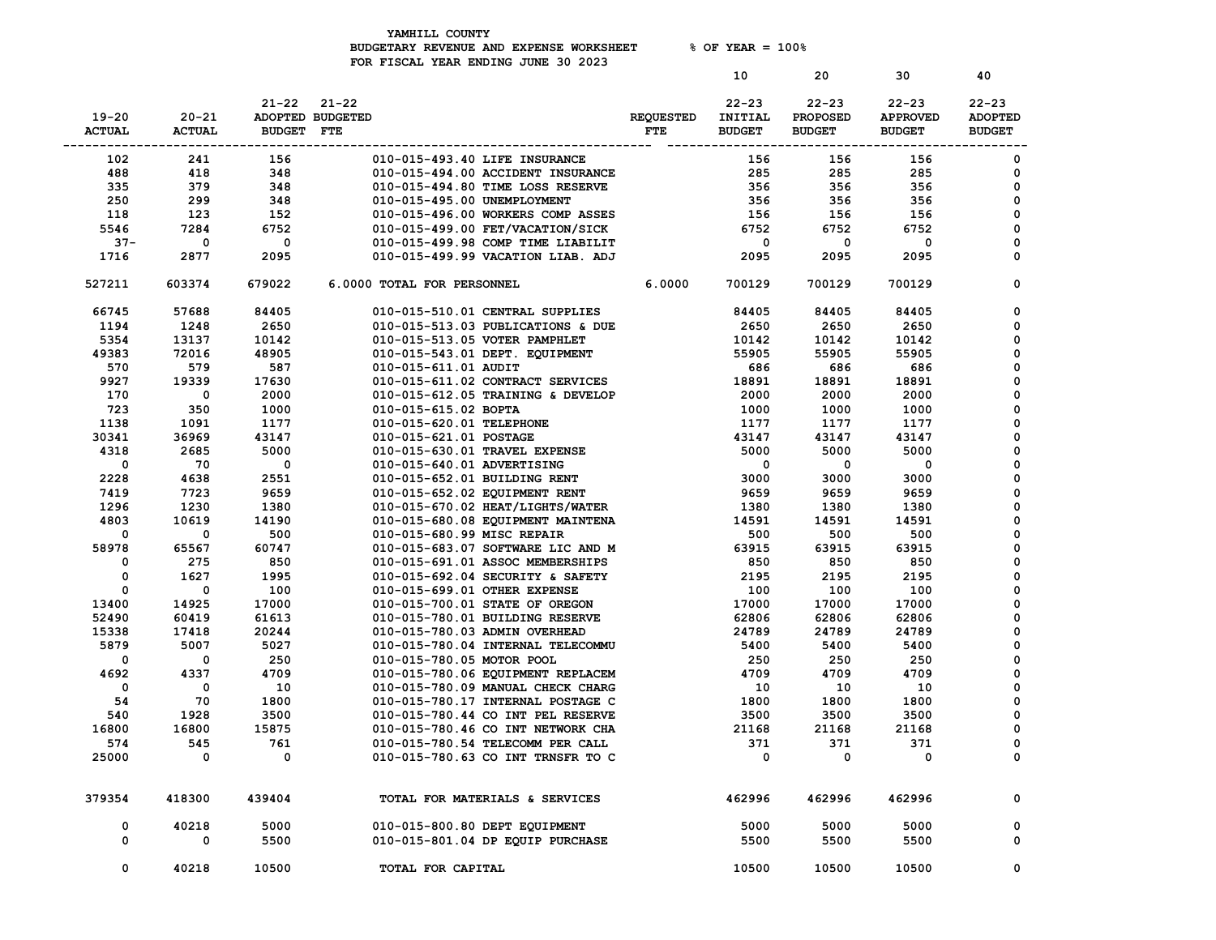YAMHILL COUNTY
BUDGETARY REVENUE AND EXPENSE WORKSHEET      % OF YEAR = 100%
FOR FISCAL YEAR ENDING JUNE 30 2023

| 19-20 ACTUAL | 20-21 ACTUAL | 21-22 ADOPTED BUDGET | 21-22 BUDGETED FTE | | REQUESTED FTE | 10 22-23 INITIAL BUDGET | 20 22-23 PROPOSED BUDGET | 30 22-23 APPROVED BUDGET | 40 22-23 ADOPTED BUDGET |
|---|---|---|---|---|---|---|---|---|---|
| 102 | 241 | 156 | | 010-015-493.40 LIFE INSURANCE | | 156 | 156 | 156 | 0 |
| 488 | 418 | 348 | | 010-015-494.00 ACCIDENT INSURANCE | | 285 | 285 | 285 | 0 |
| 335 | 379 | 348 | | 010-015-494.80 TIME LOSS RESERVE | | 356 | 356 | 356 | 0 |
| 250 | 299 | 348 | | 010-015-495.00 UNEMPLOYMENT | | 356 | 356 | 356 | 0 |
| 118 | 123 | 152 | | 010-015-496.00 WORKERS COMP ASSES | | 156 | 156 | 156 | 0 |
| 5546 | 7284 | 6752 | | 010-015-499.00 FET/VACATION/SICK | | 6752 | 6752 | 6752 | 0 |
| 37- | 0 | 0 | | 010-015-499.98 COMP TIME LIABILIT | | 0 | 0 | 0 | 0 |
| 1716 | 2877 | 2095 | | 010-015-499.99 VACATION LIAB. ADJ | | 2095 | 2095 | 2095 | 0 |
| 527211 | 603374 | 679022 | 6.0000 | TOTAL FOR PERSONNEL | 6.0000 | 700129 | 700129 | 700129 | 0 |
| 66745 | 57688 | 84405 | | 010-015-510.01 CENTRAL SUPPLIES | | 84405 | 84405 | 84405 | 0 |
| 1194 | 1248 | 2650 | | 010-015-513.03 PUBLICATIONS & DUE | | 2650 | 2650 | 2650 | 0 |
| 5354 | 13137 | 10142 | | 010-015-513.05 VOTER PAMPHLET | | 10142 | 10142 | 10142 | 0 |
| 49383 | 72016 | 48905 | | 010-015-543.01 DEPT. EQUIPMENT | | 55905 | 55905 | 55905 | 0 |
| 570 | 579 | 587 | | 010-015-611.01 AUDIT | | 686 | 686 | 686 | 0 |
| 9927 | 19339 | 17630 | | 010-015-611.02 CONTRACT SERVICES | | 18891 | 18891 | 18891 | 0 |
| 170 | 0 | 2000 | | 010-015-612.05 TRAINING & DEVELOP | | 2000 | 2000 | 2000 | 0 |
| 723 | 350 | 1000 | | 010-015-615.02 BOPTA | | 1000 | 1000 | 1000 | 0 |
| 1138 | 1091 | 1177 | | 010-015-620.01 TELEPHONE | | 1177 | 1177 | 1177 | 0 |
| 30341 | 36969 | 43147 | | 010-015-621.01 POSTAGE | | 43147 | 43147 | 43147 | 0 |
| 4318 | 2685 | 5000 | | 010-015-630.01 TRAVEL EXPENSE | | 5000 | 5000 | 5000 | 0 |
| 0 | 70 | 0 | | 010-015-640.01 ADVERTISING | | 0 | 0 | 0 | 0 |
| 2228 | 4638 | 2551 | | 010-015-652.01 BUILDING RENT | | 3000 | 3000 | 3000 | 0 |
| 7419 | 7723 | 9659 | | 010-015-652.02 EQUIPMENT RENT | | 9659 | 9659 | 9659 | 0 |
| 1296 | 1230 | 1380 | | 010-015-670.02 HEAT/LIGHTS/WATER | | 1380 | 1380 | 1380 | 0 |
| 4803 | 10619 | 14190 | | 010-015-680.08 EQUIPMENT MAINTENA | | 14591 | 14591 | 14591 | 0 |
| 0 | 0 | 500 | | 010-015-680.99 MISC REPAIR | | 500 | 500 | 500 | 0 |
| 58978 | 65567 | 60747 | | 010-015-683.07 SOFTWARE LIC AND M | | 63915 | 63915 | 63915 | 0 |
| 0 | 275 | 850 | | 010-015-691.01 ASSOC MEMBERSHIPS | | 850 | 850 | 850 | 0 |
| 0 | 1627 | 1995 | | 010-015-692.04 SECURITY & SAFETY | | 2195 | 2195 | 2195 | 0 |
| 0 | 0 | 100 | | 010-015-699.01 OTHER EXPENSE | | 100 | 100 | 100 | 0 |
| 13400 | 14925 | 17000 | | 010-015-700.01 STATE OF OREGON | | 17000 | 17000 | 17000 | 0 |
| 52490 | 60419 | 61613 | | 010-015-780.01 BUILDING RESERVE | | 62806 | 62806 | 62806 | 0 |
| 15338 | 17418 | 20244 | | 010-015-780.03 ADMIN OVERHEAD | | 24789 | 24789 | 24789 | 0 |
| 5879 | 5007 | 5027 | | 010-015-780.04 INTERNAL TELECOMMU | | 5400 | 5400 | 5400 | 0 |
| 0 | 0 | 250 | | 010-015-780.05 MOTOR POOL | | 250 | 250 | 250 | 0 |
| 4692 | 4337 | 4709 | | 010-015-780.06 EQUIPMENT REPLACEM | | 4709 | 4709 | 4709 | 0 |
| 0 | 0 | 10 | | 010-015-780.09 MANUAL CHECK CHARG | | 10 | 10 | 10 | 0 |
| 54 | 70 | 1800 | | 010-015-780.17 INTERNAL POSTAGE C | | 1800 | 1800 | 1800 | 0 |
| 540 | 1928 | 3500 | | 010-015-780.44 CO INT PEL RESERVE | | 3500 | 3500 | 3500 | 0 |
| 16800 | 16800 | 15875 | | 010-015-780.46 CO INT NETWORK CHA | | 21168 | 21168 | 21168 | 0 |
| 574 | 545 | 761 | | 010-015-780.54 TELECOMM PER CALL | | 371 | 371 | 371 | 0 |
| 25000 | 0 | 0 | | 010-015-780.63 CO INT TRNSFR TO C | | 0 | 0 | 0 | 0 |
| 379354 | 418300 | 439404 | | TOTAL FOR MATERIALS & SERVICES | | 462996 | 462996 | 462996 | 0 |
| 0 | 40218 | 5000 | | 010-015-800.80 DEPT EQUIPMENT | | 5000 | 5000 | 5000 | 0 |
| 0 | 0 | 5500 | | 010-015-801.04 DP EQUIP PURCHASE | | 5500 | 5500 | 5500 | 0 |
| 0 | 40218 | 10500 | | TOTAL FOR CAPITAL | | 10500 | 10500 | 10500 | 0 |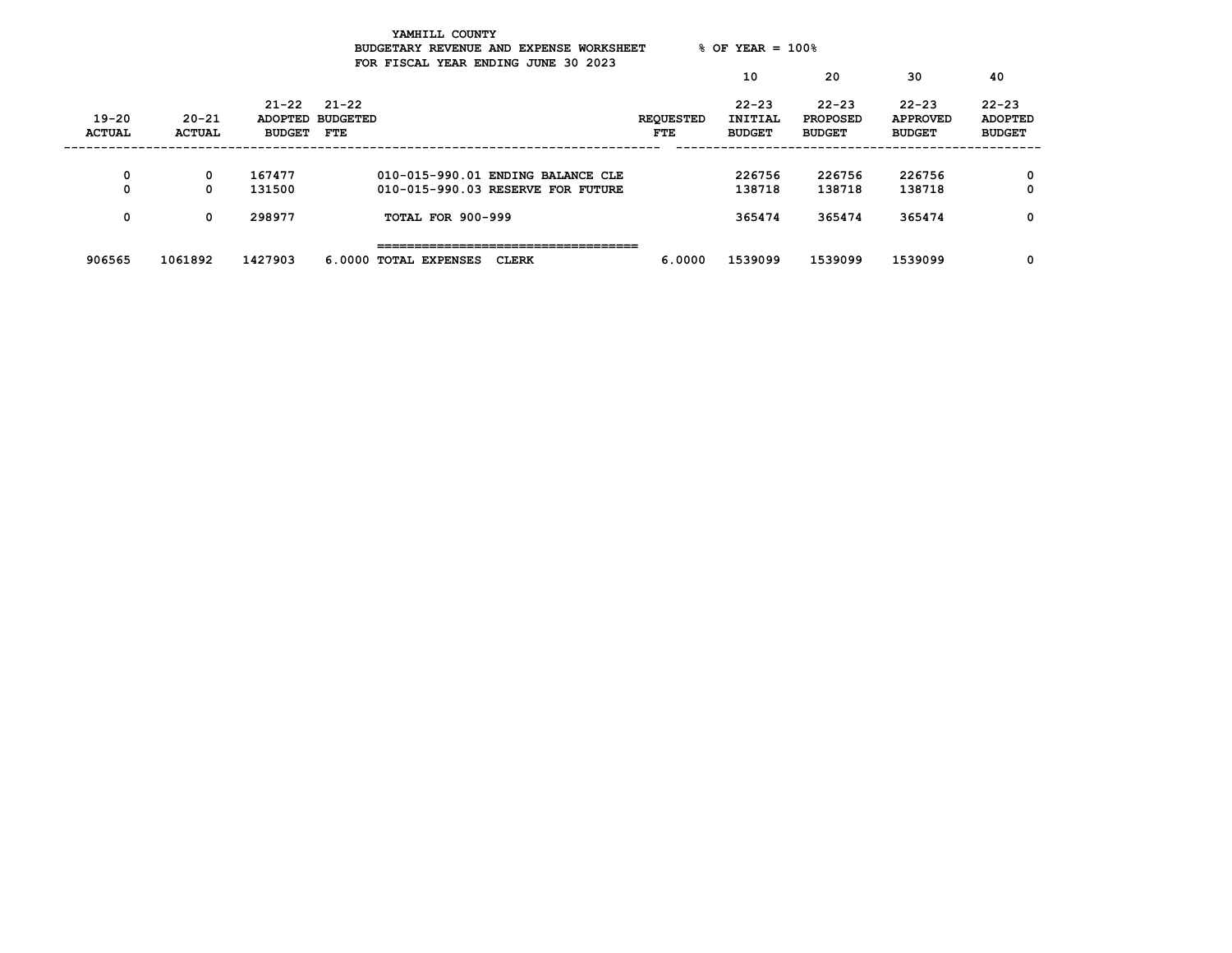YAMHILL COUNTY
BUDGETARY REVENUE AND EXPENSE WORKSHEET % OF YEAR = 100%
FOR FISCAL YEAR ENDING JUNE 30 2023

| 19-20 ACTUAL | 20-21 ACTUAL | 21-22 ADOPTED BUDGET | 21-22 BUDGETED FTE | | REQUESTED FTE | 10<br>22-23 INITIAL BUDGET | 20<br>22-23 PROPOSED BUDGET | 30<br>22-23 APPROVED BUDGET | 40<br>22-23 ADOPTED BUDGET |
|---|---|---|---|---|---|---|---|---|---|
| 0 | 0 | 167477 | | 010-015-990.01 ENDING BALANCE CLE | | 226756 | 226756 | 226756 | 0 |
| 0 | 0 | 131500 | | 010-015-990.03 RESERVE FOR FUTURE | | 138718 | 138718 | 138718 | 0 |
| 0 | 0 | 298977 | | TOTAL FOR 900-999 | | 365474 | 365474 | 365474 | 0 |
| 906565 | 1061892 | 1427903 | 6.0000 | TOTAL EXPENSES CLERK | 6.0000 | 1539099 | 1539099 | 1539099 | 0 |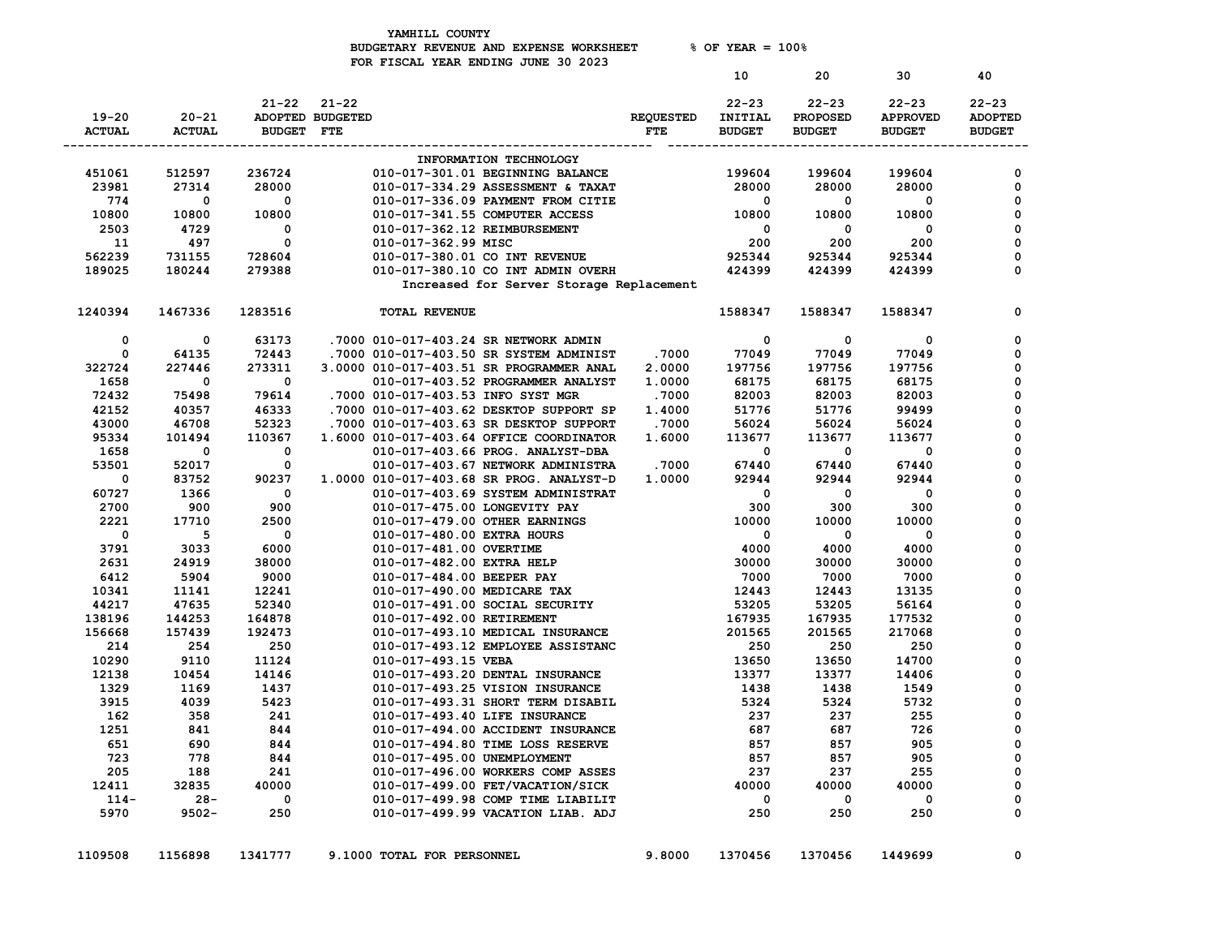YAMHILL COUNTY
BUDGETARY REVENUE AND EXPENSE WORKSHEET % OF YEAR = 100%
FOR FISCAL YEAR ENDING JUNE 30 2023

| 19-20 ACTUAL | 20-21 ACTUAL | 21-22 ADOPTED BUDGET | 21-22 BUDGETED FTE | | REQUESTED FTE | 10 22-23 INITIAL BUDGET | 20 22-23 PROPOSED BUDGET | 30 22-23 APPROVED BUDGET | 40 22-23 ADOPTED BUDGET |
|---|---|---|---|---|---|---|---|---|---|
| | | | | INFORMATION TECHNOLOGY | | | | | |
| 451061 | 512597 | 236724 | | 010-017-301.01 BEGINNING BALANCE | | 199604 | 199604 | 199604 | 0 |
| 23981 | 27314 | 28000 | | 010-017-334.29 ASSESSMENT & TAXAT | | 28000 | 28000 | 28000 | 0 |
| 774 | 0 | 0 | | 010-017-336.09 PAYMENT FROM CITIE | | 0 | 0 | 0 | 0 |
| 10800 | 10800 | 10800 | | 010-017-341.55 COMPUTER ACCESS | | 10800 | 10800 | 10800 | 0 |
| 2503 | 4729 | 0 | | 010-017-362.12 REIMBURSEMENT | | 0 | 0 | 0 | 0 |
| 11 | 497 | 0 | | 010-017-362.99 MISC | | 200 | 200 | 200 | 0 |
| 562239 | 731155 | 728604 | | 010-017-380.01 CO INT REVENUE | | 925344 | 925344 | 925344 | 0 |
| 189025 | 180244 | 279388 | | 010-017-380.10 CO INT ADMIN OVERH | | 424399 | 424399 | 424399 | 0 |
| | | | | Increased for Server Storage Replacement | | | | | |
| 1240394 | 1467336 | 1283516 | | TOTAL REVENUE | | 1588347 | 1588347 | 1588347 | 0 |
| 0 | 0 | 63173 | .7000 | 010-017-403.24 SR NETWORK ADMIN | | 0 | 0 | 0 | 0 |
| 0 | 64135 | 72443 | .7000 | 010-017-403.50 SR SYSTEM ADMINIST | .7000 | 77049 | 77049 | 77049 | 0 |
| 322724 | 227446 | 273311 | 3.0000 | 010-017-403.51 SR PROGRAMMER ANAL | 2.0000 | 197756 | 197756 | 197756 | 0 |
| 1658 | 0 | 0 | | 010-017-403.52 PROGRAMMER ANALYST | 1.0000 | 68175 | 68175 | 68175 | 0 |
| 72432 | 75498 | 79614 | .7000 | 010-017-403.53 INFO SYST MGR | .7000 | 82003 | 82003 | 82003 | 0 |
| 42152 | 40357 | 46333 | .7000 | 010-017-403.62 DESKTOP SUPPORT SP | 1.4000 | 51776 | 51776 | 99499 | 0 |
| 43000 | 46708 | 52323 | .7000 | 010-017-403.63 SR DESKTOP SUPPORT | .7000 | 56024 | 56024 | 56024 | 0 |
| 95334 | 101494 | 110367 | 1.6000 | 010-017-403.64 OFFICE COORDINATOR | 1.6000 | 113677 | 113677 | 113677 | 0 |
| 1658 | 0 | 0 | | 010-017-403.66 PROG. ANALYST-DBA | | 0 | 0 | 0 | 0 |
| 53501 | 52017 | 0 | | 010-017-403.67 NETWORK ADMINISTRA | .7000 | 67440 | 67440 | 67440 | 0 |
| 0 | 83752 | 90237 | 1.0000 | 010-017-403.68 SR PROG. ANALYST-D | 1.0000 | 92944 | 92944 | 92944 | 0 |
| 60727 | 1366 | 0 | | 010-017-403.69 SYSTEM ADMINISTRAT | | 0 | 0 | 0 | 0 |
| 2700 | 900 | 900 | | 010-017-475.00 LONGEVITY PAY | | 300 | 300 | 300 | 0 |
| 2221 | 17710 | 2500 | | 010-017-479.00 OTHER EARNINGS | | 10000 | 10000 | 10000 | 0 |
| 0 | 5 | 0 | | 010-017-480.00 EXTRA HOURS | | 0 | 0 | 0 | 0 |
| 3791 | 3033 | 6000 | | 010-017-481.00 OVERTIME | | 4000 | 4000 | 4000 | 0 |
| 2631 | 24919 | 38000 | | 010-017-482.00 EXTRA HELP | | 30000 | 30000 | 30000 | 0 |
| 6412 | 5904 | 9000 | | 010-017-484.00 BEEPER PAY | | 7000 | 7000 | 7000 | 0 |
| 10341 | 11141 | 12241 | | 010-017-490.00 MEDICARE TAX | | 12443 | 12443 | 13135 | 0 |
| 44217 | 47635 | 52340 | | 010-017-491.00 SOCIAL SECURITY | | 53205 | 53205 | 56164 | 0 |
| 138196 | 144253 | 164878 | | 010-017-492.00 RETIREMENT | | 167935 | 167935 | 177532 | 0 |
| 156668 | 157439 | 192473 | | 010-017-493.10 MEDICAL INSURANCE | | 201565 | 201565 | 217068 | 0 |
| 214 | 254 | 250 | | 010-017-493.12 EMPLOYEE ASSISTANC | | 250 | 250 | 250 | 0 |
| 10290 | 9110 | 11124 | | 010-017-493.15 VEBA | | 13650 | 13650 | 14700 | 0 |
| 12138 | 10454 | 14146 | | 010-017-493.20 DENTAL INSURANCE | | 13377 | 13377 | 14406 | 0 |
| 1329 | 1169 | 1437 | | 010-017-493.25 VISION INSURANCE | | 1438 | 1438 | 1549 | 0 |
| 3915 | 4039 | 5423 | | 010-017-493.31 SHORT TERM DISABIL | | 5324 | 5324 | 5732 | 0 |
| 162 | 358 | 241 | | 010-017-493.40 LIFE INSURANCE | | 237 | 237 | 255 | 0 |
| 1251 | 841 | 844 | | 010-017-494.00 ACCIDENT INSURANCE | | 687 | 687 | 726 | 0 |
| 651 | 690 | 844 | | 010-017-494.80 TIME LOSS RESERVE | | 857 | 857 | 905 | 0 |
| 723 | 778 | 844 | | 010-017-495.00 UNEMPLOYMENT | | 857 | 857 | 905 | 0 |
| 205 | 188 | 241 | | 010-017-496.00 WORKERS COMP ASSES | | 237 | 237 | 255 | 0 |
| 12411 | 32835 | 40000 | | 010-017-499.00 FET/VACATION/SICK | | 40000 | 40000 | 40000 | 0 |
| 114- | 28- | 0 | | 010-017-499.98 COMP TIME LIABILIT | | 0 | 0 | 0 | 0 |
| 5970 | 9502- | 250 | | 010-017-499.99 VACATION LIAB. ADJ | | 250 | 250 | 250 | 0 |
| 1109508 | 1156898 | 1341777 | 9.1000 | TOTAL FOR PERSONNEL | 9.8000 | 1370456 | 1370456 | 1449699 | 0 |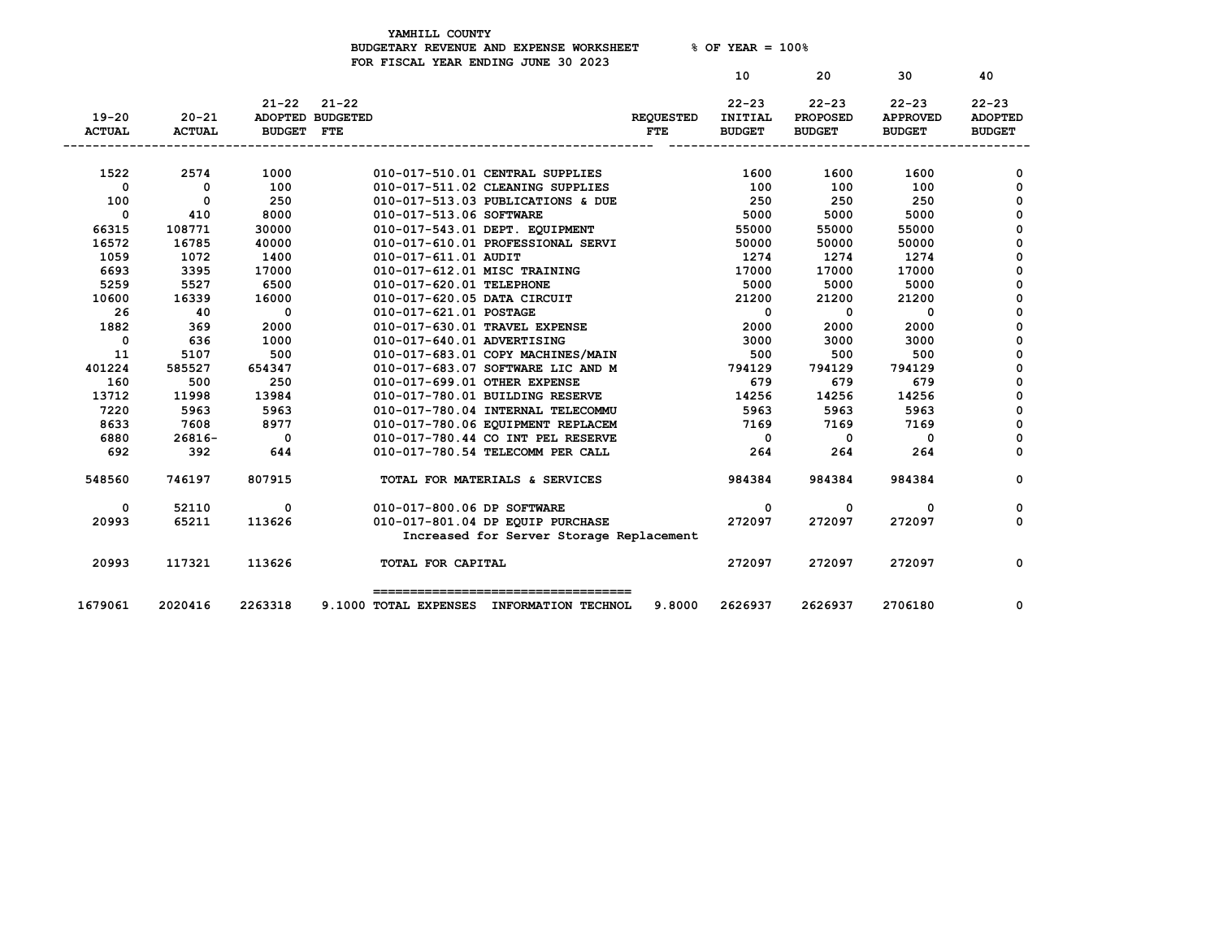YAMHILL COUNTY
BUDGETARY REVENUE AND EXPENSE WORKSHEET % OF YEAR = 100%
FOR FISCAL YEAR ENDING JUNE 30 2023

| 19-20 ACTUAL | 20-21 ACTUAL | 21-22 ADOPTED BUDGET | 21-22 BUDGETED FTE | | REQUESTED FTE | 10 22-23 INITIAL BUDGET | 20 22-23 PROPOSED BUDGET | 30 22-23 APPROVED BUDGET | 40 22-23 ADOPTED BUDGET |
|---|---|---|---|---|---|---|---|---|---|
| 1522 | 2574 | 1000 | | 010-017-510.01 CENTRAL SUPPLIES | | 1600 | 1600 | 1600 | 0 |
| 0 | 0 | 100 | | 010-017-511.02 CLEANING SUPPLIES | | 100 | 100 | 100 | 0 |
| 100 | 0 | 250 | | 010-017-513.03 PUBLICATIONS & DUE | | 250 | 250 | 250 | 0 |
| 0 | 410 | 8000 | | 010-017-513.06 SOFTWARE | | 5000 | 5000 | 5000 | 0 |
| 66315 | 108771 | 30000 | | 010-017-543.01 DEPT. EQUIPMENT | | 55000 | 55000 | 55000 | 0 |
| 16572 | 16785 | 40000 | | 010-017-610.01 PROFESSIONAL SERVI | | 50000 | 50000 | 50000 | 0 |
| 1059 | 1072 | 1400 | | 010-017-611.01 AUDIT | | 1274 | 1274 | 1274 | 0 |
| 6693 | 3395 | 17000 | | 010-017-612.01 MISC TRAINING | | 17000 | 17000 | 17000 | 0 |
| 5259 | 5527 | 6500 | | 010-017-620.01 TELEPHONE | | 5000 | 5000 | 5000 | 0 |
| 10600 | 16339 | 16000 | | 010-017-620.05 DATA CIRCUIT | | 21200 | 21200 | 21200 | 0 |
| 26 | 40 | 0 | | 010-017-621.01 POSTAGE | | 0 | 0 | 0 | 0 |
| 1882 | 369 | 2000 | | 010-017-630.01 TRAVEL EXPENSE | | 2000 | 2000 | 2000 | 0 |
| 0 | 636 | 1000 | | 010-017-640.01 ADVERTISING | | 3000 | 3000 | 3000 | 0 |
| 11 | 5107 | 500 | | 010-017-683.01 COPY MACHINES/MAIN | | 500 | 500 | 500 | 0 |
| 401224 | 585527 | 654347 | | 010-017-683.07 SOFTWARE LIC AND M | | 794129 | 794129 | 794129 | 0 |
| 160 | 500 | 250 | | 010-017-699.01 OTHER EXPENSE | | 679 | 679 | 679 | 0 |
| 13712 | 11998 | 13984 | | 010-017-780.01 BUILDING RESERVE | | 14256 | 14256 | 14256 | 0 |
| 7220 | 5963 | 5963 | | 010-017-780.04 INTERNAL TELECOMMU | | 5963 | 5963 | 5963 | 0 |
| 8633 | 7608 | 8977 | | 010-017-780.06 EQUIPMENT REPLACEM | | 7169 | 7169 | 7169 | 0 |
| 6880 | 26816- | 0 | | 010-017-780.44 CO INT PEL RESERVE | | 0 | 0 | 0 | 0 |
| 692 | 392 | 644 | | 010-017-780.54 TELECOMM PER CALL | | 264 | 264 | 264 | 0 |
| 548560 | 746197 | 807915 | | TOTAL FOR MATERIALS & SERVICES | | 984384 | 984384 | 984384 | 0 |
| 0 | 52110 | 0 | | 010-017-800.06 DP SOFTWARE | | 0 | 0 | 0 | 0 |
| 20993 | 65211 | 113626 | | 010-017-801.04 DP EQUIP PURCHASE<br>Increased for Server Storage Replacement | | 272097 | 272097 | 272097 | 0 |
| 20993 | 117321 | 113626 | | TOTAL FOR CAPITAL | | 272097 | 272097 | 272097 | 0 |
| 1679061 | 2020416 | 2263318 | 9.1000 | TOTAL EXPENSES INFORMATION TECHNOL | 9.8000 | 2626937 | 2626937 | 2706180 | 0 |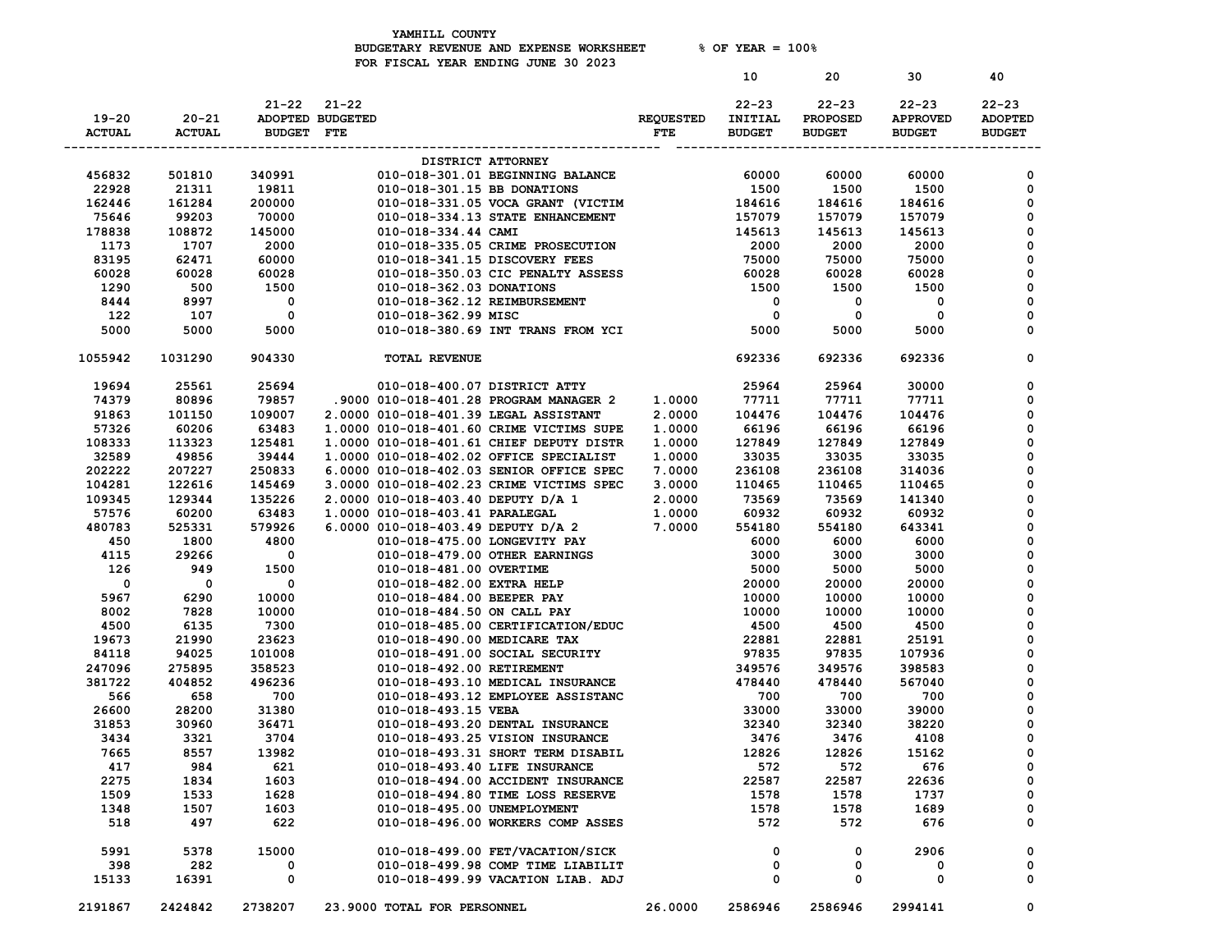YAMHILL COUNTY
BUDGETARY REVENUE AND EXPENSE WORKSHEET % OF YEAR = 100%
FOR FISCAL YEAR ENDING JUNE 30 2023

| 19-20 ACTUAL | 20-21 ACTUAL | 21-22 ADOPTED BUDGET | 21-22 BUDGETED FTE | | REQUESTED FTE | 10<br>22-23 INITIAL BUDGET | 20<br>22-23 PROPOSED BUDGET | 30<br>22-23 APPROVED BUDGET | 40<br>22-23 ADOPTED BUDGET |
|---|---|---|---|---|---|---|---|---|---|
| | | | | DISTRICT ATTORNEY | | | | | |
| 456832 | 501810 | 340991 | | 010-018-301.01 BEGINNING BALANCE | | 60000 | 60000 | 60000 | 0 |
| 22928 | 21311 | 19811 | | 010-018-301.15 BB DONATIONS | | 1500 | 1500 | 1500 | 0 |
| 162446 | 161284 | 200000 | | 010-018-331.05 VOCA GRANT (VICTIM | | 184616 | 184616 | 184616 | 0 |
| 75646 | 99203 | 70000 | | 010-018-334.13 STATE ENHANCEMENT | | 157079 | 157079 | 157079 | 0 |
| 178838 | 108872 | 145000 | | 010-018-334.44 CAMI | | 145613 | 145613 | 145613 | 0 |
| 1173 | 1707 | 2000 | | 010-018-335.05 CRIME PROSECUTION | | 2000 | 2000 | 2000 | 0 |
| 83195 | 62471 | 60000 | | 010-018-341.15 DISCOVERY FEES | | 75000 | 75000 | 75000 | 0 |
| 60028 | 60028 | 60028 | | 010-018-350.03 CIC PENALTY ASSESS | | 60028 | 60028 | 60028 | 0 |
| 1290 | 500 | 1500 | | 010-018-362.03 DONATIONS | | 1500 | 1500 | 1500 | 0 |
| 8444 | 8997 | 0 | | 010-018-362.12 REIMBURSEMENT | | 0 | 0 | 0 | 0 |
| 122 | 107 | 0 | | 010-018-362.99 MISC | | 0 | 0 | 0 | 0 |
| 5000 | 5000 | 5000 | | 010-018-380.69 INT TRANS FROM YCI | | 5000 | 5000 | 5000 | 0 |
| 1055942 | 1031290 | 904330 | | TOTAL REVENUE | | 692336 | 692336 | 692336 | 0 |
| 19694 | 25561 | 25694 | | 010-018-400.07 DISTRICT ATTY | | 25964 | 25964 | 30000 | 0 |
| 74379 | 80896 | 79857 | .9000 | 010-018-401.28 PROGRAM MANAGER 2 | 1.0000 | 77711 | 77711 | 77711 | 0 |
| 91863 | 101150 | 109007 | 2.0000 | 010-018-401.39 LEGAL ASSISTANT | 2.0000 | 104476 | 104476 | 104476 | 0 |
| 57326 | 60206 | 63483 | 1.0000 | 010-018-401.60 CRIME VICTIMS SUPE | 1.0000 | 66196 | 66196 | 66196 | 0 |
| 108333 | 113323 | 125481 | 1.0000 | 010-018-401.61 CHIEF DEPUTY DISTR | 1.0000 | 127849 | 127849 | 127849 | 0 |
| 32589 | 49856 | 39444 | 1.0000 | 010-018-402.02 OFFICE SPECIALIST | 1.0000 | 33035 | 33035 | 33035 | 0 |
| 202222 | 207227 | 250833 | 6.0000 | 010-018-402.03 SENIOR OFFICE SPEC | 7.0000 | 236108 | 236108 | 314036 | 0 |
| 104281 | 122616 | 145469 | 3.0000 | 010-018-402.23 CRIME VICTIMS SPEC | 3.0000 | 110465 | 110465 | 110465 | 0 |
| 109345 | 129344 | 135226 | 2.0000 | 010-018-403.40 DEPUTY D/A 1 | 2.0000 | 73569 | 73569 | 141340 | 0 |
| 57576 | 60200 | 63483 | 1.0000 | 010-018-403.41 PARALEGAL | 1.0000 | 60932 | 60932 | 60932 | 0 |
| 480783 | 525331 | 579926 | 6.0000 | 010-018-403.49 DEPUTY D/A 2 | 7.0000 | 554180 | 554180 | 643341 | 0 |
| 450 | 1800 | 4800 | | 010-018-475.00 LONGEVITY PAY | | 6000 | 6000 | 6000 | 0 |
| 4115 | 29266 | 0 | | 010-018-479.00 OTHER EARNINGS | | 3000 | 3000 | 3000 | 0 |
| 126 | 949 | 1500 | | 010-018-481.00 OVERTIME | | 5000 | 5000 | 5000 | 0 |
| 0 | 0 | 0 | | 010-018-482.00 EXTRA HELP | | 20000 | 20000 | 20000 | 0 |
| 5967 | 6290 | 10000 | | 010-018-484.00 BEEPER PAY | | 10000 | 10000 | 10000 | 0 |
| 8002 | 7828 | 10000 | | 010-018-484.50 ON CALL PAY | | 10000 | 10000 | 10000 | 0 |
| 4500 | 6135 | 7300 | | 010-018-485.00 CERTIFICATION/EDUC | | 4500 | 4500 | 4500 | 0 |
| 19673 | 21990 | 23623 | | 010-018-490.00 MEDICARE TAX | | 22881 | 22881 | 25191 | 0 |
| 84118 | 94025 | 101008 | | 010-018-491.00 SOCIAL SECURITY | | 97835 | 97835 | 107936 | 0 |
| 247096 | 275895 | 358523 | | 010-018-492.00 RETIREMENT | | 349576 | 349576 | 398583 | 0 |
| 381722 | 404852 | 496236 | | 010-018-493.10 MEDICAL INSURANCE | | 478440 | 478440 | 567040 | 0 |
| 566 | 658 | 700 | | 010-018-493.12 EMPLOYEE ASSISTANC | | 700 | 700 | 700 | 0 |
| 26600 | 28200 | 31380 | | 010-018-493.15 VEBA | | 33000 | 33000 | 39000 | 0 |
| 31853 | 30960 | 36471 | | 010-018-493.20 DENTAL INSURANCE | | 32340 | 32340 | 38220 | 0 |
| 3434 | 3321 | 3704 | | 010-018-493.25 VISION INSURANCE | | 3476 | 3476 | 4108 | 0 |
| 7665 | 8557 | 13982 | | 010-018-493.31 SHORT TERM DISABIL | | 12826 | 12826 | 15162 | 0 |
| 417 | 984 | 621 | | 010-018-493.40 LIFE INSURANCE | | 572 | 572 | 676 | 0 |
| 2275 | 1834 | 1603 | | 010-018-494.00 ACCIDENT INSURANCE | | 22587 | 22587 | 22636 | 0 |
| 1509 | 1533 | 1628 | | 010-018-494.80 TIME LOSS RESERVE | | 1578 | 1578 | 1737 | 0 |
| 1348 | 1507 | 1603 | | 010-018-495.00 UNEMPLOYMENT | | 1578 | 1578 | 1689 | 0 |
| 518 | 497 | 622 | | 010-018-496.00 WORKERS COMP ASSES | | 572 | 572 | 676 | 0 |
| 5991 | 5378 | 15000 | | 010-018-499.00 FET/VACATION/SICK | | 0 | 0 | 2906 | 0 |
| 398 | 282 | 0 | | 010-018-499.98 COMP TIME LIABILIT | | 0 | 0 | 0 | 0 |
| 15133 | 16391 | 0 | | 010-018-499.99 VACATION LIAB. ADJ | | 0 | 0 | 0 | 0 |
| 2191867 | 2424842 | 2738207 | 23.9000 | TOTAL FOR PERSONNEL | 26.0000 | 2586946 | 2586946 | 2994141 | 0 |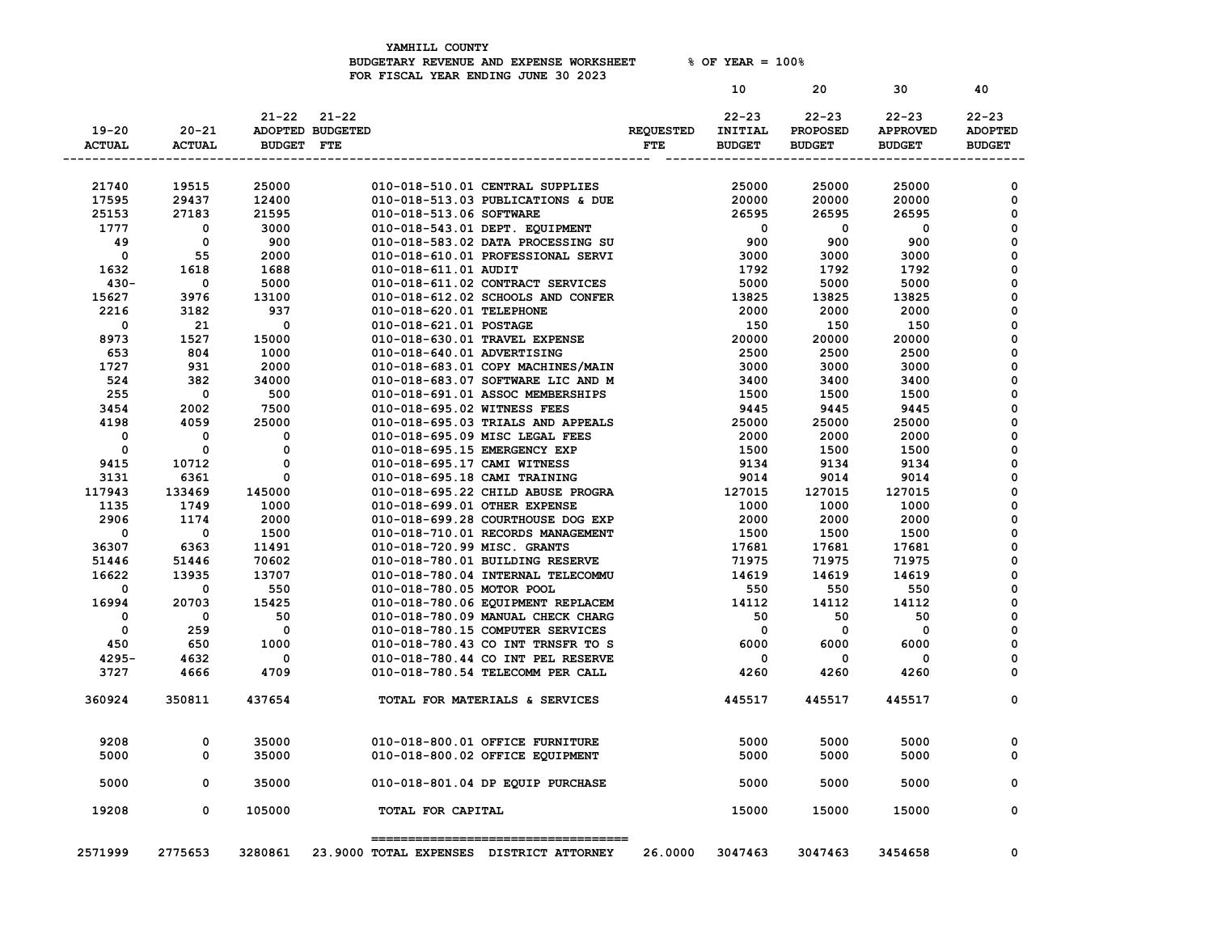YAMHILL COUNTY
BUDGETARY REVENUE AND EXPENSE WORKSHEET % OF YEAR = 100%
FOR FISCAL YEAR ENDING JUNE 30 2023

| 19-20 ACTUAL | 20-21 ACTUAL | 21-22 ADOPTED BUDGET | 21-22 BUDGETED FTE | | REQUESTED FTE | 10<br>22-23 INITIAL BUDGET | 20<br>22-23 PROPOSED BUDGET | 30<br>22-23 APPROVED BUDGET | 40<br>22-23 ADOPTED BUDGET |
|---|---|---|---|---|---|---|---|---|---|
| 21740 | 19515 | 25000 | | 010-018-510.01 CENTRAL SUPPLIES | | 25000 | 25000 | 25000 | 0 |
| 17595 | 29437 | 12400 | | 010-018-513.03 PUBLICATIONS & DUE | | 20000 | 20000 | 20000 | 0 |
| 25153 | 27183 | 21595 | | 010-018-513.06 SOFTWARE | | 26595 | 26595 | 26595 | 0 |
| 1777 | 0 | 3000 | | 010-018-543.01 DEPT. EQUIPMENT | | 0 | 0 | 0 | 0 |
| 49 | 0 | 900 | | 010-018-583.02 DATA PROCESSING SU | | 900 | 900 | 900 | 0 |
| 0 | 55 | 2000 | | 010-018-610.01 PROFESSIONAL SERVI | | 3000 | 3000 | 3000 | 0 |
| 1632 | 1618 | 1688 | | 010-018-611.01 AUDIT | | 1792 | 1792 | 1792 | 0 |
| 430- | 0 | 5000 | | 010-018-611.02 CONTRACT SERVICES | | 5000 | 5000 | 5000 | 0 |
| 15627 | 3976 | 13100 | | 010-018-612.02 SCHOOLS AND CONFER | | 13825 | 13825 | 13825 | 0 |
| 2216 | 3182 | 937 | | 010-018-620.01 TELEPHONE | | 2000 | 2000 | 2000 | 0 |
| 0 | 21 | 0 | | 010-018-621.01 POSTAGE | | 150 | 150 | 150 | 0 |
| 8973 | 1527 | 15000 | | 010-018-630.01 TRAVEL EXPENSE | | 20000 | 20000 | 20000 | 0 |
| 653 | 804 | 1000 | | 010-018-640.01 ADVERTISING | | 2500 | 2500 | 2500 | 0 |
| 1727 | 931 | 2000 | | 010-018-683.01 COPY MACHINES/MAIN | | 3000 | 3000 | 3000 | 0 |
| 524 | 382 | 34000 | | 010-018-683.07 SOFTWARE LIC AND M | | 3400 | 3400 | 3400 | 0 |
| 255 | 0 | 500 | | 010-018-691.01 ASSOC MEMBERSHIPS | | 1500 | 1500 | 1500 | 0 |
| 3454 | 2002 | 7500 | | 010-018-695.02 WITNESS FEES | | 9445 | 9445 | 9445 | 0 |
| 4198 | 4059 | 25000 | | 010-018-695.03 TRIALS AND APPEALS | | 25000 | 25000 | 25000 | 0 |
| 0 | 0 | 0 | | 010-018-695.09 MISC LEGAL FEES | | 2000 | 2000 | 2000 | 0 |
| 0 | 0 | 0 | | 010-018-695.15 EMERGENCY EXP | | 1500 | 1500 | 1500 | 0 |
| 9415 | 10712 | 0 | | 010-018-695.17 CAMI WITNESS | | 9134 | 9134 | 9134 | 0 |
| 3131 | 6361 | 0 | | 010-018-695.18 CAMI TRAINING | | 9014 | 9014 | 9014 | 0 |
| 117943 | 133469 | 145000 | | 010-018-695.22 CHILD ABUSE PROGRA | | 127015 | 127015 | 127015 | 0 |
| 1135 | 1749 | 1000 | | 010-018-699.01 OTHER EXPENSE | | 1000 | 1000 | 1000 | 0 |
| 2906 | 1174 | 2000 | | 010-018-699.28 COURTHOUSE DOG EXP | | 2000 | 2000 | 2000 | 0 |
| 0 | 0 | 1500 | | 010-018-710.01 RECORDS MANAGEMENT | | 1500 | 1500 | 1500 | 0 |
| 36307 | 6363 | 11491 | | 010-018-720.99 MISC. GRANTS | | 17681 | 17681 | 17681 | 0 |
| 51446 | 51446 | 70602 | | 010-018-780.01 BUILDING RESERVE | | 71975 | 71975 | 71975 | 0 |
| 16622 | 13935 | 13707 | | 010-018-780.04 INTERNAL TELECOMMU | | 14619 | 14619 | 14619 | 0 |
| 0 | 0 | 550 | | 010-018-780.05 MOTOR POOL | | 550 | 550 | 550 | 0 |
| 16994 | 20703 | 15425 | | 010-018-780.06 EQUIPMENT REPLACEM | | 14112 | 14112 | 14112 | 0 |
| 0 | 0 | 50 | | 010-018-780.09 MANUAL CHECK CHARG | | 50 | 50 | 50 | 0 |
| 0 | 259 | 0 | | 010-018-780.15 COMPUTER SERVICES | | 0 | 0 | 0 | 0 |
| 450 | 650 | 1000 | | 010-018-780.43 CO INT TRNSFR TO S | | 6000 | 6000 | 6000 | 0 |
| 4295- | 4632 | 0 | | 010-018-780.44 CO INT PEL RESERVE | | 0 | 0 | 0 | 0 |
| 3727 | 4666 | 4709 | | 010-018-780.54 TELECOMM PER CALL | | 4260 | 4260 | 4260 | 0 |
| 360924 | 350811 | 437654 | | TOTAL FOR MATERIALS & SERVICES | | 445517 | 445517 | 445517 | 0 |
| 9208 | 0 | 35000 | | 010-018-800.01 OFFICE FURNITURE | | 5000 | 5000 | 5000 | 0 |
| 5000 | 0 | 35000 | | 010-018-800.02 OFFICE EQUIPMENT | | 5000 | 5000 | 5000 | 0 |
| 5000 | 0 | 35000 | | 010-018-801.04 DP EQUIP PURCHASE | | 5000 | 5000 | 5000 | 0 |
| 19208 | 0 | 105000 | | TOTAL FOR CAPITAL | | 15000 | 15000 | 15000 | 0 |
| 2571999 | 2775653 | 3280861 | 23.9000 | TOTAL EXPENSES DISTRICT ATTORNEY | 26.0000 | 3047463 | 3047463 | 3454658 | 0 |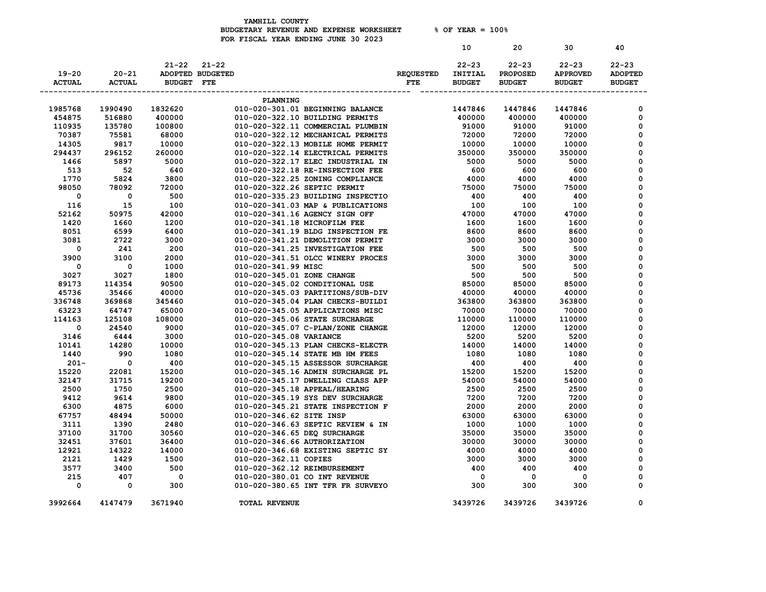YAMHILL COUNTY
BUDGETARY REVENUE AND EXPENSE WORKSHEET % OF YEAR = 100%
FOR FISCAL YEAR ENDING JUNE 30 2023

| 19-20 ACTUAL | 20-21 ACTUAL | 21-22 ADOPTED BUDGET | 21-22 BUDGETED FTE | | REQUESTED FTE | 10 22-23 INITIAL BUDGET | 20 22-23 PROPOSED BUDGET | 30 22-23 APPROVED BUDGET | 40 22-23 ADOPTED BUDGET |
|---|---|---|---|---|---|---|---|---|---|
| | | | | PLANNING | | | | | |
| 1985768 | 1990490 | 1832620 | | 010-020-301.01 BEGINNING BALANCE | | 1447846 | 1447846 | 1447846 | 0 |
| 454875 | 516880 | 400000 | | 010-020-322.10 BUILDING PERMITS | | 400000 | 400000 | 400000 | 0 |
| 110935 | 135780 | 100800 | | 010-020-322.11 COMMERCIAL PLUMBIN | | 91000 | 91000 | 91000 | 0 |
| 70387 | 75581 | 68000 | | 010-020-322.12 MECHANICAL PERMITS | | 72000 | 72000 | 72000 | 0 |
| 14305 | 9817 | 10000 | | 010-020-322.13 MOBILE HOME PERMIT | | 10000 | 10000 | 10000 | 0 |
| 294437 | 296152 | 260000 | | 010-020-322.14 ELECTRICAL PERMITS | | 350000 | 350000 | 350000 | 0 |
| 1466 | 5897 | 5000 | | 010-020-322.17 ELEC INDUSTRIAL IN | | 5000 | 5000 | 5000 | 0 |
| 513 | 52 | 640 | | 010-020-322.18 RE-INSPECTION FEE | | 600 | 600 | 600 | 0 |
| 1770 | 5824 | 3800 | | 010-020-322.25 ZONING COMPLIANCE | | 4000 | 4000 | 4000 | 0 |
| 98050 | 78092 | 72000 | | 010-020-322.26 SEPTIC PERMIT | | 75000 | 75000 | 75000 | 0 |
| 0 | 0 | 500 | | 010-020-335.23 BUILDING INSPECTIO | | 400 | 400 | 400 | 0 |
| 116 | 15 | 100 | | 010-020-341.03 MAP & PUBLICATIONS | | 100 | 100 | 100 | 0 |
| 52162 | 50975 | 42000 | | 010-020-341.16 AGENCY SIGN OFF | | 47000 | 47000 | 47000 | 0 |
| 1420 | 1660 | 1200 | | 010-020-341.18 MICROFILM FEE | | 1600 | 1600 | 1600 | 0 |
| 8051 | 6599 | 6400 | | 010-020-341.19 BLDG INSPECTION FE | | 8600 | 8600 | 8600 | 0 |
| 3081 | 2722 | 3000 | | 010-020-341.21 DEMOLITION PERMIT | | 3000 | 3000 | 3000 | 0 |
| 0 | 241 | 200 | | 010-020-341.25 INVESTIGATION FEE | | 500 | 500 | 500 | 0 |
| 3900 | 3100 | 2000 | | 010-020-341.51 OLCC WINERY PROCES | | 3000 | 3000 | 3000 | 0 |
| 0 | 0 | 1000 | | 010-020-341.99 MISC | | 500 | 500 | 500 | 0 |
| 3027 | 3027 | 1800 | | 010-020-345.01 ZONE CHANGE | | 500 | 500 | 500 | 0 |
| 89173 | 114354 | 90500 | | 010-020-345.02 CONDITIONAL USE | | 85000 | 85000 | 85000 | 0 |
| 45736 | 35466 | 40000 | | 010-020-345.03 PARTITIONS/SUB-DIV | | 40000 | 40000 | 40000 | 0 |
| 336748 | 369868 | 345460 | | 010-020-345.04 PLAN CHECKS-BUILDI | | 363800 | 363800 | 363800 | 0 |
| 63223 | 64747 | 65000 | | 010-020-345.05 APPLICATIONS MISC | | 70000 | 70000 | 70000 | 0 |
| 114163 | 125108 | 108000 | | 010-020-345.06 STATE SURCHARGE | | 110000 | 110000 | 110000 | 0 |
| 0 | 24540 | 9000 | | 010-020-345.07 C-PLAN/ZONE CHANGE | | 12000 | 12000 | 12000 | 0 |
| 3146 | 6444 | 3000 | | 010-020-345.08 VARIANCE | | 5200 | 5200 | 5200 | 0 |
| 10141 | 14280 | 10000 | | 010-020-345.13 PLAN CHECKS-ELECTR | | 14000 | 14000 | 14000 | 0 |
| 1440 | 990 | 1080 | | 010-020-345.14 STATE MB HM FEES | | 1080 | 1080 | 1080 | 0 |
| 201- | 0 | 400 | | 010-020-345.15 ASSESSOR SURCHARGE | | 400 | 400 | 400 | 0 |
| 15220 | 22081 | 15200 | | 010-020-345.16 ADMIN SURCHARGE PL | | 15200 | 15200 | 15200 | 0 |
| 32147 | 31715 | 19200 | | 010-020-345.17 DWELLING CLASS APP | | 54000 | 54000 | 54000 | 0 |
| 2500 | 1750 | 2500 | | 010-020-345.18 APPEAL/HEARING | | 2500 | 2500 | 2500 | 0 |
| 9412 | 9614 | 9800 | | 010-020-345.19 SYS DEV SURCHARGE | | 7200 | 7200 | 7200 | 0 |
| 6300 | 4875 | 6000 | | 010-020-345.21 STATE INSPECTION F | | 2000 | 2000 | 2000 | 0 |
| 67757 | 48494 | 50000 | | 010-020-346.62 SITE INSP | | 63000 | 63000 | 63000 | 0 |
| 3111 | 1390 | 2480 | | 010-020-346.63 SEPTIC REVIEW & IN | | 1000 | 1000 | 1000 | 0 |
| 37100 | 31700 | 30560 | | 010-020-346.65 DEQ SURCHARGE | | 35000 | 35000 | 35000 | 0 |
| 32451 | 37601 | 36400 | | 010-020-346.66 AUTHORIZATION | | 30000 | 30000 | 30000 | 0 |
| 12921 | 14322 | 14000 | | 010-020-346.68 EXISTING SEPTIC SY | | 4000 | 4000 | 4000 | 0 |
| 2121 | 1429 | 1500 | | 010-020-362.11 COPIES | | 3000 | 3000 | 3000 | 0 |
| 3577 | 3400 | 500 | | 010-020-362.12 REIMBURSEMENT | | 400 | 400 | 400 | 0 |
| 215 | 407 | 0 | | 010-020-380.01 CO INT REVENUE | | 0 | 0 | 0 | 0 |
| 0 | 0 | 300 | | 010-020-380.65 INT TFR FR SURVEYO | | 300 | 300 | 300 | 0 |
| 3992664 | 4147479 | 3671940 | | TOTAL REVENUE | | 3439726 | 3439726 | 3439726 | 0 |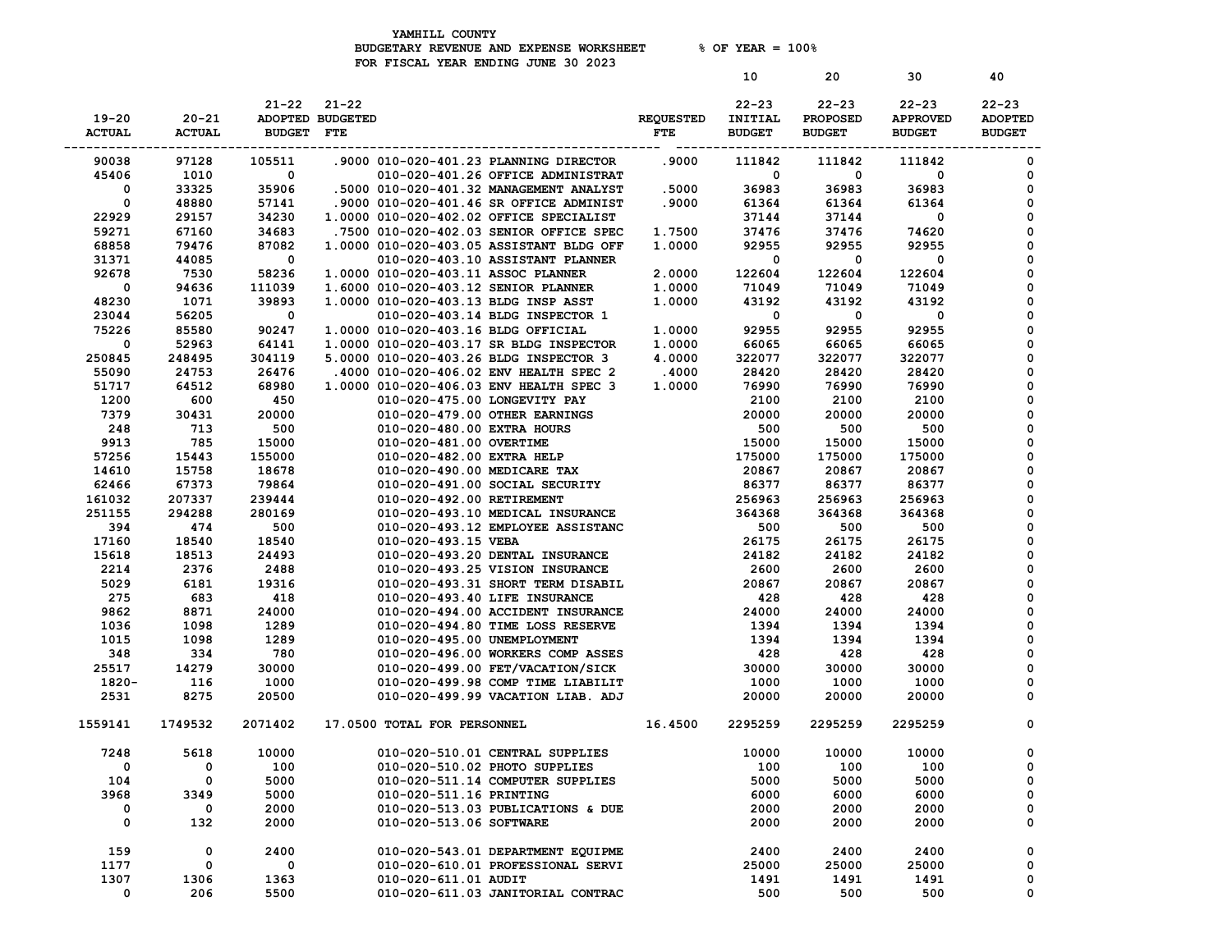YAMHILL COUNTY
BUDGETARY REVENUE AND EXPENSE WORKSHEET % OF YEAR = 100%
FOR FISCAL YEAR ENDING JUNE 30 2023

| 19-20 ACTUAL | 20-21 ACTUAL | 21-22 ADOPTED BUDGET | 21-22 BUDGETED FTE | | REQUESTED FTE | 10 22-23 INITIAL BUDGET | 20 22-23 PROPOSED BUDGET | 30 22-23 APPROVED BUDGET | 40 22-23 ADOPTED BUDGET |
|---|---|---|---|---|---|---|---|---|---|
| 90038 | 97128 | 105511 | .9000 | 010-020-401.23 PLANNING DIRECTOR | .9000 | 111842 | 111842 | 111842 | 0 |
| 45406 | 1010 | 0 | | 010-020-401.26 OFFICE ADMINISTRAT | | 0 | 0 | 0 | 0 |
| 0 | 33325 | 35906 | .5000 | 010-020-401.32 MANAGEMENT ANALYST | .5000 | 36983 | 36983 | 36983 | 0 |
| 0 | 48880 | 57141 | .9000 | 010-020-401.46 SR OFFICE ADMINIST | .9000 | 61364 | 61364 | 61364 | 0 |
| 22929 | 29157 | 34230 | 1.0000 | 010-020-402.02 OFFICE SPECIALIST | | 37144 | 37144 | 0 | 0 |
| 59271 | 67160 | 34683 | .7500 | 010-020-402.03 SENIOR OFFICE SPEC | 1.7500 | 37476 | 37476 | 74620 | 0 |
| 68858 | 79476 | 87082 | 1.0000 | 010-020-403.05 ASSISTANT BLDG OFF | 1.0000 | 92955 | 92955 | 92955 | 0 |
| 31371 | 44085 | 0 | | 010-020-403.10 ASSISTANT PLANNER | | 0 | 0 | 0 | 0 |
| 92678 | 7530 | 58236 | 1.0000 | 010-020-403.11 ASSOC PLANNER | 2.0000 | 122604 | 122604 | 122604 | 0 |
| 0 | 94636 | 111039 | 1.6000 | 010-020-403.12 SENIOR PLANNER | 1.0000 | 71049 | 71049 | 71049 | 0 |
| 48230 | 1071 | 39893 | 1.0000 | 010-020-403.13 BLDG INSP ASST | 1.0000 | 43192 | 43192 | 43192 | 0 |
| 23044 | 56205 | 0 | | 010-020-403.14 BLDG INSPECTOR 1 | | 0 | 0 | 0 | 0 |
| 75226 | 85580 | 90247 | 1.0000 | 010-020-403.16 BLDG OFFICIAL | 1.0000 | 92955 | 92955 | 92955 | 0 |
| 0 | 52963 | 64141 | 1.0000 | 010-020-403.17 SR BLDG INSPECTOR | 1.0000 | 66065 | 66065 | 66065 | 0 |
| 250845 | 248495 | 304119 | 5.0000 | 010-020-403.26 BLDG INSPECTOR 3 | 4.0000 | 322077 | 322077 | 322077 | 0 |
| 55090 | 24753 | 26476 | .4000 | 010-020-406.02 ENV HEALTH SPEC 2 | .4000 | 28420 | 28420 | 28420 | 0 |
| 51717 | 64512 | 68980 | 1.0000 | 010-020-406.03 ENV HEALTH SPEC 3 | 1.0000 | 76990 | 76990 | 76990 | 0 |
| 1200 | 600 | 450 | | 010-020-475.00 LONGEVITY PAY | | 2100 | 2100 | 2100 | 0 |
| 7379 | 30431 | 20000 | | 010-020-479.00 OTHER EARNINGS | | 20000 | 20000 | 20000 | 0 |
| 248 | 713 | 500 | | 010-020-480.00 EXTRA HOURS | | 500 | 500 | 500 | 0 |
| 9913 | 785 | 15000 | | 010-020-481.00 OVERTIME | | 15000 | 15000 | 15000 | 0 |
| 57256 | 15443 | 155000 | | 010-020-482.00 EXTRA HELP | | 175000 | 175000 | 175000 | 0 |
| 14610 | 15758 | 18678 | | 010-020-490.00 MEDICARE TAX | | 20867 | 20867 | 20867 | 0 |
| 62466 | 67373 | 79864 | | 010-020-491.00 SOCIAL SECURITY | | 86377 | 86377 | 86377 | 0 |
| 161032 | 207337 | 239444 | | 010-020-492.00 RETIREMENT | | 256963 | 256963 | 256963 | 0 |
| 251155 | 294288 | 280169 | | 010-020-493.10 MEDICAL INSURANCE | | 364368 | 364368 | 364368 | 0 |
| 394 | 474 | 500 | | 010-020-493.12 EMPLOYEE ASSISTANC | | 500 | 500 | 500 | 0 |
| 17160 | 18540 | 18540 | | 010-020-493.15 VEBA | | 26175 | 26175 | 26175 | 0 |
| 15618 | 18513 | 24493 | | 010-020-493.20 DENTAL INSURANCE | | 24182 | 24182 | 24182 | 0 |
| 2214 | 2376 | 2488 | | 010-020-493.25 VISION INSURANCE | | 2600 | 2600 | 2600 | 0 |
| 5029 | 6181 | 19316 | | 010-020-493.31 SHORT TERM DISABIL | | 20867 | 20867 | 20867 | 0 |
| 275 | 683 | 418 | | 010-020-493.40 LIFE INSURANCE | | 428 | 428 | 428 | 0 |
| 9862 | 8871 | 24000 | | 010-020-494.00 ACCIDENT INSURANCE | | 24000 | 24000 | 24000 | 0 |
| 1036 | 1098 | 1289 | | 010-020-494.80 TIME LOSS RESERVE | | 1394 | 1394 | 1394 | 0 |
| 1015 | 1098 | 1289 | | 010-020-495.00 UNEMPLOYMENT | | 1394 | 1394 | 1394 | 0 |
| 348 | 334 | 780 | | 010-020-496.00 WORKERS COMP ASSES | | 428 | 428 | 428 | 0 |
| 25517 | 14279 | 30000 | | 010-020-499.00 FET/VACATION/SICK | | 30000 | 30000 | 30000 | 0 |
| 1820- | 116 | 1000 | | 010-020-499.98 COMP TIME LIABILIT | | 1000 | 1000 | 1000 | 0 |
| 2531 | 8275 | 20500 | | 010-020-499.99 VACATION LIAB. ADJ | | 20000 | 20000 | 20000 | 0 |
| 1559141 | 1749532 | 2071402 | 17.0500 | TOTAL FOR PERSONNEL | 16.4500 | 2295259 | 2295259 | 2295259 | 0 |
| 7248 | 5618 | 10000 | | 010-020-510.01 CENTRAL SUPPLIES | | 10000 | 10000 | 10000 | 0 |
| 0 | 0 | 100 | | 010-020-510.02 PHOTO SUPPLIES | | 100 | 100 | 100 | 0 |
| 104 | 0 | 5000 | | 010-020-511.14 COMPUTER SUPPLIES | | 5000 | 5000 | 5000 | 0 |
| 3968 | 3349 | 5000 | | 010-020-511.16 PRINTING | | 6000 | 6000 | 6000 | 0 |
| 0 | 0 | 2000 | | 010-020-513.03 PUBLICATIONS & DUE | | 2000 | 2000 | 2000 | 0 |
| 0 | 132 | 2000 | | 010-020-513.06 SOFTWARE | | 2000 | 2000 | 2000 | 0 |
| 159 | 0 | 2400 | | 010-020-543.01 DEPARTMENT EQUIPME | | 2400 | 2400 | 2400 | 0 |
| 1177 | 0 | 0 | | 010-020-610.01 PROFESSIONAL SERVI | | 25000 | 25000 | 25000 | 0 |
| 1307 | 1306 | 1363 | | 010-020-611.01 AUDIT | | 1491 | 1491 | 1491 | 0 |
| 0 | 206 | 5500 | | 010-020-611.03 JANITORIAL CONTRAC | | 500 | 500 | 500 | 0 |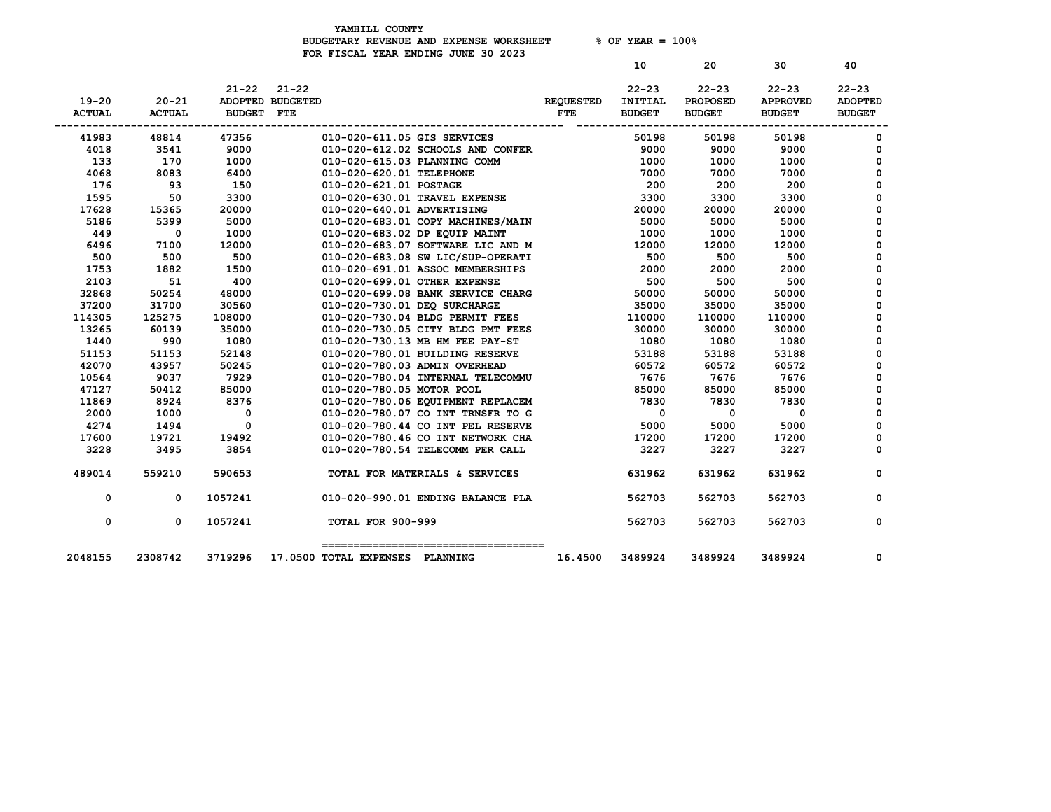YAMHILL COUNTY
BUDGETARY REVENUE AND EXPENSE WORKSHEET     % OF YEAR = 100%
FOR FISCAL YEAR ENDING JUNE 30 2023

| 19-20 ACTUAL | 20-21 ACTUAL | 21-22 ADOPTED BUDGET | 21-22 BUDGETED FTE | | REQUESTED FTE | 10<br>22-23 INITIAL BUDGET | 20<br>22-23 PROPOSED BUDGET | 30<br>22-23 APPROVED BUDGET | 40<br>22-23 ADOPTED BUDGET |
|---|---|---|---|---|---|---|---|---|---|
| 41983 | 48814 | 47356 | | 010-020-611.05 GIS SERVICES | | 50198 | 50198 | 50198 | 0 |
| 4018 | 3541 | 9000 | | 010-020-612.02 SCHOOLS AND CONFER | | 9000 | 9000 | 9000 | 0 |
| 133 | 170 | 1000 | | 010-020-615.03 PLANNING COMM | | 1000 | 1000 | 1000 | 0 |
| 4068 | 8083 | 6400 | | 010-020-620.01 TELEPHONE | | 7000 | 7000 | 7000 | 0 |
| 176 | 93 | 150 | | 010-020-621.01 POSTAGE | | 200 | 200 | 200 | 0 |
| 1595 | 50 | 3300 | | 010-020-630.01 TRAVEL EXPENSE | | 3300 | 3300 | 3300 | 0 |
| 17628 | 15365 | 20000 | | 010-020-640.01 ADVERTISING | | 20000 | 20000 | 20000 | 0 |
| 5186 | 5399 | 5000 | | 010-020-683.01 COPY MACHINES/MAIN | | 5000 | 5000 | 5000 | 0 |
| 449 | 0 | 1000 | | 010-020-683.02 DP EQUIP MAINT | | 1000 | 1000 | 1000 | 0 |
| 6496 | 7100 | 12000 | | 010-020-683.07 SOFTWARE LIC AND M | | 12000 | 12000 | 12000 | 0 |
| 500 | 500 | 500 | | 010-020-683.08 SW LIC/SUP-OPERATI | | 500 | 500 | 500 | 0 |
| 1753 | 1882 | 1500 | | 010-020-691.01 ASSOC MEMBERSHIPS | | 2000 | 2000 | 2000 | 0 |
| 2103 | 51 | 400 | | 010-020-699.01 OTHER EXPENSE | | 500 | 500 | 500 | 0 |
| 32868 | 50254 | 48000 | | 010-020-699.08 BANK SERVICE CHARG | | 50000 | 50000 | 50000 | 0 |
| 37200 | 31700 | 30560 | | 010-020-730.01 DEQ SURCHARGE | | 35000 | 35000 | 35000 | 0 |
| 114305 | 125275 | 108000 | | 010-020-730.04 BLDG PERMIT FEES | | 110000 | 110000 | 110000 | 0 |
| 13265 | 60139 | 35000 | | 010-020-730.05 CITY BLDG PMT FEES | | 30000 | 30000 | 30000 | 0 |
| 1440 | 990 | 1080 | | 010-020-730.13 MB HM FEE PAY-ST | | 1080 | 1080 | 1080 | 0 |
| 51153 | 51153 | 52148 | | 010-020-780.01 BUILDING RESERVE | | 53188 | 53188 | 53188 | 0 |
| 42070 | 43957 | 50245 | | 010-020-780.03 ADMIN OVERHEAD | | 60572 | 60572 | 60572 | 0 |
| 10564 | 9037 | 7929 | | 010-020-780.04 INTERNAL TELECOMMU | | 7676 | 7676 | 7676 | 0 |
| 47127 | 50412 | 85000 | | 010-020-780.05 MOTOR POOL | | 85000 | 85000 | 85000 | 0 |
| 11869 | 8924 | 8376 | | 010-020-780.06 EQUIPMENT REPLACEM | | 7830 | 7830 | 7830 | 0 |
| 2000 | 1000 | 0 | | 010-020-780.07 CO INT TRNSFR TO G | | 0 | 0 | 0 | 0 |
| 4274 | 1494 | 0 | | 010-020-780.44 CO INT PEL RESERVE | | 5000 | 5000 | 5000 | 0 |
| 17600 | 19721 | 19492 | | 010-020-780.46 CO INT NETWORK CHA | | 17200 | 17200 | 17200 | 0 |
| 3228 | 3495 | 3854 | | 010-020-780.54 TELECOMM PER CALL | | 3227 | 3227 | 3227 | 0 |
| 489014 | 559210 | 590653 | | TOTAL FOR MATERIALS & SERVICES | | 631962 | 631962 | 631962 | 0 |
| 0 | 0 | 1057241 | | 010-020-990.01 ENDING BALANCE PLA | | 562703 | 562703 | 562703 | 0 |
| 0 | 0 | 1057241 | | TOTAL FOR 900-999 | | 562703 | 562703 | 562703 | 0 |
| 2048155 | 2308742 | 3719296 | 17.0500 | TOTAL EXPENSES PLANNING | 16.4500 | 3489924 | 3489924 | 3489924 | 0 |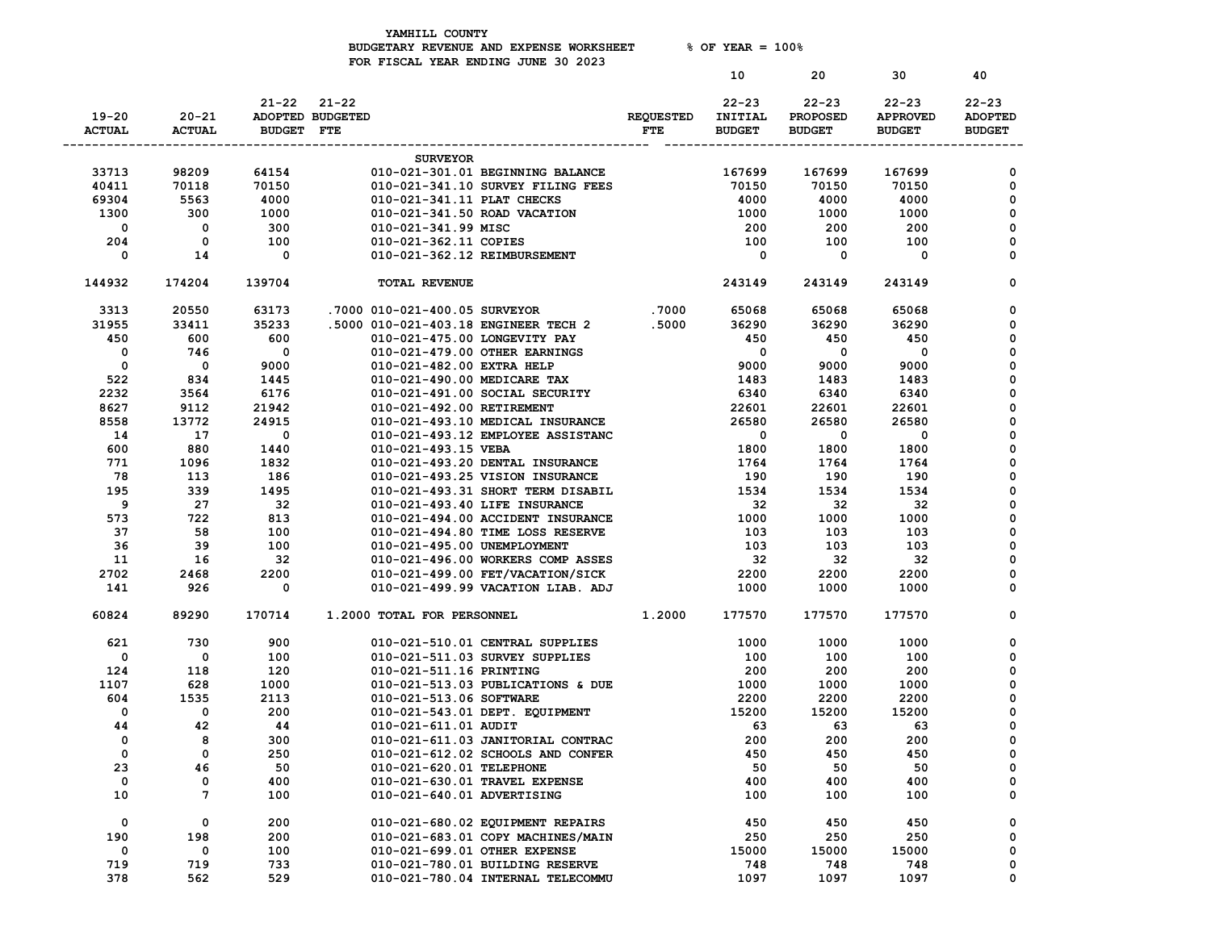YAMHILL COUNTY
BUDGETARY REVENUE AND EXPENSE WORKSHEET % OF YEAR = 100%
FOR FISCAL YEAR ENDING JUNE 30 2023

| 19-20 ACTUAL | 20-21 ACTUAL | 21-22 ADOPTED BUDGET | 21-22 BUDGETED FTE | | REQUESTED FTE | 10 22-23 INITIAL BUDGET | 20 22-23 PROPOSED BUDGET | 30 22-23 APPROVED BUDGET | 40 22-23 ADOPTED BUDGET |
|---|---|---|---|---|---|---|---|---|---|
| | | | | SURVEYOR | | | | | |
| 33713 | 98209 | 64154 | | 010-021-301.01 BEGINNING BALANCE | | 167699 | 167699 | 167699 | 0 |
| 40411 | 70118 | 70150 | | 010-021-341.10 SURVEY FILING FEES | | 70150 | 70150 | 70150 | 0 |
| 69304 | 5563 | 4000 | | 010-021-341.11 PLAT CHECKS | | 4000 | 4000 | 4000 | 0 |
| 1300 | 300 | 1000 | | 010-021-341.50 ROAD VACATION | | 1000 | 1000 | 1000 | 0 |
| 0 | 0 | 300 | | 010-021-341.99 MISC | | 200 | 200 | 200 | 0 |
| 204 | 0 | 100 | | 010-021-362.11 COPIES | | 100 | 100 | 100 | 0 |
| 0 | 14 | 0 | | 010-021-362.12 REIMBURSEMENT | | 0 | 0 | 0 | 0 |
| 144932 | 174204 | 139704 | | TOTAL REVENUE | | 243149 | 243149 | 243149 | 0 |
| 3313 | 20550 | 63173 | .7000 | 010-021-400.05 SURVEYOR | .7000 | 65068 | 65068 | 65068 | 0 |
| 31955 | 33411 | 35233 | .5000 | 010-021-403.18 ENGINEER TECH 2 | .5000 | 36290 | 36290 | 36290 | 0 |
| 450 | 600 | 600 | | 010-021-475.00 LONGEVITY PAY | | 450 | 450 | 450 | 0 |
| 0 | 746 | 0 | | 010-021-479.00 OTHER EARNINGS | | 0 | 0 | 0 | 0 |
| 0 | 0 | 9000 | | 010-021-482.00 EXTRA HELP | | 9000 | 9000 | 9000 | 0 |
| 522 | 834 | 1445 | | 010-021-490.00 MEDICARE TAX | | 1483 | 1483 | 1483 | 0 |
| 2232 | 3564 | 6176 | | 010-021-491.00 SOCIAL SECURITY | | 6340 | 6340 | 6340 | 0 |
| 8627 | 9112 | 21942 | | 010-021-492.00 RETIREMENT | | 22601 | 22601 | 22601 | 0 |
| 8558 | 13772 | 24915 | | 010-021-493.10 MEDICAL INSURANCE | | 26580 | 26580 | 26580 | 0 |
| 14 | 17 | 0 | | 010-021-493.12 EMPLOYEE ASSISTANC | | 0 | 0 | 0 | 0 |
| 600 | 880 | 1440 | | 010-021-493.15 VEBA | | 1800 | 1800 | 1800 | 0 |
| 771 | 1096 | 1832 | | 010-021-493.20 DENTAL INSURANCE | | 1764 | 1764 | 1764 | 0 |
| 78 | 113 | 186 | | 010-021-493.25 VISION INSURANCE | | 190 | 190 | 190 | 0 |
| 195 | 339 | 1495 | | 010-021-493.31 SHORT TERM DISABIL | | 1534 | 1534 | 1534 | 0 |
| 9 | 27 | 32 | | 010-021-493.40 LIFE INSURANCE | | 32 | 32 | 32 | 0 |
| 573 | 722 | 813 | | 010-021-494.00 ACCIDENT INSURANCE | | 1000 | 1000 | 1000 | 0 |
| 37 | 58 | 100 | | 010-021-494.80 TIME LOSS RESERVE | | 103 | 103 | 103 | 0 |
| 36 | 39 | 100 | | 010-021-495.00 UNEMPLOYMENT | | 103 | 103 | 103 | 0 |
| 11 | 16 | 32 | | 010-021-496.00 WORKERS COMP ASSES | | 32 | 32 | 32 | 0 |
| 2702 | 2468 | 2200 | | 010-021-499.00 FET/VACATION/SICK | | 2200 | 2200 | 2200 | 0 |
| 141 | 926 | 0 | | 010-021-499.99 VACATION LIAB. ADJ | | 1000 | 1000 | 1000 | 0 |
| 60824 | 89290 | 170714 | 1.2000 | TOTAL FOR PERSONNEL | 1.2000 | 177570 | 177570 | 177570 | 0 |
| 621 | 730 | 900 | | 010-021-510.01 CENTRAL SUPPLIES | | 1000 | 1000 | 1000 | 0 |
| 0 | 0 | 100 | | 010-021-511.03 SURVEY SUPPLIES | | 100 | 100 | 100 | 0 |
| 124 | 118 | 120 | | 010-021-511.16 PRINTING | | 200 | 200 | 200 | 0 |
| 1107 | 628 | 1000 | | 010-021-513.03 PUBLICATIONS & DUE | | 1000 | 1000 | 1000 | 0 |
| 604 | 1535 | 2113 | | 010-021-513.06 SOFTWARE | | 2200 | 2200 | 2200 | 0 |
| 0 | 0 | 200 | | 010-021-543.01 DEPT. EQUIPMENT | | 15200 | 15200 | 15200 | 0 |
| 44 | 42 | 44 | | 010-021-611.01 AUDIT | | 63 | 63 | 63 | 0 |
| 0 | 8 | 300 | | 010-021-611.03 JANITORIAL CONTRAC | | 200 | 200 | 200 | 0 |
| 0 | 0 | 250 | | 010-021-612.02 SCHOOLS AND CONFER | | 450 | 450 | 450 | 0 |
| 23 | 46 | 50 | | 010-021-620.01 TELEPHONE | | 50 | 50 | 50 | 0 |
| 0 | 0 | 400 | | 010-021-630.01 TRAVEL EXPENSE | | 400 | 400 | 400 | 0 |
| 10 | 7 | 100 | | 010-021-640.01 ADVERTISING | | 100 | 100 | 100 | 0 |
| 0 | 0 | 200 | | 010-021-680.02 EQUIPMENT REPAIRS | | 450 | 450 | 450 | 0 |
| 190 | 198 | 200 | | 010-021-683.01 COPY MACHINES/MAIN | | 250 | 250 | 250 | 0 |
| 0 | 0 | 100 | | 010-021-699.01 OTHER EXPENSE | | 15000 | 15000 | 15000 | 0 |
| 719 | 719 | 733 | | 010-021-780.01 BUILDING RESERVE | | 748 | 748 | 748 | 0 |
| 378 | 562 | 529 | | 010-021-780.04 INTERNAL TELECOMMU | | 1097 | 1097 | 1097 | 0 |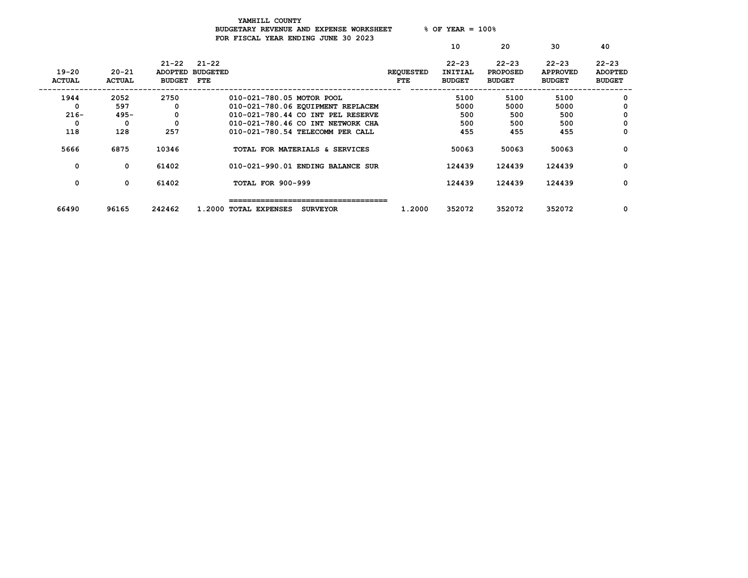YAMHILL COUNTY
BUDGETARY REVENUE AND EXPENSE WORKSHEET % OF YEAR = 100%
FOR FISCAL YEAR ENDING JUNE 30 2023

| 19-20 ACTUAL | 20-21 ACTUAL | 21-22 ADOPTED BUDGET | 21-22 BUDGETED FTE | | REQUESTED FTE | 10<br>22-23 INITIAL BUDGET | 20<br>22-23 PROPOSED BUDGET | 30<br>22-23 APPROVED BUDGET | 40<br>22-23 ADOPTED BUDGET |
|---|---|---|---|---|---|---|---|---|---|
| 1944 | 2052 | 2750 | | 010-021-780.05 MOTOR POOL | | 5100 | 5100 | 5100 | 0 |
| 0 | 597 | 0 | | 010-021-780.06 EQUIPMENT REPLACEM | | 5000 | 5000 | 5000 | 0 |
| 216- | 495- | 0 | | 010-021-780.44 CO INT PEL RESERVE | | 500 | 500 | 500 | 0 |
| 0 | 0 | 0 | | 010-021-780.46 CO INT NETWORK CHA | | 500 | 500 | 500 | 0 |
| 118 | 128 | 257 | | 010-021-780.54 TELECOMM PER CALL | | 455 | 455 | 455 | 0 |
| 5666 | 6875 | 10346 | | TOTAL FOR MATERIALS & SERVICES | | 50063 | 50063 | 50063 | 0 |
| 0 | 0 | 61402 | | 010-021-990.01 ENDING BALANCE SUR | | 124439 | 124439 | 124439 | 0 |
| 0 | 0 | 61402 | | TOTAL FOR 900-999 | | 124439 | 124439 | 124439 | 0 |
| 66490 | 96165 | 242462 | 1.2000 | TOTAL EXPENSES SURVEYOR | 1.2000 | 352072 | 352072 | 352072 | 0 |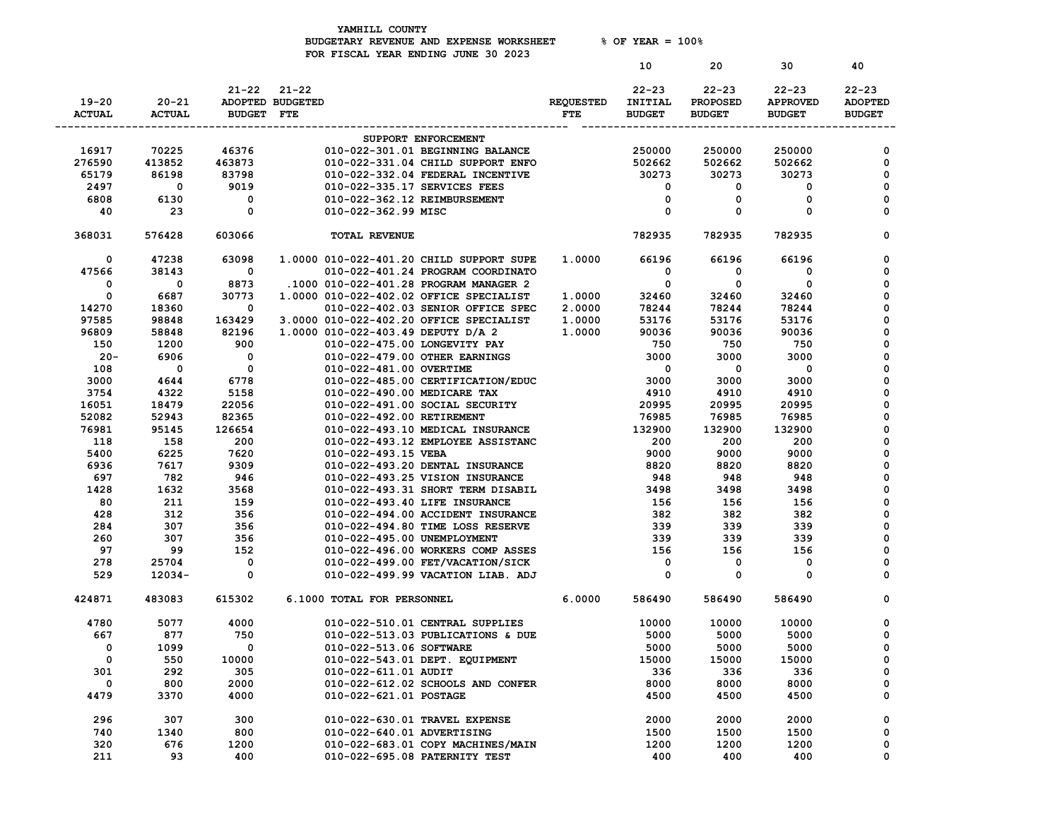YAMHILL COUNTY
BUDGETARY REVENUE AND EXPENSE WORKSHEET % OF YEAR = 100%
FOR FISCAL YEAR ENDING JUNE 30 2023

| 19-20 ACTUAL | 20-21 ACTUAL | 21-22 ADOPTED BUDGET | 21-22 BUDGETED FTE | | REQUESTED FTE | 10<br>22-23 INITIAL BUDGET | 20<br>22-23 PROPOSED BUDGET | 30<br>22-23 APPROVED BUDGET | 40<br>22-23 ADOPTED BUDGET |
|---|---|---|---|---|---|---|---|---|---|
| | | | | SUPPORT ENFORCEMENT | | | | | |
| 16917 | 70225 | 46376 | | 010-022-301.01 BEGINNING BALANCE | | 250000 | 250000 | 250000 | 0 |
| 276590 | 413852 | 463873 | | 010-022-331.04 CHILD SUPPORT ENFO | | 502662 | 502662 | 502662 | 0 |
| 65179 | 86198 | 83798 | | 010-022-332.04 FEDERAL INCENTIVE | | 30273 | 30273 | 30273 | 0 |
| 2497 | 0 | 9019 | | 010-022-335.17 SERVICES FEES | | 0 | 0 | 0 | 0 |
| 6808 | 6130 | 0 | | 010-022-362.12 REIMBURSEMENT | | 0 | 0 | 0 | 0 |
| 40 | 23 | 0 | | 010-022-362.99 MISC | | 0 | 0 | 0 | 0 |
| 368031 | 576428 | 603066 | | TOTAL REVENUE | | 782935 | 782935 | 782935 | 0 |
| 0 | 47238 | 63098 | 1.0000 | 010-022-401.20 CHILD SUPPORT SUPE | 1.0000 | 66196 | 66196 | 66196 | 0 |
| 47566 | 38143 | 0 | | 010-022-401.24 PROGRAM COORDINATO | | 0 | 0 | 0 | 0 |
| 0 | 0 | 8873 | .1000 | 010-022-401.28 PROGRAM MANAGER 2 | | 0 | 0 | 0 | 0 |
| 0 | 6687 | 30773 | 1.0000 | 010-022-402.02 OFFICE SPECIALIST | 1.0000 | 32460 | 32460 | 32460 | 0 |
| 14270 | 18360 | 0 | | 010-022-402.03 SENIOR OFFICE SPEC | 2.0000 | 78244 | 78244 | 78244 | 0 |
| 97585 | 98848 | 163429 | 3.0000 | 010-022-402.20 OFFICE SPECIALIST | 1.0000 | 53176 | 53176 | 53176 | 0 |
| 96809 | 58848 | 82196 | 1.0000 | 010-022-403.49 DEPUTY D/A 2 | 1.0000 | 90036 | 90036 | 90036 | 0 |
| 150 | 1200 | 900 | | 010-022-475.00 LONGEVITY PAY | | 750 | 750 | 750 | 0 |
| 20- | 6906 | 0 | | 010-022-479.00 OTHER EARNINGS | | 3000 | 3000 | 3000 | 0 |
| 108 | 0 | 0 | | 010-022-481.00 OVERTIME | | 0 | 0 | 0 | 0 |
| 3000 | 4644 | 6778 | | 010-022-485.00 CERTIFICATION/EDUC | | 3000 | 3000 | 3000 | 0 |
| 3754 | 4322 | 5158 | | 010-022-490.00 MEDICARE TAX | | 4910 | 4910 | 4910 | 0 |
| 16051 | 18479 | 22056 | | 010-022-491.00 SOCIAL SECURITY | | 20995 | 20995 | 20995 | 0 |
| 52082 | 52943 | 82365 | | 010-022-492.00 RETIREMENT | | 76985 | 76985 | 76985 | 0 |
| 76981 | 95145 | 126654 | | 010-022-493.10 MEDICAL INSURANCE | | 132900 | 132900 | 132900 | 0 |
| 118 | 158 | 200 | | 010-022-493.12 EMPLOYEE ASSISTANC | | 200 | 200 | 200 | 0 |
| 5400 | 6225 | 7620 | | 010-022-493.15 VEBA | | 9000 | 9000 | 9000 | 0 |
| 6936 | 7617 | 9309 | | 010-022-493.20 DENTAL INSURANCE | | 8820 | 8820 | 8820 | 0 |
| 697 | 782 | 946 | | 010-022-493.25 VISION INSURANCE | | 948 | 948 | 948 | 0 |
| 1428 | 1632 | 3568 | | 010-022-493.31 SHORT TERM DISABIL | | 3498 | 3498 | 3498 | 0 |
| 80 | 211 | 159 | | 010-022-493.40 LIFE INSURANCE | | 156 | 156 | 156 | 0 |
| 428 | 312 | 356 | | 010-022-494.00 ACCIDENT INSURANCE | | 382 | 382 | 382 | 0 |
| 284 | 307 | 356 | | 010-022-494.80 TIME LOSS RESERVE | | 339 | 339 | 339 | 0 |
| 260 | 307 | 356 | | 010-022-495.00 UNEMPLOYMENT | | 339 | 339 | 339 | 0 |
| 97 | 99 | 152 | | 010-022-496.00 WORKERS COMP ASSES | | 156 | 156 | 156 | 0 |
| 278 | 25704 | 0 | | 010-022-499.00 FET/VACATION/SICK | | 0 | 0 | 0 | 0 |
| 529 | 12034- | 0 | | 010-022-499.99 VACATION LIAB. ADJ | | 0 | 0 | 0 | 0 |
| 424871 | 483083 | 615302 | 6.1000 | TOTAL FOR PERSONNEL | 6.0000 | 586490 | 586490 | 586490 | 0 |
| 4780 | 5077 | 4000 | | 010-022-510.01 CENTRAL SUPPLIES | | 10000 | 10000 | 10000 | 0 |
| 667 | 877 | 750 | | 010-022-513.03 PUBLICATIONS & DUE | | 5000 | 5000 | 5000 | 0 |
| 0 | 1099 | 0 | | 010-022-513.06 SOFTWARE | | 5000 | 5000 | 5000 | 0 |
| 0 | 550 | 10000 | | 010-022-543.01 DEPT. EQUIPMENT | | 15000 | 15000 | 15000 | 0 |
| 301 | 292 | 305 | | 010-022-611.01 AUDIT | | 336 | 336 | 336 | 0 |
| 0 | 800 | 2000 | | 010-022-612.02 SCHOOLS AND CONFER | | 8000 | 8000 | 8000 | 0 |
| 4479 | 3370 | 4000 | | 010-022-621.01 POSTAGE | | 4500 | 4500 | 4500 | 0 |
| 296 | 307 | 300 | | 010-022-630.01 TRAVEL EXPENSE | | 2000 | 2000 | 2000 | 0 |
| 740 | 1340 | 800 | | 010-022-640.01 ADVERTISING | | 1500 | 1500 | 1500 | 0 |
| 320 | 676 | 1200 | | 010-022-683.01 COPY MACHINES/MAIN | | 1200 | 1200 | 1200 | 0 |
| 211 | 93 | 400 | | 010-022-695.08 PATERNITY TEST | | 400 | 400 | 400 | 0 |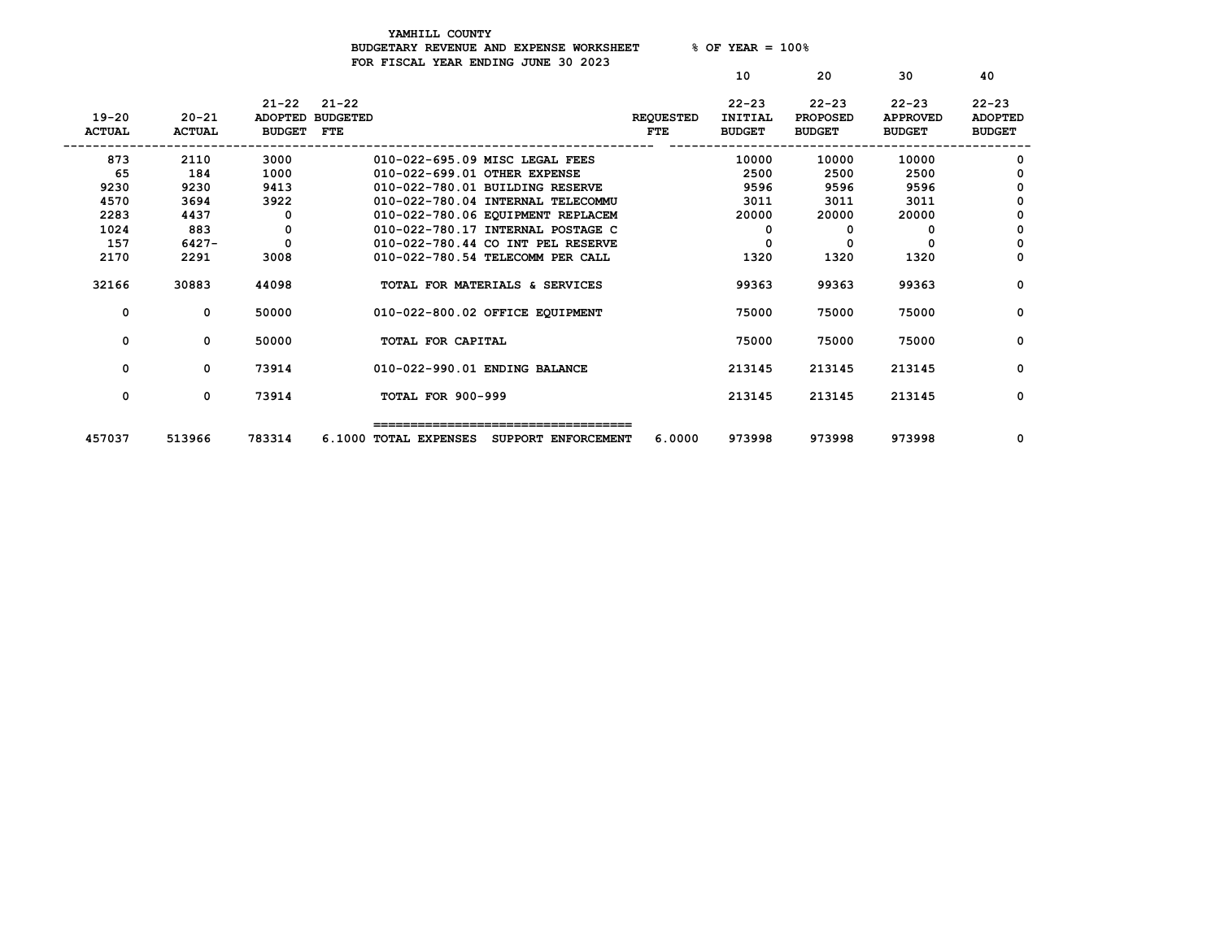YAMHILL COUNTY
BUDGETARY REVENUE AND EXPENSE WORKSHEET % OF YEAR = 100%
FOR FISCAL YEAR ENDING JUNE 30 2023

| 19-20 ACTUAL | 20-21 ACTUAL | 21-22 ADOPTED BUDGET | 21-22 BUDGETED FTE | | REQUESTED FTE | 10<br>22-23 INITIAL BUDGET | 20<br>22-23 PROPOSED BUDGET | 30<br>22-23 APPROVED BUDGET | 40<br>22-23 ADOPTED BUDGET |
|---|---|---|---|---|---|---|---|---|---|
| 873 | 2110 | 3000 | | 010-022-695.09 MISC LEGAL FEES | | 10000 | 10000 | 10000 | 0 |
| 65 | 184 | 1000 | | 010-022-699.01 OTHER EXPENSE | | 2500 | 2500 | 2500 | 0 |
| 9230 | 9230 | 9413 | | 010-022-780.01 BUILDING RESERVE | | 9596 | 9596 | 9596 | 0 |
| 4570 | 3694 | 3922 | | 010-022-780.04 INTERNAL TELECOMMU | | 3011 | 3011 | 3011 | 0 |
| 2283 | 4437 | 0 | | 010-022-780.06 EQUIPMENT REPLACEM | | 20000 | 20000 | 20000 | 0 |
| 1024 | 883 | 0 | | 010-022-780.17 INTERNAL POSTAGE C | | 0 | 0 | 0 | 0 |
| 157 | 6427- | 0 | | 010-022-780.44 CO INT PEL RESERVE | | 0 | 0 | 0 | 0 |
| 2170 | 2291 | 3008 | | 010-022-780.54 TELECOMM PER CALL | | 1320 | 1320 | 1320 | 0 |
| 32166 | 30883 | 44098 | | TOTAL FOR MATERIALS & SERVICES | | 99363 | 99363 | 99363 | 0 |
| 0 | 0 | 50000 | | 010-022-800.02 OFFICE EQUIPMENT | | 75000 | 75000 | 75000 | 0 |
| 0 | 0 | 50000 | | TOTAL FOR CAPITAL | | 75000 | 75000 | 75000 | 0 |
| 0 | 0 | 73914 | | 010-022-990.01 ENDING BALANCE | | 213145 | 213145 | 213145 | 0 |
| 0 | 0 | 73914 | | TOTAL FOR 900-999 | | 213145 | 213145 | 213145 | 0 |
| 457037 | 513966 | 783314 | 6.1000 | TOTAL EXPENSES SUPPORT ENFORCEMENT | 6.0000 | 973998 | 973998 | 973998 | 0 |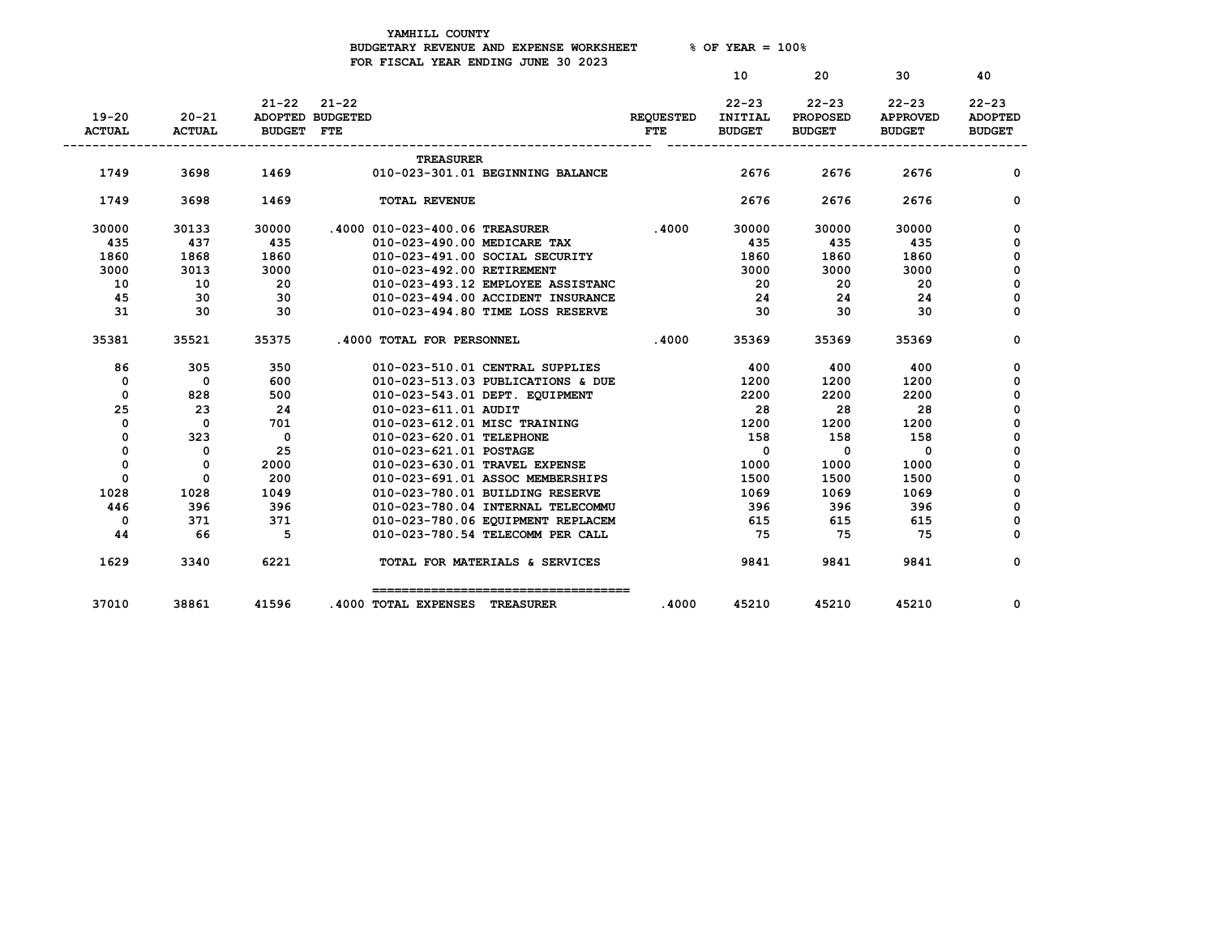YAMHILL COUNTY
BUDGETARY REVENUE AND EXPENSE WORKSHEET % OF YEAR = 100%
FOR FISCAL YEAR ENDING JUNE 30 2023

| 19-20 ACTUAL | 20-21 ACTUAL | 21-22 ADOPTED BUDGET | 21-22 BUDGETED FTE | | REQUESTED FTE | 10<br>22-23 INITIAL BUDGET | 20<br>22-23 PROPOSED BUDGET | 30<br>22-23 APPROVED BUDGET | 40<br>22-23 ADOPTED BUDGET |
|---|---|---|---|---|---|---|---|---|---|
| | | | | TREASURER | | | | | |
| 1749 | 3698 | 1469 | | 010-023-301.01 BEGINNING BALANCE | | 2676 | 2676 | 2676 | 0 |
| 1749 | 3698 | 1469 | | TOTAL REVENUE | | 2676 | 2676 | 2676 | 0 |
| 30000 | 30133 | 30000 | .4000 | 010-023-400.06 TREASURER | .4000 | 30000 | 30000 | 30000 | 0 |
| 435 | 437 | 435 | | 010-023-490.00 MEDICARE TAX | | 435 | 435 | 435 | 0 |
| 1860 | 1868 | 1860 | | 010-023-491.00 SOCIAL SECURITY | | 1860 | 1860 | 1860 | 0 |
| 3000 | 3013 | 3000 | | 010-023-492.00 RETIREMENT | | 3000 | 3000 | 3000 | 0 |
| 10 | 10 | 20 | | 010-023-493.12 EMPLOYEE ASSISTANC | | 20 | 20 | 20 | 0 |
| 45 | 30 | 30 | | 010-023-494.00 ACCIDENT INSURANCE | | 24 | 24 | 24 | 0 |
| 31 | 30 | 30 | | 010-023-494.80 TIME LOSS RESERVE | | 30 | 30 | 30 | 0 |
| 35381 | 35521 | 35375 | .4000 | TOTAL FOR PERSONNEL | .4000 | 35369 | 35369 | 35369 | 0 |
| 86 | 305 | 350 | | 010-023-510.01 CENTRAL SUPPLIES | | 400 | 400 | 400 | 0 |
| 0 | 0 | 600 | | 010-023-513.03 PUBLICATIONS & DUE | | 1200 | 1200 | 1200 | 0 |
| 0 | 828 | 500 | | 010-023-543.01 DEPT. EQUIPMENT | | 2200 | 2200 | 2200 | 0 |
| 25 | 23 | 24 | | 010-023-611.01 AUDIT | | 28 | 28 | 28 | 0 |
| 0 | 0 | 701 | | 010-023-612.01 MISC TRAINING | | 1200 | 1200 | 1200 | 0 |
| 0 | 323 | 0 | | 010-023-620.01 TELEPHONE | | 158 | 158 | 158 | 0 |
| 0 | 0 | 25 | | 010-023-621.01 POSTAGE | | 0 | 0 | 0 | 0 |
| 0 | 0 | 2000 | | 010-023-630.01 TRAVEL EXPENSE | | 1000 | 1000 | 1000 | 0 |
| 0 | 0 | 200 | | 010-023-691.01 ASSOC MEMBERSHIPS | | 1500 | 1500 | 1500 | 0 |
| 1028 | 1028 | 1049 | | 010-023-780.01 BUILDING RESERVE | | 1069 | 1069 | 1069 | 0 |
| 446 | 396 | 396 | | 010-023-780.04 INTERNAL TELECOMMU | | 396 | 396 | 396 | 0 |
| 0 | 371 | 371 | | 010-023-780.06 EQUIPMENT REPLACEM | | 615 | 615 | 615 | 0 |
| 44 | 66 | 5 | | 010-023-780.54 TELECOMM PER CALL | | 75 | 75 | 75 | 0 |
| 1629 | 3340 | 6221 | | TOTAL FOR MATERIALS & SERVICES | | 9841 | 9841 | 9841 | 0 |
| 37010 | 38861 | 41596 | .4000 | TOTAL EXPENSES TREASURER | .4000 | 45210 | 45210 | 45210 | 0 |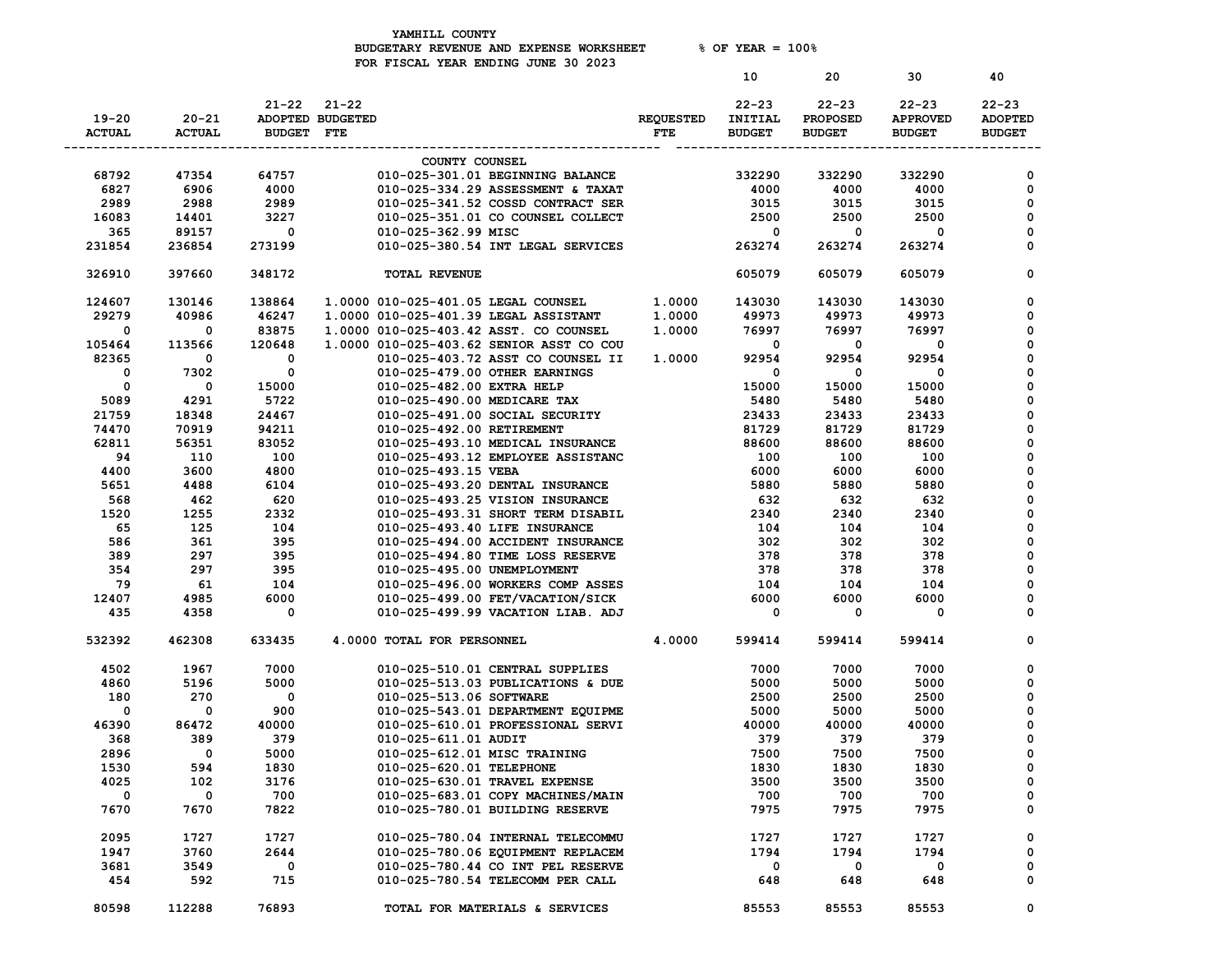YAMHILL COUNTY
BUDGETARY REVENUE AND EXPENSE WORKSHEET % OF YEAR = 100%
FOR FISCAL YEAR ENDING JUNE 30 2023

| 19-20 ACTUAL | 20-21 ACTUAL | 21-22 ADOPTED BUDGET | 21-22 BUDGETED FTE | | REQUESTED FTE | 10 22-23 INITIAL BUDGET | 20 22-23 PROPOSED BUDGET | 30 22-23 APPROVED BUDGET | 40 22-23 ADOPTED BUDGET |
|---|---|---|---|---|---|---|---|---|---|
| | | | | COUNTY COUNSEL | | | | | |
| 68792 | 47354 | 64757 | | 010-025-301.01 BEGINNING BALANCE | | 332290 | 332290 | 332290 | 0 |
| 6827 | 6906 | 4000 | | 010-025-334.29 ASSESSMENT & TAXAT | | 4000 | 4000 | 4000 | 0 |
| 2989 | 2988 | 2989 | | 010-025-341.52 COSSD CONTRACT SER | | 3015 | 3015 | 3015 | 0 |
| 16083 | 14401 | 3227 | | 010-025-351.01 CO COUNSEL COLLECT | | 2500 | 2500 | 2500 | 0 |
| 365 | 89157 | 0 | | 010-025-362.99 MISC | | 0 | 0 | 0 | 0 |
| 231854 | 236854 | 273199 | | 010-025-380.54 INT LEGAL SERVICES | | 263274 | 263274 | 263274 | 0 |
| 326910 | 397660 | 348172 | | TOTAL REVENUE | | 605079 | 605079 | 605079 | 0 |
| 124607 | 130146 | 138864 | 1.0000 | 010-025-401.05 LEGAL COUNSEL | 1.0000 | 143030 | 143030 | 143030 | 0 |
| 29279 | 40986 | 46247 | 1.0000 | 010-025-401.39 LEGAL ASSISTANT | 1.0000 | 49973 | 49973 | 49973 | 0 |
| 0 | 0 | 83875 | 1.0000 | 010-025-403.42 ASST. CO COUNSEL | 1.0000 | 76997 | 76997 | 76997 | 0 |
| 105464 | 113566 | 120648 | 1.0000 | 010-025-403.62 SENIOR ASST CO COU | | 0 | 0 | 0 | 0 |
| 82365 | 0 | 0 | | 010-025-403.72 ASST CO COUNSEL II | 1.0000 | 92954 | 92954 | 92954 | 0 |
| 0 | 7302 | 0 | | 010-025-479.00 OTHER EARNINGS | | 0 | 0 | 0 | 0 |
| 0 | 0 | 15000 | | 010-025-482.00 EXTRA HELP | | 15000 | 15000 | 15000 | 0 |
| 5089 | 4291 | 5722 | | 010-025-490.00 MEDICARE TAX | | 5480 | 5480 | 5480 | 0 |
| 21759 | 18348 | 24467 | | 010-025-491.00 SOCIAL SECURITY | | 23433 | 23433 | 23433 | 0 |
| 74470 | 70919 | 94211 | | 010-025-492.00 RETIREMENT | | 81729 | 81729 | 81729 | 0 |
| 62811 | 56351 | 83052 | | 010-025-493.10 MEDICAL INSURANCE | | 88600 | 88600 | 88600 | 0 |
| 94 | 110 | 100 | | 010-025-493.12 EMPLOYEE ASSISTANC | | 100 | 100 | 100 | 0 |
| 4400 | 3600 | 4800 | | 010-025-493.15 VEBA | | 6000 | 6000 | 6000 | 0 |
| 5651 | 4488 | 6104 | | 010-025-493.20 DENTAL INSURANCE | | 5880 | 5880 | 5880 | 0 |
| 568 | 462 | 620 | | 010-025-493.25 VISION INSURANCE | | 632 | 632 | 632 | 0 |
| 1520 | 1255 | 2332 | | 010-025-493.31 SHORT TERM DISABIL | | 2340 | 2340 | 2340 | 0 |
| 65 | 125 | 104 | | 010-025-493.40 LIFE INSURANCE | | 104 | 104 | 104 | 0 |
| 586 | 361 | 395 | | 010-025-494.00 ACCIDENT INSURANCE | | 302 | 302 | 302 | 0 |
| 389 | 297 | 395 | | 010-025-494.80 TIME LOSS RESERVE | | 378 | 378 | 378 | 0 |
| 354 | 297 | 395 | | 010-025-495.00 UNEMPLOYMENT | | 378 | 378 | 378 | 0 |
| 79 | 61 | 104 | | 010-025-496.00 WORKERS COMP ASSES | | 104 | 104 | 104 | 0 |
| 12407 | 4985 | 6000 | | 010-025-499.00 FET/VACATION/SICK | | 6000 | 6000 | 6000 | 0 |
| 435 | 4358 | 0 | | 010-025-499.99 VACATION LIAB. ADJ | | 0 | 0 | 0 | 0 |
| 532392 | 462308 | 633435 | 4.0000 | TOTAL FOR PERSONNEL | 4.0000 | 599414 | 599414 | 599414 | 0 |
| 4502 | 1967 | 7000 | | 010-025-510.01 CENTRAL SUPPLIES | | 7000 | 7000 | 7000 | 0 |
| 4860 | 5196 | 5000 | | 010-025-513.03 PUBLICATIONS & DUE | | 5000 | 5000 | 5000 | 0 |
| 180 | 270 | 0 | | 010-025-513.06 SOFTWARE | | 2500 | 2500 | 2500 | 0 |
| 0 | 0 | 900 | | 010-025-543.01 DEPARTMENT EQUIPME | | 5000 | 5000 | 5000 | 0 |
| 46390 | 86472 | 40000 | | 010-025-610.01 PROFESSIONAL SERVI | | 40000 | 40000 | 40000 | 0 |
| 368 | 389 | 379 | | 010-025-611.01 AUDIT | | 379 | 379 | 379 | 0 |
| 2896 | 0 | 5000 | | 010-025-612.01 MISC TRAINING | | 7500 | 7500 | 7500 | 0 |
| 1530 | 594 | 1830 | | 010-025-620.01 TELEPHONE | | 1830 | 1830 | 1830 | 0 |
| 4025 | 102 | 3176 | | 010-025-630.01 TRAVEL EXPENSE | | 3500 | 3500 | 3500 | 0 |
| 0 | 0 | 700 | | 010-025-683.01 COPY MACHINES/MAIN | | 700 | 700 | 700 | 0 |
| 7670 | 7670 | 7822 | | 010-025-780.01 BUILDING RESERVE | | 7975 | 7975 | 7975 | 0 |
| 2095 | 1727 | 1727 | | 010-025-780.04 INTERNAL TELECOMMU | | 1727 | 1727 | 1727 | 0 |
| 1947 | 3760 | 2644 | | 010-025-780.06 EQUIPMENT REPLACEM | | 1794 | 1794 | 1794 | 0 |
| 3681 | 3549 | 0 | | 010-025-780.44 CO INT PEL RESERVE | | 0 | 0 | 0 | 0 |
| 454 | 592 | 715 | | 010-025-780.54 TELECOMM PER CALL | | 648 | 648 | 648 | 0 |
| 80598 | 112288 | 76893 | | TOTAL FOR MATERIALS & SERVICES | | 85553 | 85553 | 85553 | 0 |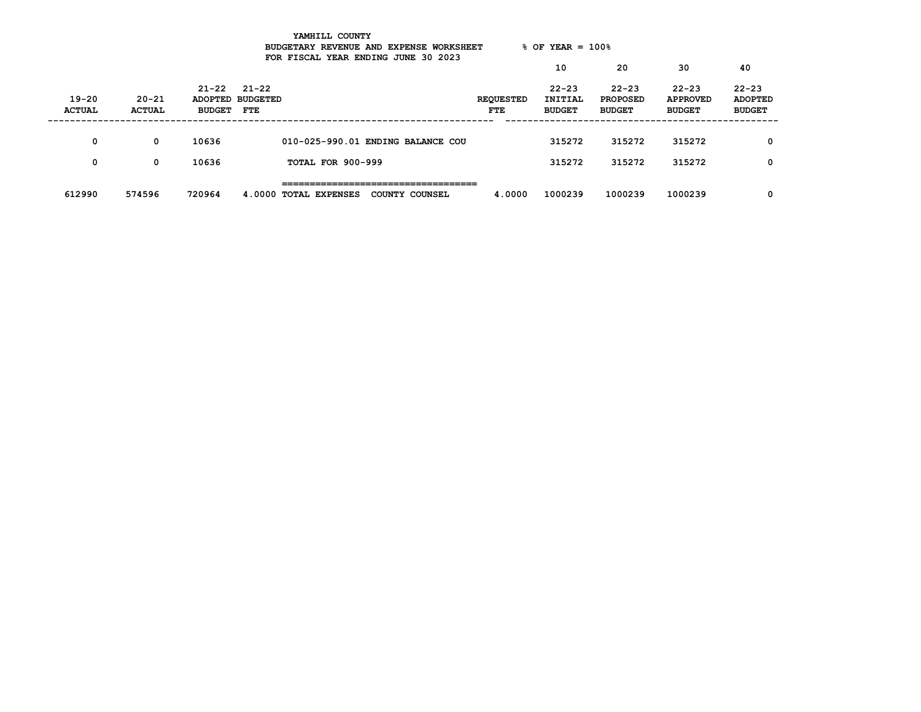YAMHILL COUNTY
BUDGETARY REVENUE AND EXPENSE WORKSHEET      % OF YEAR = 100%
FOR FISCAL YEAR ENDING JUNE 30 2023

| 19-20 ACTUAL | 20-21 ACTUAL | 21-22 ADOPTED BUDGET | 21-22 BUDGETED FTE | | REQUESTED FTE | 10<br>22-23 INITIAL BUDGET | 20<br>22-23 PROPOSED BUDGET | 30<br>22-23 APPROVED BUDGET | 40<br>22-23 ADOPTED BUDGET |
|---|---|---|---|---|---|---|---|---|---|
| 0 | 0 | 10636 | | 010-025-990.01 ENDING BALANCE COU | | 315272 | 315272 | 315272 | 0 |
| 0 | 0 | 10636 | | TOTAL FOR 900-999 | | 315272 | 315272 | 315272 | 0 |
| 612990 | 574596 | 720964 | 4.0000 | TOTAL EXPENSES COUNTY COUNSEL | 4.0000 | 1000239 | 1000239 | 1000239 | 0 |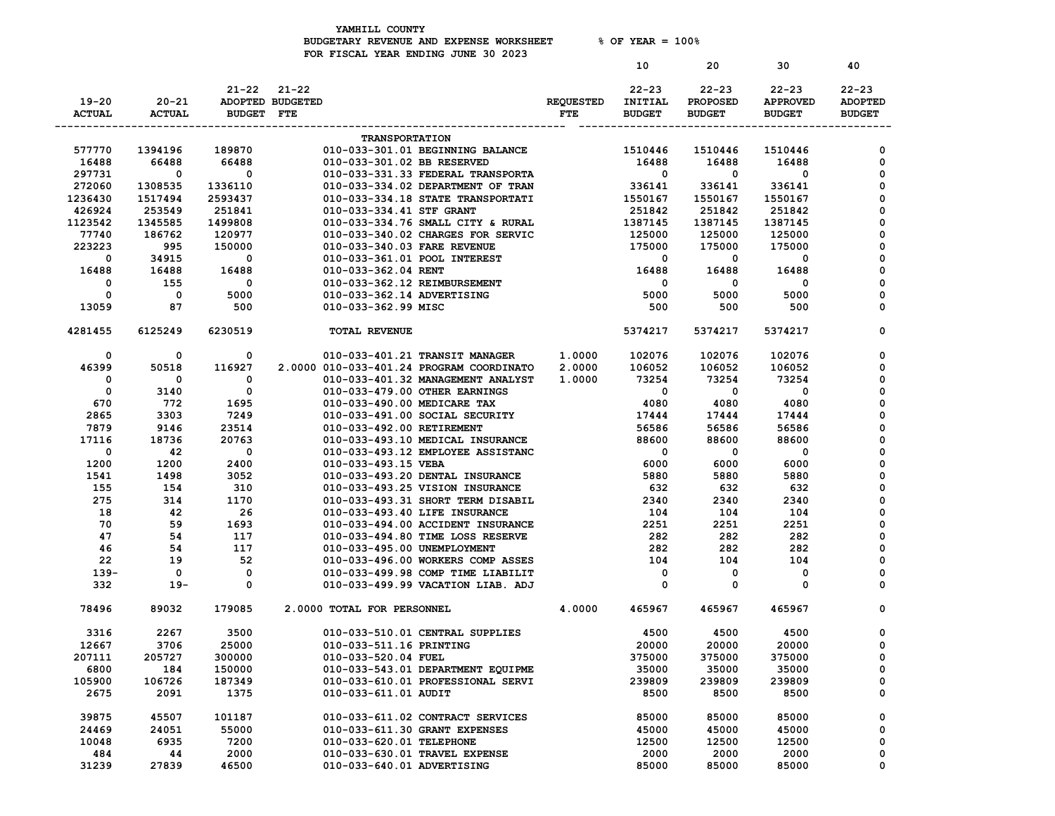# YAMHILL COUNTY

BUDGETARY REVENUE AND EXPENSE WORKSHEET % OF YEAR = 100%

FOR FISCAL YEAR ENDING JUNE 30 2023

| 19-20 ACTUAL | 20-21 ACTUAL | 21-22 ADOPTED BUDGET | 21-22 BUDGETED FTE | | REQUESTED FTE | 10 22-23 INITIAL BUDGET | 20 22-23 PROPOSED BUDGET | 30 22-23 APPROVED BUDGET | 40 22-23 ADOPTED BUDGET |
|---|---|---|---|---|---|---|---|---|---|
| | | | | **TRANSPORTATION** | | | | | |
| 577770 | 1394196 | 189870 | | 010-033-301.01 BEGINNING BALANCE | | 1510446 | 1510446 | 1510446 | 0 |
| 16488 | 66488 | 66488 | | 010-033-301.02 BB RESERVED | | 16488 | 16488 | 16488 | 0 |
| 297731 | 0 | 0 | | 010-033-331.33 FEDERAL TRANSPORTA | | 0 | 0 | 0 | 0 |
| 272060 | 1308535 | 1336110 | | 010-033-334.02 DEPARTMENT OF TRAN | | 336141 | 336141 | 336141 | 0 |
| 1236430 | 1517494 | 2593437 | | 010-033-334.18 STATE TRANSPORTATI | | 1550167 | 1550167 | 1550167 | 0 |
| 426924 | 253549 | 251841 | | 010-033-334.41 STF GRANT | | 251842 | 251842 | 251842 | 0 |
| 1123542 | 1345585 | 1499808 | | 010-033-334.76 SMALL CITY & RURAL | | 1387145 | 1387145 | 1387145 | 0 |
| 77740 | 186762 | 120977 | | 010-033-340.02 CHARGES FOR SERVIC | | 125000 | 125000 | 125000 | 0 |
| 223223 | 995 | 150000 | | 010-033-340.03 FARE REVENUE | | 175000 | 175000 | 175000 | 0 |
| 0 | 34915 | 0 | | 010-033-361.01 POOL INTEREST | | 0 | 0 | 0 | 0 |
| 16488 | 16488 | 16488 | | 010-033-362.04 RENT | | 16488 | 16488 | 16488 | 0 |
| 0 | 155 | 0 | | 010-033-362.12 REIMBURSEMENT | | 0 | 0 | 0 | 0 |
| 0 | 0 | 5000 | | 010-033-362.14 ADVERTISING | | 5000 | 5000 | 5000 | 0 |
| 13059 | 87 | 500 | | 010-033-362.99 MISC | | 500 | 500 | 500 | 0 |
| 4281455 | 6125249 | 6230519 | | TOTAL REVENUE | | 5374217 | 5374217 | 5374217 | 0 |
| 0 | 0 | 0 | | 010-033-401.21 TRANSIT MANAGER | 1.0000 | 102076 | 102076 | 102076 | 0 |
| 46399 | 50518 | 116927 | 2.0000 | 010-033-401.24 PROGRAM COORDINATO | 2.0000 | 106052 | 106052 | 106052 | 0 |
| 0 | 0 | 0 | | 010-033-401.32 MANAGEMENT ANALYST | 1.0000 | 73254 | 73254 | 73254 | 0 |
| 0 | 3140 | 0 | | 010-033-479.00 OTHER EARNINGS | | 0 | 0 | 0 | 0 |
| 670 | 772 | 1695 | | 010-033-490.00 MEDICARE TAX | | 4080 | 4080 | 4080 | 0 |
| 2865 | 3303 | 7249 | | 010-033-491.00 SOCIAL SECURITY | | 17444 | 17444 | 17444 | 0 |
| 7879 | 9146 | 23514 | | 010-033-492.00 RETIREMENT | | 56586 | 56586 | 56586 | 0 |
| 17116 | 18736 | 20763 | | 010-033-493.10 MEDICAL INSURANCE | | 88600 | 88600 | 88600 | 0 |
| 0 | 42 | 0 | | 010-033-493.12 EMPLOYEE ASSISTANC | | 0 | 0 | 0 | 0 |
| 1200 | 1200 | 2400 | | 010-033-493.15 VEBA | | 6000 | 6000 | 6000 | 0 |
| 1541 | 1498 | 3052 | | 010-033-493.20 DENTAL INSURANCE | | 5880 | 5880 | 5880 | 0 |
| 155 | 154 | 310 | | 010-033-493.25 VISION INSURANCE | | 632 | 632 | 632 | 0 |
| 275 | 314 | 1170 | | 010-033-493.31 SHORT TERM DISABIL | | 2340 | 2340 | 2340 | 0 |
| 18 | 42 | 26 | | 010-033-493.40 LIFE INSURANCE | | 104 | 104 | 104 | 0 |
| 70 | 59 | 1693 | | 010-033-494.00 ACCIDENT INSURANCE | | 2251 | 2251 | 2251 | 0 |
| 47 | 54 | 117 | | 010-033-494.80 TIME LOSS RESERVE | | 282 | 282 | 282 | 0 |
| 46 | 54 | 117 | | 010-033-495.00 UNEMPLOYMENT | | 282 | 282 | 282 | 0 |
| 22 | 19 | 52 | | 010-033-496.00 WORKERS COMP ASSES | | 104 | 104 | 104 | 0 |
| 139- | 0 | 0 | | 010-033-499.98 COMP TIME LIABILIT | | 0 | 0 | 0 | 0 |
| 332 | 19- | 0 | | 010-033-499.99 VACATION LIAB. ADJ | | 0 | 0 | 0 | 0 |
| 78496 | 89032 | 179085 | 2.0000 | TOTAL FOR PERSONNEL | 4.0000 | 465967 | 465967 | 465967 | 0 |
| 3316 | 2267 | 3500 | | 010-033-510.01 CENTRAL SUPPLIES | | 4500 | 4500 | 4500 | 0 |
| 12667 | 3706 | 25000 | | 010-033-511.16 PRINTING | | 20000 | 20000 | 20000 | 0 |
| 207111 | 205727 | 300000 | | 010-033-520.04 FUEL | | 375000 | 375000 | 375000 | 0 |
| 6800 | 184 | 150000 | | 010-033-543.01 DEPARTMENT EQUIPME | | 35000 | 35000 | 35000 | 0 |
| 105900 | 106726 | 187349 | | 010-033-610.01 PROFESSIONAL SERVI | | 239809 | 239809 | 239809 | 0 |
| 2675 | 2091 | 1375 | | 010-033-611.01 AUDIT | | 8500 | 8500 | 8500 | 0 |
| 39875 | 45507 | 101187 | | 010-033-611.02 CONTRACT SERVICES | | 85000 | 85000 | 85000 | 0 |
| 24469 | 24051 | 55000 | | 010-033-611.30 GRANT EXPENSES | | 45000 | 45000 | 45000 | 0 |
| 10048 | 6935 | 7200 | | 010-033-620.01 TELEPHONE | | 12500 | 12500 | 12500 | 0 |
| 484 | 44 | 2000 | | 010-033-630.01 TRAVEL EXPENSE | | 2000 | 2000 | 2000 | 0 |
| 31239 | 27839 | 46500 | | 010-033-640.01 ADVERTISING | | 85000 | 85000 | 85000 | 0 |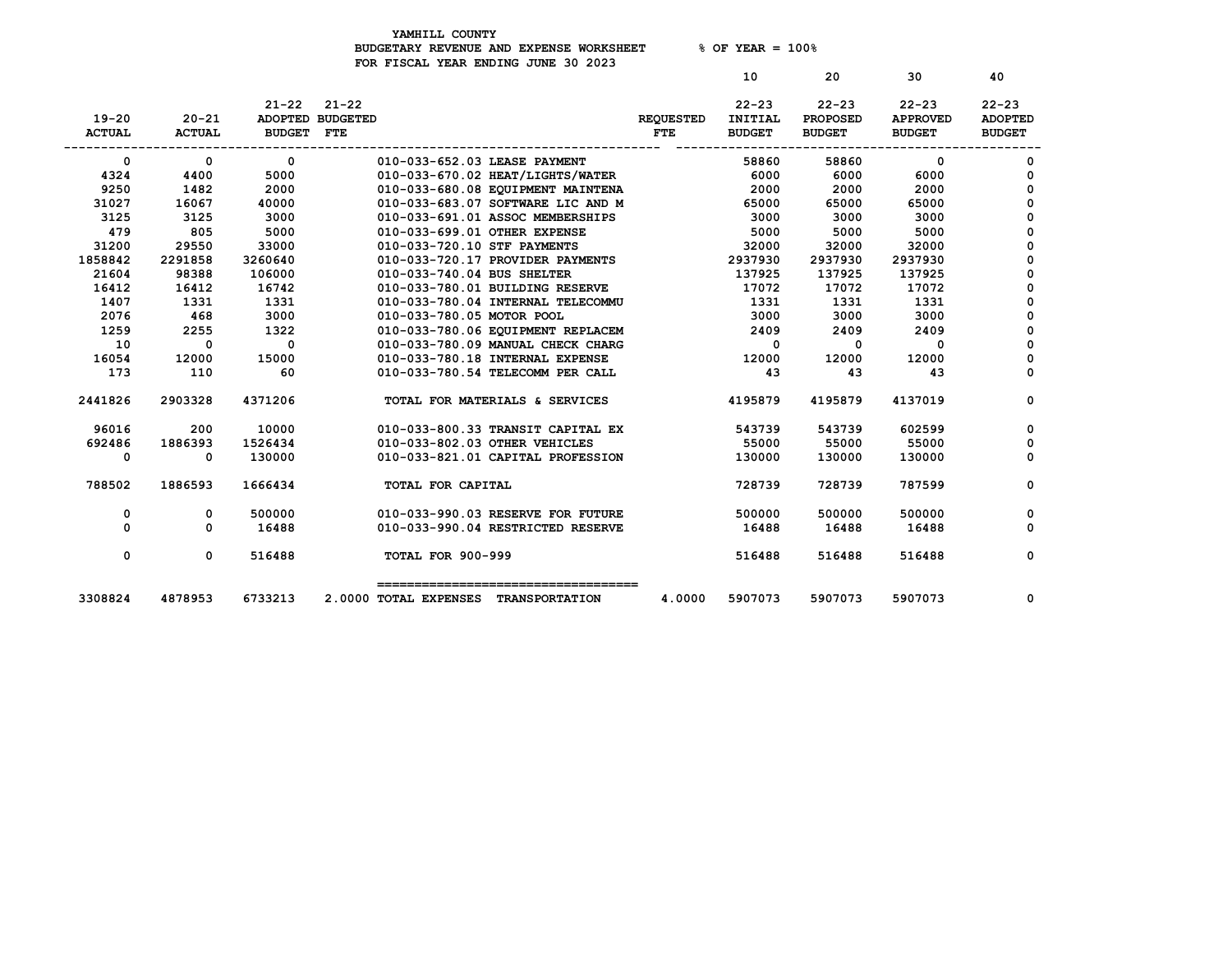YAMHILL COUNTY
BUDGETARY REVENUE AND EXPENSE WORKSHEET % OF YEAR = 100%
FOR FISCAL YEAR ENDING JUNE 30 2023

| 19-20 ACTUAL | 20-21 ACTUAL | 21-22 ADOPTED BUDGET | 21-22 BUDGETED FTE | | REQUESTED FTE | 10 22-23 INITIAL BUDGET | 20 22-23 PROPOSED BUDGET | 30 22-23 APPROVED BUDGET | 40 22-23 ADOPTED BUDGET |
|---|---|---|---|---|---|---|---|---|---|
| 0 | 0 | 0 | | 010-033-652.03 LEASE PAYMENT | | 58860 | 58860 | 0 | 0 |
| 4324 | 4400 | 5000 | | 010-033-670.02 HEAT/LIGHTS/WATER | | 6000 | 6000 | 6000 | 0 |
| 9250 | 1482 | 2000 | | 010-033-680.08 EQUIPMENT MAINTENA | | 2000 | 2000 | 2000 | 0 |
| 31027 | 16067 | 40000 | | 010-033-683.07 SOFTWARE LIC AND M | | 65000 | 65000 | 65000 | 0 |
| 3125 | 3125 | 3000 | | 010-033-691.01 ASSOC MEMBERSHIPS | | 3000 | 3000 | 3000 | 0 |
| 479 | 805 | 5000 | | 010-033-699.01 OTHER EXPENSE | | 5000 | 5000 | 5000 | 0 |
| 31200 | 29550 | 33000 | | 010-033-720.10 STF PAYMENTS | | 32000 | 32000 | 32000 | 0 |
| 1858842 | 2291858 | 3260640 | | 010-033-720.17 PROVIDER PAYMENTS | | 2937930 | 2937930 | 2937930 | 0 |
| 21604 | 98388 | 106000 | | 010-033-740.04 BUS SHELTER | | 137925 | 137925 | 137925 | 0 |
| 16412 | 16412 | 16742 | | 010-033-780.01 BUILDING RESERVE | | 17072 | 17072 | 17072 | 0 |
| 1407 | 1331 | 1331 | | 010-033-780.04 INTERNAL TELECOMMU | | 1331 | 1331 | 1331 | 0 |
| 2076 | 468 | 3000 | | 010-033-780.05 MOTOR POOL | | 3000 | 3000 | 3000 | 0 |
| 1259 | 2255 | 1322 | | 010-033-780.06 EQUIPMENT REPLACEM | | 2409 | 2409 | 2409 | 0 |
| 10 | 0 | 0 | | 010-033-780.09 MANUAL CHECK CHARG | | 0 | 0 | 0 | 0 |
| 16054 | 12000 | 15000 | | 010-033-780.18 INTERNAL EXPENSE | | 12000 | 12000 | 12000 | 0 |
| 173 | 110 | 60 | | 010-033-780.54 TELECOMM PER CALL | | 43 | 43 | 43 | 0 |
| 2441826 | 2903328 | 4371206 | | TOTAL FOR MATERIALS & SERVICES | | 4195879 | 4195879 | 4137019 | 0 |
| 96016 | 200 | 10000 | | 010-033-800.33 TRANSIT CAPITAL EX | | 543739 | 543739 | 602599 | 0 |
| 692486 | 1886393 | 1526434 | | 010-033-802.03 OTHER VEHICLES | | 55000 | 55000 | 55000 | 0 |
| 0 | 0 | 130000 | | 010-033-821.01 CAPITAL PROFESSION | | 130000 | 130000 | 130000 | 0 |
| 788502 | 1886593 | 1666434 | | TOTAL FOR CAPITAL | | 728739 | 728739 | 787599 | 0 |
| 0 | 0 | 500000 | | 010-033-990.03 RESERVE FOR FUTURE | | 500000 | 500000 | 500000 | 0 |
| 0 | 0 | 16488 | | 010-033-990.04 RESTRICTED RESERVE | | 16488 | 16488 | 16488 | 0 |
| 0 | 0 | 516488 | | TOTAL FOR 900-999 | | 516488 | 516488 | 516488 | 0 |
| 3308824 | 4878953 | 6733213 | 2.0000 | TOTAL EXPENSES TRANSPORTATION | 4.0000 | 5907073 | 5907073 | 5907073 | 0 |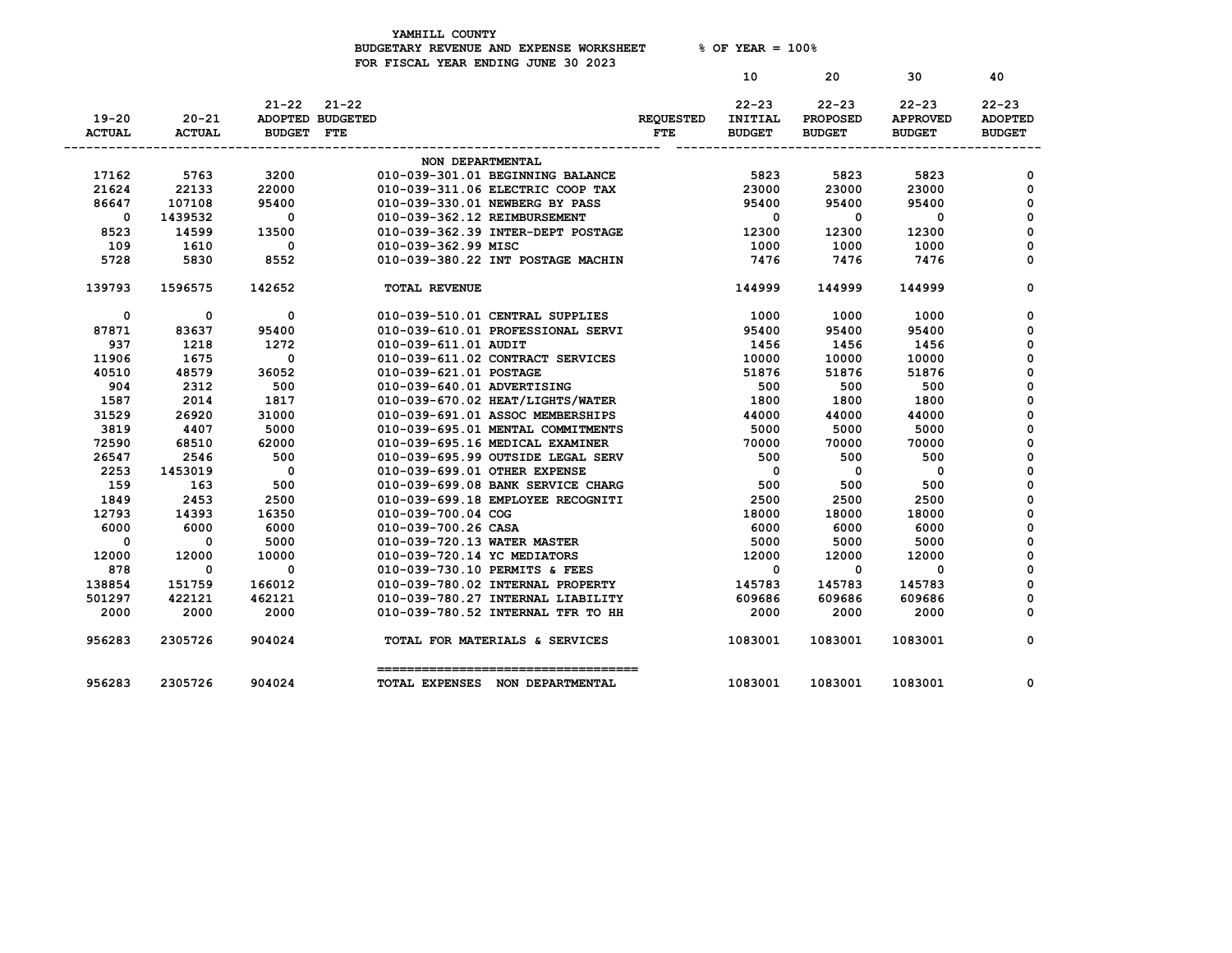# YAMHILL COUNTY

## BUDGETARY REVENUE AND EXPENSE WORKSHEET % OF YEAR = 100%

## FOR FISCAL YEAR ENDING JUNE 30 2023

| 19-20 ACTUAL | 20-21 ACTUAL | 21-22 ADOPTED BUDGET | 21-22 BUDGETED FTE | | REQUESTED FTE | 10 22-23 INITIAL BUDGET | 20 22-23 PROPOSED BUDGET | 30 22-23 APPROVED BUDGET | 40 22-23 ADOPTED BUDGET |
|---|---|---|---|---|---|---|---|---|---|
| | | | | NON DEPARTMENTAL | | | | | |
| 17162 | 5763 | 3200 | | 010-039-301.01 BEGINNING BALANCE | | 5823 | 5823 | 5823 | 0 |
| 21624 | 22133 | 22000 | | 010-039-311.06 ELECTRIC COOP TAX | | 23000 | 23000 | 23000 | 0 |
| 86647 | 107108 | 95400 | | 010-039-330.01 NEWBERG BY PASS | | 95400 | 95400 | 95400 | 0 |
| 0 | 1439532 | 0 | | 010-039-362.12 REIMBURSEMENT | | 0 | 0 | 0 | 0 |
| 8523 | 14599 | 13500 | | 010-039-362.39 INTER-DEPT POSTAGE | | 12300 | 12300 | 12300 | 0 |
| 109 | 1610 | 0 | | 010-039-362.99 MISC | | 1000 | 1000 | 1000 | 0 |
| 5728 | 5830 | 8552 | | 010-039-380.22 INT POSTAGE MACHIN | | 7476 | 7476 | 7476 | 0 |
| 139793 | 1596575 | 142652 | | TOTAL REVENUE | | 144999 | 144999 | 144999 | 0 |
| 0 | 0 | 0 | | 010-039-510.01 CENTRAL SUPPLIES | | 1000 | 1000 | 1000 | 0 |
| 87871 | 83637 | 95400 | | 010-039-610.01 PROFESSIONAL SERVI | | 95400 | 95400 | 95400 | 0 |
| 937 | 1218 | 1272 | | 010-039-611.01 AUDIT | | 1456 | 1456 | 1456 | 0 |
| 11906 | 1675 | 0 | | 010-039-611.02 CONTRACT SERVICES | | 10000 | 10000 | 10000 | 0 |
| 40510 | 48579 | 36052 | | 010-039-621.01 POSTAGE | | 51876 | 51876 | 51876 | 0 |
| 904 | 2312 | 500 | | 010-039-640.01 ADVERTISING | | 500 | 500 | 500 | 0 |
| 1587 | 2014 | 1817 | | 010-039-670.02 HEAT/LIGHTS/WATER | | 1800 | 1800 | 1800 | 0 |
| 31529 | 26920 | 31000 | | 010-039-691.01 ASSOC MEMBERSHIPS | | 44000 | 44000 | 44000 | 0 |
| 3819 | 4407 | 5000 | | 010-039-695.01 MENTAL COMMITMENTS | | 5000 | 5000 | 5000 | 0 |
| 72590 | 68510 | 62000 | | 010-039-695.16 MEDICAL EXAMINER | | 70000 | 70000 | 70000 | 0 |
| 26547 | 2546 | 500 | | 010-039-695.99 OUTSIDE LEGAL SERV | | 500 | 500 | 500 | 0 |
| 2253 | 1453019 | 0 | | 010-039-699.01 OTHER EXPENSE | | 0 | 0 | 0 | 0 |
| 159 | 163 | 500 | | 010-039-699.08 BANK SERVICE CHARG | | 500 | 500 | 500 | 0 |
| 1849 | 2453 | 2500 | | 010-039-699.18 EMPLOYEE RECOGNITI | | 2500 | 2500 | 2500 | 0 |
| 12793 | 14393 | 16350 | | 010-039-700.04 COG | | 18000 | 18000 | 18000 | 0 |
| 6000 | 6000 | 6000 | | 010-039-700.26 CASA | | 6000 | 6000 | 6000 | 0 |
| 0 | 0 | 5000 | | 010-039-720.13 WATER MASTER | | 5000 | 5000 | 5000 | 0 |
| 12000 | 12000 | 10000 | | 010-039-720.14 YC MEDIATORS | | 12000 | 12000 | 12000 | 0 |
| 878 | 0 | 0 | | 010-039-730.10 PERMITS & FEES | | 0 | 0 | 0 | 0 |
| 138854 | 151759 | 166012 | | 010-039-780.02 INTERNAL PROPERTY | | 145783 | 145783 | 145783 | 0 |
| 501297 | 422121 | 462121 | | 010-039-780.27 INTERNAL LIABILITY | | 609686 | 609686 | 609686 | 0 |
| 2000 | 2000 | 2000 | | 010-039-780.52 INTERNAL TFR TO HH | | 2000 | 2000 | 2000 | 0 |
| 956283 | 2305726 | 904024 | | TOTAL FOR MATERIALS & SERVICES | | 1083001 | 1083001 | 1083001 | 0 |
| 956283 | 2305726 | 904024 | | TOTAL EXPENSES NON DEPARTMENTAL | | 1083001 | 1083001 | 1083001 | 0 |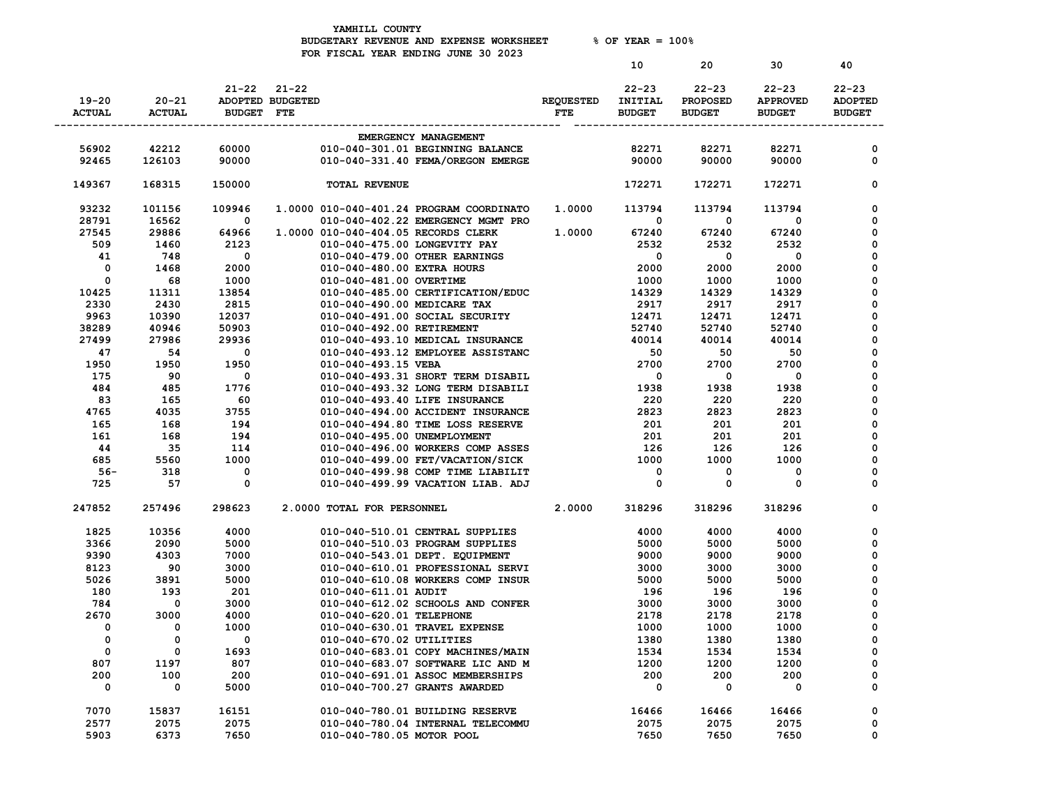YAMHILL COUNTY
BUDGETARY REVENUE AND EXPENSE WORKSHEET % OF YEAR = 100%
FOR FISCAL YEAR ENDING JUNE 30 2023

| 19-20 ACTUAL | 20-21 ACTUAL | 21-22 ADOPTED BUDGET | 21-22 BUDGETED FTE | | REQUESTED FTE | 10 22-23 INITIAL BUDGET | 20 22-23 PROPOSED BUDGET | 30 22-23 APPROVED BUDGET | 40 22-23 ADOPTED BUDGET |
|---|---|---|---|---|---|---|---|---|---|
| | | | | EMERGENCY MANAGEMENT | | | | | |
| 56902 | 42212 | 60000 | | 010-040-301.01 BEGINNING BALANCE | | 82271 | 82271 | 82271 | 0 |
| 92465 | 126103 | 90000 | | 010-040-331.40 FEMA/OREGON EMERGE | | 90000 | 90000 | 90000 | 0 |
| 149367 | 168315 | 150000 | | TOTAL REVENUE | | 172271 | 172271 | 172271 | 0 |
| 93232 | 101156 | 109946 | 1.0000 | 010-040-401.24 PROGRAM COORDINATO | 1.0000 | 113794 | 113794 | 113794 | 0 |
| 28791 | 16562 | 0 | | 010-040-402.22 EMERGENCY MGMT PRO | | 0 | 0 | 0 | 0 |
| 27545 | 29886 | 64966 | 1.0000 | 010-040-404.05 RECORDS CLERK | 1.0000 | 67240 | 67240 | 67240 | 0 |
| 509 | 1460 | 2123 | | 010-040-475.00 LONGEVITY PAY | | 2532 | 2532 | 2532 | 0 |
| 41 | 748 | 0 | | 010-040-479.00 OTHER EARNINGS | | 0 | 0 | 0 | 0 |
| 0 | 1468 | 2000 | | 010-040-480.00 EXTRA HOURS | | 2000 | 2000 | 2000 | 0 |
| 0 | 68 | 1000 | | 010-040-481.00 OVERTIME | | 1000 | 1000 | 1000 | 0 |
| 10425 | 11311 | 13854 | | 010-040-485.00 CERTIFICATION/EDUC | | 14329 | 14329 | 14329 | 0 |
| 2330 | 2430 | 2815 | | 010-040-490.00 MEDICARE TAX | | 2917 | 2917 | 2917 | 0 |
| 9963 | 10390 | 12037 | | 010-040-491.00 SOCIAL SECURITY | | 12471 | 12471 | 12471 | 0 |
| 38289 | 40946 | 50903 | | 010-040-492.00 RETIREMENT | | 52740 | 52740 | 52740 | 0 |
| 27499 | 27986 | 29936 | | 010-040-493.10 MEDICAL INSURANCE | | 40014 | 40014 | 40014 | 0 |
| 47 | 54 | 0 | | 010-040-493.12 EMPLOYEE ASSISTANC | | 50 | 50 | 50 | 0 |
| 1950 | 1950 | 1950 | | 010-040-493.15 VEBA | | 2700 | 2700 | 2700 | 0 |
| 175 | 90 | 0 | | 010-040-493.31 SHORT TERM DISABIL | | 0 | 0 | 0 | 0 |
| 484 | 485 | 1776 | | 010-040-493.32 LONG TERM DISABILI | | 1938 | 1938 | 1938 | 0 |
| 83 | 165 | 60 | | 010-040-493.40 LIFE INSURANCE | | 220 | 220 | 220 | 0 |
| 4765 | 4035 | 3755 | | 010-040-494.00 ACCIDENT INSURANCE | | 2823 | 2823 | 2823 | 0 |
| 165 | 168 | 194 | | 010-040-494.80 TIME LOSS RESERVE | | 201 | 201 | 201 | 0 |
| 161 | 168 | 194 | | 010-040-495.00 UNEMPLOYMENT | | 201 | 201 | 201 | 0 |
| 44 | 35 | 114 | | 010-040-496.00 WORKERS COMP ASSES | | 126 | 126 | 126 | 0 |
| 685 | 5560 | 1000 | | 010-040-499.00 FET/VACATION/SICK | | 1000 | 1000 | 1000 | 0 |
| 56- | 318 | 0 | | 010-040-499.98 COMP TIME LIABILIT | | 0 | 0 | 0 | 0 |
| 725 | 57 | 0 | | 010-040-499.99 VACATION LIAB. ADJ | | 0 | 0 | 0 | 0 |
| 247852 | 257496 | 298623 | 2.0000 | TOTAL FOR PERSONNEL | 2.0000 | 318296 | 318296 | 318296 | 0 |
| 1825 | 10356 | 4000 | | 010-040-510.01 CENTRAL SUPPLIES | | 4000 | 4000 | 4000 | 0 |
| 3366 | 2090 | 5000 | | 010-040-510.03 PROGRAM SUPPLIES | | 5000 | 5000 | 5000 | 0 |
| 9390 | 4303 | 7000 | | 010-040-543.01 DEPT. EQUIPMENT | | 9000 | 9000 | 9000 | 0 |
| 8123 | 90 | 3000 | | 010-040-610.01 PROFESSIONAL SERVI | | 3000 | 3000 | 3000 | 0 |
| 5026 | 3891 | 5000 | | 010-040-610.08 WORKERS COMP INSUR | | 5000 | 5000 | 5000 | 0 |
| 180 | 193 | 201 | | 010-040-611.01 AUDIT | | 196 | 196 | 196 | 0 |
| 784 | 0 | 3000 | | 010-040-612.02 SCHOOLS AND CONFER | | 3000 | 3000 | 3000 | 0 |
| 2670 | 3000 | 4000 | | 010-040-620.01 TELEPHONE | | 2178 | 2178 | 2178 | 0 |
| 0 | 0 | 1000 | | 010-040-630.01 TRAVEL EXPENSE | | 1000 | 1000 | 1000 | 0 |
| 0 | 0 | 0 | | 010-040-670.02 UTILITIES | | 1380 | 1380 | 1380 | 0 |
| 0 | 0 | 1693 | | 010-040-683.01 COPY MACHINES/MAIN | | 1534 | 1534 | 1534 | 0 |
| 807 | 1197 | 807 | | 010-040-683.07 SOFTWARE LIC AND M | | 1200 | 1200 | 1200 | 0 |
| 200 | 100 | 200 | | 010-040-691.01 ASSOC MEMBERSHIPS | | 200 | 200 | 200 | 0 |
| 0 | 0 | 5000 | | 010-040-700.27 GRANTS AWARDED | | 0 | 0 | 0 | 0 |
| 7070 | 15837 | 16151 | | 010-040-780.01 BUILDING RESERVE | | 16466 | 16466 | 16466 | 0 |
| 2577 | 2075 | 2075 | | 010-040-780.04 INTERNAL TELECOMMU | | 2075 | 2075 | 2075 | 0 |
| 5903 | 6373 | 7650 | | 010-040-780.05 MOTOR POOL | | 7650 | 7650 | 7650 | 0 |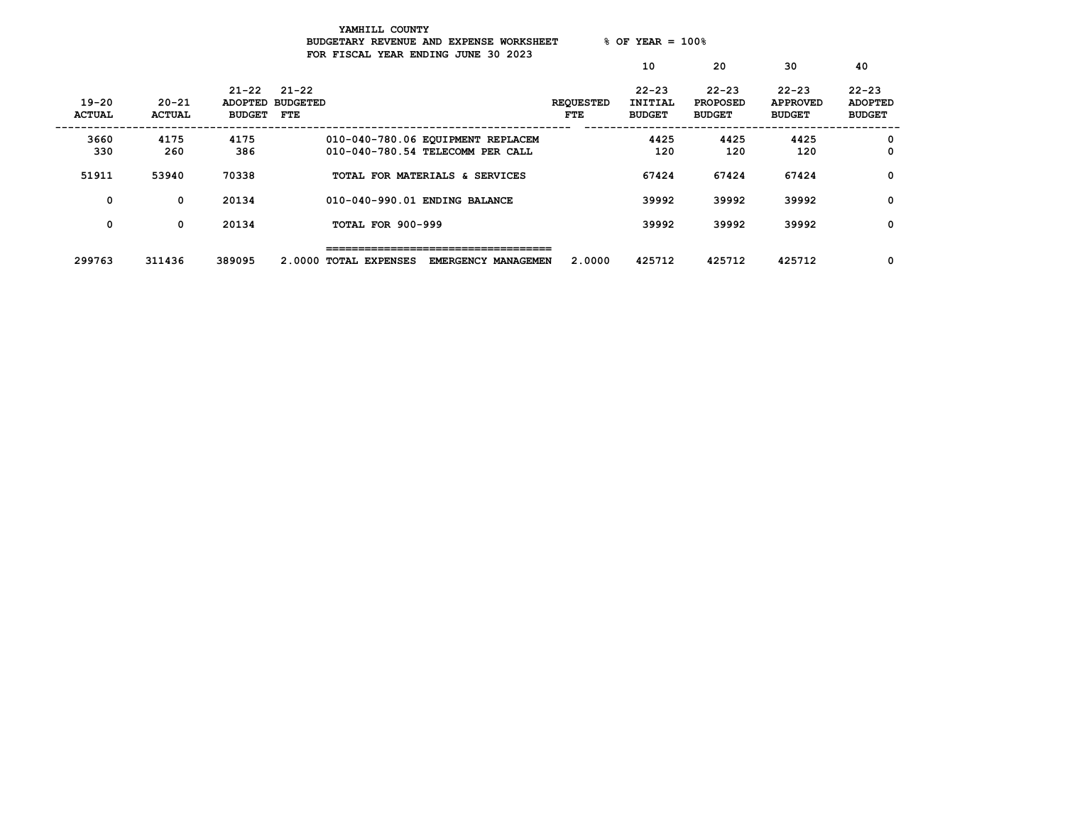YAMHILL COUNTY
BUDGETARY REVENUE AND EXPENSE WORKSHEET % OF YEAR = 100%
FOR FISCAL YEAR ENDING JUNE 30 2023

| 19-20 ACTUAL | 20-21 ACTUAL | 21-22 ADOPTED BUDGET | 21-22 BUDGETED FTE | | REQUESTED FTE | 10 22-23 INITIAL BUDGET | 20 22-23 PROPOSED BUDGET | 30 22-23 APPROVED BUDGET | 40 22-23 ADOPTED BUDGET |
|---|---|---|---|---|---|---|---|---|---|
| 3660 | 4175 | 4175 | | 010-040-780.06 EQUIPMENT REPLACEM | | 4425 | 4425 | 4425 | 0 |
| 330 | 260 | 386 | | 010-040-780.54 TELECOMM PER CALL | | 120 | 120 | 120 | 0 |
| 51911 | 53940 | 70338 | | TOTAL FOR MATERIALS & SERVICES | | 67424 | 67424 | 67424 | 0 |
| 0 | 0 | 20134 | | 010-040-990.01 ENDING BALANCE | | 39992 | 39992 | 39992 | 0 |
| 0 | 0 | 20134 | | TOTAL FOR 900-999 | | 39992 | 39992 | 39992 | 0 |
| 299763 | 311436 | 389095 | 2.0000 | TOTAL EXPENSES EMERGENCY MANAGEMEN | 2.0000 | 425712 | 425712 | 425712 | 0 |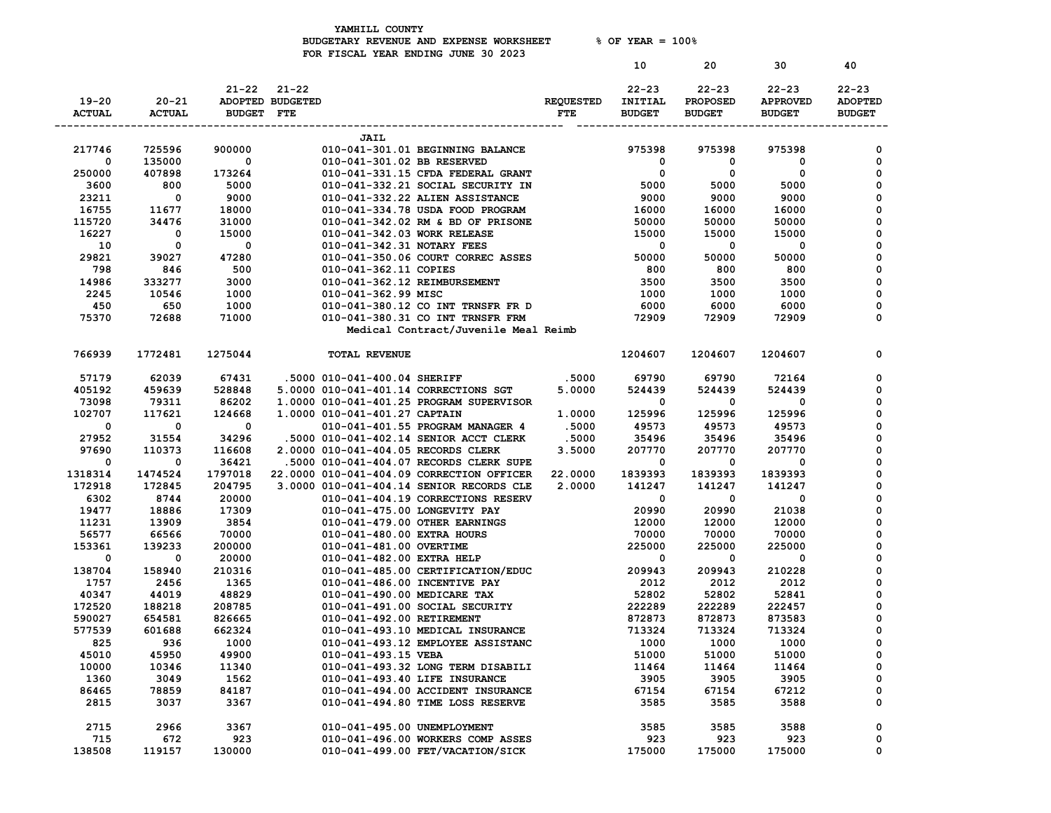YAMHILL COUNTY
BUDGETARY REVENUE AND EXPENSE WORKSHEET % OF YEAR = 100%
FOR FISCAL YEAR ENDING JUNE 30 2023

| 19-20 ACTUAL | 20-21 ACTUAL | 21-22 ADOPTED BUDGET | 21-22 BUDGETED FTE | | REQUESTED FTE | 10<br>22-23 INITIAL BUDGET | 20<br>22-23 PROPOSED BUDGET | 30<br>22-23 APPROVED BUDGET | 40<br>22-23 ADOPTED BUDGET |
|---|---|---|---|---|---|---|---|---|---|
| | | | | **JAIL** | | | | | |
| 217746 | 725596 | 900000 | | 010-041-301.01 BEGINNING BALANCE | | 975398 | 975398 | 975398 | 0 |
| 0 | 135000 | 0 | | 010-041-301.02 BB RESERVED | | 0 | 0 | 0 | 0 |
| 250000 | 407898 | 173264 | | 010-041-331.15 CFDA FEDERAL GRANT | | 0 | 0 | 0 | 0 |
| 3600 | 800 | 5000 | | 010-041-332.21 SOCIAL SECURITY IN | | 5000 | 5000 | 5000 | 0 |
| 23211 | 0 | 9000 | | 010-041-332.22 ALIEN ASSISTANCE | | 9000 | 9000 | 9000 | 0 |
| 16755 | 11677 | 18000 | | 010-041-334.78 USDA FOOD PROGRAM | | 16000 | 16000 | 16000 | 0 |
| 115720 | 34476 | 31000 | | 010-041-342.02 RM & BD OF PRISONE | | 50000 | 50000 | 50000 | 0 |
| 16227 | 0 | 15000 | | 010-041-342.03 WORK RELEASE | | 15000 | 15000 | 15000 | 0 |
| 10 | 0 | 0 | | 010-041-342.31 NOTARY FEES | | 0 | 0 | 0 | 0 |
| 29821 | 39027 | 47280 | | 010-041-350.06 COURT CORREC ASSES | | 50000 | 50000 | 50000 | 0 |
| 798 | 846 | 500 | | 010-041-362.11 COPIES | | 800 | 800 | 800 | 0 |
| 14986 | 333277 | 3000 | | 010-041-362.12 REIMBURSEMENT | | 3500 | 3500 | 3500 | 0 |
| 2245 | 10546 | 1000 | | 010-041-362.99 MISC | | 1000 | 1000 | 1000 | 0 |
| 450 | 650 | 1000 | | 010-041-380.12 CO INT TRNSFR FR D | | 6000 | 6000 | 6000 | 0 |
| 75370 | 72688 | 71000 | | 010-041-380.31 CO INT TRNSFR FRM<br>Medical Contract/Juvenile Meal Reimb | | 72909 | 72909 | 72909 | 0 |
| 766939 | 1772481 | 1275044 | | TOTAL REVENUE | | 1204607 | 1204607 | 1204607 | 0 |
| 57179 | 62039 | 67431 | .5000 | 010-041-400.04 SHERIFF | .5000 | 69790 | 69790 | 72164 | 0 |
| 405192 | 459639 | 528848 | 5.0000 | 010-041-401.14 CORRECTIONS SGT | 5.0000 | 524439 | 524439 | 524439 | 0 |
| 73098 | 79311 | 86202 | 1.0000 | 010-041-401.25 PROGRAM SUPERVISOR | | 0 | 0 | 0 | 0 |
| 102707 | 117621 | 124668 | 1.0000 | 010-041-401.27 CAPTAIN | 1.0000 | 125996 | 125996 | 125996 | 0 |
| 0 | 0 | 0 | | 010-041-401.55 PROGRAM MANAGER 4 | .5000 | 49573 | 49573 | 49573 | 0 |
| 27952 | 31554 | 34296 | .5000 | 010-041-402.14 SENIOR ACCT CLERK | .5000 | 35496 | 35496 | 35496 | 0 |
| 97690 | 110373 | 116608 | 2.0000 | 010-041-404.05 RECORDS CLERK | 3.5000 | 207770 | 207770 | 207770 | 0 |
| 0 | 0 | 36421 | .5000 | 010-041-404.07 RECORDS CLERK SUPE | | 0 | 0 | 0 | 0 |
| 1318314 | 1474524 | 1797018 | 22.0000 | 010-041-404.09 CORRECTION OFFICER | 22.0000 | 1839393 | 1839393 | 1839393 | 0 |
| 172918 | 172845 | 204795 | 3.0000 | 010-041-404.14 SENIOR RECORDS CLE | 2.0000 | 141247 | 141247 | 141247 | 0 |
| 6302 | 8744 | 20000 | | 010-041-404.19 CORRECTIONS RESERV | | 0 | 0 | 0 | 0 |
| 19477 | 18886 | 17309 | | 010-041-475.00 LONGEVITY PAY | | 20990 | 20990 | 21038 | 0 |
| 11231 | 13909 | 3854 | | 010-041-479.00 OTHER EARNINGS | | 12000 | 12000 | 12000 | 0 |
| 56577 | 66566 | 70000 | | 010-041-480.00 EXTRA HOURS | | 70000 | 70000 | 70000 | 0 |
| 153361 | 139233 | 200000 | | 010-041-481.00 OVERTIME | | 225000 | 225000 | 225000 | 0 |
| 0 | 0 | 20000 | | 010-041-482.00 EXTRA HELP | | 0 | 0 | 0 | 0 |
| 138704 | 158940 | 210316 | | 010-041-485.00 CERTIFICATION/EDUC | | 209943 | 209943 | 210228 | 0 |
| 1757 | 2456 | 1365 | | 010-041-486.00 INCENTIVE PAY | | 2012 | 2012 | 2012 | 0 |
| 40347 | 44019 | 48829 | | 010-041-490.00 MEDICARE TAX | | 52802 | 52802 | 52841 | 0 |
| 172520 | 188218 | 208785 | | 010-041-491.00 SOCIAL SECURITY | | 222289 | 222289 | 222457 | 0 |
| 590027 | 654581 | 826665 | | 010-041-492.00 RETIREMENT | | 872873 | 872873 | 873583 | 0 |
| 577539 | 601688 | 662324 | | 010-041-493.10 MEDICAL INSURANCE | | 713324 | 713324 | 713324 | 0 |
| 825 | 936 | 1000 | | 010-041-493.12 EMPLOYEE ASSISTANC | | 1000 | 1000 | 1000 | 0 |
| 45010 | 45950 | 49900 | | 010-041-493.15 VEBA | | 51000 | 51000 | 51000 | 0 |
| 10000 | 10346 | 11340 | | 010-041-493.32 LONG TERM DISABILI | | 11464 | 11464 | 11464 | 0 |
| 1360 | 3049 | 1562 | | 010-041-493.40 LIFE INSURANCE | | 3905 | 3905 | 3905 | 0 |
| 86465 | 78859 | 84187 | | 010-041-494.00 ACCIDENT INSURANCE | | 67154 | 67154 | 67212 | 0 |
| 2815 | 3037 | 3367 | | 010-041-494.80 TIME LOSS RESERVE | | 3585 | 3585 | 3588 | 0 |
| 2715 | 2966 | 3367 | | 010-041-495.00 UNEMPLOYMENT | | 3585 | 3585 | 3588 | 0 |
| 715 | 672 | 923 | | 010-041-496.00 WORKERS COMP ASSES | | 923 | 923 | 923 | 0 |
| 138508 | 119157 | 130000 | | 010-041-499.00 FET/VACATION/SICK | | 175000 | 175000 | 175000 | 0 |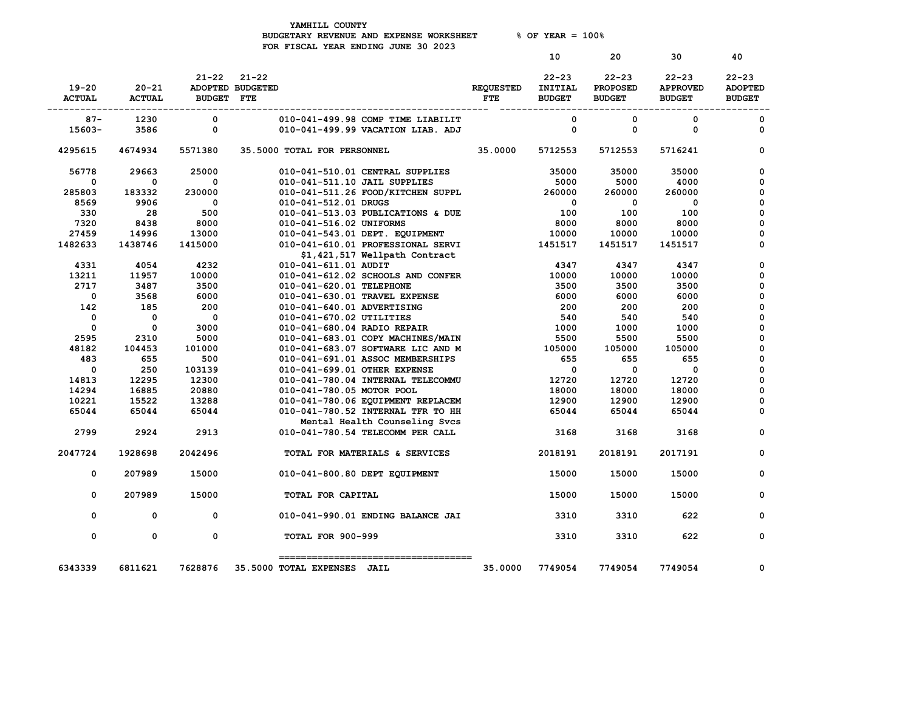# YAMHILL COUNTY

BUDGETARY REVENUE AND EXPENSE WORKSHEET % OF YEAR = 100%

FOR FISCAL YEAR ENDING JUNE 30 2023

| 19-20 ACTUAL | 20-21 ACTUAL | 21-22 ADOPTED BUDGET | 21-22 BUDGETED FTE | | REQUESTED FTE | 10 22-23 INITIAL BUDGET | 20 22-23 PROPOSED BUDGET | 30 22-23 APPROVED BUDGET | 40 22-23 ADOPTED BUDGET |
|---|---|---|---|---|---|---|---|---|---|
| 87- | 1230 | 0 | | 010-041-499.98 COMP TIME LIABILIT | | 0 | 0 | 0 | 0 |
| 15603- | 3586 | 0 | | 010-041-499.99 VACATION LIAB. ADJ | | 0 | 0 | 0 | 0 |
| 4295615 | 4674934 | 5571380 | 35.5000 | TOTAL FOR PERSONNEL | 35.0000 | 5712553 | 5712553 | 5716241 | 0 |
| 56778 | 29663 | 25000 | | 010-041-510.01 CENTRAL SUPPLIES | | 35000 | 35000 | 35000 | 0 |
| 0 | 0 | 0 | | 010-041-511.10 JAIL SUPPLIES | | 5000 | 5000 | 4000 | 0 |
| 285803 | 183332 | 230000 | | 010-041-511.26 FOOD/KITCHEN SUPPL | | 260000 | 260000 | 260000 | 0 |
| 8569 | 9906 | 0 | | 010-041-512.01 DRUGS | | 0 | 0 | 0 | 0 |
| 330 | 28 | 500 | | 010-041-513.03 PUBLICATIONS & DUE | | 100 | 100 | 100 | 0 |
| 7320 | 8438 | 8000 | | 010-041-516.02 UNIFORMS | | 8000 | 8000 | 8000 | 0 |
| 27459 | 14996 | 13000 | | 010-041-543.01 DEPT. EQUIPMENT | | 10000 | 10000 | 10000 | 0 |
| 1482633 | 1438746 | 1415000 | | 010-041-610.01 PROFESSIONAL SERVI<br>$1,421,517 Wellpath Contract | | 1451517 | 1451517 | 1451517 | 0 |
| 4331 | 4054 | 4232 | | 010-041-611.01 AUDIT | | 4347 | 4347 | 4347 | 0 |
| 13211 | 11957 | 10000 | | 010-041-612.02 SCHOOLS AND CONFER | | 10000 | 10000 | 10000 | 0 |
| 2717 | 3487 | 3500 | | 010-041-620.01 TELEPHONE | | 3500 | 3500 | 3500 | 0 |
| 0 | 3568 | 6000 | | 010-041-630.01 TRAVEL EXPENSE | | 6000 | 6000 | 6000 | 0 |
| 142 | 185 | 200 | | 010-041-640.01 ADVERTISING | | 200 | 200 | 200 | 0 |
| 0 | 0 | 0 | | 010-041-670.02 UTILITIES | | 540 | 540 | 540 | 0 |
| 0 | 0 | 3000 | | 010-041-680.04 RADIO REPAIR | | 1000 | 1000 | 1000 | 0 |
| 2595 | 2310 | 5000 | | 010-041-683.01 COPY MACHINES/MAIN | | 5500 | 5500 | 5500 | 0 |
| 48182 | 104453 | 101000 | | 010-041-683.07 SOFTWARE LIC AND M | | 105000 | 105000 | 105000 | 0 |
| 483 | 655 | 500 | | 010-041-691.01 ASSOC MEMBERSHIPS | | 655 | 655 | 655 | 0 |
| 0 | 250 | 103139 | | 010-041-699.01 OTHER EXPENSE | | 0 | 0 | 0 | 0 |
| 14813 | 12295 | 12300 | | 010-041-780.04 INTERNAL TELECOMMU | | 12720 | 12720 | 12720 | 0 |
| 14294 | 16885 | 20880 | | 010-041-780.05 MOTOR POOL | | 18000 | 18000 | 18000 | 0 |
| 10221 | 15522 | 13288 | | 010-041-780.06 EQUIPMENT REPLACEM | | 12900 | 12900 | 12900 | 0 |
| 65044 | 65044 | 65044 | | 010-041-780.52 INTERNAL TFR TO HH<br>Mental Health Counseling Svcs | | 65044 | 65044 | 65044 | 0 |
| 2799 | 2924 | 2913 | | 010-041-780.54 TELECOMM PER CALL | | 3168 | 3168 | 3168 | 0 |
| 2047724 | 1928698 | 2042496 | | TOTAL FOR MATERIALS & SERVICES | | 2018191 | 2018191 | 2017191 | 0 |
| 0 | 207989 | 15000 | | 010-041-800.80 DEPT EQUIPMENT | | 15000 | 15000 | 15000 | 0 |
| 0 | 207989 | 15000 | | TOTAL FOR CAPITAL | | 15000 | 15000 | 15000 | 0 |
| 0 | 0 | 0 | | 010-041-990.01 ENDING BALANCE JAI | | 3310 | 3310 | 622 | 0 |
| 0 | 0 | 0 | | TOTAL FOR 900-999 | | 3310 | 3310 | 622 | 0 |
| 6343339 | 6811621 | 7628876 | 35.5000 | TOTAL EXPENSES JAIL | 35.0000 | 7749054 | 7749054 | 7749054 | 0 |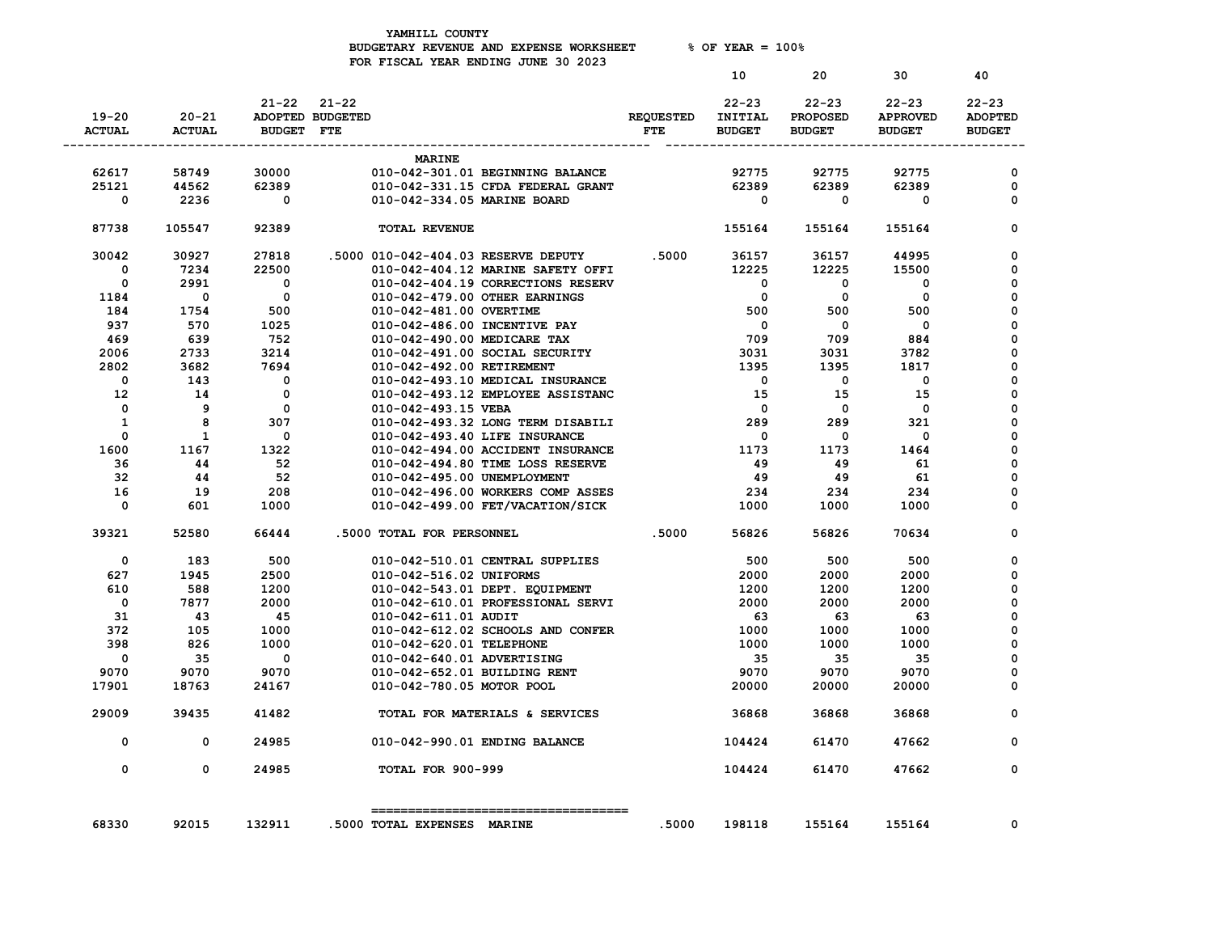YAMHILL COUNTY
BUDGETARY REVENUE AND EXPENSE WORKSHEET % OF YEAR = 100%
FOR FISCAL YEAR ENDING JUNE 30 2023

| 19-20 ACTUAL | 20-21 ACTUAL | 21-22 ADOPTED BUDGET | 21-22 BUDGETED FTE | | REQUESTED FTE | 10 22-23 INITIAL BUDGET | 20 22-23 PROPOSED BUDGET | 30 22-23 APPROVED BUDGET | 40 22-23 ADOPTED BUDGET |
|---|---|---|---|---|---|---|---|---|---|
| | | | | MARINE | | | | | |
| 62617 | 58749 | 30000 | | 010-042-301.01 BEGINNING BALANCE | | 92775 | 92775 | 92775 | 0 |
| 25121 | 44562 | 62389 | | 010-042-331.15 CFDA FEDERAL GRANT | | 62389 | 62389 | 62389 | 0 |
| 0 | 2236 | 0 | | 010-042-334.05 MARINE BOARD | | 0 | 0 | 0 | 0 |
| 87738 | 105547 | 92389 | | TOTAL REVENUE | | 155164 | 155164 | 155164 | 0 |
| 30042 | 30927 | 27818 | .5000 | 010-042-404.03 RESERVE DEPUTY | .5000 | 36157 | 36157 | 44995 | 0 |
| 0 | 7234 | 22500 | | 010-042-404.12 MARINE SAFETY OFFI | | 12225 | 12225 | 15500 | 0 |
| 0 | 2991 | 0 | | 010-042-404.19 CORRECTIONS RESERV | | 0 | 0 | 0 | 0 |
| 1184 | 0 | 0 | | 010-042-479.00 OTHER EARNINGS | | 0 | 0 | 0 | 0 |
| 184 | 1754 | 500 | | 010-042-481.00 OVERTIME | | 500 | 500 | 500 | 0 |
| 937 | 570 | 1025 | | 010-042-486.00 INCENTIVE PAY | | 0 | 0 | 0 | 0 |
| 469 | 639 | 752 | | 010-042-490.00 MEDICARE TAX | | 709 | 709 | 884 | 0 |
| 2006 | 2733 | 3214 | | 010-042-491.00 SOCIAL SECURITY | | 3031 | 3031 | 3782 | 0 |
| 2802 | 3682 | 7694 | | 010-042-492.00 RETIREMENT | | 1395 | 1395 | 1817 | 0 |
| 0 | 143 | 0 | | 010-042-493.10 MEDICAL INSURANCE | | 0 | 0 | 0 | 0 |
| 12 | 14 | 0 | | 010-042-493.12 EMPLOYEE ASSISTANC | | 15 | 15 | 15 | 0 |
| 0 | 9 | 0 | | 010-042-493.15 VEBA | | 0 | 0 | 0 | 0 |
| 1 | 8 | 307 | | 010-042-493.32 LONG TERM DISABILI | | 289 | 289 | 321 | 0 |
| 0 | 1 | 0 | | 010-042-493.40 LIFE INSURANCE | | 0 | 0 | 0 | 0 |
| 1600 | 1167 | 1322 | | 010-042-494.00 ACCIDENT INSURANCE | | 1173 | 1173 | 1464 | 0 |
| 36 | 44 | 52 | | 010-042-494.80 TIME LOSS RESERVE | | 49 | 49 | 61 | 0 |
| 32 | 44 | 52 | | 010-042-495.00 UNEMPLOYMENT | | 49 | 49 | 61 | 0 |
| 16 | 19 | 208 | | 010-042-496.00 WORKERS COMP ASSES | | 234 | 234 | 234 | 0 |
| 0 | 601 | 1000 | | 010-042-499.00 FET/VACATION/SICK | | 1000 | 1000 | 1000 | 0 |
| 39321 | 52580 | 66444 | .5000 | TOTAL FOR PERSONNEL | .5000 | 56826 | 56826 | 70634 | 0 |
| 0 | 183 | 500 | | 010-042-510.01 CENTRAL SUPPLIES | | 500 | 500 | 500 | 0 |
| 627 | 1945 | 2500 | | 010-042-516.02 UNIFORMS | | 2000 | 2000 | 2000 | 0 |
| 610 | 588 | 1200 | | 010-042-543.01 DEPT. EQUIPMENT | | 1200 | 1200 | 1200 | 0 |
| 0 | 7877 | 2000 | | 010-042-610.01 PROFESSIONAL SERVI | | 2000 | 2000 | 2000 | 0 |
| 31 | 43 | 45 | | 010-042-611.01 AUDIT | | 63 | 63 | 63 | 0 |
| 372 | 105 | 1000 | | 010-042-612.02 SCHOOLS AND CONFER | | 1000 | 1000 | 1000 | 0 |
| 398 | 826 | 1000 | | 010-042-620.01 TELEPHONE | | 1000 | 1000 | 1000 | 0 |
| 0 | 35 | 0 | | 010-042-640.01 ADVERTISING | | 35 | 35 | 35 | 0 |
| 9070 | 9070 | 9070 | | 010-042-652.01 BUILDING RENT | | 9070 | 9070 | 9070 | 0 |
| 17901 | 18763 | 24167 | | 010-042-780.05 MOTOR POOL | | 20000 | 20000 | 20000 | 0 |
| 29009 | 39435 | 41482 | | TOTAL FOR MATERIALS & SERVICES | | 36868 | 36868 | 36868 | 0 |
| 0 | 0 | 24985 | | 010-042-990.01 ENDING BALANCE | | 104424 | 61470 | 47662 | 0 |
| 0 | 0 | 24985 | | TOTAL FOR 900-999 | | 104424 | 61470 | 47662 | 0 |
| 68330 | 92015 | 132911 | .5000 | TOTAL EXPENSES MARINE | .5000 | 198118 | 155164 | 155164 | 0 |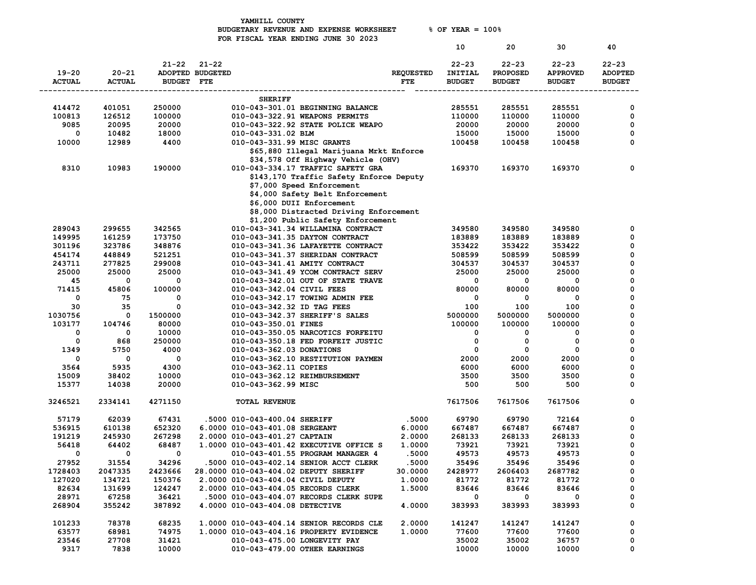YAMHILL COUNTY
BUDGETARY REVENUE AND EXPENSE WORKSHEET % OF YEAR = 100%
FOR FISCAL YEAR ENDING JUNE 30 2023

| 19-20 ACTUAL | 20-21 ACTUAL | 21-22 ADOPTED BUDGET | 21-22 BUDGETED FTE | | REQUESTED FTE | 10 22-23 INITIAL BUDGET | 20 22-23 PROPOSED BUDGET | 30 22-23 APPROVED BUDGET | 40 22-23 ADOPTED BUDGET |
|---|---|---|---|---|---|---|---|---|---|
| | | | | **SHERIFF** | | | | | |
| 414472 | 401051 | 250000 | | 010-043-301.01 BEGINNING BALANCE | | 285551 | 285551 | 285551 | 0 |
| 100813 | 126512 | 100000 | | 010-043-322.91 WEAPONS PERMITS | | 110000 | 110000 | 110000 | 0 |
| 9085 | 20095 | 20000 | | 010-043-322.92 STATE POLICE WEAPO | | 20000 | 20000 | 20000 | 0 |
| 0 | 10482 | 18000 | | 010-043-331.02 BLM | | 15000 | 15000 | 15000 | 0 |
| 10000 | 12989 | 4400 | | 010-043-331.99 MISC GRANTS | | 100458 | 100458 | 100458 | 0 |
| | | | | $65,880 Illegal Marijuana Mrkt Enforce | | | | | |
| | | | | $34,578 Off Highway Vehicle (OHV) | | | | | |
| 8310 | 10983 | 190000 | | 010-043-334.17 TRAFFIC SAFETY GRA | | 169370 | 169370 | 169370 | 0 |
| | | | | $143,170 Traffic Safety Enforce Deputy | | | | | |
| | | | | $7,000 Speed Enforcement | | | | | |
| | | | | $4,000 Safety Belt Enforcement | | | | | |
| | | | | $6,000 DUII Enforcement | | | | | |
| | | | | $8,000 Distracted Driving Enforcement | | | | | |
| | | | | $1,200 Public Safety Enforcement | | | | | |
| 289043 | 299655 | 342565 | | 010-043-341.34 WILLAMINA CONTRACT | | 349580 | 349580 | 349580 | 0 |
| 149995 | 161259 | 173750 | | 010-043-341.35 DAYTON CONTRACT | | 183889 | 183889 | 183889 | 0 |
| 301196 | 323786 | 348876 | | 010-043-341.36 LAFAYETTE CONTRACT | | 353422 | 353422 | 353422 | 0 |
| 454174 | 448849 | 521251 | | 010-043-341.37 SHERIDAN CONTRACT | | 508599 | 508599 | 508599 | 0 |
| 243711 | 277825 | 299008 | | 010-043-341.41 AMITY CONTRACT | | 304537 | 304537 | 304537 | 0 |
| 25000 | 25000 | 25000 | | 010-043-341.49 YCOM CONTRACT SERV | | 25000 | 25000 | 25000 | 0 |
| 45 | 0 | 0 | | 010-043-342.01 OUT OF STATE TRAVE | | 0 | 0 | 0 | 0 |
| 71415 | 45806 | 100000 | | 010-043-342.04 CIVIL FEES | | 80000 | 80000 | 80000 | 0 |
| 0 | 75 | 0 | | 010-043-342.17 TOWING ADMIN FEE | | 0 | 0 | 0 | 0 |
| 30 | 35 | 0 | | 010-043-342.32 ID TAG FEES | | 100 | 100 | 100 | 0 |
| 1030756 | 0 | 1500000 | | 010-043-342.37 SHERIFF'S SALES | | 5000000 | 5000000 | 5000000 | 0 |
| 103177 | 104746 | 80000 | | 010-043-350.01 FINES | | 100000 | 100000 | 100000 | 0 |
| 0 | 0 | 10000 | | 010-043-350.05 NARCOTICS FORFEITU | | 0 | 0 | 0 | 0 |
| 0 | 868 | 250000 | | 010-043-350.18 FED FORFEIT JUSTIC | | 0 | 0 | 0 | 0 |
| 1349 | 5750 | 4000 | | 010-043-362.03 DONATIONS | | 0 | 0 | 0 | 0 |
| 0 | 0 | 0 | | 010-043-362.10 RESTITUTION PAYMEN | | 2000 | 2000 | 2000 | 0 |
| 3564 | 5935 | 4300 | | 010-043-362.11 COPIES | | 6000 | 6000 | 6000 | 0 |
| 15009 | 38402 | 10000 | | 010-043-362.12 REIMBURSEMENT | | 3500 | 3500 | 3500 | 0 |
| 15377 | 14038 | 20000 | | 010-043-362.99 MISC | | 500 | 500 | 500 | 0 |
| 3246521 | 2334141 | 4271150 | | TOTAL REVENUE | | 7617506 | 7617506 | 7617506 | 0 |
| 57179 | 62039 | 67431 | .5000 | 010-043-400.04 SHERIFF | .5000 | 69790 | 69790 | 72164 | 0 |
| 536915 | 610138 | 652320 | 6.0000 | 010-043-401.08 SERGEANT | 6.0000 | 667487 | 667487 | 667487 | 0 |
| 191219 | 245930 | 267298 | 2.0000 | 010-043-401.27 CAPTAIN | 2.0000 | 268133 | 268133 | 268133 | 0 |
| 56418 | 64402 | 68487 | 1.0000 | 010-043-401.42 EXECUTIVE OFFICE S | 1.0000 | 73921 | 73921 | 73921 | 0 |
| 0 | 0 | 0 | | 010-043-401.55 PROGRAM MANAGER 4 | .5000 | 49573 | 49573 | 49573 | 0 |
| 27952 | 31554 | 34296 | .5000 | 010-043-402.14 SENIOR ACCT CLERK | .5000 | 35496 | 35496 | 35496 | 0 |
| 1728403 | 2047335 | 2423666 | 28.0000 | 010-043-404.02 DEPUTY SHERIFF | 30.0000 | 2428977 | 2606403 | 2687782 | 0 |
| 127020 | 134721 | 150376 | 2.0000 | 010-043-404.04 CIVIL DEPUTY | 1.0000 | 81772 | 81772 | 81772 | 0 |
| 82634 | 131699 | 124247 | 2.0000 | 010-043-404.05 RECORDS CLERK | 1.5000 | 83646 | 83646 | 83646 | 0 |
| 28971 | 67258 | 36421 | .5000 | 010-043-404.07 RECORDS CLERK SUPE | | 0 | 0 | 0 | 0 |
| 268904 | 355242 | 387892 | 4.0000 | 010-043-404.08 DETECTIVE | 4.0000 | 383993 | 383993 | 383993 | 0 |
| 101233 | 78378 | 68235 | 1.0000 | 010-043-404.14 SENIOR RECORDS CLE | 2.0000 | 141247 | 141247 | 141247 | 0 |
| 63577 | 68981 | 74975 | 1.0000 | 010-043-404.16 PROPERTY EVIDENCE | 1.0000 | 77600 | 77600 | 77600 | 0 |
| 23546 | 27708 | 31421 | | 010-043-475.00 LONGEVITY PAY | | 35002 | 35002 | 36757 | 0 |
| 9317 | 7838 | 10000 | | 010-043-479.00 OTHER EARNINGS | | 10000 | 10000 | 10000 | 0 |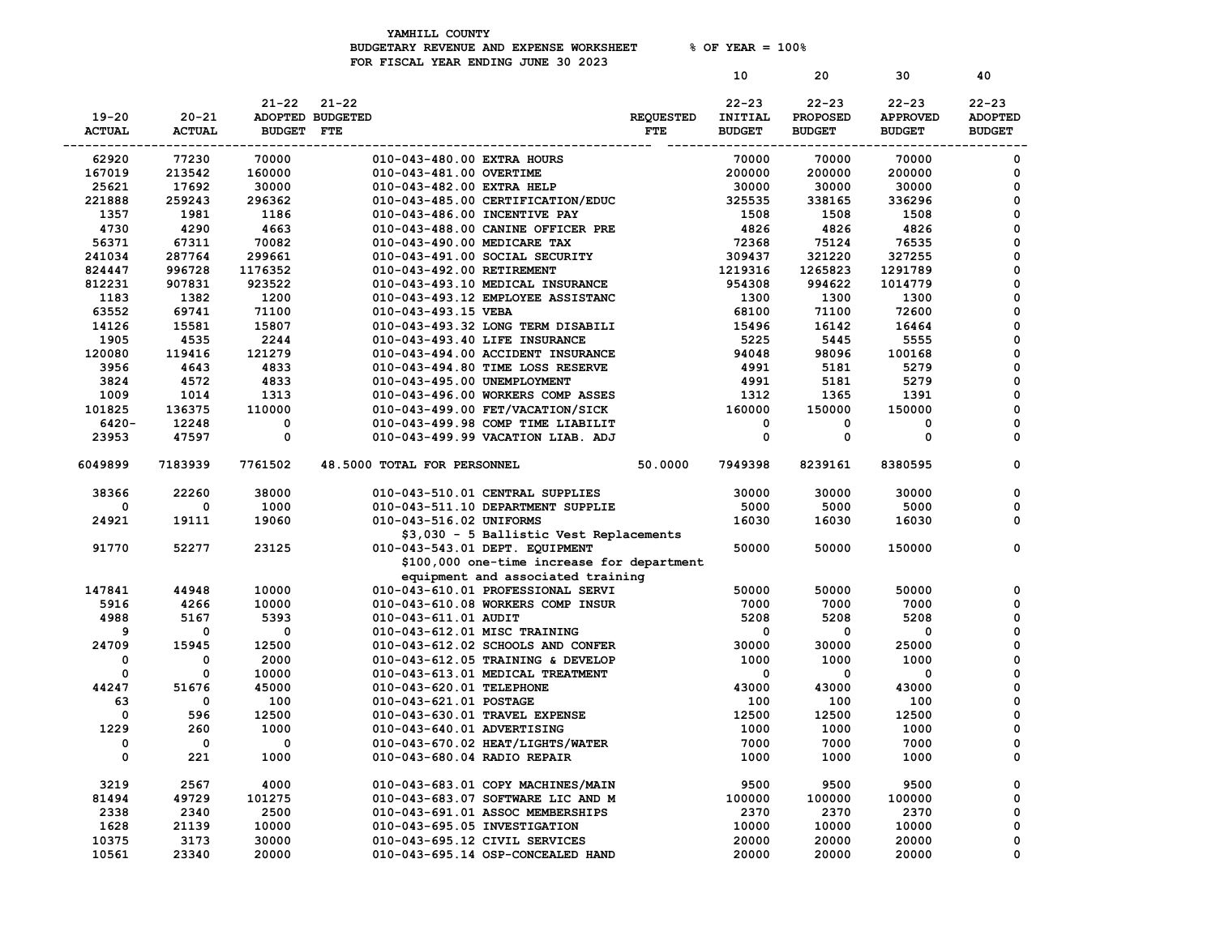YAMHILL COUNTY
BUDGETARY REVENUE AND EXPENSE WORKSHEET % OF YEAR = 100%
FOR FISCAL YEAR ENDING JUNE 30 2023

| 19-20 ACTUAL | 20-21 ACTUAL | 21-22 ADOPTED BUDGET | 21-22 BUDGETED FTE | | REQUESTED FTE | 10 22-23 INITIAL BUDGET | 20 22-23 PROPOSED BUDGET | 30 22-23 APPROVED BUDGET | 40 22-23 ADOPTED BUDGET |
|---|---|---|---|---|---|---|---|---|---|
| 62920 | 77230 | 70000 | | 010-043-480.00 EXTRA HOURS | | 70000 | 70000 | 70000 | 0 |
| 167019 | 213542 | 160000 | | 010-043-481.00 OVERTIME | | 200000 | 200000 | 200000 | 0 |
| 25621 | 17692 | 30000 | | 010-043-482.00 EXTRA HELP | | 30000 | 30000 | 30000 | 0 |
| 221888 | 259243 | 296362 | | 010-043-485.00 CERTIFICATION/EDUC | | 325535 | 338165 | 336296 | 0 |
| 1357 | 1981 | 1186 | | 010-043-486.00 INCENTIVE PAY | | 1508 | 1508 | 1508 | 0 |
| 4730 | 4290 | 4663 | | 010-043-488.00 CANINE OFFICER PRE | | 4826 | 4826 | 4826 | 0 |
| 56371 | 67311 | 70082 | | 010-043-490.00 MEDICARE TAX | | 72368 | 75124 | 76535 | 0 |
| 241034 | 287764 | 299661 | | 010-043-491.00 SOCIAL SECURITY | | 309437 | 321220 | 327255 | 0 |
| 824447 | 996728 | 1176352 | | 010-043-492.00 RETIREMENT | | 1219316 | 1265823 | 1291789 | 0 |
| 812231 | 907831 | 923522 | | 010-043-493.10 MEDICAL INSURANCE | | 954308 | 994622 | 1014779 | 0 |
| 1183 | 1382 | 1200 | | 010-043-493.12 EMPLOYEE ASSISTANC | | 1300 | 1300 | 1300 | 0 |
| 63552 | 69741 | 71100 | | 010-043-493.15 VEBA | | 68100 | 71100 | 72600 | 0 |
| 14126 | 15581 | 15807 | | 010-043-493.32 LONG TERM DISABILI | | 15496 | 16142 | 16464 | 0 |
| 1905 | 4535 | 2244 | | 010-043-493.40 LIFE INSURANCE | | 5225 | 5445 | 5555 | 0 |
| 120080 | 119416 | 121279 | | 010-043-494.00 ACCIDENT INSURANCE | | 94048 | 98096 | 100168 | 0 |
| 3956 | 4643 | 4833 | | 010-043-494.80 TIME LOSS RESERVE | | 4991 | 5181 | 5279 | 0 |
| 3824 | 4572 | 4833 | | 010-043-495.00 UNEMPLOYMENT | | 4991 | 5181 | 5279 | 0 |
| 1009 | 1014 | 1313 | | 010-043-496.00 WORKERS COMP ASSES | | 1312 | 1365 | 1391 | 0 |
| 101825 | 136375 | 110000 | | 010-043-499.00 FET/VACATION/SICK | | 160000 | 150000 | 150000 | 0 |
| 6420- | 12248 | 0 | | 010-043-499.98 COMP TIME LIABILIT | | 0 | 0 | 0 | 0 |
| 23953 | 47597 | 0 | | 010-043-499.99 VACATION LIAB. ADJ | | 0 | 0 | 0 | 0 |
| 6049899 | 7183939 | 7761502 | 48.5000 | TOTAL FOR PERSONNEL | 50.0000 | 7949398 | 8239161 | 8380595 | 0 |
| 38366 | 22260 | 38000 | | 010-043-510.01 CENTRAL SUPPLIES | | 30000 | 30000 | 30000 | 0 |
| 0 | 0 | 1000 | | 010-043-511.10 DEPARTMENT SUPPLIE | | 5000 | 5000 | 5000 | 0 |
| 24921 | 19111 | 19060 | | 010-043-516.02 UNIFORMS | | 16030 | 16030 | 16030 | 0 |
| | | | | $3,030 - 5 Ballistic Vest Replacements | | | | | |
| 91770 | 52277 | 23125 | | 010-043-543.01 DEPT. EQUIPMENT | | 50000 | 50000 | 150000 | 0 |
| | | | | $100,000 one-time increase for department equipment and associated training | | | | | |
| 147841 | 44948 | 10000 | | 010-043-610.01 PROFESSIONAL SERVI | | 50000 | 50000 | 50000 | 0 |
| 5916 | 4266 | 10000 | | 010-043-610.08 WORKERS COMP INSUR | | 7000 | 7000 | 7000 | 0 |
| 4988 | 5167 | 5393 | | 010-043-611.01 AUDIT | | 5208 | 5208 | 5208 | 0 |
| 9 | 0 | 0 | | 010-043-612.01 MISC TRAINING | | 0 | 0 | 0 | 0 |
| 24709 | 15945 | 12500 | | 010-043-612.02 SCHOOLS AND CONFER | | 30000 | 30000 | 25000 | 0 |
| 0 | 0 | 2000 | | 010-043-612.05 TRAINING & DEVELOP | | 1000 | 1000 | 1000 | 0 |
| 0 | 0 | 10000 | | 010-043-613.01 MEDICAL TREATMENT | | 0 | 0 | 0 | 0 |
| 44247 | 51676 | 45000 | | 010-043-620.01 TELEPHONE | | 43000 | 43000 | 43000 | 0 |
| 63 | 0 | 100 | | 010-043-621.01 POSTAGE | | 100 | 100 | 100 | 0 |
| 0 | 596 | 12500 | | 010-043-630.01 TRAVEL EXPENSE | | 12500 | 12500 | 12500 | 0 |
| 1229 | 260 | 1000 | | 010-043-640.01 ADVERTISING | | 1000 | 1000 | 1000 | 0 |
| 0 | 0 | 0 | | 010-043-670.02 HEAT/LIGHTS/WATER | | 7000 | 7000 | 7000 | 0 |
| 0 | 221 | 1000 | | 010-043-680.04 RADIO REPAIR | | 1000 | 1000 | 1000 | 0 |
| 3219 | 2567 | 4000 | | 010-043-683.01 COPY MACHINES/MAIN | | 9500 | 9500 | 9500 | 0 |
| 81494 | 49729 | 101275 | | 010-043-683.07 SOFTWARE LIC AND M | | 100000 | 100000 | 100000 | 0 |
| 2338 | 2340 | 2500 | | 010-043-691.01 ASSOC MEMBERSHIPS | | 2370 | 2370 | 2370 | 0 |
| 1628 | 21139 | 10000 | | 010-043-695.05 INVESTIGATION | | 10000 | 10000 | 10000 | 0 |
| 10375 | 3173 | 30000 | | 010-043-695.12 CIVIL SERVICES | | 20000 | 20000 | 20000 | 0 |
| 10561 | 23340 | 20000 | | 010-043-695.14 OSP-CONCEALED HAND | | 20000 | 20000 | 20000 | 0 |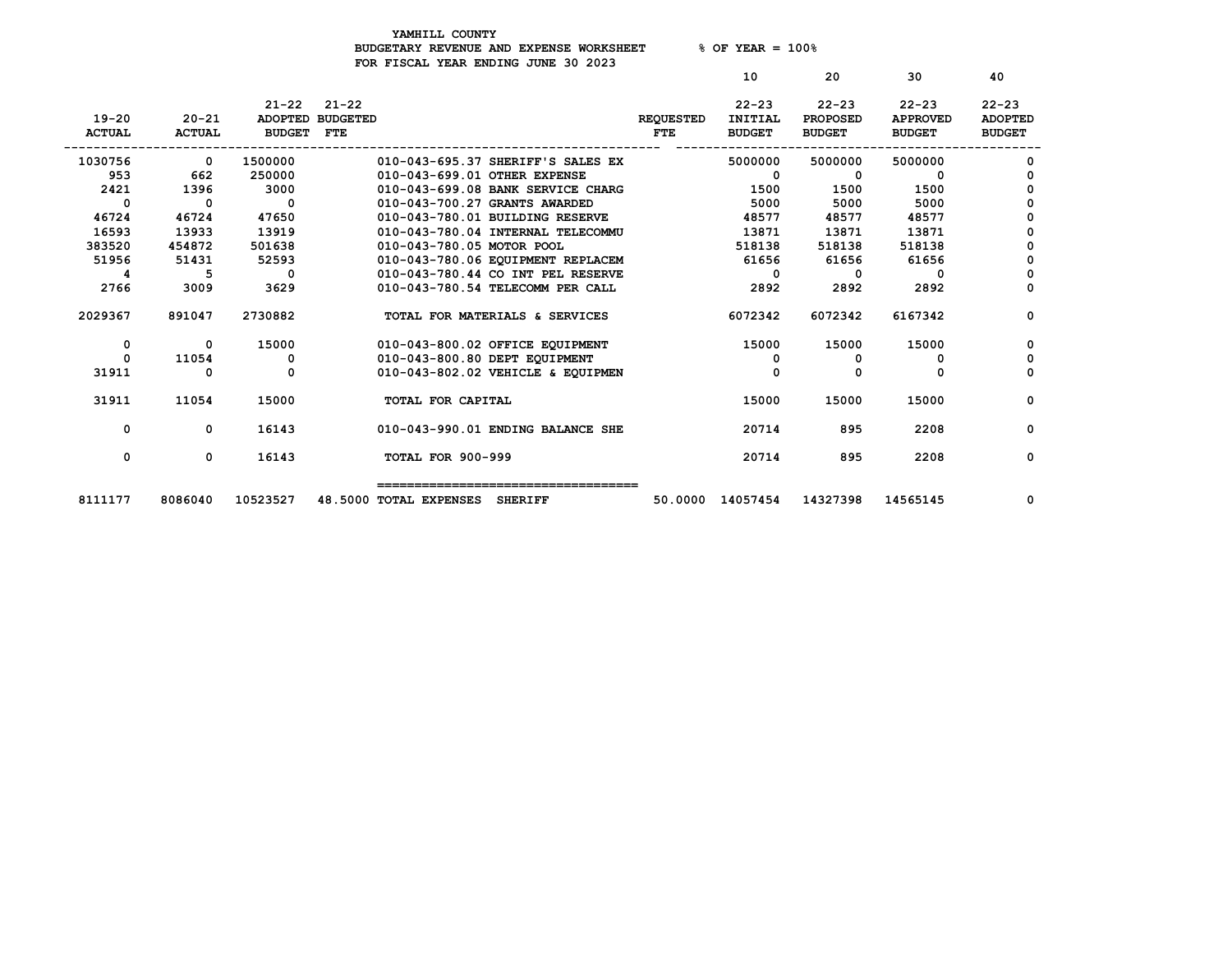YAMHILL COUNTY
BUDGETARY REVENUE AND EXPENSE WORKSHEET % OF YEAR = 100%
FOR FISCAL YEAR ENDING JUNE 30 2023

| 19-20 ACTUAL | 20-21 ACTUAL | 21-22 ADOPTED BUDGET | 21-22 BUDGETED FTE | | REQUESTED FTE | 10<br>22-23 INITIAL BUDGET | 20<br>22-23 PROPOSED BUDGET | 30<br>22-23 APPROVED BUDGET | 40<br>22-23 ADOPTED BUDGET |
|---|---|---|---|---|---|---|---|---|---|
| 1030756 | 0 | 1500000 | | 010-043-695.37 SHERIFF'S SALES EX | | 5000000 | 5000000 | 5000000 | 0 |
| 953 | 662 | 250000 | | 010-043-699.01 OTHER EXPENSE | | 0 | 0 | 0 | 0 |
| 2421 | 1396 | 3000 | | 010-043-699.08 BANK SERVICE CHARG | | 1500 | 1500 | 1500 | 0 |
| 0 | 0 | 0 | | 010-043-700.27 GRANTS AWARDED | | 5000 | 5000 | 5000 | 0 |
| 46724 | 46724 | 47650 | | 010-043-780.01 BUILDING RESERVE | | 48577 | 48577 | 48577 | 0 |
| 16593 | 13933 | 13919 | | 010-043-780.04 INTERNAL TELECOMMU | | 13871 | 13871 | 13871 | 0 |
| 383520 | 454872 | 501638 | | 010-043-780.05 MOTOR POOL | | 518138 | 518138 | 518138 | 0 |
| 51956 | 51431 | 52593 | | 010-043-780.06 EQUIPMENT REPLACEM | | 61656 | 61656 | 61656 | 0 |
| 4 | 5 | 0 | | 010-043-780.44 CO INT PEL RESERVE | | 0 | 0 | 0 | 0 |
| 2766 | 3009 | 3629 | | 010-043-780.54 TELECOMM PER CALL | | 2892 | 2892 | 2892 | 0 |
| 2029367 | 891047 | 2730882 | | TOTAL FOR MATERIALS & SERVICES | | 6072342 | 6072342 | 6167342 | 0 |
| 0 | 0 | 15000 | | 010-043-800.02 OFFICE EQUIPMENT | | 15000 | 15000 | 15000 | 0 |
| 0 | 11054 | 0 | | 010-043-800.80 DEPT EQUIPMENT | | 0 | 0 | 0 | 0 |
| 31911 | 0 | 0 | | 010-043-802.02 VEHICLE & EQUIPMEN | | 0 | 0 | 0 | 0 |
| 31911 | 11054 | 15000 | | TOTAL FOR CAPITAL | | 15000 | 15000 | 15000 | 0 |
| 0 | 0 | 16143 | | 010-043-990.01 ENDING BALANCE SHE | | 20714 | 895 | 2208 | 0 |
| 0 | 0 | 16143 | | TOTAL FOR 900-999 | | 20714 | 895 | 2208 | 0 |
| 8111177 | 8086040 | 10523527 | 48.5000 | TOTAL EXPENSES SHERIFF | 50.0000 | 14057454 | 14327398 | 14565145 | 0 |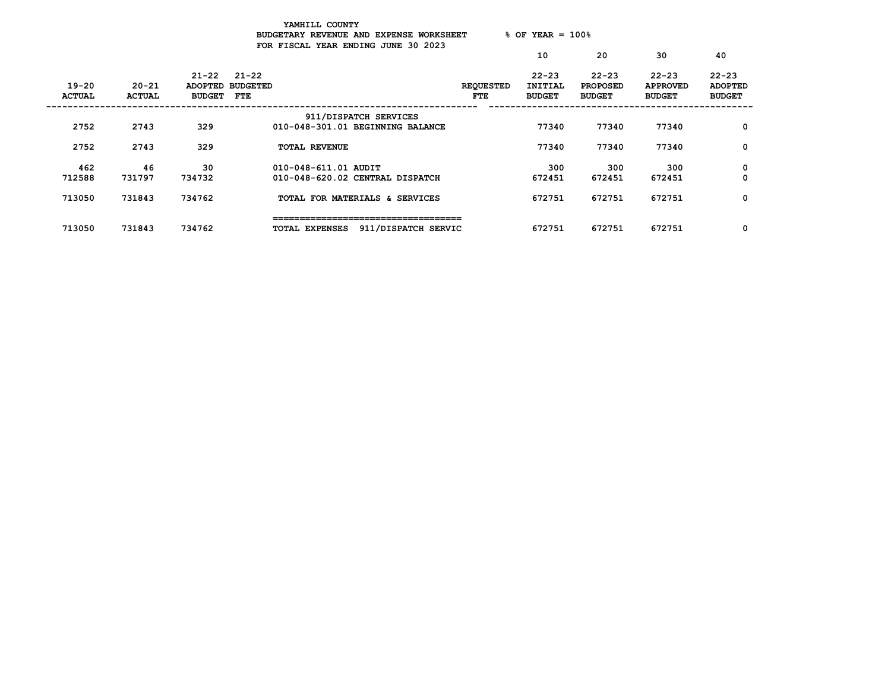YAMHILL COUNTY
BUDGETARY REVENUE AND EXPENSE WORKSHEET % OF YEAR = 100%
FOR FISCAL YEAR ENDING JUNE 30 2023

| 19-20 ACTUAL | 20-21 ACTUAL | 21-22 ADOPTED BUDGET | 21-22 BUDGETED FTE | | REQUESTED FTE | 10 22-23 INITIAL BUDGET | 20 22-23 PROPOSED BUDGET | 30 22-23 APPROVED BUDGET | 40 22-23 ADOPTED BUDGET |
|---|---|---|---|---|---|---|---|---|---|
| | | | | 911/DISPATCH SERVICES | | | | | |
| 2752 | 2743 | 329 | | 010-048-301.01 BEGINNING BALANCE | | 77340 | 77340 | 77340 | 0 |
| 2752 | 2743 | 329 | | TOTAL REVENUE | | 77340 | 77340 | 77340 | 0 |
| 462 | 46 | 30 | | 010-048-611.01 AUDIT | | 300 | 300 | 300 | 0 |
| 712588 | 731797 | 734732 | | 010-048-620.02 CENTRAL DISPATCH | | 672451 | 672451 | 672451 | 0 |
| 713050 | 731843 | 734762 | | TOTAL FOR MATERIALS & SERVICES | | 672751 | 672751 | 672751 | 0 |
| 713050 | 731843 | 734762 | | TOTAL EXPENSES 911/DISPATCH SERVIC | | 672751 | 672751 | 672751 | 0 |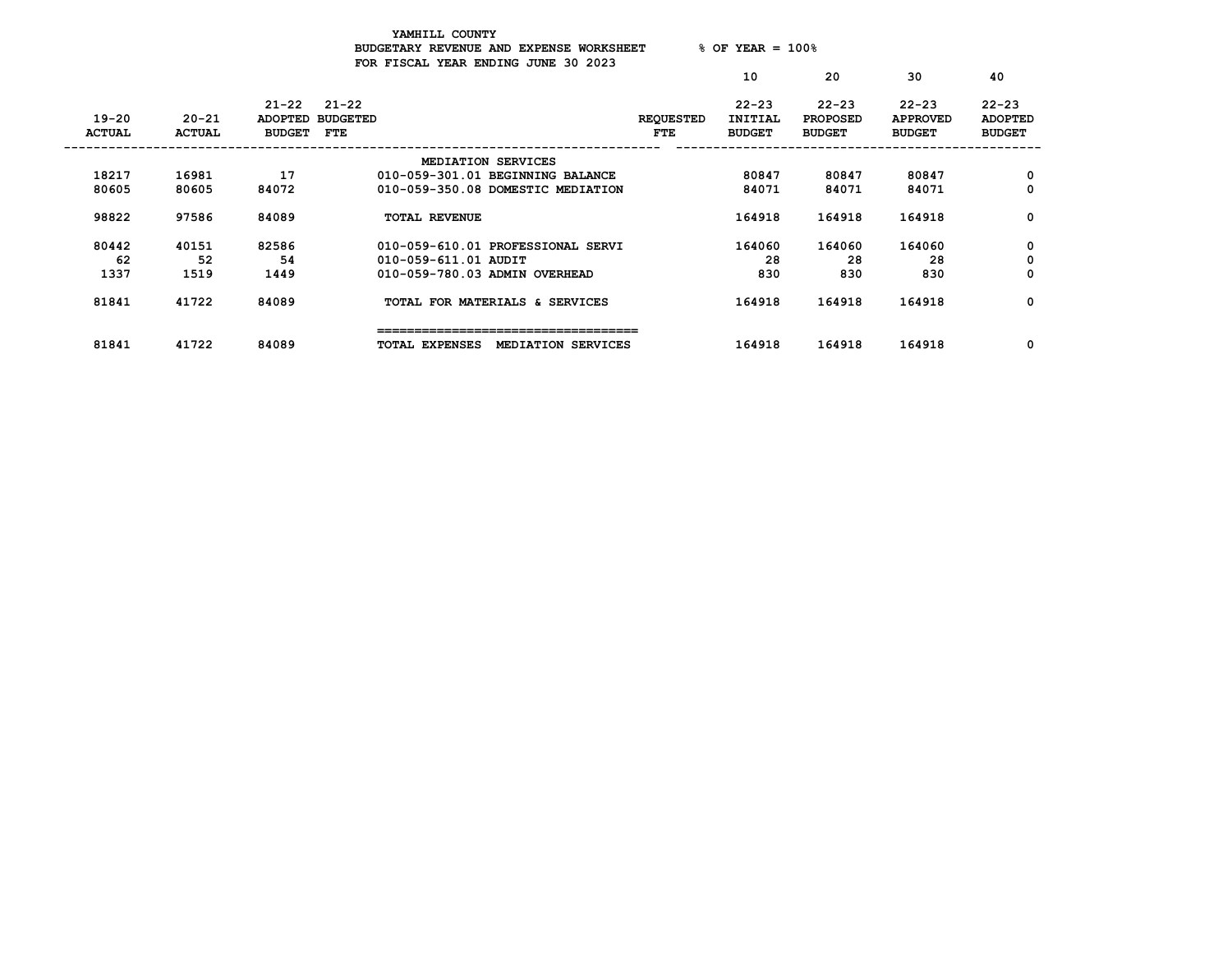**YAMHILL COUNTY**
**BUDGETARY REVENUE AND EXPENSE WORKSHEET** % OF YEAR = 100%
**FOR FISCAL YEAR ENDING JUNE 30 2023**

| 19-20 ACTUAL | 20-21 ACTUAL | 21-22 ADOPTED BUDGET | 21-22 BUDGETED FTE | | REQUESTED FTE | 10 22-23 INITIAL BUDGET | 20 22-23 PROPOSED BUDGET | 30 22-23 APPROVED BUDGET | 40 22-23 ADOPTED BUDGET |
|---|---|---|---|---|---|---|---|---|---|
| | | | | MEDIATION SERVICES | | | | | |
| 18217 | 16981 | 17 | | 010-059-301.01 BEGINNING BALANCE | | 80847 | 80847 | 80847 | 0 |
| 80605 | 80605 | 84072 | | 010-059-350.08 DOMESTIC MEDIATION | | 84071 | 84071 | 84071 | 0 |
| 98822 | 97586 | 84089 | | TOTAL REVENUE | | 164918 | 164918 | 164918 | 0 |
| 80442 | 40151 | 82586 | | 010-059-610.01 PROFESSIONAL SERVI | | 164060 | 164060 | 164060 | 0 |
| 62 | 52 | 54 | | 010-059-611.01 AUDIT | | 28 | 28 | 28 | 0 |
| 1337 | 1519 | 1449 | | 010-059-780.03 ADMIN OVERHEAD | | 830 | 830 | 830 | 0 |
| 81841 | 41722 | 84089 | | TOTAL FOR MATERIALS & SERVICES | | 164918 | 164918 | 164918 | 0 |
| 81841 | 41722 | 84089 | | TOTAL EXPENSES MEDIATION SERVICES | | 164918 | 164918 | 164918 | 0 |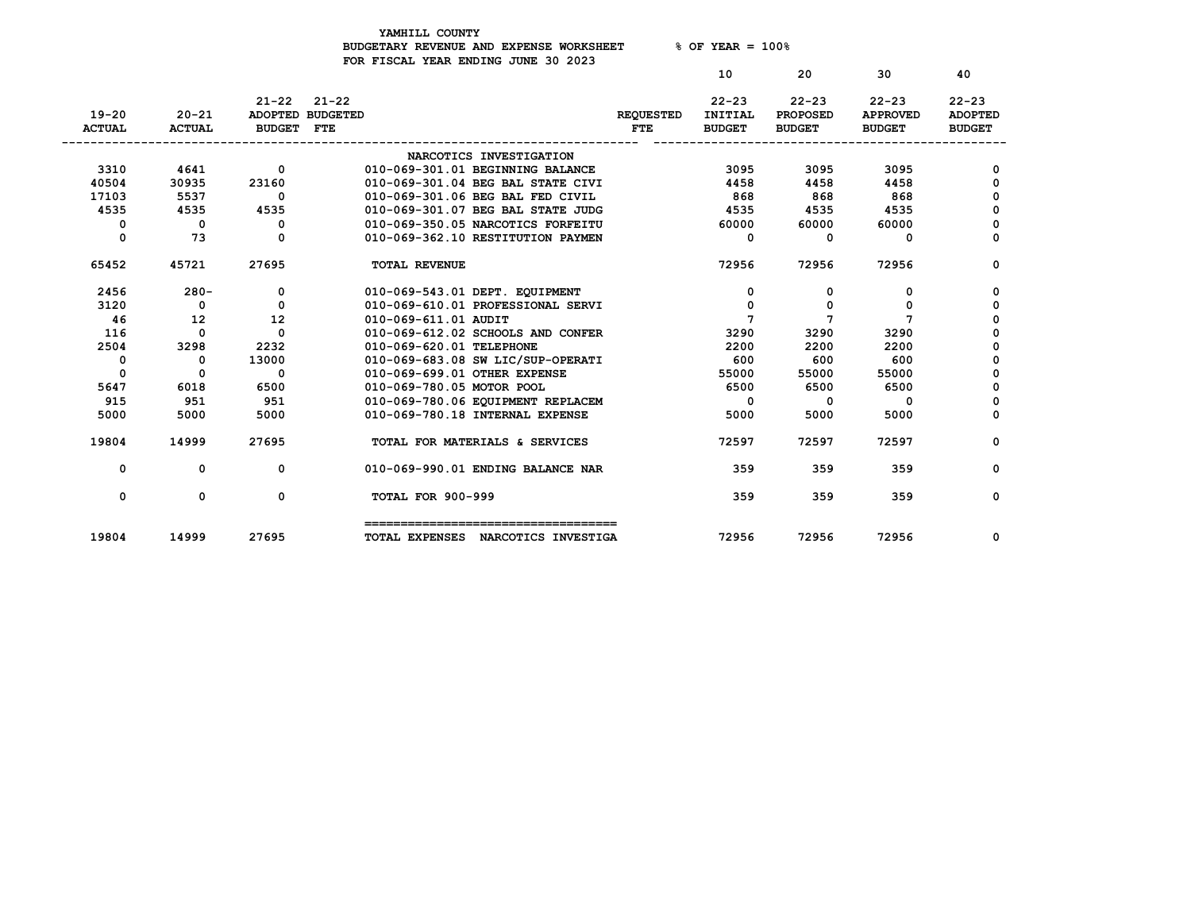YAMHILL COUNTY
BUDGETARY REVENUE AND EXPENSE WORKSHEET % OF YEAR = 100%
FOR FISCAL YEAR ENDING JUNE 30 2023

| 19-20 ACTUAL | 20-21 ACTUAL | 21-22 ADOPTED BUDGET | 21-22 BUDGETED FTE | | REQUESTED FTE | 10 22-23 INITIAL BUDGET | 20 22-23 PROPOSED BUDGET | 30 22-23 APPROVED BUDGET | 40 22-23 ADOPTED BUDGET |
|---|---|---|---|---|---|---|---|---|---|
| | | | | NARCOTICS INVESTIGATION | | | | | |
| 3310 | 4641 | 0 | | 010-069-301.01 BEGINNING BALANCE | | 3095 | 3095 | 3095 | 0 |
| 40504 | 30935 | 23160 | | 010-069-301.04 BEG BAL STATE CIVI | | 4458 | 4458 | 4458 | 0 |
| 17103 | 5537 | 0 | | 010-069-301.06 BEG BAL FED CIVIL | | 868 | 868 | 868 | 0 |
| 4535 | 4535 | 4535 | | 010-069-301.07 BEG BAL STATE JUDG | | 4535 | 4535 | 4535 | 0 |
| 0 | 0 | 0 | | 010-069-350.05 NARCOTICS FORFEITU | | 60000 | 60000 | 60000 | 0 |
| 0 | 73 | 0 | | 010-069-362.10 RESTITUTION PAYMEN | | 0 | 0 | 0 | 0 |
| 65452 | 45721 | 27695 | | TOTAL REVENUE | | 72956 | 72956 | 72956 | 0 |
| 2456 | 280- | 0 | | 010-069-543.01 DEPT. EQUIPMENT | | 0 | 0 | 0 | 0 |
| 3120 | 0 | 0 | | 010-069-610.01 PROFESSIONAL SERVI | | 0 | 0 | 0 | 0 |
| 46 | 12 | 12 | | 010-069-611.01 AUDIT | | 7 | 7 | 7 | 0 |
| 116 | 0 | 0 | | 010-069-612.02 SCHOOLS AND CONFER | | 3290 | 3290 | 3290 | 0 |
| 2504 | 3298 | 2232 | | 010-069-620.01 TELEPHONE | | 2200 | 2200 | 2200 | 0 |
| 0 | 0 | 13000 | | 010-069-683.08 SW LIC/SUP-OPERATI | | 600 | 600 | 600 | 0 |
| 0 | 0 | 0 | | 010-069-699.01 OTHER EXPENSE | | 55000 | 55000 | 55000 | 0 |
| 5647 | 6018 | 6500 | | 010-069-780.05 MOTOR POOL | | 6500 | 6500 | 6500 | 0 |
| 915 | 951 | 951 | | 010-069-780.06 EQUIPMENT REPLACEM | | 0 | 0 | 0 | 0 |
| 5000 | 5000 | 5000 | | 010-069-780.18 INTERNAL EXPENSE | | 5000 | 5000 | 5000 | 0 |
| 19804 | 14999 | 27695 | | TOTAL FOR MATERIALS & SERVICES | | 72597 | 72597 | 72597 | 0 |
| 0 | 0 | 0 | | 010-069-990.01 ENDING BALANCE NAR | | 359 | 359 | 359 | 0 |
| 0 | 0 | 0 | | TOTAL FOR 900-999 | | 359 | 359 | 359 | 0 |
| 19804 | 14999 | 27695 | | TOTAL EXPENSES NARCOTICS INVESTIGA | | 72956 | 72956 | 72956 | 0 |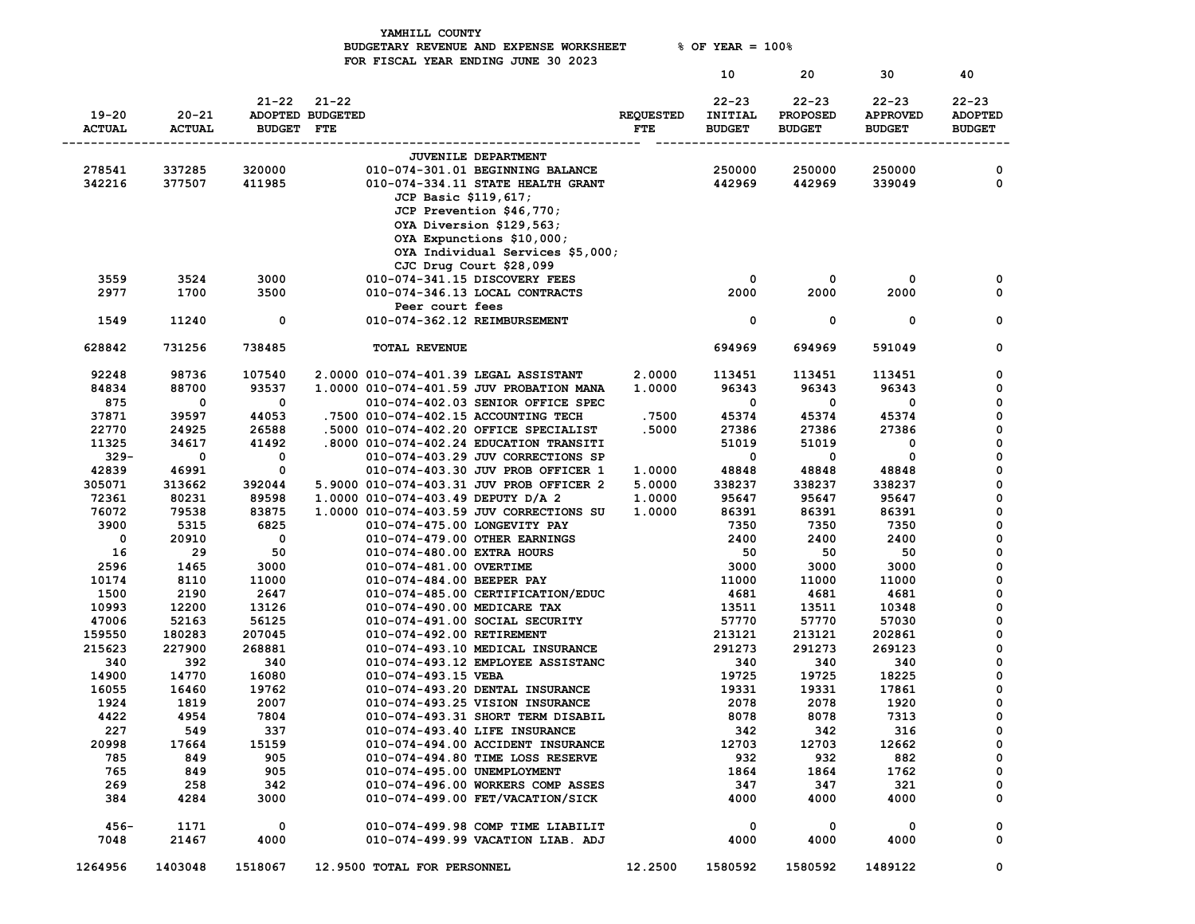YAMHILL COUNTY
BUDGETARY REVENUE AND EXPENSE WORKSHEET % OF YEAR = 100%
FOR FISCAL YEAR ENDING JUNE 30 2023

| 19-20 ACTUAL | 20-21 ACTUAL | 21-22 ADOPTED BUDGET | 21-22 BUDGETED FTE | | REQUESTED FTE | 10 22-23 INITIAL BUDGET | 20 22-23 PROPOSED BUDGET | 30 22-23 APPROVED BUDGET | 40 22-23 ADOPTED BUDGET |
|---|---|---|---|---|---|---|---|---|---|
| | | | | JUVENILE DEPARTMENT | | | | | |
| 278541 | 337285 | 320000 | | 010-074-301.01 BEGINNING BALANCE | | 250000 | 250000 | 250000 | 0 |
| 342216 | 377507 | 411985 | | 010-074-334.11 STATE HEALTH GRANT | | 442969 | 442969 | 339049 | 0 |
| | | | | JCP Basic $119,617; JCP Prevention $46,770; OYA Diversion $129,563; OYA Expunctions $10,000; OYA Individual Services $5,000; CJC Drug Court $28,099 | | | | | |
| 3559 | 3524 | 3000 | | 010-074-341.15 DISCOVERY FEES | | 0 | 0 | 0 | 0 |
| 2977 | 1700 | 3500 | | 010-074-346.13 LOCAL CONTRACTS | | 2000 | 2000 | 2000 | 0 |
| | | | | Peer court fees | | | | | |
| 1549 | 11240 | 0 | | 010-074-362.12 REIMBURSEMENT | | 0 | 0 | 0 | 0 |
| 628842 | 731256 | 738485 | | TOTAL REVENUE | | 694969 | 694969 | 591049 | 0 |
| 92248 | 98736 | 107540 | 2.0000 | 010-074-401.39 LEGAL ASSISTANT | 2.0000 | 113451 | 113451 | 113451 | 0 |
| 84834 | 88700 | 93537 | 1.0000 | 010-074-401.59 JUV PROBATION MANA | 1.0000 | 96343 | 96343 | 96343 | 0 |
| 875 | 0 | 0 | | 010-074-402.03 SENIOR OFFICE SPEC | | 0 | 0 | 0 | 0 |
| 37871 | 39597 | 44053 | .7500 | 010-074-402.15 ACCOUNTING TECH | .7500 | 45374 | 45374 | 45374 | 0 |
| 22770 | 24925 | 26588 | .5000 | 010-074-402.20 OFFICE SPECIALIST | .5000 | 27386 | 27386 | 27386 | 0 |
| 11325 | 34617 | 41492 | .8000 | 010-074-402.24 EDUCATION TRANSITI | | 51019 | 51019 | 0 | 0 |
| 329- | 0 | 0 | | 010-074-403.29 JUV CORRECTIONS SP | | 0 | 0 | 0 | 0 |
| 42839 | 46991 | 0 | | 010-074-403.30 JUV PROB OFFICER 1 | 1.0000 | 48848 | 48848 | 48848 | 0 |
| 305071 | 313662 | 392044 | 5.9000 | 010-074-403.31 JUV PROB OFFICER 2 | 5.0000 | 338237 | 338237 | 338237 | 0 |
| 72361 | 80231 | 89598 | 1.0000 | 010-074-403.49 DEPUTY D/A 2 | 1.0000 | 95647 | 95647 | 95647 | 0 |
| 76072 | 79538 | 83875 | 1.0000 | 010-074-403.59 JUV CORRECTIONS SU | 1.0000 | 86391 | 86391 | 86391 | 0 |
| 3900 | 5315 | 6825 | | 010-074-475.00 LONGEVITY PAY | | 7350 | 7350 | 7350 | 0 |
| 0 | 20910 | 0 | | 010-074-479.00 OTHER EARNINGS | | 2400 | 2400 | 2400 | 0 |
| 16 | 29 | 50 | | 010-074-480.00 EXTRA HOURS | | 50 | 50 | 50 | 0 |
| 2596 | 1465 | 3000 | | 010-074-481.00 OVERTIME | | 3000 | 3000 | 3000 | 0 |
| 10174 | 8110 | 11000 | | 010-074-484.00 BEEPER PAY | | 11000 | 11000 | 11000 | 0 |
| 1500 | 2190 | 2647 | | 010-074-485.00 CERTIFICATION/EDUC | | 4681 | 4681 | 4681 | 0 |
| 10993 | 12200 | 13126 | | 010-074-490.00 MEDICARE TAX | | 13511 | 13511 | 10348 | 0 |
| 47006 | 52163 | 56125 | | 010-074-491.00 SOCIAL SECURITY | | 57770 | 57770 | 57030 | 0 |
| 159550 | 180283 | 207045 | | 010-074-492.00 RETIREMENT | | 213121 | 213121 | 202861 | 0 |
| 215623 | 227900 | 268881 | | 010-074-493.10 MEDICAL INSURANCE | | 291273 | 291273 | 269123 | 0 |
| 340 | 392 | 340 | | 010-074-493.12 EMPLOYEE ASSISTANC | | 340 | 340 | 340 | 0 |
| 14900 | 14770 | 16080 | | 010-074-493.15 VEBA | | 19725 | 19725 | 18225 | 0 |
| 16055 | 16460 | 19762 | | 010-074-493.20 DENTAL INSURANCE | | 19331 | 19331 | 17861 | 0 |
| 1924 | 1819 | 2007 | | 010-074-493.25 VISION INSURANCE | | 2078 | 2078 | 1920 | 0 |
| 4422 | 4954 | 7804 | | 010-074-493.31 SHORT TERM DISABIL | | 8078 | 8078 | 7313 | 0 |
| 227 | 549 | 337 | | 010-074-493.40 LIFE INSURANCE | | 342 | 342 | 316 | 0 |
| 20998 | 17664 | 15159 | | 010-074-494.00 ACCIDENT INSURANCE | | 12703 | 12703 | 12662 | 0 |
| 785 | 849 | 905 | | 010-074-494.80 TIME LOSS RESERVE | | 932 | 932 | 882 | 0 |
| 765 | 849 | 905 | | 010-074-495.00 UNEMPLOYMENT | | 1864 | 1864 | 1762 | 0 |
| 269 | 258 | 342 | | 010-074-496.00 WORKERS COMP ASSES | | 347 | 347 | 321 | 0 |
| 384 | 4284 | 3000 | | 010-074-499.00 FET/VACATION/SICK | | 4000 | 4000 | 4000 | 0 |
| 456- | 1171 | 0 | | 010-074-499.98 COMP TIME LIABILIT | | 0 | 0 | 0 | 0 |
| 7048 | 21467 | 4000 | | 010-074-499.99 VACATION LIAB. ADJ | | 4000 | 4000 | 4000 | 0 |
| 1264956 | 1403048 | 1518067 | 12.9500 | TOTAL FOR PERSONNEL | 12.2500 | 1580592 | 1580592 | 1489122 | 0 |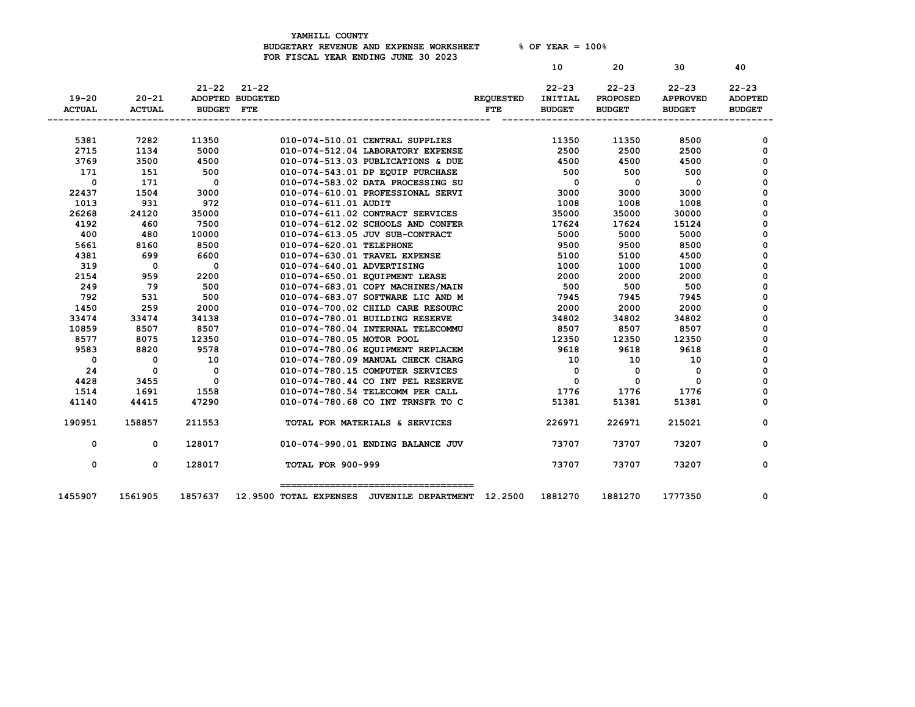YAMHILL COUNTY
BUDGETARY REVENUE AND EXPENSE WORKSHEET % OF YEAR = 100%
FOR FISCAL YEAR ENDING JUNE 30 2023

| 19-20 ACTUAL | 20-21 ACTUAL | 21-22 ADOPTED BUDGET | 21-22 BUDGETED FTE | | REQUESTED FTE | 10 22-23 INITIAL BUDGET | 20 22-23 PROPOSED BUDGET | 30 22-23 APPROVED BUDGET | 40 22-23 ADOPTED BUDGET |
|---|---|---|---|---|---|---|---|---|---|
| 5381 | 7282 | 11350 | | 010-074-510.01 CENTRAL SUPPLIES | | 11350 | 11350 | 8500 | 0 |
| 2715 | 1134 | 5000 | | 010-074-512.04 LABORATORY EXPENSE | | 2500 | 2500 | 2500 | 0 |
| 3769 | 3500 | 4500 | | 010-074-513.03 PUBLICATIONS & DUE | | 4500 | 4500 | 4500 | 0 |
| 171 | 151 | 500 | | 010-074-543.01 DP EQUIP PURCHASE | | 500 | 500 | 500 | 0 |
| 0 | 171 | 0 | | 010-074-583.02 DATA PROCESSING SU | | 0 | 0 | 0 | 0 |
| 22437 | 1504 | 3000 | | 010-074-610.01 PROFESSIONAL SERVI | | 3000 | 3000 | 3000 | 0 |
| 1013 | 931 | 972 | | 010-074-611.01 AUDIT | | 1008 | 1008 | 1008 | 0 |
| 26268 | 24120 | 35000 | | 010-074-611.02 CONTRACT SERVICES | | 35000 | 35000 | 30000 | 0 |
| 4192 | 460 | 7500 | | 010-074-612.02 SCHOOLS AND CONFER | | 17624 | 17624 | 15124 | 0 |
| 400 | 480 | 10000 | | 010-074-613.05 JUV SUB-CONTRACT | | 5000 | 5000 | 5000 | 0 |
| 5661 | 8160 | 8500 | | 010-074-620.01 TELEPHONE | | 9500 | 9500 | 8500 | 0 |
| 4381 | 699 | 6600 | | 010-074-630.01 TRAVEL EXPENSE | | 5100 | 5100 | 4500 | 0 |
| 319 | 0 | 0 | | 010-074-640.01 ADVERTISING | | 1000 | 1000 | 1000 | 0 |
| 2154 | 959 | 2200 | | 010-074-650.01 EQUIPMENT LEASE | | 2000 | 2000 | 2000 | 0 |
| 249 | 79 | 500 | | 010-074-683.01 COPY MACHINES/MAIN | | 500 | 500 | 500 | 0 |
| 792 | 531 | 500 | | 010-074-683.07 SOFTWARE LIC AND M | | 7945 | 7945 | 7945 | 0 |
| 1450 | 259 | 2000 | | 010-074-700.02 CHILD CARE RESOURC | | 2000 | 2000 | 2000 | 0 |
| 33474 | 33474 | 34138 | | 010-074-780.01 BUILDING RESERVE | | 34802 | 34802 | 34802 | 0 |
| 10859 | 8507 | 8507 | | 010-074-780.04 INTERNAL TELECOMMU | | 8507 | 8507 | 8507 | 0 |
| 8577 | 8075 | 12350 | | 010-074-780.05 MOTOR POOL | | 12350 | 12350 | 12350 | 0 |
| 9583 | 8820 | 9578 | | 010-074-780.06 EQUIPMENT REPLACEM | | 9618 | 9618 | 9618 | 0 |
| 0 | 0 | 10 | | 010-074-780.09 MANUAL CHECK CHARG | | 10 | 10 | 10 | 0 |
| 24 | 0 | 0 | | 010-074-780.15 COMPUTER SERVICES | | 0 | 0 | 0 | 0 |
| 4428 | 3455 | 0 | | 010-074-780.44 CO INT PEL RESERVE | | 0 | 0 | 0 | 0 |
| 1514 | 1691 | 1558 | | 010-074-780.54 TELECOMM PER CALL | | 1776 | 1776 | 1776 | 0 |
| 41140 | 44415 | 47290 | | 010-074-780.68 CO INT TRNSFR TO C | | 51381 | 51381 | 51381 | 0 |
| 190951 | 158857 | 211553 | | TOTAL FOR MATERIALS & SERVICES | | 226971 | 226971 | 215021 | 0 |
| 0 | 0 | 128017 | | 010-074-990.01 ENDING BALANCE JUV | | 73707 | 73707 | 73207 | 0 |
| 0 | 0 | 128017 | | TOTAL FOR 900-999 | | 73707 | 73707 | 73207 | 0 |
| 1455907 | 1561905 | 1857637 | 12.9500 | TOTAL EXPENSES JUVENILE DEPARTMENT | 12.2500 | 1881270 | 1881270 | 1777350 | 0 |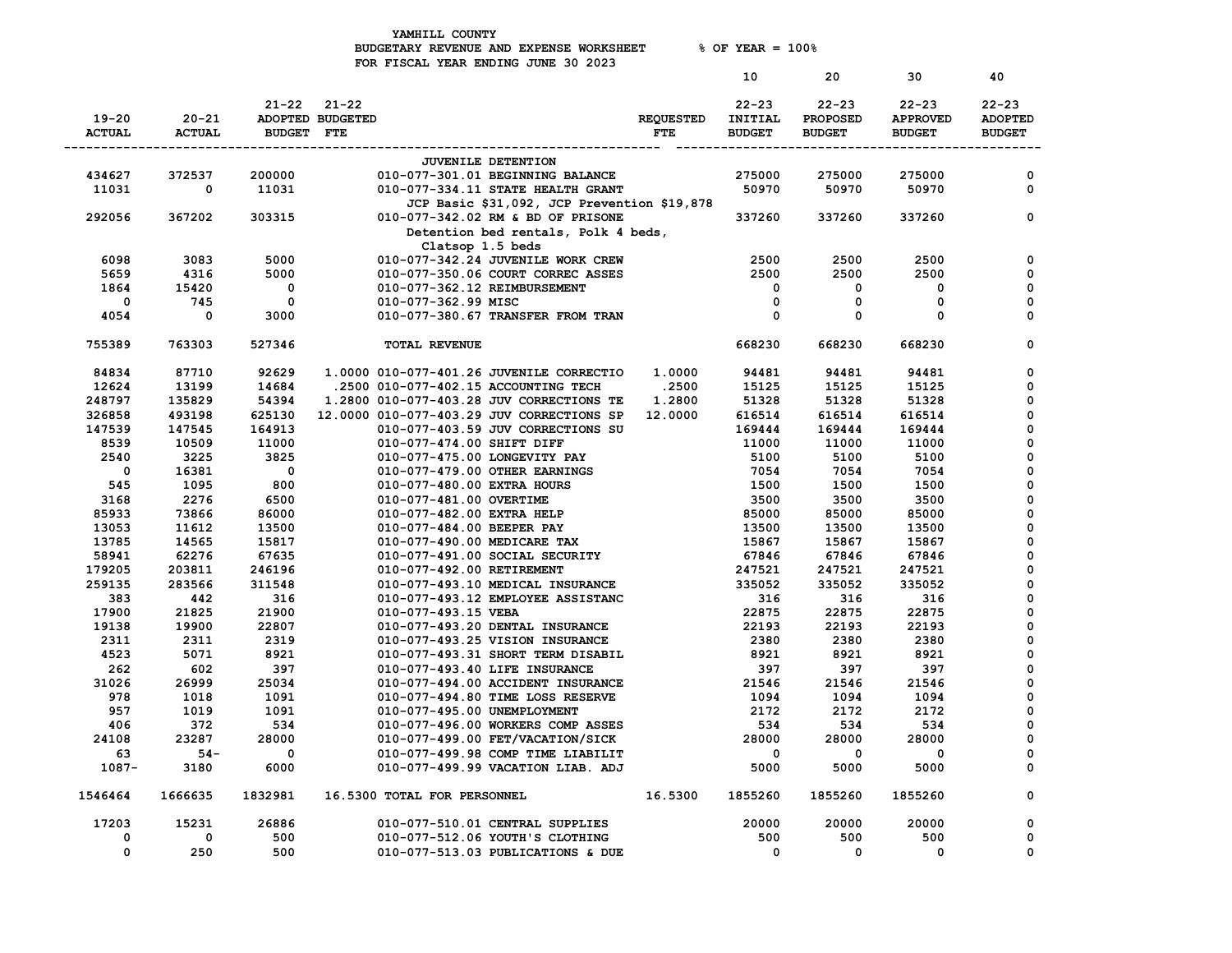YAMHILL COUNTY
BUDGETARY REVENUE AND EXPENSE WORKSHEET % OF YEAR = 100%
FOR FISCAL YEAR ENDING JUNE 30 2023

| 19-20 ACTUAL | 20-21 ACTUAL | 21-22 ADOPTED BUDGET | 21-22 BUDGETED FTE | | REQUESTED FTE | 10 22-23 INITIAL BUDGET | 20 22-23 PROPOSED BUDGET | 30 22-23 APPROVED BUDGET | 40 22-23 ADOPTED BUDGET |
|---|---|---|---|---|---|---|---|---|---|
| | | | | JUVENILE DETENTION | | | | | |
| 434627 | 372537 | 200000 | | 010-077-301.01 BEGINNING BALANCE | | 275000 | 275000 | 275000 | 0 |
| 11031 | 0 | 11031 | | 010-077-334.11 STATE HEALTH GRANT | | 50970 | 50970 | 50970 | 0 |
| | | | | JCP Basic $31,092, JCP Prevention $19,878 | | | | | |
| 292056 | 367202 | 303315 | | 010-077-342.02 RM & BD OF PRISONE | | 337260 | 337260 | 337260 | 0 |
| | | | | Detention bed rentals, Polk 4 beds, Clatsop 1.5 beds | | | | | |
| 6098 | 3083 | 5000 | | 010-077-342.24 JUVENILE WORK CREW | | 2500 | 2500 | 2500 | 0 |
| 5659 | 4316 | 5000 | | 010-077-350.06 COURT CORREC ASSES | | 2500 | 2500 | 2500 | 0 |
| 1864 | 15420 | 0 | | 010-077-362.12 REIMBURSEMENT | | 0 | 0 | 0 | 0 |
| 0 | 745 | 0 | | 010-077-362.99 MISC | | 0 | 0 | 0 | 0 |
| 4054 | 0 | 3000 | | 010-077-380.67 TRANSFER FROM TRAN | | 0 | 0 | 0 | 0 |
| 755389 | 763303 | 527346 | | TOTAL REVENUE | | 668230 | 668230 | 668230 | 0 |
| 84834 | 87710 | 92629 | 1.0000 | 010-077-401.26 JUVENILE CORRECTIO | 1.0000 | 94481 | 94481 | 94481 | 0 |
| 12624 | 13199 | 14684 | .2500 | 010-077-402.15 ACCOUNTING TECH | .2500 | 15125 | 15125 | 15125 | 0 |
| 248797 | 135829 | 54394 | 1.2800 | 010-077-403.28 JUV CORRECTIONS TE | 1.2800 | 51328 | 51328 | 51328 | 0 |
| 326858 | 493198 | 625130 | 12.0000 | 010-077-403.29 JUV CORRECTIONS SP | 12.0000 | 616514 | 616514 | 616514 | 0 |
| 147539 | 147545 | 164913 | | 010-077-403.59 JUV CORRECTIONS SU | | 169444 | 169444 | 169444 | 0 |
| 8539 | 10509 | 11000 | | 010-077-474.00 SHIFT DIFF | | 11000 | 11000 | 11000 | 0 |
| 2540 | 3225 | 3825 | | 010-077-475.00 LONGEVITY PAY | | 5100 | 5100 | 5100 | 0 |
| 0 | 16381 | 0 | | 010-077-479.00 OTHER EARNINGS | | 7054 | 7054 | 7054 | 0 |
| 545 | 1095 | 800 | | 010-077-480.00 EXTRA HOURS | | 1500 | 1500 | 1500 | 0 |
| 3168 | 2276 | 6500 | | 010-077-481.00 OVERTIME | | 3500 | 3500 | 3500 | 0 |
| 85933 | 73866 | 86000 | | 010-077-482.00 EXTRA HELP | | 85000 | 85000 | 85000 | 0 |
| 13053 | 11612 | 13500 | | 010-077-484.00 BEEPER PAY | | 13500 | 13500 | 13500 | 0 |
| 13785 | 14565 | 15817 | | 010-077-490.00 MEDICARE TAX | | 15867 | 15867 | 15867 | 0 |
| 58941 | 62276 | 67635 | | 010-077-491.00 SOCIAL SECURITY | | 67846 | 67846 | 67846 | 0 |
| 179205 | 203811 | 246196 | | 010-077-492.00 RETIREMENT | | 247521 | 247521 | 247521 | 0 |
| 259135 | 283566 | 311548 | | 010-077-493.10 MEDICAL INSURANCE | | 335052 | 335052 | 335052 | 0 |
| 383 | 442 | 316 | | 010-077-493.12 EMPLOYEE ASSISTANC | | 316 | 316 | 316 | 0 |
| 17900 | 21825 | 21900 | | 010-077-493.15 VEBA | | 22875 | 22875 | 22875 | 0 |
| 19138 | 19900 | 22807 | | 010-077-493.20 DENTAL INSURANCE | | 22193 | 22193 | 22193 | 0 |
| 2311 | 2311 | 2319 | | 010-077-493.25 VISION INSURANCE | | 2380 | 2380 | 2380 | 0 |
| 4523 | 5071 | 8921 | | 010-077-493.31 SHORT TERM DISABIL | | 8921 | 8921 | 8921 | 0 |
| 262 | 602 | 397 | | 010-077-493.40 LIFE INSURANCE | | 397 | 397 | 397 | 0 |
| 31026 | 26999 | 25034 | | 010-077-494.00 ACCIDENT INSURANCE | | 21546 | 21546 | 21546 | 0 |
| 978 | 1018 | 1091 | | 010-077-494.80 TIME LOSS RESERVE | | 1094 | 1094 | 1094 | 0 |
| 957 | 1019 | 1091 | | 010-077-495.00 UNEMPLOYMENT | | 2172 | 2172 | 2172 | 0 |
| 406 | 372 | 534 | | 010-077-496.00 WORKERS COMP ASSES | | 534 | 534 | 534 | 0 |
| 24108 | 23287 | 28000 | | 010-077-499.00 FET/VACATION/SICK | | 28000 | 28000 | 28000 | 0 |
| 63 | 54- | 0 | | 010-077-499.98 COMP TIME LIABILIT | | 0 | 0 | 0 | 0 |
| 1087- | 3180 | 6000 | | 010-077-499.99 VACATION LIAB. ADJ | | 5000 | 5000 | 5000 | 0 |
| 1546464 | 1666635 | 1832981 | 16.5300 | TOTAL FOR PERSONNEL | 16.5300 | 1855260 | 1855260 | 1855260 | 0 |
| 17203 | 15231 | 26886 | | 010-077-510.01 CENTRAL SUPPLIES | | 20000 | 20000 | 20000 | 0 |
| 0 | 0 | 500 | | 010-077-512.06 YOUTH'S CLOTHING | | 500 | 500 | 500 | 0 |
| 0 | 250 | 500 | | 010-077-513.03 PUBLICATIONS & DUE | | 0 | 0 | 0 | 0 |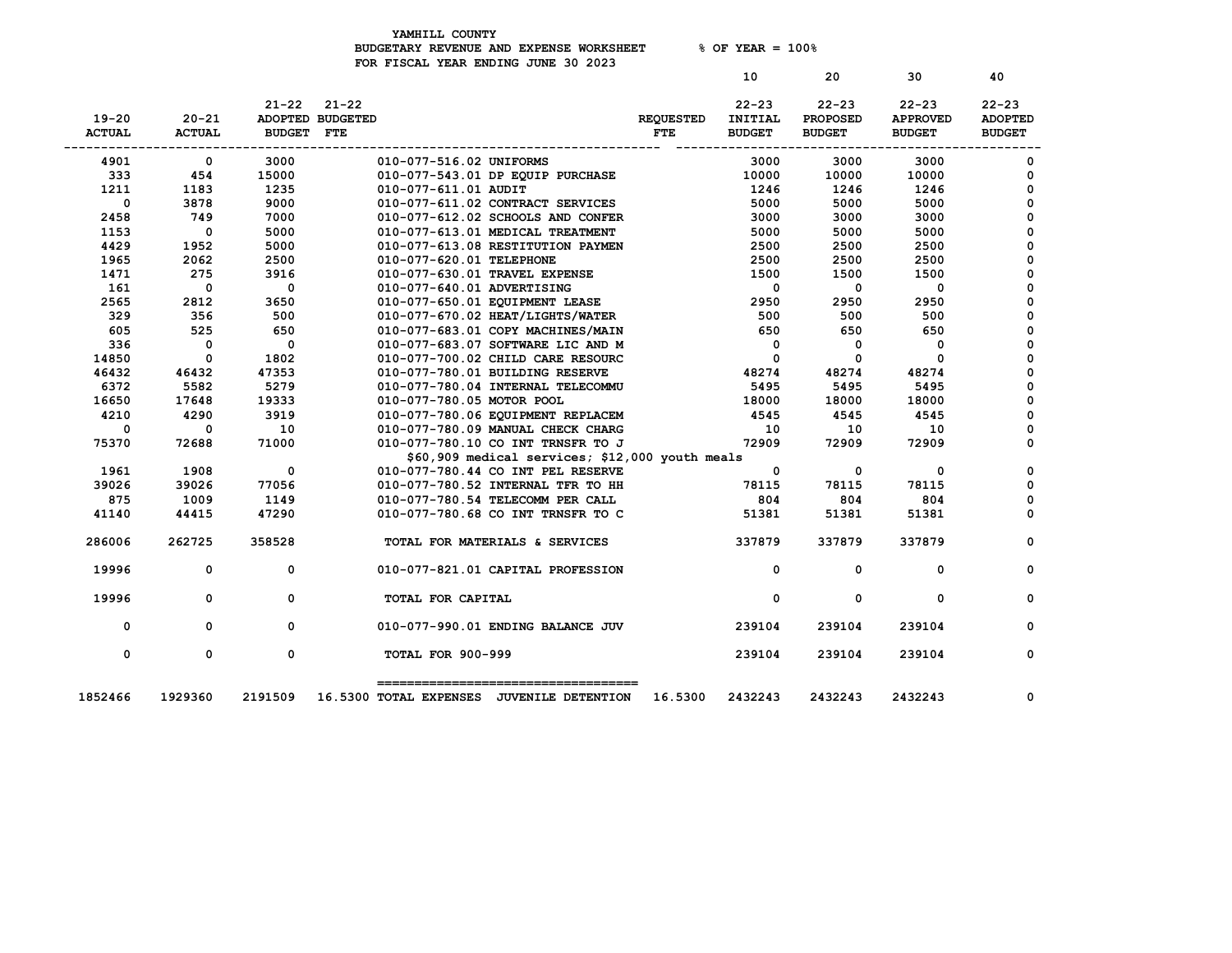YAMHILL COUNTY
BUDGETARY REVENUE AND EXPENSE WORKSHEET % OF YEAR = 100%
FOR FISCAL YEAR ENDING JUNE 30 2023

| 19-20 ACTUAL | 20-21 ACTUAL | 21-22 ADOPTED BUDGET | 21-22 BUDGETED FTE | | REQUESTED FTE | 10 22-23 INITIAL BUDGET | 20 22-23 PROPOSED BUDGET | 30 22-23 APPROVED BUDGET | 40 22-23 ADOPTED BUDGET |
|---|---|---|---|---|---|---|---|---|---|
| 4901 | 0 | 3000 | | 010-077-516.02 UNIFORMS | | 3000 | 3000 | 3000 | 0 |
| 333 | 454 | 15000 | | 010-077-543.01 DP EQUIP PURCHASE | | 10000 | 10000 | 10000 | 0 |
| 1211 | 1183 | 1235 | | 010-077-611.01 AUDIT | | 1246 | 1246 | 1246 | 0 |
| 0 | 3878 | 9000 | | 010-077-611.02 CONTRACT SERVICES | | 5000 | 5000 | 5000 | 0 |
| 2458 | 749 | 7000 | | 010-077-612.02 SCHOOLS AND CONFER | | 3000 | 3000 | 3000 | 0 |
| 1153 | 0 | 5000 | | 010-077-613.01 MEDICAL TREATMENT | | 5000 | 5000 | 5000 | 0 |
| 4429 | 1952 | 5000 | | 010-077-613.08 RESTITUTION PAYMEN | | 2500 | 2500 | 2500 | 0 |
| 1965 | 2062 | 2500 | | 010-077-620.01 TELEPHONE | | 2500 | 2500 | 2500 | 0 |
| 1471 | 275 | 3916 | | 010-077-630.01 TRAVEL EXPENSE | | 1500 | 1500 | 1500 | 0 |
| 161 | 0 | 0 | | 010-077-640.01 ADVERTISING | | 0 | 0 | 0 | 0 |
| 2565 | 2812 | 3650 | | 010-077-650.01 EQUIPMENT LEASE | | 2950 | 2950 | 2950 | 0 |
| 329 | 356 | 500 | | 010-077-670.02 HEAT/LIGHTS/WATER | | 500 | 500 | 500 | 0 |
| 605 | 525 | 650 | | 010-077-683.01 COPY MACHINES/MAIN | | 650 | 650 | 650 | 0 |
| 336 | 0 | 0 | | 010-077-683.07 SOFTWARE LIC AND M | | 0 | 0 | 0 | 0 |
| 14850 | 0 | 1802 | | 010-077-700.02 CHILD CARE RESOURC | | 0 | 0 | 0 | 0 |
| 46432 | 46432 | 47353 | | 010-077-780.01 BUILDING RESERVE | | 48274 | 48274 | 48274 | 0 |
| 6372 | 5582 | 5279 | | 010-077-780.04 INTERNAL TELECOMMU | | 5495 | 5495 | 5495 | 0 |
| 16650 | 17648 | 19333 | | 010-077-780.05 MOTOR POOL | | 18000 | 18000 | 18000 | 0 |
| 4210 | 4290 | 3919 | | 010-077-780.06 EQUIPMENT REPLACEM | | 4545 | 4545 | 4545 | 0 |
| 0 | 0 | 10 | | 010-077-780.09 MANUAL CHECK CHARG | | 10 | 10 | 10 | 0 |
| 75370 | 72688 | 71000 | | 010-077-780.10 CO INT TRNSFR TO J | | 72909 | 72909 | 72909 | 0 |
| | | | | $60,909 medical services; $12,000 youth meals | | | | | |
| 1961 | 1908 | 0 | | 010-077-780.44 CO INT PEL RESERVE | | 0 | 0 | 0 | 0 |
| 39026 | 39026 | 77056 | | 010-077-780.52 INTERNAL TFR TO HH | | 78115 | 78115 | 78115 | 0 |
| 875 | 1009 | 1149 | | 010-077-780.54 TELECOMM PER CALL | | 804 | 804 | 804 | 0 |
| 41140 | 44415 | 47290 | | 010-077-780.68 CO INT TRNSFR TO C | | 51381 | 51381 | 51381 | 0 |
| 286006 | 262725 | 358528 | | TOTAL FOR MATERIALS & SERVICES | | 337879 | 337879 | 337879 | 0 |
| 19996 | 0 | 0 | | 010-077-821.01 CAPITAL PROFESSION | | 0 | 0 | 0 | 0 |
| 19996 | 0 | 0 | | TOTAL FOR CAPITAL | | 0 | 0 | 0 | 0 |
| 0 | 0 | 0 | | 010-077-990.01 ENDING BALANCE JUV | | 239104 | 239104 | 239104 | 0 |
| 0 | 0 | 0 | | TOTAL FOR 900-999 | | 239104 | 239104 | 239104 | 0 |
| 1852466 | 1929360 | 2191509 | 16.5300 | TOTAL EXPENSES JUVENILE DETENTION | 16.5300 | 2432243 | 2432243 | 2432243 | 0 |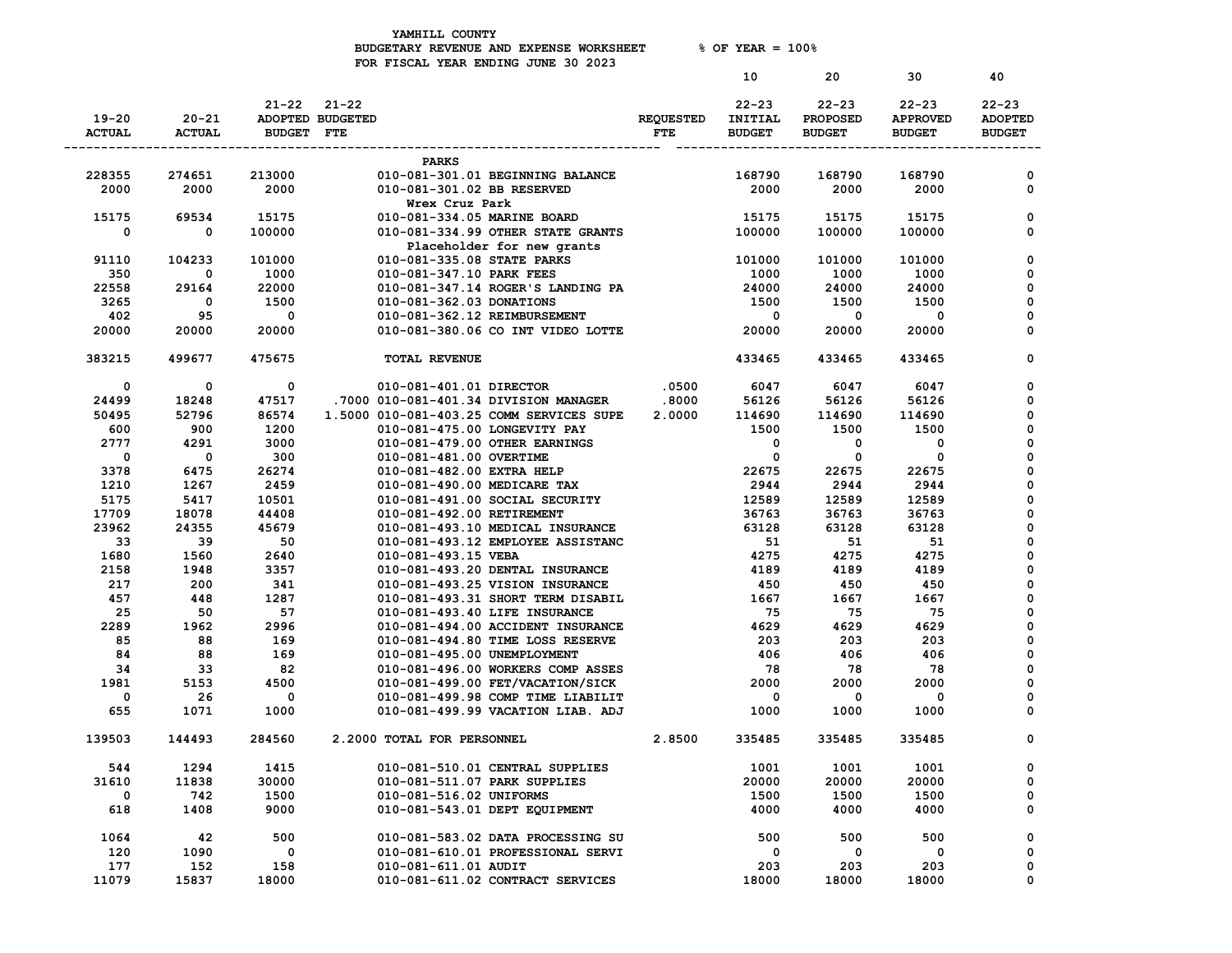YAMHILL COUNTY
BUDGETARY REVENUE AND EXPENSE WORKSHEET % OF YEAR = 100%
FOR FISCAL YEAR ENDING JUNE 30 2023

| 19-20 ACTUAL | 20-21 ACTUAL | 21-22 ADOPTED BUDGET | 21-22 BUDGETED FTE | | REQUESTED FTE | 10 22-23 INITIAL BUDGET | 20 22-23 PROPOSED BUDGET | 30 22-23 APPROVED BUDGET | 40 22-23 ADOPTED BUDGET |
|---|---|---|---|---|---|---|---|---|---|
| | | | | **PARKS** | | | | | |
| 228355 | 274651 | 213000 | | 010-081-301.01 BEGINNING BALANCE | | 168790 | 168790 | 168790 | 0 |
| 2000 | 2000 | 2000 | | 010-081-301.02 BB RESERVED | | 2000 | 2000 | 2000 | 0 |
| | | | | Wrex Cruz Park | | | | | |
| 15175 | 69534 | 15175 | | 010-081-334.05 MARINE BOARD | | 15175 | 15175 | 15175 | 0 |
| 0 | 0 | 100000 | | 010-081-334.99 OTHER STATE GRANTS | | 100000 | 100000 | 100000 | 0 |
| | | | | Placeholder for new grants | | | | | |
| 91110 | 104233 | 101000 | | 010-081-335.08 STATE PARKS | | 101000 | 101000 | 101000 | 0 |
| 350 | 0 | 1000 | | 010-081-347.10 PARK FEES | | 1000 | 1000 | 1000 | 0 |
| 22558 | 29164 | 22000 | | 010-081-347.14 ROGER'S LANDING PA | | 24000 | 24000 | 24000 | 0 |
| 3265 | 0 | 1500 | | 010-081-362.03 DONATIONS | | 1500 | 1500 | 1500 | 0 |
| 402 | 95 | 0 | | 010-081-362.12 REIMBURSEMENT | | 0 | 0 | 0 | 0 |
| 20000 | 20000 | 20000 | | 010-081-380.06 CO INT VIDEO LOTTE | | 20000 | 20000 | 20000 | 0 |
| 383215 | 499677 | 475675 | | TOTAL REVENUE | | 433465 | 433465 | 433465 | 0 |
| 0 | 0 | 0 | | 010-081-401.01 DIRECTOR | .0500 | 6047 | 6047 | 6047 | 0 |
| 24499 | 18248 | 47517 | .7000 | 010-081-401.34 DIVISION MANAGER | .8000 | 56126 | 56126 | 56126 | 0 |
| 50495 | 52796 | 86574 | 1.5000 | 010-081-403.25 COMM SERVICES SUPE | 2.0000 | 114690 | 114690 | 114690 | 0 |
| 600 | 900 | 1200 | | 010-081-475.00 LONGEVITY PAY | | 1500 | 1500 | 1500 | 0 |
| 2777 | 4291 | 3000 | | 010-081-479.00 OTHER EARNINGS | | 0 | 0 | 0 | 0 |
| 0 | 0 | 300 | | 010-081-481.00 OVERTIME | | 0 | 0 | 0 | 0 |
| 3378 | 6475 | 26274 | | 010-081-482.00 EXTRA HELP | | 22675 | 22675 | 22675 | 0 |
| 1210 | 1267 | 2459 | | 010-081-490.00 MEDICARE TAX | | 2944 | 2944 | 2944 | 0 |
| 5175 | 5417 | 10501 | | 010-081-491.00 SOCIAL SECURITY | | 12589 | 12589 | 12589 | 0 |
| 17709 | 18078 | 44408 | | 010-081-492.00 RETIREMENT | | 36763 | 36763 | 36763 | 0 |
| 23962 | 24355 | 45679 | | 010-081-493.10 MEDICAL INSURANCE | | 63128 | 63128 | 63128 | 0 |
| 33 | 39 | 50 | | 010-081-493.12 EMPLOYEE ASSISTANC | | 51 | 51 | 51 | 0 |
| 1680 | 1560 | 2640 | | 010-081-493.15 VEBA | | 4275 | 4275 | 4275 | 0 |
| 2158 | 1948 | 3357 | | 010-081-493.20 DENTAL INSURANCE | | 4189 | 4189 | 4189 | 0 |
| 217 | 200 | 341 | | 010-081-493.25 VISION INSURANCE | | 450 | 450 | 450 | 0 |
| 457 | 448 | 1287 | | 010-081-493.31 SHORT TERM DISABIL | | 1667 | 1667 | 1667 | 0 |
| 25 | 50 | 57 | | 010-081-493.40 LIFE INSURANCE | | 75 | 75 | 75 | 0 |
| 2289 | 1962 | 2996 | | 010-081-494.00 ACCIDENT INSURANCE | | 4629 | 4629 | 4629 | 0 |
| 85 | 88 | 169 | | 010-081-494.80 TIME LOSS RESERVE | | 203 | 203 | 203 | 0 |
| 84 | 88 | 169 | | 010-081-495.00 UNEMPLOYMENT | | 406 | 406 | 406 | 0 |
| 34 | 33 | 82 | | 010-081-496.00 WORKERS COMP ASSES | | 78 | 78 | 78 | 0 |
| 1981 | 5153 | 4500 | | 010-081-499.00 FET/VACATION/SICK | | 2000 | 2000 | 2000 | 0 |
| 0 | 26 | 0 | | 010-081-499.98 COMP TIME LIABILIT | | 0 | 0 | 0 | 0 |
| 655 | 1071 | 1000 | | 010-081-499.99 VACATION LIAB. ADJ | | 1000 | 1000 | 1000 | 0 |
| 139503 | 144493 | 284560 | 2.2000 | TOTAL FOR PERSONNEL | 2.8500 | 335485 | 335485 | 335485 | 0 |
| 544 | 1294 | 1415 | | 010-081-510.01 CENTRAL SUPPLIES | | 1001 | 1001 | 1001 | 0 |
| 31610 | 11838 | 30000 | | 010-081-511.07 PARK SUPPLIES | | 20000 | 20000 | 20000 | 0 |
| 0 | 742 | 1500 | | 010-081-516.02 UNIFORMS | | 1500 | 1500 | 1500 | 0 |
| 618 | 1408 | 9000 | | 010-081-543.01 DEPT EQUIPMENT | | 4000 | 4000 | 4000 | 0 |
| 1064 | 42 | 500 | | 010-081-583.02 DATA PROCESSING SU | | 500 | 500 | 500 | 0 |
| 120 | 1090 | 0 | | 010-081-610.01 PROFESSIONAL SERVI | | 0 | 0 | 0 | 0 |
| 177 | 152 | 158 | | 010-081-611.01 AUDIT | | 203 | 203 | 203 | 0 |
| 11079 | 15837 | 18000 | | 010-081-611.02 CONTRACT SERVICES | | 18000 | 18000 | 18000 | 0 |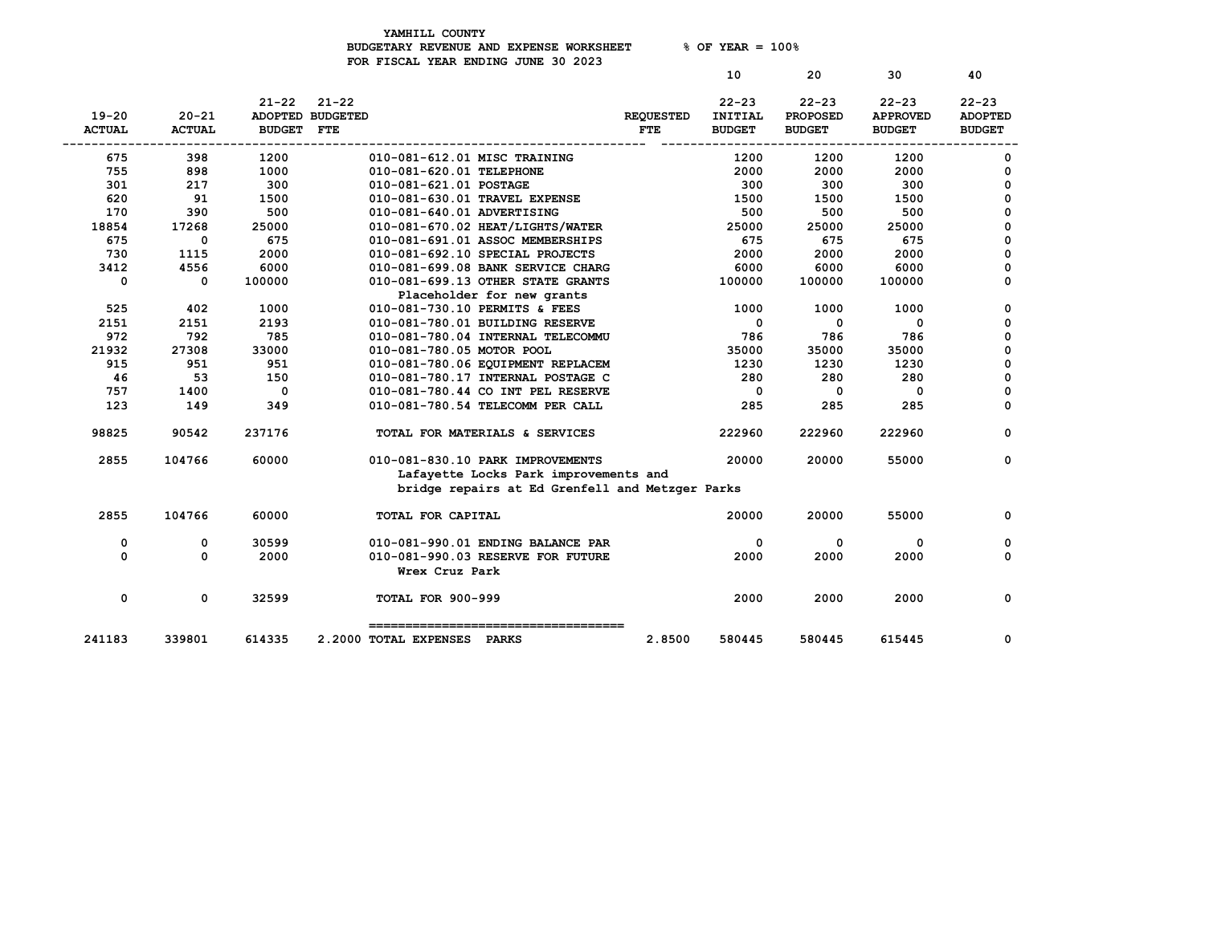YAMHILL COUNTY
BUDGETARY REVENUE AND EXPENSE WORKSHEET % OF YEAR = 100%
FOR FISCAL YEAR ENDING JUNE 30 2023

| 19-20 ACTUAL | 20-21 ACTUAL | 21-22 ADOPTED BUDGET | 21-22 BUDGETED FTE | | REQUESTED FTE | 10 22-23 INITIAL BUDGET | 20 22-23 PROPOSED BUDGET | 30 22-23 APPROVED BUDGET | 40 22-23 ADOPTED BUDGET |
|---|---|---|---|---|---|---|---|---|---|
| 675 | 398 | 1200 | | 010-081-612.01 MISC TRAINING | | 1200 | 1200 | 1200 | 0 |
| 755 | 898 | 1000 | | 010-081-620.01 TELEPHONE | | 2000 | 2000 | 2000 | 0 |
| 301 | 217 | 300 | | 010-081-621.01 POSTAGE | | 300 | 300 | 300 | 0 |
| 620 | 91 | 1500 | | 010-081-630.01 TRAVEL EXPENSE | | 1500 | 1500 | 1500 | 0 |
| 170 | 390 | 500 | | 010-081-640.01 ADVERTISING | | 500 | 500 | 500 | 0 |
| 18854 | 17268 | 25000 | | 010-081-670.02 HEAT/LIGHTS/WATER | | 25000 | 25000 | 25000 | 0 |
| 675 | 0 | 675 | | 010-081-691.01 ASSOC MEMBERSHIPS | | 675 | 675 | 675 | 0 |
| 730 | 1115 | 2000 | | 010-081-692.10 SPECIAL PROJECTS | | 2000 | 2000 | 2000 | 0 |
| 3412 | 4556 | 6000 | | 010-081-699.08 BANK SERVICE CHARG | | 6000 | 6000 | 6000 | 0 |
| 0 | 0 | 100000 | | 010-081-699.13 OTHER STATE GRANTS<br>Placeholder for new grants | | 100000 | 100000 | 100000 | 0 |
| 525 | 402 | 1000 | | 010-081-730.10 PERMITS & FEES | | 1000 | 1000 | 1000 | 0 |
| 2151 | 2151 | 2193 | | 010-081-780.01 BUILDING RESERVE | | 0 | 0 | 0 | 0 |
| 972 | 792 | 785 | | 010-081-780.04 INTERNAL TELECOMMU | | 786 | 786 | 786 | 0 |
| 21932 | 27308 | 33000 | | 010-081-780.05 MOTOR POOL | | 35000 | 35000 | 35000 | 0 |
| 915 | 951 | 951 | | 010-081-780.06 EQUIPMENT REPLACEM | | 1230 | 1230 | 1230 | 0 |
| 46 | 53 | 150 | | 010-081-780.17 INTERNAL POSTAGE C | | 280 | 280 | 280 | 0 |
| 757 | 1400 | 0 | | 010-081-780.44 CO INT PEL RESERVE | | 0 | 0 | 0 | 0 |
| 123 | 149 | 349 | | 010-081-780.54 TELECOMM PER CALL | | 285 | 285 | 285 | 0 |
| 98825 | 90542 | 237176 | | TOTAL FOR MATERIALS & SERVICES | | 222960 | 222960 | 222960 | 0 |
| 2855 | 104766 | 60000 | | 010-081-830.10 PARK IMPROVEMENTS<br>Lafayette Locks Park improvements and bridge repairs at Ed Grenfell and Metzger Parks | | 20000 | 20000 | 55000 | 0 |
| 2855 | 104766 | 60000 | | TOTAL FOR CAPITAL | | 20000 | 20000 | 55000 | 0 |
| 0 | 0 | 30599 | | 010-081-990.01 ENDING BALANCE PAR | | 0 | 0 | 0 | 0 |
| 0 | 0 | 2000 | | 010-081-990.03 RESERVE FOR FUTURE<br>Wrex Cruz Park | | 2000 | 2000 | 2000 | 0 |
| 0 | 0 | 32599 | | TOTAL FOR 900-999 | | 2000 | 2000 | 2000 | 0 |
| 241183 | 339801 | 614335 | 2.2000 | TOTAL EXPENSES PARKS | 2.8500 | 580445 | 580445 | 615445 | 0 |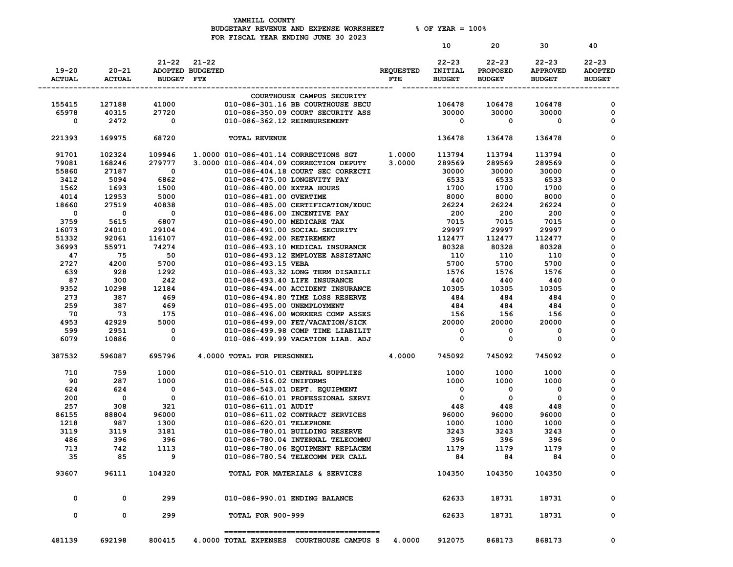YAMHILL COUNTY
BUDGETARY REVENUE AND EXPENSE WORKSHEET % OF YEAR = 100%
FOR FISCAL YEAR ENDING JUNE 30 2023

| 19-20 ACTUAL | 20-21 ACTUAL | 21-22 ADOPTED BUDGET | 21-22 BUDGETED FTE | | REQUESTED FTE | 10 22-23 INITIAL BUDGET | 20 22-23 PROPOSED BUDGET | 30 22-23 APPROVED BUDGET | 40 22-23 ADOPTED BUDGET |
|---|---|---|---|---|---|---|---|---|---|
| | | | | COURTHOUSE CAMPUS SECURITY | | | | | |
| 155415 | 127188 | 41000 | | 010-086-301.16 BB COURTHOUSE SECU | | 106478 | 106478 | 106478 | 0 |
| 65978 | 40315 | 27720 | | 010-086-350.09 COURT SECURITY ASS | | 30000 | 30000 | 30000 | 0 |
| 0 | 2472 | 0 | | 010-086-362.12 REIMBURSEMENT | | 0 | 0 | 0 | 0 |
| 221393 | 169975 | 68720 | | TOTAL REVENUE | | 136478 | 136478 | 136478 | 0 |
| 91701 | 102324 | 109946 | 1.0000 | 010-086-401.14 CORRECTIONS SGT | 1.0000 | 113794 | 113794 | 113794 | 0 |
| 79081 | 168246 | 279777 | 3.0000 | 010-086-404.09 CORRECTION DEPUTY | 3.0000 | 289569 | 289569 | 289569 | 0 |
| 55860 | 27187 | 0 | | 010-086-404.18 COURT SEC CORRECTI | | 30000 | 30000 | 30000 | 0 |
| 3412 | 5094 | 6862 | | 010-086-475.00 LONGEVITY PAY | | 6533 | 6533 | 6533 | 0 |
| 1562 | 1693 | 1500 | | 010-086-480.00 EXTRA HOURS | | 1700 | 1700 | 1700 | 0 |
| 4014 | 12953 | 5000 | | 010-086-481.00 OVERTIME | | 8000 | 8000 | 8000 | 0 |
| 18660 | 27519 | 40838 | | 010-086-485.00 CERTIFICATION/EDUC | | 26224 | 26224 | 26224 | 0 |
| 0 | 0 | 0 | | 010-086-486.00 INCENTIVE PAY | | 200 | 200 | 200 | 0 |
| 3759 | 5615 | 6807 | | 010-086-490.00 MEDICARE TAX | | 7015 | 7015 | 7015 | 0 |
| 16073 | 24010 | 29104 | | 010-086-491.00 SOCIAL SECURITY | | 29997 | 29997 | 29997 | 0 |
| 51332 | 92061 | 116107 | | 010-086-492.00 RETIREMENT | | 112477 | 112477 | 112477 | 0 |
| 36993 | 55971 | 74274 | | 010-086-493.10 MEDICAL INSURANCE | | 80328 | 80328 | 80328 | 0 |
| 47 | 75 | 50 | | 010-086-493.12 EMPLOYEE ASSISTANC | | 110 | 110 | 110 | 0 |
| 2727 | 4200 | 5700 | | 010-086-493.15 VEBA | | 5700 | 5700 | 5700 | 0 |
| 639 | 928 | 1292 | | 010-086-493.32 LONG TERM DISABILI | | 1576 | 1576 | 1576 | 0 |
| 87 | 300 | 242 | | 010-086-493.40 LIFE INSURANCE | | 440 | 440 | 440 | 0 |
| 9352 | 10298 | 12184 | | 010-086-494.00 ACCIDENT INSURANCE | | 10305 | 10305 | 10305 | 0 |
| 273 | 387 | 469 | | 010-086-494.80 TIME LOSS RESERVE | | 484 | 484 | 484 | 0 |
| 259 | 387 | 469 | | 010-086-495.00 UNEMPLOYMENT | | 484 | 484 | 484 | 0 |
| 70 | 73 | 175 | | 010-086-496.00 WORKERS COMP ASSES | | 156 | 156 | 156 | 0 |
| 4953 | 42929 | 5000 | | 010-086-499.00 FET/VACATION/SICK | | 20000 | 20000 | 20000 | 0 |
| 599 | 2951 | 0 | | 010-086-499.98 COMP TIME LIABILIT | | 0 | 0 | 0 | 0 |
| 6079 | 10886 | 0 | | 010-086-499.99 VACATION LIAB. ADJ | | 0 | 0 | 0 | 0 |
| 387532 | 596087 | 695796 | 4.0000 | TOTAL FOR PERSONNEL | 4.0000 | 745092 | 745092 | 745092 | 0 |
| 710 | 759 | 1000 | | 010-086-510.01 CENTRAL SUPPLIES | | 1000 | 1000 | 1000 | 0 |
| 90 | 287 | 1000 | | 010-086-516.02 UNIFORMS | | 1000 | 1000 | 1000 | 0 |
| 624 | 624 | 0 | | 010-086-543.01 DEPT. EQUIPMENT | | 0 | 0 | 0 | 0 |
| 200 | 0 | 0 | | 010-086-610.01 PROFESSIONAL SERVI | | 0 | 0 | 0 | 0 |
| 257 | 308 | 321 | | 010-086-611.01 AUDIT | | 448 | 448 | 448 | 0 |
| 86155 | 88804 | 96000 | | 010-086-611.02 CONTRACT SERVICES | | 96000 | 96000 | 96000 | 0 |
| 1218 | 987 | 1300 | | 010-086-620.01 TELEPHONE | | 1000 | 1000 | 1000 | 0 |
| 3119 | 3119 | 3181 | | 010-086-780.01 BUILDING RESERVE | | 3243 | 3243 | 3243 | 0 |
| 486 | 396 | 396 | | 010-086-780.04 INTERNAL TELECOMMU | | 396 | 396 | 396 | 0 |
| 713 | 742 | 1113 | | 010-086-780.06 EQUIPMENT REPLACEM | | 1179 | 1179 | 1179 | 0 |
| 35 | 85 | 9 | | 010-086-780.54 TELECOMM PER CALL | | 84 | 84 | 84 | 0 |
| 93607 | 96111 | 104320 | | TOTAL FOR MATERIALS & SERVICES | | 104350 | 104350 | 104350 | 0 |
| 0 | 0 | 299 | | 010-086-990.01 ENDING BALANCE | | 62633 | 18731 | 18731 | 0 |
| 0 | 0 | 299 | | TOTAL FOR 900-999 | | 62633 | 18731 | 18731 | 0 |
| 481139 | 692198 | 800415 | 4.0000 | TOTAL EXPENSES COURTHOUSE CAMPUS S | 4.0000 | 912075 | 868173 | 868173 | 0 |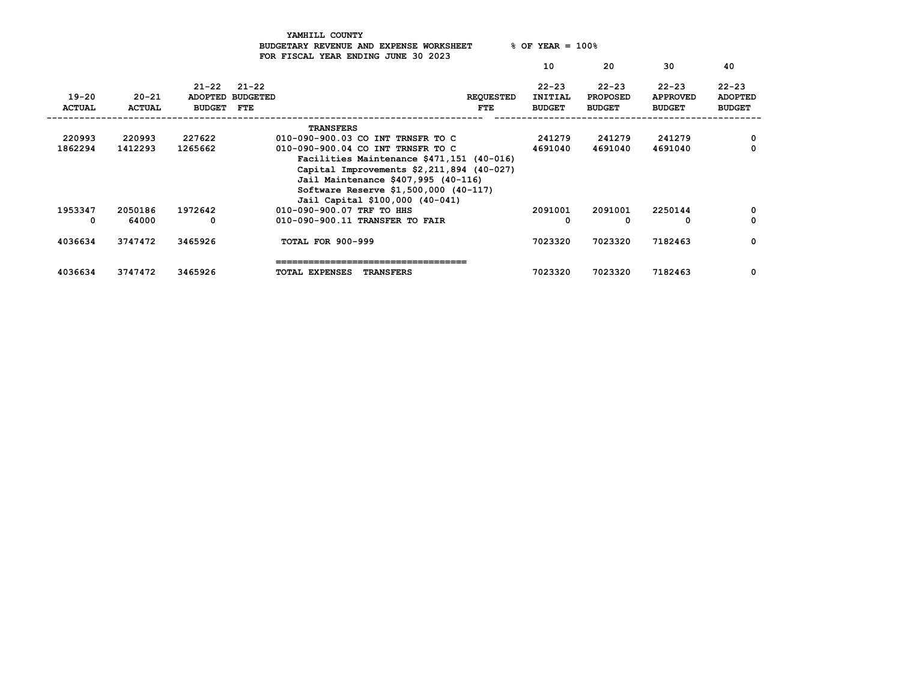YAMHILL COUNTY
BUDGETARY REVENUE AND EXPENSE WORKSHEET % OF YEAR = 100%
FOR FISCAL YEAR ENDING JUNE 30 2023

| 19-20 ACTUAL | 20-21 ACTUAL | 21-22 ADOPTED BUDGET | 21-22 BUDGETED FTE | | REQUESTED FTE | 10 22-23 INITIAL BUDGET | 20 22-23 PROPOSED BUDGET | 30 22-23 APPROVED BUDGET | 40 22-23 ADOPTED BUDGET |
|---|---|---|---|---|---|---|---|---|---|
| | | | | TRANSFERS | | | | | |
| 220993 | 220993 | 227622 | | 010-090-900.03 CO INT TRNSFR TO C | | 241279 | 241279 | 241279 | 0 |
| 1862294 | 1412293 | 1265662 | | 010-090-900.04 CO INT TRNSFR TO C | | 4691040 | 4691040 | 4691040 | 0 |
| | | | | Facilities Maintenance $471,151 (40-016) | | | | | |
| | | | | Capital Improvements $2,211,894 (40-027) | | | | | |
| | | | | Jail Maintenance $407,995 (40-116) | | | | | |
| | | | | Software Reserve $1,500,000 (40-117) | | | | | |
| | | | | Jail Capital $100,000 (40-041) | | | | | |
| 1953347 | 2050186 | 1972642 | | 010-090-900.07 TRF TO HHS | | 2091001 | 2091001 | 2250144 | 0 |
| 0 | 64000 | 0 | | 010-090-900.11 TRANSFER TO FAIR | | 0 | 0 | 0 | 0 |
| 4036634 | 3747472 | 3465926 | | TOTAL FOR 900-999 | | 7023320 | 7023320 | 7182463 | 0 |
| 4036634 | 3747472 | 3465926 | | TOTAL EXPENSES TRANSFERS | | 7023320 | 7023320 | 7182463 | 0 |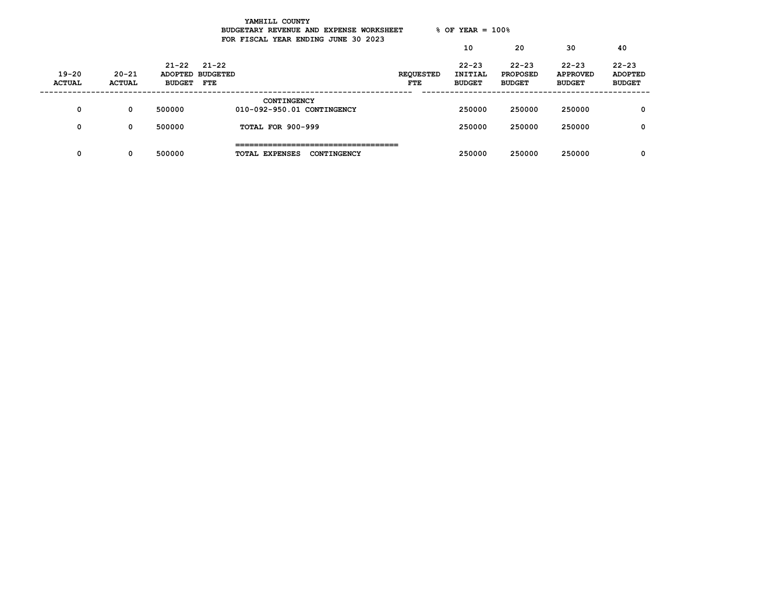YAMHILL COUNTY
BUDGETARY REVENUE AND EXPENSE WORKSHEET % OF YEAR = 100%
FOR FISCAL YEAR ENDING JUNE 30 2023

| 19-20 ACTUAL | 20-21 ACTUAL | 21-22 ADOPTED BUDGET | 21-22 BUDGETED FTE | | REQUESTED FTE | 10 22-23 INITIAL BUDGET | 20 22-23 PROPOSED BUDGET | 30 22-23 APPROVED BUDGET | 40 22-23 ADOPTED BUDGET |
|---|---|---|---|---|---|---|---|---|---|
| | | | | CONTINGENCY | | | | | |
| 0 | 0 | 500000 | | 010-092-950.01 CONTINGENCY | | 250000 | 250000 | 250000 | 0 |
| 0 | 0 | 500000 | | TOTAL FOR 900-999 | | 250000 | 250000 | 250000 | 0 |
| 0 | 0 | 500000 | | TOTAL EXPENSES CONTINGENCY | | 250000 | 250000 | 250000 | 0 |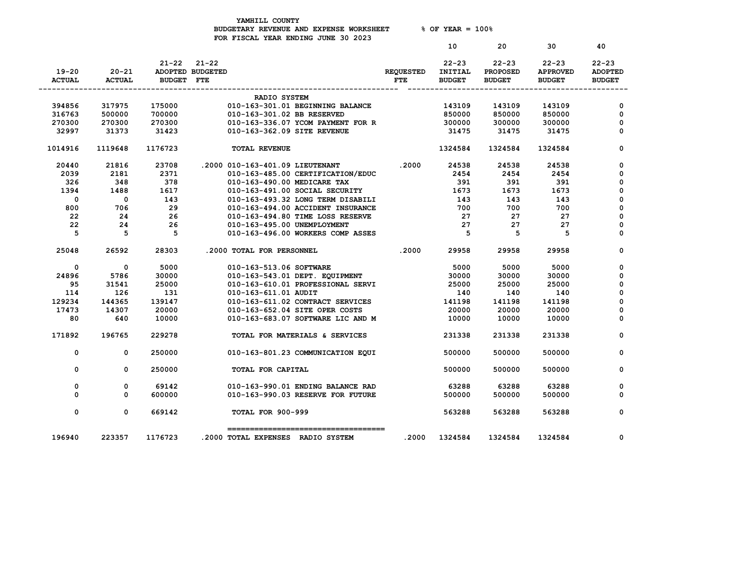YAMHILL COUNTY
BUDGETARY REVENUE AND EXPENSE WORKSHEET % OF YEAR = 100%
FOR FISCAL YEAR ENDING JUNE 30 2023

| 19-20 ACTUAL | 20-21 ACTUAL | 21-22 ADOPTED BUDGET | 21-22 BUDGETED FTE | | REQUESTED FTE | 10 22-23 INITIAL BUDGET | 20 22-23 PROPOSED BUDGET | 30 22-23 APPROVED BUDGET | 40 22-23 ADOPTED BUDGET |
|---|---|---|---|---|---|---|---|---|---|
| | | | | RADIO SYSTEM | | | | | |
| 394856 | 317975 | 175000 | | 010-163-301.01 BEGINNING BALANCE | | 143109 | 143109 | 143109 | 0 |
| 316763 | 500000 | 700000 | | 010-163-301.02 BB RESERVED | | 850000 | 850000 | 850000 | 0 |
| 270300 | 270300 | 270300 | | 010-163-336.07 YCOM PAYMENT FOR R | | 300000 | 300000 | 300000 | 0 |
| 32997 | 31373 | 31423 | | 010-163-362.09 SITE REVENUE | | 31475 | 31475 | 31475 | 0 |
| 1014916 | 1119648 | 1176723 | | TOTAL REVENUE | | 1324584 | 1324584 | 1324584 | 0 |
| 20440 | 21816 | 23708 | .2000 | 010-163-401.09 LIEUTENANT | .2000 | 24538 | 24538 | 24538 | 0 |
| 2039 | 2181 | 2371 | | 010-163-485.00 CERTIFICATION/EDUC | | 2454 | 2454 | 2454 | 0 |
| 326 | 348 | 378 | | 010-163-490.00 MEDICARE TAX | | 391 | 391 | 391 | 0 |
| 1394 | 1488 | 1617 | | 010-163-491.00 SOCIAL SECURITY | | 1673 | 1673 | 1673 | 0 |
| 0 | 0 | 143 | | 010-163-493.32 LONG TERM DISABILI | | 143 | 143 | 143 | 0 |
| 800 | 706 | 29 | | 010-163-494.00 ACCIDENT INSURANCE | | 700 | 700 | 700 | 0 |
| 22 | 24 | 26 | | 010-163-494.80 TIME LOSS RESERVE | | 27 | 27 | 27 | 0 |
| 22 | 24 | 26 | | 010-163-495.00 UNEMPLOYMENT | | 27 | 27 | 27 | 0 |
| 5 | 5 | 5 | | 010-163-496.00 WORKERS COMP ASSES | | 5 | 5 | 5 | 0 |
| 25048 | 26592 | 28303 | .2000 | TOTAL FOR PERSONNEL | .2000 | 29958 | 29958 | 29958 | 0 |
| 0 | 0 | 5000 | | 010-163-513.06 SOFTWARE | | 5000 | 5000 | 5000 | 0 |
| 24896 | 5786 | 30000 | | 010-163-543.01 DEPT. EQUIPMENT | | 30000 | 30000 | 30000 | 0 |
| 95 | 31541 | 25000 | | 010-163-610.01 PROFESSIONAL SERVI | | 25000 | 25000 | 25000 | 0 |
| 114 | 126 | 131 | | 010-163-611.01 AUDIT | | 140 | 140 | 140 | 0 |
| 129234 | 144365 | 139147 | | 010-163-611.02 CONTRACT SERVICES | | 141198 | 141198 | 141198 | 0 |
| 17473 | 14307 | 20000 | | 010-163-652.04 SITE OPER COSTS | | 20000 | 20000 | 20000 | 0 |
| 80 | 640 | 10000 | | 010-163-683.07 SOFTWARE LIC AND M | | 10000 | 10000 | 10000 | 0 |
| 171892 | 196765 | 229278 | | TOTAL FOR MATERIALS & SERVICES | | 231338 | 231338 | 231338 | 0 |
| 0 | 0 | 250000 | | 010-163-801.23 COMMUNICATION EQUI | | 500000 | 500000 | 500000 | 0 |
| 0 | 0 | 250000 | | TOTAL FOR CAPITAL | | 500000 | 500000 | 500000 | 0 |
| 0 | 0 | 69142 | | 010-163-990.01 ENDING BALANCE RAD | | 63288 | 63288 | 63288 | 0 |
| 0 | 0 | 600000 | | 010-163-990.03 RESERVE FOR FUTURE | | 500000 | 500000 | 500000 | 0 |
| 0 | 0 | 669142 | | TOTAL FOR 900-999 | | 563288 | 563288 | 563288 | 0 |
| 196940 | 223357 | 1176723 | .2000 | TOTAL EXPENSES RADIO SYSTEM | .2000 | 1324584 | 1324584 | 1324584 | 0 |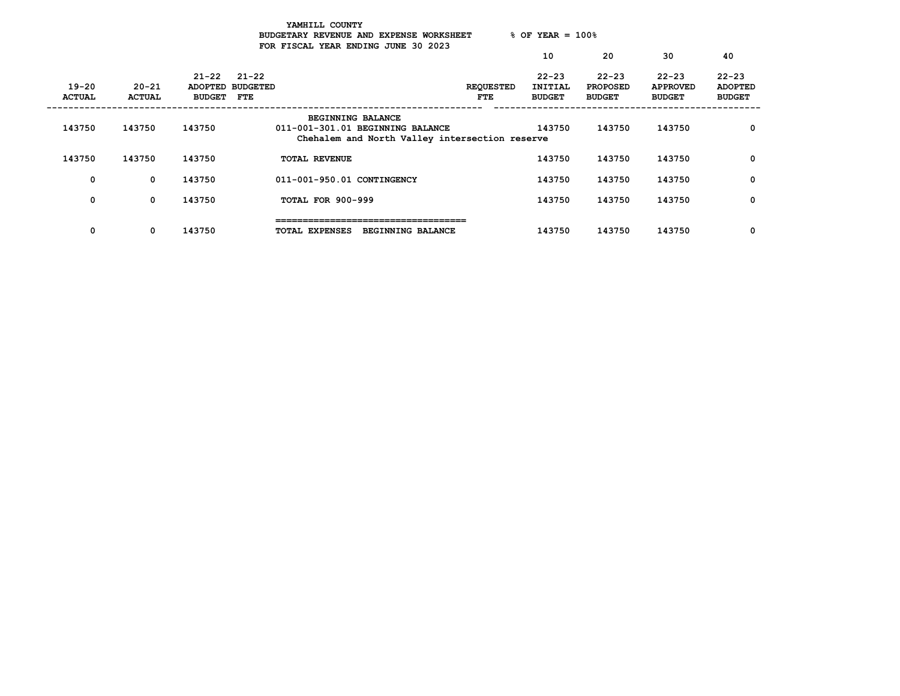YAMHILL COUNTY
BUDGETARY REVENUE AND EXPENSE WORKSHEET % OF YEAR = 100%
FOR FISCAL YEAR ENDING JUNE 30 2023

| 19-20 ACTUAL | 20-21 ACTUAL | 21-22 ADOPTED BUDGET | 21-22 BUDGETED FTE | | REQUESTED FTE | 10<br>22-23 INITIAL BUDGET | 20<br>22-23 PROPOSED BUDGET | 30<br>22-23 APPROVED BUDGET | 40<br>22-23 ADOPTED BUDGET |
|---|---|---|---|---|---|---|---|---|---|
| | | | | BEGINNING BALANCE | | | | | |
| 143750 | 143750 | 143750 | | 011-001-301.01 BEGINNING BALANCE<br>Chehalem and North Valley intersection reserve | | 143750 | 143750 | 143750 | 0 |
| 143750 | 143750 | 143750 | | TOTAL REVENUE | | 143750 | 143750 | 143750 | 0 |
| 0 | 0 | 143750 | | 011-001-950.01 CONTINGENCY | | 143750 | 143750 | 143750 | 0 |
| 0 | 0 | 143750 | | TOTAL FOR 900-999 | | 143750 | 143750 | 143750 | 0 |
| 0 | 0 | 143750 | | TOTAL EXPENSES BEGINNING BALANCE | | 143750 | 143750 | 143750 | 0 |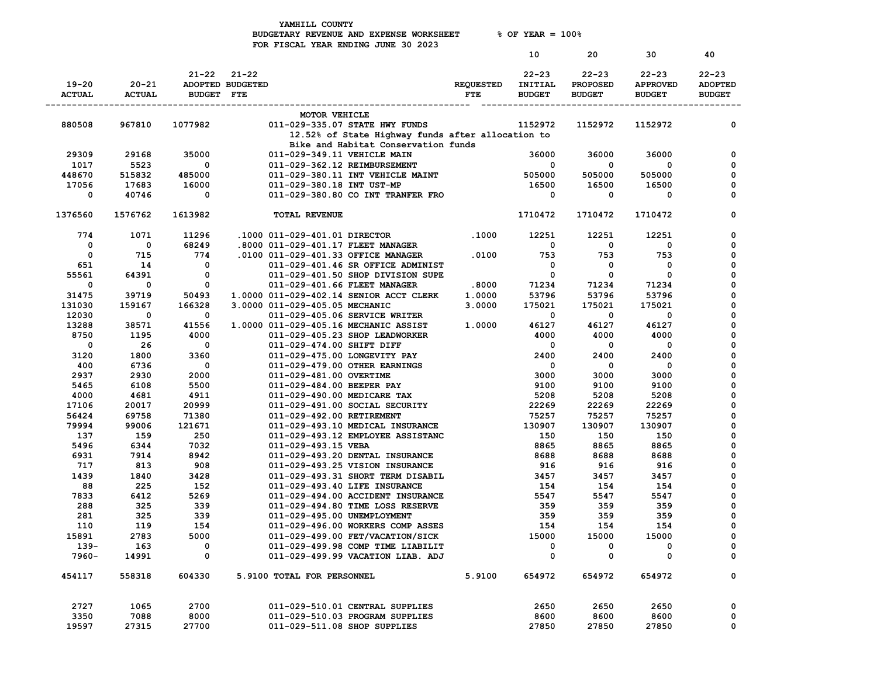YAMHILL COUNTY
BUDGETARY REVENUE AND EXPENSE WORKSHEET % OF YEAR = 100%
FOR FISCAL YEAR ENDING JUNE 30 2023

| 19-20 ACTUAL | 20-21 ACTUAL | 21-22 ADOPTED BUDGET | 21-22 BUDGETED FTE | | REQUESTED FTE | 10 22-23 INITIAL BUDGET | 20 22-23 PROPOSED BUDGET | 30 22-23 APPROVED BUDGET | 40 22-23 ADOPTED BUDGET |
|---|---|---|---|---|---|---|---|---|---|
| | | | | MOTOR VEHICLE | | | | | |
| 880508 | 967810 | 1077982 | | 011-029-335.07 STATE HWY FUNDS | | 1152972 | 1152972 | 1152972 | 0 |
| | | | | 12.52% of State Highway funds after allocation to Bike and Habitat Conservation funds | | | | | |
| 29309 | 29168 | 35000 | | 011-029-349.11 VEHICLE MAIN | | 36000 | 36000 | 36000 | 0 |
| 1017 | 5523 | 0 | | 011-029-362.12 REIMBURSEMENT | | 0 | 0 | 0 | 0 |
| 448670 | 515832 | 485000 | | 011-029-380.11 INT VEHICLE MAINT | | 505000 | 505000 | 505000 | 0 |
| 17056 | 17683 | 16000 | | 011-029-380.18 INT UST-MP | | 16500 | 16500 | 16500 | 0 |
| 0 | 40746 | 0 | | 011-029-380.80 CO INT TRANFER FRO | | 0 | 0 | 0 | 0 |
| 1376560 | 1576762 | 1613982 | | TOTAL REVENUE | | 1710472 | 1710472 | 1710472 | 0 |
| 774 | 1071 | 11296 | .1000 | 011-029-401.01 DIRECTOR | .1000 | 12251 | 12251 | 12251 | 0 |
| 0 | 0 | 68249 | .8000 | 011-029-401.17 FLEET MANAGER | | 0 | 0 | 0 | 0 |
| 0 | 715 | 774 | .0100 | 011-029-401.33 OFFICE MANAGER | .0100 | 753 | 753 | 753 | 0 |
| 651 | 14 | 0 | | 011-029-401.46 SR OFFICE ADMINIST | | 0 | 0 | 0 | 0 |
| 55561 | 64391 | 0 | | 011-029-401.50 SHOP DIVISION SUPE | | 0 | 0 | 0 | 0 |
| 0 | 0 | 0 | | 011-029-401.66 FLEET MANAGER | .8000 | 71234 | 71234 | 71234 | 0 |
| 31475 | 39719 | 50493 | 1.0000 | 011-029-402.14 SENIOR ACCT CLERK | 1.0000 | 53796 | 53796 | 53796 | 0 |
| 131030 | 159167 | 166328 | 3.0000 | 011-029-405.05 MECHANIC | 3.0000 | 175021 | 175021 | 175021 | 0 |
| 12030 | 0 | 0 | | 011-029-405.06 SERVICE WRITER | | 0 | 0 | 0 | 0 |
| 13288 | 38571 | 41556 | 1.0000 | 011-029-405.16 MECHANIC ASSIST | 1.0000 | 46127 | 46127 | 46127 | 0 |
| 8750 | 1195 | 4000 | | 011-029-405.23 SHOP LEADWORKER | | 4000 | 4000 | 4000 | 0 |
| 0 | 26 | 0 | | 011-029-474.00 SHIFT DIFF | | 0 | 0 | 0 | 0 |
| 3120 | 1800 | 3360 | | 011-029-475.00 LONGEVITY PAY | | 2400 | 2400 | 2400 | 0 |
| 400 | 6736 | 0 | | 011-029-479.00 OTHER EARNINGS | | 0 | 0 | 0 | 0 |
| 2937 | 2930 | 2000 | | 011-029-481.00 OVERTIME | | 3000 | 3000 | 3000 | 0 |
| 5465 | 6108 | 5500 | | 011-029-484.00 BEEPER PAY | | 9100 | 9100 | 9100 | 0 |
| 4000 | 4681 | 4911 | | 011-029-490.00 MEDICARE TAX | | 5208 | 5208 | 5208 | 0 |
| 17106 | 20017 | 20999 | | 011-029-491.00 SOCIAL SECURITY | | 22269 | 22269 | 22269 | 0 |
| 56424 | 69758 | 71380 | | 011-029-492.00 RETIREMENT | | 75257 | 75257 | 75257 | 0 |
| 79994 | 99006 | 121671 | | 011-029-493.10 MEDICAL INSURANCE | | 130907 | 130907 | 130907 | 0 |
| 137 | 159 | 250 | | 011-029-493.12 EMPLOYEE ASSISTANC | | 150 | 150 | 150 | 0 |
| 5496 | 6344 | 7032 | | 011-029-493.15 VEBA | | 8865 | 8865 | 8865 | 0 |
| 6931 | 7914 | 8942 | | 011-029-493.20 DENTAL INSURANCE | | 8688 | 8688 | 8688 | 0 |
| 717 | 813 | 908 | | 011-029-493.25 VISION INSURANCE | | 916 | 916 | 916 | 0 |
| 1439 | 1840 | 3428 | | 011-029-493.31 SHORT TERM DISABIL | | 3457 | 3457 | 3457 | 0 |
| 88 | 225 | 152 | | 011-029-493.40 LIFE INSURANCE | | 154 | 154 | 154 | 0 |
| 7833 | 6412 | 5269 | | 011-029-494.00 ACCIDENT INSURANCE | | 5547 | 5547 | 5547 | 0 |
| 288 | 325 | 339 | | 011-029-494.80 TIME LOSS RESERVE | | 359 | 359 | 359 | 0 |
| 281 | 325 | 339 | | 011-029-495.00 UNEMPLOYMENT | | 359 | 359 | 359 | 0 |
| 110 | 119 | 154 | | 011-029-496.00 WORKERS COMP ASSES | | 154 | 154 | 154 | 0 |
| 15891 | 2783 | 5000 | | 011-029-499.00 FET/VACATION/SICK | | 15000 | 15000 | 15000 | 0 |
| 139- | 163 | 0 | | 011-029-499.98 COMP TIME LIABILIT | | 0 | 0 | 0 | 0 |
| 7960- | 14991 | 0 | | 011-029-499.99 VACATION LIAB. ADJ | | 0 | 0 | 0 | 0 |
| 454117 | 558318 | 604330 | 5.9100 | TOTAL FOR PERSONNEL | 5.9100 | 654972 | 654972 | 654972 | 0 |
| 2727 | 1065 | 2700 | | 011-029-510.01 CENTRAL SUPPLIES | | 2650 | 2650 | 2650 | 0 |
| 3350 | 7088 | 8000 | | 011-029-510.03 PROGRAM SUPPLIES | | 8600 | 8600 | 8600 | 0 |
| 19597 | 27315 | 27700 | | 011-029-511.08 SHOP SUPPLIES | | 27850 | 27850 | 27850 | 0 |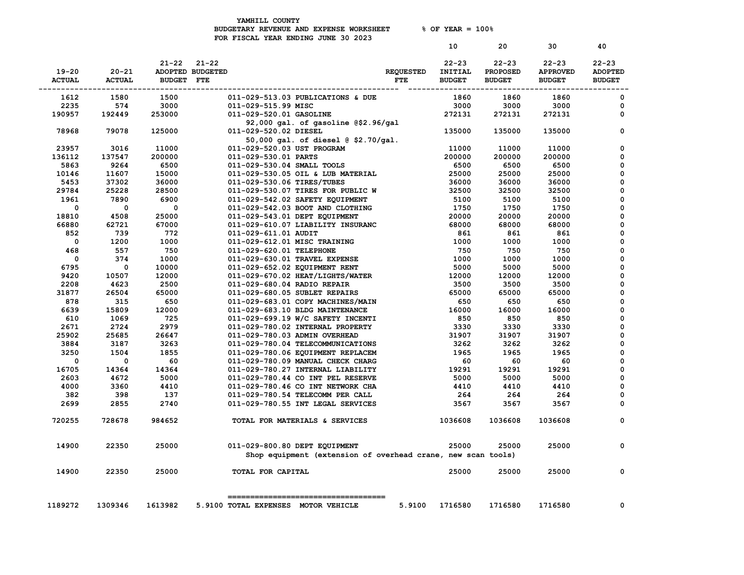YAMHILL COUNTY
BUDGETARY REVENUE AND EXPENSE WORKSHEET % OF YEAR = 100%
FOR FISCAL YEAR ENDING JUNE 30 2023

| 19-20 ACTUAL | 20-21 ACTUAL | 21-22 ADOPTED BUDGET | 21-22 BUDGETED FTE | | REQUESTED FTE | 10<br>22-23 INITIAL BUDGET | 20<br>22-23 PROPOSED BUDGET | 30<br>22-23 APPROVED BUDGET | 40<br>22-23 ADOPTED BUDGET |
|---|---|---|---|---|---|---|---|---|---|
| 1612 | 1580 | 1500 | | 011-029-513.03 PUBLICATIONS & DUE | | 1860 | 1860 | 1860 | 0 |
| 2235 | 574 | 3000 | | 011-029-515.99 MISC | | 3000 | 3000 | 3000 | 0 |
| 190957 | 192449 | 253000 | | 011-029-520.01 GASOLINE | | 272131 | 272131 | 272131 | 0 |
| | | | | 92,000 gal. of gasoline @$2.96/gal | | | | | |
| 78968 | 79078 | 125000 | | 011-029-520.02 DIESEL | | 135000 | 135000 | 135000 | 0 |
| | | | | 50,000 gal. of diesel @ $2.70/gal. | | | | | |
| 23957 | 3016 | 11000 | | 011-029-520.03 UST PROGRAM | | 11000 | 11000 | 11000 | 0 |
| 136112 | 137547 | 200000 | | 011-029-530.01 PARTS | | 200000 | 200000 | 200000 | 0 |
| 5863 | 9264 | 6500 | | 011-029-530.04 SMALL TOOLS | | 6500 | 6500 | 6500 | 0 |
| 10146 | 11607 | 15000 | | 011-029-530.05 OIL & LUB MATERIAL | | 25000 | 25000 | 25000 | 0 |
| 5453 | 37302 | 36000 | | 011-029-530.06 TIRES/TUBES | | 36000 | 36000 | 36000 | 0 |
| 29784 | 25228 | 28500 | | 011-029-530.07 TIRES FOR PUBLIC W | | 32500 | 32500 | 32500 | 0 |
| 1961 | 7890 | 6900 | | 011-029-542.02 SAFETY EQUIPMENT | | 5100 | 5100 | 5100 | 0 |
| 0 | 0 | 0 | | 011-029-542.03 BOOT AND CLOTHING | | 1750 | 1750 | 1750 | 0 |
| 18810 | 4508 | 25000 | | 011-029-543.01 DEPT EQUIPMENT | | 20000 | 20000 | 20000 | 0 |
| 66880 | 62721 | 67000 | | 011-029-610.07 LIABILITY INSURANC | | 68000 | 68000 | 68000 | 0 |
| 852 | 739 | 772 | | 011-029-611.01 AUDIT | | 861 | 861 | 861 | 0 |
| 0 | 1200 | 1000 | | 011-029-612.01 MISC TRAINING | | 1000 | 1000 | 1000 | 0 |
| 468 | 557 | 750 | | 011-029-620.01 TELEPHONE | | 750 | 750 | 750 | 0 |
| 0 | 374 | 1000 | | 011-029-630.01 TRAVEL EXPENSE | | 1000 | 1000 | 1000 | 0 |
| 6795 | 0 | 10000 | | 011-029-652.02 EQUIPMENT RENT | | 5000 | 5000 | 5000 | 0 |
| 9420 | 10507 | 12000 | | 011-029-670.02 HEAT/LIGHTS/WATER | | 12000 | 12000 | 12000 | 0 |
| 2208 | 4623 | 2500 | | 011-029-680.04 RADIO REPAIR | | 3500 | 3500 | 3500 | 0 |
| 31877 | 26504 | 65000 | | 011-029-680.05 SUBLET REPAIRS | | 65000 | 65000 | 65000 | 0 |
| 878 | 315 | 650 | | 011-029-683.01 COPY MACHINES/MAIN | | 650 | 650 | 650 | 0 |
| 6639 | 15809 | 12000 | | 011-029-683.10 BLDG MAINTENANCE | | 16000 | 16000 | 16000 | 0 |
| 610 | 1069 | 725 | | 011-029-699.19 W/C SAFETY INCENTI | | 850 | 850 | 850 | 0 |
| 2671 | 2724 | 2979 | | 011-029-780.02 INTERNAL PROPERTY | | 3330 | 3330 | 3330 | 0 |
| 25902 | 25685 | 26647 | | 011-029-780.03 ADMIN OVERHEAD | | 31907 | 31907 | 31907 | 0 |
| 3884 | 3187 | 3263 | | 011-029-780.04 TELECOMMUNICATIONS | | 3262 | 3262 | 3262 | 0 |
| 3250 | 1504 | 1855 | | 011-029-780.06 EQUIPMENT REPLACEM | | 1965 | 1965 | 1965 | 0 |
| 0 | 0 | 60 | | 011-029-780.09 MANUAL CHECK CHARG | | 60 | 60 | 60 | 0 |
| 16705 | 14364 | 14364 | | 011-029-780.27 INTERNAL LIABILITY | | 19291 | 19291 | 19291 | 0 |
| 2603 | 4672 | 5000 | | 011-029-780.44 CO INT PEL RESERVE | | 5000 | 5000 | 5000 | 0 |
| 4000 | 3360 | 4410 | | 011-029-780.46 CO INT NETWORK CHA | | 4410 | 4410 | 4410 | 0 |
| 382 | 398 | 137 | | 011-029-780.54 TELECOMM PER CALL | | 264 | 264 | 264 | 0 |
| 2699 | 2855 | 2740 | | 011-029-780.55 INT LEGAL SERVICES | | 3567 | 3567 | 3567 | 0 |
| 720255 | 728678 | 984652 | | TOTAL FOR MATERIALS & SERVICES | | 1036608 | 1036608 | 1036608 | 0 |
| 14900 | 22350 | 25000 | | 011-029-800.80 DEPT EQUIPMENT | | 25000 | 25000 | 25000 | 0 |
| | | | | Shop equipment (extension of overhead crane, new scan tools) | | | | | |
| 14900 | 22350 | 25000 | | TOTAL FOR CAPITAL | | 25000 | 25000 | 25000 | 0 |
| 1189272 | 1309346 | 1613982 | 5.9100 | TOTAL EXPENSES MOTOR VEHICLE | 5.9100 | 1716580 | 1716580 | 1716580 | 0 |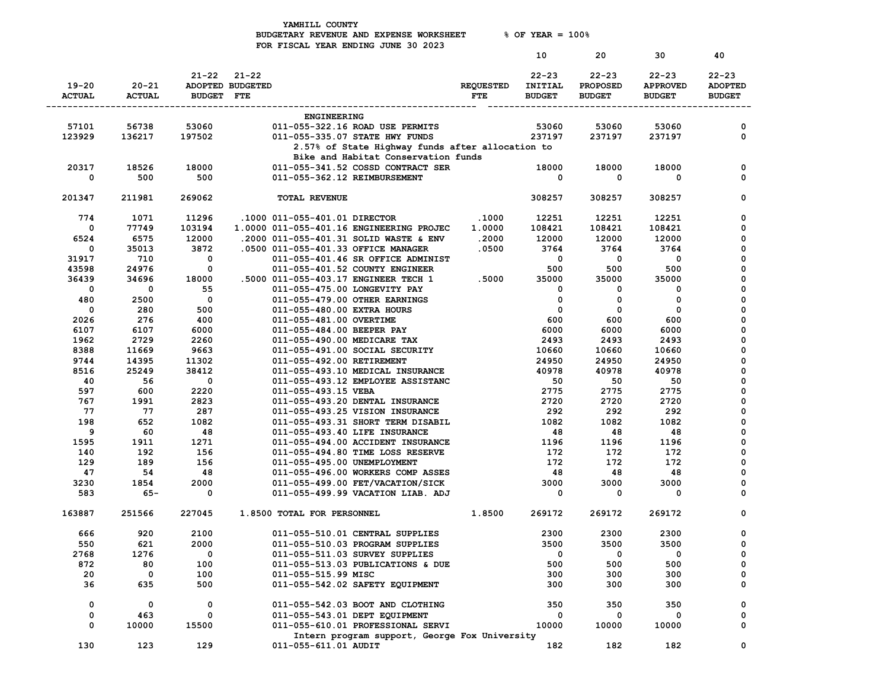YAMHILL COUNTY
BUDGETARY REVENUE AND EXPENSE WORKSHEET % OF YEAR = 100%
FOR FISCAL YEAR ENDING JUNE 30 2023

| 19-20 ACTUAL | 20-21 ACTUAL | 21-22 ADOPTED BUDGET | 21-22 BUDGETED FTE | | REQUESTED FTE | 10 22-23 INITIAL BUDGET | 20 22-23 PROPOSED BUDGET | 30 22-23 APPROVED BUDGET | 40 22-23 ADOPTED BUDGET |
|---|---|---|---|---|---|---|---|---|---|
| | | | | ENGINEERING | | | | | |
| 57101 | 56738 | 53060 | | 011-055-322.16 ROAD USE PERMITS | | 53060 | 53060 | 53060 | 0 |
| 123929 | 136217 | 197502 | | 011-055-335.07 STATE HWY FUNDS | | 237197 | 237197 | 237197 | 0 |
| | | | | 2.57% of State Highway funds after allocation to Bike and Habitat Conservation funds | | | | | |
| 20317 | 18526 | 18000 | | 011-055-341.52 COSSD CONTRACT SER | | 18000 | 18000 | 18000 | 0 |
| 0 | 500 | 500 | | 011-055-362.12 REIMBURSEMENT | | 0 | 0 | 0 | 0 |
| 201347 | 211981 | 269062 | | TOTAL REVENUE | | 308257 | 308257 | 308257 | 0 |
| 774 | 1071 | 11296 | .1000 | 011-055-401.01 DIRECTOR | .1000 | 12251 | 12251 | 12251 | 0 |
| 0 | 77749 | 103194 | 1.0000 | 011-055-401.16 ENGINEERING PROJEC | 1.0000 | 108421 | 108421 | 108421 | 0 |
| 6524 | 6575 | 12000 | .2000 | 011-055-401.31 SOLID WASTE & ENV | .2000 | 12000 | 12000 | 12000 | 0 |
| 0 | 35013 | 3872 | .0500 | 011-055-401.33 OFFICE MANAGER | .0500 | 3764 | 3764 | 3764 | 0 |
| 31917 | 710 | 0 | | 011-055-401.46 SR OFFICE ADMINIST | | 0 | 0 | 0 | 0 |
| 43598 | 24976 | 0 | | 011-055-401.52 COUNTY ENGINEER | | 500 | 500 | 500 | 0 |
| 36439 | 34696 | 18000 | .5000 | 011-055-403.17 ENGINEER TECH 1 | .5000 | 35000 | 35000 | 35000 | 0 |
| 0 | 0 | 55 | | 011-055-475.00 LONGEVITY PAY | | 0 | 0 | 0 | 0 |
| 480 | 2500 | 0 | | 011-055-479.00 OTHER EARNINGS | | 0 | 0 | 0 | 0 |
| 0 | 280 | 500 | | 011-055-480.00 EXTRA HOURS | | 0 | 0 | 0 | 0 |
| 2026 | 276 | 400 | | 011-055-481.00 OVERTIME | | 600 | 600 | 600 | 0 |
| 6107 | 6107 | 6000 | | 011-055-484.00 BEEPER PAY | | 6000 | 6000 | 6000 | 0 |
| 1962 | 2729 | 2260 | | 011-055-490.00 MEDICARE TAX | | 2493 | 2493 | 2493 | 0 |
| 8388 | 11669 | 9663 | | 011-055-491.00 SOCIAL SECURITY | | 10660 | 10660 | 10660 | 0 |
| 9744 | 14395 | 11302 | | 011-055-492.00 RETIREMENT | | 24950 | 24950 | 24950 | 0 |
| 8516 | 25249 | 38412 | | 011-055-493.10 MEDICAL INSURANCE | | 40978 | 40978 | 40978 | 0 |
| 40 | 56 | 0 | | 011-055-493.12 EMPLOYEE ASSISTANC | | 50 | 50 | 50 | 0 |
| 597 | 600 | 2220 | | 011-055-493.15 VEBA | | 2775 | 2775 | 2775 | 0 |
| 767 | 1991 | 2823 | | 011-055-493.20 DENTAL INSURANCE | | 2720 | 2720 | 2720 | 0 |
| 77 | 77 | 287 | | 011-055-493.25 VISION INSURANCE | | 292 | 292 | 292 | 0 |
| 198 | 652 | 1082 | | 011-055-493.31 SHORT TERM DISABIL | | 1082 | 1082 | 1082 | 0 |
| 9 | 60 | 48 | | 011-055-493.40 LIFE INSURANCE | | 48 | 48 | 48 | 0 |
| 1595 | 1911 | 1271 | | 011-055-494.00 ACCIDENT INSURANCE | | 1196 | 1196 | 1196 | 0 |
| 140 | 192 | 156 | | 011-055-494.80 TIME LOSS RESERVE | | 172 | 172 | 172 | 0 |
| 129 | 189 | 156 | | 011-055-495.00 UNEMPLOYMENT | | 172 | 172 | 172 | 0 |
| 47 | 54 | 48 | | 011-055-496.00 WORKERS COMP ASSES | | 48 | 48 | 48 | 0 |
| 3230 | 1854 | 2000 | | 011-055-499.00 FET/VACATION/SICK | | 3000 | 3000 | 3000 | 0 |
| 583 | 65- | 0 | | 011-055-499.99 VACATION LIAB. ADJ | | 0 | 0 | 0 | 0 |
| 163887 | 251566 | 227045 | 1.8500 | TOTAL FOR PERSONNEL | 1.8500 | 269172 | 269172 | 269172 | 0 |
| 666 | 920 | 2100 | | 011-055-510.01 CENTRAL SUPPLIES | | 2300 | 2300 | 2300 | 0 |
| 550 | 621 | 2000 | | 011-055-510.03 PROGRAM SUPPLIES | | 3500 | 3500 | 3500 | 0 |
| 2768 | 1276 | 0 | | 011-055-511.03 SURVEY SUPPLIES | | 0 | 0 | 0 | 0 |
| 872 | 80 | 100 | | 011-055-513.03 PUBLICATIONS & DUE | | 500 | 500 | 500 | 0 |
| 20 | 0 | 100 | | 011-055-515.99 MISC | | 300 | 300 | 300 | 0 |
| 36 | 635 | 500 | | 011-055-542.02 SAFETY EQUIPMENT | | 300 | 300 | 300 | 0 |
| 0 | 0 | 0 | | 011-055-542.03 BOOT AND CLOTHING | | 350 | 350 | 350 | 0 |
| 0 | 463 | 0 | | 011-055-543.01 DEPT EQUIPMENT | | 0 | 0 | 0 | 0 |
| 0 | 10000 | 15500 | | 011-055-610.01 PROFESSIONAL SERVI | | 10000 | 10000 | 10000 | 0 |
| | | | | Intern program support, George Fox University | | | | | |
| 130 | 123 | 129 | | 011-055-611.01 AUDIT | | 182 | 182 | 182 | 0 |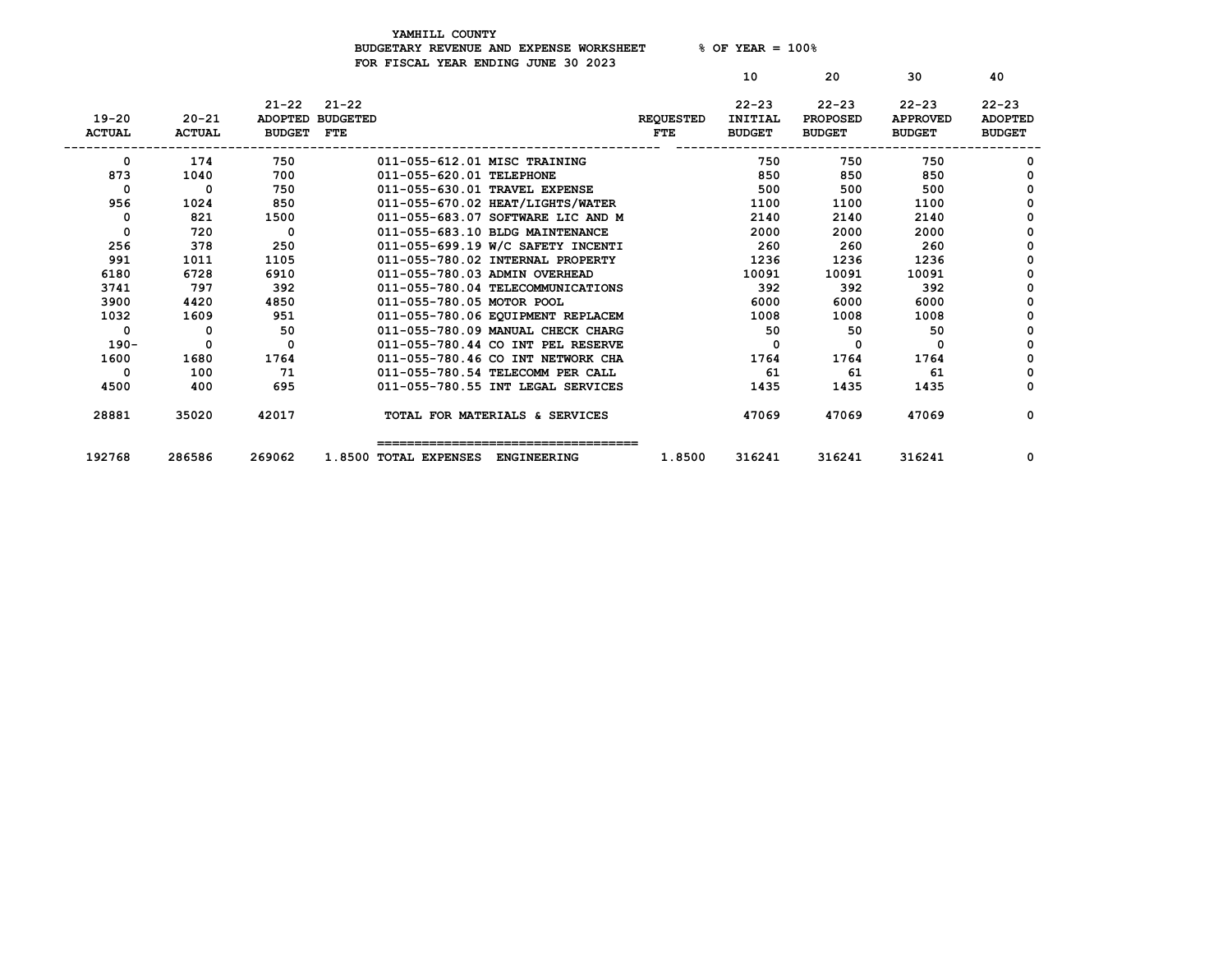YAMHILL COUNTY
BUDGETARY REVENUE AND EXPENSE WORKSHEET % OF YEAR = 100%
FOR FISCAL YEAR ENDING JUNE 30 2023

| 19-20 ACTUAL | 20-21 ACTUAL | 21-22 ADOPTED BUDGET | 21-22 BUDGETED FTE | | REQUESTED FTE | 10<br>22-23 INITIAL BUDGET | 20<br>22-23 PROPOSED BUDGET | 30<br>22-23 APPROVED BUDGET | 40<br>22-23 ADOPTED BUDGET |
|---|---|---|---|---|---|---|---|---|---|
| 0 | 174 | 750 | | 011-055-612.01 MISC TRAINING | | 750 | 750 | 750 | 0 |
| 873 | 1040 | 700 | | 011-055-620.01 TELEPHONE | | 850 | 850 | 850 | 0 |
| 0 | 0 | 750 | | 011-055-630.01 TRAVEL EXPENSE | | 500 | 500 | 500 | 0 |
| 956 | 1024 | 850 | | 011-055-670.02 HEAT/LIGHTS/WATER | | 1100 | 1100 | 1100 | 0 |
| 0 | 821 | 1500 | | 011-055-683.07 SOFTWARE LIC AND M | | 2140 | 2140 | 2140 | 0 |
| 0 | 720 | 0 | | 011-055-683.10 BLDG MAINTENANCE | | 2000 | 2000 | 2000 | 0 |
| 256 | 378 | 250 | | 011-055-699.19 W/C SAFETY INCENTI | | 260 | 260 | 260 | 0 |
| 991 | 1011 | 1105 | | 011-055-780.02 INTERNAL PROPERTY | | 1236 | 1236 | 1236 | 0 |
| 6180 | 6728 | 6910 | | 011-055-780.03 ADMIN OVERHEAD | | 10091 | 10091 | 10091 | 0 |
| 3741 | 797 | 392 | | 011-055-780.04 TELECOMMUNICATIONS | | 392 | 392 | 392 | 0 |
| 3900 | 4420 | 4850 | | 011-055-780.05 MOTOR POOL | | 6000 | 6000 | 6000 | 0 |
| 1032 | 1609 | 951 | | 011-055-780.06 EQUIPMENT REPLACEM | | 1008 | 1008 | 1008 | 0 |
| 0 | 0 | 50 | | 011-055-780.09 MANUAL CHECK CHARG | | 50 | 50 | 50 | 0 |
| 190- | 0 | 0 | | 011-055-780.44 CO INT PEL RESERVE | | 0 | 0 | 0 | 0 |
| 1600 | 1680 | 1764 | | 011-055-780.46 CO INT NETWORK CHA | | 1764 | 1764 | 1764 | 0 |
| 0 | 100 | 71 | | 011-055-780.54 TELECOMM PER CALL | | 61 | 61 | 61 | 0 |
| 4500 | 400 | 695 | | 011-055-780.55 INT LEGAL SERVICES | | 1435 | 1435 | 1435 | 0 |
| 28881 | 35020 | 42017 | | TOTAL FOR MATERIALS & SERVICES | | 47069 | 47069 | 47069 | 0 |
| 192768 | 286586 | 269062 | 1.8500 | TOTAL EXPENSES ENGINEERING | 1.8500 | 316241 | 316241 | 316241 | 0 |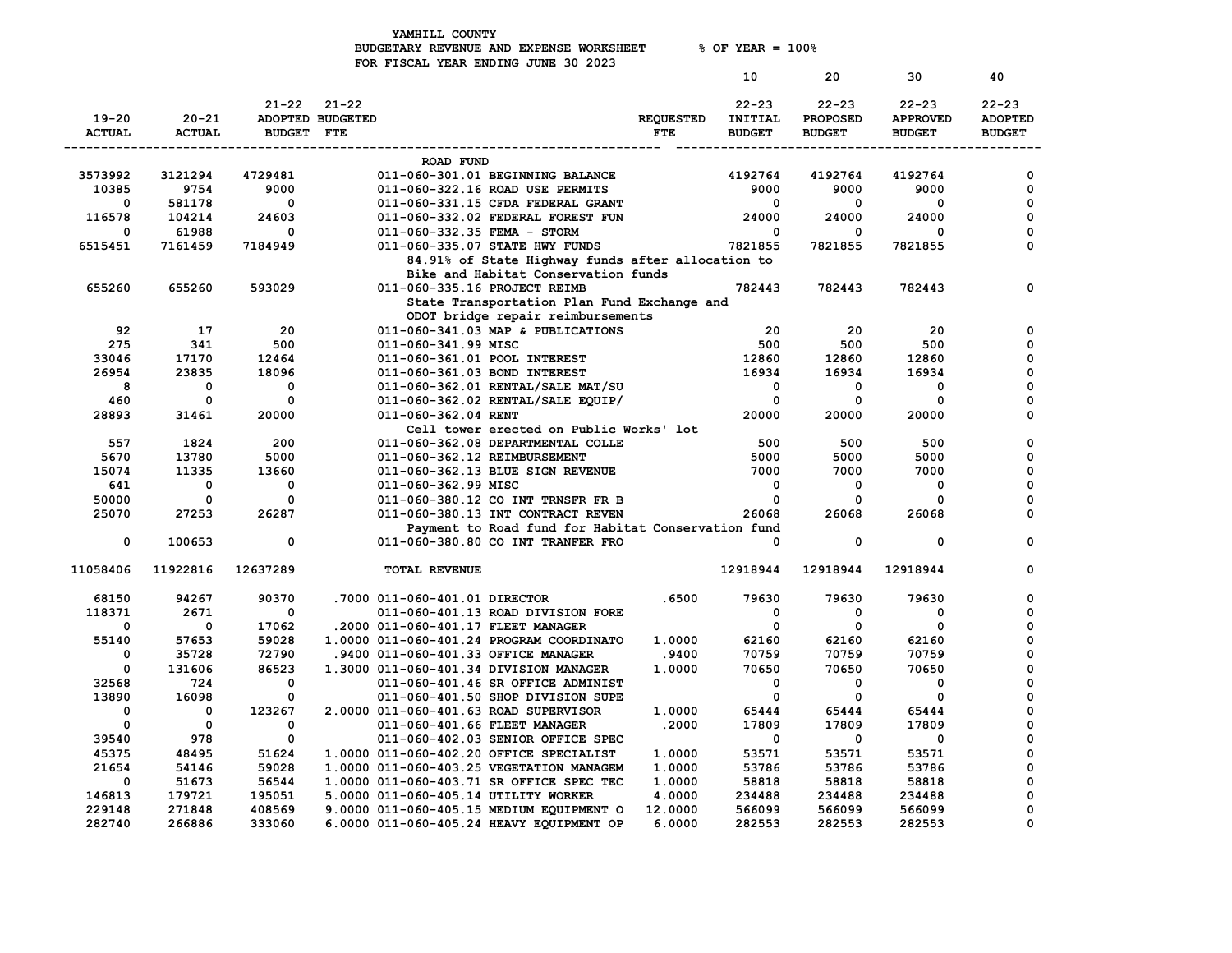YAMHILL COUNTY
BUDGETARY REVENUE AND EXPENSE WORKSHEET % OF YEAR = 100%
FOR FISCAL YEAR ENDING JUNE 30 2023

| 19-20 ACTUAL | 20-21 ACTUAL | 21-22 ADOPTED BUDGET | 21-22 BUDGETED FTE | | REQUESTED FTE | 10 22-23 INITIAL BUDGET | 20 22-23 PROPOSED BUDGET | 30 22-23 APPROVED BUDGET | 40 22-23 ADOPTED BUDGET |
|---|---|---|---|---|---|---|---|---|---|
| | | | | **ROAD FUND** | | | | | |
| 3573992 | 3121294 | 4729481 | | 011-060-301.01 BEGINNING BALANCE | | 4192764 | 4192764 | 4192764 | 0 |
| 10385 | 9754 | 9000 | | 011-060-322.16 ROAD USE PERMITS | | 9000 | 9000 | 9000 | 0 |
| 0 | 581178 | 0 | | 011-060-331.15 CFDA FEDERAL GRANT | | 0 | 0 | 0 | 0 |
| 116578 | 104214 | 24603 | | 011-060-332.02 FEDERAL FOREST FUN | | 24000 | 24000 | 24000 | 0 |
| 0 | 61988 | 0 | | 011-060-332.35 FEMA - STORM | | 0 | 0 | 0 | 0 |
| 6515451 | 7161459 | 7184949 | | 011-060-335.07 STATE HWY FUNDS | | 7821855 | 7821855 | 7821855 | 0 |
| | | | | 84.91% of State Highway funds after allocation to Bike and Habitat Conservation funds | | | | | |
| 655260 | 655260 | 593029 | | 011-060-335.16 PROJECT REIMB | | 782443 | 782443 | 782443 | 0 |
| | | | | State Transportation Plan Fund Exchange and ODOT bridge repair reimbursements | | | | | |
| 92 | 17 | 20 | | 011-060-341.03 MAP & PUBLICATIONS | | 20 | 20 | 20 | 0 |
| 275 | 341 | 500 | | 011-060-341.99 MISC | | 500 | 500 | 500 | 0 |
| 33046 | 17170 | 12464 | | 011-060-361.01 POOL INTEREST | | 12860 | 12860 | 12860 | 0 |
| 26954 | 23835 | 18096 | | 011-060-361.03 BOND INTEREST | | 16934 | 16934 | 16934 | 0 |
| 8 | 0 | 0 | | 011-060-362.01 RENTAL/SALE MAT/SU | | 0 | 0 | 0 | 0 |
| 460 | 0 | 0 | | 011-060-362.02 RENTAL/SALE EQUIP/ | | 0 | 0 | 0 | 0 |
| 28893 | 31461 | 20000 | | 011-060-362.04 RENT | | 20000 | 20000 | 20000 | 0 |
| | | | | Cell tower erected on Public Works' lot | | | | | |
| 557 | 1824 | 200 | | 011-060-362.08 DEPARTMENTAL COLLE | | 500 | 500 | 500 | 0 |
| 5670 | 13780 | 5000 | | 011-060-362.12 REIMBURSEMENT | | 5000 | 5000 | 5000 | 0 |
| 15074 | 11335 | 13660 | | 011-060-362.13 BLUE SIGN REVENUE | | 7000 | 7000 | 7000 | 0 |
| 641 | 0 | 0 | | 011-060-362.99 MISC | | 0 | 0 | 0 | 0 |
| 50000 | 0 | 0 | | 011-060-380.12 CO INT TRNSFR FR B | | 0 | 0 | 0 | 0 |
| 25070 | 27253 | 26287 | | 011-060-380.13 INT CONTRACT REVEN | | 26068 | 26068 | 26068 | 0 |
| | | | | Payment to Road fund for Habitat Conservation fund | | | | | |
| 0 | 100653 | 0 | | 011-060-380.80 CO INT TRANFER FRO | | 0 | 0 | 0 | 0 |
| 11058406 | 11922816 | 12637289 | | **TOTAL REVENUE** | | 12918944 | 12918944 | 12918944 | 0 |
| 68150 | 94267 | 90370 | .7000 | 011-060-401.01 DIRECTOR | .6500 | 79630 | 79630 | 79630 | 0 |
| 118371 | 2671 | 0 | | 011-060-401.13 ROAD DIVISION FORE | | 0 | 0 | 0 | 0 |
| 0 | 0 | 17062 | .2000 | 011-060-401.17 FLEET MANAGER | | 0 | 0 | 0 | 0 |
| 55140 | 57653 | 59028 | 1.0000 | 011-060-401.24 PROGRAM COORDINATO | 1.0000 | 62160 | 62160 | 62160 | 0 |
| 0 | 35728 | 72790 | .9400 | 011-060-401.33 OFFICE MANAGER | .9400 | 70759 | 70759 | 70759 | 0 |
| 0 | 131606 | 86523 | 1.3000 | 011-060-401.34 DIVISION MANAGER | 1.0000 | 70650 | 70650 | 70650 | 0 |
| 32568 | 724 | 0 | | 011-060-401.46 SR OFFICE ADMINIST | | 0 | 0 | 0 | 0 |
| 13890 | 16098 | 0 | | 011-060-401.50 SHOP DIVISION SUPE | | 0 | 0 | 0 | 0 |
| 0 | 0 | 123267 | 2.0000 | 011-060-401.63 ROAD SUPERVISOR | 1.0000 | 65444 | 65444 | 65444 | 0 |
| 0 | 0 | 0 | | 011-060-401.66 FLEET MANAGER | .2000 | 17809 | 17809 | 17809 | 0 |
| 39540 | 978 | 0 | | 011-060-402.03 SENIOR OFFICE SPEC | | 0 | 0 | 0 | 0 |
| 45375 | 48495 | 51624 | 1.0000 | 011-060-402.20 OFFICE SPECIALIST | 1.0000 | 53571 | 53571 | 53571 | 0 |
| 21654 | 54146 | 59028 | 1.0000 | 011-060-403.25 VEGETATION MANAGEM | 1.0000 | 53786 | 53786 | 53786 | 0 |
| 0 | 51673 | 56544 | 1.0000 | 011-060-403.71 SR OFFICE SPEC TEC | 1.0000 | 58818 | 58818 | 58818 | 0 |
| 146813 | 179721 | 195051 | 5.0000 | 011-060-405.14 UTILITY WORKER | 4.0000 | 234488 | 234488 | 234488 | 0 |
| 229148 | 271848 | 408569 | 9.0000 | 011-060-405.15 MEDIUM EQUIPMENT O | 12.0000 | 566099 | 566099 | 566099 | 0 |
| 282740 | 266886 | 333060 | 6.0000 | 011-060-405.24 HEAVY EQUIPMENT OP | 6.0000 | 282553 | 282553 | 282553 | 0 |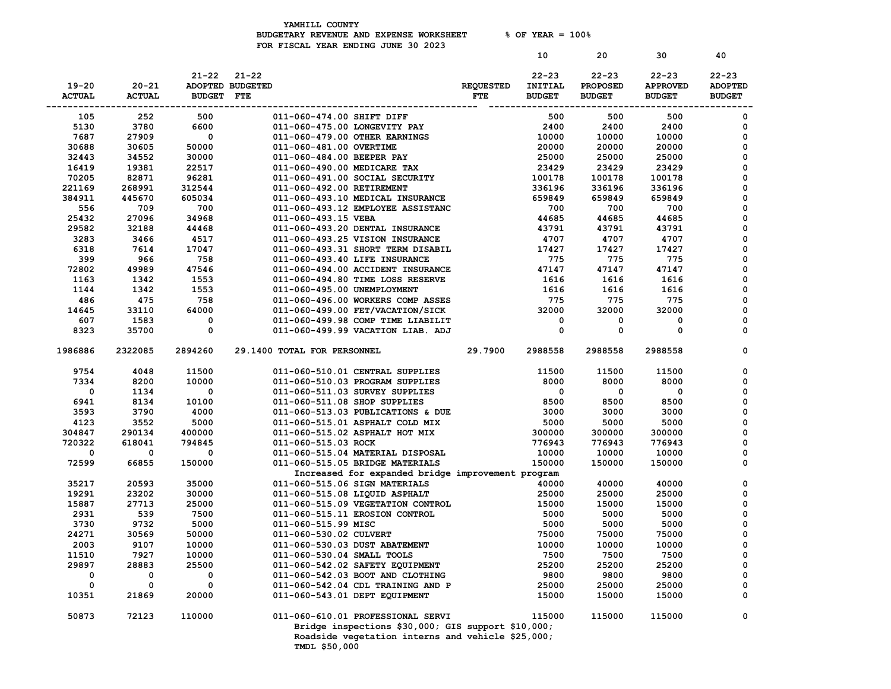YAMHILL COUNTY
BUDGETARY REVENUE AND EXPENSE WORKSHEET % OF YEAR = 100%
FOR FISCAL YEAR ENDING JUNE 30 2023

| 19-20 ACTUAL | 20-21 ACTUAL | 21-22 ADOPTED BUDGET | 21-22 BUDGETED FTE | | REQUESTED FTE | 10 22-23 INITIAL BUDGET | 20 22-23 PROPOSED BUDGET | 30 22-23 APPROVED BUDGET | 40 22-23 ADOPTED BUDGET |
|---|---|---|---|---|---|---|---|---|---|
| 105 | 252 | 500 | | 011-060-474.00 SHIFT DIFF | | 500 | 500 | 500 | 0 |
| 5130 | 3780 | 6600 | | 011-060-475.00 LONGEVITY PAY | | 2400 | 2400 | 2400 | 0 |
| 7687 | 27909 | 0 | | 011-060-479.00 OTHER EARNINGS | | 10000 | 10000 | 10000 | 0 |
| 30688 | 30605 | 50000 | | 011-060-481.00 OVERTIME | | 20000 | 20000 | 20000 | 0 |
| 32443 | 34552 | 30000 | | 011-060-484.00 BEEPER PAY | | 25000 | 25000 | 25000 | 0 |
| 16419 | 19381 | 22517 | | 011-060-490.00 MEDICARE TAX | | 23429 | 23429 | 23429 | 0 |
| 70205 | 82871 | 96281 | | 011-060-491.00 SOCIAL SECURITY | | 100178 | 100178 | 100178 | 0 |
| 221169 | 268991 | 312544 | | 011-060-492.00 RETIREMENT | | 336196 | 336196 | 336196 | 0 |
| 384911 | 445670 | 605034 | | 011-060-493.10 MEDICAL INSURANCE | | 659849 | 659849 | 659849 | 0 |
| 556 | 709 | 700 | | 011-060-493.12 EMPLOYEE ASSISTANC | | 700 | 700 | 700 | 0 |
| 25432 | 27096 | 34968 | | 011-060-493.15 VEBA | | 44685 | 44685 | 44685 | 0 |
| 29582 | 32188 | 44468 | | 011-060-493.20 DENTAL INSURANCE | | 43791 | 43791 | 43791 | 0 |
| 3283 | 3466 | 4517 | | 011-060-493.25 VISION INSURANCE | | 4707 | 4707 | 4707 | 0 |
| 6318 | 7614 | 17047 | | 011-060-493.31 SHORT TERM DISABIL | | 17427 | 17427 | 17427 | 0 |
| 399 | 966 | 758 | | 011-060-493.40 LIFE INSURANCE | | 775 | 775 | 775 | 0 |
| 72802 | 49989 | 47546 | | 011-060-494.00 ACCIDENT INSURANCE | | 47147 | 47147 | 47147 | 0 |
| 1163 | 1342 | 1553 | | 011-060-494.80 TIME LOSS RESERVE | | 1616 | 1616 | 1616 | 0 |
| 1144 | 1342 | 1553 | | 011-060-495.00 UNEMPLOYMENT | | 1616 | 1616 | 1616 | 0 |
| 486 | 475 | 758 | | 011-060-496.00 WORKERS COMP ASSES | | 775 | 775 | 775 | 0 |
| 14645 | 33110 | 64000 | | 011-060-499.00 FET/VACATION/SICK | | 32000 | 32000 | 32000 | 0 |
| 607 | 1583 | 0 | | 011-060-499.98 COMP TIME LIABILIT | | 0 | 0 | 0 | 0 |
| 8323 | 35700 | 0 | | 011-060-499.99 VACATION LIAB. ADJ | | 0 | 0 | 0 | 0 |
| 1986886 | 2322085 | 2894260 | 29.1400 | TOTAL FOR PERSONNEL | 29.7900 | 2988558 | 2988558 | 2988558 | 0 |
| 9754 | 4048 | 11500 | | 011-060-510.01 CENTRAL SUPPLIES | | 11500 | 11500 | 11500 | 0 |
| 7334 | 8200 | 10000 | | 011-060-510.03 PROGRAM SUPPLIES | | 8000 | 8000 | 8000 | 0 |
| 0 | 1134 | 0 | | 011-060-511.03 SURVEY SUPPLIES | | 0 | 0 | 0 | 0 |
| 6941 | 8134 | 10100 | | 011-060-511.08 SHOP SUPPLIES | | 8500 | 8500 | 8500 | 0 |
| 3593 | 3790 | 4000 | | 011-060-513.03 PUBLICATIONS & DUE | | 3000 | 3000 | 3000 | 0 |
| 4123 | 3552 | 5000 | | 011-060-515.01 ASPHALT COLD MIX | | 5000 | 5000 | 5000 | 0 |
| 304847 | 290134 | 400000 | | 011-060-515.02 ASPHALT HOT MIX | | 300000 | 300000 | 300000 | 0 |
| 720322 | 618041 | 794845 | | 011-060-515.03 ROCK | | 776943 | 776943 | 776943 | 0 |
| 0 | 0 | 0 | | 011-060-515.04 MATERIAL DISPOSAL | | 10000 | 10000 | 10000 | 0 |
| 72599 | 66855 | 150000 | | 011-060-515.05 BRIDGE MATERIALS<br>Increased for expanded bridge improvement program | | 150000 | 150000 | 150000 | 0 |
| 35217 | 20593 | 35000 | | 011-060-515.06 SIGN MATERIALS | | 40000 | 40000 | 40000 | 0 |
| 19291 | 23202 | 30000 | | 011-060-515.08 LIQUID ASPHALT | | 25000 | 25000 | 25000 | 0 |
| 15887 | 27713 | 25000 | | 011-060-515.09 VEGETATION CONTROL | | 15000 | 15000 | 15000 | 0 |
| 2931 | 539 | 7500 | | 011-060-515.11 EROSION CONTROL | | 5000 | 5000 | 5000 | 0 |
| 3730 | 9732 | 5000 | | 011-060-515.99 MISC | | 5000 | 5000 | 5000 | 0 |
| 24271 | 30569 | 50000 | | 011-060-530.02 CULVERT | | 75000 | 75000 | 75000 | 0 |
| 2003 | 9107 | 10000 | | 011-060-530.03 DUST ABATEMENT | | 10000 | 10000 | 10000 | 0 |
| 11510 | 7927 | 10000 | | 011-060-530.04 SMALL TOOLS | | 7500 | 7500 | 7500 | 0 |
| 29897 | 28883 | 25500 | | 011-060-542.02 SAFETY EQUIPMENT | | 25200 | 25200 | 25200 | 0 |
| 0 | 0 | 0 | | 011-060-542.03 BOOT AND CLOTHING | | 9800 | 9800 | 9800 | 0 |
| 0 | 0 | 0 | | 011-060-542.04 CDL TRAINING AND P | | 25000 | 25000 | 25000 | 0 |
| 10351 | 21869 | 20000 | | 011-060-543.01 DEPT EQUIPMENT | | 15000 | 15000 | 15000 | 0 |
| 50873 | 72123 | 110000 | | 011-060-610.01 PROFESSIONAL SERVI<br>Bridge inspections $30,000; GIS support $10,000; Roadside vegetation interns and vehicle $25,000; TMDL $50,000 | | 115000 | 115000 | 115000 | 0 |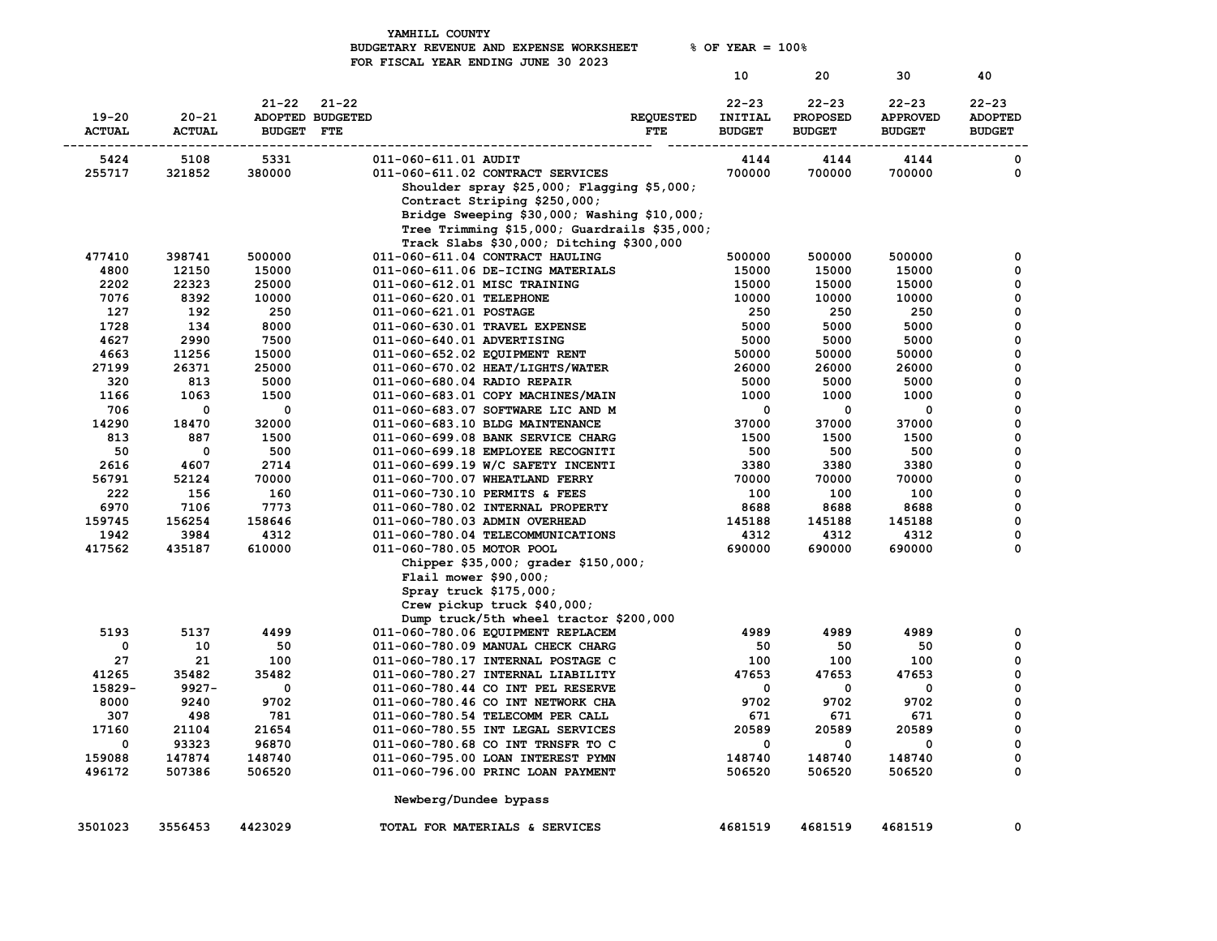YAMHILL COUNTY
BUDGETARY REVENUE AND EXPENSE WORKSHEET % OF YEAR = 100%
FOR FISCAL YEAR ENDING JUNE 30 2023

| 19-20 ACTUAL | 20-21 ACTUAL | 21-22 ADOPTED BUDGET | 21-22 BUDGETED FTE | | REQUESTED FTE | 10<br>22-23 INITIAL BUDGET | 20<br>22-23 PROPOSED BUDGET | 30<br>22-23 APPROVED BUDGET | 40<br>22-23 ADOPTED BUDGET |
|---|---|---|---|---|---|---|---|---|---|
| 5424 | 5108 | 5331 | | 011-060-611.01 AUDIT | | 4144 | 4144 | 4144 | 0 |
| 255717 | 321852 | 380000 | | 011-060-611.02 CONTRACT SERVICES | | 700000 | 700000 | 700000 | 0 |
| | | | | Shoulder spray $25,000; Flagging $5,000; Contract Striping $250,000; Bridge Sweeping $30,000; Washing $10,000; Tree Trimming $15,000; Guardrails $35,000; Track Slabs $30,000; Ditching $300,000 | | | | | |
| 477410 | 398741 | 500000 | | 011-060-611.04 CONTRACT HAULING | | 500000 | 500000 | 500000 | 0 |
| 4800 | 12150 | 15000 | | 011-060-611.06 DE-ICING MATERIALS | | 15000 | 15000 | 15000 | 0 |
| 2202 | 22323 | 25000 | | 011-060-612.01 MISC TRAINING | | 15000 | 15000 | 15000 | 0 |
| 7076 | 8392 | 10000 | | 011-060-620.01 TELEPHONE | | 10000 | 10000 | 10000 | 0 |
| 127 | 192 | 250 | | 011-060-621.01 POSTAGE | | 250 | 250 | 250 | 0 |
| 1728 | 134 | 8000 | | 011-060-630.01 TRAVEL EXPENSE | | 5000 | 5000 | 5000 | 0 |
| 4627 | 2990 | 7500 | | 011-060-640.01 ADVERTISING | | 5000 | 5000 | 5000 | 0 |
| 4663 | 11256 | 15000 | | 011-060-652.02 EQUIPMENT RENT | | 50000 | 50000 | 50000 | 0 |
| 27199 | 26371 | 25000 | | 011-060-670.02 HEAT/LIGHTS/WATER | | 26000 | 26000 | 26000 | 0 |
| 320 | 813 | 5000 | | 011-060-680.04 RADIO REPAIR | | 5000 | 5000 | 5000 | 0 |
| 1166 | 1063 | 1500 | | 011-060-683.01 COPY MACHINES/MAIN | | 1000 | 1000 | 1000 | 0 |
| 706 | 0 | 0 | | 011-060-683.07 SOFTWARE LIC AND M | | 0 | 0 | 0 | 0 |
| 14290 | 18470 | 32000 | | 011-060-683.10 BLDG MAINTENANCE | | 37000 | 37000 | 37000 | 0 |
| 813 | 887 | 1500 | | 011-060-699.08 BANK SERVICE CHARG | | 1500 | 1500 | 1500 | 0 |
| 50 | 0 | 500 | | 011-060-699.18 EMPLOYEE RECOGNITI | | 500 | 500 | 500 | 0 |
| 2616 | 4607 | 2714 | | 011-060-699.19 W/C SAFETY INCENTI | | 3380 | 3380 | 3380 | 0 |
| 56791 | 52124 | 70000 | | 011-060-700.07 WHEATLAND FERRY | | 70000 | 70000 | 70000 | 0 |
| 222 | 156 | 160 | | 011-060-730.10 PERMITS & FEES | | 100 | 100 | 100 | 0 |
| 6970 | 7106 | 7773 | | 011-060-780.02 INTERNAL PROPERTY | | 8688 | 8688 | 8688 | 0 |
| 159745 | 156254 | 158646 | | 011-060-780.03 ADMIN OVERHEAD | | 145188 | 145188 | 145188 | 0 |
| 1942 | 3984 | 4312 | | 011-060-780.04 TELECOMMUNICATIONS | | 4312 | 4312 | 4312 | 0 |
| 417562 | 435187 | 610000 | | 011-060-780.05 MOTOR POOL | | 690000 | 690000 | 690000 | 0 |
| | | | | Chipper $35,000; grader $150,000; Flail mower $90,000; Spray truck $175,000; Crew pickup truck $40,000; Dump truck/5th wheel tractor $200,000 | | | | | |
| 5193 | 5137 | 4499 | | 011-060-780.06 EQUIPMENT REPLACEM | | 4989 | 4989 | 4989 | 0 |
| 0 | 10 | 50 | | 011-060-780.09 MANUAL CHECK CHARG | | 50 | 50 | 50 | 0 |
| 27 | 21 | 100 | | 011-060-780.17 INTERNAL POSTAGE C | | 100 | 100 | 100 | 0 |
| 41265 | 35482 | 35482 | | 011-060-780.27 INTERNAL LIABILITY | | 47653 | 47653 | 47653 | 0 |
| 15829- | 9927- | 0 | | 011-060-780.44 CO INT PEL RESERVE | | 0 | 0 | 0 | 0 |
| 8000 | 9240 | 9702 | | 011-060-780.46 CO INT NETWORK CHA | | 9702 | 9702 | 9702 | 0 |
| 307 | 498 | 781 | | 011-060-780.54 TELECOMM PER CALL | | 671 | 671 | 671 | 0 |
| 17160 | 21104 | 21654 | | 011-060-780.55 INT LEGAL SERVICES | | 20589 | 20589 | 20589 | 0 |
| 0 | 93323 | 96870 | | 011-060-780.68 CO INT TRNSFR TO C | | 0 | 0 | 0 | 0 |
| 159088 | 147874 | 148740 | | 011-060-795.00 LOAN INTEREST PYMN | | 148740 | 148740 | 148740 | 0 |
| 496172 | 507386 | 506520 | | 011-060-796.00 PRINC LOAN PAYMENT | | 506520 | 506520 | 506520 | 0 |
| | | | | Newberg/Dundee bypass | | | | | |
| 3501023 | 3556453 | 4423029 | | TOTAL FOR MATERIALS & SERVICES | | 4681519 | 4681519 | 4681519 | 0 |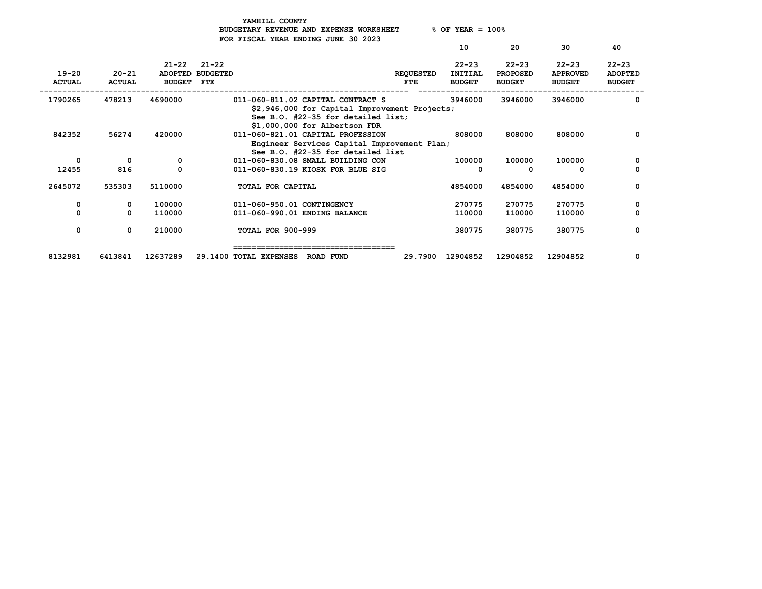YAMHILL COUNTY
BUDGETARY REVENUE AND EXPENSE WORKSHEET % OF YEAR = 100%
FOR FISCAL YEAR ENDING JUNE 30 2023

| 19-20 ACTUAL | 20-21 ACTUAL | 21-22 ADOPTED BUDGET | 21-22 BUDGETED FTE | | REQUESTED FTE | 10<br>22-23 INITIAL BUDGET | 20<br>22-23 PROPOSED BUDGET | 30<br>22-23 APPROVED BUDGET | 40<br>22-23 ADOPTED BUDGET |
|---|---|---|---|---|---|---|---|---|---|
| 1790265 | 478213 | 4690000 | | 011-060-811.02 CAPITAL CONTRACT S<br>$2,946,000 for Capital Improvement Projects;<br>See B.O. #22-35 for detailed list;<br>$1,000,000 for Albertson FDR | | 3946000 | 3946000 | 3946000 | 0 |
| 842352 | 56274 | 420000 | | 011-060-821.01 CAPITAL PROFESSION<br>Engineer Services Capital Improvement Plan;<br>See B.O. #22-35 for detailed list | | 808000 | 808000 | 808000 | 0 |
| 0 | 0 | 0 | | 011-060-830.08 SMALL BUILDING CON | | 100000 | 100000 | 100000 | 0 |
| 12455 | 816 | 0 | | 011-060-830.19 KIOSK FOR BLUE SIG | | 0 | 0 | 0 | 0 |
| 2645072 | 535303 | 5110000 | | TOTAL FOR CAPITAL | | 4854000 | 4854000 | 4854000 | 0 |
| 0 | 0 | 100000 | | 011-060-950.01 CONTINGENCY | | 270775 | 270775 | 270775 | 0 |
| 0 | 0 | 110000 | | 011-060-990.01 ENDING BALANCE | | 110000 | 110000 | 110000 | 0 |
| 0 | 0 | 210000 | | TOTAL FOR 900-999 | | 380775 | 380775 | 380775 | 0 |
| 8132981 | 6413841 | 12637289 | 29.1400 | TOTAL EXPENSES ROAD FUND | 29.7900 | 12904852 | 12904852 | 12904852 | 0 |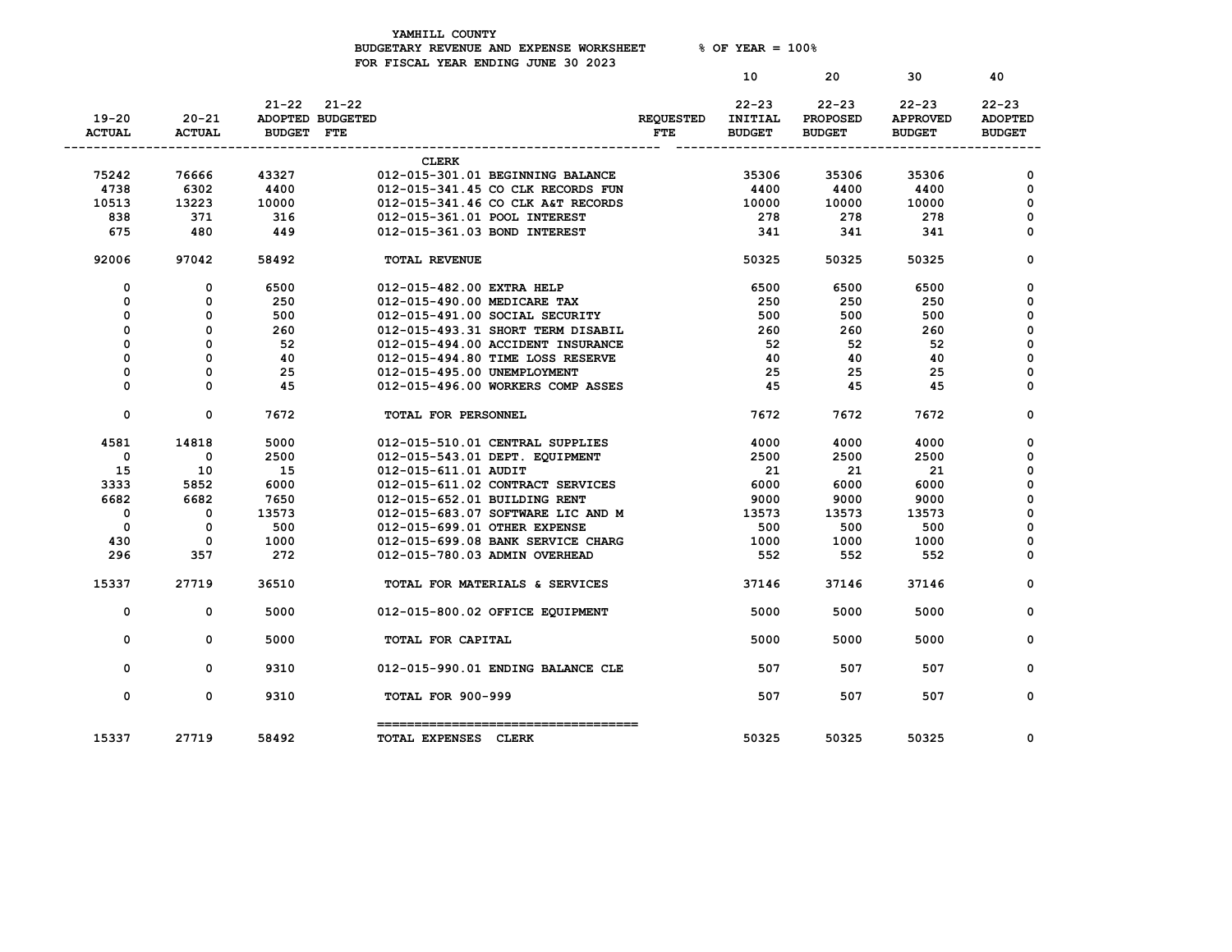YAMHILL COUNTY
BUDGETARY REVENUE AND EXPENSE WORKSHEET % OF YEAR = 100%
FOR FISCAL YEAR ENDING JUNE 30 2023

| 19-20 ACTUAL | 20-21 ACTUAL | 21-22 ADOPTED BUDGET | 21-22 BUDGETED FTE | | REQUESTED FTE | 10 22-23 INITIAL BUDGET | 20 22-23 PROPOSED BUDGET | 30 22-23 APPROVED BUDGET | 40 22-23 ADOPTED BUDGET |
|---|---|---|---|---|---|---|---|---|---|
| | | | | CLERK | | | | | |
| 75242 | 76666 | 43327 | | 012-015-301.01 BEGINNING BALANCE | | 35306 | 35306 | 35306 | 0 |
| 4738 | 6302 | 4400 | | 012-015-341.45 CO CLK RECORDS FUN | | 4400 | 4400 | 4400 | 0 |
| 10513 | 13223 | 10000 | | 012-015-341.46 CO CLK A&T RECORDS | | 10000 | 10000 | 10000 | 0 |
| 838 | 371 | 316 | | 012-015-361.01 POOL INTEREST | | 278 | 278 | 278 | 0 |
| 675 | 480 | 449 | | 012-015-361.03 BOND INTEREST | | 341 | 341 | 341 | 0 |
| 92006 | 97042 | 58492 | | TOTAL REVENUE | | 50325 | 50325 | 50325 | 0 |
| 0 | 0 | 6500 | | 012-015-482.00 EXTRA HELP | | 6500 | 6500 | 6500 | 0 |
| 0 | 0 | 250 | | 012-015-490.00 MEDICARE TAX | | 250 | 250 | 250 | 0 |
| 0 | 0 | 500 | | 012-015-491.00 SOCIAL SECURITY | | 500 | 500 | 500 | 0 |
| 0 | 0 | 260 | | 012-015-493.31 SHORT TERM DISABIL | | 260 | 260 | 260 | 0 |
| 0 | 0 | 52 | | 012-015-494.00 ACCIDENT INSURANCE | | 52 | 52 | 52 | 0 |
| 0 | 0 | 40 | | 012-015-494.80 TIME LOSS RESERVE | | 40 | 40 | 40 | 0 |
| 0 | 0 | 25 | | 012-015-495.00 UNEMPLOYMENT | | 25 | 25 | 25 | 0 |
| 0 | 0 | 45 | | 012-015-496.00 WORKERS COMP ASSES | | 45 | 45 | 45 | 0 |
| 0 | 0 | 7672 | | TOTAL FOR PERSONNEL | | 7672 | 7672 | 7672 | 0 |
| 4581 | 14818 | 5000 | | 012-015-510.01 CENTRAL SUPPLIES | | 4000 | 4000 | 4000 | 0 |
| 0 | 0 | 2500 | | 012-015-543.01 DEPT. EQUIPMENT | | 2500 | 2500 | 2500 | 0 |
| 15 | 10 | 15 | | 012-015-611.01 AUDIT | | 21 | 21 | 21 | 0 |
| 3333 | 5852 | 6000 | | 012-015-611.02 CONTRACT SERVICES | | 6000 | 6000 | 6000 | 0 |
| 6682 | 6682 | 7650 | | 012-015-652.01 BUILDING RENT | | 9000 | 9000 | 9000 | 0 |
| 0 | 0 | 13573 | | 012-015-683.07 SOFTWARE LIC AND M | | 13573 | 13573 | 13573 | 0 |
| 0 | 0 | 500 | | 012-015-699.01 OTHER EXPENSE | | 500 | 500 | 500 | 0 |
| 430 | 0 | 1000 | | 012-015-699.08 BANK SERVICE CHARG | | 1000 | 1000 | 1000 | 0 |
| 296 | 357 | 272 | | 012-015-780.03 ADMIN OVERHEAD | | 552 | 552 | 552 | 0 |
| 15337 | 27719 | 36510 | | TOTAL FOR MATERIALS & SERVICES | | 37146 | 37146 | 37146 | 0 |
| 0 | 0 | 5000 | | 012-015-800.02 OFFICE EQUIPMENT | | 5000 | 5000 | 5000 | 0 |
| 0 | 0 | 5000 | | TOTAL FOR CAPITAL | | 5000 | 5000 | 5000 | 0 |
| 0 | 0 | 9310 | | 012-015-990.01 ENDING BALANCE CLE | | 507 | 507 | 507 | 0 |
| 0 | 0 | 9310 | | TOTAL FOR 900-999 | | 507 | 507 | 507 | 0 |
| 15337 | 27719 | 58492 | | TOTAL EXPENSES CLERK | | 50325 | 50325 | 50325 | 0 |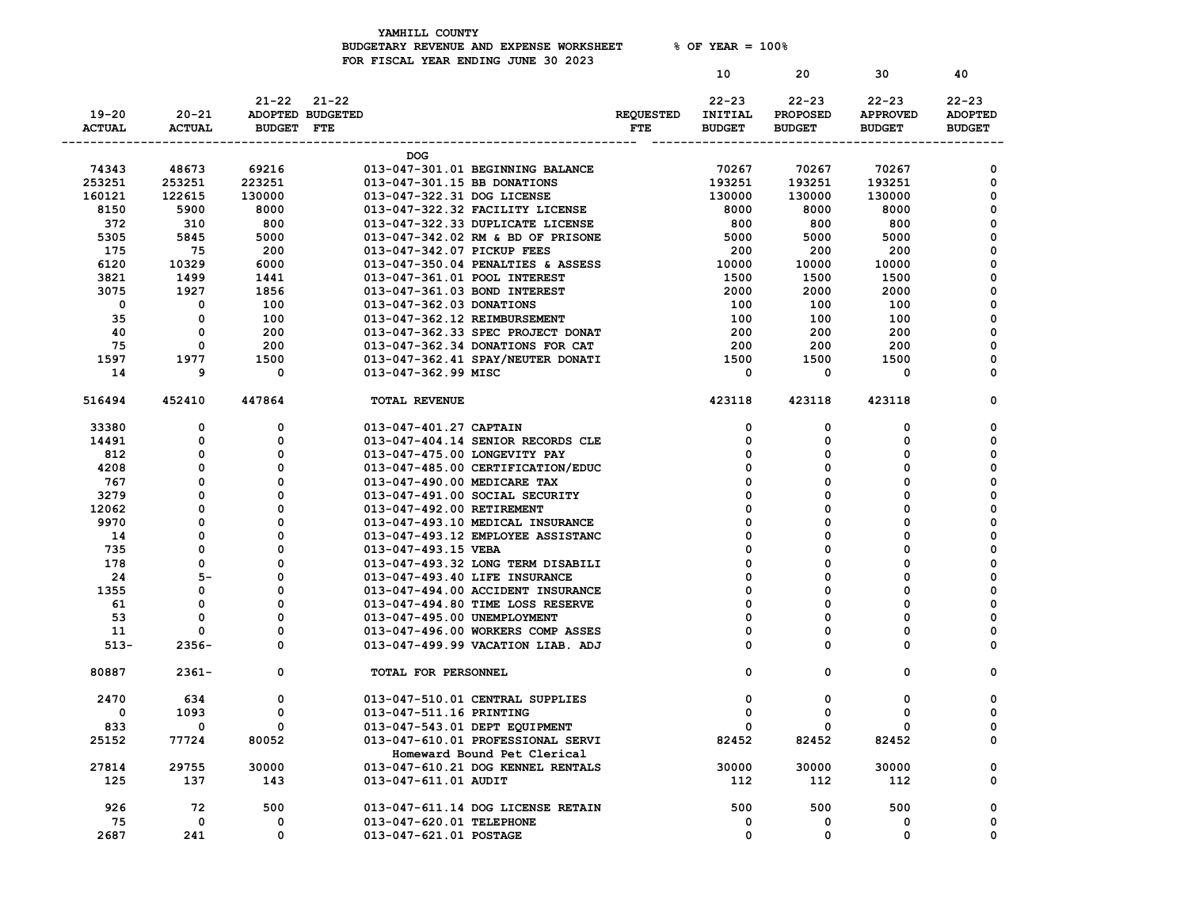YAMHILL COUNTY
BUDGETARY REVENUE AND EXPENSE WORKSHEET % OF YEAR = 100%
FOR FISCAL YEAR ENDING JUNE 30 2023

| 19-20 ACTUAL | 20-21 ACTUAL | 21-22 ADOPTED BUDGET | 21-22 BUDGETED FTE | | REQUESTED FTE | 10<br>22-23 INITIAL BUDGET | 20<br>22-23 PROPOSED BUDGET | 30<br>22-23 APPROVED BUDGET | 40<br>22-23 ADOPTED BUDGET |
|---|---|---|---|---|---|---|---|---|---|
| | | | | DOG | | | | | |
| 74343 | 48673 | 69216 | | 013-047-301.01 BEGINNING BALANCE | | 70267 | 70267 | 70267 | 0 |
| 253251 | 253251 | 223251 | | 013-047-301.15 BB DONATIONS | | 193251 | 193251 | 193251 | 0 |
| 160121 | 122615 | 130000 | | 013-047-322.31 DOG LICENSE | | 130000 | 130000 | 130000 | 0 |
| 8150 | 5900 | 8000 | | 013-047-322.32 FACILITY LICENSE | | 8000 | 8000 | 8000 | 0 |
| 372 | 310 | 800 | | 013-047-322.33 DUPLICATE LICENSE | | 800 | 800 | 800 | 0 |
| 5305 | 5845 | 5000 | | 013-047-342.02 RM & BD OF PRISONE | | 5000 | 5000 | 5000 | 0 |
| 175 | 75 | 200 | | 013-047-342.07 PICKUP FEES | | 200 | 200 | 200 | 0 |
| 6120 | 10329 | 6000 | | 013-047-350.04 PENALTIES & ASSESS | | 10000 | 10000 | 10000 | 0 |
| 3821 | 1499 | 1441 | | 013-047-361.01 POOL INTEREST | | 1500 | 1500 | 1500 | 0 |
| 3075 | 1927 | 1856 | | 013-047-361.03 BOND INTEREST | | 2000 | 2000 | 2000 | 0 |
| 0 | 0 | 100 | | 013-047-362.03 DONATIONS | | 100 | 100 | 100 | 0 |
| 35 | 0 | 100 | | 013-047-362.12 REIMBURSEMENT | | 100 | 100 | 100 | 0 |
| 40 | 0 | 200 | | 013-047-362.33 SPEC PROJECT DONAT | | 200 | 200 | 200 | 0 |
| 75 | 0 | 200 | | 013-047-362.34 DONATIONS FOR CAT | | 200 | 200 | 200 | 0 |
| 1597 | 1977 | 1500 | | 013-047-362.41 SPAY/NEUTER DONATI | | 1500 | 1500 | 1500 | 0 |
| 14 | 9 | 0 | | 013-047-362.99 MISC | | 0 | 0 | 0 | 0 |
| 516494 | 452410 | 447864 | | TOTAL REVENUE | | 423118 | 423118 | 423118 | 0 |
| 33380 | 0 | 0 | | 013-047-401.27 CAPTAIN | | 0 | 0 | 0 | 0 |
| 14491 | 0 | 0 | | 013-047-404.14 SENIOR RECORDS CLE | | 0 | 0 | 0 | 0 |
| 812 | 0 | 0 | | 013-047-475.00 LONGEVITY PAY | | 0 | 0 | 0 | 0 |
| 4208 | 0 | 0 | | 013-047-485.00 CERTIFICATION/EDUC | | 0 | 0 | 0 | 0 |
| 767 | 0 | 0 | | 013-047-490.00 MEDICARE TAX | | 0 | 0 | 0 | 0 |
| 3279 | 0 | 0 | | 013-047-491.00 SOCIAL SECURITY | | 0 | 0 | 0 | 0 |
| 12062 | 0 | 0 | | 013-047-492.00 RETIREMENT | | 0 | 0 | 0 | 0 |
| 9970 | 0 | 0 | | 013-047-493.10 MEDICAL INSURANCE | | 0 | 0 | 0 | 0 |
| 14 | 0 | 0 | | 013-047-493.12 EMPLOYEE ASSISTANC | | 0 | 0 | 0 | 0 |
| 735 | 0 | 0 | | 013-047-493.15 VEBA | | 0 | 0 | 0 | 0 |
| 178 | 0 | 0 | | 013-047-493.32 LONG TERM DISABILI | | 0 | 0 | 0 | 0 |
| 24 | 5- | 0 | | 013-047-493.40 LIFE INSURANCE | | 0 | 0 | 0 | 0 |
| 1355 | 0 | 0 | | 013-047-494.00 ACCIDENT INSURANCE | | 0 | 0 | 0 | 0 |
| 61 | 0 | 0 | | 013-047-494.80 TIME LOSS RESERVE | | 0 | 0 | 0 | 0 |
| 53 | 0 | 0 | | 013-047-495.00 UNEMPLOYMENT | | 0 | 0 | 0 | 0 |
| 11 | 0 | 0 | | 013-047-496.00 WORKERS COMP ASSES | | 0 | 0 | 0 | 0 |
| 513- | 2356- | 0 | | 013-047-499.99 VACATION LIAB. ADJ | | 0 | 0 | 0 | 0 |
| 80887 | 2361- | 0 | | TOTAL FOR PERSONNEL | | 0 | 0 | 0 | 0 |
| 2470 | 634 | 0 | | 013-047-510.01 CENTRAL SUPPLIES | | 0 | 0 | 0 | 0 |
| 0 | 1093 | 0 | | 013-047-511.16 PRINTING | | 0 | 0 | 0 | 0 |
| 833 | 0 | 0 | | 013-047-543.01 DEPT EQUIPMENT | | 0 | 0 | 0 | 0 |
| 25152 | 77724 | 80052 | | 013-047-610.01 PROFESSIONAL SERVI<br>Homeward Bound Pet Clerical | | 82452 | 82452 | 82452 | 0 |
| 27814 | 29755 | 30000 | | 013-047-610.21 DOG KENNEL RENTALS | | 30000 | 30000 | 30000 | 0 |
| 125 | 137 | 143 | | 013-047-611.01 AUDIT | | 112 | 112 | 112 | 0 |
| 926 | 72 | 500 | | 013-047-611.14 DOG LICENSE RETAIN | | 500 | 500 | 500 | 0 |
| 75 | 0 | 0 | | 013-047-620.01 TELEPHONE | | 0 | 0 | 0 | 0 |
| 2687 | 241 | 0 | | 013-047-621.01 POSTAGE | | 0 | 0 | 0 | 0 |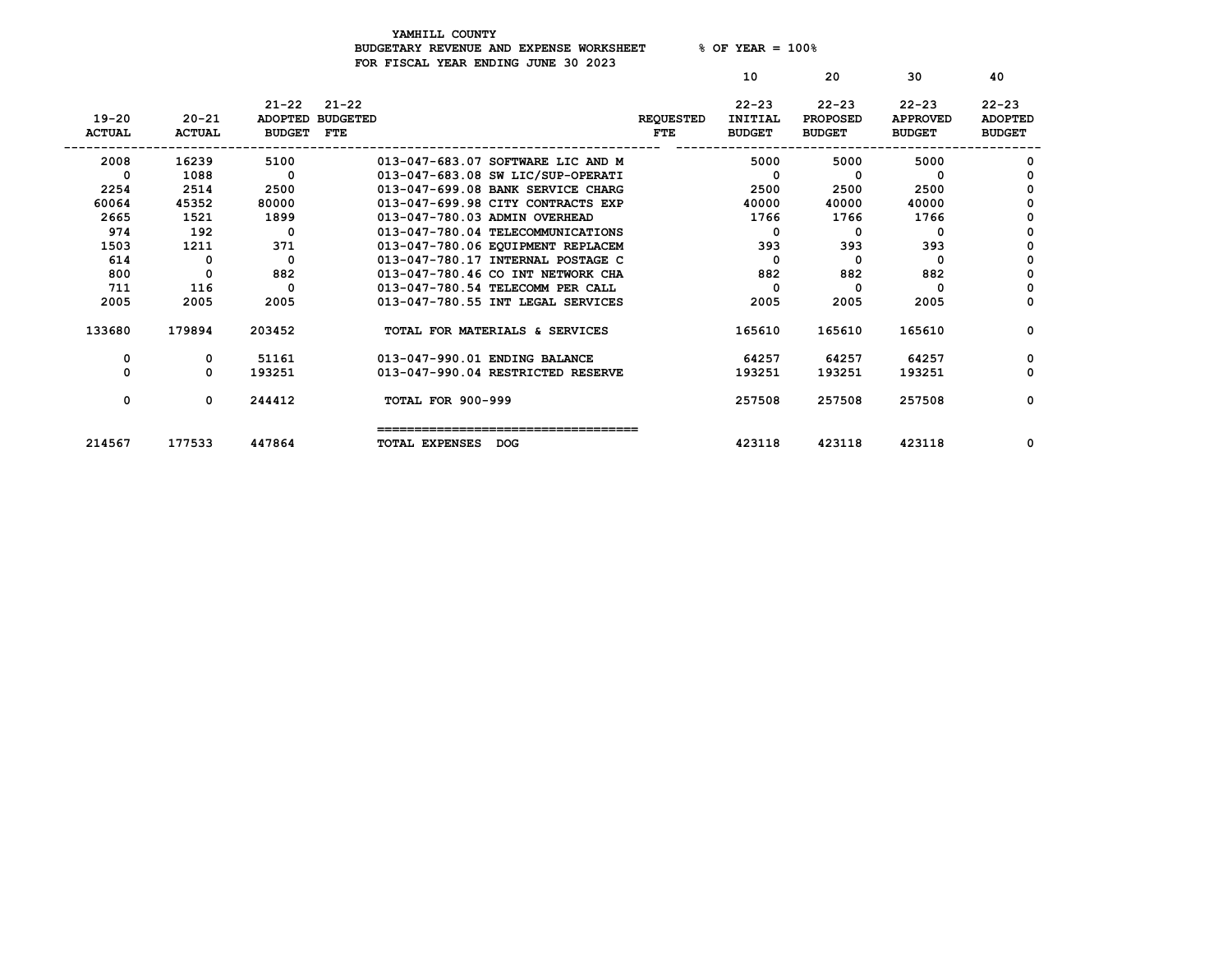YAMHILL COUNTY
BUDGETARY REVENUE AND EXPENSE WORKSHEET % OF YEAR = 100%
FOR FISCAL YEAR ENDING JUNE 30 2023

| 19-20 ACTUAL | 20-21 ACTUAL | 21-22 ADOPTED BUDGET | 21-22 BUDGETED FTE | | REQUESTED FTE | 10 22-23 INITIAL BUDGET | 20 22-23 PROPOSED BUDGET | 30 22-23 APPROVED BUDGET | 40 22-23 ADOPTED BUDGET |
|---|---|---|---|---|---|---|---|---|---|
| 2008 | 16239 | 5100 | | 013-047-683.07 SOFTWARE LIC AND M | | 5000 | 5000 | 5000 | 0 |
| 0 | 1088 | 0 | | 013-047-683.08 SW LIC/SUP-OPERATI | | 0 | 0 | 0 | 0 |
| 2254 | 2514 | 2500 | | 013-047-699.08 BANK SERVICE CHARG | | 2500 | 2500 | 2500 | 0 |
| 60064 | 45352 | 80000 | | 013-047-699.98 CITY CONTRACTS EXP | | 40000 | 40000 | 40000 | 0 |
| 2665 | 1521 | 1899 | | 013-047-780.03 ADMIN OVERHEAD | | 1766 | 1766 | 1766 | 0 |
| 974 | 192 | 0 | | 013-047-780.04 TELECOMMUNICATIONS | | 0 | 0 | 0 | 0 |
| 1503 | 1211 | 371 | | 013-047-780.06 EQUIPMENT REPLACEM | | 393 | 393 | 393 | 0 |
| 614 | 0 | 0 | | 013-047-780.17 INTERNAL POSTAGE C | | 0 | 0 | 0 | 0 |
| 800 | 0 | 882 | | 013-047-780.46 CO INT NETWORK CHA | | 882 | 882 | 882 | 0 |
| 711 | 116 | 0 | | 013-047-780.54 TELECOMM PER CALL | | 0 | 0 | 0 | 0 |
| 2005 | 2005 | 2005 | | 013-047-780.55 INT LEGAL SERVICES | | 2005 | 2005 | 2005 | 0 |
| 133680 | 179894 | 203452 | | TOTAL FOR MATERIALS & SERVICES | | 165610 | 165610 | 165610 | 0 |
| 0 | 0 | 51161 | | 013-047-990.01 ENDING BALANCE | | 64257 | 64257 | 64257 | 0 |
| 0 | 0 | 193251 | | 013-047-990.04 RESTRICTED RESERVE | | 193251 | 193251 | 193251 | 0 |
| 0 | 0 | 244412 | | TOTAL FOR 900-999 | | 257508 | 257508 | 257508 | 0 |
| 214567 | 177533 | 447864 | | TOTAL EXPENSES DOG | | 423118 | 423118 | 423118 | 0 |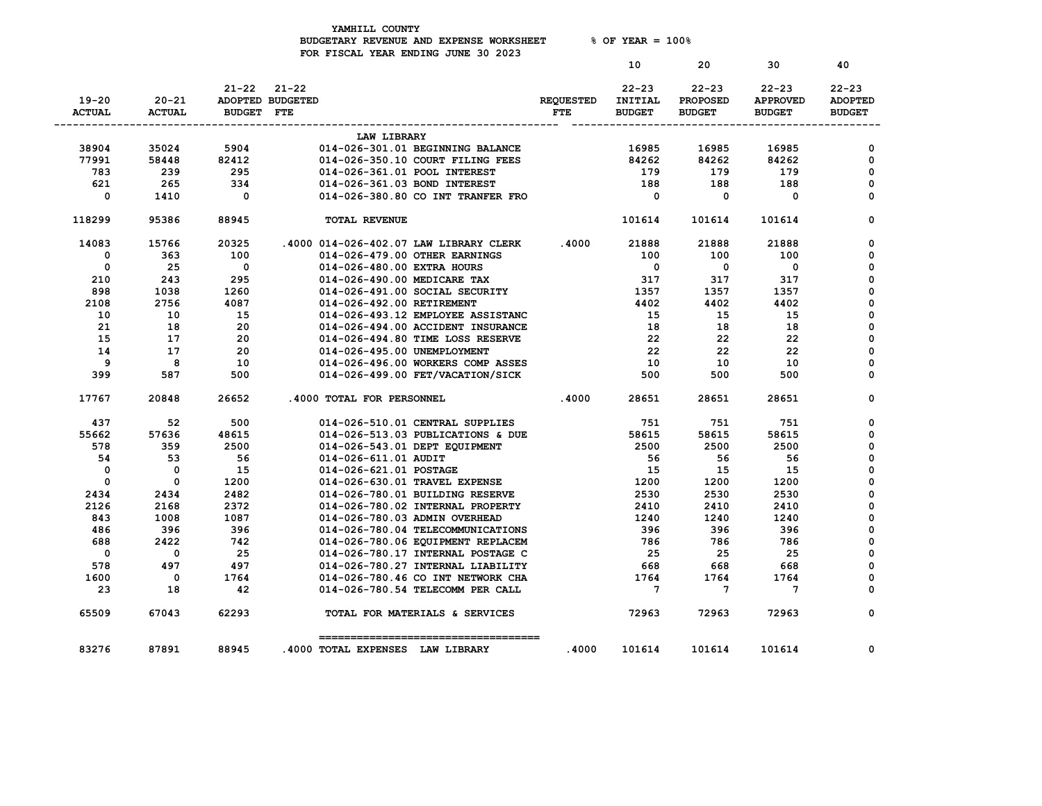YAMHILL COUNTY
BUDGETARY REVENUE AND EXPENSE WORKSHEET % OF YEAR = 100%
FOR FISCAL YEAR ENDING JUNE 30 2023

| 19-20 ACTUAL | 20-21 ACTUAL | 21-22 ADOPTED BUDGET | 21-22 BUDGETED FTE | | REQUESTED FTE | 10 22-23 INITIAL BUDGET | 20 22-23 PROPOSED BUDGET | 30 22-23 APPROVED BUDGET | 40 22-23 ADOPTED BUDGET |
|---|---|---|---|---|---|---|---|---|---|
| | | | | LAW LIBRARY | | | | | |
| 38904 | 35024 | 5904 | | 014-026-301.01 BEGINNING BALANCE | | 16985 | 16985 | 16985 | 0 |
| 77991 | 58448 | 82412 | | 014-026-350.10 COURT FILING FEES | | 84262 | 84262 | 84262 | 0 |
| 783 | 239 | 295 | | 014-026-361.01 POOL INTEREST | | 179 | 179 | 179 | 0 |
| 621 | 265 | 334 | | 014-026-361.03 BOND INTEREST | | 188 | 188 | 188 | 0 |
| 0 | 1410 | 0 | | 014-026-380.80 CO INT TRANFER FRO | | 0 | 0 | 0 | 0 |
| 118299 | 95386 | 88945 | | TOTAL REVENUE | | 101614 | 101614 | 101614 | 0 |
| 14083 | 15766 | 20325 | .4000 | 014-026-402.07 LAW LIBRARY CLERK | .4000 | 21888 | 21888 | 21888 | 0 |
| 0 | 363 | 100 | | 014-026-479.00 OTHER EARNINGS | | 100 | 100 | 100 | 0 |
| 0 | 25 | 0 | | 014-026-480.00 EXTRA HOURS | | 0 | 0 | 0 | 0 |
| 210 | 243 | 295 | | 014-026-490.00 MEDICARE TAX | | 317 | 317 | 317 | 0 |
| 898 | 1038 | 1260 | | 014-026-491.00 SOCIAL SECURITY | | 1357 | 1357 | 1357 | 0 |
| 2108 | 2756 | 4087 | | 014-026-492.00 RETIREMENT | | 4402 | 4402 | 4402 | 0 |
| 10 | 10 | 15 | | 014-026-493.12 EMPLOYEE ASSISTANC | | 15 | 15 | 15 | 0 |
| 21 | 18 | 20 | | 014-026-494.00 ACCIDENT INSURANCE | | 18 | 18 | 18 | 0 |
| 15 | 17 | 20 | | 014-026-494.80 TIME LOSS RESERVE | | 22 | 22 | 22 | 0 |
| 14 | 17 | 20 | | 014-026-495.00 UNEMPLOYMENT | | 22 | 22 | 22 | 0 |
| 9 | 8 | 10 | | 014-026-496.00 WORKERS COMP ASSES | | 10 | 10 | 10 | 0 |
| 399 | 587 | 500 | | 014-026-499.00 FET/VACATION/SICK | | 500 | 500 | 500 | 0 |
| 17767 | 20848 | 26652 | .4000 | TOTAL FOR PERSONNEL | .4000 | 28651 | 28651 | 28651 | 0 |
| 437 | 52 | 500 | | 014-026-510.01 CENTRAL SUPPLIES | | 751 | 751 | 751 | 0 |
| 55662 | 57636 | 48615 | | 014-026-513.03 PUBLICATIONS & DUE | | 58615 | 58615 | 58615 | 0 |
| 578 | 359 | 2500 | | 014-026-543.01 DEPT EQUIPMENT | | 2500 | 2500 | 2500 | 0 |
| 54 | 53 | 56 | | 014-026-611.01 AUDIT | | 56 | 56 | 56 | 0 |
| 0 | 0 | 15 | | 014-026-621.01 POSTAGE | | 15 | 15 | 15 | 0 |
| 0 | 0 | 1200 | | 014-026-630.01 TRAVEL EXPENSE | | 1200 | 1200 | 1200 | 0 |
| 2434 | 2434 | 2482 | | 014-026-780.01 BUILDING RESERVE | | 2530 | 2530 | 2530 | 0 |
| 2126 | 2168 | 2372 | | 014-026-780.02 INTERNAL PROPERTY | | 2410 | 2410 | 2410 | 0 |
| 843 | 1008 | 1087 | | 014-026-780.03 ADMIN OVERHEAD | | 1240 | 1240 | 1240 | 0 |
| 486 | 396 | 396 | | 014-026-780.04 TELECOMMUNICATIONS | | 396 | 396 | 396 | 0 |
| 688 | 2422 | 742 | | 014-026-780.06 EQUIPMENT REPLACEM | | 786 | 786 | 786 | 0 |
| 0 | 0 | 25 | | 014-026-780.17 INTERNAL POSTAGE C | | 25 | 25 | 25 | 0 |
| 578 | 497 | 497 | | 014-026-780.27 INTERNAL LIABILITY | | 668 | 668 | 668 | 0 |
| 1600 | 0 | 1764 | | 014-026-780.46 CO INT NETWORK CHA | | 1764 | 1764 | 1764 | 0 |
| 23 | 18 | 42 | | 014-026-780.54 TELECOMM PER CALL | | 7 | 7 | 7 | 0 |
| 65509 | 67043 | 62293 | | TOTAL FOR MATERIALS & SERVICES | | 72963 | 72963 | 72963 | 0 |
| 83276 | 87891 | 88945 | .4000 | TOTAL EXPENSES LAW LIBRARY | .4000 | 101614 | 101614 | 101614 | 0 |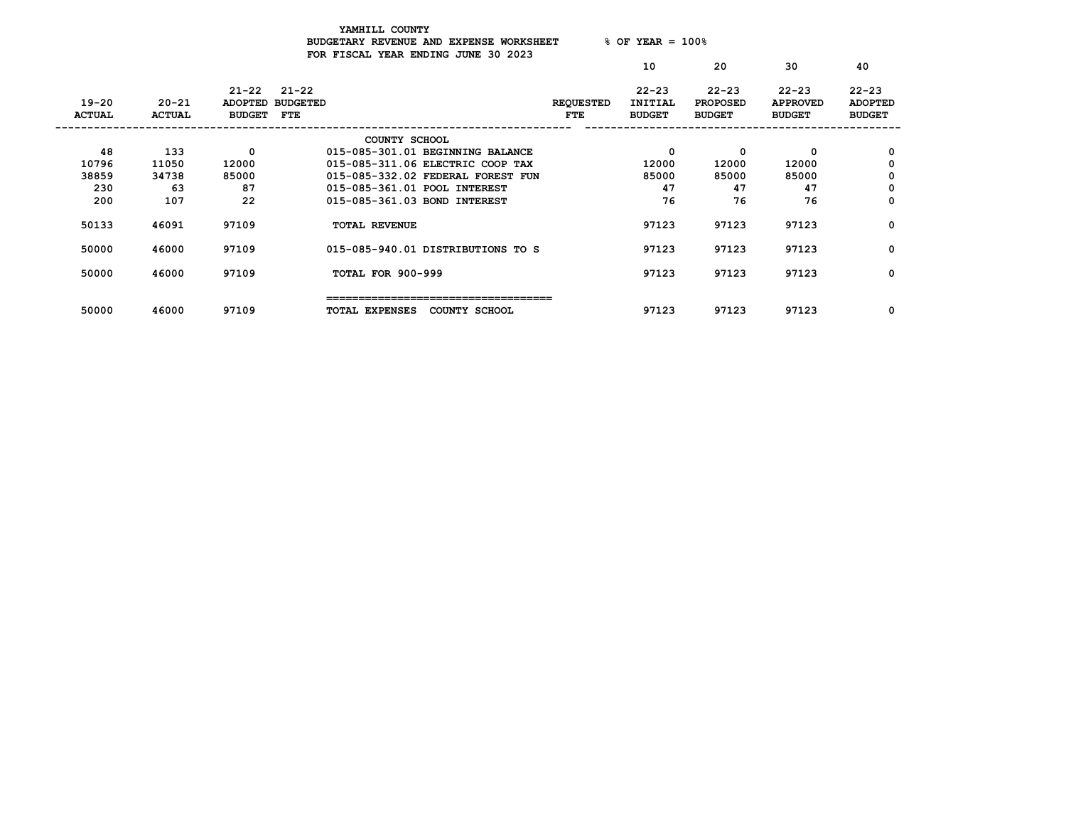YAMHILL COUNTY
BUDGETARY REVENUE AND EXPENSE WORKSHEET % OF YEAR = 100%
FOR FISCAL YEAR ENDING JUNE 30 2023

| 19-20 ACTUAL | 20-21 ACTUAL | 21-22 ADOPTED BUDGET | 21-22 BUDGETED FTE | | REQUESTED FTE | 10 22-23 INITIAL BUDGET | 20 22-23 PROPOSED BUDGET | 30 22-23 APPROVED BUDGET | 40 22-23 ADOPTED BUDGET |
|---|---|---|---|---|---|---|---|---|---|
| | | | | COUNTY SCHOOL | | | | | |
| 48 | 133 | 0 | | 015-085-301.01 BEGINNING BALANCE | | 0 | 0 | 0 | 0 |
| 10796 | 11050 | 12000 | | 015-085-311.06 ELECTRIC COOP TAX | | 12000 | 12000 | 12000 | 0 |
| 38859 | 34738 | 85000 | | 015-085-332.02 FEDERAL FOREST FUN | | 85000 | 85000 | 85000 | 0 |
| 230 | 63 | 87 | | 015-085-361.01 POOL INTEREST | | 47 | 47 | 47 | 0 |
| 200 | 107 | 22 | | 015-085-361.03 BOND INTEREST | | 76 | 76 | 76 | 0 |
| 50133 | 46091 | 97109 | | TOTAL REVENUE | | 97123 | 97123 | 97123 | 0 |
| 50000 | 46000 | 97109 | | 015-085-940.01 DISTRIBUTIONS TO S | | 97123 | 97123 | 97123 | 0 |
| 50000 | 46000 | 97109 | | TOTAL FOR 900-999 | | 97123 | 97123 | 97123 | 0 |
| 50000 | 46000 | 97109 | | TOTAL EXPENSES COUNTY SCHOOL | | 97123 | 97123 | 97123 | 0 |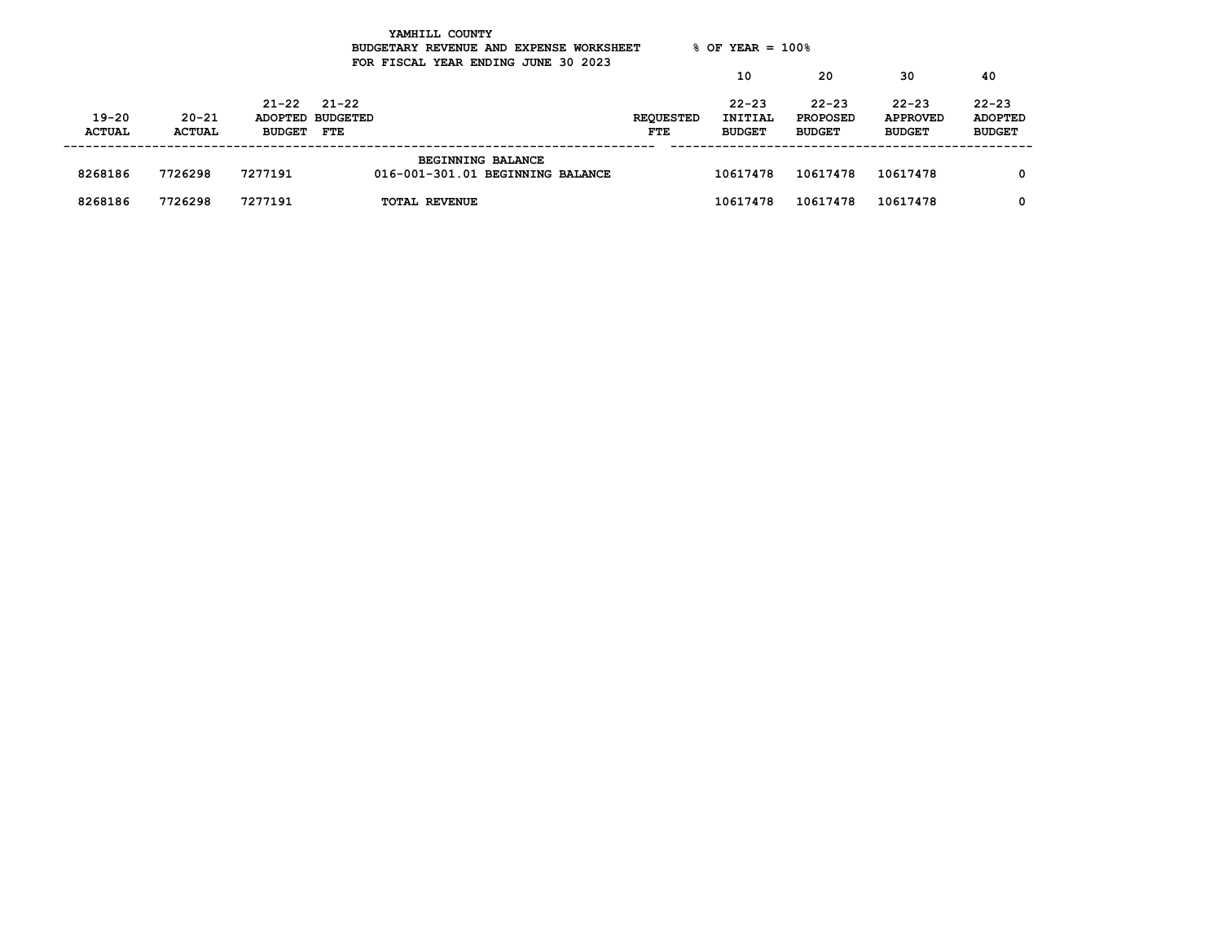YAMHILL COUNTY
BUDGETARY REVENUE AND EXPENSE WORKSHEET % OF YEAR = 100%
FOR FISCAL YEAR ENDING JUNE 30 2023

| 19-20 ACTUAL | 20-21 ACTUAL | 21-22 ADOPTED BUDGET | 21-22 BUDGETED FTE | | REQUESTED FTE | 10<br>22-23 INITIAL BUDGET | 20<br>22-23 PROPOSED BUDGET | 30<br>22-23 APPROVED BUDGET | 40<br>22-23 ADOPTED BUDGET |
|---|---|---|---|---|---|---|---|---|---|
| | | | | BEGINNING BALANCE | | | | | |
| 8268186 | 7726298 | 7277191 | | 016-001-301.01 BEGINNING BALANCE | | 10617478 | 10617478 | 10617478 | 0 |
| 8268186 | 7726298 | 7277191 | | TOTAL REVENUE | | 10617478 | 10617478 | 10617478 | 0 |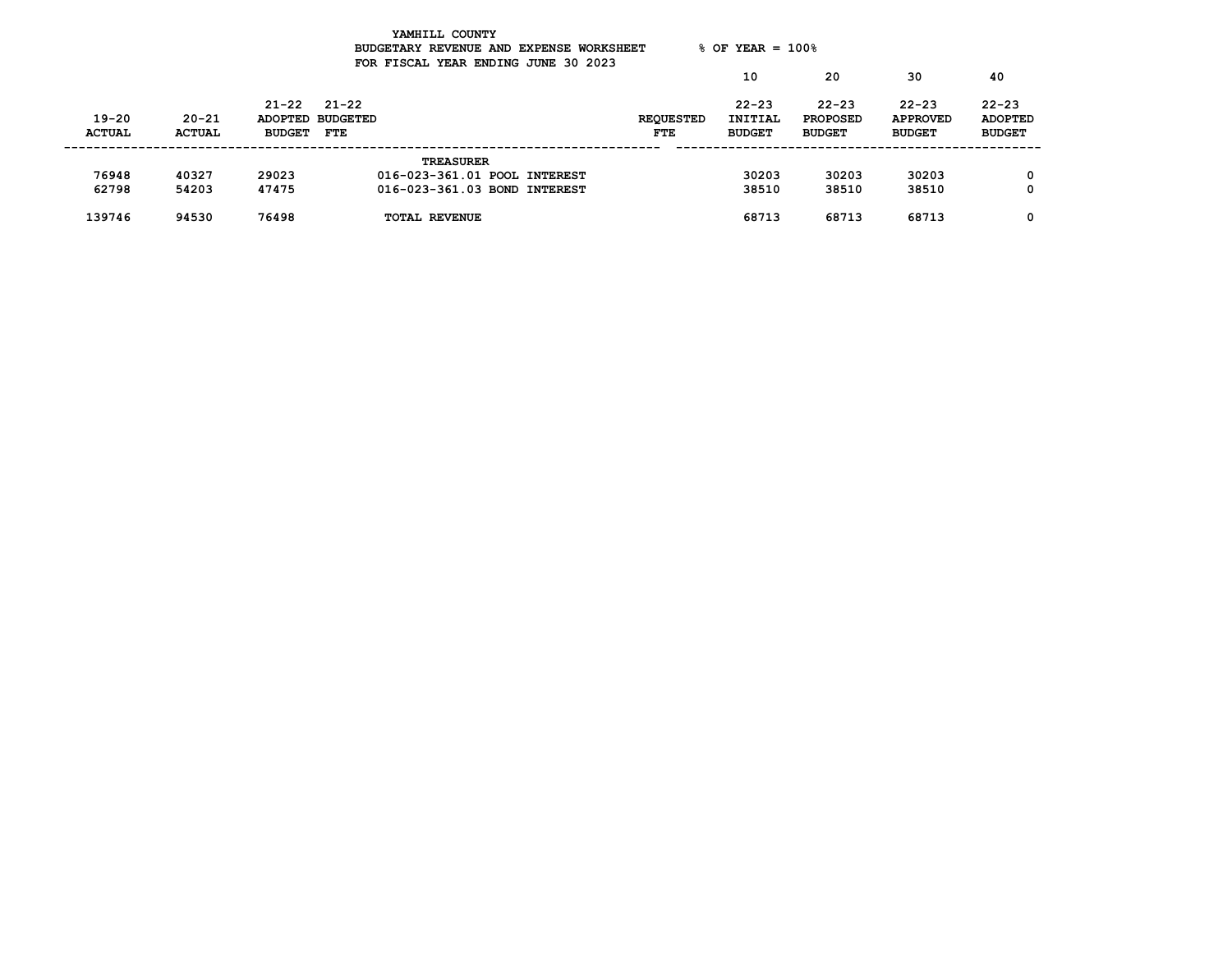YAMHILL COUNTY

BUDGETARY REVENUE AND EXPENSE WORKSHEET % OF YEAR = 100%

FOR FISCAL YEAR ENDING JUNE 30 2023

| 19-20 ACTUAL | 20-21 ACTUAL | 21-22 ADOPTED BUDGET | 21-22 BUDGETED FTE | | REQUESTED FTE | 10<br>22-23 INITIAL BUDGET | 20<br>22-23 PROPOSED BUDGET | 30<br>22-23 APPROVED BUDGET | 40<br>22-23 ADOPTED BUDGET |
|---|---|---|---|---|---|---|---|---|---|
| | | | | TREASURER | | | | | |
| 76948 | 40327 | 29023 | | 016-023-361.01 POOL INTEREST | | 30203 | 30203 | 30203 | 0 |
| 62798 | 54203 | 47475 | | 016-023-361.03 BOND INTEREST | | 38510 | 38510 | 38510 | 0 |
| 139746 | 94530 | 76498 | | TOTAL REVENUE | | 68713 | 68713 | 68713 | 0 |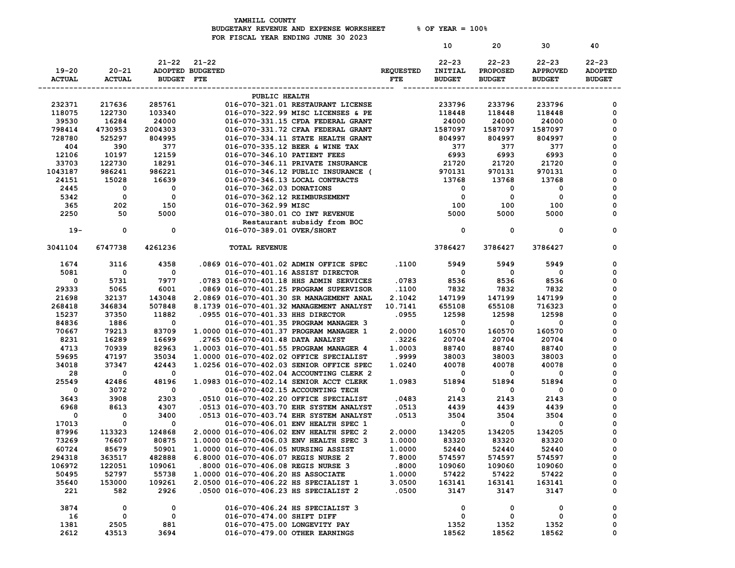YAMHILL COUNTY
BUDGETARY REVENUE AND EXPENSE WORKSHEET % OF YEAR = 100%
FOR FISCAL YEAR ENDING JUNE 30 2023

| 19-20 ACTUAL | 20-21 ACTUAL | 21-22 ADOPTED BUDGET | 21-22 BUDGETED FTE | | REQUESTED FTE | 10 22-23 INITIAL BUDGET | 20 22-23 PROPOSED BUDGET | 30 22-23 APPROVED BUDGET | 40 22-23 ADOPTED BUDGET |
|---|---|---|---|---|---|---|---|---|---|
| | | | | PUBLIC HEALTH | | | | | |
| 232371 | 217636 | 285761 | | 016-070-321.01 RESTAURANT LICENSE | | 233796 | 233796 | 233796 | 0 |
| 118075 | 122730 | 103340 | | 016-070-322.99 MISC LICENSES & PE | | 118448 | 118448 | 118448 | 0 |
| 39530 | 16284 | 24000 | | 016-070-331.15 CFDA FEDERAL GRANT | | 24000 | 24000 | 24000 | 0 |
| 798414 | 4730953 | 2004303 | | 016-070-331.72 CFAA FEDERAL GRANT | | 1587097 | 1587097 | 1587097 | 0 |
| 728780 | 525297 | 804995 | | 016-070-334.11 STATE HEALTH GRANT | | 804997 | 804997 | 804997 | 0 |
| 404 | 390 | 377 | | 016-070-335.12 BEER & WINE TAX | | 377 | 377 | 377 | 0 |
| 12106 | 10197 | 12159 | | 016-070-346.10 PATIENT FEES | | 6993 | 6993 | 6993 | 0 |
| 33703 | 122730 | 18291 | | 016-070-346.11 PRIVATE INSURANCE | | 21720 | 21720 | 21720 | 0 |
| 1043187 | 986241 | 986221 | | 016-070-346.12 PUBLIC INSURANCE ( | | 970131 | 970131 | 970131 | 0 |
| 24151 | 15028 | 16639 | | 016-070-346.13 LOCAL CONTRACTS | | 13768 | 13768 | 13768 | 0 |
| 2445 | 0 | 0 | | 016-070-362.03 DONATIONS | | 0 | 0 | 0 | 0 |
| 5342 | 0 | 0 | | 016-070-362.12 REIMBURSEMENT | | 0 | 0 | 0 | 0 |
| 365 | 202 | 150 | | 016-070-362.99 MISC | | 100 | 100 | 100 | 0 |
| 2250 | 50 | 5000 | | 016-070-380.01 CO INT REVENUE<br>Restaurant subsidy from BOC | | 5000 | 5000 | 5000 | 0 |
| 19- | 0 | 0 | | 016-070-389.01 OVER/SHORT | | 0 | 0 | 0 | 0 |
| 3041104 | 6747738 | 4261236 | | TOTAL REVENUE | | 3786427 | 3786427 | 3786427 | 0 |
| 1674 | 3116 | 4358 | .0869 | 016-070-401.02 ADMIN OFFICE SPEC | .1100 | 5949 | 5949 | 5949 | 0 |
| 5081 | 0 | 0 | | 016-070-401.16 ASSIST DIRECTOR | | 0 | 0 | 0 | 0 |
| 0 | 5731 | 7977 | .0783 | 016-070-401.18 HHS ADMIN SERVICES | .0783 | 8536 | 8536 | 8536 | 0 |
| 29333 | 5065 | 6001 | .0869 | 016-070-401.25 PROGRAM SUPERVISOR | .1100 | 7832 | 7832 | 7832 | 0 |
| 21698 | 32137 | 143048 | 2.0869 | 016-070-401.30 SR MANAGEMENT ANAL | 2.1042 | 147199 | 147199 | 147199 | 0 |
| 268418 | 346834 | 507848 | 8.1739 | 016-070-401.32 MANAGEMENT ANALYST | 10.7141 | 655108 | 655108 | 716323 | 0 |
| 15237 | 37350 | 11882 | .0955 | 016-070-401.33 HHS DIRECTOR | .0955 | 12598 | 12598 | 12598 | 0 |
| 84836 | 1886 | 0 | | 016-070-401.35 PROGRAM MANAGER 3 | | 0 | 0 | 0 | 0 |
| 70667 | 79213 | 83709 | 1.0000 | 016-070-401.37 PROGRAM MANAGER 1 | 2.0000 | 160570 | 160570 | 160570 | 0 |
| 8231 | 16289 | 16699 | .2765 | 016-070-401.48 DATA ANALYST | .3226 | 20704 | 20704 | 20704 | 0 |
| 4713 | 70939 | 82963 | 1.0003 | 016-070-401.55 PROGRAM MANAGER 4 | 1.0003 | 88740 | 88740 | 88740 | 0 |
| 59695 | 47197 | 35034 | 1.0000 | 016-070-402.02 OFFICE SPECIALIST | .9999 | 38003 | 38003 | 38003 | 0 |
| 34018 | 37347 | 42443 | 1.0256 | 016-070-402.03 SENIOR OFFICE SPEC | 1.0240 | 40078 | 40078 | 40078 | 0 |
| 28 | 0 | 0 | | 016-070-402.04 ACCOUNTING CLERK 2 | | 0 | 0 | 0 | 0 |
| 25549 | 42486 | 48196 | 1.0983 | 016-070-402.14 SENIOR ACCT CLERK | 1.0983 | 51894 | 51894 | 51894 | 0 |
| 0 | 3072 | 0 | | 016-070-402.15 ACCOUNTING TECH | | 0 | 0 | 0 | 0 |
| 3643 | 3908 | 2303 | .0510 | 016-070-402.20 OFFICE SPECIALIST | .0483 | 2143 | 2143 | 2143 | 0 |
| 6968 | 8613 | 4307 | .0513 | 016-070-403.70 EHR SYSTEM ANALYST | .0513 | 4439 | 4439 | 4439 | 0 |
| 0 | 0 | 3400 | .0513 | 016-070-403.74 EHR SYSTEM ANALYST | .0513 | 3504 | 3504 | 3504 | 0 |
| 17013 | 0 | 0 | | 016-070-406.01 ENV HEALTH SPEC 1 | | 0 | 0 | 0 | 0 |
| 87996 | 113323 | 124868 | 2.0000 | 016-070-406.02 ENV HEALTH SPEC 2 | 2.0000 | 134205 | 134205 | 134205 | 0 |
| 73269 | 76607 | 80875 | 1.0000 | 016-070-406.03 ENV HEALTH SPEC 3 | 1.0000 | 83320 | 83320 | 83320 | 0 |
| 60724 | 85679 | 50901 | 1.0000 | 016-070-406.05 NURSING ASSIST | 1.0000 | 52440 | 52440 | 52440 | 0 |
| 294318 | 363517 | 482888 | 6.8000 | 016-070-406.07 REGIS NURSE 2 | 7.8000 | 574597 | 574597 | 574597 | 0 |
| 106972 | 122051 | 109061 | .8000 | 016-070-406.08 REGIS NURSE 3 | .8000 | 109060 | 109060 | 109060 | 0 |
| 50495 | 52797 | 55738 | 1.0000 | 016-070-406.20 HS ASSOCIATE | 1.0000 | 57422 | 57422 | 57422 | 0 |
| 35640 | 153000 | 109261 | 2.0500 | 016-070-406.22 HS SPECIALIST 1 | 3.0500 | 163141 | 163141 | 163141 | 0 |
| 221 | 582 | 2926 | .0500 | 016-070-406.23 HS SPECIALIST 2 | .0500 | 3147 | 3147 | 3147 | 0 |
| 3874 | 0 | 0 | | 016-070-406.24 HS SPECIALIST 3 | | 0 | 0 | 0 | 0 |
| 16 | 0 | 0 | | 016-070-474.00 SHIFT DIFF | | 0 | 0 | 0 | 0 |
| 1381 | 2505 | 881 | | 016-070-475.00 LONGEVITY PAY | | 1352 | 1352 | 1352 | 0 |
| 2612 | 43513 | 3694 | | 016-070-479.00 OTHER EARNINGS | | 18562 | 18562 | 18562 | 0 |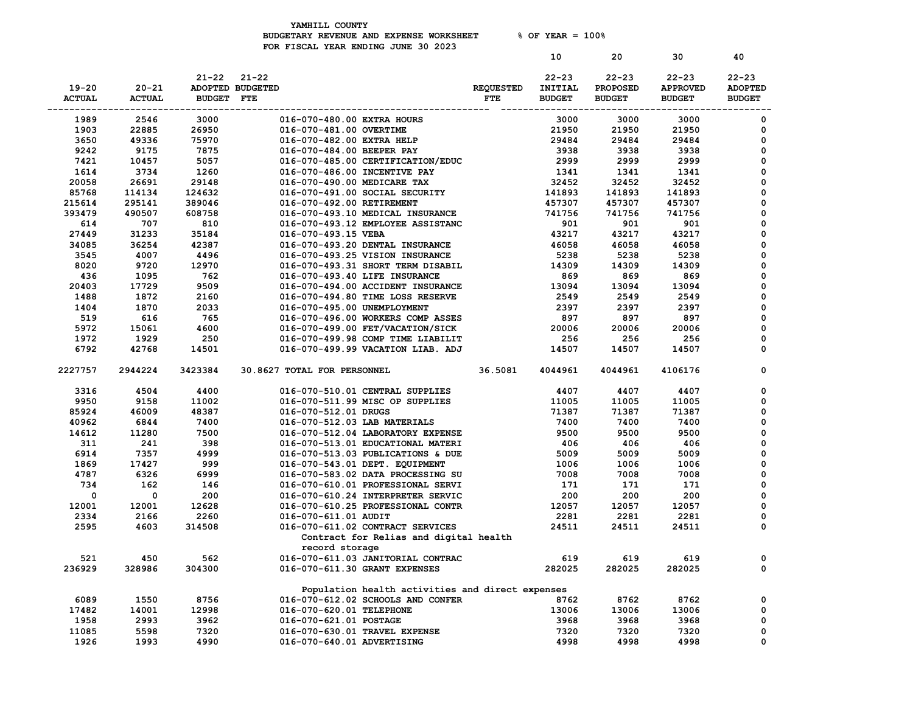YAMHILL COUNTY
BUDGETARY REVENUE AND EXPENSE WORKSHEET % OF YEAR = 100%
FOR FISCAL YEAR ENDING JUNE 30 2023

| 19-20 ACTUAL | 20-21 ACTUAL | 21-22 ADOPTED BUDGET | 21-22 BUDGETED FTE | | REQUESTED FTE | 10 22-23 INITIAL BUDGET | 20 22-23 PROPOSED BUDGET | 30 22-23 APPROVED BUDGET | 40 22-23 ADOPTED BUDGET |
|---|---|---|---|---|---|---|---|---|---|
| 1989 | 2546 | 3000 | | 016-070-480.00 EXTRA HOURS | | 3000 | 3000 | 3000 | 0 |
| 1903 | 22885 | 26950 | | 016-070-481.00 OVERTIME | | 21950 | 21950 | 21950 | 0 |
| 3650 | 49336 | 75970 | | 016-070-482.00 EXTRA HELP | | 29484 | 29484 | 29484 | 0 |
| 9242 | 9175 | 7875 | | 016-070-484.00 BEEPER PAY | | 3938 | 3938 | 3938 | 0 |
| 7421 | 10457 | 5057 | | 016-070-485.00 CERTIFICATION/EDUC | | 2999 | 2999 | 2999 | 0 |
| 1614 | 3734 | 1260 | | 016-070-486.00 INCENTIVE PAY | | 1341 | 1341 | 1341 | 0 |
| 20058 | 26691 | 29148 | | 016-070-490.00 MEDICARE TAX | | 32452 | 32452 | 32452 | 0 |
| 85768 | 114134 | 124632 | | 016-070-491.00 SOCIAL SECURITY | | 141893 | 141893 | 141893 | 0 |
| 215614 | 295141 | 389046 | | 016-070-492.00 RETIREMENT | | 457307 | 457307 | 457307 | 0 |
| 393479 | 490507 | 608758 | | 016-070-493.10 MEDICAL INSURANCE | | 741756 | 741756 | 741756 | 0 |
| 614 | 707 | 810 | | 016-070-493.12 EMPLOYEE ASSISTANC | | 901 | 901 | 901 | 0 |
| 27449 | 31233 | 35184 | | 016-070-493.15 VEBA | | 43217 | 43217 | 43217 | 0 |
| 34085 | 36254 | 42387 | | 016-070-493.20 DENTAL INSURANCE | | 46058 | 46058 | 46058 | 0 |
| 3545 | 4007 | 4496 | | 016-070-493.25 VISION INSURANCE | | 5238 | 5238 | 5238 | 0 |
| 8020 | 9720 | 12970 | | 016-070-493.31 SHORT TERM DISABIL | | 14309 | 14309 | 14309 | 0 |
| 436 | 1095 | 762 | | 016-070-493.40 LIFE INSURANCE | | 869 | 869 | 869 | 0 |
| 20403 | 17729 | 9509 | | 016-070-494.00 ACCIDENT INSURANCE | | 13094 | 13094 | 13094 | 0 |
| 1488 | 1872 | 2160 | | 016-070-494.80 TIME LOSS RESERVE | | 2549 | 2549 | 2549 | 0 |
| 1404 | 1870 | 2033 | | 016-070-495.00 UNEMPLOYMENT | | 2397 | 2397 | 2397 | 0 |
| 519 | 616 | 765 | | 016-070-496.00 WORKERS COMP ASSES | | 897 | 897 | 897 | 0 |
| 5972 | 15061 | 4600 | | 016-070-499.00 FET/VACATION/SICK | | 20006 | 20006 | 20006 | 0 |
| 1972 | 1929 | 250 | | 016-070-499.98 COMP TIME LIABILIT | | 256 | 256 | 256 | 0 |
| 6792 | 42768 | 14501 | | 016-070-499.99 VACATION LIAB. ADJ | | 14507 | 14507 | 14507 | 0 |
| 2227757 | 2944224 | 3423384 | 30.8627 | TOTAL FOR PERSONNEL | 36.5081 | 4044961 | 4044961 | 4106176 | 0 |
| 3316 | 4504 | 4400 | | 016-070-510.01 CENTRAL SUPPLIES | | 4407 | 4407 | 4407 | 0 |
| 9950 | 9158 | 11002 | | 016-070-511.99 MISC OP SUPPLIES | | 11005 | 11005 | 11005 | 0 |
| 85924 | 46009 | 48387 | | 016-070-512.01 DRUGS | | 71387 | 71387 | 71387 | 0 |
| 40962 | 6844 | 7400 | | 016-070-512.03 LAB MATERIALS | | 7400 | 7400 | 7400 | 0 |
| 14612 | 11280 | 7500 | | 016-070-512.04 LABORATORY EXPENSE | | 9500 | 9500 | 9500 | 0 |
| 311 | 241 | 398 | | 016-070-513.01 EDUCATIONAL MATERI | | 406 | 406 | 406 | 0 |
| 6914 | 7357 | 4999 | | 016-070-513.03 PUBLICATIONS & DUE | | 5009 | 5009 | 5009 | 0 |
| 1869 | 17427 | 999 | | 016-070-543.01 DEPT. EQUIPMENT | | 1006 | 1006 | 1006 | 0 |
| 4787 | 6326 | 6999 | | 016-070-583.02 DATA PROCESSING SU | | 7008 | 7008 | 7008 | 0 |
| 734 | 162 | 146 | | 016-070-610.01 PROFESSIONAL SERVI | | 171 | 171 | 171 | 0 |
| 0 | 0 | 200 | | 016-070-610.24 INTERPRETER SERVIC | | 200 | 200 | 200 | 0 |
| 12001 | 12001 | 12628 | | 016-070-610.25 PROFESSIONAL CONTR | | 12057 | 12057 | 12057 | 0 |
| 2334 | 2166 | 2260 | | 016-070-611.01 AUDIT | | 2281 | 2281 | 2281 | 0 |
| 2595 | 4603 | 314508 | | 016-070-611.02 CONTRACT SERVICES | | 24511 | 24511 | 24511 | 0 |
| | | | | Contract for Relias and digital health record storage | | | | | |
| 521 | 450 | 562 | | 016-070-611.03 JANITORIAL CONTRAC | | 619 | 619 | 619 | 0 |
| 236929 | 328986 | 304300 | | 016-070-611.30 GRANT EXPENSES | | 282025 | 282025 | 282025 | 0 |
| | | | | Population health activities and direct expenses | | | | | |
| 6089 | 1550 | 8756 | | 016-070-612.02 SCHOOLS AND CONFER | | 8762 | 8762 | 8762 | 0 |
| 17482 | 14001 | 12998 | | 016-070-620.01 TELEPHONE | | 13006 | 13006 | 13006 | 0 |
| 1958 | 2993 | 3962 | | 016-070-621.01 POSTAGE | | 3968 | 3968 | 3968 | 0 |
| 11085 | 5598 | 7320 | | 016-070-630.01 TRAVEL EXPENSE | | 7320 | 7320 | 7320 | 0 |
| 1926 | 1993 | 4990 | | 016-070-640.01 ADVERTISING | | 4998 | 4998 | 4998 | 0 |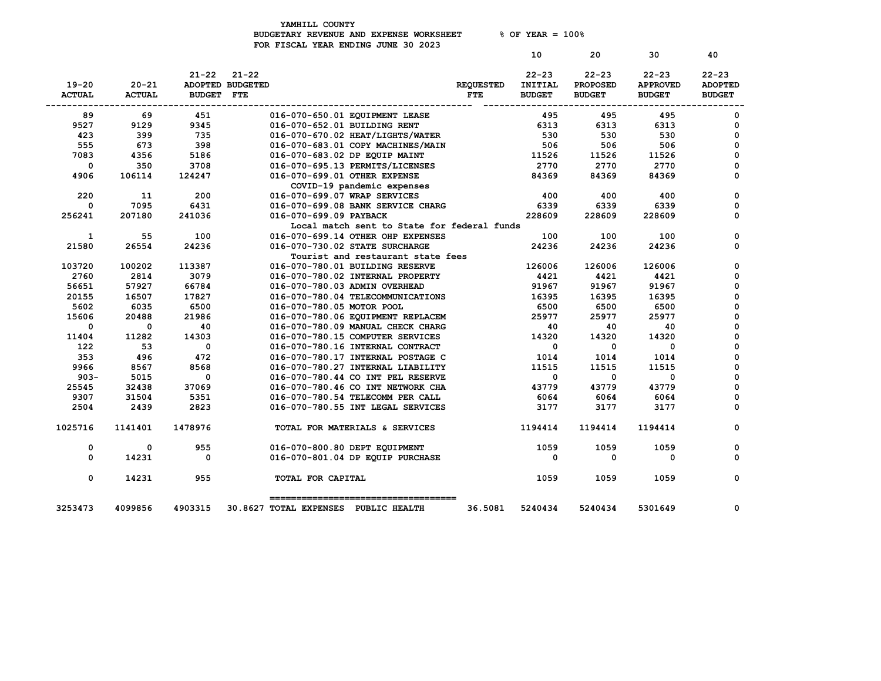YAMHILL COUNTY
BUDGETARY REVENUE AND EXPENSE WORKSHEET % OF YEAR = 100%
FOR FISCAL YEAR ENDING JUNE 30 2023

| 19-20 ACTUAL | 20-21 ACTUAL | 21-22 ADOPTED BUDGET | 21-22 BUDGETED FTE | | REQUESTED FTE | 10 22-23 INITIAL BUDGET | 20 22-23 PROPOSED BUDGET | 30 22-23 APPROVED BUDGET | 40 22-23 ADOPTED BUDGET |
|---|---|---|---|---|---|---|---|---|---|
| 89 | 69 | 451 | | 016-070-650.01 EQUIPMENT LEASE | | 495 | 495 | 495 | 0 |
| 9527 | 9129 | 9345 | | 016-070-652.01 BUILDING RENT | | 6313 | 6313 | 6313 | 0 |
| 423 | 399 | 735 | | 016-070-670.02 HEAT/LIGHTS/WATER | | 530 | 530 | 530 | 0 |
| 555 | 673 | 398 | | 016-070-683.01 COPY MACHINES/MAIN | | 506 | 506 | 506 | 0 |
| 7083 | 4356 | 5186 | | 016-070-683.02 DP EQUIP MAINT | | 11526 | 11526 | 11526 | 0 |
| 0 | 350 | 3708 | | 016-070-695.13 PERMITS/LICENSES | | 2770 | 2770 | 2770 | 0 |
| 4906 | 106114 | 124247 | | 016-070-699.01 OTHER EXPENSE | | 84369 | 84369 | 84369 | 0 |
| | | | | COVID-19 pandemic expenses | | | | | |
| 220 | 11 | 200 | | 016-070-699.07 WRAP SERVICES | | 400 | 400 | 400 | 0 |
| 0 | 7095 | 6431 | | 016-070-699.08 BANK SERVICE CHARG | | 6339 | 6339 | 6339 | 0 |
| 256241 | 207180 | 241036 | | 016-070-699.09 PAYBACK | | 228609 | 228609 | 228609 | 0 |
| | | | | Local match sent to State for federal funds | | | | | |
| 1 | 55 | 100 | | 016-070-699.14 OTHER OHP EXPENSES | | 100 | 100 | 100 | 0 |
| 21580 | 26554 | 24236 | | 016-070-730.02 STATE SURCHARGE | | 24236 | 24236 | 24236 | 0 |
| | | | | Tourist and restaurant state fees | | | | | |
| 103720 | 100202 | 113387 | | 016-070-780.01 BUILDING RESERVE | | 126006 | 126006 | 126006 | 0 |
| 2760 | 2814 | 3079 | | 016-070-780.02 INTERNAL PROPERTY | | 4421 | 4421 | 4421 | 0 |
| 56651 | 57927 | 66784 | | 016-070-780.03 ADMIN OVERHEAD | | 91967 | 91967 | 91967 | 0 |
| 20155 | 16507 | 17827 | | 016-070-780.04 TELECOMMUNICATIONS | | 16395 | 16395 | 16395 | 0 |
| 5602 | 6035 | 6500 | | 016-070-780.05 MOTOR POOL | | 6500 | 6500 | 6500 | 0 |
| 15606 | 20488 | 21986 | | 016-070-780.06 EQUIPMENT REPLACEM | | 25977 | 25977 | 25977 | 0 |
| 0 | 0 | 40 | | 016-070-780.09 MANUAL CHECK CHARG | | 40 | 40 | 40 | 0 |
| 11404 | 11282 | 14303 | | 016-070-780.15 COMPUTER SERVICES | | 14320 | 14320 | 14320 | 0 |
| 122 | 53 | 0 | | 016-070-780.16 INTERNAL CONTRACT | | 0 | 0 | 0 | 0 |
| 353 | 496 | 472 | | 016-070-780.17 INTERNAL POSTAGE C | | 1014 | 1014 | 1014 | 0 |
| 9966 | 8567 | 8568 | | 016-070-780.27 INTERNAL LIABILITY | | 11515 | 11515 | 11515 | 0 |
| 903- | 5015 | 0 | | 016-070-780.44 CO INT PEL RESERVE | | 0 | 0 | 0 | 0 |
| 25545 | 32438 | 37069 | | 016-070-780.46 CO INT NETWORK CHA | | 43779 | 43779 | 43779 | 0 |
| 9307 | 31504 | 5351 | | 016-070-780.54 TELECOMM PER CALL | | 6064 | 6064 | 6064 | 0 |
| 2504 | 2439 | 2823 | | 016-070-780.55 INT LEGAL SERVICES | | 3177 | 3177 | 3177 | 0 |
| 1025716 | 1141401 | 1478976 | | TOTAL FOR MATERIALS & SERVICES | | 1194414 | 1194414 | 1194414 | 0 |
| 0 | 0 | 955 | | 016-070-800.80 DEPT EQUIPMENT | | 1059 | 1059 | 1059 | 0 |
| 0 | 14231 | 0 | | 016-070-801.04 DP EQUIP PURCHASE | | 0 | 0 | 0 | 0 |
| 0 | 14231 | 955 | | TOTAL FOR CAPITAL | | 1059 | 1059 | 1059 | 0 |
| 3253473 | 4099856 | 4903315 | 30.8627 | TOTAL EXPENSES PUBLIC HEALTH | 36.5081 | 5240434 | 5240434 | 5301649 | 0 |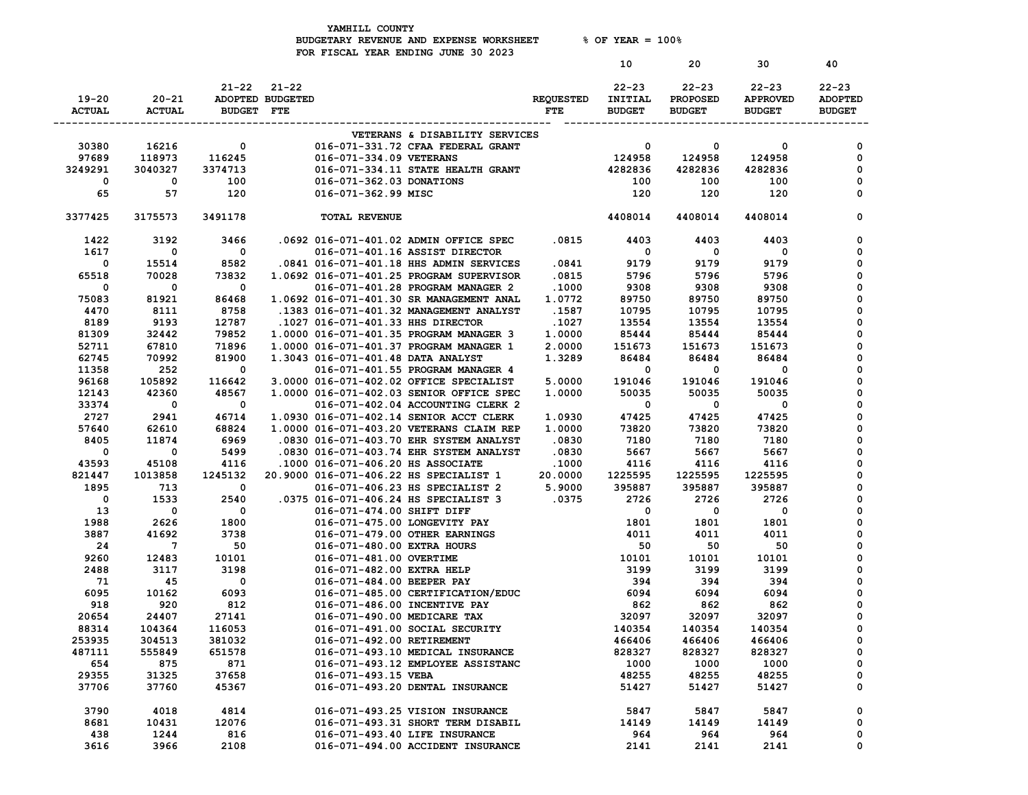YAMHILL COUNTY
BUDGETARY REVENUE AND EXPENSE WORKSHEET % OF YEAR = 100%
FOR FISCAL YEAR ENDING JUNE 30 2023

| 19-20 ACTUAL | 20-21 ACTUAL | 21-22 ADOPTED BUDGET | 21-22 BUDGETED FTE | | REQUESTED FTE | 10 22-23 INITIAL BUDGET | 20 22-23 PROPOSED BUDGET | 30 22-23 APPROVED BUDGET | 40 22-23 ADOPTED BUDGET |
|---|---|---|---|---|---|---|---|---|---|
| | | | | VETERANS & DISABILITY SERVICES | | | | | |
| 30380 | 16216 | 0 | | 016-071-331.72 CFAA FEDERAL GRANT | | 0 | 0 | 0 | 0 |
| 97689 | 118973 | 116245 | | 016-071-334.09 VETERANS | | 124958 | 124958 | 124958 | 0 |
| 3249291 | 3040327 | 3374713 | | 016-071-334.11 STATE HEALTH GRANT | | 4282836 | 4282836 | 4282836 | 0 |
| 0 | 0 | 100 | | 016-071-362.03 DONATIONS | | 100 | 100 | 100 | 0 |
| 65 | 57 | 120 | | 016-071-362.99 MISC | | 120 | 120 | 120 | 0 |
| 3377425 | 3175573 | 3491178 | | TOTAL REVENUE | | 4408014 | 4408014 | 4408014 | 0 |
| 1422 | 3192 | 3466 | .0692 | 016-071-401.02 ADMIN OFFICE SPEC | .0815 | 4403 | 4403 | 4403 | 0 |
| 1617 | 0 | 0 | | 016-071-401.16 ASSIST DIRECTOR | | 0 | 0 | 0 | 0 |
| 0 | 15514 | 8582 | .0841 | 016-071-401.18 HHS ADMIN SERVICES | .0841 | 9179 | 9179 | 9179 | 0 |
| 65518 | 70028 | 73832 | 1.0692 | 016-071-401.25 PROGRAM SUPERVISOR | .0815 | 5796 | 5796 | 5796 | 0 |
| 0 | 0 | 0 | | 016-071-401.28 PROGRAM MANAGER 2 | .1000 | 9308 | 9308 | 9308 | 0 |
| 75083 | 81921 | 86468 | 1.0692 | 016-071-401.30 SR MANAGEMENT ANAL | 1.0772 | 89750 | 89750 | 89750 | 0 |
| 4470 | 8111 | 8758 | .1383 | 016-071-401.32 MANAGEMENT ANALYST | .1587 | 10795 | 10795 | 10795 | 0 |
| 8189 | 9193 | 12787 | .1027 | 016-071-401.33 HHS DIRECTOR | .1027 | 13554 | 13554 | 13554 | 0 |
| 81309 | 32442 | 79852 | 1.0000 | 016-071-401.35 PROGRAM MANAGER 3 | 1.0000 | 85444 | 85444 | 85444 | 0 |
| 52711 | 67810 | 71896 | 1.0000 | 016-071-401.37 PROGRAM MANAGER 1 | 2.0000 | 151673 | 151673 | 151673 | 0 |
| 62745 | 70992 | 81900 | 1.3043 | 016-071-401.48 DATA ANALYST | 1.3289 | 86484 | 86484 | 86484 | 0 |
| 11358 | 252 | 0 | | 016-071-401.55 PROGRAM MANAGER 4 | | 0 | 0 | 0 | 0 |
| 96168 | 105892 | 116642 | 3.0000 | 016-071-402.02 OFFICE SPECIALIST | 5.0000 | 191046 | 191046 | 191046 | 0 |
| 12143 | 42360 | 48567 | 1.0000 | 016-071-402.03 SENIOR OFFICE SPEC | 1.0000 | 50035 | 50035 | 50035 | 0 |
| 33374 | 0 | 0 | | 016-071-402.04 ACCOUNTING CLERK 2 | | 0 | 0 | 0 | 0 |
| 2727 | 2941 | 46714 | 1.0930 | 016-071-402.14 SENIOR ACCT CLERK | 1.0930 | 47425 | 47425 | 47425 | 0 |
| 57640 | 62610 | 68824 | 1.0000 | 016-071-403.20 VETERANS CLAIM REP | 1.0000 | 73820 | 73820 | 73820 | 0 |
| 8405 | 11874 | 6969 | .0830 | 016-071-403.70 EHR SYSTEM ANALYST | .0830 | 7180 | 7180 | 7180 | 0 |
| 0 | 0 | 5499 | .0830 | 016-071-403.74 EHR SYSTEM ANALYST | .0830 | 5667 | 5667 | 5667 | 0 |
| 43593 | 45108 | 4116 | .1000 | 016-071-406.20 HS ASSOCIATE | .1000 | 4116 | 4116 | 4116 | 0 |
| 821447 | 1013858 | 1245132 | 20.9000 | 016-071-406.22 HS SPECIALIST 1 | 20.0000 | 1225595 | 1225595 | 1225595 | 0 |
| 1895 | 713 | 0 | | 016-071-406.23 HS SPECIALIST 2 | 5.9000 | 395887 | 395887 | 395887 | 0 |
| 0 | 1533 | 2540 | .0375 | 016-071-406.24 HS SPECIALIST 3 | .0375 | 2726 | 2726 | 2726 | 0 |
| 13 | 0 | 0 | | 016-071-474.00 SHIFT DIFF | | 0 | 0 | 0 | 0 |
| 1988 | 2626 | 1800 | | 016-071-475.00 LONGEVITY PAY | | 1801 | 1801 | 1801 | 0 |
| 3887 | 41692 | 3738 | | 016-071-479.00 OTHER EARNINGS | | 4011 | 4011 | 4011 | 0 |
| 24 | 7 | 50 | | 016-071-480.00 EXTRA HOURS | | 50 | 50 | 50 | 0 |
| 9260 | 12483 | 10101 | | 016-071-481.00 OVERTIME | | 10101 | 10101 | 10101 | 0 |
| 2488 | 3117 | 3198 | | 016-071-482.00 EXTRA HELP | | 3199 | 3199 | 3199 | 0 |
| 71 | 45 | 0 | | 016-071-484.00 BEEPER PAY | | 394 | 394 | 394 | 0 |
| 6095 | 10162 | 6093 | | 016-071-485.00 CERTIFICATION/EDUC | | 6094 | 6094 | 6094 | 0 |
| 918 | 920 | 812 | | 016-071-486.00 INCENTIVE PAY | | 862 | 862 | 862 | 0 |
| 20654 | 24407 | 27141 | | 016-071-490.00 MEDICARE TAX | | 32097 | 32097 | 32097 | 0 |
| 88314 | 104364 | 116053 | | 016-071-491.00 SOCIAL SECURITY | | 140354 | 140354 | 140354 | 0 |
| 253935 | 304513 | 381032 | | 016-071-492.00 RETIREMENT | | 466406 | 466406 | 466406 | 0 |
| 487111 | 555849 | 651578 | | 016-071-493.10 MEDICAL INSURANCE | | 828327 | 828327 | 828327 | 0 |
| 654 | 875 | 871 | | 016-071-493.12 EMPLOYEE ASSISTANC | | 1000 | 1000 | 1000 | 0 |
| 29355 | 31325 | 37658 | | 016-071-493.15 VEBA | | 48255 | 48255 | 48255 | 0 |
| 37706 | 37760 | 45367 | | 016-071-493.20 DENTAL INSURANCE | | 51427 | 51427 | 51427 | 0 |
| 3790 | 4018 | 4814 | | 016-071-493.25 VISION INSURANCE | | 5847 | 5847 | 5847 | 0 |
| 8681 | 10431 | 12076 | | 016-071-493.31 SHORT TERM DISABIL | | 14149 | 14149 | 14149 | 0 |
| 438 | 1244 | 816 | | 016-071-493.40 LIFE INSURANCE | | 964 | 964 | 964 | 0 |
| 3616 | 3966 | 2108 | | 016-071-494.00 ACCIDENT INSURANCE | | 2141 | 2141 | 2141 | 0 |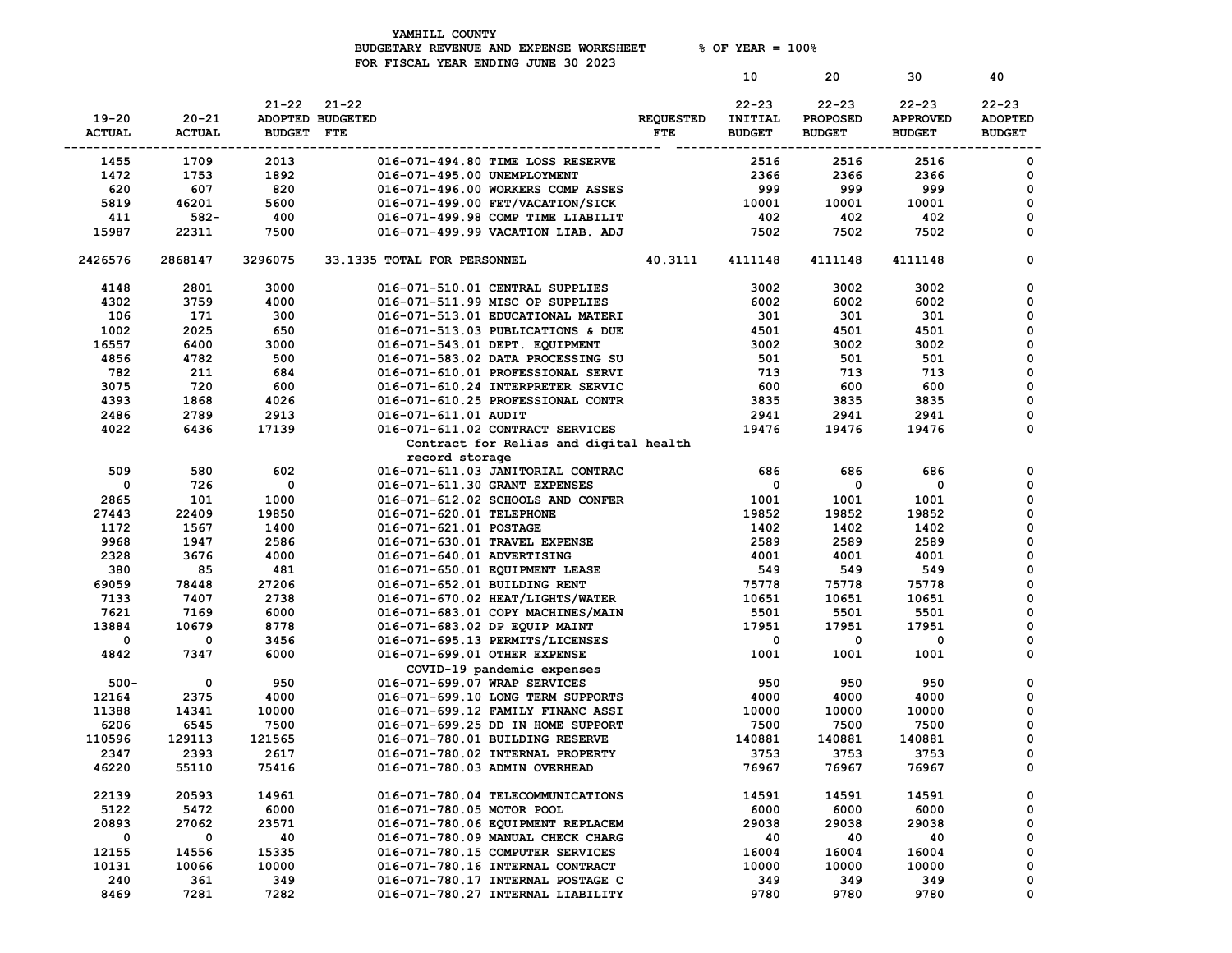YAMHILL COUNTY
BUDGETARY REVENUE AND EXPENSE WORKSHEET % OF YEAR = 100%
FOR FISCAL YEAR ENDING JUNE 30 2023

| 19-20 ACTUAL | 20-21 ACTUAL | 21-22 ADOPTED BUDGET | 21-22 BUDGETED FTE | | REQUESTED FTE | 10 22-23 INITIAL BUDGET | 20 22-23 PROPOSED BUDGET | 30 22-23 APPROVED BUDGET | 40 22-23 ADOPTED BUDGET |
|---|---|---|---|---|---|---|---|---|---|
| 1455 | 1709 | 2013 | | 016-071-494.80 TIME LOSS RESERVE | | 2516 | 2516 | 2516 | 0 |
| 1472 | 1753 | 1892 | | 016-071-495.00 UNEMPLOYMENT | | 2366 | 2366 | 2366 | 0 |
| 620 | 607 | 820 | | 016-071-496.00 WORKERS COMP ASSES | | 999 | 999 | 999 | 0 |
| 5819 | 46201 | 5600 | | 016-071-499.00 FET/VACATION/SICK | | 10001 | 10001 | 10001 | 0 |
| 411 | 582- | 400 | | 016-071-499.98 COMP TIME LIABILIT | | 402 | 402 | 402 | 0 |
| 15987 | 22311 | 7500 | | 016-071-499.99 VACATION LIAB. ADJ | | 7502 | 7502 | 7502 | 0 |
| 2426576 | 2868147 | 3296075 | 33.1335 | TOTAL FOR PERSONNEL | 40.3111 | 4111148 | 4111148 | 4111148 | 0 |
| 4148 | 2801 | 3000 | | 016-071-510.01 CENTRAL SUPPLIES | | 3002 | 3002 | 3002 | 0 |
| 4302 | 3759 | 4000 | | 016-071-511.99 MISC OP SUPPLIES | | 6002 | 6002 | 6002 | 0 |
| 106 | 171 | 300 | | 016-071-513.01 EDUCATIONAL MATERI | | 301 | 301 | 301 | 0 |
| 1002 | 2025 | 650 | | 016-071-513.03 PUBLICATIONS & DUE | | 4501 | 4501 | 4501 | 0 |
| 16557 | 6400 | 3000 | | 016-071-543.01 DEPT. EQUIPMENT | | 3002 | 3002 | 3002 | 0 |
| 4856 | 4782 | 500 | | 016-071-583.02 DATA PROCESSING SU | | 501 | 501 | 501 | 0 |
| 782 | 211 | 684 | | 016-071-610.01 PROFESSIONAL SERVI | | 713 | 713 | 713 | 0 |
| 3075 | 720 | 600 | | 016-071-610.24 INTERPRETER SERVIC | | 600 | 600 | 600 | 0 |
| 4393 | 1868 | 4026 | | 016-071-610.25 PROFESSIONAL CONTR | | 3835 | 3835 | 3835 | 0 |
| 2486 | 2789 | 2913 | | 016-071-611.01 AUDIT | | 2941 | 2941 | 2941 | 0 |
| 4022 | 6436 | 17139 | | 016-071-611.02 CONTRACT SERVICES | | 19476 | 19476 | 19476 | 0 |
| | | | | Contract for Relias and digital health record storage | | | | | |
| 509 | 580 | 602 | | 016-071-611.03 JANITORIAL CONTRAC | | 686 | 686 | 686 | 0 |
| 0 | 726 | 0 | | 016-071-611.30 GRANT EXPENSES | | 0 | 0 | 0 | 0 |
| 2865 | 101 | 1000 | | 016-071-612.02 SCHOOLS AND CONFER | | 1001 | 1001 | 1001 | 0 |
| 27443 | 22409 | 19850 | | 016-071-620.01 TELEPHONE | | 19852 | 19852 | 19852 | 0 |
| 1172 | 1567 | 1400 | | 016-071-621.01 POSTAGE | | 1402 | 1402 | 1402 | 0 |
| 9968 | 1947 | 2586 | | 016-071-630.01 TRAVEL EXPENSE | | 2589 | 2589 | 2589 | 0 |
| 2328 | 3676 | 4000 | | 016-071-640.01 ADVERTISING | | 4001 | 4001 | 4001 | 0 |
| 380 | 85 | 481 | | 016-071-650.01 EQUIPMENT LEASE | | 549 | 549 | 549 | 0 |
| 69059 | 78448 | 27206 | | 016-071-652.01 BUILDING RENT | | 75778 | 75778 | 75778 | 0 |
| 7133 | 7407 | 2738 | | 016-071-670.02 HEAT/LIGHTS/WATER | | 10651 | 10651 | 10651 | 0 |
| 7621 | 7169 | 6000 | | 016-071-683.01 COPY MACHINES/MAIN | | 5501 | 5501 | 5501 | 0 |
| 13884 | 10679 | 8778 | | 016-071-683.02 DP EQUIP MAINT | | 17951 | 17951 | 17951 | 0 |
| 0 | 0 | 3456 | | 016-071-695.13 PERMITS/LICENSES | | 0 | 0 | 0 | 0 |
| 4842 | 7347 | 6000 | | 016-071-699.01 OTHER EXPENSE | | 1001 | 1001 | 1001 | 0 |
| | | | | COVID-19 pandemic expenses | | | | | |
| 500- | 0 | 950 | | 016-071-699.07 WRAP SERVICES | | 950 | 950 | 950 | 0 |
| 12164 | 2375 | 4000 | | 016-071-699.10 LONG TERM SUPPORTS | | 4000 | 4000 | 4000 | 0 |
| 11388 | 14341 | 10000 | | 016-071-699.12 FAMILY FINANC ASSI | | 10000 | 10000 | 10000 | 0 |
| 6206 | 6545 | 7500 | | 016-071-699.25 DD IN HOME SUPPORT | | 7500 | 7500 | 7500 | 0 |
| 110596 | 129113 | 121565 | | 016-071-780.01 BUILDING RESERVE | | 140881 | 140881 | 140881 | 0 |
| 2347 | 2393 | 2617 | | 016-071-780.02 INTERNAL PROPERTY | | 3753 | 3753 | 3753 | 0 |
| 46220 | 55110 | 75416 | | 016-071-780.03 ADMIN OVERHEAD | | 76967 | 76967 | 76967 | 0 |
| 22139 | 20593 | 14961 | | 016-071-780.04 TELECOMMUNICATIONS | | 14591 | 14591 | 14591 | 0 |
| 5122 | 5472 | 6000 | | 016-071-780.05 MOTOR POOL | | 6000 | 6000 | 6000 | 0 |
| 20893 | 27062 | 23571 | | 016-071-780.06 EQUIPMENT REPLACEM | | 29038 | 29038 | 29038 | 0 |
| 0 | 0 | 40 | | 016-071-780.09 MANUAL CHECK CHARG | | 40 | 40 | 40 | 0 |
| 12155 | 14556 | 15335 | | 016-071-780.15 COMPUTER SERVICES | | 16004 | 16004 | 16004 | 0 |
| 10131 | 10066 | 10000 | | 016-071-780.16 INTERNAL CONTRACT | | 10000 | 10000 | 10000 | 0 |
| 240 | 361 | 349 | | 016-071-780.17 INTERNAL POSTAGE C | | 349 | 349 | 349 | 0 |
| 8469 | 7281 | 7282 | | 016-071-780.27 INTERNAL LIABILITY | | 9780 | 9780 | 9780 | 0 |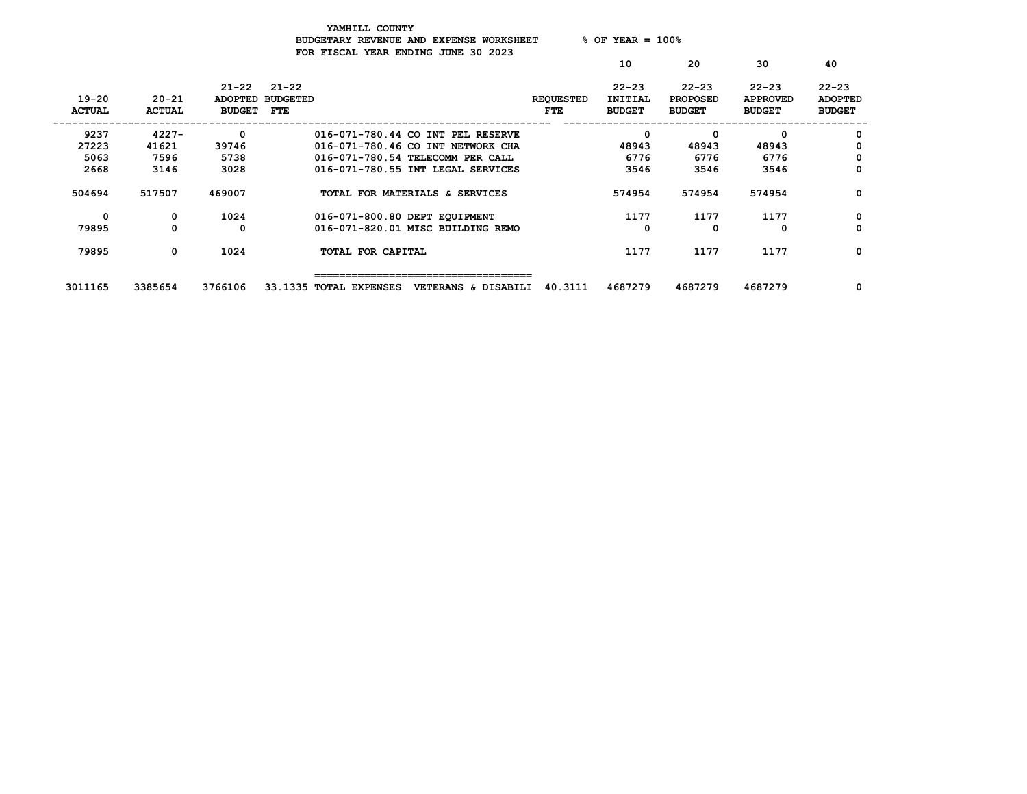YAMHILL COUNTY
BUDGETARY REVENUE AND EXPENSE WORKSHEET % OF YEAR = 100%
FOR FISCAL YEAR ENDING JUNE 30 2023

| 19-20 ACTUAL | 20-21 ACTUAL | 21-22 ADOPTED BUDGET | 21-22 BUDGETED FTE | | REQUESTED FTE | 10 22-23 INITIAL BUDGET | 20 22-23 PROPOSED BUDGET | 30 22-23 APPROVED BUDGET | 40 22-23 ADOPTED BUDGET |
|---|---|---|---|---|---|---|---|---|---|
| 9237 | 4227- | 0 | | 016-071-780.44 CO INT PEL RESERVE | | 0 | 0 | 0 | 0 |
| 27223 | 41621 | 39746 | | 016-071-780.46 CO INT NETWORK CHA | | 48943 | 48943 | 48943 | 0 |
| 5063 | 7596 | 5738 | | 016-071-780.54 TELECOMM PER CALL | | 6776 | 6776 | 6776 | 0 |
| 2668 | 3146 | 3028 | | 016-071-780.55 INT LEGAL SERVICES | | 3546 | 3546 | 3546 | 0 |
| 504694 | 517507 | 469007 | | TOTAL FOR MATERIALS & SERVICES | | 574954 | 574954 | 574954 | 0 |
| 0 | 0 | 1024 | | 016-071-800.80 DEPT EQUIPMENT | | 1177 | 1177 | 1177 | 0 |
| 79895 | 0 | 0 | | 016-071-820.01 MISC BUILDING REMO | | 0 | 0 | 0 | 0 |
| 79895 | 0 | 1024 | | TOTAL FOR CAPITAL | | 1177 | 1177 | 1177 | 0 |
| 3011165 | 3385654 | 3766106 | 33.1335 | TOTAL EXPENSES VETERANS & DISABILI | 40.3111 | 4687279 | 4687279 | 4687279 | 0 |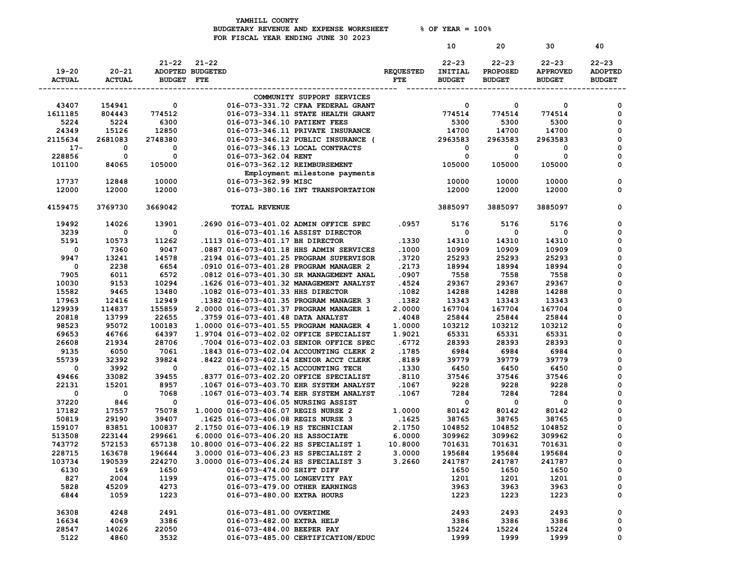YAMHILL COUNTY
BUDGETARY REVENUE AND EXPENSE WORKSHEET % OF YEAR = 100%
FOR FISCAL YEAR ENDING JUNE 30 2023

| 19-20 ACTUAL | 20-21 ACTUAL | 21-22 ADOPTED BUDGET | 21-22 BUDGETED FTE | | REQUESTED FTE | 10 22-23 INITIAL BUDGET | 20 22-23 PROPOSED BUDGET | 30 22-23 APPROVED BUDGET | 40 22-23 ADOPTED BUDGET |
|---|---|---|---|---|---|---|---|---|---|
| | | | | COMMUNITY SUPPORT SERVICES | | | | | |
| 43407 | 154941 | 0 | | 016-073-331.72 CFAA FEDERAL GRANT | | 0 | 0 | 0 | 0 |
| 1611185 | 804443 | 774512 | | 016-073-334.11 STATE HEALTH GRANT | | 774514 | 774514 | 774514 | 0 |
| 5224 | 5224 | 6300 | | 016-073-346.10 PATIENT FEES | | 5300 | 5300 | 5300 | 0 |
| 24349 | 15126 | 12850 | | 016-073-346.11 PRIVATE INSURANCE | | 14700 | 14700 | 14700 | 0 |
| 2115634 | 2681083 | 2748380 | | 016-073-346.12 PUBLIC INSURANCE ( | | 2963583 | 2963583 | 2963583 | 0 |
| 17- | 0 | 0 | | 016-073-346.13 LOCAL CONTRACTS | | 0 | 0 | 0 | 0 |
| 228856 | 0 | 0 | | 016-073-362.04 RENT | | 0 | 0 | 0 | 0 |
| 101100 | 84065 | 105000 | | 016-073-362.12 REIMBURSEMENT<br>Employment milestone payments | | 105000 | 105000 | 105000 | 0 |
| 17737 | 12848 | 10000 | | 016-073-362.99 MISC | | 10000 | 10000 | 10000 | 0 |
| 12000 | 12000 | 12000 | | 016-073-380.16 INT TRANSPORTATION | | 12000 | 12000 | 12000 | 0 |
| 4159475 | 3769730 | 3669042 | | TOTAL REVENUE | | 3885097 | 3885097 | 3885097 | 0 |
| 19492 | 14026 | 13901 | .2690 | 016-073-401.02 ADMIN OFFICE SPEC | .0957 | 5176 | 5176 | 5176 | 0 |
| 3239 | 0 | 0 | | 016-073-401.16 ASSIST DIRECTOR | | 0 | 0 | 0 | 0 |
| 5191 | 10573 | 11262 | .1113 | 016-073-401.17 BH DIRECTOR | .1330 | 14310 | 14310 | 14310 | 0 |
| 0 | 7360 | 9047 | .0887 | 016-073-401.18 HHS ADMIN SERVICES | .1000 | 10909 | 10909 | 10909 | 0 |
| 9947 | 13241 | 14578 | .2194 | 016-073-401.25 PROGRAM SUPERVISOR | .3720 | 25293 | 25293 | 25293 | 0 |
| 0 | 2238 | 6654 | .0910 | 016-073-401.28 PROGRAM MANAGER 2 | .2173 | 18994 | 18994 | 18994 | 0 |
| 7905 | 6011 | 6572 | .0812 | 016-073-401.30 SR MANAGEMENT ANAL | .0907 | 7558 | 7558 | 7558 | 0 |
| 10030 | 9153 | 10294 | .1626 | 016-073-401.32 MANAGEMENT ANALYST | .4524 | 29367 | 29367 | 29367 | 0 |
| 15582 | 9465 | 13480 | .1082 | 016-073-401.33 HHS DIRECTOR | .1082 | 14288 | 14288 | 14288 | 0 |
| 17963 | 12416 | 12949 | .1382 | 016-073-401.35 PROGRAM MANAGER 3 | .1382 | 13343 | 13343 | 13343 | 0 |
| 129939 | 114837 | 155859 | 2.0000 | 016-073-401.37 PROGRAM MANAGER 1 | 2.0000 | 167704 | 167704 | 167704 | 0 |
| 20818 | 13799 | 22655 | .3759 | 016-073-401.48 DATA ANALYST | .4048 | 25844 | 25844 | 25844 | 0 |
| 98523 | 95072 | 100183 | 1.0000 | 016-073-401.55 PROGRAM MANAGER 4 | 1.0000 | 103212 | 103212 | 103212 | 0 |
| 69653 | 46766 | 64397 | 1.9704 | 016-073-402.02 OFFICE SPECIALIST | 1.9021 | 65331 | 65331 | 65331 | 0 |
| 26608 | 21934 | 28706 | .7004 | 016-073-402.03 SENIOR OFFICE SPEC | .6772 | 28393 | 28393 | 28393 | 0 |
| 9135 | 6050 | 7061 | .1843 | 016-073-402.04 ACCOUNTING CLERK 2 | .1785 | 6984 | 6984 | 6984 | 0 |
| 55739 | 32392 | 39824 | .8422 | 016-073-402.14 SENIOR ACCT CLERK | .8189 | 39779 | 39779 | 39779 | 0 |
| 0 | 3992 | 0 | | 016-073-402.15 ACCOUNTING TECH | .1330 | 6450 | 6450 | 6450 | 0 |
| 49466 | 33082 | 39455 | .8377 | 016-073-402.20 OFFICE SPECIALIST | .8110 | 37546 | 37546 | 37546 | 0 |
| 22131 | 15201 | 8957 | .1067 | 016-073-403.70 EHR SYSTEM ANALYST | .1067 | 9228 | 9228 | 9228 | 0 |
| 0 | 0 | 7068 | .1067 | 016-073-403.74 EHR SYSTEM ANALYST | .1067 | 7284 | 7284 | 7284 | 0 |
| 37220 | 846 | 0 | | 016-073-406.05 NURSING ASSIST | | 0 | 0 | 0 | 0 |
| 17182 | 17557 | 75078 | 1.0000 | 016-073-406.07 REGIS NURSE 2 | 1.0000 | 80142 | 80142 | 80142 | 0 |
| 50819 | 29190 | 39407 | .1625 | 016-073-406.08 REGIS NURSE 3 | .1625 | 38765 | 38765 | 38765 | 0 |
| 159107 | 83851 | 100837 | 2.1750 | 016-073-406.19 HS TECHNICIAN | 2.1750 | 104852 | 104852 | 104852 | 0 |
| 513508 | 223144 | 299661 | 6.0000 | 016-073-406.20 HS ASSOCIATE | 6.0000 | 309962 | 309962 | 309962 | 0 |
| 743772 | 572153 | 657138 | 10.8000 | 016-073-406.22 HS SPECIALIST 1 | 10.8000 | 701631 | 701631 | 701631 | 0 |
| 228715 | 163678 | 196644 | 3.0000 | 016-073-406.23 HS SPECIALIST 2 | 3.0000 | 195684 | 195684 | 195684 | 0 |
| 103734 | 190539 | 224270 | 3.0000 | 016-073-406.24 HS SPECIALIST 3 | 3.2660 | 241787 | 241787 | 241787 | 0 |
| 6130 | 169 | 1650 | | 016-073-474.00 SHIFT DIFF | | 1650 | 1650 | 1650 | 0 |
| 827 | 2004 | 1199 | | 016-073-475.00 LONGEVITY PAY | | 1201 | 1201 | 1201 | 0 |
| 5828 | 45209 | 4273 | | 016-073-479.00 OTHER EARNINGS | | 3963 | 3963 | 3963 | 0 |
| 6844 | 1059 | 1223 | | 016-073-480.00 EXTRA HOURS | | 1223 | 1223 | 1223 | 0 |
| 36308 | 4248 | 2491 | | 016-073-481.00 OVERTIME | | 2493 | 2493 | 2493 | 0 |
| 16634 | 4069 | 3386 | | 016-073-482.00 EXTRA HELP | | 3386 | 3386 | 3386 | 0 |
| 28547 | 14026 | 22050 | | 016-073-484.00 BEEPER PAY | | 15224 | 15224 | 15224 | 0 |
| 5122 | 4860 | 3532 | | 016-073-485.00 CERTIFICATION/EDUC | | 1999 | 1999 | 1999 | 0 |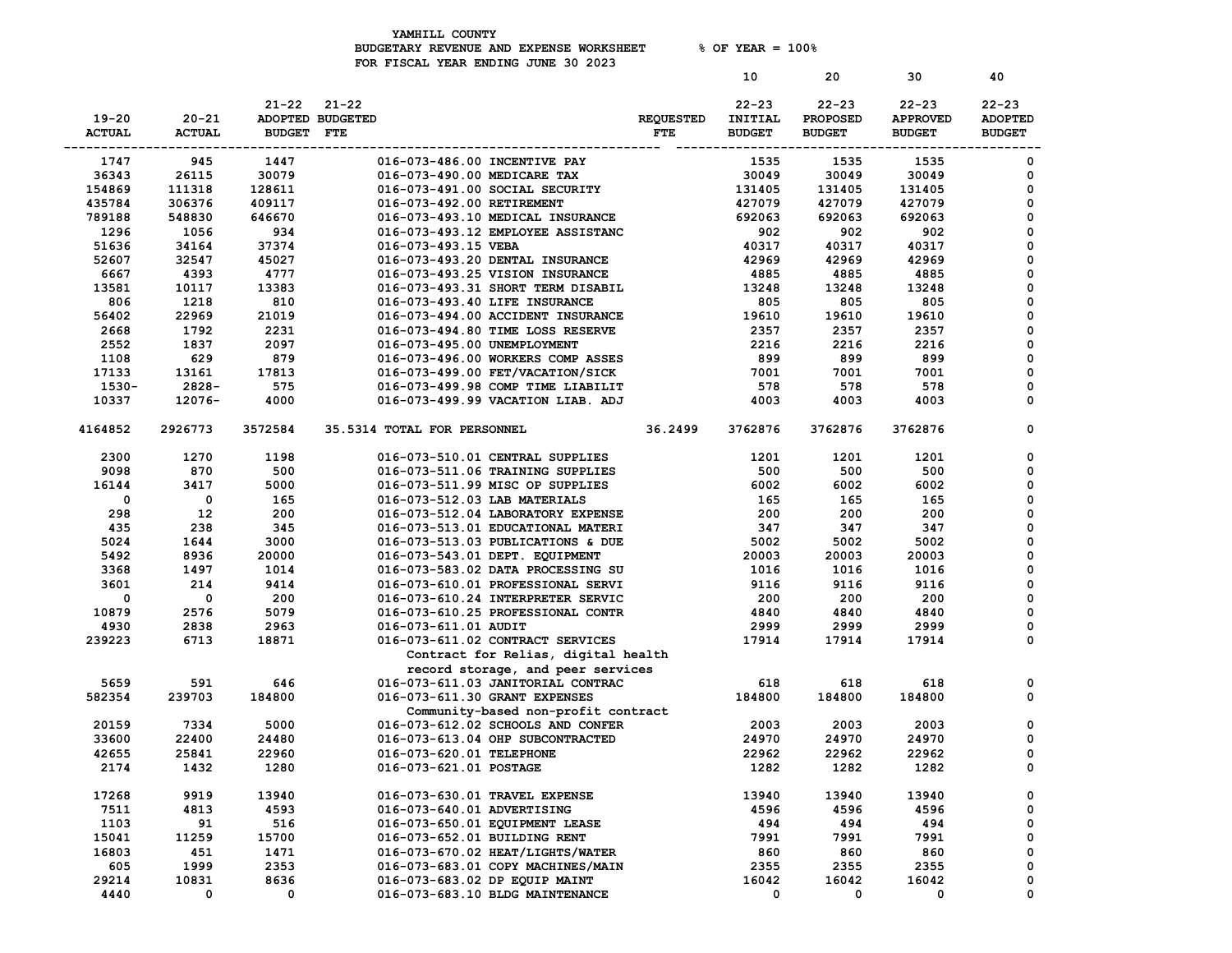YAMHILL COUNTY
BUDGETARY REVENUE AND EXPENSE WORKSHEET % OF YEAR = 100%
FOR FISCAL YEAR ENDING JUNE 30 2023

| 19-20 ACTUAL | 20-21 ACTUAL | 21-22 ADOPTED BUDGET | 21-22 BUDGETED FTE | | REQUESTED FTE | 10<br>22-23 INITIAL BUDGET | 20<br>22-23 PROPOSED BUDGET | 30<br>22-23 APPROVED BUDGET | 40<br>22-23 ADOPTED BUDGET |
|---|---|---|---|---|---|---|---|---|---|
| 1747 | 945 | 1447 | | 016-073-486.00 INCENTIVE PAY | | 1535 | 1535 | 1535 | 0 |
| 36343 | 26115 | 30079 | | 016-073-490.00 MEDICARE TAX | | 30049 | 30049 | 30049 | 0 |
| 154869 | 111318 | 128611 | | 016-073-491.00 SOCIAL SECURITY | | 131405 | 131405 | 131405 | 0 |
| 435784 | 306376 | 409117 | | 016-073-492.00 RETIREMENT | | 427079 | 427079 | 427079 | 0 |
| 789188 | 548830 | 646670 | | 016-073-493.10 MEDICAL INSURANCE | | 692063 | 692063 | 692063 | 0 |
| 1296 | 1056 | 934 | | 016-073-493.12 EMPLOYEE ASSISTANC | | 902 | 902 | 902 | 0 |
| 51636 | 34164 | 37374 | | 016-073-493.15 VEBA | | 40317 | 40317 | 40317 | 0 |
| 52607 | 32547 | 45027 | | 016-073-493.20 DENTAL INSURANCE | | 42969 | 42969 | 42969 | 0 |
| 6667 | 4393 | 4777 | | 016-073-493.25 VISION INSURANCE | | 4885 | 4885 | 4885 | 0 |
| 13581 | 10117 | 13383 | | 016-073-493.31 SHORT TERM DISABIL | | 13248 | 13248 | 13248 | 0 |
| 806 | 1218 | 810 | | 016-073-493.40 LIFE INSURANCE | | 805 | 805 | 805 | 0 |
| 56402 | 22969 | 21019 | | 016-073-494.00 ACCIDENT INSURANCE | | 19610 | 19610 | 19610 | 0 |
| 2668 | 1792 | 2231 | | 016-073-494.80 TIME LOSS RESERVE | | 2357 | 2357 | 2357 | 0 |
| 2552 | 1837 | 2097 | | 016-073-495.00 UNEMPLOYMENT | | 2216 | 2216 | 2216 | 0 |
| 1108 | 629 | 879 | | 016-073-496.00 WORKERS COMP ASSES | | 899 | 899 | 899 | 0 |
| 17133 | 13161 | 17813 | | 016-073-499.00 FET/VACATION/SICK | | 7001 | 7001 | 7001 | 0 |
| 1530- | 2828- | 575 | | 016-073-499.98 COMP TIME LIABILIT | | 578 | 578 | 578 | 0 |
| 10337 | 12076- | 4000 | | 016-073-499.99 VACATION LIAB. ADJ | | 4003 | 4003 | 4003 | 0 |
| 4164852 | 2926773 | 3572584 | 35.5314 | TOTAL FOR PERSONNEL | 36.2499 | 3762876 | 3762876 | 3762876 | 0 |
| 2300 | 1270 | 1198 | | 016-073-510.01 CENTRAL SUPPLIES | | 1201 | 1201 | 1201 | 0 |
| 9098 | 870 | 500 | | 016-073-511.06 TRAINING SUPPLIES | | 500 | 500 | 500 | 0 |
| 16144 | 3417 | 5000 | | 016-073-511.99 MISC OP SUPPLIES | | 6002 | 6002 | 6002 | 0 |
| 0 | 0 | 165 | | 016-073-512.03 LAB MATERIALS | | 165 | 165 | 165 | 0 |
| 298 | 12 | 200 | | 016-073-512.04 LABORATORY EXPENSE | | 200 | 200 | 200 | 0 |
| 435 | 238 | 345 | | 016-073-513.01 EDUCATIONAL MATERI | | 347 | 347 | 347 | 0 |
| 5024 | 1644 | 3000 | | 016-073-513.03 PUBLICATIONS & DUE | | 5002 | 5002 | 5002 | 0 |
| 5492 | 8936 | 20000 | | 016-073-543.01 DEPT. EQUIPMENT | | 20003 | 20003 | 20003 | 0 |
| 3368 | 1497 | 1014 | | 016-073-583.02 DATA PROCESSING SU | | 1016 | 1016 | 1016 | 0 |
| 3601 | 214 | 9414 | | 016-073-610.01 PROFESSIONAL SERVI | | 9116 | 9116 | 9116 | 0 |
| 0 | 0 | 200 | | 016-073-610.24 INTERPRETER SERVIC | | 200 | 200 | 200 | 0 |
| 10879 | 2576 | 5079 | | 016-073-610.25 PROFESSIONAL CONTR | | 4840 | 4840 | 4840 | 0 |
| 4930 | 2838 | 2963 | | 016-073-611.01 AUDIT | | 2999 | 2999 | 2999 | 0 |
| 239223 | 6713 | 18871 | | 016-073-611.02 CONTRACT SERVICES<br>Contract for Relias, digital health record storage, and peer services | | 17914 | 17914 | 17914 | 0 |
| 5659 | 591 | 646 | | 016-073-611.03 JANITORIAL CONTRAC | | 618 | 618 | 618 | 0 |
| 582354 | 239703 | 184800 | | 016-073-611.30 GRANT EXPENSES<br>Community-based non-profit contract | | 184800 | 184800 | 184800 | 0 |
| 20159 | 7334 | 5000 | | 016-073-612.02 SCHOOLS AND CONFER | | 2003 | 2003 | 2003 | 0 |
| 33600 | 22400 | 24480 | | 016-073-613.04 OHP SUBCONTRACTED | | 24970 | 24970 | 24970 | 0 |
| 42655 | 25841 | 22960 | | 016-073-620.01 TELEPHONE | | 22962 | 22962 | 22962 | 0 |
| 2174 | 1432 | 1280 | | 016-073-621.01 POSTAGE | | 1282 | 1282 | 1282 | 0 |
| 17268 | 9919 | 13940 | | 016-073-630.01 TRAVEL EXPENSE | | 13940 | 13940 | 13940 | 0 |
| 7511 | 4813 | 4593 | | 016-073-640.01 ADVERTISING | | 4596 | 4596 | 4596 | 0 |
| 1103 | 91 | 516 | | 016-073-650.01 EQUIPMENT LEASE | | 494 | 494 | 494 | 0 |
| 15041 | 11259 | 15700 | | 016-073-652.01 BUILDING RENT | | 7991 | 7991 | 7991 | 0 |
| 16803 | 451 | 1471 | | 016-073-670.02 HEAT/LIGHTS/WATER | | 860 | 860 | 860 | 0 |
| 605 | 1999 | 2353 | | 016-073-683.01 COPY MACHINES/MAIN | | 2355 | 2355 | 2355 | 0 |
| 29214 | 10831 | 8636 | | 016-073-683.02 DP EQUIP MAINT | | 16042 | 16042 | 16042 | 0 |
| 4440 | 0 | 0 | | 016-073-683.10 BLDG MAINTENANCE | | 0 | 0 | 0 | 0 |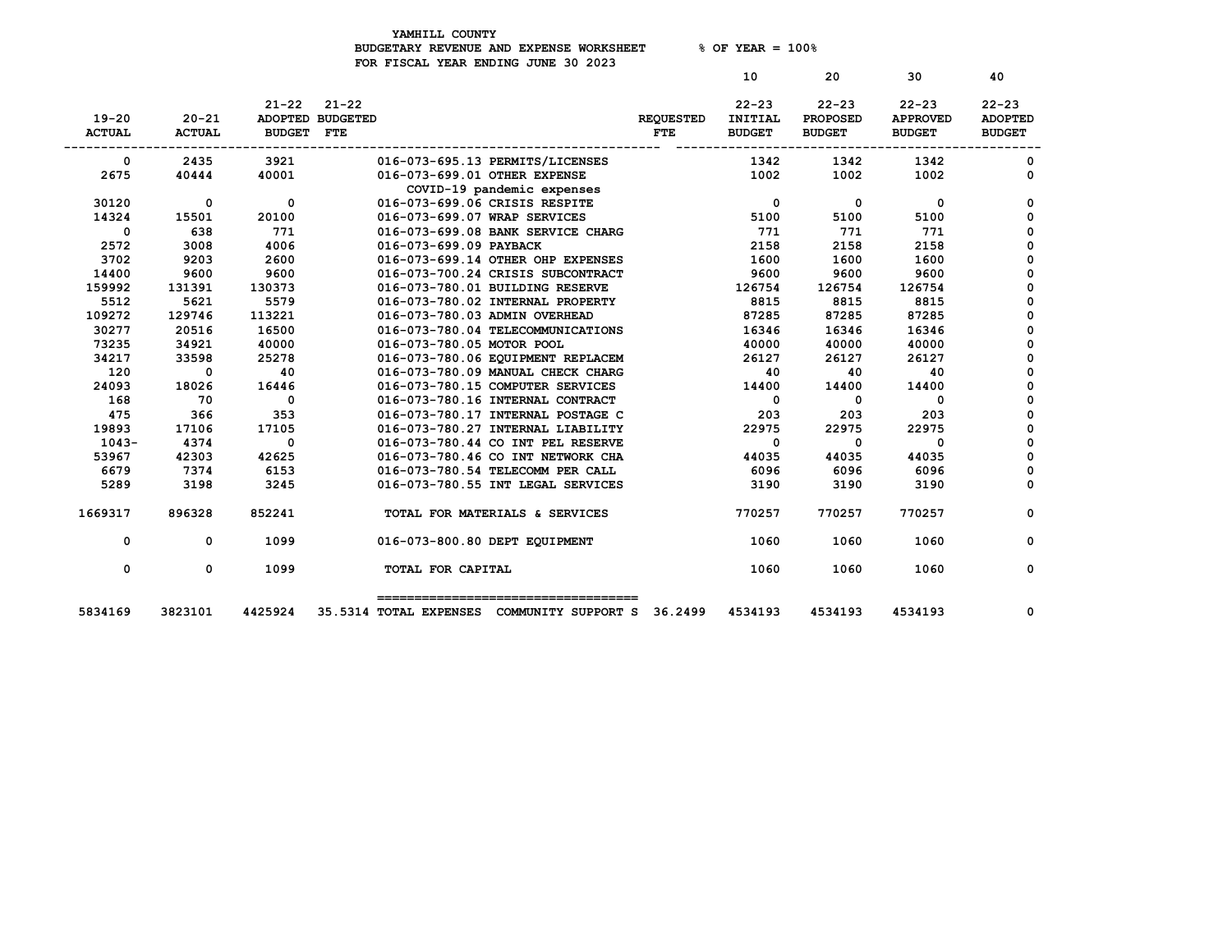YAMHILL COUNTY
BUDGETARY REVENUE AND EXPENSE WORKSHEET % OF YEAR = 100%
FOR FISCAL YEAR ENDING JUNE 30 2023

| 19-20 ACTUAL | 20-21 ACTUAL | 21-22 ADOPTED BUDGET | 21-22 BUDGETED FTE | | REQUESTED FTE | 10<br>22-23 INITIAL BUDGET | 20<br>22-23 PROPOSED BUDGET | 30<br>22-23 APPROVED BUDGET | 40<br>22-23 ADOPTED BUDGET |
|---|---|---|---|---|---|---|---|---|---|
| 0 | 2435 | 3921 | | 016-073-695.13 PERMITS/LICENSES | | 1342 | 1342 | 1342 | 0 |
| 2675 | 40444 | 40001 | | 016-073-699.01 OTHER EXPENSE<br>COVID-19 pandemic expenses | | 1002 | 1002 | 1002 | 0 |
| 30120 | 0 | 0 | | 016-073-699.06 CRISIS RESPITE | | 0 | 0 | 0 | 0 |
| 14324 | 15501 | 20100 | | 016-073-699.07 WRAP SERVICES | | 5100 | 5100 | 5100 | 0 |
| 0 | 638 | 771 | | 016-073-699.08 BANK SERVICE CHARG | | 771 | 771 | 771 | 0 |
| 2572 | 3008 | 4006 | | 016-073-699.09 PAYBACK | | 2158 | 2158 | 2158 | 0 |
| 3702 | 9203 | 2600 | | 016-073-699.14 OTHER OHP EXPENSES | | 1600 | 1600 | 1600 | 0 |
| 14400 | 9600 | 9600 | | 016-073-700.24 CRISIS SUBCONTRACT | | 9600 | 9600 | 9600 | 0 |
| 159992 | 131391 | 130373 | | 016-073-780.01 BUILDING RESERVE | | 126754 | 126754 | 126754 | 0 |
| 5512 | 5621 | 5579 | | 016-073-780.02 INTERNAL PROPERTY | | 8815 | 8815 | 8815 | 0 |
| 109272 | 129746 | 113221 | | 016-073-780.03 ADMIN OVERHEAD | | 87285 | 87285 | 87285 | 0 |
| 30277 | 20516 | 16500 | | 016-073-780.04 TELECOMMUNICATIONS | | 16346 | 16346 | 16346 | 0 |
| 73235 | 34921 | 40000 | | 016-073-780.05 MOTOR POOL | | 40000 | 40000 | 40000 | 0 |
| 34217 | 33598 | 25278 | | 016-073-780.06 EQUIPMENT REPLACEM | | 26127 | 26127 | 26127 | 0 |
| 120 | 0 | 40 | | 016-073-780.09 MANUAL CHECK CHARG | | 40 | 40 | 40 | 0 |
| 24093 | 18026 | 16446 | | 016-073-780.15 COMPUTER SERVICES | | 14400 | 14400 | 14400 | 0 |
| 168 | 70 | 0 | | 016-073-780.16 INTERNAL CONTRACT | | 0 | 0 | 0 | 0 |
| 475 | 366 | 353 | | 016-073-780.17 INTERNAL POSTAGE C | | 203 | 203 | 203 | 0 |
| 19893 | 17106 | 17105 | | 016-073-780.27 INTERNAL LIABILITY | | 22975 | 22975 | 22975 | 0 |
| 1043- | 4374 | 0 | | 016-073-780.44 CO INT PEL RESERVE | | 0 | 0 | 0 | 0 |
| 53967 | 42303 | 42625 | | 016-073-780.46 CO INT NETWORK CHA | | 44035 | 44035 | 44035 | 0 |
| 6679 | 7374 | 6153 | | 016-073-780.54 TELECOMM PER CALL | | 6096 | 6096 | 6096 | 0 |
| 5289 | 3198 | 3245 | | 016-073-780.55 INT LEGAL SERVICES | | 3190 | 3190 | 3190 | 0 |
| 1669317 | 896328 | 852241 | | TOTAL FOR MATERIALS & SERVICES | | 770257 | 770257 | 770257 | 0 |
| 0 | 0 | 1099 | | 016-073-800.80 DEPT EQUIPMENT | | 1060 | 1060 | 1060 | 0 |
| 0 | 0 | 1099 | | TOTAL FOR CAPITAL | | 1060 | 1060 | 1060 | 0 |
| 5834169 | 3823101 | 4425924 | 35.5314 | TOTAL EXPENSES COMMUNITY SUPPORT S | 36.2499 | 4534193 | 4534193 | 4534193 | 0 |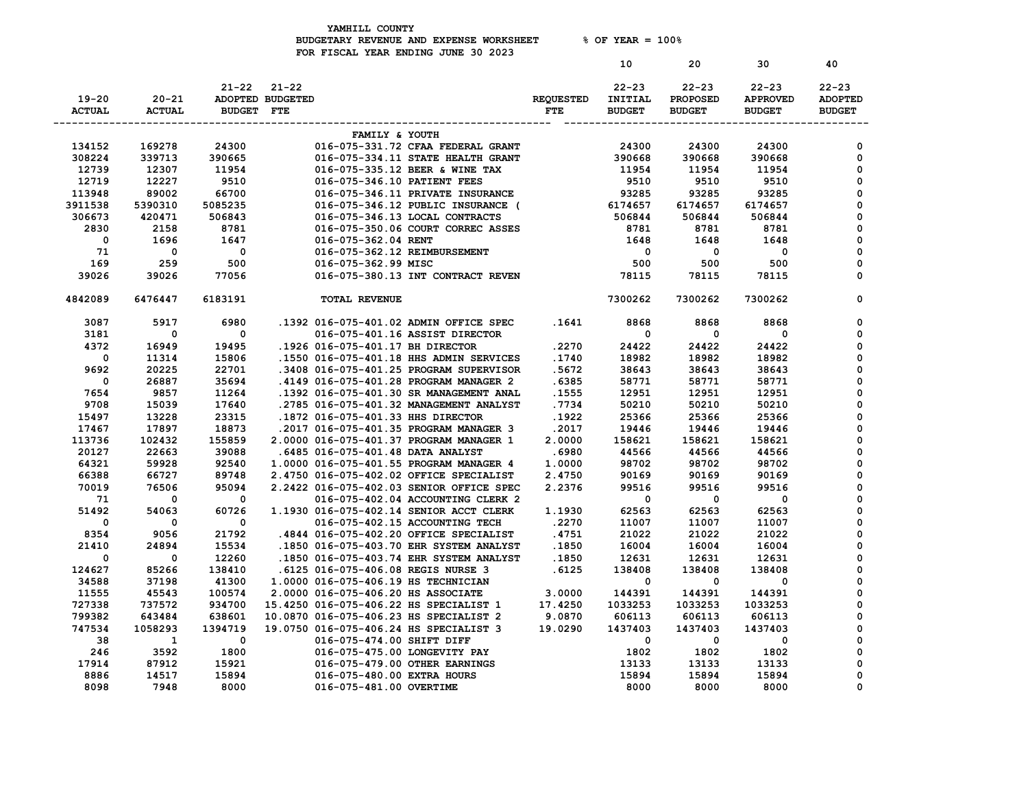YAMHILL COUNTY
BUDGETARY REVENUE AND EXPENSE WORKSHEET % OF YEAR = 100%
FOR FISCAL YEAR ENDING JUNE 30 2023

| 19-20 ACTUAL | 20-21 ACTUAL | 21-22 ADOPTED BUDGET | 21-22 BUDGETED FTE | | REQUESTED FTE | 10 22-23 INITIAL BUDGET | 20 22-23 PROPOSED BUDGET | 30 22-23 APPROVED BUDGET | 40 22-23 ADOPTED BUDGET |
|---|---|---|---|---|---|---|---|---|---|
| | | | | FAMILY & YOUTH | | | | | |
| 134152 | 169278 | 24300 | | 016-075-331.72 CFAA FEDERAL GRANT | | 24300 | 24300 | 24300 | 0 |
| 308224 | 339713 | 390665 | | 016-075-334.11 STATE HEALTH GRANT | | 390668 | 390668 | 390668 | 0 |
| 12739 | 12307 | 11954 | | 016-075-335.12 BEER & WINE TAX | | 11954 | 11954 | 11954 | 0 |
| 12719 | 12227 | 9510 | | 016-075-346.10 PATIENT FEES | | 9510 | 9510 | 9510 | 0 |
| 113948 | 89002 | 66700 | | 016-075-346.11 PRIVATE INSURANCE | | 93285 | 93285 | 93285 | 0 |
| 3911538 | 5390310 | 5085235 | | 016-075-346.12 PUBLIC INSURANCE ( | | 6174657 | 6174657 | 6174657 | 0 |
| 306673 | 420471 | 506843 | | 016-075-346.13 LOCAL CONTRACTS | | 506844 | 506844 | 506844 | 0 |
| 2830 | 2158 | 8781 | | 016-075-350.06 COURT CORREC ASSES | | 8781 | 8781 | 8781 | 0 |
| 0 | 1696 | 1647 | | 016-075-362.04 RENT | | 1648 | 1648 | 1648 | 0 |
| 71 | 0 | 0 | | 016-075-362.12 REIMBURSEMENT | | 0 | 0 | 0 | 0 |
| 169 | 259 | 500 | | 016-075-362.99 MISC | | 500 | 500 | 500 | 0 |
| 39026 | 39026 | 77056 | | 016-075-380.13 INT CONTRACT REVEN | | 78115 | 78115 | 78115 | 0 |
| 4842089 | 6476447 | 6183191 | | TOTAL REVENUE | | 7300262 | 7300262 | 7300262 | 0 |
| 3087 | 5917 | 6980 | .1392 | 016-075-401.02 ADMIN OFFICE SPEC | .1641 | 8868 | 8868 | 8868 | 0 |
| 3181 | 0 | 0 | | 016-075-401.16 ASSIST DIRECTOR | | 0 | 0 | 0 | 0 |
| 4372 | 16949 | 19495 | .1926 | 016-075-401.17 BH DIRECTOR | .2270 | 24422 | 24422 | 24422 | 0 |
| 0 | 11314 | 15806 | .1550 | 016-075-401.18 HHS ADMIN SERVICES | .1740 | 18982 | 18982 | 18982 | 0 |
| 9692 | 20225 | 22701 | .3408 | 016-075-401.25 PROGRAM SUPERVISOR | .5672 | 38643 | 38643 | 38643 | 0 |
| 0 | 26887 | 35694 | .4149 | 016-075-401.28 PROGRAM MANAGER 2 | .6385 | 58771 | 58771 | 58771 | 0 |
| 7654 | 9857 | 11264 | .1392 | 016-075-401.30 SR MANAGEMENT ANAL | .1555 | 12951 | 12951 | 12951 | 0 |
| 9708 | 15039 | 17640 | .2785 | 016-075-401.32 MANAGEMENT ANALYST | .7734 | 50210 | 50210 | 50210 | 0 |
| 15497 | 13228 | 23315 | .1872 | 016-075-401.33 HHS DIRECTOR | .1922 | 25366 | 25366 | 25366 | 0 |
| 17467 | 17897 | 18873 | .2017 | 016-075-401.35 PROGRAM MANAGER 3 | .2017 | 19446 | 19446 | 19446 | 0 |
| 113736 | 102432 | 155859 | 2.0000 | 016-075-401.37 PROGRAM MANAGER 1 | 2.0000 | 158621 | 158621 | 158621 | 0 |
| 20127 | 22663 | 39088 | .6485 | 016-075-401.48 DATA ANALYST | .6980 | 44566 | 44566 | 44566 | 0 |
| 64321 | 59928 | 92540 | 1.0000 | 016-075-401.55 PROGRAM MANAGER 4 | 1.0000 | 98702 | 98702 | 98702 | 0 |
| 66388 | 66727 | 89748 | 2.4750 | 016-075-402.02 OFFICE SPECIALIST | 2.4750 | 90169 | 90169 | 90169 | 0 |
| 70019 | 76506 | 95094 | 2.2422 | 016-075-402.03 SENIOR OFFICE SPEC | 2.2376 | 99516 | 99516 | 99516 | 0 |
| 71 | 0 | 0 | | 016-075-402.04 ACCOUNTING CLERK 2 | | 0 | 0 | 0 | 0 |
| 51492 | 54063 | 60726 | 1.1930 | 016-075-402.14 SENIOR ACCT CLERK | 1.1930 | 62563 | 62563 | 62563 | 0 |
| 0 | 0 | 0 | | 016-075-402.15 ACCOUNTING TECH | .2270 | 11007 | 11007 | 11007 | 0 |
| 8354 | 9056 | 21792 | .4844 | 016-075-402.20 OFFICE SPECIALIST | .4751 | 21022 | 21022 | 21022 | 0 |
| 21410 | 24894 | 15534 | .1850 | 016-075-403.70 EHR SYSTEM ANALYST | .1850 | 16004 | 16004 | 16004 | 0 |
| 0 | 0 | 12260 | .1850 | 016-075-403.74 EHR SYSTEM ANALYST | .1850 | 12631 | 12631 | 12631 | 0 |
| 124627 | 85266 | 138410 | .6125 | 016-075-406.08 REGIS NURSE 3 | .6125 | 138408 | 138408 | 138408 | 0 |
| 34588 | 37198 | 41300 | 1.0000 | 016-075-406.19 HS TECHNICIAN | | 0 | 0 | 0 | 0 |
| 11555 | 45543 | 100574 | 2.0000 | 016-075-406.20 HS ASSOCIATE | 3.0000 | 144391 | 144391 | 144391 | 0 |
| 727338 | 737572 | 934700 | 15.4250 | 016-075-406.22 HS SPECIALIST 1 | 17.4250 | 1033253 | 1033253 | 1033253 | 0 |
| 799382 | 643484 | 638601 | 10.0870 | 016-075-406.23 HS SPECIALIST 2 | 9.0870 | 606113 | 606113 | 606113 | 0 |
| 747534 | 1058293 | 1394719 | 19.0750 | 016-075-406.24 HS SPECIALIST 3 | 19.0290 | 1437403 | 1437403 | 1437403 | 0 |
| 38 | 1 | 0 | | 016-075-474.00 SHIFT DIFF | | 0 | 0 | 0 | 0 |
| 246 | 3592 | 1800 | | 016-075-475.00 LONGEVITY PAY | | 1802 | 1802 | 1802 | 0 |
| 17914 | 87912 | 15921 | | 016-075-479.00 OTHER EARNINGS | | 13133 | 13133 | 13133 | 0 |
| 8886 | 14517 | 15894 | | 016-075-480.00 EXTRA HOURS | | 15894 | 15894 | 15894 | 0 |
| 8098 | 7948 | 8000 | | 016-075-481.00 OVERTIME | | 8000 | 8000 | 8000 | 0 |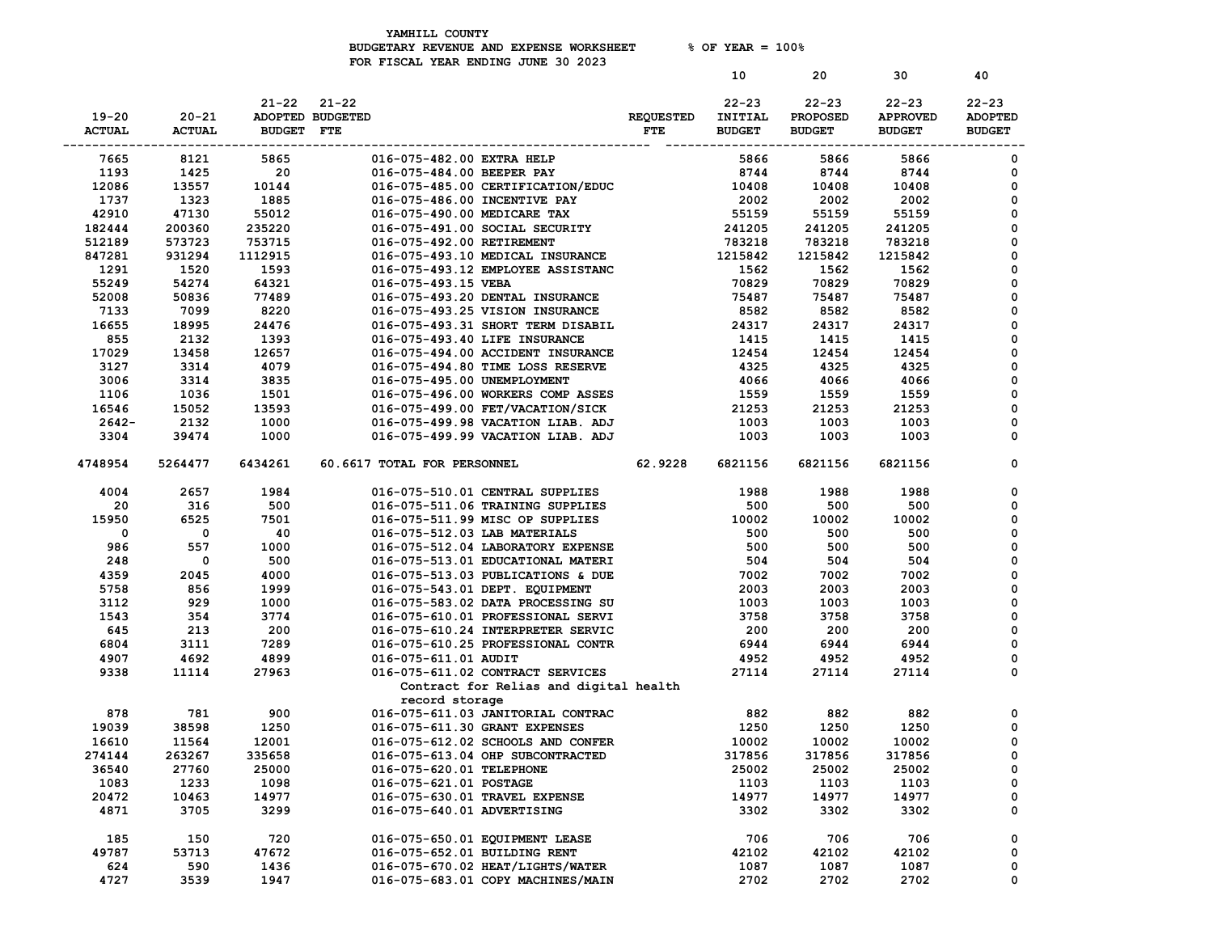YAMHILL COUNTY
BUDGETARY REVENUE AND EXPENSE WORKSHEET % OF YEAR = 100%
FOR FISCAL YEAR ENDING JUNE 30 2023

| 19-20 ACTUAL | 20-21 ACTUAL | 21-22 ADOPTED BUDGET | 21-22 BUDGETED FTE | | REQUESTED FTE | 10<br>22-23 INITIAL BUDGET | 20<br>22-23 PROPOSED BUDGET | 30<br>22-23 APPROVED BUDGET | 40<br>22-23 ADOPTED BUDGET |
|---|---|---|---|---|---|---|---|---|---|
| 7665 | 8121 | 5865 | | 016-075-482.00 EXTRA HELP | | 5866 | 5866 | 5866 | 0 |
| 1193 | 1425 | 20 | | 016-075-484.00 BEEPER PAY | | 8744 | 8744 | 8744 | 0 |
| 12086 | 13557 | 10144 | | 016-075-485.00 CERTIFICATION/EDUC | | 10408 | 10408 | 10408 | 0 |
| 1737 | 1323 | 1885 | | 016-075-486.00 INCENTIVE PAY | | 2002 | 2002 | 2002 | 0 |
| 42910 | 47130 | 55012 | | 016-075-490.00 MEDICARE TAX | | 55159 | 55159 | 55159 | 0 |
| 182444 | 200360 | 235220 | | 016-075-491.00 SOCIAL SECURITY | | 241205 | 241205 | 241205 | 0 |
| 512189 | 573723 | 753715 | | 016-075-492.00 RETIREMENT | | 783218 | 783218 | 783218 | 0 |
| 847281 | 931294 | 1112915 | | 016-075-493.10 MEDICAL INSURANCE | | 1215842 | 1215842 | 1215842 | 0 |
| 1291 | 1520 | 1593 | | 016-075-493.12 EMPLOYEE ASSISTANC | | 1562 | 1562 | 1562 | 0 |
| 55249 | 54274 | 64321 | | 016-075-493.15 VEBA | | 70829 | 70829 | 70829 | 0 |
| 52008 | 50836 | 77489 | | 016-075-493.20 DENTAL INSURANCE | | 75487 | 75487 | 75487 | 0 |
| 7133 | 7099 | 8220 | | 016-075-493.25 VISION INSURANCE | | 8582 | 8582 | 8582 | 0 |
| 16655 | 18995 | 24476 | | 016-075-493.31 SHORT TERM DISABIL | | 24317 | 24317 | 24317 | 0 |
| 855 | 2132 | 1393 | | 016-075-493.40 LIFE INSURANCE | | 1415 | 1415 | 1415 | 0 |
| 17029 | 13458 | 12657 | | 016-075-494.00 ACCIDENT INSURANCE | | 12454 | 12454 | 12454 | 0 |
| 3127 | 3314 | 4079 | | 016-075-494.80 TIME LOSS RESERVE | | 4325 | 4325 | 4325 | 0 |
| 3006 | 3314 | 3835 | | 016-075-495.00 UNEMPLOYMENT | | 4066 | 4066 | 4066 | 0 |
| 1106 | 1036 | 1501 | | 016-075-496.00 WORKERS COMP ASSES | | 1559 | 1559 | 1559 | 0 |
| 16546 | 15052 | 13593 | | 016-075-499.00 FET/VACATION/SICK | | 21253 | 21253 | 21253 | 0 |
| 2642- | 2132 | 1000 | | 016-075-499.98 VACATION LIAB. ADJ | | 1003 | 1003 | 1003 | 0 |
| 3304 | 39474 | 1000 | | 016-075-499.99 VACATION LIAB. ADJ | | 1003 | 1003 | 1003 | 0 |
| 4748954 | 5264477 | 6434261 | 60.6617 | TOTAL FOR PERSONNEL | 62.9228 | 6821156 | 6821156 | 6821156 | 0 |
| 4004 | 2657 | 1984 | | 016-075-510.01 CENTRAL SUPPLIES | | 1988 | 1988 | 1988 | 0 |
| 20 | 316 | 500 | | 016-075-511.06 TRAINING SUPPLIES | | 500 | 500 | 500 | 0 |
| 15950 | 6525 | 7501 | | 016-075-511.99 MISC OP SUPPLIES | | 10002 | 10002 | 10002 | 0 |
| 0 | 0 | 40 | | 016-075-512.03 LAB MATERIALS | | 500 | 500 | 500 | 0 |
| 986 | 557 | 1000 | | 016-075-512.04 LABORATORY EXPENSE | | 500 | 500 | 500 | 0 |
| 248 | 0 | 500 | | 016-075-513.01 EDUCATIONAL MATERI | | 504 | 504 | 504 | 0 |
| 4359 | 2045 | 4000 | | 016-075-513.03 PUBLICATIONS & DUE | | 7002 | 7002 | 7002 | 0 |
| 5758 | 856 | 1999 | | 016-075-543.01 DEPT. EQUIPMENT | | 2003 | 2003 | 2003 | 0 |
| 3112 | 929 | 1000 | | 016-075-583.02 DATA PROCESSING SU | | 1003 | 1003 | 1003 | 0 |
| 1543 | 354 | 3774 | | 016-075-610.01 PROFESSIONAL SERVI | | 3758 | 3758 | 3758 | 0 |
| 645 | 213 | 200 | | 016-075-610.24 INTERPRETER SERVIC | | 200 | 200 | 200 | 0 |
| 6804 | 3111 | 7289 | | 016-075-610.25 PROFESSIONAL CONTR | | 6944 | 6944 | 6944 | 0 |
| 4907 | 4692 | 4899 | | 016-075-611.01 AUDIT | | 4952 | 4952 | 4952 | 0 |
| 9338 | 11114 | 27963 | | 016-075-611.02 CONTRACT SERVICES<br>Contract for Relias and digital health record storage | | 27114 | 27114 | 27114 | 0 |
| 878 | 781 | 900 | | 016-075-611.03 JANITORIAL CONTRAC | | 882 | 882 | 882 | 0 |
| 19039 | 38598 | 1250 | | 016-075-611.30 GRANT EXPENSES | | 1250 | 1250 | 1250 | 0 |
| 16610 | 11564 | 12001 | | 016-075-612.02 SCHOOLS AND CONFER | | 10002 | 10002 | 10002 | 0 |
| 274144 | 263267 | 335658 | | 016-075-613.04 OHP SUBCONTRACTED | | 317856 | 317856 | 317856 | 0 |
| 36540 | 27760 | 25000 | | 016-075-620.01 TELEPHONE | | 25002 | 25002 | 25002 | 0 |
| 1083 | 1233 | 1098 | | 016-075-621.01 POSTAGE | | 1103 | 1103 | 1103 | 0 |
| 20472 | 10463 | 14977 | | 016-075-630.01 TRAVEL EXPENSE | | 14977 | 14977 | 14977 | 0 |
| 4871 | 3705 | 3299 | | 016-075-640.01 ADVERTISING | | 3302 | 3302 | 3302 | 0 |
| 185 | 150 | 720 | | 016-075-650.01 EQUIPMENT LEASE | | 706 | 706 | 706 | 0 |
| 49787 | 53713 | 47672 | | 016-075-652.01 BUILDING RENT | | 42102 | 42102 | 42102 | 0 |
| 624 | 590 | 1436 | | 016-075-670.02 HEAT/LIGHTS/WATER | | 1087 | 1087 | 1087 | 0 |
| 4727 | 3539 | 1947 | | 016-075-683.01 COPY MACHINES/MAIN | | 2702 | 2702 | 2702 | 0 |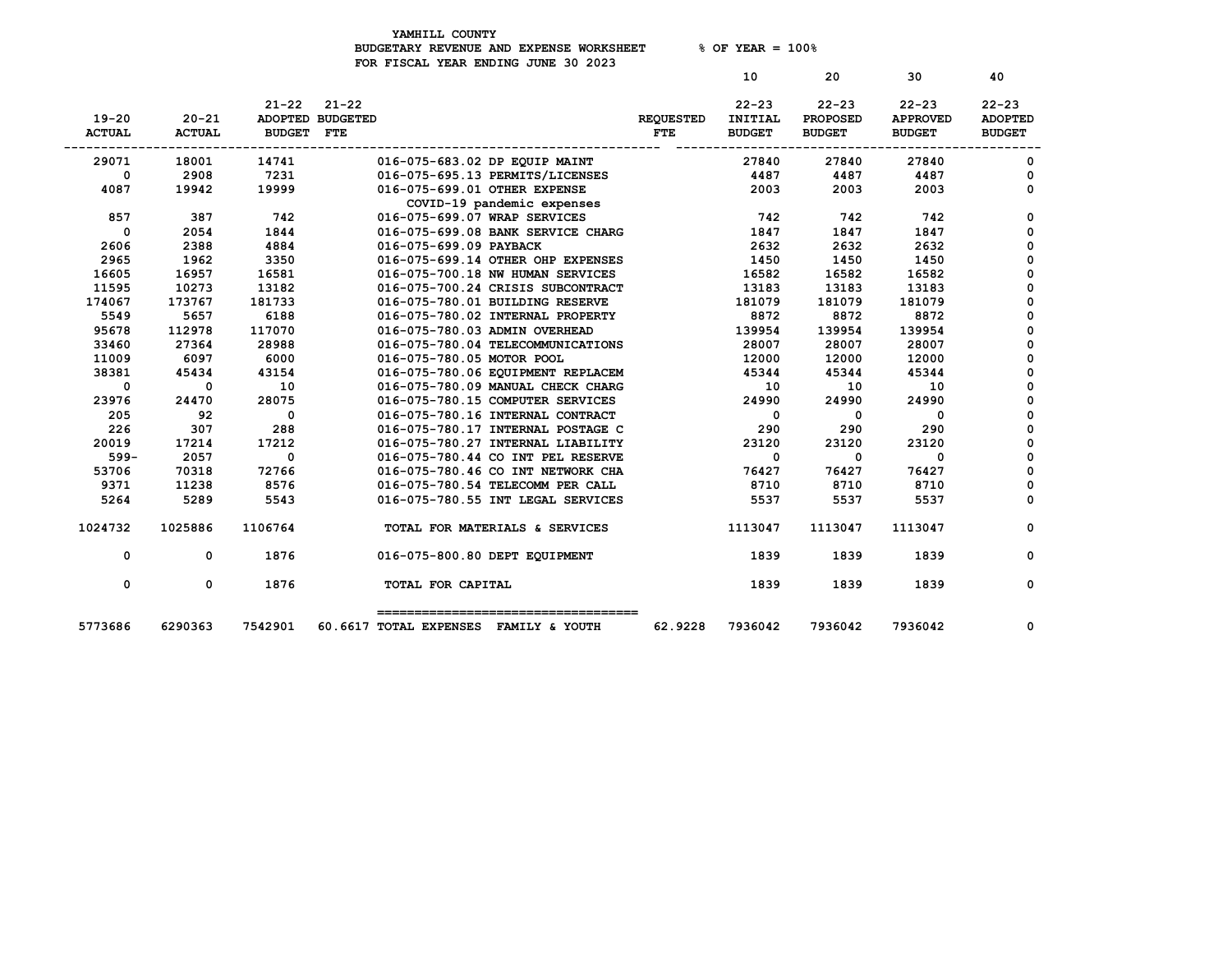YAMHILL COUNTY
BUDGETARY REVENUE AND EXPENSE WORKSHEET % OF YEAR = 100%
FOR FISCAL YEAR ENDING JUNE 30 2023

| 19-20 ACTUAL | 20-21 ACTUAL | 21-22 ADOPTED BUDGET | 21-22 BUDGETED FTE | | REQUESTED FTE | 10 22-23 INITIAL BUDGET | 20 22-23 PROPOSED BUDGET | 30 22-23 APPROVED BUDGET | 40 22-23 ADOPTED BUDGET |
|---|---|---|---|---|---|---|---|---|---|
| 29071 | 18001 | 14741 | | 016-075-683.02 DP EQUIP MAINT | | 27840 | 27840 | 27840 | 0 |
| 0 | 2908 | 7231 | | 016-075-695.13 PERMITS/LICENSES | | 4487 | 4487 | 4487 | 0 |
| 4087 | 19942 | 19999 | | 016-075-699.01 OTHER EXPENSE COVID-19 pandemic expenses | | 2003 | 2003 | 2003 | 0 |
| 857 | 387 | 742 | | 016-075-699.07 WRAP SERVICES | | 742 | 742 | 742 | 0 |
| 0 | 2054 | 1844 | | 016-075-699.08 BANK SERVICE CHARG | | 1847 | 1847 | 1847 | 0 |
| 2606 | 2388 | 4884 | | 016-075-699.09 PAYBACK | | 2632 | 2632 | 2632 | 0 |
| 2965 | 1962 | 3350 | | 016-075-699.14 OTHER OHP EXPENSES | | 1450 | 1450 | 1450 | 0 |
| 16605 | 16957 | 16581 | | 016-075-700.18 NW HUMAN SERVICES | | 16582 | 16582 | 16582 | 0 |
| 11595 | 10273 | 13182 | | 016-075-700.24 CRISIS SUBCONTRACT | | 13183 | 13183 | 13183 | 0 |
| 174067 | 173767 | 181733 | | 016-075-780.01 BUILDING RESERVE | | 181079 | 181079 | 181079 | 0 |
| 5549 | 5657 | 6188 | | 016-075-780.02 INTERNAL PROPERTY | | 8872 | 8872 | 8872 | 0 |
| 95678 | 112978 | 117070 | | 016-075-780.03 ADMIN OVERHEAD | | 139954 | 139954 | 139954 | 0 |
| 33460 | 27364 | 28988 | | 016-075-780.04 TELECOMMUNICATIONS | | 28007 | 28007 | 28007 | 0 |
| 11009 | 6097 | 6000 | | 016-075-780.05 MOTOR POOL | | 12000 | 12000 | 12000 | 0 |
| 38381 | 45434 | 43154 | | 016-075-780.06 EQUIPMENT REPLACEM | | 45344 | 45344 | 45344 | 0 |
| 0 | 0 | 10 | | 016-075-780.09 MANUAL CHECK CHARG | | 10 | 10 | 10 | 0 |
| 23976 | 24470 | 28075 | | 016-075-780.15 COMPUTER SERVICES | | 24990 | 24990 | 24990 | 0 |
| 205 | 92 | 0 | | 016-075-780.16 INTERNAL CONTRACT | | 0 | 0 | 0 | 0 |
| 226 | 307 | 288 | | 016-075-780.17 INTERNAL POSTAGE C | | 290 | 290 | 290 | 0 |
| 20019 | 17214 | 17212 | | 016-075-780.27 INTERNAL LIABILITY | | 23120 | 23120 | 23120 | 0 |
| 599- | 2057 | 0 | | 016-075-780.44 CO INT PEL RESERVE | | 0 | 0 | 0 | 0 |
| 53706 | 70318 | 72766 | | 016-075-780.46 CO INT NETWORK CHA | | 76427 | 76427 | 76427 | 0 |
| 9371 | 11238 | 8576 | | 016-075-780.54 TELECOMM PER CALL | | 8710 | 8710 | 8710 | 0 |
| 5264 | 5289 | 5543 | | 016-075-780.55 INT LEGAL SERVICES | | 5537 | 5537 | 5537 | 0 |
| 1024732 | 1025886 | 1106764 | | TOTAL FOR MATERIALS & SERVICES | | 1113047 | 1113047 | 1113047 | 0 |
| 0 | 0 | 1876 | | 016-075-800.80 DEPT EQUIPMENT | | 1839 | 1839 | 1839 | 0 |
| 0 | 0 | 1876 | | TOTAL FOR CAPITAL | | 1839 | 1839 | 1839 | 0 |
| 5773686 | 6290363 | 7542901 | 60.6617 | TOTAL EXPENSES FAMILY & YOUTH | 62.9228 | 7936042 | 7936042 | 7936042 | 0 |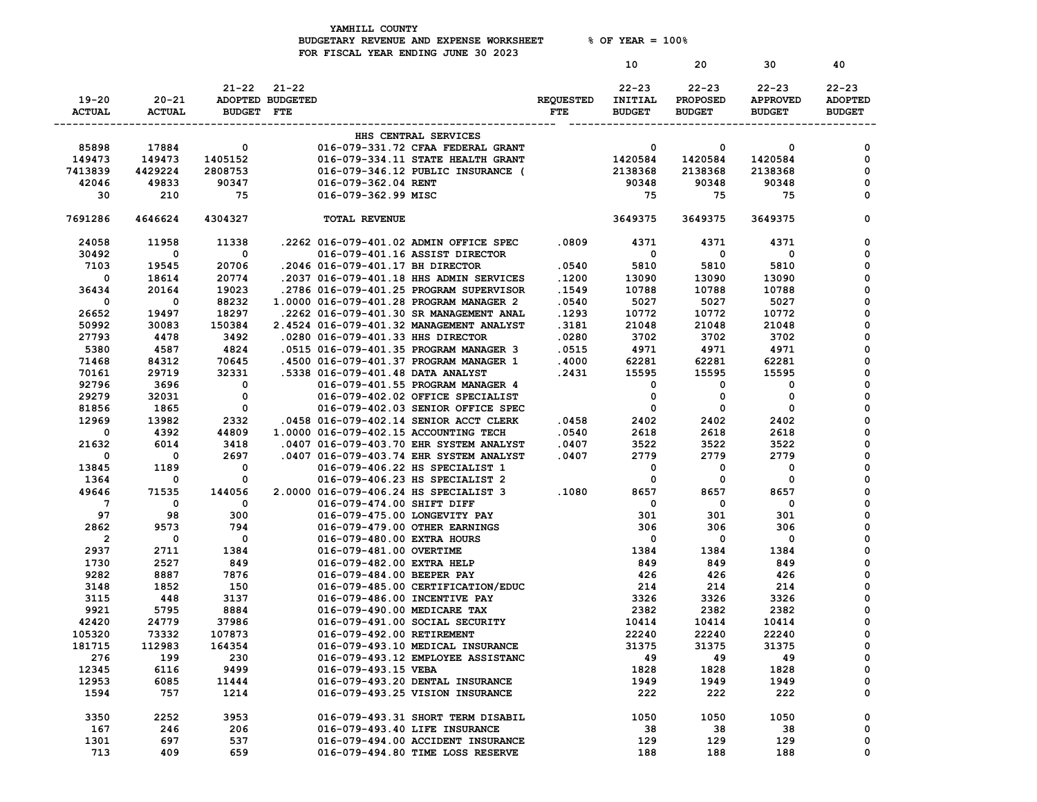YAMHILL COUNTY
BUDGETARY REVENUE AND EXPENSE WORKSHEET % OF YEAR = 100%
FOR FISCAL YEAR ENDING JUNE 30 2023

| 19-20 ACTUAL | 20-21 ACTUAL | 21-22 ADOPTED BUDGET | 21-22 BUDGETED FTE | | REQUESTED FTE | 10 22-23 INITIAL BUDGET | 20 22-23 PROPOSED BUDGET | 30 22-23 APPROVED BUDGET | 40 22-23 ADOPTED BUDGET |
|---|---|---|---|---|---|---|---|---|---|
| | | | | HHS CENTRAL SERVICES | | | | | |
| 85898 | 17884 | 0 | | 016-079-331.72 CFAA FEDERAL GRANT | | 0 | 0 | 0 | 0 |
| 149473 | 149473 | 1405152 | | 016-079-334.11 STATE HEALTH GRANT | | 1420584 | 1420584 | 1420584 | 0 |
| 7413839 | 4429224 | 2808753 | | 016-079-346.12 PUBLIC INSURANCE ( | | 2138368 | 2138368 | 2138368 | 0 |
| 42046 | 49833 | 90347 | | 016-079-362.04 RENT | | 90348 | 90348 | 90348 | 0 |
| 30 | 210 | 75 | | 016-079-362.99 MISC | | 75 | 75 | 75 | 0 |
| 7691286 | 4646624 | 4304327 | | TOTAL REVENUE | | 3649375 | 3649375 | 3649375 | 0 |
| 24058 | 11958 | 11338 | .2262 | 016-079-401.02 ADMIN OFFICE SPEC | .0809 | 4371 | 4371 | 4371 | 0 |
| 30492 | 0 | 0 | | 016-079-401.16 ASSIST DIRECTOR | | 0 | 0 | 0 | 0 |
| 7103 | 19545 | 20706 | .2046 | 016-079-401.17 BH DIRECTOR | .0540 | 5810 | 5810 | 5810 | 0 |
| 0 | 18614 | 20774 | .2037 | 016-079-401.18 HHS ADMIN SERVICES | .1200 | 13090 | 13090 | 13090 | 0 |
| 36434 | 20164 | 19023 | .2786 | 016-079-401.25 PROGRAM SUPERVISOR | .1549 | 10788 | 10788 | 10788 | 0 |
| 0 | 0 | 88232 | 1.0000 | 016-079-401.28 PROGRAM MANAGER 2 | .0540 | 5027 | 5027 | 5027 | 0 |
| 26652 | 19497 | 18297 | .2262 | 016-079-401.30 SR MANAGEMENT ANAL | .1293 | 10772 | 10772 | 10772 | 0 |
| 50992 | 30083 | 150384 | 2.4524 | 016-079-401.32 MANAGEMENT ANALYST | .3181 | 21048 | 21048 | 21048 | 0 |
| 27793 | 4478 | 3492 | .0280 | 016-079-401.33 HHS DIRECTOR | .0280 | 3702 | 3702 | 3702 | 0 |
| 5380 | 4587 | 4824 | .0515 | 016-079-401.35 PROGRAM MANAGER 3 | .0515 | 4971 | 4971 | 4971 | 0 |
| 71468 | 84312 | 70645 | .4500 | 016-079-401.37 PROGRAM MANAGER 1 | .4000 | 62281 | 62281 | 62281 | 0 |
| 70161 | 29719 | 32331 | .5338 | 016-079-401.48 DATA ANALYST | .2431 | 15595 | 15595 | 15595 | 0 |
| 92796 | 3696 | 0 | | 016-079-401.55 PROGRAM MANAGER 4 | | 0 | 0 | 0 | 0 |
| 29279 | 32031 | 0 | | 016-079-402.02 OFFICE SPECIALIST | | 0 | 0 | 0 | 0 |
| 81856 | 1865 | 0 | | 016-079-402.03 SENIOR OFFICE SPEC | | 0 | 0 | 0 | 0 |
| 12969 | 13982 | 2332 | .0458 | 016-079-402.14 SENIOR ACCT CLERK | .0458 | 2402 | 2402 | 2402 | 0 |
| 0 | 4392 | 44809 | 1.0000 | 016-079-402.15 ACCOUNTING TECH | .0540 | 2618 | 2618 | 2618 | 0 |
| 21632 | 6014 | 3418 | .0407 | 016-079-403.70 EHR SYSTEM ANALYST | .0407 | 3522 | 3522 | 3522 | 0 |
| 0 | 0 | 2697 | .0407 | 016-079-403.74 EHR SYSTEM ANALYST | .0407 | 2779 | 2779 | 2779 | 0 |
| 13845 | 1189 | 0 | | 016-079-406.22 HS SPECIALIST 1 | | 0 | 0 | 0 | 0 |
| 1364 | 0 | 0 | | 016-079-406.23 HS SPECIALIST 2 | | 0 | 0 | 0 | 0 |
| 49646 | 71535 | 144056 | 2.0000 | 016-079-406.24 HS SPECIALIST 3 | .1080 | 8657 | 8657 | 8657 | 0 |
| 7 | 0 | 0 | | 016-079-474.00 SHIFT DIFF | | 0 | 0 | 0 | 0 |
| 97 | 98 | 300 | | 016-079-475.00 LONGEVITY PAY | | 301 | 301 | 301 | 0 |
| 2862 | 9573 | 794 | | 016-079-479.00 OTHER EARNINGS | | 306 | 306 | 306 | 0 |
| 2 | 0 | 0 | | 016-079-480.00 EXTRA HOURS | | 0 | 0 | 0 | 0 |
| 2937 | 2711 | 1384 | | 016-079-481.00 OVERTIME | | 1384 | 1384 | 1384 | 0 |
| 1730 | 2527 | 849 | | 016-079-482.00 EXTRA HELP | | 849 | 849 | 849 | 0 |
| 9282 | 8887 | 7876 | | 016-079-484.00 BEEPER PAY | | 426 | 426 | 426 | 0 |
| 3148 | 1852 | 150 | | 016-079-485.00 CERTIFICATION/EDUC | | 214 | 214 | 214 | 0 |
| 3115 | 448 | 3137 | | 016-079-486.00 INCENTIVE PAY | | 3326 | 3326 | 3326 | 0 |
| 9921 | 5795 | 8884 | | 016-079-490.00 MEDICARE TAX | | 2382 | 2382 | 2382 | 0 |
| 42420 | 24779 | 37986 | | 016-079-491.00 SOCIAL SECURITY | | 10414 | 10414 | 10414 | 0 |
| 105320 | 73332 | 107873 | | 016-079-492.00 RETIREMENT | | 22240 | 22240 | 22240 | 0 |
| 181715 | 112983 | 164354 | | 016-079-493.10 MEDICAL INSURANCE | | 31375 | 31375 | 31375 | 0 |
| 276 | 199 | 230 | | 016-079-493.12 EMPLOYEE ASSISTANC | | 49 | 49 | 49 | 0 |
| 12345 | 6116 | 9499 | | 016-079-493.15 VEBA | | 1828 | 1828 | 1828 | 0 |
| 12953 | 6085 | 11444 | | 016-079-493.20 DENTAL INSURANCE | | 1949 | 1949 | 1949 | 0 |
| 1594 | 757 | 1214 | | 016-079-493.25 VISION INSURANCE | | 222 | 222 | 222 | 0 |
| 3350 | 2252 | 3953 | | 016-079-493.31 SHORT TERM DISABIL | | 1050 | 1050 | 1050 | 0 |
| 167 | 246 | 206 | | 016-079-493.40 LIFE INSURANCE | | 38 | 38 | 38 | 0 |
| 1301 | 697 | 537 | | 016-079-494.00 ACCIDENT INSURANCE | | 129 | 129 | 129 | 0 |
| 713 | 409 | 659 | | 016-079-494.80 TIME LOSS RESERVE | | 188 | 188 | 188 | 0 |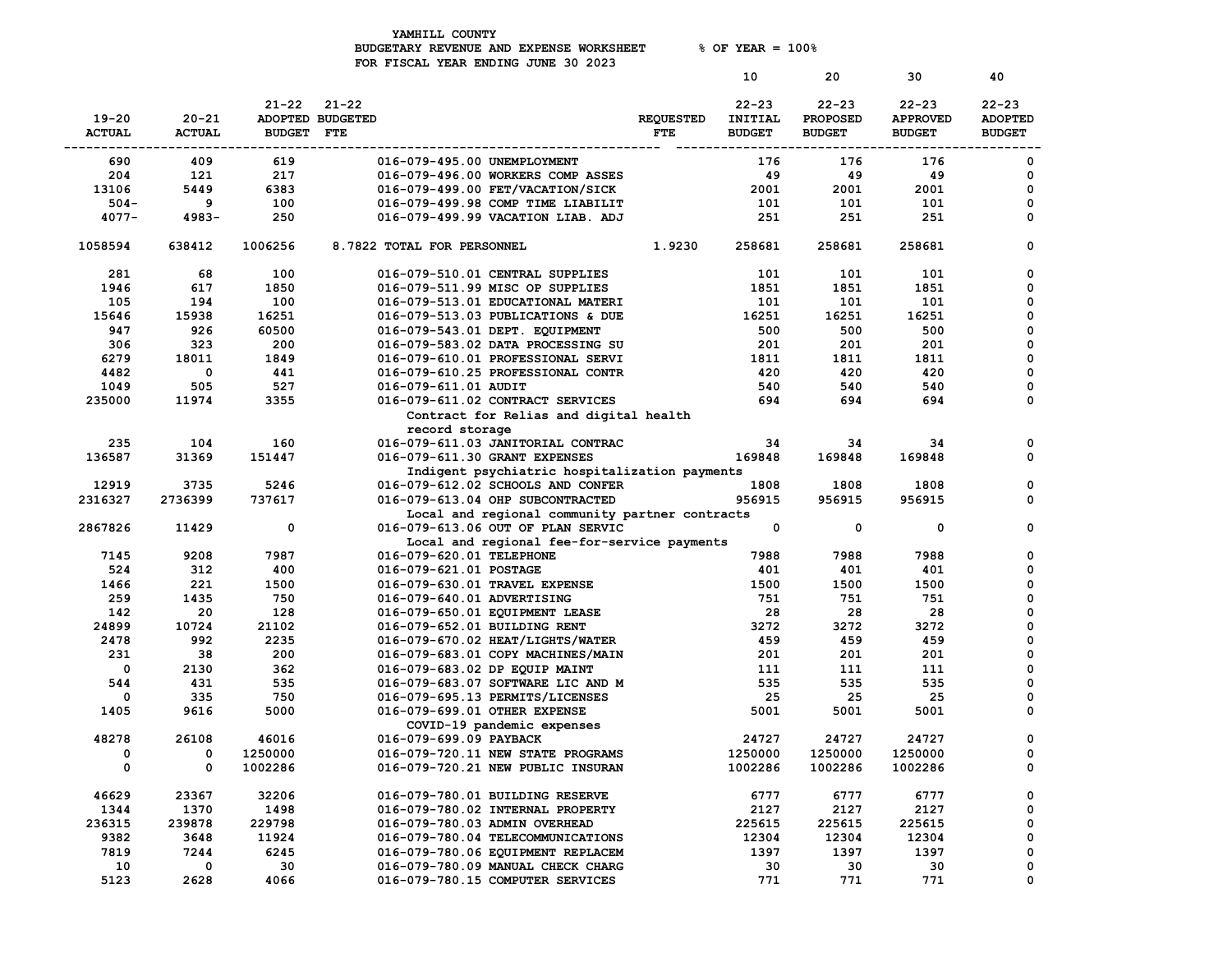YAMHILL COUNTY
BUDGETARY REVENUE AND EXPENSE WORKSHEET % OF YEAR = 100%
FOR FISCAL YEAR ENDING JUNE 30 2023

| 19-20 ACTUAL | 20-21 ACTUAL | 21-22 ADOPTED BUDGET | 21-22 BUDGETED FTE | | REQUESTED FTE | 10 22-23 INITIAL BUDGET | 20 22-23 PROPOSED BUDGET | 30 22-23 APPROVED BUDGET | 40 22-23 ADOPTED BUDGET |
|---|---|---|---|---|---|---|---|---|---|
| 690 | 409 | 619 | | 016-079-495.00 UNEMPLOYMENT | | 176 | 176 | 176 | 0 |
| 204 | 121 | 217 | | 016-079-496.00 WORKERS COMP ASSES | | 49 | 49 | 49 | 0 |
| 13106 | 5449 | 6383 | | 016-079-499.00 FET/VACATION/SICK | | 2001 | 2001 | 2001 | 0 |
| 504- | 9 | 100 | | 016-079-499.98 COMP TIME LIABILIT | | 101 | 101 | 101 | 0 |
| 4077- | 4983- | 250 | | 016-079-499.99 VACATION LIAB. ADJ | | 251 | 251 | 251 | 0 |
| 1058594 | 638412 | 1006256 | 8.7822 | TOTAL FOR PERSONNEL | 1.9230 | 258681 | 258681 | 258681 | 0 |
| 281 | 68 | 100 | | 016-079-510.01 CENTRAL SUPPLIES | | 101 | 101 | 101 | 0 |
| 1946 | 617 | 1850 | | 016-079-511.99 MISC OP SUPPLIES | | 1851 | 1851 | 1851 | 0 |
| 105 | 194 | 100 | | 016-079-513.01 EDUCATIONAL MATERI | | 101 | 101 | 101 | 0 |
| 15646 | 15938 | 16251 | | 016-079-513.03 PUBLICATIONS & DUE | | 16251 | 16251 | 16251 | 0 |
| 947 | 926 | 60500 | | 016-079-543.01 DEPT. EQUIPMENT | | 500 | 500 | 500 | 0 |
| 306 | 323 | 200 | | 016-079-583.02 DATA PROCESSING SU | | 201 | 201 | 201 | 0 |
| 6279 | 18011 | 1849 | | 016-079-610.01 PROFESSIONAL SERVI | | 1811 | 1811 | 1811 | 0 |
| 4482 | 0 | 441 | | 016-079-610.25 PROFESSIONAL CONTR | | 420 | 420 | 420 | 0 |
| 1049 | 505 | 527 | | 016-079-611.01 AUDIT | | 540 | 540 | 540 | 0 |
| 235000 | 11974 | 3355 | | 016-079-611.02 CONTRACT SERVICES<br>Contract for Relias and digital health record storage | | 694 | 694 | 694 | 0 |
| 235 | 104 | 160 | | 016-079-611.03 JANITORIAL CONTRAC | | 34 | 34 | 34 | 0 |
| 136587 | 31369 | 151447 | | 016-079-611.30 GRANT EXPENSES<br>Indigent psychiatric hospitalization payments | | 169848 | 169848 | 169848 | 0 |
| 12919 | 3735 | 5246 | | 016-079-612.02 SCHOOLS AND CONFER | | 1808 | 1808 | 1808 | 0 |
| 2316327 | 2736399 | 737617 | | 016-079-613.04 OHP SUBCONTRACTED<br>Local and regional community partner contracts | | 956915 | 956915 | 956915 | 0 |
| 2867826 | 11429 | 0 | | 016-079-613.06 OUT OF PLAN SERVIC<br>Local and regional fee-for-service payments | | 0 | 0 | 0 | 0 |
| 7145 | 9208 | 7987 | | 016-079-620.01 TELEPHONE | | 7988 | 7988 | 7988 | 0 |
| 524 | 312 | 400 | | 016-079-621.01 POSTAGE | | 401 | 401 | 401 | 0 |
| 1466 | 221 | 1500 | | 016-079-630.01 TRAVEL EXPENSE | | 1500 | 1500 | 1500 | 0 |
| 259 | 1435 | 750 | | 016-079-640.01 ADVERTISING | | 751 | 751 | 751 | 0 |
| 142 | 20 | 128 | | 016-079-650.01 EQUIPMENT LEASE | | 28 | 28 | 28 | 0 |
| 24899 | 10724 | 21102 | | 016-079-652.01 BUILDING RENT | | 3272 | 3272 | 3272 | 0 |
| 2478 | 992 | 2235 | | 016-079-670.02 HEAT/LIGHTS/WATER | | 459 | 459 | 459 | 0 |
| 231 | 38 | 200 | | 016-079-683.01 COPY MACHINES/MAIN | | 201 | 201 | 201 | 0 |
| 0 | 2130 | 362 | | 016-079-683.02 DP EQUIP MAINT | | 111 | 111 | 111 | 0 |
| 544 | 431 | 535 | | 016-079-683.07 SOFTWARE LIC AND M | | 535 | 535 | 535 | 0 |
| 0 | 335 | 750 | | 016-079-695.13 PERMITS/LICENSES | | 25 | 25 | 25 | 0 |
| 1405 | 9616 | 5000 | | 016-079-699.01 OTHER EXPENSE<br>COVID-19 pandemic expenses | | 5001 | 5001 | 5001 | 0 |
| 48278 | 26108 | 46016 | | 016-079-699.09 PAYBACK | | 24727 | 24727 | 24727 | 0 |
| 0 | 0 | 1250000 | | 016-079-720.11 NEW STATE PROGRAMS | | 1250000 | 1250000 | 1250000 | 0 |
| 0 | 0 | 1002286 | | 016-079-720.21 NEW PUBLIC INSURAN | | 1002286 | 1002286 | 1002286 | 0 |
| 46629 | 23367 | 32206 | | 016-079-780.01 BUILDING RESERVE | | 6777 | 6777 | 6777 | 0 |
| 1344 | 1370 | 1498 | | 016-079-780.02 INTERNAL PROPERTY | | 2127 | 2127 | 2127 | 0 |
| 236315 | 239878 | 229798 | | 016-079-780.03 ADMIN OVERHEAD | | 225615 | 225615 | 225615 | 0 |
| 9382 | 3648 | 11924 | | 016-079-780.04 TELECOMMUNICATIONS | | 12304 | 12304 | 12304 | 0 |
| 7819 | 7244 | 6245 | | 016-079-780.06 EQUIPMENT REPLACEM | | 1397 | 1397 | 1397 | 0 |
| 10 | 0 | 30 | | 016-079-780.09 MANUAL CHECK CHARG | | 30 | 30 | 30 | 0 |
| 5123 | 2628 | 4066 | | 016-079-780.15 COMPUTER SERVICES | | 771 | 771 | 771 | 0 |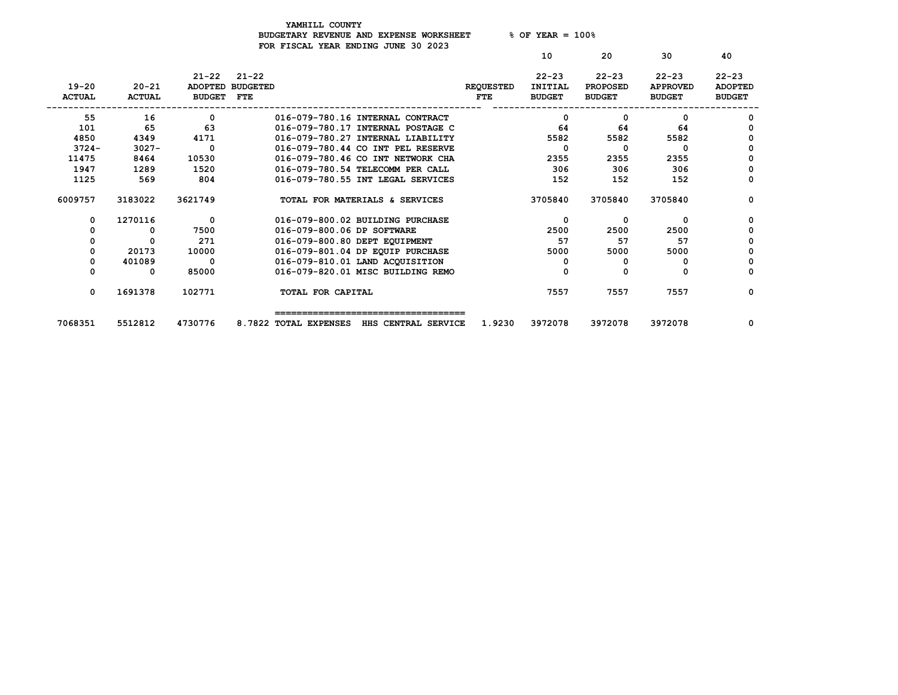YAMHILL COUNTY
BUDGETARY REVENUE AND EXPENSE WORKSHEET % OF YEAR = 100%
FOR FISCAL YEAR ENDING JUNE 30 2023

| 19-20 ACTUAL | 20-21 ACTUAL | 21-22 ADOPTED BUDGET | 21-22 BUDGETED FTE | | REQUESTED FTE | 10<br>22-23 INITIAL BUDGET | 20<br>22-23 PROPOSED BUDGET | 30<br>22-23 APPROVED BUDGET | 40<br>22-23 ADOPTED BUDGET |
|---|---|---|---|---|---|---|---|---|---|
| 55 | 16 | 0 | | 016-079-780.16 INTERNAL CONTRACT | | 0 | 0 | 0 | 0 |
| 101 | 65 | 63 | | 016-079-780.17 INTERNAL POSTAGE C | | 64 | 64 | 64 | 0 |
| 4850 | 4349 | 4171 | | 016-079-780.27 INTERNAL LIABILITY | | 5582 | 5582 | 5582 | 0 |
| 3724- | 3027- | 0 | | 016-079-780.44 CO INT PEL RESERVE | | 0 | 0 | 0 | 0 |
| 11475 | 8464 | 10530 | | 016-079-780.46 CO INT NETWORK CHA | | 2355 | 2355 | 2355 | 0 |
| 1947 | 1289 | 1520 | | 016-079-780.54 TELECOMM PER CALL | | 306 | 306 | 306 | 0 |
| 1125 | 569 | 804 | | 016-079-780.55 INT LEGAL SERVICES | | 152 | 152 | 152 | 0 |
| 6009757 | 3183022 | 3621749 | | TOTAL FOR MATERIALS & SERVICES | | 3705840 | 3705840 | 3705840 | 0 |
| 0 | 1270116 | 0 | | 016-079-800.02 BUILDING PURCHASE | | 0 | 0 | 0 | 0 |
| 0 | 0 | 7500 | | 016-079-800.06 DP SOFTWARE | | 2500 | 2500 | 2500 | 0 |
| 0 | 0 | 271 | | 016-079-800.80 DEPT EQUIPMENT | | 57 | 57 | 57 | 0 |
| 0 | 20173 | 10000 | | 016-079-801.04 DP EQUIP PURCHASE | | 5000 | 5000 | 5000 | 0 |
| 0 | 401089 | 0 | | 016-079-810.01 LAND ACQUISITION | | 0 | 0 | 0 | 0 |
| 0 | 0 | 85000 | | 016-079-820.01 MISC BUILDING REMO | | 0 | 0 | 0 | 0 |
| 0 | 1691378 | 102771 | | TOTAL FOR CAPITAL | | 7557 | 7557 | 7557 | 0 |
| 7068351 | 5512812 | 4730776 | 8.7822 | TOTAL EXPENSES HHS CENTRAL SERVICE | 1.9230 | 3972078 | 3972078 | 3972078 | 0 |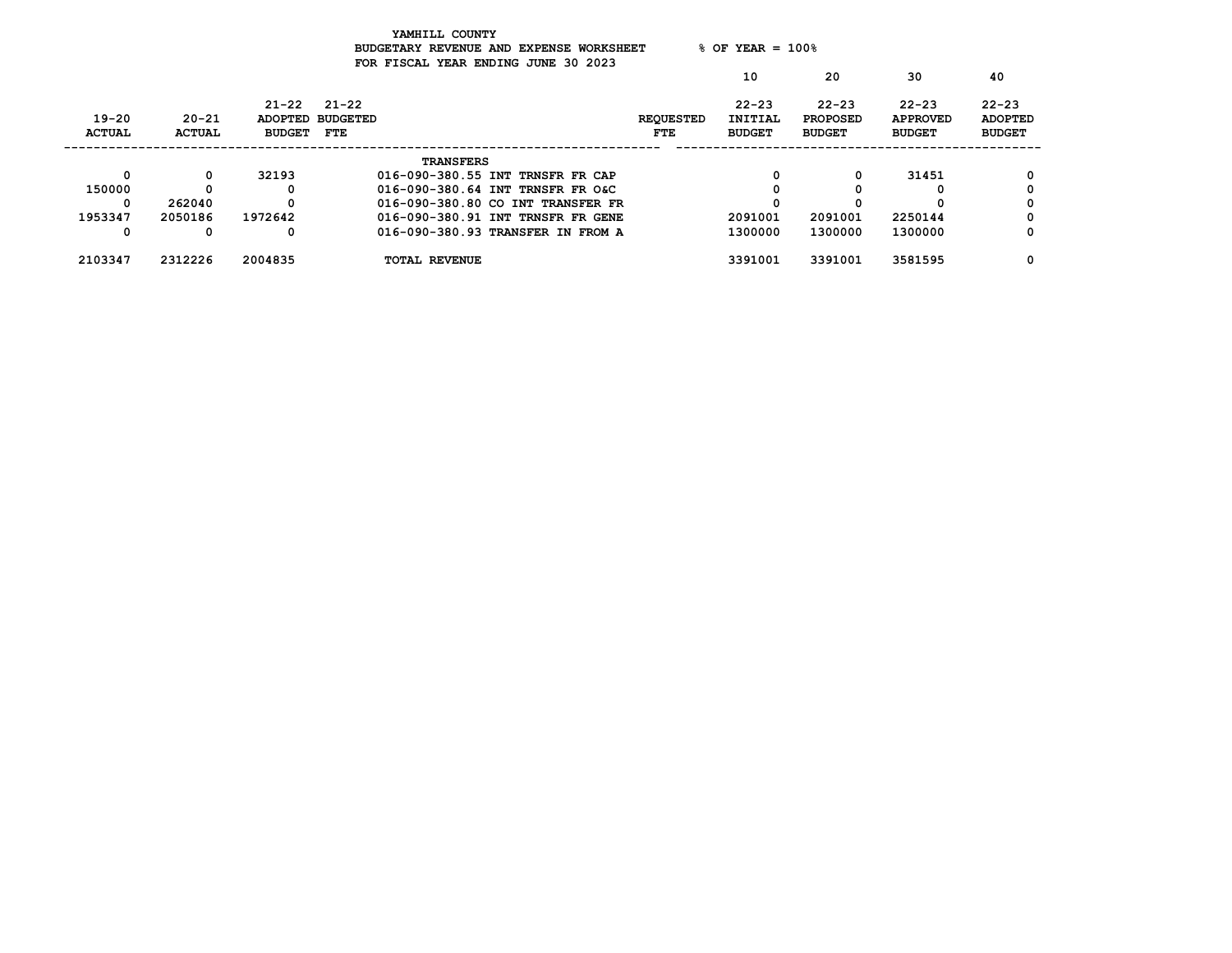YAMHILL COUNTY
BUDGETARY REVENUE AND EXPENSE WORKSHEET % OF YEAR = 100%
FOR FISCAL YEAR ENDING JUNE 30 2023

| 19-20 ACTUAL | 20-21 ACTUAL | 21-22 ADOPTED BUDGET | 21-22 BUDGETED FTE | | REQUESTED FTE | 10 22-23 INITIAL BUDGET | 20 22-23 PROPOSED BUDGET | 30 22-23 APPROVED BUDGET | 40 22-23 ADOPTED BUDGET |
|---|---|---|---|---|---|---|---|---|---|
| | | | | TRANSFERS | | | | | |
| 0 | 0 | 32193 | | 016-090-380.55 INT TRNSFR FR CAP | | 0 | 0 | 31451 | 0 |
| 150000 | 0 | 0 | | 016-090-380.64 INT TRNSFR FR O&C | | 0 | 0 | 0 | 0 |
| 0 | 262040 | 0 | | 016-090-380.80 CO INT TRANSFER FR | | 0 | 0 | 0 | 0 |
| 1953347 | 2050186 | 1972642 | | 016-090-380.91 INT TRNSFR FR GENE | | 2091001 | 2091001 | 2250144 | 0 |
| 0 | 0 | 0 | | 016-090-380.93 TRANSFER IN FROM A | | 1300000 | 1300000 | 1300000 | 0 |
| 2103347 | 2312226 | 2004835 | | TOTAL REVENUE | | 3391001 | 3391001 | 3581595 | 0 |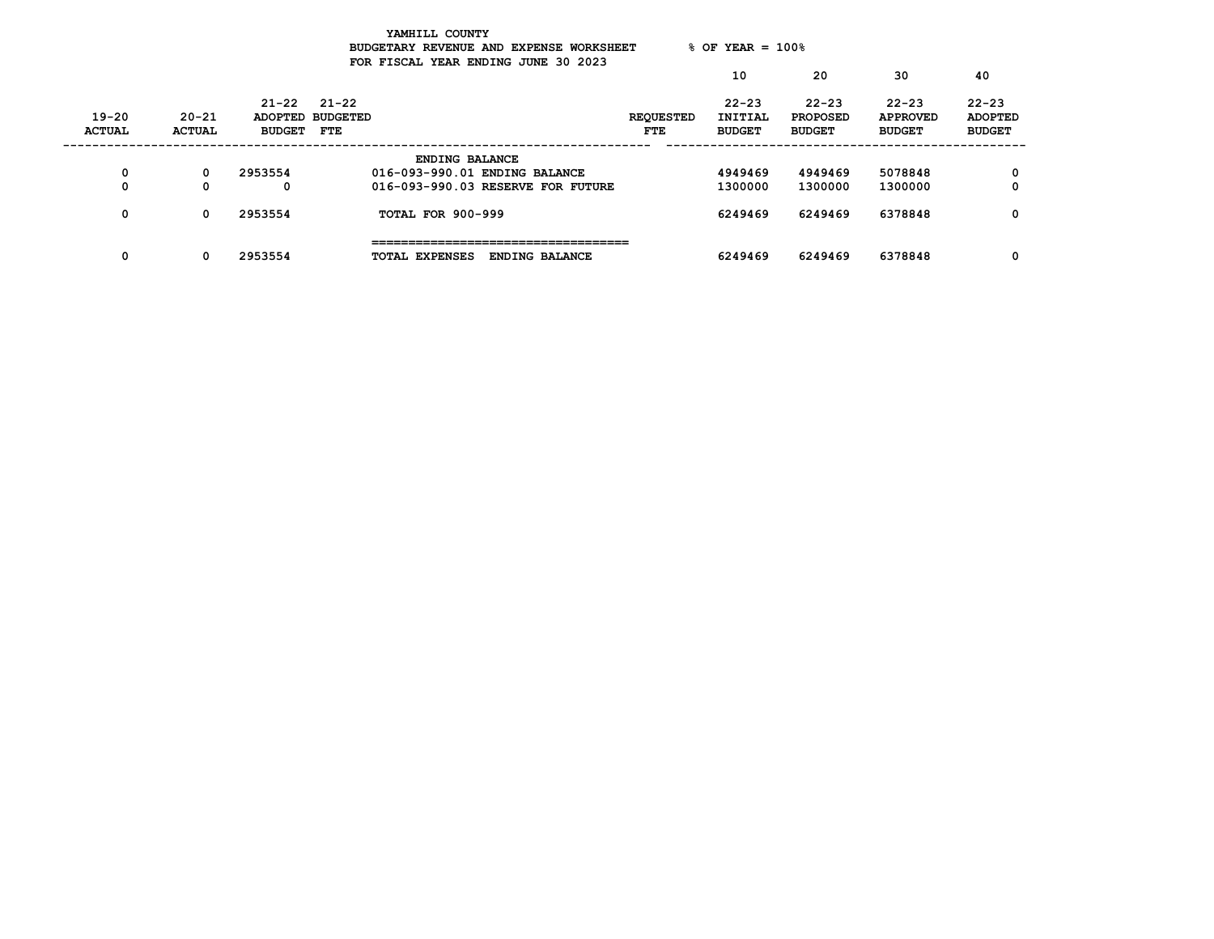YAMHILL COUNTY

BUDGETARY REVENUE AND EXPENSE WORKSHEET % OF YEAR = 100%

FOR FISCAL YEAR ENDING JUNE 30 2023

| 19-20 ACTUAL | 20-21 ACTUAL | 21-22 ADOPTED BUDGET | 21-22 BUDGETED FTE | | REQUESTED FTE | 10<br>22-23 INITIAL BUDGET | 20<br>22-23 PROPOSED BUDGET | 30<br>22-23 APPROVED BUDGET | 40<br>22-23 ADOPTED BUDGET |
|---|---|---|---|---|---|---|---|---|---|
| | | | | ENDING BALANCE | | | | | |
| 0 | 0 | 2953554 | | 016-093-990.01 ENDING BALANCE | | 4949469 | 4949469 | 5078848 | 0 |
| 0 | 0 | 0 | | 016-093-990.03 RESERVE FOR FUTURE | | 1300000 | 1300000 | 1300000 | 0 |
| 0 | 0 | 2953554 | | TOTAL FOR 900-999 | | 6249469 | 6249469 | 6378848 | 0 |
| 0 | 0 | 2953554 | | TOTAL EXPENSES ENDING BALANCE | | 6249469 | 6249469 | 6378848 | 0 |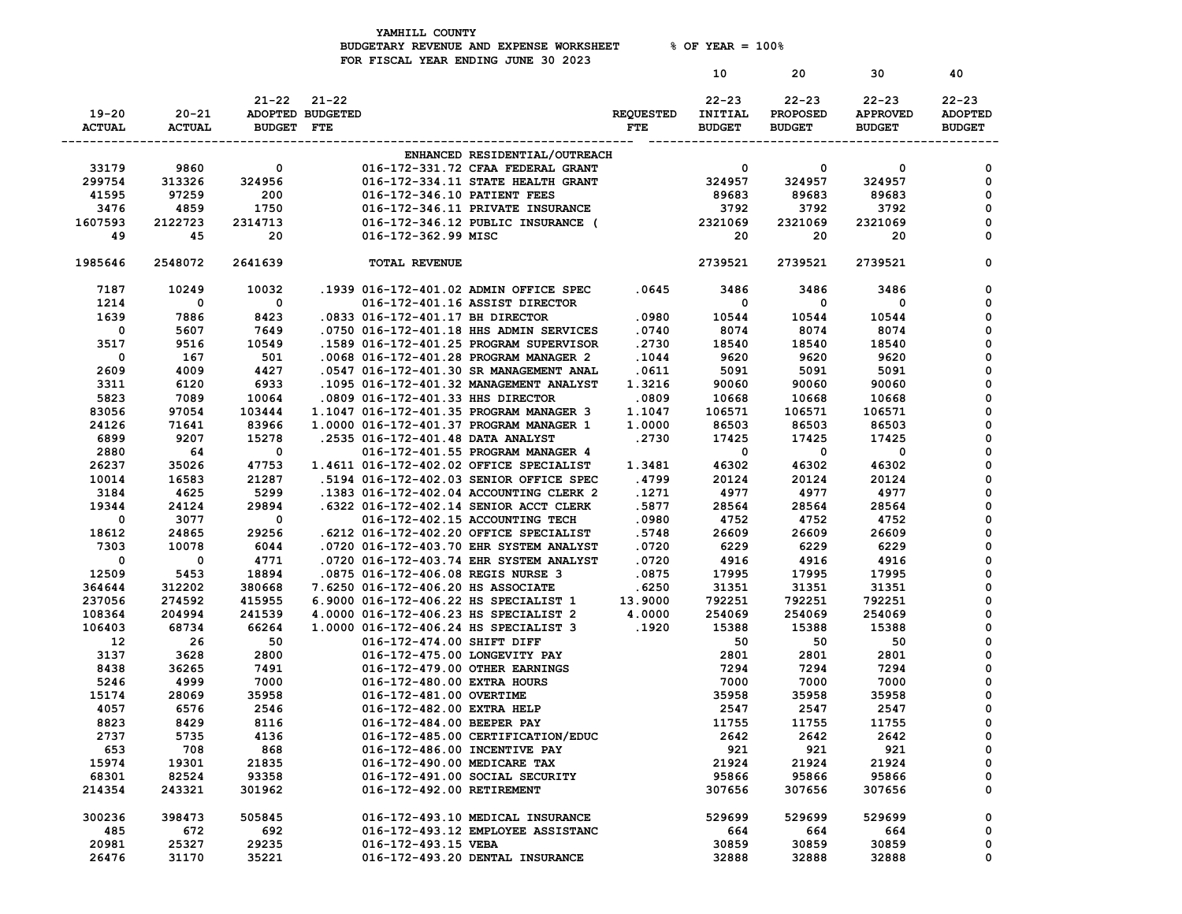YAMHILL COUNTY
BUDGETARY REVENUE AND EXPENSE WORKSHEET % OF YEAR = 100%
FOR FISCAL YEAR ENDING JUNE 30 2023

| 19-20 ACTUAL | 20-21 ACTUAL | 21-22 ADOPTED BUDGET | 21-22 BUDGETED FTE | | REQUESTED FTE | 10 22-23 INITIAL BUDGET | 20 22-23 PROPOSED BUDGET | 30 22-23 APPROVED BUDGET | 40 22-23 ADOPTED BUDGET |
|---|---|---|---|---|---|---|---|---|---|
| | | | | ENHANCED RESIDENTIAL/OUTREACH | | | | | |
| 33179 | 9860 | 0 | | 016-172-331.72 CFAA FEDERAL GRANT | | 0 | 0 | 0 | 0 |
| 299754 | 313326 | 324956 | | 016-172-334.11 STATE HEALTH GRANT | | 324957 | 324957 | 324957 | 0 |
| 41595 | 97259 | 200 | | 016-172-346.10 PATIENT FEES | | 89683 | 89683 | 89683 | 0 |
| 3476 | 4859 | 1750 | | 016-172-346.11 PRIVATE INSURANCE | | 3792 | 3792 | 3792 | 0 |
| 1607593 | 2122723 | 2314713 | | 016-172-346.12 PUBLIC INSURANCE ( | | 2321069 | 2321069 | 2321069 | 0 |
| 49 | 45 | 20 | | 016-172-362.99 MISC | | 20 | 20 | 20 | 0 |
| 1985646 | 2548072 | 2641639 | | TOTAL REVENUE | | 2739521 | 2739521 | 2739521 | 0 |
| 7187 | 10249 | 10032 | .1939 | 016-172-401.02 ADMIN OFFICE SPEC | .0645 | 3486 | 3486 | 3486 | 0 |
| 1214 | 0 | 0 | | 016-172-401.16 ASSIST DIRECTOR | | 0 | 0 | 0 | 0 |
| 1639 | 7886 | 8423 | .0833 | 016-172-401.17 BH DIRECTOR | .0980 | 10544 | 10544 | 10544 | 0 |
| 0 | 5607 | 7649 | .0750 | 016-172-401.18 HHS ADMIN SERVICES | .0740 | 8074 | 8074 | 8074 | 0 |
| 3517 | 9516 | 10549 | .1589 | 016-172-401.25 PROGRAM SUPERVISOR | .2730 | 18540 | 18540 | 18540 | 0 |
| 0 | 167 | 501 | .0068 | 016-172-401.28 PROGRAM MANAGER 2 | .1044 | 9620 | 9620 | 9620 | 0 |
| 2609 | 4009 | 4427 | .0547 | 016-172-401.30 SR MANAGEMENT ANAL | .0611 | 5091 | 5091 | 5091 | 0 |
| 3311 | 6120 | 6933 | .1095 | 016-172-401.32 MANAGEMENT ANALYST | 1.3216 | 90060 | 90060 | 90060 | 0 |
| 5823 | 7089 | 10064 | .0809 | 016-172-401.33 HHS DIRECTOR | .0809 | 10668 | 10668 | 10668 | 0 |
| 83056 | 97054 | 103444 | 1.1047 | 016-172-401.35 PROGRAM MANAGER 3 | 1.1047 | 106571 | 106571 | 106571 | 0 |
| 24126 | 71641 | 83966 | 1.0000 | 016-172-401.37 PROGRAM MANAGER 1 | 1.0000 | 86503 | 86503 | 86503 | 0 |
| 6899 | 9207 | 15278 | .2535 | 016-172-401.48 DATA ANALYST | .2730 | 17425 | 17425 | 17425 | 0 |
| 2880 | 64 | 0 | | 016-172-401.55 PROGRAM MANAGER 4 | | 0 | 0 | 0 | 0 |
| 26237 | 35026 | 47753 | 1.4611 | 016-172-402.02 OFFICE SPECIALIST | 1.3481 | 46302 | 46302 | 46302 | 0 |
| 10014 | 16583 | 21287 | .5194 | 016-172-402.03 SENIOR OFFICE SPEC | .4799 | 20124 | 20124 | 20124 | 0 |
| 3184 | 4625 | 5299 | .1383 | 016-172-402.04 ACCOUNTING CLERK 2 | .1271 | 4977 | 4977 | 4977 | 0 |
| 19344 | 24124 | 29894 | .6322 | 016-172-402.14 SENIOR ACCT CLERK | .5877 | 28564 | 28564 | 28564 | 0 |
| 0 | 3077 | 0 | | 016-172-402.15 ACCOUNTING TECH | .0980 | 4752 | 4752 | 4752 | 0 |
| 18612 | 24865 | 29256 | .6212 | 016-172-402.20 OFFICE SPECIALIST | .5748 | 26609 | 26609 | 26609 | 0 |
| 7303 | 10078 | 6044 | .0720 | 016-172-403.70 EHR SYSTEM ANALYST | .0720 | 6229 | 6229 | 6229 | 0 |
| 0 | 0 | 4771 | .0720 | 016-172-403.74 EHR SYSTEM ANALYST | .0720 | 4916 | 4916 | 4916 | 0 |
| 12509 | 5453 | 18894 | .0875 | 016-172-406.08 REGIS NURSE 3 | .0875 | 17995 | 17995 | 17995 | 0 |
| 364644 | 312202 | 380668 | 7.6250 | 016-172-406.20 HS ASSOCIATE | .6250 | 31351 | 31351 | 31351 | 0 |
| 237056 | 274592 | 415955 | 6.9000 | 016-172-406.22 HS SPECIALIST 1 | 13.9000 | 792251 | 792251 | 792251 | 0 |
| 108364 | 204994 | 241539 | 4.0000 | 016-172-406.23 HS SPECIALIST 2 | 4.0000 | 254069 | 254069 | 254069 | 0 |
| 106403 | 68734 | 66264 | 1.0000 | 016-172-406.24 HS SPECIALIST 3 | .1920 | 15388 | 15388 | 15388 | 0 |
| 12 | 26 | 50 | | 016-172-474.00 SHIFT DIFF | | 50 | 50 | 50 | 0 |
| 3137 | 3628 | 2800 | | 016-172-475.00 LONGEVITY PAY | | 2801 | 2801 | 2801 | 0 |
| 8438 | 36265 | 7491 | | 016-172-479.00 OTHER EARNINGS | | 7294 | 7294 | 7294 | 0 |
| 5246 | 4999 | 7000 | | 016-172-480.00 EXTRA HOURS | | 7000 | 7000 | 7000 | 0 |
| 15174 | 28069 | 35958 | | 016-172-481.00 OVERTIME | | 35958 | 35958 | 35958 | 0 |
| 4057 | 6576 | 2546 | | 016-172-482.00 EXTRA HELP | | 2547 | 2547 | 2547 | 0 |
| 8823 | 8429 | 8116 | | 016-172-484.00 BEEPER PAY | | 11755 | 11755 | 11755 | 0 |
| 2737 | 5735 | 4136 | | 016-172-485.00 CERTIFICATION/EDUC | | 2642 | 2642 | 2642 | 0 |
| 653 | 708 | 868 | | 016-172-486.00 INCENTIVE PAY | | 921 | 921 | 921 | 0 |
| 15974 | 19301 | 21835 | | 016-172-490.00 MEDICARE TAX | | 21924 | 21924 | 21924 | 0 |
| 68301 | 82524 | 93358 | | 016-172-491.00 SOCIAL SECURITY | | 95866 | 95866 | 95866 | 0 |
| 214354 | 243321 | 301962 | | 016-172-492.00 RETIREMENT | | 307656 | 307656 | 307656 | 0 |
| 300236 | 398473 | 505845 | | 016-172-493.10 MEDICAL INSURANCE | | 529699 | 529699 | 529699 | 0 |
| 485 | 672 | 692 | | 016-172-493.12 EMPLOYEE ASSISTANC | | 664 | 664 | 664 | 0 |
| 20981 | 25327 | 29235 | | 016-172-493.15 VEBA | | 30859 | 30859 | 30859 | 0 |
| 26476 | 31170 | 35221 | | 016-172-493.20 DENTAL INSURANCE | | 32888 | 32888 | 32888 | 0 |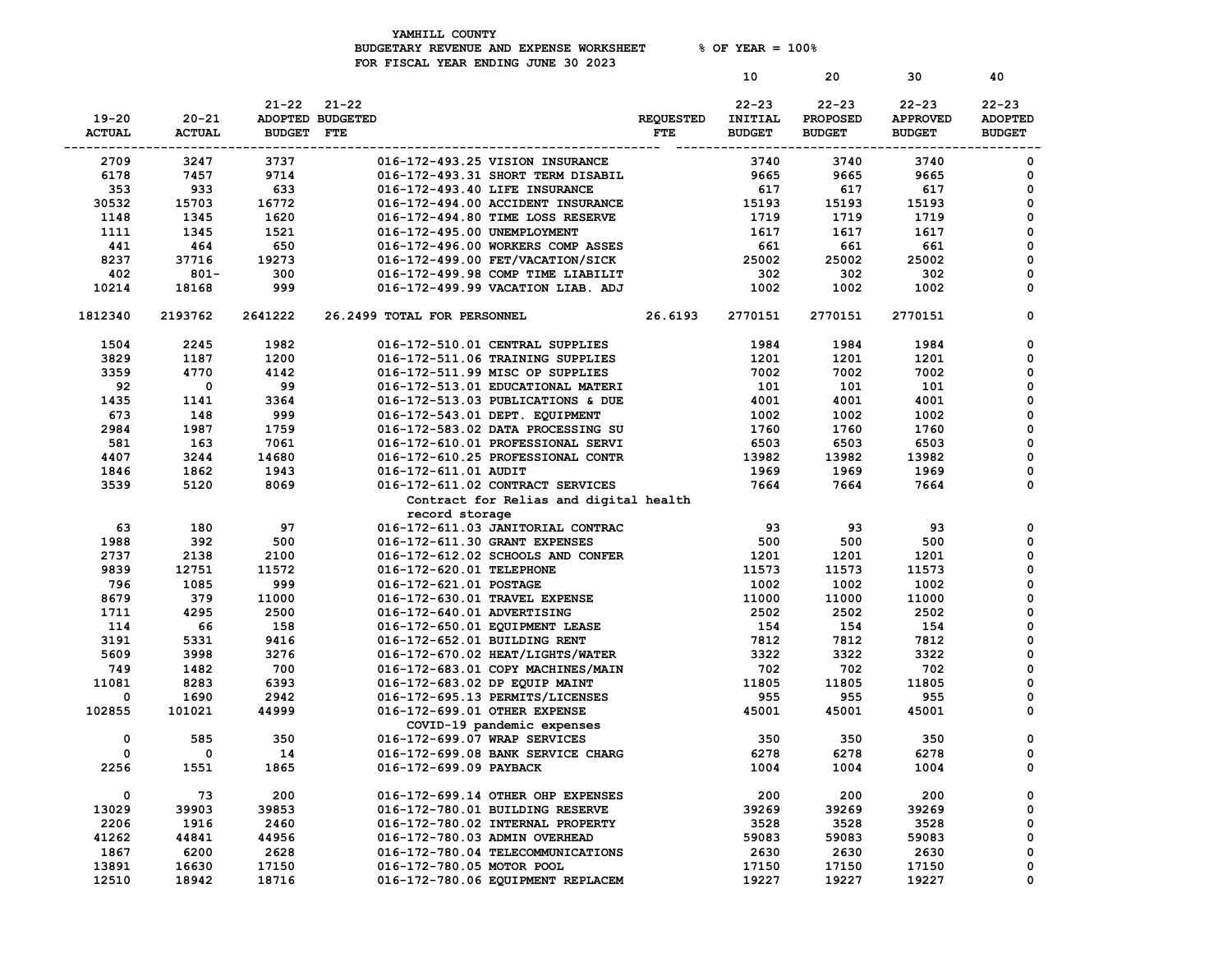YAMHILL COUNTY
BUDGETARY REVENUE AND EXPENSE WORKSHEET % OF YEAR = 100%
FOR FISCAL YEAR ENDING JUNE 30 2023

| 19-20 ACTUAL | 20-21 ACTUAL | 21-22 ADOPTED BUDGET | 21-22 BUDGETED FTE | | REQUESTED FTE | 10<br>22-23 INITIAL BUDGET | 20<br>22-23 PROPOSED BUDGET | 30<br>22-23 APPROVED BUDGET | 40<br>22-23 ADOPTED BUDGET |
|---|---|---|---|---|---|---|---|---|---|
| 2709 | 3247 | 3737 | | 016-172-493.25 VISION INSURANCE | | 3740 | 3740 | 3740 | 0 |
| 6178 | 7457 | 9714 | | 016-172-493.31 SHORT TERM DISABIL | | 9665 | 9665 | 9665 | 0 |
| 353 | 933 | 633 | | 016-172-493.40 LIFE INSURANCE | | 617 | 617 | 617 | 0 |
| 30532 | 15703 | 16772 | | 016-172-494.00 ACCIDENT INSURANCE | | 15193 | 15193 | 15193 | 0 |
| 1148 | 1345 | 1620 | | 016-172-494.80 TIME LOSS RESERVE | | 1719 | 1719 | 1719 | 0 |
| 1111 | 1345 | 1521 | | 016-172-495.00 UNEMPLOYMENT | | 1617 | 1617 | 1617 | 0 |
| 441 | 464 | 650 | | 016-172-496.00 WORKERS COMP ASSES | | 661 | 661 | 661 | 0 |
| 8237 | 37716 | 19273 | | 016-172-499.00 FET/VACATION/SICK | | 25002 | 25002 | 25002 | 0 |
| 402 | 801- | 300 | | 016-172-499.98 COMP TIME LIABILIT | | 302 | 302 | 302 | 0 |
| 10214 | 18168 | 999 | | 016-172-499.99 VACATION LIAB. ADJ | | 1002 | 1002 | 1002 | 0 |
| 1812340 | 2193762 | 2641222 | 26.2499 | TOTAL FOR PERSONNEL | 26.6193 | 2770151 | 2770151 | 2770151 | 0 |
| 1504 | 2245 | 1982 | | 016-172-510.01 CENTRAL SUPPLIES | | 1984 | 1984 | 1984 | 0 |
| 3829 | 1187 | 1200 | | 016-172-511.06 TRAINING SUPPLIES | | 1201 | 1201 | 1201 | 0 |
| 3359 | 4770 | 4142 | | 016-172-511.99 MISC OP SUPPLIES | | 7002 | 7002 | 7002 | 0 |
| 92 | 0 | 99 | | 016-172-513.01 EDUCATIONAL MATERI | | 101 | 101 | 101 | 0 |
| 1435 | 1141 | 3364 | | 016-172-513.03 PUBLICATIONS & DUE | | 4001 | 4001 | 4001 | 0 |
| 673 | 148 | 999 | | 016-172-543.01 DEPT. EQUIPMENT | | 1002 | 1002 | 1002 | 0 |
| 2984 | 1987 | 1759 | | 016-172-583.02 DATA PROCESSING SU | | 1760 | 1760 | 1760 | 0 |
| 581 | 163 | 7061 | | 016-172-610.01 PROFESSIONAL SERVI | | 6503 | 6503 | 6503 | 0 |
| 4407 | 3244 | 14680 | | 016-172-610.25 PROFESSIONAL CONTR | | 13982 | 13982 | 13982 | 0 |
| 1846 | 1862 | 1943 | | 016-172-611.01 AUDIT | | 1969 | 1969 | 1969 | 0 |
| 3539 | 5120 | 8069 | | 016-172-611.02 CONTRACT SERVICES<br>Contract for Relias and digital health record storage | | 7664 | 7664 | 7664 | 0 |
| 63 | 180 | 97 | | 016-172-611.03 JANITORIAL CONTRAC | | 93 | 93 | 93 | 0 |
| 1988 | 392 | 500 | | 016-172-611.30 GRANT EXPENSES | | 500 | 500 | 500 | 0 |
| 2737 | 2138 | 2100 | | 016-172-612.02 SCHOOLS AND CONFER | | 1201 | 1201 | 1201 | 0 |
| 9839 | 12751 | 11572 | | 016-172-620.01 TELEPHONE | | 11573 | 11573 | 11573 | 0 |
| 796 | 1085 | 999 | | 016-172-621.01 POSTAGE | | 1002 | 1002 | 1002 | 0 |
| 8679 | 379 | 11000 | | 016-172-630.01 TRAVEL EXPENSE | | 11000 | 11000 | 11000 | 0 |
| 1711 | 4295 | 2500 | | 016-172-640.01 ADVERTISING | | 2502 | 2502 | 2502 | 0 |
| 114 | 66 | 158 | | 016-172-650.01 EQUIPMENT LEASE | | 154 | 154 | 154 | 0 |
| 3191 | 5331 | 9416 | | 016-172-652.01 BUILDING RENT | | 7812 | 7812 | 7812 | 0 |
| 5609 | 3998 | 3276 | | 016-172-670.02 HEAT/LIGHTS/WATER | | 3322 | 3322 | 3322 | 0 |
| 749 | 1482 | 700 | | 016-172-683.01 COPY MACHINES/MAIN | | 702 | 702 | 702 | 0 |
| 11081 | 8283 | 6393 | | 016-172-683.02 DP EQUIP MAINT | | 11805 | 11805 | 11805 | 0 |
| 0 | 1690 | 2942 | | 016-172-695.13 PERMITS/LICENSES | | 955 | 955 | 955 | 0 |
| 102855 | 101021 | 44999 | | 016-172-699.01 OTHER EXPENSE<br>COVID-19 pandemic expenses | | 45001 | 45001 | 45001 | 0 |
| 0 | 585 | 350 | | 016-172-699.07 WRAP SERVICES | | 350 | 350 | 350 | 0 |
| 0 | 0 | 14 | | 016-172-699.08 BANK SERVICE CHARG | | 6278 | 6278 | 6278 | 0 |
| 2256 | 1551 | 1865 | | 016-172-699.09 PAYBACK | | 1004 | 1004 | 1004 | 0 |
| 0 | 73 | 200 | | 016-172-699.14 OTHER OHP EXPENSES | | 200 | 200 | 200 | 0 |
| 13029 | 39903 | 39853 | | 016-172-780.01 BUILDING RESERVE | | 39269 | 39269 | 39269 | 0 |
| 2206 | 1916 | 2460 | | 016-172-780.02 INTERNAL PROPERTY | | 3528 | 3528 | 3528 | 0 |
| 41262 | 44841 | 44956 | | 016-172-780.03 ADMIN OVERHEAD | | 59083 | 59083 | 59083 | 0 |
| 1867 | 6200 | 2628 | | 016-172-780.04 TELECOMMUNICATIONS | | 2630 | 2630 | 2630 | 0 |
| 13891 | 16630 | 17150 | | 016-172-780.05 MOTOR POOL | | 17150 | 17150 | 17150 | 0 |
| 12510 | 18942 | 18716 | | 016-172-780.06 EQUIPMENT REPLACEM | | 19227 | 19227 | 19227 | 0 |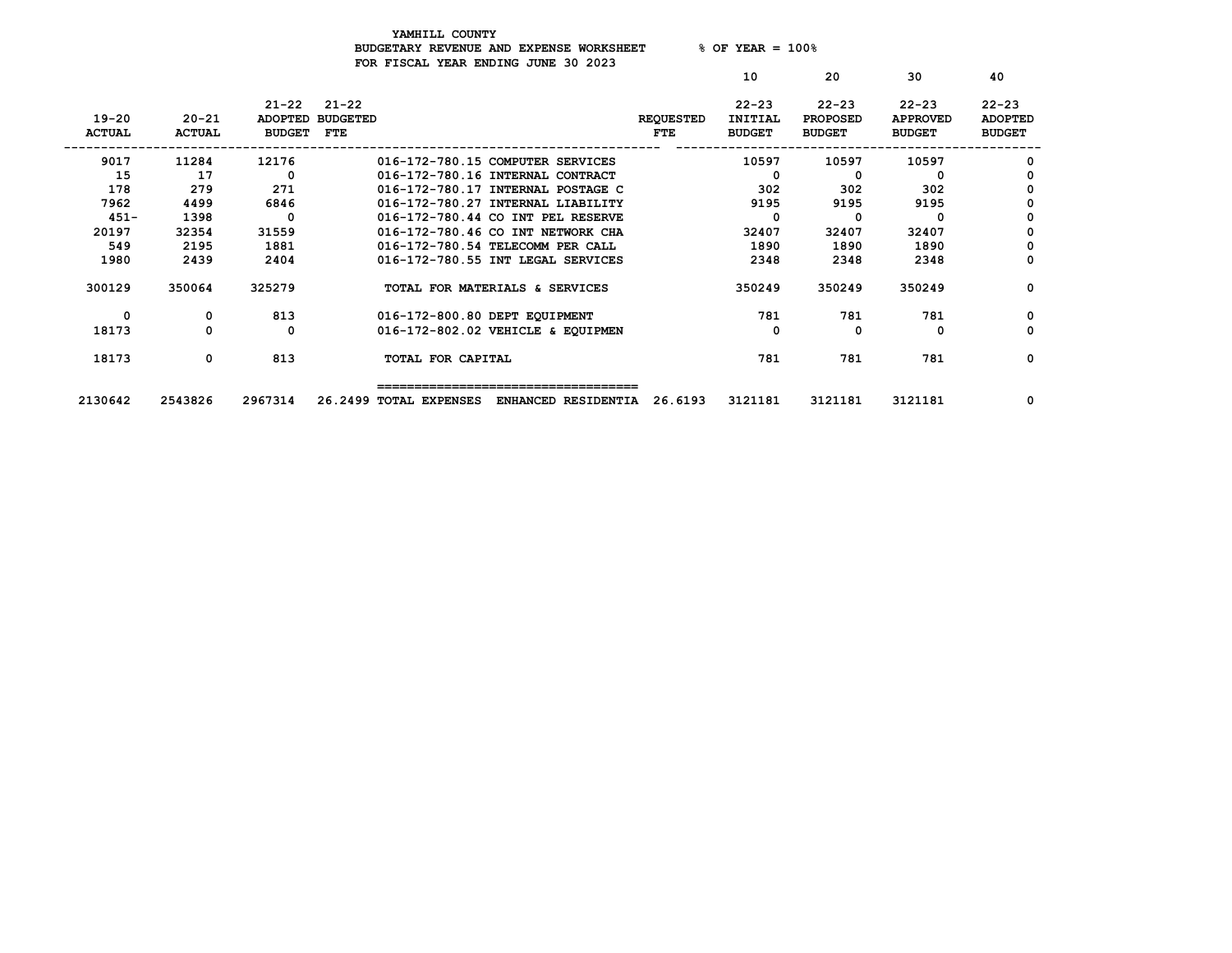YAMHILL COUNTY
BUDGETARY REVENUE AND EXPENSE WORKSHEET     % OF YEAR = 100%
FOR FISCAL YEAR ENDING JUNE 30 2023

| 19-20 ACTUAL | 20-21 ACTUAL | 21-22 ADOPTED BUDGET | 21-22 BUDGETED FTE | | REQUESTED FTE | 10 22-23 INITIAL BUDGET | 20 22-23 PROPOSED BUDGET | 30 22-23 APPROVED BUDGET | 40 22-23 ADOPTED BUDGET |
|---|---|---|---|---|---|---|---|---|---|
| 9017 | 11284 | 12176 | | 016-172-780.15 COMPUTER SERVICES | | 10597 | 10597 | 10597 | 0 |
| 15 | 17 | 0 | | 016-172-780.16 INTERNAL CONTRACT | | 0 | 0 | 0 | 0 |
| 178 | 279 | 271 | | 016-172-780.17 INTERNAL POSTAGE C | | 302 | 302 | 302 | 0 |
| 7962 | 4499 | 6846 | | 016-172-780.27 INTERNAL LIABILITY | | 9195 | 9195 | 9195 | 0 |
| 451- | 1398 | 0 | | 016-172-780.44 CO INT PEL RESERVE | | 0 | 0 | 0 | 0 |
| 20197 | 32354 | 31559 | | 016-172-780.46 CO INT NETWORK CHA | | 32407 | 32407 | 32407 | 0 |
| 549 | 2195 | 1881 | | 016-172-780.54 TELECOMM PER CALL | | 1890 | 1890 | 1890 | 0 |
| 1980 | 2439 | 2404 | | 016-172-780.55 INT LEGAL SERVICES | | 2348 | 2348 | 2348 | 0 |
| 300129 | 350064 | 325279 | | TOTAL FOR MATERIALS & SERVICES | | 350249 | 350249 | 350249 | 0 |
| 0 | 0 | 813 | | 016-172-800.80 DEPT EQUIPMENT | | 781 | 781 | 781 | 0 |
| 18173 | 0 | 0 | | 016-172-802.02 VEHICLE & EQUIPMEN | | 0 | 0 | 0 | 0 |
| 18173 | 0 | 813 | | TOTAL FOR CAPITAL | | 781 | 781 | 781 | 0 |
| 2130642 | 2543826 | 2967314 | 26.2499 | TOTAL EXPENSES ENHANCED RESIDENTIA | 26.6193 | 3121181 | 3121181 | 3121181 | 0 |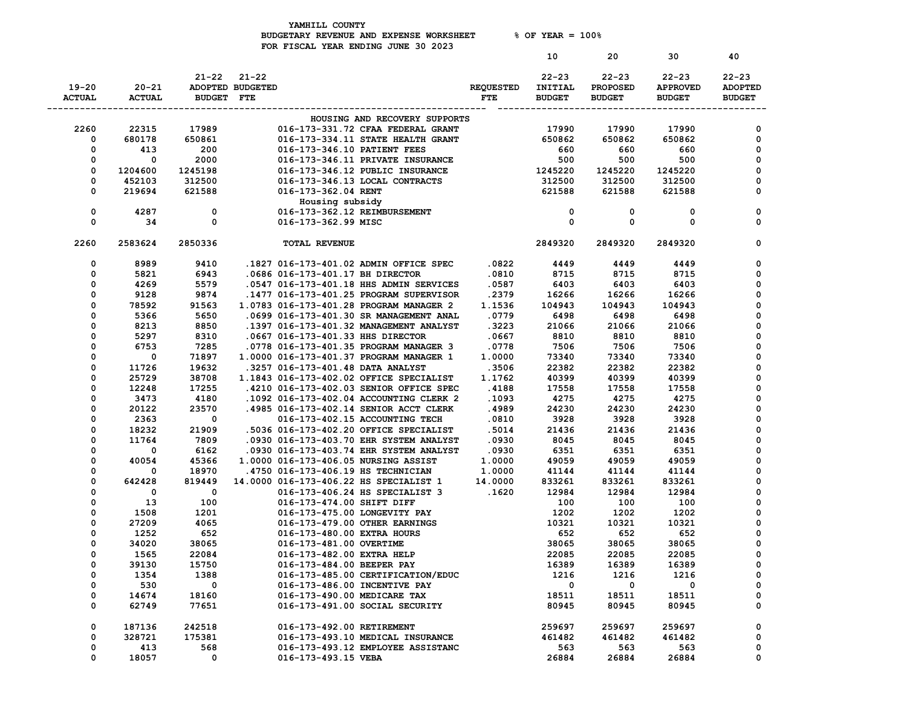YAMHILL COUNTY
BUDGETARY REVENUE AND EXPENSE WORKSHEET % OF YEAR = 100%
FOR FISCAL YEAR ENDING JUNE 30 2023

| 19-20 ACTUAL | 20-21 ACTUAL | 21-22 ADOPTED BUDGET | 21-22 BUDGETED FTE | | REQUESTED FTE | 10 22-23 INITIAL BUDGET | 20 22-23 PROPOSED BUDGET | 30 22-23 APPROVED BUDGET | 40 22-23 ADOPTED BUDGET |
|---|---|---|---|---|---|---|---|---|---|
| | | | | HOUSING AND RECOVERY SUPPORTS | | | | | |
| 2260 | 22315 | 17989 | | 016-173-331.72 CFAA FEDERAL GRANT | | 17990 | 17990 | 17990 | 0 |
| 0 | 680178 | 650861 | | 016-173-334.11 STATE HEALTH GRANT | | 650862 | 650862 | 650862 | 0 |
| 0 | 413 | 200 | | 016-173-346.10 PATIENT FEES | | 660 | 660 | 660 | 0 |
| 0 | 0 | 2000 | | 016-173-346.11 PRIVATE INSURANCE | | 500 | 500 | 500 | 0 |
| 0 | 1204600 | 1245198 | | 016-173-346.12 PUBLIC INSURANCE | | 1245220 | 1245220 | 1245220 | 0 |
| 0 | 452103 | 312500 | | 016-173-346.13 LOCAL CONTRACTS | | 312500 | 312500 | 312500 | 0 |
| 0 | 219694 | 621588 | | 016-173-362.04 RENT Housing subsidy | | 621588 | 621588 | 621588 | 0 |
| 0 | 4287 | 0 | | 016-173-362.12 REIMBURSEMENT | | 0 | 0 | 0 | 0 |
| 0 | 34 | 0 | | 016-173-362.99 MISC | | 0 | 0 | 0 | 0 |
| 2260 | 2583624 | 2850336 | | TOTAL REVENUE | | 2849320 | 2849320 | 2849320 | 0 |
| 0 | 8989 | 9410 | .1827 | 016-173-401.02 ADMIN OFFICE SPEC | .0822 | 4449 | 4449 | 4449 | 0 |
| 0 | 5821 | 6943 | .0686 | 016-173-401.17 BH DIRECTOR | .0810 | 8715 | 8715 | 8715 | 0 |
| 0 | 4269 | 5579 | .0547 | 016-173-401.18 HHS ADMIN SERVICES | .0587 | 6403 | 6403 | 6403 | 0 |
| 0 | 9128 | 9874 | .1477 | 016-173-401.25 PROGRAM SUPERVISOR | .2379 | 16266 | 16266 | 16266 | 0 |
| 0 | 78592 | 91563 | 1.0783 | 016-173-401.28 PROGRAM MANAGER 2 | 1.1536 | 104943 | 104943 | 104943 | 0 |
| 0 | 5366 | 5650 | .0699 | 016-173-401.30 SR MANAGEMENT ANAL | .0779 | 6498 | 6498 | 6498 | 0 |
| 0 | 8213 | 8850 | .1397 | 016-173-401.32 MANAGEMENT ANALYST | .3223 | 21066 | 21066 | 21066 | 0 |
| 0 | 5297 | 8310 | .0667 | 016-173-401.33 HHS DIRECTOR | .0667 | 8810 | 8810 | 8810 | 0 |
| 0 | 6753 | 7285 | .0778 | 016-173-401.35 PROGRAM MANAGER 3 | .0778 | 7506 | 7506 | 7506 | 0 |
| 0 | 0 | 71897 | 1.0000 | 016-173-401.37 PROGRAM MANAGER 1 | 1.0000 | 73340 | 73340 | 73340 | 0 |
| 0 | 11726 | 19632 | .3257 | 016-173-401.48 DATA ANALYST | .3506 | 22382 | 22382 | 22382 | 0 |
| 0 | 25729 | 38708 | 1.1843 | 016-173-402.02 OFFICE SPECIALIST | 1.1762 | 40399 | 40399 | 40399 | 0 |
| 0 | 12248 | 17255 | .4210 | 016-173-402.03 SENIOR OFFICE SPEC | .4188 | 17558 | 17558 | 17558 | 0 |
| 0 | 3473 | 4180 | .1092 | 016-173-402.04 ACCOUNTING CLERK 2 | .1093 | 4275 | 4275 | 4275 | 0 |
| 0 | 20122 | 23570 | .4985 | 016-173-402.14 SENIOR ACCT CLERK | .4989 | 24230 | 24230 | 24230 | 0 |
| 0 | 2363 | 0 | | 016-173-402.15 ACCOUNTING TECH | .0810 | 3928 | 3928 | 3928 | 0 |
| 0 | 18232 | 21909 | .5036 | 016-173-402.20 OFFICE SPECIALIST | .5014 | 21436 | 21436 | 21436 | 0 |
| 0 | 11764 | 7809 | .0930 | 016-173-403.70 EHR SYSTEM ANALYST | .0930 | 8045 | 8045 | 8045 | 0 |
| 0 | 0 | 6162 | .0930 | 016-173-403.74 EHR SYSTEM ANALYST | .0930 | 6351 | 6351 | 6351 | 0 |
| 0 | 40054 | 45366 | 1.0000 | 016-173-406.05 NURSING ASSIST | 1.0000 | 49059 | 49059 | 49059 | 0 |
| 0 | 0 | 18970 | .4750 | 016-173-406.19 HS TECHNICIAN | 1.0000 | 41144 | 41144 | 41144 | 0 |
| 0 | 642428 | 819449 | 14.0000 | 016-173-406.22 HS SPECIALIST 1 | 14.0000 | 833261 | 833261 | 833261 | 0 |
| 0 | 0 | 0 | | 016-173-406.24 HS SPECIALIST 3 | .1620 | 12984 | 12984 | 12984 | 0 |
| 0 | 13 | 100 | | 016-173-474.00 SHIFT DIFF | | 100 | 100 | 100 | 0 |
| 0 | 1508 | 1201 | | 016-173-475.00 LONGEVITY PAY | | 1202 | 1202 | 1202 | 0 |
| 0 | 27209 | 4065 | | 016-173-479.00 OTHER EARNINGS | | 10321 | 10321 | 10321 | 0 |
| 0 | 1252 | 652 | | 016-173-480.00 EXTRA HOURS | | 652 | 652 | 652 | 0 |
| 0 | 34020 | 38065 | | 016-173-481.00 OVERTIME | | 38065 | 38065 | 38065 | 0 |
| 0 | 1565 | 22084 | | 016-173-482.00 EXTRA HELP | | 22085 | 22085 | 22085 | 0 |
| 0 | 39130 | 15750 | | 016-173-484.00 BEEPER PAY | | 16389 | 16389 | 16389 | 0 |
| 0 | 1354 | 1388 | | 016-173-485.00 CERTIFICATION/EDUC | | 1216 | 1216 | 1216 | 0 |
| 0 | 530 | 0 | | 016-173-486.00 INCENTIVE PAY | | 0 | 0 | 0 | 0 |
| 0 | 14674 | 18160 | | 016-173-490.00 MEDICARE TAX | | 18511 | 18511 | 18511 | 0 |
| 0 | 62749 | 77651 | | 016-173-491.00 SOCIAL SECURITY | | 80945 | 80945 | 80945 | 0 |
| 0 | 187136 | 242518 | | 016-173-492.00 RETIREMENT | | 259697 | 259697 | 259697 | 0 |
| 0 | 328721 | 175381 | | 016-173-493.10 MEDICAL INSURANCE | | 461482 | 461482 | 461482 | 0 |
| 0 | 413 | 568 | | 016-173-493.12 EMPLOYEE ASSISTANC | | 563 | 563 | 563 | 0 |
| 0 | 18057 | 0 | | 016-173-493.15 VEBA | | 26884 | 26884 | 26884 | 0 |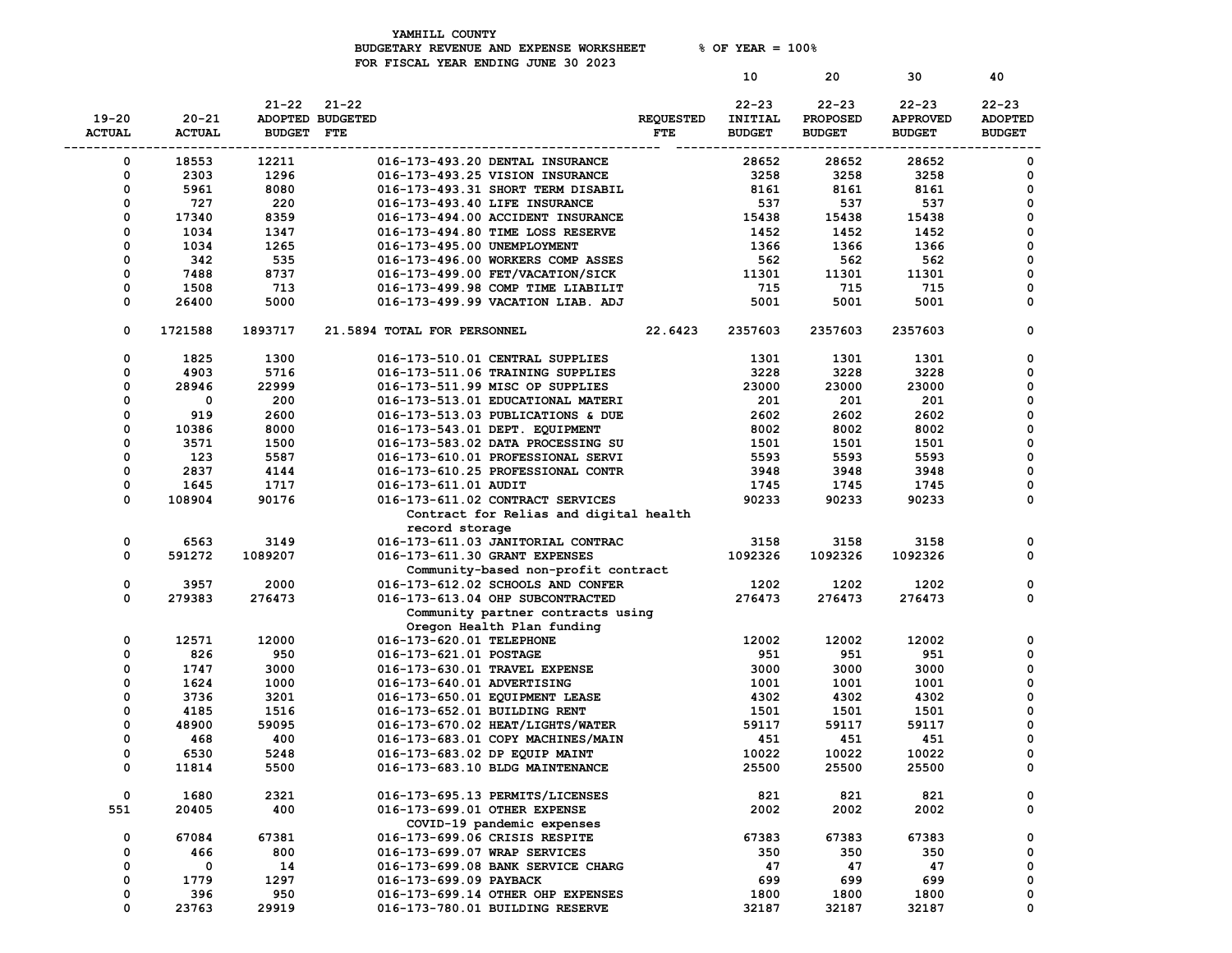YAMHILL COUNTY
BUDGETARY REVENUE AND EXPENSE WORKSHEET % OF YEAR = 100%
FOR FISCAL YEAR ENDING JUNE 30 2023

| 19-20 ACTUAL | 20-21 ACTUAL | 21-22 ADOPTED BUDGET | 21-22 BUDGETED FTE | | REQUESTED FTE | 10 22-23 INITIAL BUDGET | 20 22-23 PROPOSED BUDGET | 30 22-23 APPROVED BUDGET | 40 22-23 ADOPTED BUDGET |
|---|---|---|---|---|---|---|---|---|---|
| 0 | 18553 | 12211 | | 016-173-493.20 DENTAL INSURANCE | | 28652 | 28652 | 28652 | 0 |
| 0 | 2303 | 1296 | | 016-173-493.25 VISION INSURANCE | | 3258 | 3258 | 3258 | 0 |
| 0 | 5961 | 8080 | | 016-173-493.31 SHORT TERM DISABIL | | 8161 | 8161 | 8161 | 0 |
| 0 | 727 | 220 | | 016-173-493.40 LIFE INSURANCE | | 537 | 537 | 537 | 0 |
| 0 | 17340 | 8359 | | 016-173-494.00 ACCIDENT INSURANCE | | 15438 | 15438 | 15438 | 0 |
| 0 | 1034 | 1347 | | 016-173-494.80 TIME LOSS RESERVE | | 1452 | 1452 | 1452 | 0 |
| 0 | 1034 | 1265 | | 016-173-495.00 UNEMPLOYMENT | | 1366 | 1366 | 1366 | 0 |
| 0 | 342 | 535 | | 016-173-496.00 WORKERS COMP ASSES | | 562 | 562 | 562 | 0 |
| 0 | 7488 | 8737 | | 016-173-499.00 FET/VACATION/SICK | | 11301 | 11301 | 11301 | 0 |
| 0 | 1508 | 713 | | 016-173-499.98 COMP TIME LIABILIT | | 715 | 715 | 715 | 0 |
| 0 | 26400 | 5000 | | 016-173-499.99 VACATION LIAB. ADJ | | 5001 | 5001 | 5001 | 0 |
| 0 | 1721588 | 1893717 | 21.5894 | TOTAL FOR PERSONNEL | 22.6423 | 2357603 | 2357603 | 2357603 | 0 |
| 0 | 1825 | 1300 | | 016-173-510.01 CENTRAL SUPPLIES | | 1301 | 1301 | 1301 | 0 |
| 0 | 4903 | 5716 | | 016-173-511.06 TRAINING SUPPLIES | | 3228 | 3228 | 3228 | 0 |
| 0 | 28946 | 22999 | | 016-173-511.99 MISC OP SUPPLIES | | 23000 | 23000 | 23000 | 0 |
| 0 | 0 | 200 | | 016-173-513.01 EDUCATIONAL MATERI | | 201 | 201 | 201 | 0 |
| 0 | 919 | 2600 | | 016-173-513.03 PUBLICATIONS & DUE | | 2602 | 2602 | 2602 | 0 |
| 0 | 10386 | 8000 | | 016-173-543.01 DEPT. EQUIPMENT | | 8002 | 8002 | 8002 | 0 |
| 0 | 3571 | 1500 | | 016-173-583.02 DATA PROCESSING SU | | 1501 | 1501 | 1501 | 0 |
| 0 | 123 | 5587 | | 016-173-610.01 PROFESSIONAL SERVI | | 5593 | 5593 | 5593 | 0 |
| 0 | 2837 | 4144 | | 016-173-610.25 PROFESSIONAL CONTR | | 3948 | 3948 | 3948 | 0 |
| 0 | 1645 | 1717 | | 016-173-611.01 AUDIT | | 1745 | 1745 | 1745 | 0 |
| 0 | 108904 | 90176 | | 016-173-611.02 CONTRACT SERVICES<br>Contract for Relias and digital health record storage | | 90233 | 90233 | 90233 | 0 |
| 0 | 6563 | 3149 | | 016-173-611.03 JANITORIAL CONTRAC | | 3158 | 3158 | 3158 | 0 |
| 0 | 591272 | 1089207 | | 016-173-611.30 GRANT EXPENSES<br>Community-based non-profit contract | | 1092326 | 1092326 | 1092326 | 0 |
| 0 | 3957 | 2000 | | 016-173-612.02 SCHOOLS AND CONFER | | 1202 | 1202 | 1202 | 0 |
| 0 | 279383 | 276473 | | 016-173-613.04 OHP SUBCONTRACTED<br>Community partner contracts using Oregon Health Plan funding | | 276473 | 276473 | 276473 | 0 |
| 0 | 12571 | 12000 | | 016-173-620.01 TELEPHONE | | 12002 | 12002 | 12002 | 0 |
| 0 | 826 | 950 | | 016-173-621.01 POSTAGE | | 951 | 951 | 951 | 0 |
| 0 | 1747 | 3000 | | 016-173-630.01 TRAVEL EXPENSE | | 3000 | 3000 | 3000 | 0 |
| 0 | 1624 | 1000 | | 016-173-640.01 ADVERTISING | | 1001 | 1001 | 1001 | 0 |
| 0 | 3736 | 3201 | | 016-173-650.01 EQUIPMENT LEASE | | 4302 | 4302 | 4302 | 0 |
| 0 | 4185 | 1516 | | 016-173-652.01 BUILDING RENT | | 1501 | 1501 | 1501 | 0 |
| 0 | 48900 | 59095 | | 016-173-670.02 HEAT/LIGHTS/WATER | | 59117 | 59117 | 59117 | 0 |
| 0 | 468 | 400 | | 016-173-683.01 COPY MACHINES/MAIN | | 451 | 451 | 451 | 0 |
| 0 | 6530 | 5248 | | 016-173-683.02 DP EQUIP MAINT | | 10022 | 10022 | 10022 | 0 |
| 0 | 11814 | 5500 | | 016-173-683.10 BLDG MAINTENANCE | | 25500 | 25500 | 25500 | 0 |
| 0 | 1680 | 2321 | | 016-173-695.13 PERMITS/LICENSES | | 821 | 821 | 821 | 0 |
| 551 | 20405 | 400 | | 016-173-699.01 OTHER EXPENSE<br>COVID-19 pandemic expenses | | 2002 | 2002 | 2002 | 0 |
| 0 | 67084 | 67381 | | 016-173-699.06 CRISIS RESPITE | | 67383 | 67383 | 67383 | 0 |
| 0 | 466 | 800 | | 016-173-699.07 WRAP SERVICES | | 350 | 350 | 350 | 0 |
| 0 | 0 | 14 | | 016-173-699.08 BANK SERVICE CHARG | | 47 | 47 | 47 | 0 |
| 0 | 1779 | 1297 | | 016-173-699.09 PAYBACK | | 699 | 699 | 699 | 0 |
| 0 | 396 | 950 | | 016-173-699.14 OTHER OHP EXPENSES | | 1800 | 1800 | 1800 | 0 |
| 0 | 23763 | 29919 | | 016-173-780.01 BUILDING RESERVE | | 32187 | 32187 | 32187 | 0 |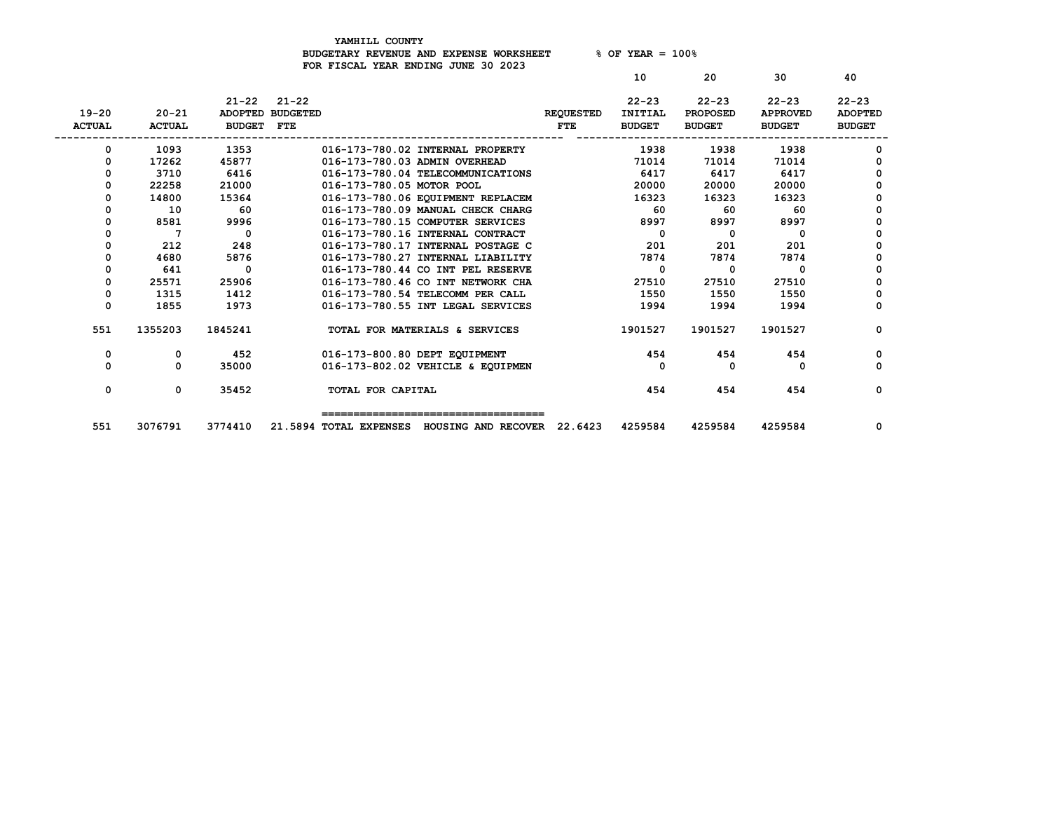YAMHILL COUNTY
BUDGETARY REVENUE AND EXPENSE WORKSHEET % OF YEAR = 100%
FOR FISCAL YEAR ENDING JUNE 30 2023

| 19-20 ACTUAL | 20-21 ACTUAL | 21-22 ADOPTED BUDGET | 21-22 BUDGETED FTE | | REQUESTED FTE | 10<br>22-23 INITIAL BUDGET | 20<br>22-23 PROPOSED BUDGET | 30<br>22-23 APPROVED BUDGET | 40<br>22-23 ADOPTED BUDGET |
|---|---|---|---|---|---|---|---|---|---|
| 0 | 1093 | 1353 | | 016-173-780.02 INTERNAL PROPERTY | | 1938 | 1938 | 1938 | 0 |
| 0 | 17262 | 45877 | | 016-173-780.03 ADMIN OVERHEAD | | 71014 | 71014 | 71014 | 0 |
| 0 | 3710 | 6416 | | 016-173-780.04 TELECOMMUNICATIONS | | 6417 | 6417 | 6417 | 0 |
| 0 | 22258 | 21000 | | 016-173-780.05 MOTOR POOL | | 20000 | 20000 | 20000 | 0 |
| 0 | 14800 | 15364 | | 016-173-780.06 EQUIPMENT REPLACEM | | 16323 | 16323 | 16323 | 0 |
| 0 | 10 | 60 | | 016-173-780.09 MANUAL CHECK CHARG | | 60 | 60 | 60 | 0 |
| 0 | 8581 | 9996 | | 016-173-780.15 COMPUTER SERVICES | | 8997 | 8997 | 8997 | 0 |
| 0 | 7 | 0 | | 016-173-780.16 INTERNAL CONTRACT | | 0 | 0 | 0 | 0 |
| 0 | 212 | 248 | | 016-173-780.17 INTERNAL POSTAGE C | | 201 | 201 | 201 | 0 |
| 0 | 4680 | 5876 | | 016-173-780.27 INTERNAL LIABILITY | | 7874 | 7874 | 7874 | 0 |
| 0 | 641 | 0 | | 016-173-780.44 CO INT PEL RESERVE | | 0 | 0 | 0 | 0 |
| 0 | 25571 | 25906 | | 016-173-780.46 CO INT NETWORK CHA | | 27510 | 27510 | 27510 | 0 |
| 0 | 1315 | 1412 | | 016-173-780.54 TELECOMM PER CALL | | 1550 | 1550 | 1550 | 0 |
| 0 | 1855 | 1973 | | 016-173-780.55 INT LEGAL SERVICES | | 1994 | 1994 | 1994 | 0 |
| 551 | 1355203 | 1845241 | | TOTAL FOR MATERIALS & SERVICES | | 1901527 | 1901527 | 1901527 | 0 |
| 0 | 0 | 452 | | 016-173-800.80 DEPT EQUIPMENT | | 454 | 454 | 454 | 0 |
| 0 | 0 | 35000 | | 016-173-802.02 VEHICLE & EQUIPMEN | | 0 | 0 | 0 | 0 |
| 0 | 0 | 35452 | | TOTAL FOR CAPITAL | | 454 | 454 | 454 | 0 |
| 551 | 3076791 | 3774410 | 21.5894 | TOTAL EXPENSES HOUSING AND RECOVER | 22.6423 | 4259584 | 4259584 | 4259584 | 0 |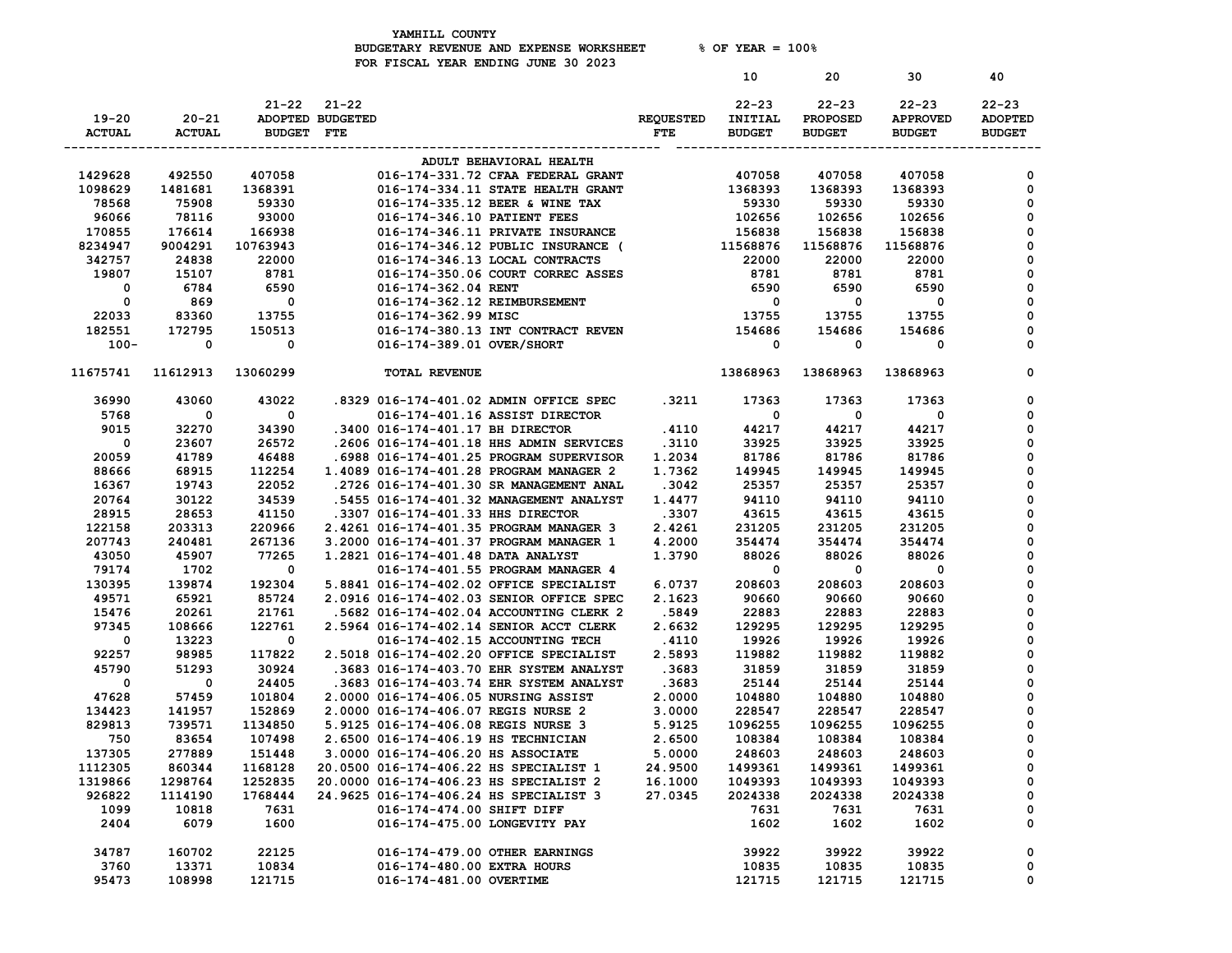YAMHILL COUNTY
BUDGETARY REVENUE AND EXPENSE WORKSHEET % OF YEAR = 100%
FOR FISCAL YEAR ENDING JUNE 30 2023

| 19-20 ACTUAL | 20-21 ACTUAL | 21-22 ADOPTED BUDGET | 21-22 BUDGETED FTE | | REQUESTED FTE | 10 22-23 INITIAL BUDGET | 20 22-23 PROPOSED BUDGET | 30 22-23 APPROVED BUDGET | 40 22-23 ADOPTED BUDGET |
|---|---|---|---|---|---|---|---|---|---|
| | | | | ADULT BEHAVIORAL HEALTH | | | | | |
| 1429628 | 492550 | 407058 | | 016-174-331.72 CFAA FEDERAL GRANT | | 407058 | 407058 | 407058 | 0 |
| 1098629 | 1481681 | 1368391 | | 016-174-334.11 STATE HEALTH GRANT | | 1368393 | 1368393 | 1368393 | 0 |
| 78568 | 75908 | 59330 | | 016-174-335.12 BEER & WINE TAX | | 59330 | 59330 | 59330 | 0 |
| 96066 | 78116 | 93000 | | 016-174-346.10 PATIENT FEES | | 102656 | 102656 | 102656 | 0 |
| 170855 | 176614 | 166938 | | 016-174-346.11 PRIVATE INSURANCE | | 156838 | 156838 | 156838 | 0 |
| 8234947 | 9004291 | 10763943 | | 016-174-346.12 PUBLIC INSURANCE ( | | 11568876 | 11568876 | 11568876 | 0 |
| 342757 | 24838 | 22000 | | 016-174-346.13 LOCAL CONTRACTS | | 22000 | 22000 | 22000 | 0 |
| 19807 | 15107 | 8781 | | 016-174-350.06 COURT CORREC ASSES | | 8781 | 8781 | 8781 | 0 |
| 0 | 6784 | 6590 | | 016-174-362.04 RENT | | 6590 | 6590 | 6590 | 0 |
| 0 | 869 | 0 | | 016-174-362.12 REIMBURSEMENT | | 0 | 0 | 0 | 0 |
| 22033 | 83360 | 13755 | | 016-174-362.99 MISC | | 13755 | 13755 | 13755 | 0 |
| 182551 | 172795 | 150513 | | 016-174-380.13 INT CONTRACT REVEN | | 154686 | 154686 | 154686 | 0 |
| 100- | 0 | 0 | | 016-174-389.01 OVER/SHORT | | 0 | 0 | 0 | 0 |
| 11675741 | 11612913 | 13060299 | | TOTAL REVENUE | | 13868963 | 13868963 | 13868963 | 0 |
| 36990 | 43060 | 43022 | .8329 | 016-174-401.02 ADMIN OFFICE SPEC | .3211 | 17363 | 17363 | 17363 | 0 |
| 5768 | 0 | 0 | | 016-174-401.16 ASSIST DIRECTOR | | 0 | 0 | 0 | 0 |
| 9015 | 32270 | 34390 | .3400 | 016-174-401.17 BH DIRECTOR | .4110 | 44217 | 44217 | 44217 | 0 |
| 0 | 23607 | 26572 | .2606 | 016-174-401.18 HHS ADMIN SERVICES | .3110 | 33925 | 33925 | 33925 | 0 |
| 20059 | 41789 | 46488 | .6988 | 016-174-401.25 PROGRAM SUPERVISOR | 1.2034 | 81786 | 81786 | 81786 | 0 |
| 88666 | 68915 | 112254 | 1.4089 | 016-174-401.28 PROGRAM MANAGER 2 | 1.7362 | 149945 | 149945 | 149945 | 0 |
| 16367 | 19743 | 22052 | .2726 | 016-174-401.30 SR MANAGEMENT ANAL | .3042 | 25357 | 25357 | 25357 | 0 |
| 20764 | 30122 | 34539 | .5455 | 016-174-401.32 MANAGEMENT ANALYST | 1.4477 | 94110 | 94110 | 94110 | 0 |
| 28915 | 28653 | 41150 | .3307 | 016-174-401.33 HHS DIRECTOR | .3307 | 43615 | 43615 | 43615 | 0 |
| 122158 | 203313 | 220966 | 2.4261 | 016-174-401.35 PROGRAM MANAGER 3 | 2.4261 | 231205 | 231205 | 231205 | 0 |
| 207743 | 240481 | 267136 | 3.2000 | 016-174-401.37 PROGRAM MANAGER 1 | 4.2000 | 354474 | 354474 | 354474 | 0 |
| 43050 | 45907 | 77265 | 1.2821 | 016-174-401.48 DATA ANALYST | 1.3790 | 88026 | 88026 | 88026 | 0 |
| 79174 | 1702 | 0 | | 016-174-401.55 PROGRAM MANAGER 4 | | 0 | 0 | 0 | 0 |
| 130395 | 139874 | 192304 | 5.8841 | 016-174-402.02 OFFICE SPECIALIST | 6.0737 | 208603 | 208603 | 208603 | 0 |
| 49571 | 65921 | 85724 | 2.0916 | 016-174-402.03 SENIOR OFFICE SPEC | 2.1623 | 90660 | 90660 | 90660 | 0 |
| 15476 | 20261 | 21761 | .5682 | 016-174-402.04 ACCOUNTING CLERK 2 | .5849 | 22883 | 22883 | 22883 | 0 |
| 97345 | 108666 | 122761 | 2.5964 | 016-174-402.14 SENIOR ACCT CLERK | 2.6632 | 129295 | 129295 | 129295 | 0 |
| 0 | 13223 | 0 | | 016-174-402.15 ACCOUNTING TECH | .4110 | 19926 | 19926 | 19926 | 0 |
| 92257 | 98985 | 117822 | 2.5018 | 016-174-402.20 OFFICE SPECIALIST | 2.5893 | 119882 | 119882 | 119882 | 0 |
| 45790 | 51293 | 30924 | .3683 | 016-174-403.70 EHR SYSTEM ANALYST | .3683 | 31859 | 31859 | 31859 | 0 |
| 0 | 0 | 24405 | .3683 | 016-174-403.74 EHR SYSTEM ANALYST | .3683 | 25144 | 25144 | 25144 | 0 |
| 47628 | 57459 | 101804 | 2.0000 | 016-174-406.05 NURSING ASSIST | 2.0000 | 104880 | 104880 | 104880 | 0 |
| 134423 | 141957 | 152869 | 2.0000 | 016-174-406.07 REGIS NURSE 2 | 3.0000 | 228547 | 228547 | 228547 | 0 |
| 829813 | 739571 | 1134850 | 5.9125 | 016-174-406.08 REGIS NURSE 3 | 5.9125 | 1096255 | 1096255 | 1096255 | 0 |
| 750 | 83654 | 107498 | 2.6500 | 016-174-406.19 HS TECHNICIAN | 2.6500 | 108384 | 108384 | 108384 | 0 |
| 137305 | 277889 | 151448 | 3.0000 | 016-174-406.20 HS ASSOCIATE | 5.0000 | 248603 | 248603 | 248603 | 0 |
| 1112305 | 860344 | 1168128 | 20.0500 | 016-174-406.22 HS SPECIALIST 1 | 24.9500 | 1499361 | 1499361 | 1499361 | 0 |
| 1319866 | 1298764 | 1252835 | 20.0000 | 016-174-406.23 HS SPECIALIST 2 | 16.1000 | 1049393 | 1049393 | 1049393 | 0 |
| 926822 | 1114190 | 1768444 | 24.9625 | 016-174-406.24 HS SPECIALIST 3 | 27.0345 | 2024338 | 2024338 | 2024338 | 0 |
| 1099 | 10818 | 7631 | | 016-174-474.00 SHIFT DIFF | | 7631 | 7631 | 7631 | 0 |
| 2404 | 6079 | 1600 | | 016-174-475.00 LONGEVITY PAY | | 1602 | 1602 | 1602 | 0 |
| 34787 | 160702 | 22125 | | 016-174-479.00 OTHER EARNINGS | | 39922 | 39922 | 39922 | 0 |
| 3760 | 13371 | 10834 | | 016-174-480.00 EXTRA HOURS | | 10835 | 10835 | 10835 | 0 |
| 95473 | 108998 | 121715 | | 016-174-481.00 OVERTIME | | 121715 | 121715 | 121715 | 0 |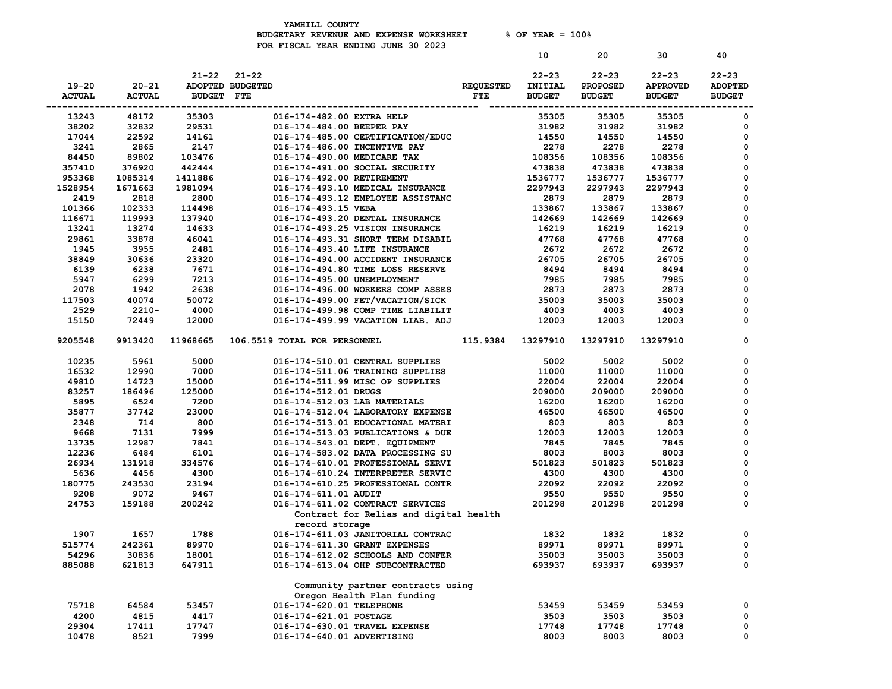YAMHILL COUNTY
BUDGETARY REVENUE AND EXPENSE WORKSHEET % OF YEAR = 100%
FOR FISCAL YEAR ENDING JUNE 30 2023

| 19-20 ACTUAL | 20-21 ACTUAL | 21-22 ADOPTED BUDGET | 21-22 BUDGETED FTE | | REQUESTED FTE | 10 22-23 INITIAL BUDGET | 20 22-23 PROPOSED BUDGET | 30 22-23 APPROVED BUDGET | 40 22-23 ADOPTED BUDGET |
|---|---|---|---|---|---|---|---|---|---|
| 13243 | 48172 | 35303 | | 016-174-482.00 EXTRA HELP | | 35305 | 35305 | 35305 | 0 |
| 38202 | 32832 | 29531 | | 016-174-484.00 BEEPER PAY | | 31982 | 31982 | 31982 | 0 |
| 17044 | 22592 | 14161 | | 016-174-485.00 CERTIFICATION/EDUC | | 14550 | 14550 | 14550 | 0 |
| 3241 | 2865 | 2147 | | 016-174-486.00 INCENTIVE PAY | | 2278 | 2278 | 2278 | 0 |
| 84450 | 89802 | 103476 | | 016-174-490.00 MEDICARE TAX | | 108356 | 108356 | 108356 | 0 |
| 357410 | 376920 | 442444 | | 016-174-491.00 SOCIAL SECURITY | | 473838 | 473838 | 473838 | 0 |
| 953368 | 1085314 | 1411886 | | 016-174-492.00 RETIREMENT | | 1536777 | 1536777 | 1536777 | 0 |
| 1528954 | 1671663 | 1981094 | | 016-174-493.10 MEDICAL INSURANCE | | 2297943 | 2297943 | 2297943 | 0 |
| 2419 | 2818 | 2800 | | 016-174-493.12 EMPLOYEE ASSISTANC | | 2879 | 2879 | 2879 | 0 |
| 101366 | 102333 | 114498 | | 016-174-493.15 VEBA | | 133867 | 133867 | 133867 | 0 |
| 116671 | 119993 | 137940 | | 016-174-493.20 DENTAL INSURANCE | | 142669 | 142669 | 142669 | 0 |
| 13241 | 13274 | 14633 | | 016-174-493.25 VISION INSURANCE | | 16219 | 16219 | 16219 | 0 |
| 29861 | 33878 | 46041 | | 016-174-493.31 SHORT TERM DISABIL | | 47768 | 47768 | 47768 | 0 |
| 1945 | 3955 | 2481 | | 016-174-493.40 LIFE INSURANCE | | 2672 | 2672 | 2672 | 0 |
| 38849 | 30636 | 23320 | | 016-174-494.00 ACCIDENT INSURANCE | | 26705 | 26705 | 26705 | 0 |
| 6139 | 6238 | 7671 | | 016-174-494.80 TIME LOSS RESERVE | | 8494 | 8494 | 8494 | 0 |
| 5947 | 6299 | 7213 | | 016-174-495.00 UNEMPLOYMENT | | 7985 | 7985 | 7985 | 0 |
| 2078 | 1942 | 2638 | | 016-174-496.00 WORKERS COMP ASSES | | 2873 | 2873 | 2873 | 0 |
| 117503 | 40074 | 50072 | | 016-174-499.00 FET/VACATION/SICK | | 35003 | 35003 | 35003 | 0 |
| 2529 | 2210- | 4000 | | 016-174-499.98 COMP TIME LIABILIT | | 4003 | 4003 | 4003 | 0 |
| 15150 | 72449 | 12000 | | 016-174-499.99 VACATION LIAB. ADJ | | 12003 | 12003 | 12003 | 0 |
| 9205548 | 9913420 | 11968665 | 106.5519 | TOTAL FOR PERSONNEL | 115.9384 | 13297910 | 13297910 | 13297910 | 0 |
| 10235 | 5961 | 5000 | | 016-174-510.01 CENTRAL SUPPLIES | | 5002 | 5002 | 5002 | 0 |
| 16532 | 12990 | 7000 | | 016-174-511.06 TRAINING SUPPLIES | | 11000 | 11000 | 11000 | 0 |
| 49810 | 14723 | 15000 | | 016-174-511.99 MISC OP SUPPLIES | | 22004 | 22004 | 22004 | 0 |
| 83257 | 186496 | 125000 | | 016-174-512.01 DRUGS | | 209000 | 209000 | 209000 | 0 |
| 5895 | 6524 | 7200 | | 016-174-512.03 LAB MATERIALS | | 16200 | 16200 | 16200 | 0 |
| 35877 | 37742 | 23000 | | 016-174-512.04 LABORATORY EXPENSE | | 46500 | 46500 | 46500 | 0 |
| 2348 | 714 | 800 | | 016-174-513.01 EDUCATIONAL MATERI | | 803 | 803 | 803 | 0 |
| 9668 | 7131 | 7999 | | 016-174-513.03 PUBLICATIONS & DUE | | 12003 | 12003 | 12003 | 0 |
| 13735 | 12987 | 7841 | | 016-174-543.01 DEPT. EQUIPMENT | | 7845 | 7845 | 7845 | 0 |
| 12236 | 6484 | 6101 | | 016-174-583.02 DATA PROCESSING SU | | 8003 | 8003 | 8003 | 0 |
| 26934 | 131918 | 334576 | | 016-174-610.01 PROFESSIONAL SERVI | | 501823 | 501823 | 501823 | 0 |
| 5636 | 4456 | 4300 | | 016-174-610.24 INTERPRETER SERVIC | | 4300 | 4300 | 4300 | 0 |
| 180775 | 243530 | 23194 | | 016-174-610.25 PROFESSIONAL CONTR | | 22092 | 22092 | 22092 | 0 |
| 9208 | 9072 | 9467 | | 016-174-611.01 AUDIT | | 9550 | 9550 | 9550 | 0 |
| 24753 | 159188 | 200242 | | 016-174-611.02 CONTRACT SERVICES | | 201298 | 201298 | 201298 | 0 |
| | | | | Contract for Relias and digital health record storage | | | | | |
| 1907 | 1657 | 1788 | | 016-174-611.03 JANITORIAL CONTRAC | | 1832 | 1832 | 1832 | 0 |
| 515774 | 242361 | 89970 | | 016-174-611.30 GRANT EXPENSES | | 89971 | 89971 | 89971 | 0 |
| 54296 | 30836 | 18001 | | 016-174-612.02 SCHOOLS AND CONFER | | 35003 | 35003 | 35003 | 0 |
| 885088 | 621813 | 647911 | | 016-174-613.04 OHP SUBCONTRACTED | | 693937 | 693937 | 693937 | 0 |
| | | | | Community partner contracts using Oregon Health Plan funding | | | | | |
| 75718 | 64584 | 53457 | | 016-174-620.01 TELEPHONE | | 53459 | 53459 | 53459 | 0 |
| 4200 | 4815 | 4417 | | 016-174-621.01 POSTAGE | | 3503 | 3503 | 3503 | 0 |
| 29304 | 17411 | 17747 | | 016-174-630.01 TRAVEL EXPENSE | | 17748 | 17748 | 17748 | 0 |
| 10478 | 8521 | 7999 | | 016-174-640.01 ADVERTISING | | 8003 | 8003 | 8003 | 0 |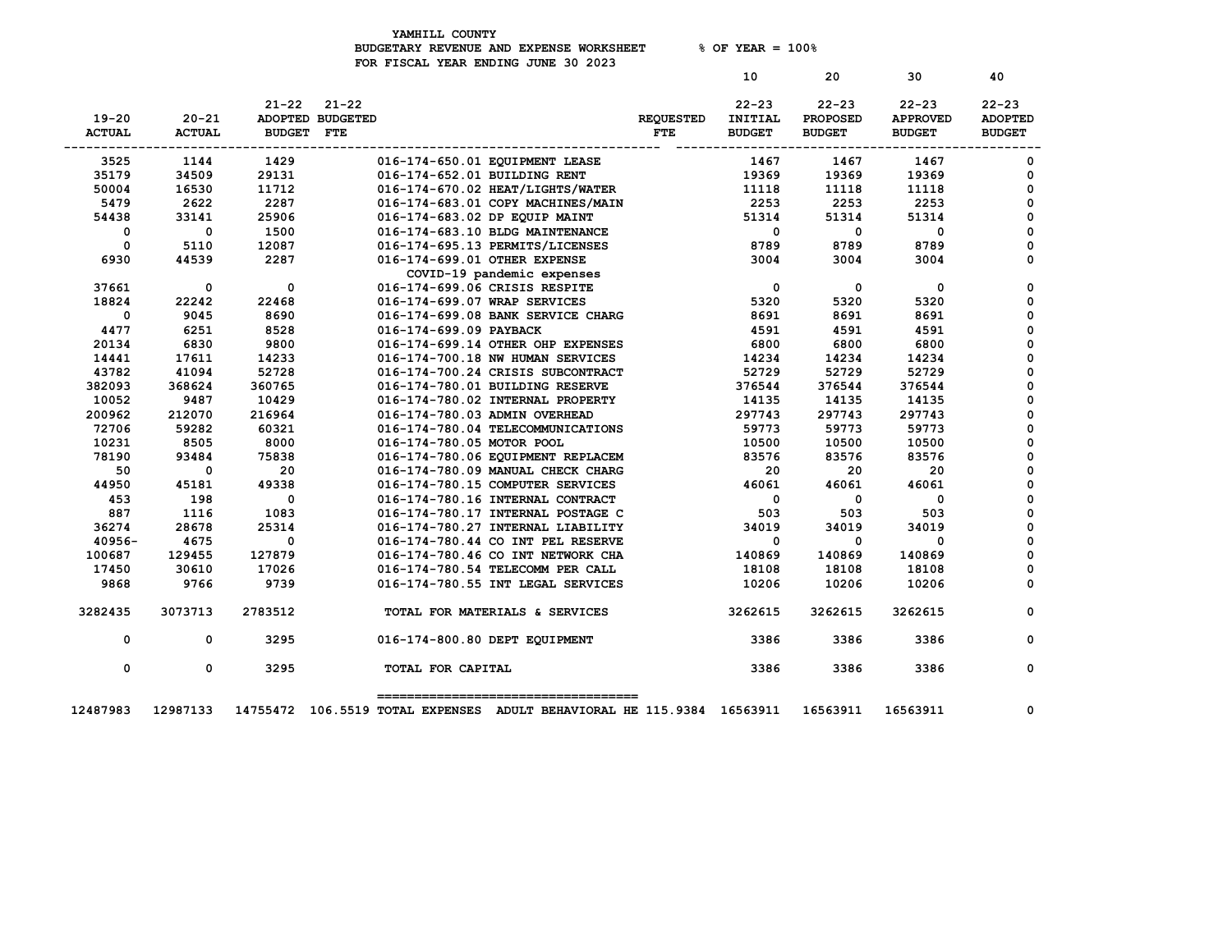YAMHILL COUNTY
BUDGETARY REVENUE AND EXPENSE WORKSHEET % OF YEAR = 100%
FOR FISCAL YEAR ENDING JUNE 30 2023

| 19-20 ACTUAL | 20-21 ACTUAL | 21-22 ADOPTED BUDGET | 21-22 BUDGETED FTE | | REQUESTED FTE | 10 22-23 INITIAL BUDGET | 20 22-23 PROPOSED BUDGET | 30 22-23 APPROVED BUDGET | 40 22-23 ADOPTED BUDGET |
|---|---|---|---|---|---|---|---|---|---|
| 3525 | 1144 | 1429 | | 016-174-650.01 EQUIPMENT LEASE | | 1467 | 1467 | 1467 | 0 |
| 35179 | 34509 | 29131 | | 016-174-652.01 BUILDING RENT | | 19369 | 19369 | 19369 | 0 |
| 50004 | 16530 | 11712 | | 016-174-670.02 HEAT/LIGHTS/WATER | | 11118 | 11118 | 11118 | 0 |
| 5479 | 2622 | 2287 | | 016-174-683.01 COPY MACHINES/MAIN | | 2253 | 2253 | 2253 | 0 |
| 54438 | 33141 | 25906 | | 016-174-683.02 DP EQUIP MAINT | | 51314 | 51314 | 51314 | 0 |
| 0 | 0 | 1500 | | 016-174-683.10 BLDG MAINTENANCE | | 0 | 0 | 0 | 0 |
| 0 | 5110 | 12087 | | 016-174-695.13 PERMITS/LICENSES | | 8789 | 8789 | 8789 | 0 |
| 6930 | 44539 | 2287 | | 016-174-699.01 OTHER EXPENSE COVID-19 pandemic expenses | | 3004 | 3004 | 3004 | 0 |
| 37661 | 0 | 0 | | 016-174-699.06 CRISIS RESPITE | | 0 | 0 | 0 | 0 |
| 18824 | 22242 | 22468 | | 016-174-699.07 WRAP SERVICES | | 5320 | 5320 | 5320 | 0 |
| 0 | 9045 | 8690 | | 016-174-699.08 BANK SERVICE CHARG | | 8691 | 8691 | 8691 | 0 |
| 4477 | 6251 | 8528 | | 016-174-699.09 PAYBACK | | 4591 | 4591 | 4591 | 0 |
| 20134 | 6830 | 9800 | | 016-174-699.14 OTHER OHP EXPENSES | | 6800 | 6800 | 6800 | 0 |
| 14441 | 17611 | 14233 | | 016-174-700.18 NW HUMAN SERVICES | | 14234 | 14234 | 14234 | 0 |
| 43782 | 41094 | 52728 | | 016-174-700.24 CRISIS SUBCONTRACT | | 52729 | 52729 | 52729 | 0 |
| 382093 | 368624 | 360765 | | 016-174-780.01 BUILDING RESERVE | | 376544 | 376544 | 376544 | 0 |
| 10052 | 9487 | 10429 | | 016-174-780.02 INTERNAL PROPERTY | | 14135 | 14135 | 14135 | 0 |
| 200962 | 212070 | 216964 | | 016-174-780.03 ADMIN OVERHEAD | | 297743 | 297743 | 297743 | 0 |
| 72706 | 59282 | 60321 | | 016-174-780.04 TELECOMMUNICATIONS | | 59773 | 59773 | 59773 | 0 |
| 10231 | 8505 | 8000 | | 016-174-780.05 MOTOR POOL | | 10500 | 10500 | 10500 | 0 |
| 78190 | 93484 | 75838 | | 016-174-780.06 EQUIPMENT REPLACEM | | 83576 | 83576 | 83576 | 0 |
| 50 | 0 | 20 | | 016-174-780.09 MANUAL CHECK CHARG | | 20 | 20 | 20 | 0 |
| 44950 | 45181 | 49338 | | 016-174-780.15 COMPUTER SERVICES | | 46061 | 46061 | 46061 | 0 |
| 453 | 198 | 0 | | 016-174-780.16 INTERNAL CONTRACT | | 0 | 0 | 0 | 0 |
| 887 | 1116 | 1083 | | 016-174-780.17 INTERNAL POSTAGE C | | 503 | 503 | 503 | 0 |
| 36274 | 28678 | 25314 | | 016-174-780.27 INTERNAL LIABILITY | | 34019 | 34019 | 34019 | 0 |
| 40956- | 4675 | 0 | | 016-174-780.44 CO INT PEL RESERVE | | 0 | 0 | 0 | 0 |
| 100687 | 129455 | 127879 | | 016-174-780.46 CO INT NETWORK CHA | | 140869 | 140869 | 140869 | 0 |
| 17450 | 30610 | 17026 | | 016-174-780.54 TELECOMM PER CALL | | 18108 | 18108 | 18108 | 0 |
| 9868 | 9766 | 9739 | | 016-174-780.55 INT LEGAL SERVICES | | 10206 | 10206 | 10206 | 0 |
| 3282435 | 3073713 | 2783512 | | TOTAL FOR MATERIALS & SERVICES | | 3262615 | 3262615 | 3262615 | 0 |
| 0 | 0 | 3295 | | 016-174-800.80 DEPT EQUIPMENT | | 3386 | 3386 | 3386 | 0 |
| 0 | 0 | 3295 | | TOTAL FOR CAPITAL | | 3386 | 3386 | 3386 | 0 |
| 12487983 | 12987133 | 14755472 | 106.5519 | TOTAL EXPENSES ADULT BEHAVIORAL HE | 115.9384 | 16563911 | 16563911 | 16563911 | 0 |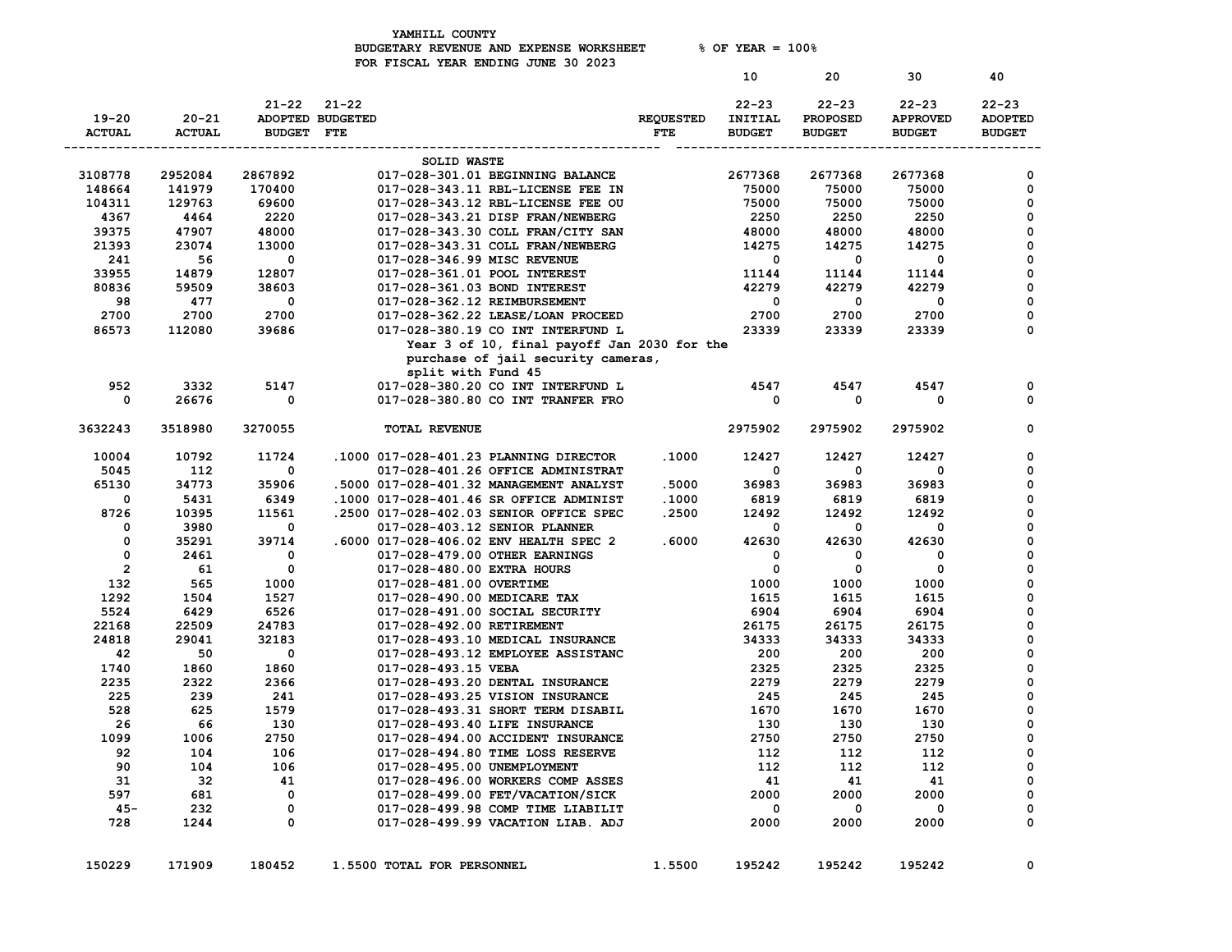YAMHILL COUNTY
BUDGETARY REVENUE AND EXPENSE WORKSHEET % OF YEAR = 100%
FOR FISCAL YEAR ENDING JUNE 30 2023

| 19-20 ACTUAL | 20-21 ACTUAL | 21-22 ADOPTED BUDGET | 21-22 BUDGETED FTE | | REQUESTED FTE | 10 22-23 INITIAL BUDGET | 20 22-23 PROPOSED BUDGET | 30 22-23 APPROVED BUDGET | 40 22-23 ADOPTED BUDGET |
|---|---|---|---|---|---|---|---|---|---|
| | | | | **SOLID WASTE** | | | | | |
| 3108778 | 2952084 | 2867892 | | 017-028-301.01 BEGINNING BALANCE | | 2677368 | 2677368 | 2677368 | 0 |
| 148664 | 141979 | 170400 | | 017-028-343.11 RBL-LICENSE FEE IN | | 75000 | 75000 | 75000 | 0 |
| 104311 | 129763 | 69600 | | 017-028-343.12 RBL-LICENSE FEE OU | | 75000 | 75000 | 75000 | 0 |
| 4367 | 4464 | 2220 | | 017-028-343.21 DISP FRAN/NEWBERG | | 2250 | 2250 | 2250 | 0 |
| 39375 | 47907 | 48000 | | 017-028-343.30 COLL FRAN/CITY SAN | | 48000 | 48000 | 48000 | 0 |
| 21393 | 23074 | 13000 | | 017-028-343.31 COLL FRAN/NEWBERG | | 14275 | 14275 | 14275 | 0 |
| 241 | 56 | 0 | | 017-028-346.99 MISC REVENUE | | 0 | 0 | 0 | 0 |
| 33955 | 14879 | 12807 | | 017-028-361.01 POOL INTEREST | | 11144 | 11144 | 11144 | 0 |
| 80836 | 59509 | 38603 | | 017-028-361.03 BOND INTEREST | | 42279 | 42279 | 42279 | 0 |
| 98 | 477 | 0 | | 017-028-362.12 REIMBURSEMENT | | 0 | 0 | 0 | 0 |
| 2700 | 2700 | 2700 | | 017-028-362.22 LEASE/LOAN PROCEED | | 2700 | 2700 | 2700 | 0 |
| 86573 | 112080 | 39686 | | 017-028-380.19 CO INT INTERFUND L | | 23339 | 23339 | 23339 | 0 |
| | | | | Year 3 of 10, final payoff Jan 2030 for the purchase of jail security cameras, split with Fund 45 | | | | | |
| 952 | 3332 | 5147 | | 017-028-380.20 CO INT INTERFUND L | | 4547 | 4547 | 4547 | 0 |
| 0 | 26676 | 0 | | 017-028-380.80 CO INT TRANFER FRO | | 0 | 0 | 0 | 0 |
| 3632243 | 3518980 | 3270055 | | TOTAL REVENUE | | 2975902 | 2975902 | 2975902 | 0 |
| 10004 | 10792 | 11724 | .1000 | 017-028-401.23 PLANNING DIRECTOR | .1000 | 12427 | 12427 | 12427 | 0 |
| 5045 | 112 | 0 | | 017-028-401.26 OFFICE ADMINISTRAT | | 0 | 0 | 0 | 0 |
| 65130 | 34773 | 35906 | .5000 | 017-028-401.32 MANAGEMENT ANALYST | .5000 | 36983 | 36983 | 36983 | 0 |
| 0 | 5431 | 6349 | .1000 | 017-028-401.46 SR OFFICE ADMINIST | .1000 | 6819 | 6819 | 6819 | 0 |
| 8726 | 10395 | 11561 | .2500 | 017-028-402.03 SENIOR OFFICE SPEC | .2500 | 12492 | 12492 | 12492 | 0 |
| 0 | 3980 | 0 | | 017-028-403.12 SENIOR PLANNER | | 0 | 0 | 0 | 0 |
| 0 | 35291 | 39714 | .6000 | 017-028-406.02 ENV HEALTH SPEC 2 | .6000 | 42630 | 42630 | 42630 | 0 |
| 0 | 2461 | 0 | | 017-028-479.00 OTHER EARNINGS | | 0 | 0 | 0 | 0 |
| 2 | 61 | 0 | | 017-028-480.00 EXTRA HOURS | | 0 | 0 | 0 | 0 |
| 132 | 565 | 1000 | | 017-028-481.00 OVERTIME | | 1000 | 1000 | 1000 | 0 |
| 1292 | 1504 | 1527 | | 017-028-490.00 MEDICARE TAX | | 1615 | 1615 | 1615 | 0 |
| 5524 | 6429 | 6526 | | 017-028-491.00 SOCIAL SECURITY | | 6904 | 6904 | 6904 | 0 |
| 22168 | 22509 | 24783 | | 017-028-492.00 RETIREMENT | | 26175 | 26175 | 26175 | 0 |
| 24818 | 29041 | 32183 | | 017-028-493.10 MEDICAL INSURANCE | | 34333 | 34333 | 34333 | 0 |
| 42 | 50 | 0 | | 017-028-493.12 EMPLOYEE ASSISTANC | | 200 | 200 | 200 | 0 |
| 1740 | 1860 | 1860 | | 017-028-493.15 VEBA | | 2325 | 2325 | 2325 | 0 |
| 2235 | 2322 | 2366 | | 017-028-493.20 DENTAL INSURANCE | | 2279 | 2279 | 2279 | 0 |
| 225 | 239 | 241 | | 017-028-493.25 VISION INSURANCE | | 245 | 245 | 245 | 0 |
| 528 | 625 | 1579 | | 017-028-493.31 SHORT TERM DISABIL | | 1670 | 1670 | 1670 | 0 |
| 26 | 66 | 130 | | 017-028-493.40 LIFE INSURANCE | | 130 | 130 | 130 | 0 |
| 1099 | 1006 | 2750 | | 017-028-494.00 ACCIDENT INSURANCE | | 2750 | 2750 | 2750 | 0 |
| 92 | 104 | 106 | | 017-028-494.80 TIME LOSS RESERVE | | 112 | 112 | 112 | 0 |
| 90 | 104 | 106 | | 017-028-495.00 UNEMPLOYMENT | | 112 | 112 | 112 | 0 |
| 31 | 32 | 41 | | 017-028-496.00 WORKERS COMP ASSES | | 41 | 41 | 41 | 0 |
| 597 | 681 | 0 | | 017-028-499.00 FET/VACATION/SICK | | 2000 | 2000 | 2000 | 0 |
| 45- | 232 | 0 | | 017-028-499.98 COMP TIME LIABILIT | | 0 | 0 | 0 | 0 |
| 728 | 1244 | 0 | | 017-028-499.99 VACATION LIAB. ADJ | | 2000 | 2000 | 2000 | 0 |
| 150229 | 171909 | 180452 | 1.5500 | TOTAL FOR PERSONNEL | 1.5500 | 195242 | 195242 | 195242 | 0 |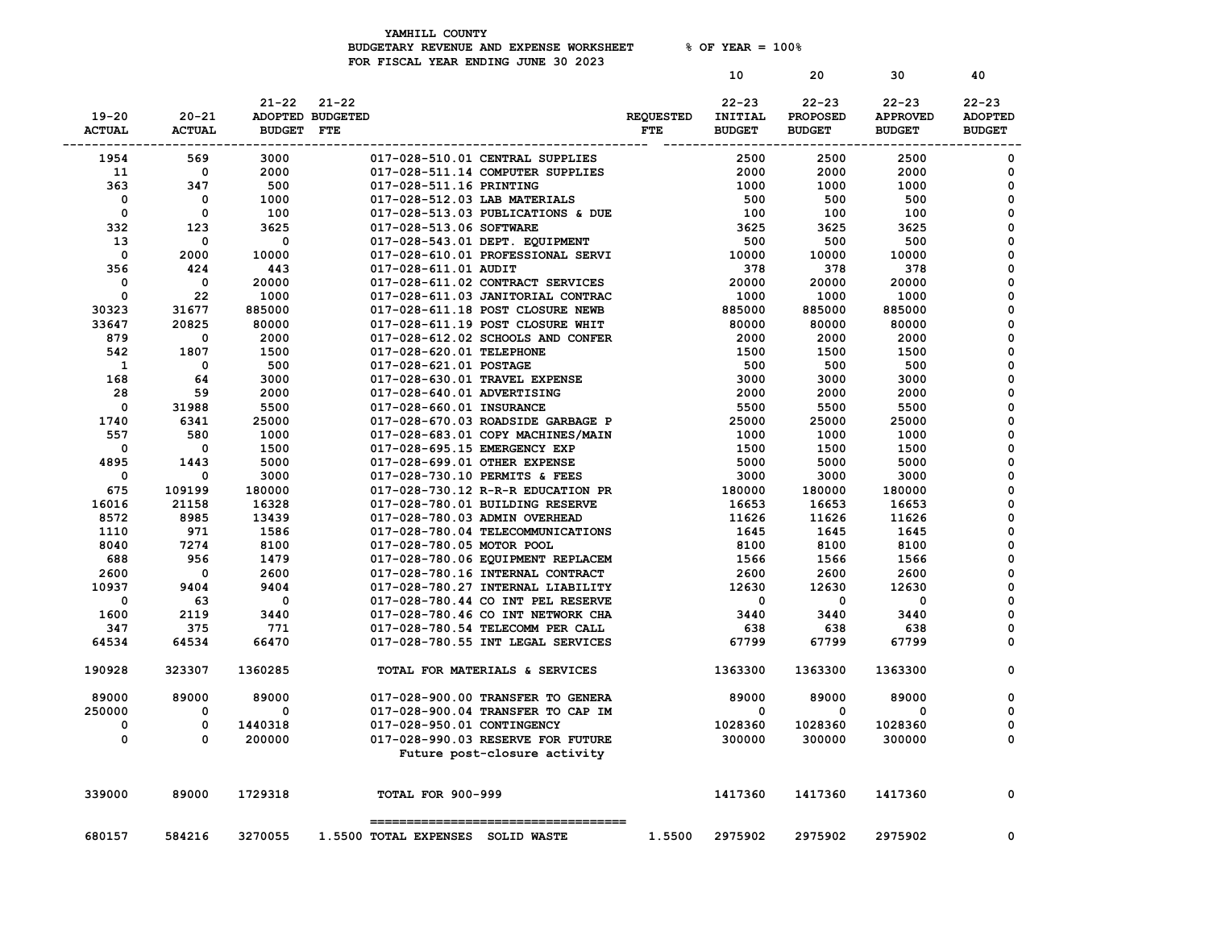YAMHILL COUNTY
BUDGETARY REVENUE AND EXPENSE WORKSHEET % OF YEAR = 100%
FOR FISCAL YEAR ENDING JUNE 30 2023

| 19-20 ACTUAL | 20-21 ACTUAL | 21-22 ADOPTED BUDGET | 21-22 BUDGETED FTE | | REQUESTED FTE | 10 22-23 INITIAL BUDGET | 20 22-23 PROPOSED BUDGET | 30 22-23 APPROVED BUDGET | 40 22-23 ADOPTED BUDGET |
|---|---|---|---|---|---|---|---|---|---|
| 1954 | 569 | 3000 | | 017-028-510.01 CENTRAL SUPPLIES | | 2500 | 2500 | 2500 | 0 |
| 11 | 0 | 2000 | | 017-028-511.14 COMPUTER SUPPLIES | | 2000 | 2000 | 2000 | 0 |
| 363 | 347 | 500 | | 017-028-511.16 PRINTING | | 1000 | 1000 | 1000 | 0 |
| 0 | 0 | 1000 | | 017-028-512.03 LAB MATERIALS | | 500 | 500 | 500 | 0 |
| 0 | 0 | 100 | | 017-028-513.03 PUBLICATIONS & DUE | | 100 | 100 | 100 | 0 |
| 332 | 123 | 3625 | | 017-028-513.06 SOFTWARE | | 3625 | 3625 | 3625 | 0 |
| 13 | 0 | 0 | | 017-028-543.01 DEPT. EQUIPMENT | | 500 | 500 | 500 | 0 |
| 0 | 2000 | 10000 | | 017-028-610.01 PROFESSIONAL SERVI | | 10000 | 10000 | 10000 | 0 |
| 356 | 424 | 443 | | 017-028-611.01 AUDIT | | 378 | 378 | 378 | 0 |
| 0 | 0 | 20000 | | 017-028-611.02 CONTRACT SERVICES | | 20000 | 20000 | 20000 | 0 |
| 0 | 22 | 1000 | | 017-028-611.03 JANITORIAL CONTRAC | | 1000 | 1000 | 1000 | 0 |
| 30323 | 31677 | 885000 | | 017-028-611.18 POST CLOSURE NEWB | | 885000 | 885000 | 885000 | 0 |
| 33647 | 20825 | 80000 | | 017-028-611.19 POST CLOSURE WHIT | | 80000 | 80000 | 80000 | 0 |
| 879 | 0 | 2000 | | 017-028-612.02 SCHOOLS AND CONFER | | 2000 | 2000 | 2000 | 0 |
| 542 | 1807 | 1500 | | 017-028-620.01 TELEPHONE | | 1500 | 1500 | 1500 | 0 |
| 1 | 0 | 500 | | 017-028-621.01 POSTAGE | | 500 | 500 | 500 | 0 |
| 168 | 64 | 3000 | | 017-028-630.01 TRAVEL EXPENSE | | 3000 | 3000 | 3000 | 0 |
| 28 | 59 | 2000 | | 017-028-640.01 ADVERTISING | | 2000 | 2000 | 2000 | 0 |
| 0 | 31988 | 5500 | | 017-028-660.01 INSURANCE | | 5500 | 5500 | 5500 | 0 |
| 1740 | 6341 | 25000 | | 017-028-670.03 ROADSIDE GARBAGE P | | 25000 | 25000 | 25000 | 0 |
| 557 | 580 | 1000 | | 017-028-683.01 COPY MACHINES/MAIN | | 1000 | 1000 | 1000 | 0 |
| 0 | 0 | 1500 | | 017-028-695.15 EMERGENCY EXP | | 1500 | 1500 | 1500 | 0 |
| 4895 | 1443 | 5000 | | 017-028-699.01 OTHER EXPENSE | | 5000 | 5000 | 5000 | 0 |
| 0 | 0 | 3000 | | 017-028-730.10 PERMITS & FEES | | 3000 | 3000 | 3000 | 0 |
| 675 | 109199 | 180000 | | 017-028-730.12 R-R-R EDUCATION PR | | 180000 | 180000 | 180000 | 0 |
| 16016 | 21158 | 16328 | | 017-028-780.01 BUILDING RESERVE | | 16653 | 16653 | 16653 | 0 |
| 8572 | 8985 | 13439 | | 017-028-780.03 ADMIN OVERHEAD | | 11626 | 11626 | 11626 | 0 |
| 1110 | 971 | 1586 | | 017-028-780.04 TELECOMMUNICATIONS | | 1645 | 1645 | 1645 | 0 |
| 8040 | 7274 | 8100 | | 017-028-780.05 MOTOR POOL | | 8100 | 8100 | 8100 | 0 |
| 688 | 956 | 1479 | | 017-028-780.06 EQUIPMENT REPLACEM | | 1566 | 1566 | 1566 | 0 |
| 2600 | 0 | 2600 | | 017-028-780.16 INTERNAL CONTRACT | | 2600 | 2600 | 2600 | 0 |
| 10937 | 9404 | 9404 | | 017-028-780.27 INTERNAL LIABILITY | | 12630 | 12630 | 12630 | 0 |
| 0 | 63 | 0 | | 017-028-780.44 CO INT PEL RESERVE | | 0 | 0 | 0 | 0 |
| 1600 | 2119 | 3440 | | 017-028-780.46 CO INT NETWORK CHA | | 3440 | 3440 | 3440 | 0 |
| 347 | 375 | 771 | | 017-028-780.54 TELECOMM PER CALL | | 638 | 638 | 638 | 0 |
| 64534 | 64534 | 66470 | | 017-028-780.55 INT LEGAL SERVICES | | 67799 | 67799 | 67799 | 0 |
| 190928 | 323307 | 1360285 | | TOTAL FOR MATERIALS & SERVICES | | 1363300 | 1363300 | 1363300 | 0 |
| 89000 | 89000 | 89000 | | 017-028-900.00 TRANSFER TO GENERA | | 89000 | 89000 | 89000 | 0 |
| 250000 | 0 | 0 | | 017-028-900.04 TRANSFER TO CAP IM | | 0 | 0 | 0 | 0 |
| 0 | 0 | 1440318 | | 017-028-950.01 CONTINGENCY | | 1028360 | 1028360 | 1028360 | 0 |
| 0 | 0 | 200000 | | 017-028-990.03 RESERVE FOR FUTURE<br>Future post-closure activity | | 300000 | 300000 | 300000 | 0 |
| 339000 | 89000 | 1729318 | | TOTAL FOR 900-999 | | 1417360 | 1417360 | 1417360 | 0 |
| 680157 | 584216 | 3270055 | 1.5500 | TOTAL EXPENSES SOLID WASTE | 1.5500 | 2975902 | 2975902 | 2975902 | 0 |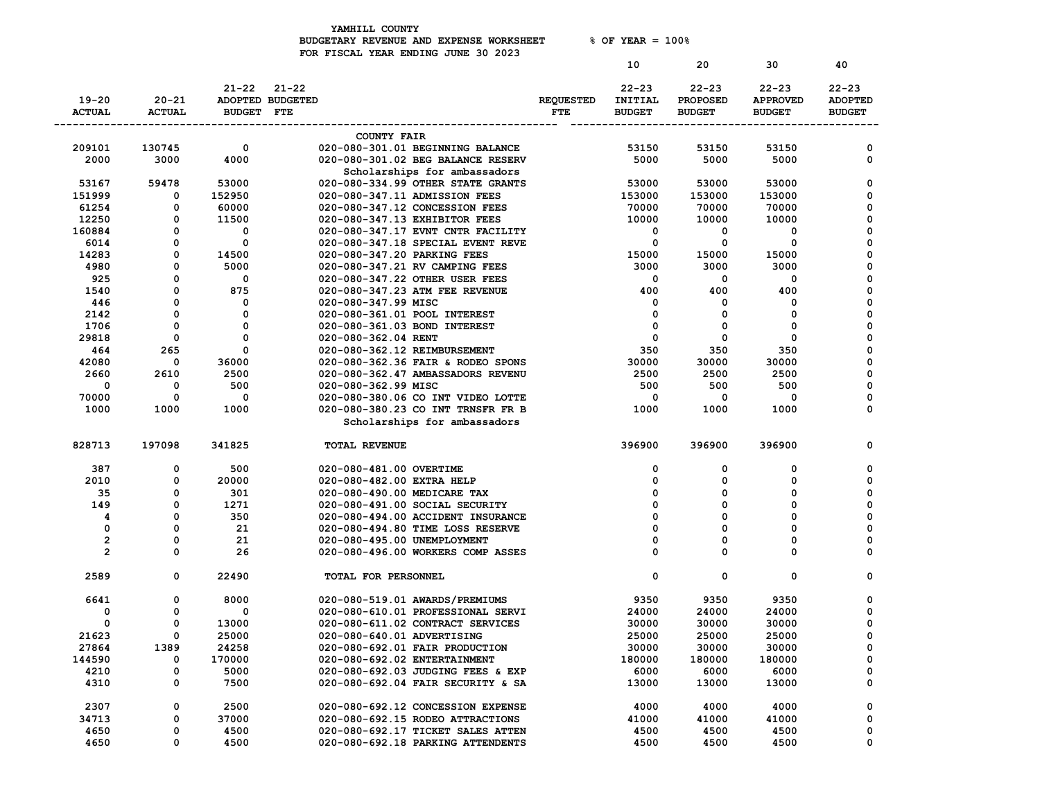YAMHILL COUNTY
BUDGETARY REVENUE AND EXPENSE WORKSHEET % OF YEAR = 100%
FOR FISCAL YEAR ENDING JUNE 30 2023

| 19-20 ACTUAL | 20-21 ACTUAL | 21-22 ADOPTED BUDGET | 21-22 BUDGETED FTE | | REQUESTED FTE | 10 22-23 INITIAL BUDGET | 20 22-23 PROPOSED BUDGET | 30 22-23 APPROVED BUDGET | 40 22-23 ADOPTED BUDGET |
|---|---|---|---|---|---|---|---|---|---|
| | | | | **COUNTY FAIR** | | | | | |
| 209101 | 130745 | 0 | | 020-080-301.01 BEGINNING BALANCE | | 53150 | 53150 | 53150 | 0 |
| 2000 | 3000 | 4000 | | 020-080-301.02 BEG BALANCE RESERV | | 5000 | 5000 | 5000 | 0 |
| | | | | Scholarships for ambassadors | | | | | |
| 53167 | 59478 | 53000 | | 020-080-334.99 OTHER STATE GRANTS | | 53000 | 53000 | 53000 | 0 |
| 151999 | 0 | 152950 | | 020-080-347.11 ADMISSION FEES | | 153000 | 153000 | 153000 | 0 |
| 61254 | 0 | 60000 | | 020-080-347.12 CONCESSION FEES | | 70000 | 70000 | 70000 | 0 |
| 12250 | 0 | 11500 | | 020-080-347.13 EXHIBITOR FEES | | 10000 | 10000 | 10000 | 0 |
| 160884 | 0 | 0 | | 020-080-347.17 EVNT CNTR FACILITY | | 0 | 0 | 0 | 0 |
| 6014 | 0 | 0 | | 020-080-347.18 SPECIAL EVENT REVE | | 0 | 0 | 0 | 0 |
| 14283 | 0 | 14500 | | 020-080-347.20 PARKING FEES | | 15000 | 15000 | 15000 | 0 |
| 4980 | 0 | 5000 | | 020-080-347.21 RV CAMPING FEES | | 3000 | 3000 | 3000 | 0 |
| 925 | 0 | 0 | | 020-080-347.22 OTHER USER FEES | | 0 | 0 | 0 | 0 |
| 1540 | 0 | 875 | | 020-080-347.23 ATM FEE REVENUE | | 400 | 400 | 400 | 0 |
| 446 | 0 | 0 | | 020-080-347.99 MISC | | 0 | 0 | 0 | 0 |
| 2142 | 0 | 0 | | 020-080-361.01 POOL INTEREST | | 0 | 0 | 0 | 0 |
| 1706 | 0 | 0 | | 020-080-361.03 BOND INTEREST | | 0 | 0 | 0 | 0 |
| 29818 | 0 | 0 | | 020-080-362.04 RENT | | 0 | 0 | 0 | 0 |
| 464 | 265 | 0 | | 020-080-362.12 REIMBURSEMENT | | 350 | 350 | 350 | 0 |
| 42080 | 0 | 36000 | | 020-080-362.36 FAIR & RODEO SPONS | | 30000 | 30000 | 30000 | 0 |
| 2660 | 2610 | 2500 | | 020-080-362.47 AMBASSADORS REVENU | | 2500 | 2500 | 2500 | 0 |
| 0 | 0 | 500 | | 020-080-362.99 MISC | | 500 | 500 | 500 | 0 |
| 70000 | 0 | 0 | | 020-080-380.06 CO INT VIDEO LOTTE | | 0 | 0 | 0 | 0 |
| 1000 | 1000 | 1000 | | 020-080-380.23 CO INT TRNSFR FR B | | 1000 | 1000 | 1000 | 0 |
| | | | | Scholarships for ambassadors | | | | | |
| 828713 | 197098 | 341825 | | TOTAL REVENUE | | 396900 | 396900 | 396900 | 0 |
| 387 | 0 | 500 | | 020-080-481.00 OVERTIME | | 0 | 0 | 0 | 0 |
| 2010 | 0 | 20000 | | 020-080-482.00 EXTRA HELP | | 0 | 0 | 0 | 0 |
| 35 | 0 | 301 | | 020-080-490.00 MEDICARE TAX | | 0 | 0 | 0 | 0 |
| 149 | 0 | 1271 | | 020-080-491.00 SOCIAL SECURITY | | 0 | 0 | 0 | 0 |
| 4 | 0 | 350 | | 020-080-494.00 ACCIDENT INSURANCE | | 0 | 0 | 0 | 0 |
| 0 | 0 | 21 | | 020-080-494.80 TIME LOSS RESERVE | | 0 | 0 | 0 | 0 |
| 2 | 0 | 21 | | 020-080-495.00 UNEMPLOYMENT | | 0 | 0 | 0 | 0 |
| 2 | 0 | 26 | | 020-080-496.00 WORKERS COMP ASSES | | 0 | 0 | 0 | 0 |
| 2589 | 0 | 22490 | | TOTAL FOR PERSONNEL | | 0 | 0 | 0 | 0 |
| 6641 | 0 | 8000 | | 020-080-519.01 AWARDS/PREMIUMS | | 9350 | 9350 | 9350 | 0 |
| 0 | 0 | 0 | | 020-080-610.01 PROFESSIONAL SERVI | | 24000 | 24000 | 24000 | 0 |
| 0 | 0 | 13000 | | 020-080-611.02 CONTRACT SERVICES | | 30000 | 30000 | 30000 | 0 |
| 21623 | 0 | 25000 | | 020-080-640.01 ADVERTISING | | 25000 | 25000 | 25000 | 0 |
| 27864 | 1389 | 24258 | | 020-080-692.01 FAIR PRODUCTION | | 30000 | 30000 | 30000 | 0 |
| 144590 | 0 | 170000 | | 020-080-692.02 ENTERTAINMENT | | 180000 | 180000 | 180000 | 0 |
| 4210 | 0 | 5000 | | 020-080-692.03 JUDGING FEES & EXP | | 6000 | 6000 | 6000 | 0 |
| 4310 | 0 | 7500 | | 020-080-692.04 FAIR SECURITY & SA | | 13000 | 13000 | 13000 | 0 |
| 2307 | 0 | 2500 | | 020-080-692.12 CONCESSION EXPENSE | | 4000 | 4000 | 4000 | 0 |
| 34713 | 0 | 37000 | | 020-080-692.15 RODEO ATTRACTIONS | | 41000 | 41000 | 41000 | 0 |
| 4650 | 0 | 4500 | | 020-080-692.17 TICKET SALES ATTEN | | 4500 | 4500 | 4500 | 0 |
| 4650 | 0 | 4500 | | 020-080-692.18 PARKING ATTENDENTS | | 4500 | 4500 | 4500 | 0 |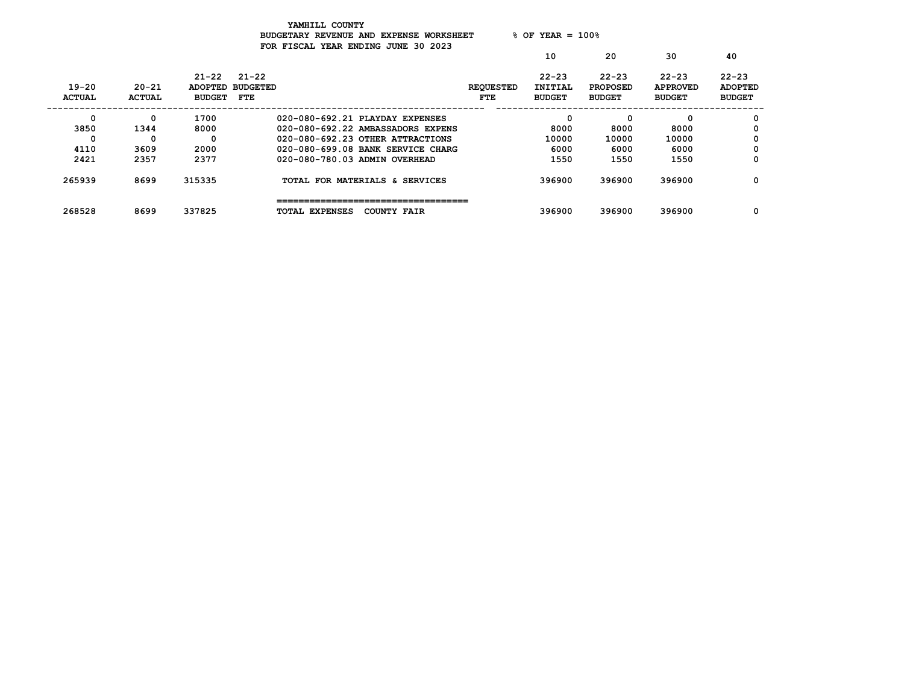YAMHILL COUNTY
BUDGETARY REVENUE AND EXPENSE WORKSHEET % OF YEAR = 100%
FOR FISCAL YEAR ENDING JUNE 30 2023

| 19-20 ACTUAL | 20-21 ACTUAL | 21-22 ADOPTED BUDGET | 21-22 BUDGETED FTE | | REQUESTED FTE | 10<br>22-23 INITIAL BUDGET | 20<br>22-23 PROPOSED BUDGET | 30<br>22-23 APPROVED BUDGET | 40<br>22-23 ADOPTED BUDGET |
|---|---|---|---|---|---|---|---|---|---|
| 0 | 0 | 1700 | | 020-080-692.21 PLAYDAY EXPENSES | | 0 | 0 | 0 | 0 |
| 3850 | 1344 | 8000 | | 020-080-692.22 AMBASSADORS EXPENS | | 8000 | 8000 | 8000 | 0 |
| 0 | 0 | 0 | | 020-080-692.23 OTHER ATTRACTIONS | | 10000 | 10000 | 10000 | 0 |
| 4110 | 3609 | 2000 | | 020-080-699.08 BANK SERVICE CHARG | | 6000 | 6000 | 6000 | 0 |
| 2421 | 2357 | 2377 | | 020-080-780.03 ADMIN OVERHEAD | | 1550 | 1550 | 1550 | 0 |
| 265939 | 8699 | 315335 | | TOTAL FOR MATERIALS & SERVICES | | 396900 | 396900 | 396900 | 0 |
| 268528 | 8699 | 337825 | | TOTAL EXPENSES COUNTY FAIR | | 396900 | 396900 | 396900 | 0 |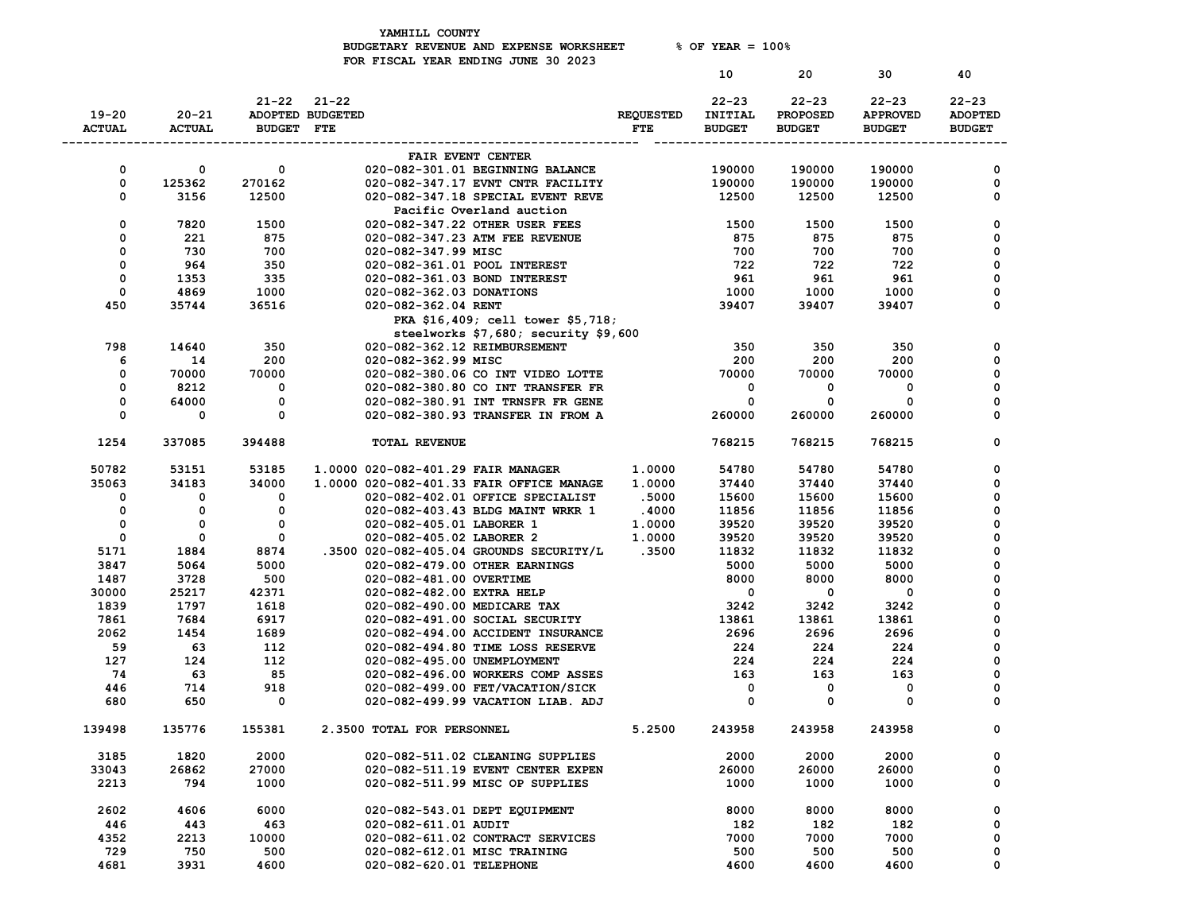YAMHILL COUNTY
BUDGETARY REVENUE AND EXPENSE WORKSHEET % OF YEAR = 100%
FOR FISCAL YEAR ENDING JUNE 30 2023

| 19-20 ACTUAL | 20-21 ACTUAL | 21-22 ADOPTED BUDGET | 21-22 BUDGETED FTE | | REQUESTED FTE | 10<br>22-23 INITIAL BUDGET | 20<br>22-23 PROPOSED BUDGET | 30<br>22-23 APPROVED BUDGET | 40<br>22-23 ADOPTED BUDGET |
|---|---|---|---|---|---|---|---|---|---|
| | | | | FAIR EVENT CENTER | | | | | |
| 0 | 0 | 0 | | 020-082-301.01 BEGINNING BALANCE | | 190000 | 190000 | 190000 | 0 |
| 0 | 125362 | 270162 | | 020-082-347.17 EVNT CNTR FACILITY | | 190000 | 190000 | 190000 | 0 |
| 0 | 3156 | 12500 | | 020-082-347.18 SPECIAL EVENT REVE | | 12500 | 12500 | 12500 | 0 |
| | | | | Pacific Overland auction | | | | | |
| 0 | 7820 | 1500 | | 020-082-347.22 OTHER USER FEES | | 1500 | 1500 | 1500 | 0 |
| 0 | 221 | 875 | | 020-082-347.23 ATM FEE REVENUE | | 875 | 875 | 875 | 0 |
| 0 | 730 | 700 | | 020-082-347.99 MISC | | 700 | 700 | 700 | 0 |
| 0 | 964 | 350 | | 020-082-361.01 POOL INTEREST | | 722 | 722 | 722 | 0 |
| 0 | 1353 | 335 | | 020-082-361.03 BOND INTEREST | | 961 | 961 | 961 | 0 |
| 0 | 4869 | 1000 | | 020-082-362.03 DONATIONS | | 1000 | 1000 | 1000 | 0 |
| 450 | 35744 | 36516 | | 020-082-362.04 RENT | | 39407 | 39407 | 39407 | 0 |
| | | | | PKA $16,409; cell tower $5,718; | | | | | |
| | | | | steelworks $7,680; security $9,600 | | | | | |
| 798 | 14640 | 350 | | 020-082-362.12 REIMBURSEMENT | | 350 | 350 | 350 | 0 |
| 6 | 14 | 200 | | 020-082-362.99 MISC | | 200 | 200 | 200 | 0 |
| 0 | 70000 | 70000 | | 020-082-380.06 CO INT VIDEO LOTTE | | 70000 | 70000 | 70000 | 0 |
| 0 | 8212 | 0 | | 020-082-380.80 CO INT TRANSFER FR | | 0 | 0 | 0 | 0 |
| 0 | 64000 | 0 | | 020-082-380.91 INT TRNSFR FR GENE | | 0 | 0 | 0 | 0 |
| 0 | 0 | 0 | | 020-082-380.93 TRANSFER IN FROM A | | 260000 | 260000 | 260000 | 0 |
| 1254 | 337085 | 394488 | | TOTAL REVENUE | | 768215 | 768215 | 768215 | 0 |
| 50782 | 53151 | 53185 | 1.0000 | 020-082-401.29 FAIR MANAGER | 1.0000 | 54780 | 54780 | 54780 | 0 |
| 35063 | 34183 | 34000 | 1.0000 | 020-082-401.33 FAIR OFFICE MANAGE | 1.0000 | 37440 | 37440 | 37440 | 0 |
| 0 | 0 | 0 | | 020-082-402.01 OFFICE SPECIALIST | .5000 | 15600 | 15600 | 15600 | 0 |
| 0 | 0 | 0 | | 020-082-403.43 BLDG MAINT WRKR 1 | .4000 | 11856 | 11856 | 11856 | 0 |
| 0 | 0 | 0 | | 020-082-405.01 LABORER 1 | 1.0000 | 39520 | 39520 | 39520 | 0 |
| 0 | 0 | 0 | | 020-082-405.02 LABORER 2 | 1.0000 | 39520 | 39520 | 39520 | 0 |
| 5171 | 1884 | 8874 | .3500 | 020-082-405.04 GROUNDS SECURITY/L | .3500 | 11832 | 11832 | 11832 | 0 |
| 3847 | 5064 | 5000 | | 020-082-479.00 OTHER EARNINGS | | 5000 | 5000 | 5000 | 0 |
| 1487 | 3728 | 500 | | 020-082-481.00 OVERTIME | | 8000 | 8000 | 8000 | 0 |
| 30000 | 25217 | 42371 | | 020-082-482.00 EXTRA HELP | | 0 | 0 | 0 | 0 |
| 1839 | 1797 | 1618 | | 020-082-490.00 MEDICARE TAX | | 3242 | 3242 | 3242 | 0 |
| 7861 | 7684 | 6917 | | 020-082-491.00 SOCIAL SECURITY | | 13861 | 13861 | 13861 | 0 |
| 2062 | 1454 | 1689 | | 020-082-494.00 ACCIDENT INSURANCE | | 2696 | 2696 | 2696 | 0 |
| 59 | 63 | 112 | | 020-082-494.80 TIME LOSS RESERVE | | 224 | 224 | 224 | 0 |
| 127 | 124 | 112 | | 020-082-495.00 UNEMPLOYMENT | | 224 | 224 | 224 | 0 |
| 74 | 63 | 85 | | 020-082-496.00 WORKERS COMP ASSES | | 163 | 163 | 163 | 0 |
| 446 | 714 | 918 | | 020-082-499.00 FET/VACATION/SICK | | 0 | 0 | 0 | 0 |
| 680 | 650 | 0 | | 020-082-499.99 VACATION LIAB. ADJ | | 0 | 0 | 0 | 0 |
| 139498 | 135776 | 155381 | 2.3500 | TOTAL FOR PERSONNEL | 5.2500 | 243958 | 243958 | 243958 | 0 |
| 3185 | 1820 | 2000 | | 020-082-511.02 CLEANING SUPPLIES | | 2000 | 2000 | 2000 | 0 |
| 33043 | 26862 | 27000 | | 020-082-511.19 EVENT CENTER EXPEN | | 26000 | 26000 | 26000 | 0 |
| 2213 | 794 | 1000 | | 020-082-511.99 MISC OP SUPPLIES | | 1000 | 1000 | 1000 | 0 |
| 2602 | 4606 | 6000 | | 020-082-543.01 DEPT EQUIPMENT | | 8000 | 8000 | 8000 | 0 |
| 446 | 443 | 463 | | 020-082-611.01 AUDIT | | 182 | 182 | 182 | 0 |
| 4352 | 2213 | 10000 | | 020-082-611.02 CONTRACT SERVICES | | 7000 | 7000 | 7000 | 0 |
| 729 | 750 | 500 | | 020-082-612.01 MISC TRAINING | | 500 | 500 | 500 | 0 |
| 4681 | 3931 | 4600 | | 020-082-620.01 TELEPHONE | | 4600 | 4600 | 4600 | 0 |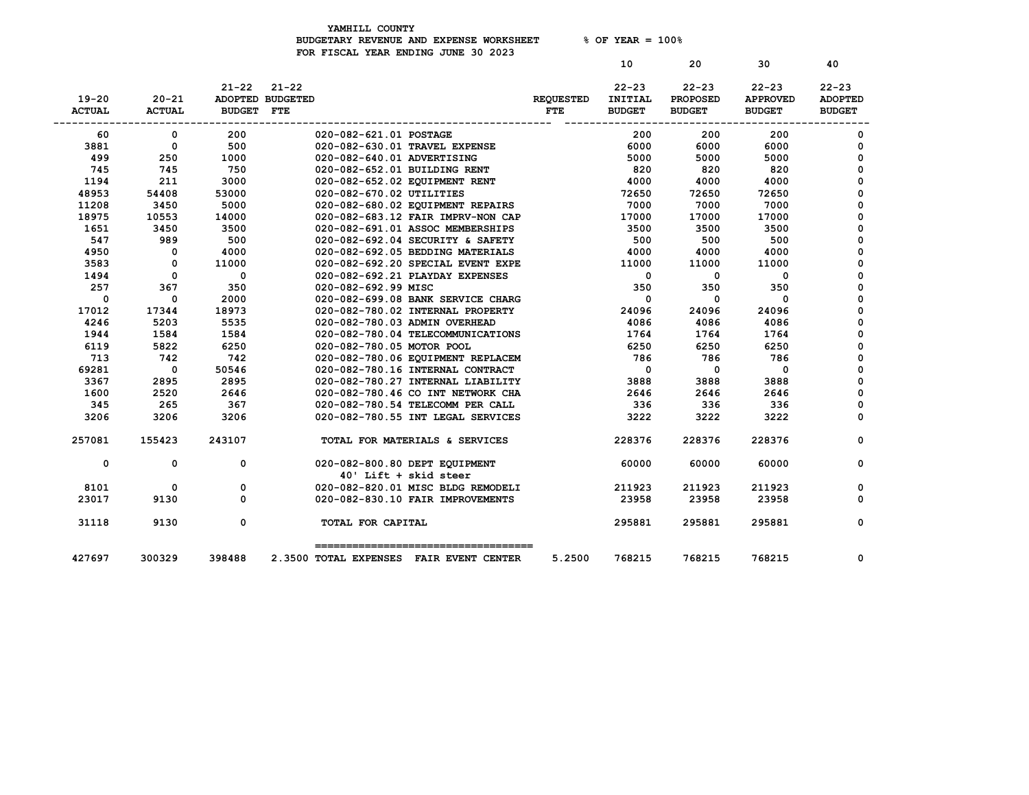YAMHILL COUNTY
BUDGETARY REVENUE AND EXPENSE WORKSHEET % OF YEAR = 100%
FOR FISCAL YEAR ENDING JUNE 30 2023

| 19-20 ACTUAL | 20-21 ACTUAL | 21-22 ADOPTED BUDGET | 21-22 BUDGETED FTE | | REQUESTED FTE | 10 22-23 INITIAL BUDGET | 20 22-23 PROPOSED BUDGET | 30 22-23 APPROVED BUDGET | 40 22-23 ADOPTED BUDGET |
|---|---|---|---|---|---|---|---|---|---|
| 60 | 0 | 200 | | 020-082-621.01 POSTAGE | | 200 | 200 | 200 | 0 |
| 3881 | 0 | 500 | | 020-082-630.01 TRAVEL EXPENSE | | 6000 | 6000 | 6000 | 0 |
| 499 | 250 | 1000 | | 020-082-640.01 ADVERTISING | | 5000 | 5000 | 5000 | 0 |
| 745 | 745 | 750 | | 020-082-652.01 BUILDING RENT | | 820 | 820 | 820 | 0 |
| 1194 | 211 | 3000 | | 020-082-652.02 EQUIPMENT RENT | | 4000 | 4000 | 4000 | 0 |
| 48953 | 54408 | 53000 | | 020-082-670.02 UTILITIES | | 72650 | 72650 | 72650 | 0 |
| 11208 | 3450 | 5000 | | 020-082-680.02 EQUIPMENT REPAIRS | | 7000 | 7000 | 7000 | 0 |
| 18975 | 10553 | 14000 | | 020-082-683.12 FAIR IMPRV-NON CAP | | 17000 | 17000 | 17000 | 0 |
| 1651 | 3450 | 3500 | | 020-082-691.01 ASSOC MEMBERSHIPS | | 3500 | 3500 | 3500 | 0 |
| 547 | 989 | 500 | | 020-082-692.04 SECURITY & SAFETY | | 500 | 500 | 500 | 0 |
| 4950 | 0 | 4000 | | 020-082-692.05 BEDDING MATERIALS | | 4000 | 4000 | 4000 | 0 |
| 3583 | 0 | 11000 | | 020-082-692.20 SPECIAL EVENT EXPE | | 11000 | 11000 | 11000 | 0 |
| 1494 | 0 | 0 | | 020-082-692.21 PLAYDAY EXPENSES | | 0 | 0 | 0 | 0 |
| 257 | 367 | 350 | | 020-082-692.99 MISC | | 350 | 350 | 350 | 0 |
| 0 | 0 | 2000 | | 020-082-699.08 BANK SERVICE CHARG | | 0 | 0 | 0 | 0 |
| 17012 | 17344 | 18973 | | 020-082-780.02 INTERNAL PROPERTY | | 24096 | 24096 | 24096 | 0 |
| 4246 | 5203 | 5535 | | 020-082-780.03 ADMIN OVERHEAD | | 4086 | 4086 | 4086 | 0 |
| 1944 | 1584 | 1584 | | 020-082-780.04 TELECOMMUNICATIONS | | 1764 | 1764 | 1764 | 0 |
| 6119 | 5822 | 6250 | | 020-082-780.05 MOTOR POOL | | 6250 | 6250 | 6250 | 0 |
| 713 | 742 | 742 | | 020-082-780.06 EQUIPMENT REPLACEM | | 786 | 786 | 786 | 0 |
| 69281 | 0 | 50546 | | 020-082-780.16 INTERNAL CONTRACT | | 0 | 0 | 0 | 0 |
| 3367 | 2895 | 2895 | | 020-082-780.27 INTERNAL LIABILITY | | 3888 | 3888 | 3888 | 0 |
| 1600 | 2520 | 2646 | | 020-082-780.46 CO INT NETWORK CHA | | 2646 | 2646 | 2646 | 0 |
| 345 | 265 | 367 | | 020-082-780.54 TELECOMM PER CALL | | 336 | 336 | 336 | 0 |
| 3206 | 3206 | 3206 | | 020-082-780.55 INT LEGAL SERVICES | | 3222 | 3222 | 3222 | 0 |
| 257081 | 155423 | 243107 | | TOTAL FOR MATERIALS & SERVICES | | 228376 | 228376 | 228376 | 0 |
| 0 | 0 | 0 | | 020-082-800.80 DEPT EQUIPMENT 40' Lift + skid steer | | 60000 | 60000 | 60000 | 0 |
| 8101 | 0 | 0 | | 020-082-820.01 MISC BLDG REMODELI | | 211923 | 211923 | 211923 | 0 |
| 23017 | 9130 | 0 | | 020-082-830.10 FAIR IMPROVEMENTS | | 23958 | 23958 | 23958 | 0 |
| 31118 | 9130 | 0 | | TOTAL FOR CAPITAL | | 295881 | 295881 | 295881 | 0 |
| 427697 | 300329 | 398488 | 2.3500 | TOTAL EXPENSES FAIR EVENT CENTER | 5.2500 | 768215 | 768215 | 768215 | 0 |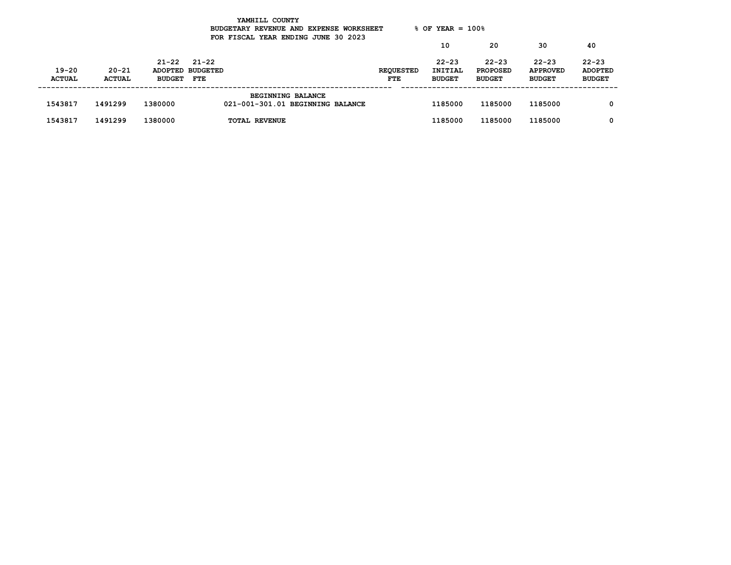YAMHILL COUNTY
BUDGETARY REVENUE AND EXPENSE WORKSHEET
FOR FISCAL YEAR ENDING JUNE 30 2023

% OF YEAR = 100%

| 19-20 ACTUAL | 20-21 ACTUAL | 21-22 ADOPTED BUDGET | 21-22 BUDGETED FTE | | REQUESTED FTE | 10 22-23 INITIAL BUDGET | 20 22-23 PROPOSED BUDGET | 30 22-23 APPROVED BUDGET | 40 22-23 ADOPTED BUDGET |
|---|---|---|---|---|---|---|---|---|---|
| | | | | BEGINNING BALANCE | | | | | |
| 1543817 | 1491299 | 1380000 | | 021-001-301.01 BEGINNING BALANCE | | 1185000 | 1185000 | 1185000 | 0 |
| 1543817 | 1491299 | 1380000 | | TOTAL REVENUE | | 1185000 | 1185000 | 1185000 | 0 |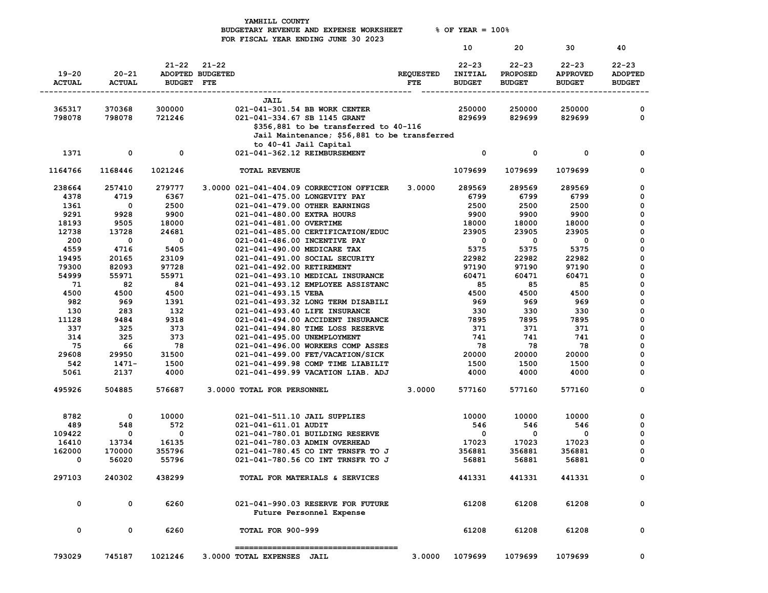YAMHILL COUNTY
BUDGETARY REVENUE AND EXPENSE WORKSHEET % OF YEAR = 100%
FOR FISCAL YEAR ENDING JUNE 30 2023

| 19-20 ACTUAL | 20-21 ACTUAL | 21-22 ADOPTED BUDGET | 21-22 BUDGETED FTE | | REQUESTED FTE | 10 22-23 INITIAL BUDGET | 20 22-23 PROPOSED BUDGET | 30 22-23 APPROVED BUDGET | 40 22-23 ADOPTED BUDGET |
|---|---|---|---|---|---|---|---|---|---|
| | | | | **JAIL** | | | | | |
| 365317 | 370368 | 300000 | | 021-041-301.54 BB WORK CENTER | | 250000 | 250000 | 250000 | 0 |
| 798078 | 798078 | 721246 | | 021-041-334.67 SB 1145 GRANT | | 829699 | 829699 | 829699 | 0 |
| | | | | $356,881 to be transferred to 40-116 Jail Maintenance; $56,881 to be transferred to 40-41 Jail Capital | | | | | |
| 1371 | 0 | 0 | | 021-041-362.12 REIMBURSEMENT | | 0 | 0 | 0 | 0 |
| 1164766 | 1168446 | 1021246 | | TOTAL REVENUE | | 1079699 | 1079699 | 1079699 | 0 |
| 238664 | 257410 | 279777 | 3.0000 | 021-041-404.09 CORRECTION OFFICER | 3.0000 | 289569 | 289569 | 289569 | 0 |
| 4378 | 4719 | 6367 | | 021-041-475.00 LONGEVITY PAY | | 6799 | 6799 | 6799 | 0 |
| 1361 | 0 | 2500 | | 021-041-479.00 OTHER EARNINGS | | 2500 | 2500 | 2500 | 0 |
| 9291 | 9928 | 9900 | | 021-041-480.00 EXTRA HOURS | | 9900 | 9900 | 9900 | 0 |
| 18193 | 9505 | 18000 | | 021-041-481.00 OVERTIME | | 18000 | 18000 | 18000 | 0 |
| 12738 | 13728 | 24681 | | 021-041-485.00 CERTIFICATION/EDUC | | 23905 | 23905 | 23905 | 0 |
| 200 | 0 | 0 | | 021-041-486.00 INCENTIVE PAY | | 0 | 0 | 0 | 0 |
| 4559 | 4716 | 5405 | | 021-041-490.00 MEDICARE TAX | | 5375 | 5375 | 5375 | 0 |
| 19495 | 20165 | 23109 | | 021-041-491.00 SOCIAL SECURITY | | 22982 | 22982 | 22982 | 0 |
| 79300 | 82093 | 97728 | | 021-041-492.00 RETIREMENT | | 97190 | 97190 | 97190 | 0 |
| 54999 | 55971 | 55971 | | 021-041-493.10 MEDICAL INSURANCE | | 60471 | 60471 | 60471 | 0 |
| 71 | 82 | 84 | | 021-041-493.12 EMPLOYEE ASSISTANC | | 85 | 85 | 85 | 0 |
| 4500 | 4500 | 4500 | | 021-041-493.15 VEBA | | 4500 | 4500 | 4500 | 0 |
| 982 | 969 | 1391 | | 021-041-493.32 LONG TERM DISABILI | | 969 | 969 | 969 | 0 |
| 130 | 283 | 132 | | 021-041-493.40 LIFE INSURANCE | | 330 | 330 | 330 | 0 |
| 11128 | 9484 | 9318 | | 021-041-494.00 ACCIDENT INSURANCE | | 7895 | 7895 | 7895 | 0 |
| 337 | 325 | 373 | | 021-041-494.80 TIME LOSS RESERVE | | 371 | 371 | 371 | 0 |
| 314 | 325 | 373 | | 021-041-495.00 UNEMPLOYMENT | | 741 | 741 | 741 | 0 |
| 75 | 66 | 78 | | 021-041-496.00 WORKERS COMP ASSES | | 78 | 78 | 78 | 0 |
| 29608 | 29950 | 31500 | | 021-041-499.00 FET/VACATION/SICK | | 20000 | 20000 | 20000 | 0 |
| 542 | 1471- | 1500 | | 021-041-499.98 COMP TIME LIABILIT | | 1500 | 1500 | 1500 | 0 |
| 5061 | 2137 | 4000 | | 021-041-499.99 VACATION LIAB. ADJ | | 4000 | 4000 | 4000 | 0 |
| 495926 | 504885 | 576687 | 3.0000 | TOTAL FOR PERSONNEL | 3.0000 | 577160 | 577160 | 577160 | 0 |
| 8782 | 0 | 10000 | | 021-041-511.10 JAIL SUPPLIES | | 10000 | 10000 | 10000 | 0 |
| 489 | 548 | 572 | | 021-041-611.01 AUDIT | | 546 | 546 | 546 | 0 |
| 109422 | 0 | 0 | | 021-041-780.01 BUILDING RESERVE | | 0 | 0 | 0 | 0 |
| 16410 | 13734 | 16135 | | 021-041-780.03 ADMIN OVERHEAD | | 17023 | 17023 | 17023 | 0 |
| 162000 | 170000 | 355796 | | 021-041-780.45 CO INT TRNSFR TO J | | 356881 | 356881 | 356881 | 0 |
| 0 | 56020 | 55796 | | 021-041-780.56 CO INT TRNSFR TO J | | 56881 | 56881 | 56881 | 0 |
| 297103 | 240302 | 438299 | | TOTAL FOR MATERIALS & SERVICES | | 441331 | 441331 | 441331 | 0 |
| 0 | 0 | 6260 | | 021-041-990.03 RESERVE FOR FUTURE Future Personnel Expense | | 61208 | 61208 | 61208 | 0 |
| 0 | 0 | 6260 | | TOTAL FOR 900-999 | | 61208 | 61208 | 61208 | 0 |
| 793029 | 745187 | 1021246 | 3.0000 | TOTAL EXPENSES JAIL | 3.0000 | 1079699 | 1079699 | 1079699 | 0 |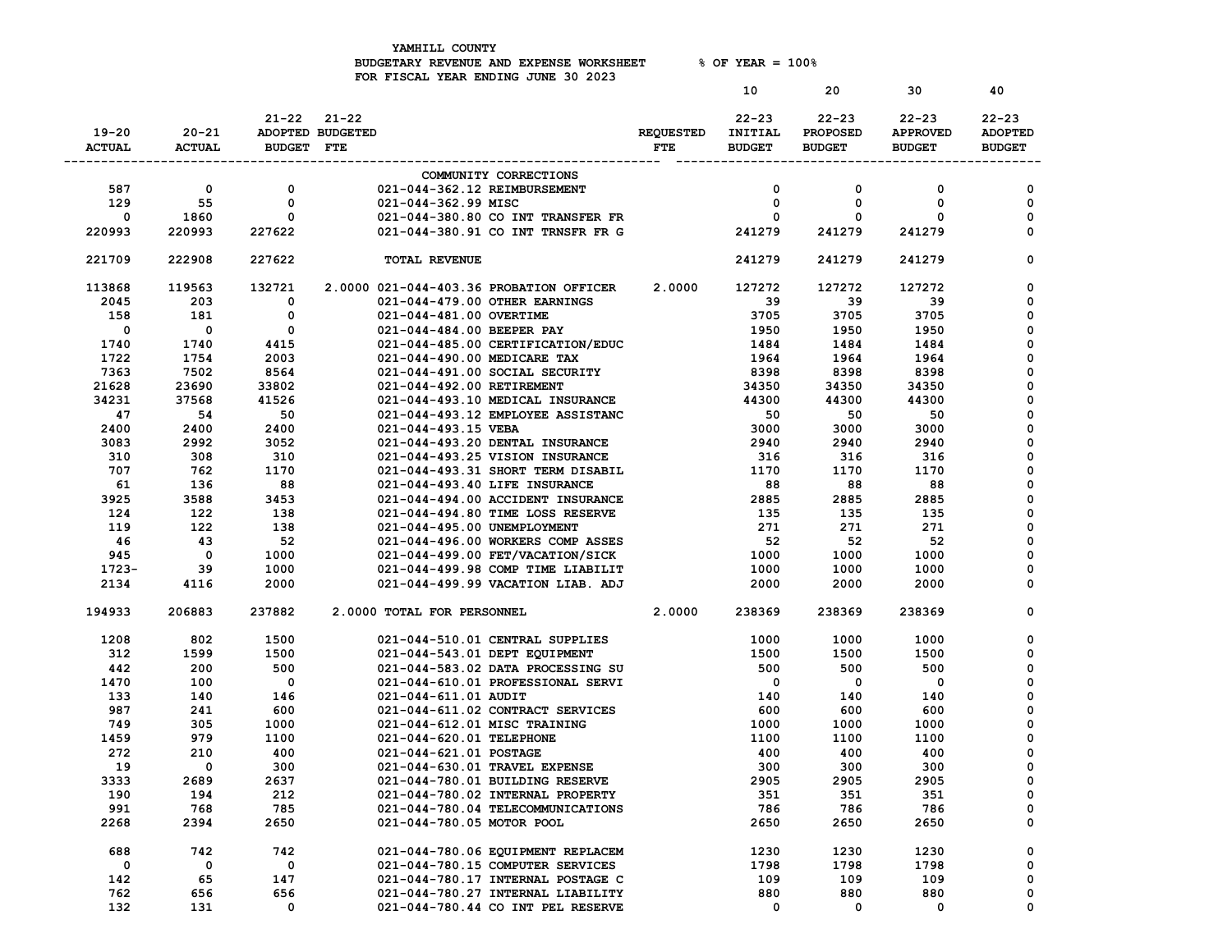YAMHILL COUNTY
BUDGETARY REVENUE AND EXPENSE WORKSHEET % OF YEAR = 100%
FOR FISCAL YEAR ENDING JUNE 30 2023

| 19-20 ACTUAL | 20-21 ACTUAL | 21-22 ADOPTED BUDGET | 21-22 BUDGETED FTE | | REQUESTED FTE | 10 22-23 INITIAL BUDGET | 20 22-23 PROPOSED BUDGET | 30 22-23 APPROVED BUDGET | 40 22-23 ADOPTED BUDGET |
|---|---|---|---|---|---|---|---|---|---|
| | | | | COMMUNITY CORRECTIONS | | | | | |
| 587 | 0 | 0 | | 021-044-362.12 REIMBURSEMENT | | 0 | 0 | 0 | 0 |
| 129 | 55 | 0 | | 021-044-362.99 MISC | | 0 | 0 | 0 | 0 |
| 0 | 1860 | 0 | | 021-044-380.80 CO INT TRANSFER FR | | 0 | 0 | 0 | 0 |
| 220993 | 220993 | 227622 | | 021-044-380.91 CO INT TRNSFR FR G | | 241279 | 241279 | 241279 | 0 |
| 221709 | 222908 | 227622 | | TOTAL REVENUE | | 241279 | 241279 | 241279 | 0 |
| 113868 | 119563 | 132721 | 2.0000 | 021-044-403.36 PROBATION OFFICER | 2.0000 | 127272 | 127272 | 127272 | 0 |
| 2045 | 203 | 0 | | 021-044-479.00 OTHER EARNINGS | | 39 | 39 | 39 | 0 |
| 158 | 181 | 0 | | 021-044-481.00 OVERTIME | | 3705 | 3705 | 3705 | 0 |
| 0 | 0 | 0 | | 021-044-484.00 BEEPER PAY | | 1950 | 1950 | 1950 | 0 |
| 1740 | 1740 | 4415 | | 021-044-485.00 CERTIFICATION/EDUC | | 1484 | 1484 | 1484 | 0 |
| 1722 | 1754 | 2003 | | 021-044-490.00 MEDICARE TAX | | 1964 | 1964 | 1964 | 0 |
| 7363 | 7502 | 8564 | | 021-044-491.00 SOCIAL SECURITY | | 8398 | 8398 | 8398 | 0 |
| 21628 | 23690 | 33802 | | 021-044-492.00 RETIREMENT | | 34350 | 34350 | 34350 | 0 |
| 34231 | 37568 | 41526 | | 021-044-493.10 MEDICAL INSURANCE | | 44300 | 44300 | 44300 | 0 |
| 47 | 54 | 50 | | 021-044-493.12 EMPLOYEE ASSISTANC | | 50 | 50 | 50 | 0 |
| 2400 | 2400 | 2400 | | 021-044-493.15 VEBA | | 3000 | 3000 | 3000 | 0 |
| 3083 | 2992 | 3052 | | 021-044-493.20 DENTAL INSURANCE | | 2940 | 2940 | 2940 | 0 |
| 310 | 308 | 310 | | 021-044-493.25 VISION INSURANCE | | 316 | 316 | 316 | 0 |
| 707 | 762 | 1170 | | 021-044-493.31 SHORT TERM DISABIL | | 1170 | 1170 | 1170 | 0 |
| 61 | 136 | 88 | | 021-044-493.40 LIFE INSURANCE | | 88 | 88 | 88 | 0 |
| 3925 | 3588 | 3453 | | 021-044-494.00 ACCIDENT INSURANCE | | 2885 | 2885 | 2885 | 0 |
| 124 | 122 | 138 | | 021-044-494.80 TIME LOSS RESERVE | | 135 | 135 | 135 | 0 |
| 119 | 122 | 138 | | 021-044-495.00 UNEMPLOYMENT | | 271 | 271 | 271 | 0 |
| 46 | 43 | 52 | | 021-044-496.00 WORKERS COMP ASSES | | 52 | 52 | 52 | 0 |
| 945 | 0 | 1000 | | 021-044-499.00 FET/VACATION/SICK | | 1000 | 1000 | 1000 | 0 |
| 1723- | 39 | 1000 | | 021-044-499.98 COMP TIME LIABILIT | | 1000 | 1000 | 1000 | 0 |
| 2134 | 4116 | 2000 | | 021-044-499.99 VACATION LIAB. ADJ | | 2000 | 2000 | 2000 | 0 |
| 194933 | 206883 | 237882 | 2.0000 | TOTAL FOR PERSONNEL | 2.0000 | 238369 | 238369 | 238369 | 0 |
| 1208 | 802 | 1500 | | 021-044-510.01 CENTRAL SUPPLIES | | 1000 | 1000 | 1000 | 0 |
| 312 | 1599 | 1500 | | 021-044-543.01 DEPT EQUIPMENT | | 1500 | 1500 | 1500 | 0 |
| 442 | 200 | 500 | | 021-044-583.02 DATA PROCESSING SU | | 500 | 500 | 500 | 0 |
| 1470 | 100 | 0 | | 021-044-610.01 PROFESSIONAL SERVI | | 0 | 0 | 0 | 0 |
| 133 | 140 | 146 | | 021-044-611.01 AUDIT | | 140 | 140 | 140 | 0 |
| 987 | 241 | 600 | | 021-044-611.02 CONTRACT SERVICES | | 600 | 600 | 600 | 0 |
| 749 | 305 | 1000 | | 021-044-612.01 MISC TRAINING | | 1000 | 1000 | 1000 | 0 |
| 1459 | 979 | 1100 | | 021-044-620.01 TELEPHONE | | 1100 | 1100 | 1100 | 0 |
| 272 | 210 | 400 | | 021-044-621.01 POSTAGE | | 400 | 400 | 400 | 0 |
| 19 | 0 | 300 | | 021-044-630.01 TRAVEL EXPENSE | | 300 | 300 | 300 | 0 |
| 3333 | 2689 | 2637 | | 021-044-780.01 BUILDING RESERVE | | 2905 | 2905 | 2905 | 0 |
| 190 | 194 | 212 | | 021-044-780.02 INTERNAL PROPERTY | | 351 | 351 | 351 | 0 |
| 991 | 768 | 785 | | 021-044-780.04 TELECOMMUNICATIONS | | 786 | 786 | 786 | 0 |
| 2268 | 2394 | 2650 | | 021-044-780.05 MOTOR POOL | | 2650 | 2650 | 2650 | 0 |
| 688 | 742 | 742 | | 021-044-780.06 EQUIPMENT REPLACEM | | 1230 | 1230 | 1230 | 0 |
| 0 | 0 | 0 | | 021-044-780.15 COMPUTER SERVICES | | 1798 | 1798 | 1798 | 0 |
| 142 | 65 | 147 | | 021-044-780.17 INTERNAL POSTAGE C | | 109 | 109 | 109 | 0 |
| 762 | 656 | 656 | | 021-044-780.27 INTERNAL LIABILITY | | 880 | 880 | 880 | 0 |
| 132 | 131 | 0 | | 021-044-780.44 CO INT PEL RESERVE | | 0 | 0 | 0 | 0 |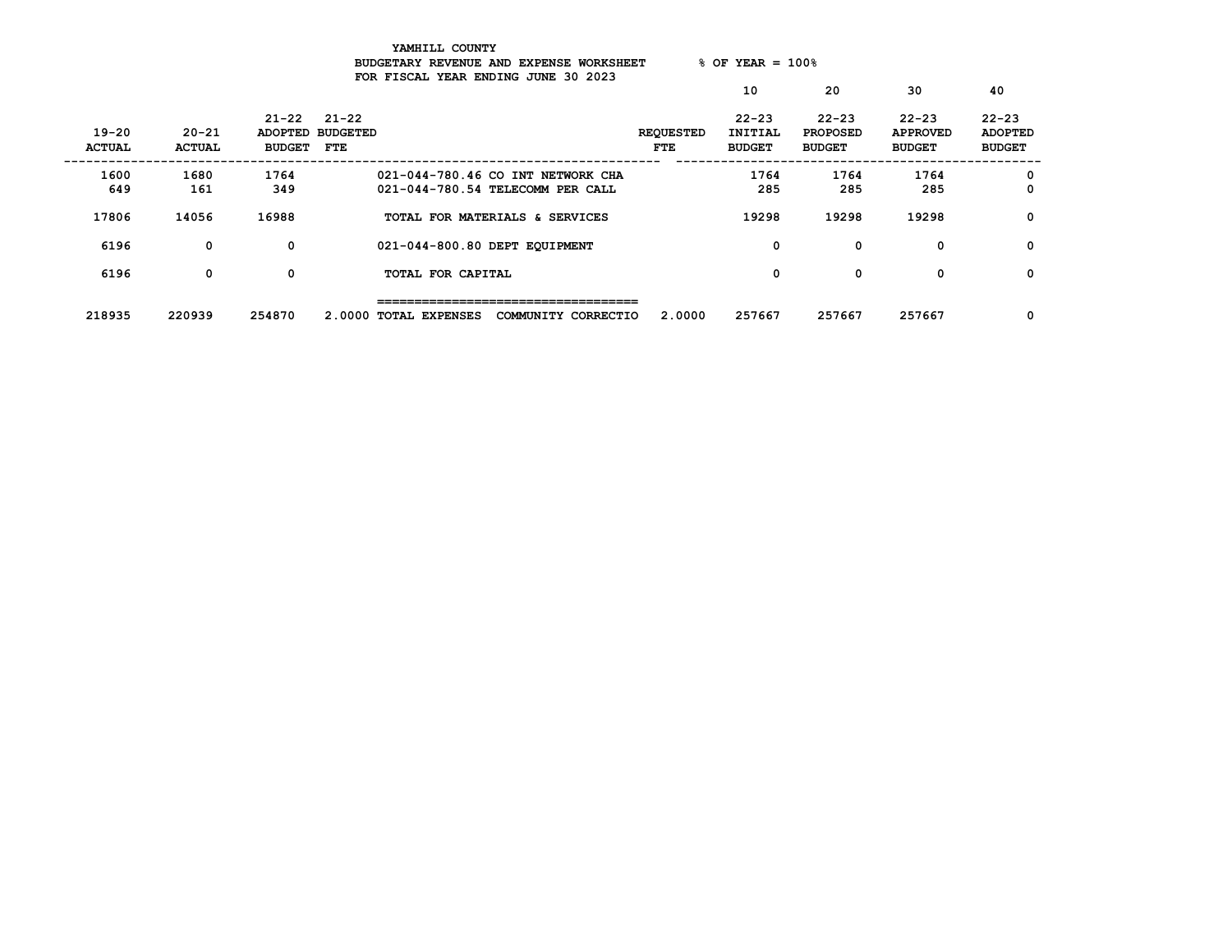YAMHILL COUNTY
BUDGETARY REVENUE AND EXPENSE WORKSHEET % OF YEAR = 100%
FOR FISCAL YEAR ENDING JUNE 30 2023

| 19-20 ACTUAL | 20-21 ACTUAL | 21-22 ADOPTED BUDGET | 21-22 BUDGETED FTE | | REQUESTED FTE | 10<br>22-23 INITIAL BUDGET | 20<br>22-23 PROPOSED BUDGET | 30<br>22-23 APPROVED BUDGET | 40<br>22-23 ADOPTED BUDGET |
|---|---|---|---|---|---|---|---|---|---|
| 1600 | 1680 | 1764 | | 021-044-780.46 CO INT NETWORK CHA | | 1764 | 1764 | 1764 | 0 |
| 649 | 161 | 349 | | 021-044-780.54 TELECOMM PER CALL | | 285 | 285 | 285 | 0 |
| 17806 | 14056 | 16988 | | TOTAL FOR MATERIALS & SERVICES | | 19298 | 19298 | 19298 | 0 |
| 6196 | 0 | 0 | | 021-044-800.80 DEPT EQUIPMENT | | 0 | 0 | 0 | 0 |
| 6196 | 0 | 0 | | TOTAL FOR CAPITAL | | 0 | 0 | 0 | 0 |
| 218935 | 220939 | 254870 | 2.0000 | TOTAL EXPENSES COMMUNITY CORRECTIO | 2.0000 | 257667 | 257667 | 257667 | 0 |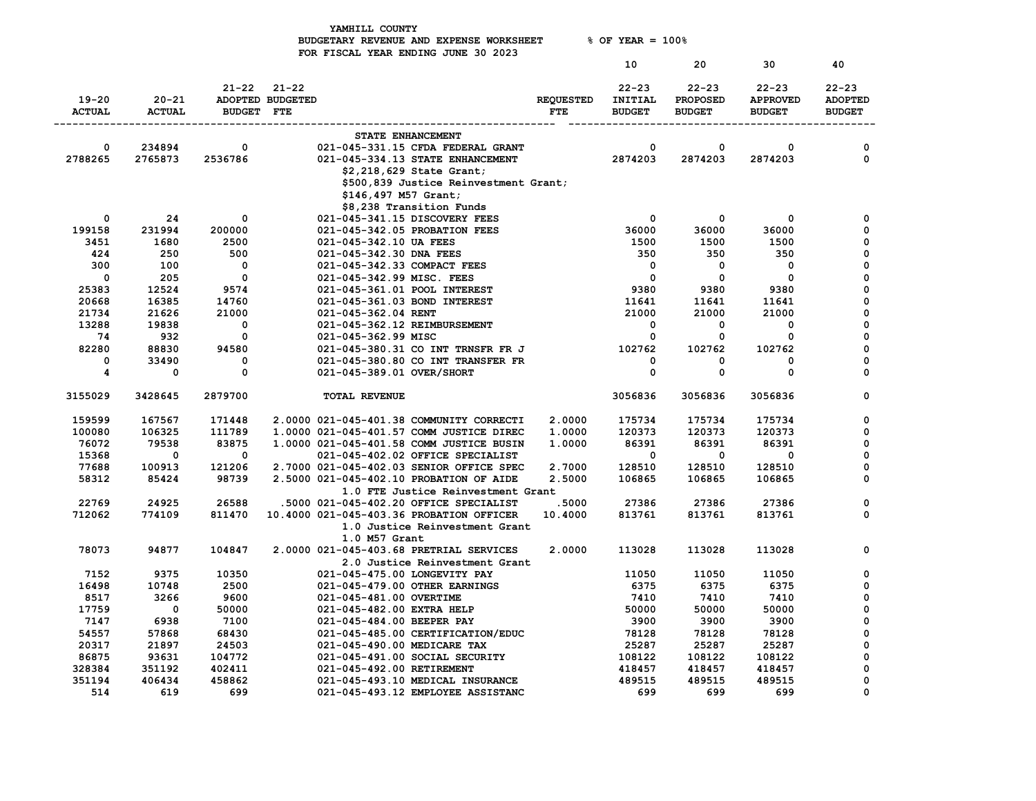YAMHILL COUNTY
BUDGETARY REVENUE AND EXPENSE WORKSHEET % OF YEAR = 100%
FOR FISCAL YEAR ENDING JUNE 30 2023

| 19-20 ACTUAL | 20-21 ACTUAL | 21-22 ADOPTED BUDGET | 21-22 BUDGETED FTE | | REQUESTED FTE | 10 22-23 INITIAL BUDGET | 20 22-23 PROPOSED BUDGET | 30 22-23 APPROVED BUDGET | 40 22-23 ADOPTED BUDGET |
|---|---|---|---|---|---|---|---|---|---|
| | | | | STATE ENHANCEMENT | | | | | |
| 0 | 234894 | 0 | | 021-045-331.15 CFDA FEDERAL GRANT | | 0 | 0 | 0 | 0 |
| 2788265 | 2765873 | 2536786 | | 021-045-334.13 STATE ENHANCEMENT | | 2874203 | 2874203 | 2874203 | 0 |
| | | | | $2,218,629 State Grant; | | | | | |
| | | | | $500,839 Justice Reinvestment Grant; | | | | | |
| | | | | $146,497 M57 Grant; | | | | | |
| | | | | $8,238 Transition Funds | | | | | |
| 0 | 24 | 0 | | 021-045-341.15 DISCOVERY FEES | | 0 | 0 | 0 | 0 |
| 199158 | 231994 | 200000 | | 021-045-342.05 PROBATION FEES | | 36000 | 36000 | 36000 | 0 |
| 3451 | 1680 | 2500 | | 021-045-342.10 UA FEES | | 1500 | 1500 | 1500 | 0 |
| 424 | 250 | 500 | | 021-045-342.30 DNA FEES | | 350 | 350 | 350 | 0 |
| 300 | 100 | 0 | | 021-045-342.33 COMPACT FEES | | 0 | 0 | 0 | 0 |
| 0 | 205 | 0 | | 021-045-342.99 MISC. FEES | | 0 | 0 | 0 | 0 |
| 25383 | 12524 | 9574 | | 021-045-361.01 POOL INTEREST | | 9380 | 9380 | 9380 | 0 |
| 20668 | 16385 | 14760 | | 021-045-361.03 BOND INTEREST | | 11641 | 11641 | 11641 | 0 |
| 21734 | 21626 | 21000 | | 021-045-362.04 RENT | | 21000 | 21000 | 21000 | 0 |
| 13288 | 19838 | 0 | | 021-045-362.12 REIMBURSEMENT | | 0 | 0 | 0 | 0 |
| 74 | 932 | 0 | | 021-045-362.99 MISC | | 0 | 0 | 0 | 0 |
| 82280 | 88830 | 94580 | | 021-045-380.31 CO INT TRNSFR FR J | | 102762 | 102762 | 102762 | 0 |
| 0 | 33490 | 0 | | 021-045-380.80 CO INT TRANSFER FR | | 0 | 0 | 0 | 0 |
| 4 | 0 | 0 | | 021-045-389.01 OVER/SHORT | | 0 | 0 | 0 | 0 |
| 3155029 | 3428645 | 2879700 | | TOTAL REVENUE | | 3056836 | 3056836 | 3056836 | 0 |
| 159599 | 167567 | 171448 | 2.0000 | 021-045-401.38 COMMUNITY CORRECTI | 2.0000 | 175734 | 175734 | 175734 | 0 |
| 100080 | 106325 | 111789 | 1.0000 | 021-045-401.57 COMM JUSTICE DIREC | 1.0000 | 120373 | 120373 | 120373 | 0 |
| 76072 | 79538 | 83875 | 1.0000 | 021-045-401.58 COMM JUSTICE BUSIN | 1.0000 | 86391 | 86391 | 86391 | 0 |
| 15368 | 0 | 0 | | 021-045-402.02 OFFICE SPECIALIST | | 0 | 0 | 0 | 0 |
| 77688 | 100913 | 121206 | 2.7000 | 021-045-402.03 SENIOR OFFICE SPEC | 2.7000 | 128510 | 128510 | 128510 | 0 |
| 58312 | 85424 | 98739 | 2.5000 | 021-045-402.10 PROBATION OF AIDE | 2.5000 | 106865 | 106865 | 106865 | 0 |
| | | | | 1.0 FTE Justice Reinvestment Grant | | | | | |
| 22769 | 24925 | 26588 | .5000 | 021-045-402.20 OFFICE SPECIALIST | .5000 | 27386 | 27386 | 27386 | 0 |
| 712062 | 774109 | 811470 | 10.4000 | 021-045-403.36 PROBATION OFFICER | 10.4000 | 813761 | 813761 | 813761 | 0 |
| | | | | 1.0 Justice Reinvestment Grant | | | | | |
| | | | | 1.0 M57 Grant | | | | | |
| 78073 | 94877 | 104847 | 2.0000 | 021-045-403.68 PRETRIAL SERVICES | 2.0000 | 113028 | 113028 | 113028 | 0 |
| | | | | 2.0 Justice Reinvestment Grant | | | | | |
| 7152 | 9375 | 10350 | | 021-045-475.00 LONGEVITY PAY | | 11050 | 11050 | 11050 | 0 |
| 16498 | 10748 | 2500 | | 021-045-479.00 OTHER EARNINGS | | 6375 | 6375 | 6375 | 0 |
| 8517 | 3266 | 9600 | | 021-045-481.00 OVERTIME | | 7410 | 7410 | 7410 | 0 |
| 17759 | 0 | 50000 | | 021-045-482.00 EXTRA HELP | | 50000 | 50000 | 50000 | 0 |
| 7147 | 6938 | 7100 | | 021-045-484.00 BEEPER PAY | | 3900 | 3900 | 3900 | 0 |
| 54557 | 57868 | 68430 | | 021-045-485.00 CERTIFICATION/EDUC | | 78128 | 78128 | 78128 | 0 |
| 20317 | 21897 | 24503 | | 021-045-490.00 MEDICARE TAX | | 25287 | 25287 | 25287 | 0 |
| 86875 | 93631 | 104772 | | 021-045-491.00 SOCIAL SECURITY | | 108122 | 108122 | 108122 | 0 |
| 328384 | 351192 | 402411 | | 021-045-492.00 RETIREMENT | | 418457 | 418457 | 418457 | 0 |
| 351194 | 406434 | 458862 | | 021-045-493.10 MEDICAL INSURANCE | | 489515 | 489515 | 489515 | 0 |
| 514 | 619 | 699 | | 021-045-493.12 EMPLOYEE ASSISTANC | | 699 | 699 | 699 | 0 |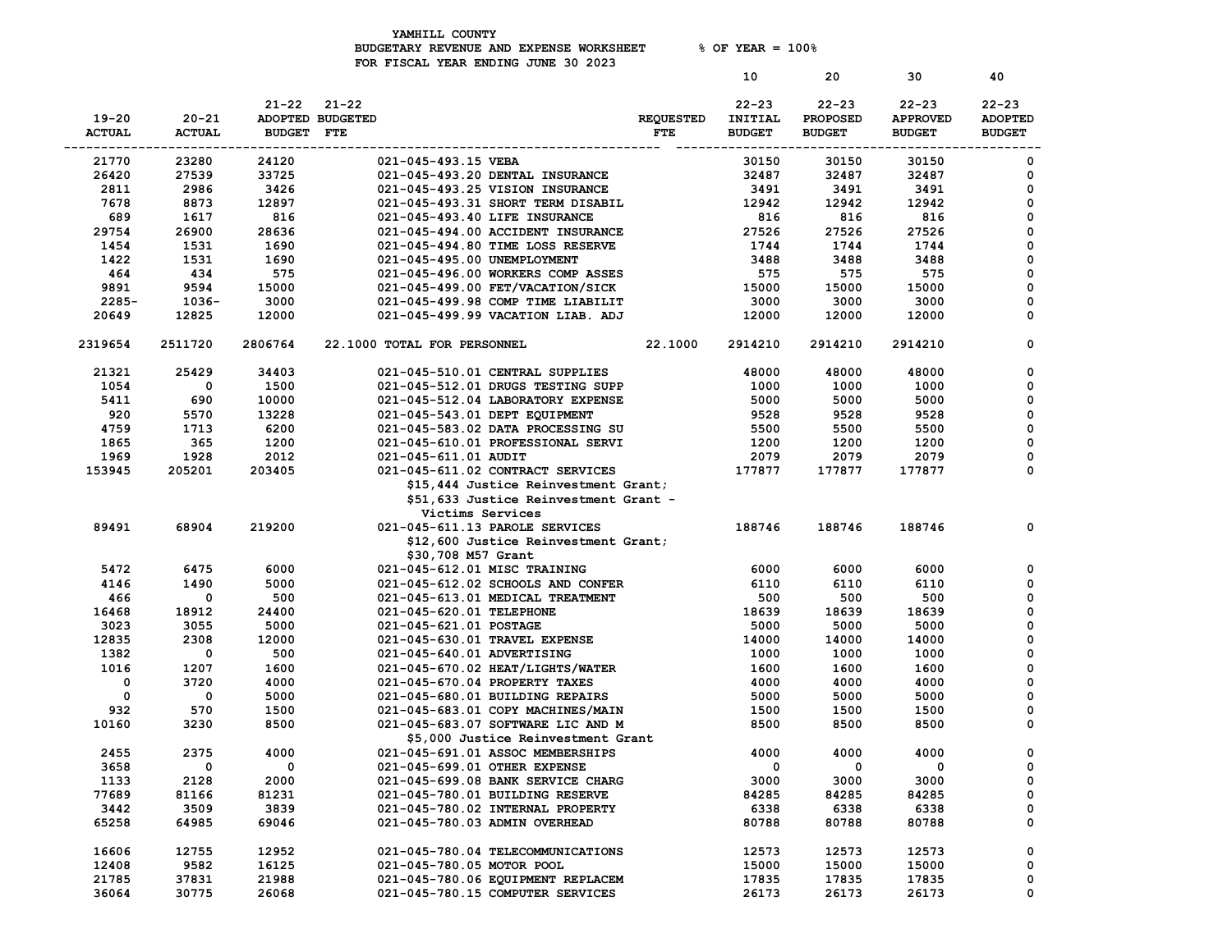YAMHILL COUNTY
BUDGETARY REVENUE AND EXPENSE WORKSHEET % OF YEAR = 100%
FOR FISCAL YEAR ENDING JUNE 30 2023

| 19-20 ACTUAL | 20-21 ACTUAL | 21-22 ADOPTED BUDGET | 21-22 BUDGETED FTE | | REQUESTED FTE | 10 22-23 INITIAL BUDGET | 20 22-23 PROPOSED BUDGET | 30 22-23 APPROVED BUDGET | 40 22-23 ADOPTED BUDGET |
|---|---|---|---|---|---|---|---|---|---|
| 21770 | 23280 | 24120 | | 021-045-493.15 VEBA | | 30150 | 30150 | 30150 | 0 |
| 26420 | 27539 | 33725 | | 021-045-493.20 DENTAL INSURANCE | | 32487 | 32487 | 32487 | 0 |
| 2811 | 2986 | 3426 | | 021-045-493.25 VISION INSURANCE | | 3491 | 3491 | 3491 | 0 |
| 7678 | 8873 | 12897 | | 021-045-493.31 SHORT TERM DISABIL | | 12942 | 12942 | 12942 | 0 |
| 689 | 1617 | 816 | | 021-045-493.40 LIFE INSURANCE | | 816 | 816 | 816 | 0 |
| 29754 | 26900 | 28636 | | 021-045-494.00 ACCIDENT INSURANCE | | 27526 | 27526 | 27526 | 0 |
| 1454 | 1531 | 1690 | | 021-045-494.80 TIME LOSS RESERVE | | 1744 | 1744 | 1744 | 0 |
| 1422 | 1531 | 1690 | | 021-045-495.00 UNEMPLOYMENT | | 3488 | 3488 | 3488 | 0 |
| 464 | 434 | 575 | | 021-045-496.00 WORKERS COMP ASSES | | 575 | 575 | 575 | 0 |
| 9891 | 9594 | 15000 | | 021-045-499.00 FET/VACATION/SICK | | 15000 | 15000 | 15000 | 0 |
| 2285- | 1036- | 3000 | | 021-045-499.98 COMP TIME LIABILIT | | 3000 | 3000 | 3000 | 0 |
| 20649 | 12825 | 12000 | | 021-045-499.99 VACATION LIAB. ADJ | | 12000 | 12000 | 12000 | 0 |
| 2319654 | 2511720 | 2806764 | 22.1000 | TOTAL FOR PERSONNEL | 22.1000 | 2914210 | 2914210 | 2914210 | 0 |
| 21321 | 25429 | 34403 | | 021-045-510.01 CENTRAL SUPPLIES | | 48000 | 48000 | 48000 | 0 |
| 1054 | 0 | 1500 | | 021-045-512.01 DRUGS TESTING SUPP | | 1000 | 1000 | 1000 | 0 |
| 5411 | 690 | 10000 | | 021-045-512.04 LABORATORY EXPENSE | | 5000 | 5000 | 5000 | 0 |
| 920 | 5570 | 13228 | | 021-045-543.01 DEPT EQUIPMENT | | 9528 | 9528 | 9528 | 0 |
| 4759 | 1713 | 6200 | | 021-045-583.02 DATA PROCESSING SU | | 5500 | 5500 | 5500 | 0 |
| 1865 | 365 | 1200 | | 021-045-610.01 PROFESSIONAL SERVI | | 1200 | 1200 | 1200 | 0 |
| 1969 | 1928 | 2012 | | 021-045-611.01 AUDIT | | 2079 | 2079 | 2079 | 0 |
| 153945 | 205201 | 203405 | | 021-045-611.02 CONTRACT SERVICES<br>$15,444 Justice Reinvestment Grant;<br>$51,633 Justice Reinvestment Grant - Victims Services | | 177877 | 177877 | 177877 | 0 |
| 89491 | 68904 | 219200 | | 021-045-611.13 PAROLE SERVICES<br>$12,600 Justice Reinvestment Grant;<br>$30,708 M57 Grant | | 188746 | 188746 | 188746 | 0 |
| 5472 | 6475 | 6000 | | 021-045-612.01 MISC TRAINING | | 6000 | 6000 | 6000 | 0 |
| 4146 | 1490 | 5000 | | 021-045-612.02 SCHOOLS AND CONFER | | 6110 | 6110 | 6110 | 0 |
| 466 | 0 | 500 | | 021-045-613.01 MEDICAL TREATMENT | | 500 | 500 | 500 | 0 |
| 16468 | 18912 | 24400 | | 021-045-620.01 TELEPHONE | | 18639 | 18639 | 18639 | 0 |
| 3023 | 3055 | 5000 | | 021-045-621.01 POSTAGE | | 5000 | 5000 | 5000 | 0 |
| 12835 | 2308 | 12000 | | 021-045-630.01 TRAVEL EXPENSE | | 14000 | 14000 | 14000 | 0 |
| 1382 | 0 | 500 | | 021-045-640.01 ADVERTISING | | 1000 | 1000 | 1000 | 0 |
| 1016 | 1207 | 1600 | | 021-045-670.02 HEAT/LIGHTS/WATER | | 1600 | 1600 | 1600 | 0 |
| 0 | 3720 | 4000 | | 021-045-670.04 PROPERTY TAXES | | 4000 | 4000 | 4000 | 0 |
| 0 | 0 | 5000 | | 021-045-680.01 BUILDING REPAIRS | | 5000 | 5000 | 5000 | 0 |
| 932 | 570 | 1500 | | 021-045-683.01 COPY MACHINES/MAIN | | 1500 | 1500 | 1500 | 0 |
| 10160 | 3230 | 8500 | | 021-045-683.07 SOFTWARE LIC AND M<br>$5,000 Justice Reinvestment Grant | | 8500 | 8500 | 8500 | 0 |
| 2455 | 2375 | 4000 | | 021-045-691.01 ASSOC MEMBERSHIPS | | 4000 | 4000 | 4000 | 0 |
| 3658 | 0 | 0 | | 021-045-699.01 OTHER EXPENSE | | 0 | 0 | 0 | 0 |
| 1133 | 2128 | 2000 | | 021-045-699.08 BANK SERVICE CHARG | | 3000 | 3000 | 3000 | 0 |
| 77689 | 81166 | 81231 | | 021-045-780.01 BUILDING RESERVE | | 84285 | 84285 | 84285 | 0 |
| 3442 | 3509 | 3839 | | 021-045-780.02 INTERNAL PROPERTY | | 6338 | 6338 | 6338 | 0 |
| 65258 | 64985 | 69046 | | 021-045-780.03 ADMIN OVERHEAD | | 80788 | 80788 | 80788 | 0 |
| 16606 | 12755 | 12952 | | 021-045-780.04 TELECOMMUNICATIONS | | 12573 | 12573 | 12573 | 0 |
| 12408 | 9582 | 16125 | | 021-045-780.05 MOTOR POOL | | 15000 | 15000 | 15000 | 0 |
| 21785 | 37831 | 21988 | | 021-045-780.06 EQUIPMENT REPLACEM | | 17835 | 17835 | 17835 | 0 |
| 36064 | 30775 | 26068 | | 021-045-780.15 COMPUTER SERVICES | | 26173 | 26173 | 26173 | 0 |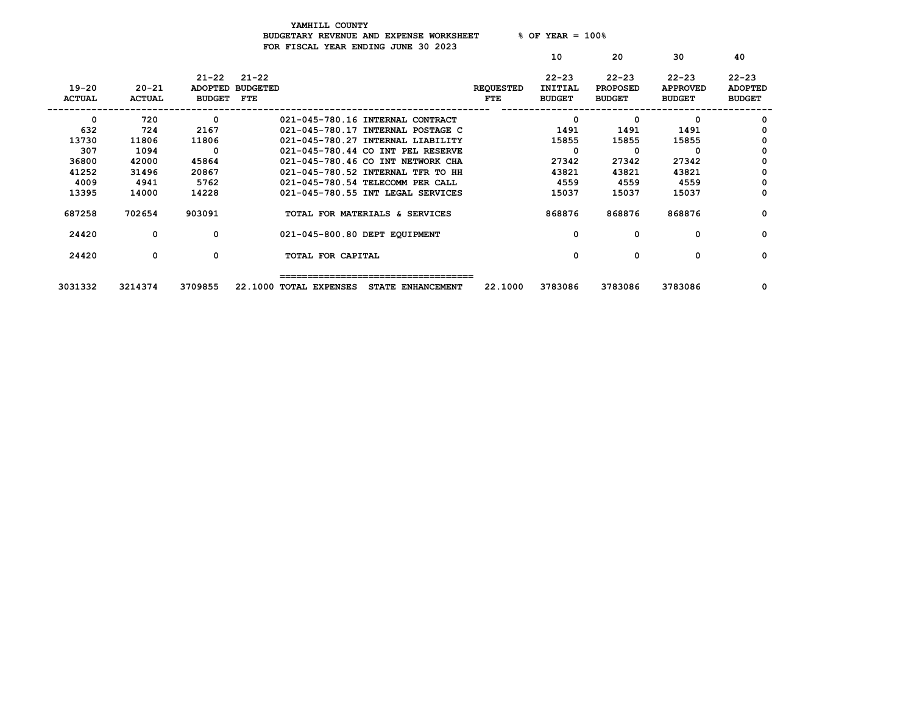YAMHILL COUNTY
BUDGETARY REVENUE AND EXPENSE WORKSHEET % OF YEAR = 100%
FOR FISCAL YEAR ENDING JUNE 30 2023

| 19-20 ACTUAL | 20-21 ACTUAL | 21-22 ADOPTED BUDGET | 21-22 BUDGETED FTE | | REQUESTED FTE | 10<br>22-23 INITIAL BUDGET | 20<br>22-23 PROPOSED BUDGET | 30<br>22-23 APPROVED BUDGET | 40<br>22-23 ADOPTED BUDGET |
|---|---|---|---|---|---|---|---|---|---|
| 0 | 720 | 0 | | 021-045-780.16 INTERNAL CONTRACT | | 0 | 0 | 0 | 0 |
| 632 | 724 | 2167 | | 021-045-780.17 INTERNAL POSTAGE C | | 1491 | 1491 | 1491 | 0 |
| 13730 | 11806 | 11806 | | 021-045-780.27 INTERNAL LIABILITY | | 15855 | 15855 | 15855 | 0 |
| 307 | 1094 | 0 | | 021-045-780.44 CO INT PEL RESERVE | | 0 | 0 | 0 | 0 |
| 36800 | 42000 | 45864 | | 021-045-780.46 CO INT NETWORK CHA | | 27342 | 27342 | 27342 | 0 |
| 41252 | 31496 | 20867 | | 021-045-780.52 INTERNAL TFR TO HH | | 43821 | 43821 | 43821 | 0 |
| 4009 | 4941 | 5762 | | 021-045-780.54 TELECOMM PER CALL | | 4559 | 4559 | 4559 | 0 |
| 13395 | 14000 | 14228 | | 021-045-780.55 INT LEGAL SERVICES | | 15037 | 15037 | 15037 | 0 |
| 687258 | 702654 | 903091 | | TOTAL FOR MATERIALS & SERVICES | | 868876 | 868876 | 868876 | 0 |
| 24420 | 0 | 0 | | 021-045-800.80 DEPT EQUIPMENT | | 0 | 0 | 0 | 0 |
| 24420 | 0 | 0 | | TOTAL FOR CAPITAL | | 0 | 0 | 0 | 0 |
| 3031332 | 3214374 | 3709855 | 22.1000 | TOTAL EXPENSES STATE ENHANCEMENT | 22.1000 | 3783086 | 3783086 | 3783086 | 0 |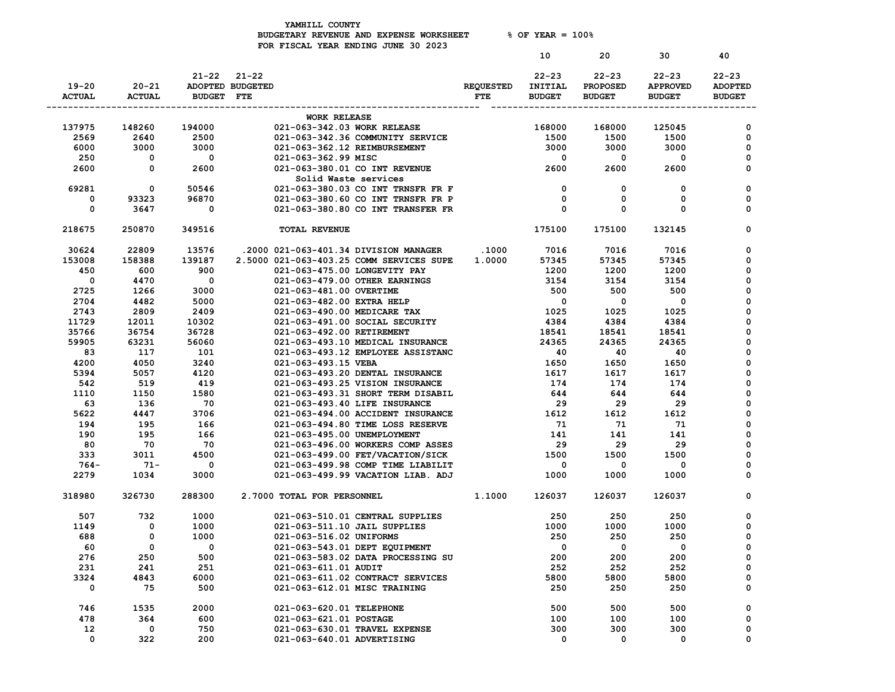YAMHILL COUNTY
BUDGETARY REVENUE AND EXPENSE WORKSHEET % OF YEAR = 100%
FOR FISCAL YEAR ENDING JUNE 30 2023

| 19-20 ACTUAL | 20-21 ACTUAL | 21-22 ADOPTED BUDGET | 21-22 BUDGETED FTE | | REQUESTED FTE | 10 22-23 INITIAL BUDGET | 20 22-23 PROPOSED BUDGET | 30 22-23 APPROVED BUDGET | 40 22-23 ADOPTED BUDGET |
|---|---|---|---|---|---|---|---|---|---|
| | | | | WORK RELEASE | | | | | |
| 137975 | 148260 | 194000 | | 021-063-342.03 WORK RELEASE | | 168000 | 168000 | 125045 | 0 |
| 2569 | 2640 | 2500 | | 021-063-342.36 COMMUNITY SERVICE | | 1500 | 1500 | 1500 | 0 |
| 6000 | 3000 | 3000 | | 021-063-362.12 REIMBURSEMENT | | 3000 | 3000 | 3000 | 0 |
| 250 | 0 | 0 | | 021-063-362.99 MISC | | 0 | 0 | 0 | 0 |
| 2600 | 0 | 2600 | | 021-063-380.01 CO INT REVENUE | | 2600 | 2600 | 2600 | 0 |
| | | | | Solid Waste services | | | | | |
| 69281 | 0 | 50546 | | 021-063-380.03 CO INT TRNSFR FR F | | 0 | 0 | 0 | 0 |
| 0 | 93323 | 96870 | | 021-063-380.60 CO INT TRNSFR FR P | | 0 | 0 | 0 | 0 |
| 0 | 3647 | 0 | | 021-063-380.80 CO INT TRANSFER FR | | 0 | 0 | 0 | 0 |
| 218675 | 250870 | 349516 | | TOTAL REVENUE | | 175100 | 175100 | 132145 | 0 |
| 30624 | 22809 | 13576 | .2000 | 021-063-401.34 DIVISION MANAGER | .1000 | 7016 | 7016 | 7016 | 0 |
| 153008 | 158388 | 139187 | 2.5000 | 021-063-403.25 COMM SERVICES SUPE | 1.0000 | 57345 | 57345 | 57345 | 0 |
| 450 | 600 | 900 | | 021-063-475.00 LONGEVITY PAY | | 1200 | 1200 | 1200 | 0 |
| 0 | 4470 | 0 | | 021-063-479.00 OTHER EARNINGS | | 3154 | 3154 | 3154 | 0 |
| 2725 | 1266 | 3000 | | 021-063-481.00 OVERTIME | | 500 | 500 | 500 | 0 |
| 2704 | 4482 | 5000 | | 021-063-482.00 EXTRA HELP | | 0 | 0 | 0 | 0 |
| 2743 | 2809 | 2409 | | 021-063-490.00 MEDICARE TAX | | 1025 | 1025 | 1025 | 0 |
| 11729 | 12011 | 10302 | | 021-063-491.00 SOCIAL SECURITY | | 4384 | 4384 | 4384 | 0 |
| 35766 | 36754 | 36728 | | 021-063-492.00 RETIREMENT | | 18541 | 18541 | 18541 | 0 |
| 59905 | 63231 | 56060 | | 021-063-493.10 MEDICAL INSURANCE | | 24365 | 24365 | 24365 | 0 |
| 83 | 117 | 101 | | 021-063-493.12 EMPLOYEE ASSISTANC | | 40 | 40 | 40 | 0 |
| 4200 | 4050 | 3240 | | 021-063-493.15 VEBA | | 1650 | 1650 | 1650 | 0 |
| 5394 | 5057 | 4120 | | 021-063-493.20 DENTAL INSURANCE | | 1617 | 1617 | 1617 | 0 |
| 542 | 519 | 419 | | 021-063-493.25 VISION INSURANCE | | 174 | 174 | 174 | 0 |
| 1110 | 1150 | 1580 | | 021-063-493.31 SHORT TERM DISABIL | | 644 | 644 | 644 | 0 |
| 63 | 136 | 70 | | 021-063-493.40 LIFE INSURANCE | | 29 | 29 | 29 | 0 |
| 5622 | 4447 | 3706 | | 021-063-494.00 ACCIDENT INSURANCE | | 1612 | 1612 | 1612 | 0 |
| 194 | 195 | 166 | | 021-063-494.80 TIME LOSS RESERVE | | 71 | 71 | 71 | 0 |
| 190 | 195 | 166 | | 021-063-495.00 UNEMPLOYMENT | | 141 | 141 | 141 | 0 |
| 80 | 70 | 70 | | 021-063-496.00 WORKERS COMP ASSES | | 29 | 29 | 29 | 0 |
| 333 | 3011 | 4500 | | 021-063-499.00 FET/VACATION/SICK | | 1500 | 1500 | 1500 | 0 |
| 764- | 71- | 0 | | 021-063-499.98 COMP TIME LIABILIT | | 0 | 0 | 0 | 0 |
| 2279 | 1034 | 3000 | | 021-063-499.99 VACATION LIAB. ADJ | | 1000 | 1000 | 1000 | 0 |
| 318980 | 326730 | 288300 | 2.7000 | TOTAL FOR PERSONNEL | 1.1000 | 126037 | 126037 | 126037 | 0 |
| 507 | 732 | 1000 | | 021-063-510.01 CENTRAL SUPPLIES | | 250 | 250 | 250 | 0 |
| 1149 | 0 | 1000 | | 021-063-511.10 JAIL SUPPLIES | | 1000 | 1000 | 1000 | 0 |
| 688 | 0 | 1000 | | 021-063-516.02 UNIFORMS | | 250 | 250 | 250 | 0 |
| 60 | 0 | 0 | | 021-063-543.01 DEPT EQUIPMENT | | 0 | 0 | 0 | 0 |
| 276 | 250 | 500 | | 021-063-583.02 DATA PROCESSING SU | | 200 | 200 | 200 | 0 |
| 231 | 241 | 251 | | 021-063-611.01 AUDIT | | 252 | 252 | 252 | 0 |
| 3324 | 4843 | 6000 | | 021-063-611.02 CONTRACT SERVICES | | 5800 | 5800 | 5800 | 0 |
| 0 | 75 | 500 | | 021-063-612.01 MISC TRAINING | | 250 | 250 | 250 | 0 |
| 746 | 1535 | 2000 | | 021-063-620.01 TELEPHONE | | 500 | 500 | 500 | 0 |
| 478 | 364 | 600 | | 021-063-621.01 POSTAGE | | 100 | 100 | 100 | 0 |
| 12 | 0 | 750 | | 021-063-630.01 TRAVEL EXPENSE | | 300 | 300 | 300 | 0 |
| 0 | 322 | 200 | | 021-063-640.01 ADVERTISING | | 0 | 0 | 0 | 0 |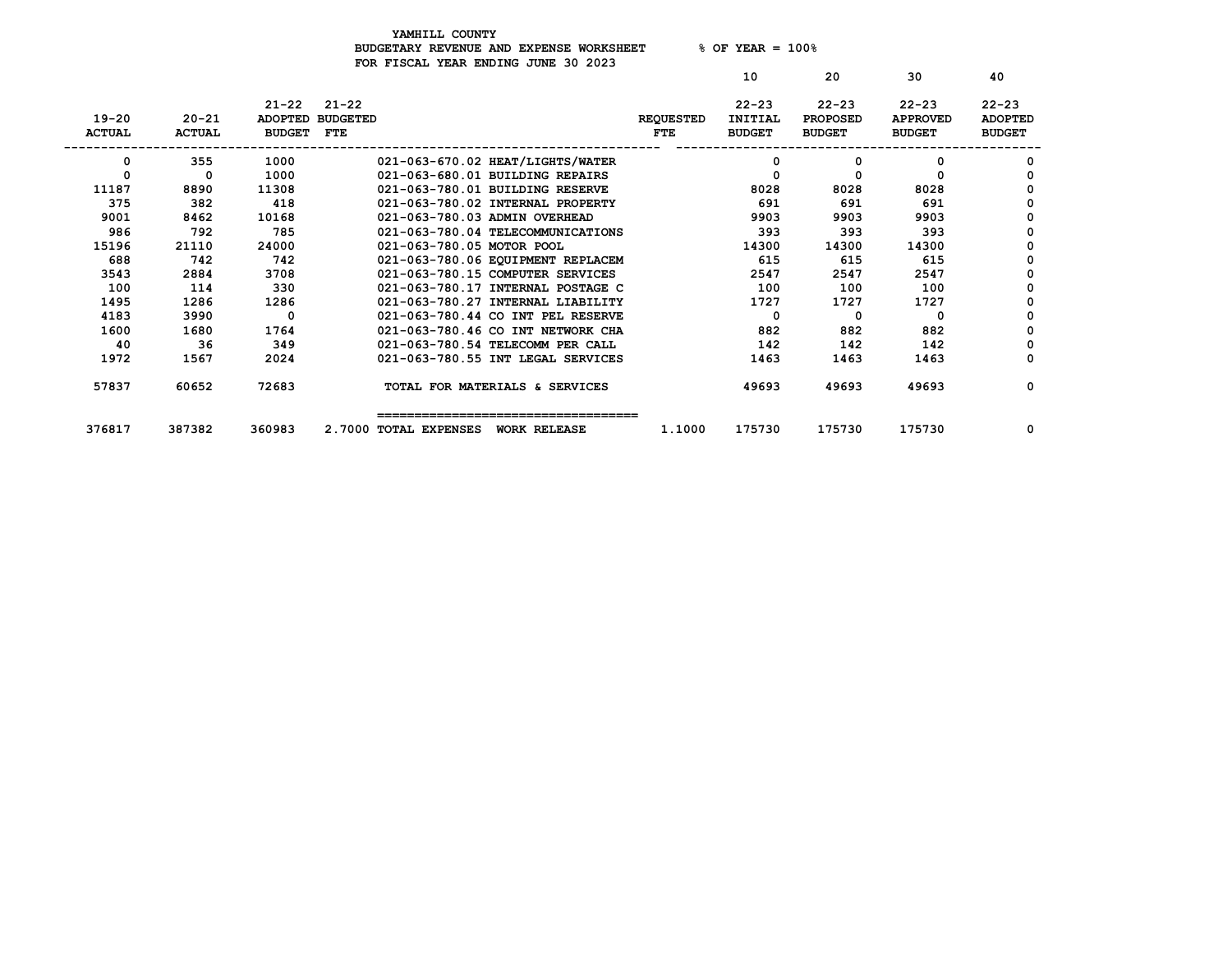YAMHILL COUNTY
BUDGETARY REVENUE AND EXPENSE WORKSHEET % OF YEAR = 100%
FOR FISCAL YEAR ENDING JUNE 30 2023

| 19-20 ACTUAL | 20-21 ACTUAL | 21-22 ADOPTED BUDGET | 21-22 BUDGETED FTE | | REQUESTED FTE | 10<br>22-23 INITIAL BUDGET | 20<br>22-23 PROPOSED BUDGET | 30<br>22-23 APPROVED BUDGET | 40<br>22-23 ADOPTED BUDGET |
|---|---|---|---|---|---|---|---|---|---|
| 0 | 355 | 1000 | | 021-063-670.02 HEAT/LIGHTS/WATER | | 0 | 0 | 0 | 0 |
| 0 | 0 | 1000 | | 021-063-680.01 BUILDING REPAIRS | | 0 | 0 | 0 | 0 |
| 11187 | 8890 | 11308 | | 021-063-780.01 BUILDING RESERVE | | 8028 | 8028 | 8028 | 0 |
| 375 | 382 | 418 | | 021-063-780.02 INTERNAL PROPERTY | | 691 | 691 | 691 | 0 |
| 9001 | 8462 | 10168 | | 021-063-780.03 ADMIN OVERHEAD | | 9903 | 9903 | 9903 | 0 |
| 986 | 792 | 785 | | 021-063-780.04 TELECOMMUNICATIONS | | 393 | 393 | 393 | 0 |
| 15196 | 21110 | 24000 | | 021-063-780.05 MOTOR POOL | | 14300 | 14300 | 14300 | 0 |
| 688 | 742 | 742 | | 021-063-780.06 EQUIPMENT REPLACEM | | 615 | 615 | 615 | 0 |
| 3543 | 2884 | 3708 | | 021-063-780.15 COMPUTER SERVICES | | 2547 | 2547 | 2547 | 0 |
| 100 | 114 | 330 | | 021-063-780.17 INTERNAL POSTAGE C | | 100 | 100 | 100 | 0 |
| 1495 | 1286 | 1286 | | 021-063-780.27 INTERNAL LIABILITY | | 1727 | 1727 | 1727 | 0 |
| 4183 | 3990 | 0 | | 021-063-780.44 CO INT PEL RESERVE | | 0 | 0 | 0 | 0 |
| 1600 | 1680 | 1764 | | 021-063-780.46 CO INT NETWORK CHA | | 882 | 882 | 882 | 0 |
| 40 | 36 | 349 | | 021-063-780.54 TELECOMM PER CALL | | 142 | 142 | 142 | 0 |
| 1972 | 1567 | 2024 | | 021-063-780.55 INT LEGAL SERVICES | | 1463 | 1463 | 1463 | 0 |
| 57837 | 60652 | 72683 | | TOTAL FOR MATERIALS & SERVICES | | 49693 | 49693 | 49693 | 0 |
| 376817 | 387382 | 360983 | 2.7000 | TOTAL EXPENSES WORK RELEASE | 1.1000 | 175730 | 175730 | 175730 | 0 |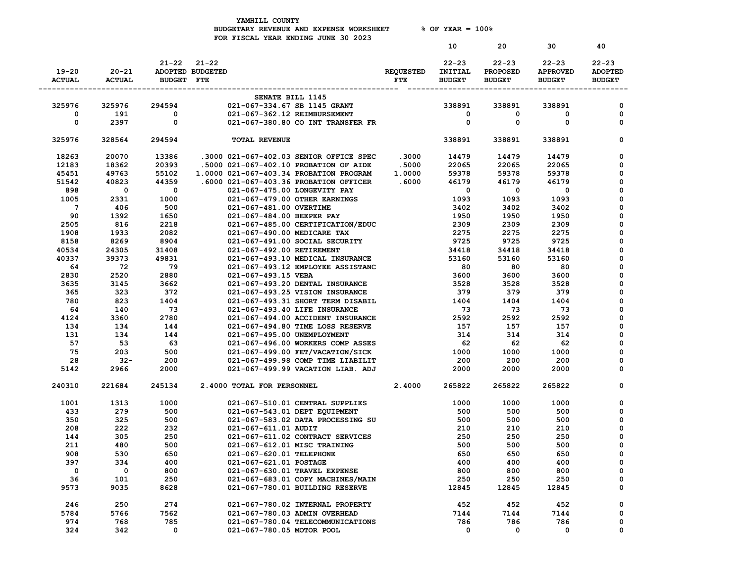YAMHILL COUNTY
BUDGETARY REVENUE AND EXPENSE WORKSHEET % OF YEAR = 100%
FOR FISCAL YEAR ENDING JUNE 30 2023

| 19-20 ACTUAL | 20-21 ACTUAL | 21-22 ADOPTED BUDGET | 21-22 BUDGETED FTE | | REQUESTED FTE | 10 22-23 INITIAL BUDGET | 20 22-23 PROPOSED BUDGET | 30 22-23 APPROVED BUDGET | 40 22-23 ADOPTED BUDGET |
|---|---|---|---|---|---|---|---|---|---|
| | | | | SENATE BILL 1145 | | | | | |
| 325976 | 325976 | 294594 | | 021-067-334.67 SB 1145 GRANT | | 338891 | 338891 | 338891 | 0 |
| 0 | 191 | 0 | | 021-067-362.12 REIMBURSEMENT | | 0 | 0 | 0 | 0 |
| 0 | 2397 | 0 | | 021-067-380.80 CO INT TRANSFER FR | | 0 | 0 | 0 | 0 |
| 325976 | 328564 | 294594 | | TOTAL REVENUE | | 338891 | 338891 | 338891 | 0 |
| 18263 | 20070 | 13386 | .3000 | 021-067-402.03 SENIOR OFFICE SPEC | .3000 | 14479 | 14479 | 14479 | 0 |
| 12183 | 18362 | 20393 | .5000 | 021-067-402.10 PROBATION OF AIDE | .5000 | 22065 | 22065 | 22065 | 0 |
| 45451 | 49763 | 55102 | 1.0000 | 021-067-403.34 PROBATION PROGRAM | 1.0000 | 59378 | 59378 | 59378 | 0 |
| 51542 | 40823 | 44359 | .6000 | 021-067-403.36 PROBATION OFFICER | .6000 | 46179 | 46179 | 46179 | 0 |
| 898 | 0 | 0 | | 021-067-475.00 LONGEVITY PAY | | 0 | 0 | 0 | 0 |
| 1005 | 2331 | 1000 | | 021-067-479.00 OTHER EARNINGS | | 1093 | 1093 | 1093 | 0 |
| 7 | 406 | 500 | | 021-067-481.00 OVERTIME | | 3402 | 3402 | 3402 | 0 |
| 90 | 1392 | 1650 | | 021-067-484.00 BEEPER PAY | | 1950 | 1950 | 1950 | 0 |
| 2505 | 816 | 2218 | | 021-067-485.00 CERTIFICATION/EDUC | | 2309 | 2309 | 2309 | 0 |
| 1908 | 1933 | 2082 | | 021-067-490.00 MEDICARE TAX | | 2275 | 2275 | 2275 | 0 |
| 8158 | 8269 | 8904 | | 021-067-491.00 SOCIAL SECURITY | | 9725 | 9725 | 9725 | 0 |
| 40534 | 24305 | 31408 | | 021-067-492.00 RETIREMENT | | 34418 | 34418 | 34418 | 0 |
| 40337 | 39373 | 49831 | | 021-067-493.10 MEDICAL INSURANCE | | 53160 | 53160 | 53160 | 0 |
| 64 | 72 | 79 | | 021-067-493.12 EMPLOYEE ASSISTANC | | 80 | 80 | 80 | 0 |
| 2830 | 2520 | 2880 | | 021-067-493.15 VEBA | | 3600 | 3600 | 3600 | 0 |
| 3635 | 3145 | 3662 | | 021-067-493.20 DENTAL INSURANCE | | 3528 | 3528 | 3528 | 0 |
| 365 | 323 | 372 | | 021-067-493.25 VISION INSURANCE | | 379 | 379 | 379 | 0 |
| 780 | 823 | 1404 | | 021-067-493.31 SHORT TERM DISABIL | | 1404 | 1404 | 1404 | 0 |
| 64 | 140 | 73 | | 021-067-493.40 LIFE INSURANCE | | 73 | 73 | 73 | 0 |
| 4124 | 3360 | 2780 | | 021-067-494.00 ACCIDENT INSURANCE | | 2592 | 2592 | 2592 | 0 |
| 134 | 134 | 144 | | 021-067-494.80 TIME LOSS RESERVE | | 157 | 157 | 157 | 0 |
| 131 | 134 | 144 | | 021-067-495.00 UNEMPLOYMENT | | 314 | 314 | 314 | 0 |
| 57 | 53 | 63 | | 021-067-496.00 WORKERS COMP ASSES | | 62 | 62 | 62 | 0 |
| 75 | 203 | 500 | | 021-067-499.00 FET/VACATION/SICK | | 1000 | 1000 | 1000 | 0 |
| 28 | 32- | 200 | | 021-067-499.98 COMP TIME LIABILIT | | 200 | 200 | 200 | 0 |
| 5142 | 2966 | 2000 | | 021-067-499.99 VACATION LIAB. ADJ | | 2000 | 2000 | 2000 | 0 |
| 240310 | 221684 | 245134 | 2.4000 | TOTAL FOR PERSONNEL | 2.4000 | 265822 | 265822 | 265822 | 0 |
| 1001 | 1313 | 1000 | | 021-067-510.01 CENTRAL SUPPLIES | | 1000 | 1000 | 1000 | 0 |
| 433 | 279 | 500 | | 021-067-543.01 DEPT EQUIPMENT | | 500 | 500 | 500 | 0 |
| 350 | 325 | 500 | | 021-067-583.02 DATA PROCESSING SU | | 500 | 500 | 500 | 0 |
| 208 | 222 | 232 | | 021-067-611.01 AUDIT | | 210 | 210 | 210 | 0 |
| 144 | 305 | 250 | | 021-067-611.02 CONTRACT SERVICES | | 250 | 250 | 250 | 0 |
| 211 | 480 | 500 | | 021-067-612.01 MISC TRAINING | | 500 | 500 | 500 | 0 |
| 908 | 530 | 650 | | 021-067-620.01 TELEPHONE | | 650 | 650 | 650 | 0 |
| 397 | 334 | 400 | | 021-067-621.01 POSTAGE | | 400 | 400 | 400 | 0 |
| 0 | 0 | 800 | | 021-067-630.01 TRAVEL EXPENSE | | 800 | 800 | 800 | 0 |
| 36 | 101 | 250 | | 021-067-683.01 COPY MACHINES/MAIN | | 250 | 250 | 250 | 0 |
| 9573 | 9035 | 8628 | | 021-067-780.01 BUILDING RESERVE | | 12845 | 12845 | 12845 | 0 |
| 246 | 250 | 274 | | 021-067-780.02 INTERNAL PROPERTY | | 452 | 452 | 452 | 0 |
| 5784 | 5766 | 7562 | | 021-067-780.03 ADMIN OVERHEAD | | 7144 | 7144 | 7144 | 0 |
| 974 | 768 | 785 | | 021-067-780.04 TELECOMMUNICATIONS | | 786 | 786 | 786 | 0 |
| 324 | 342 | 0 | | 021-067-780.05 MOTOR POOL | | 0 | 0 | 0 | 0 |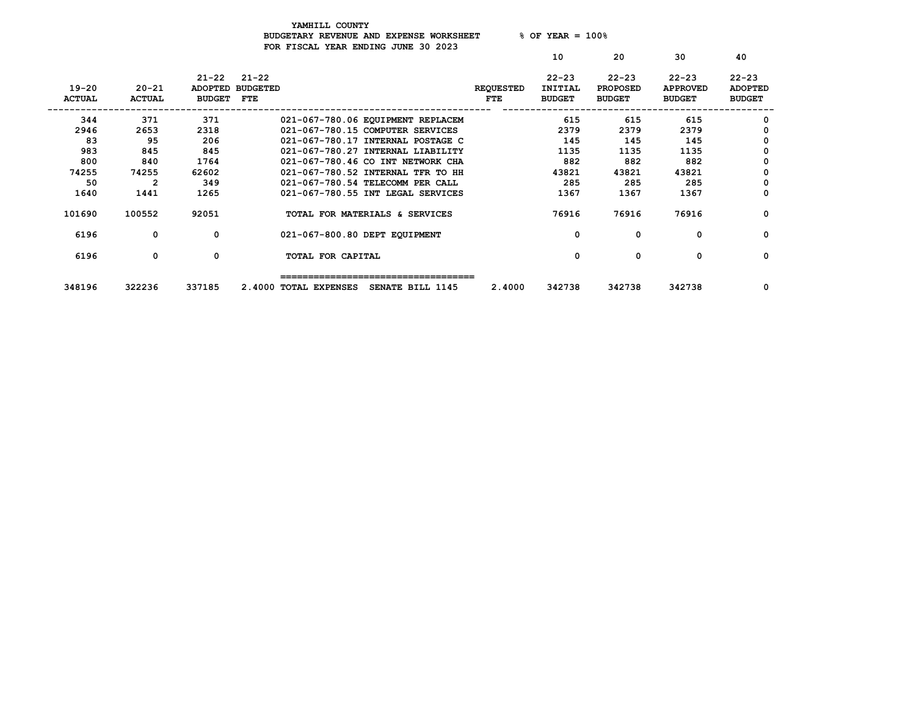YAMHILL COUNTY
BUDGETARY REVENUE AND EXPENSE WORKSHEET % OF YEAR = 100%
FOR FISCAL YEAR ENDING JUNE 30 2023

| 19-20 ACTUAL | 20-21 ACTUAL | 21-22 ADOPTED BUDGET | 21-22 BUDGETED FTE | | REQUESTED FTE | 10<br>22-23 INITIAL BUDGET | 20<br>22-23 PROPOSED BUDGET | 30<br>22-23 APPROVED BUDGET | 40<br>22-23 ADOPTED BUDGET |
|---|---|---|---|---|---|---|---|---|---|
| 344 | 371 | 371 | | 021-067-780.06 EQUIPMENT REPLACEM | | 615 | 615 | 615 | 0 |
| 2946 | 2653 | 2318 | | 021-067-780.15 COMPUTER SERVICES | | 2379 | 2379 | 2379 | 0 |
| 83 | 95 | 206 | | 021-067-780.17 INTERNAL POSTAGE C | | 145 | 145 | 145 | 0 |
| 983 | 845 | 845 | | 021-067-780.27 INTERNAL LIABILITY | | 1135 | 1135 | 1135 | 0 |
| 800 | 840 | 1764 | | 021-067-780.46 CO INT NETWORK CHA | | 882 | 882 | 882 | 0 |
| 74255 | 74255 | 62602 | | 021-067-780.52 INTERNAL TFR TO HH | | 43821 | 43821 | 43821 | 0 |
| 50 | 2 | 349 | | 021-067-780.54 TELECOMM PER CALL | | 285 | 285 | 285 | 0 |
| 1640 | 1441 | 1265 | | 021-067-780.55 INT LEGAL SERVICES | | 1367 | 1367 | 1367 | 0 |
| 101690 | 100552 | 92051 | | TOTAL FOR MATERIALS & SERVICES | | 76916 | 76916 | 76916 | 0 |
| 6196 | 0 | 0 | | 021-067-800.80 DEPT EQUIPMENT | | 0 | 0 | 0 | 0 |
| 6196 | 0 | 0 | | TOTAL FOR CAPITAL | | 0 | 0 | 0 | 0 |
| 348196 | 322236 | 337185 | 2.4000 | TOTAL EXPENSES SENATE BILL 1145 | 2.4000 | 342738 | 342738 | 342738 | 0 |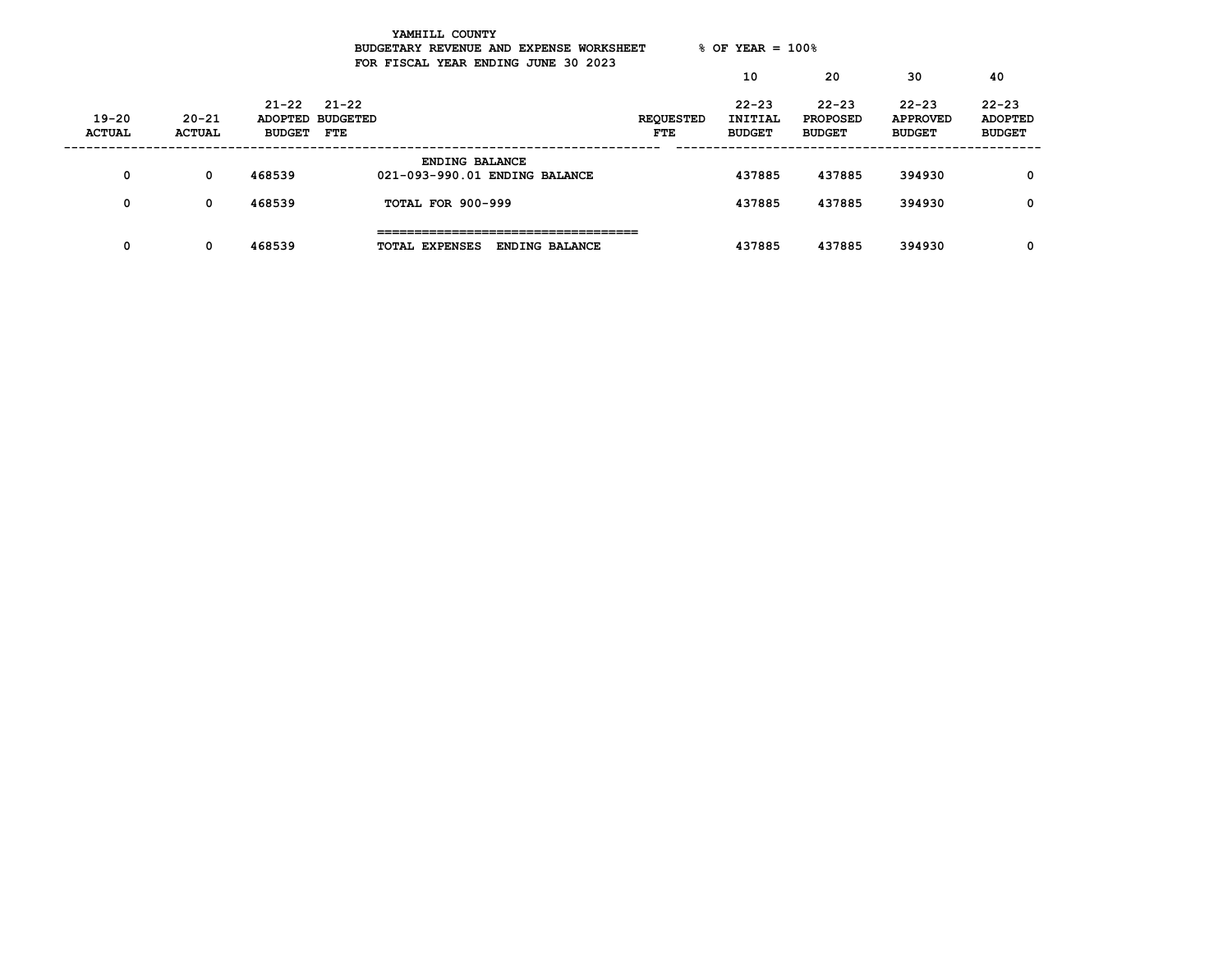YAMHILL COUNTY
BUDGETARY REVENUE AND EXPENSE WORKSHEET % OF YEAR = 100%
FOR FISCAL YEAR ENDING JUNE 30 2023

| 19-20 ACTUAL | 20-21 ACTUAL | 21-22 ADOPTED BUDGET | 21-22 BUDGETED FTE | | REQUESTED FTE | 10 22-23 INITIAL BUDGET | 20 22-23 PROPOSED BUDGET | 30 22-23 APPROVED BUDGET | 40 22-23 ADOPTED BUDGET |
|---|---|---|---|---|---|---|---|---|---|
| | | | | ENDING BALANCE | | | | | |
| 0 | 0 | 468539 | | 021-093-990.01 ENDING BALANCE | | 437885 | 437885 | 394930 | 0 |
| 0 | 0 | 468539 | | TOTAL FOR 900-999 | | 437885 | 437885 | 394930 | 0 |
| 0 | 0 | 468539 | | TOTAL EXPENSES ENDING BALANCE | | 437885 | 437885 | 394930 | 0 |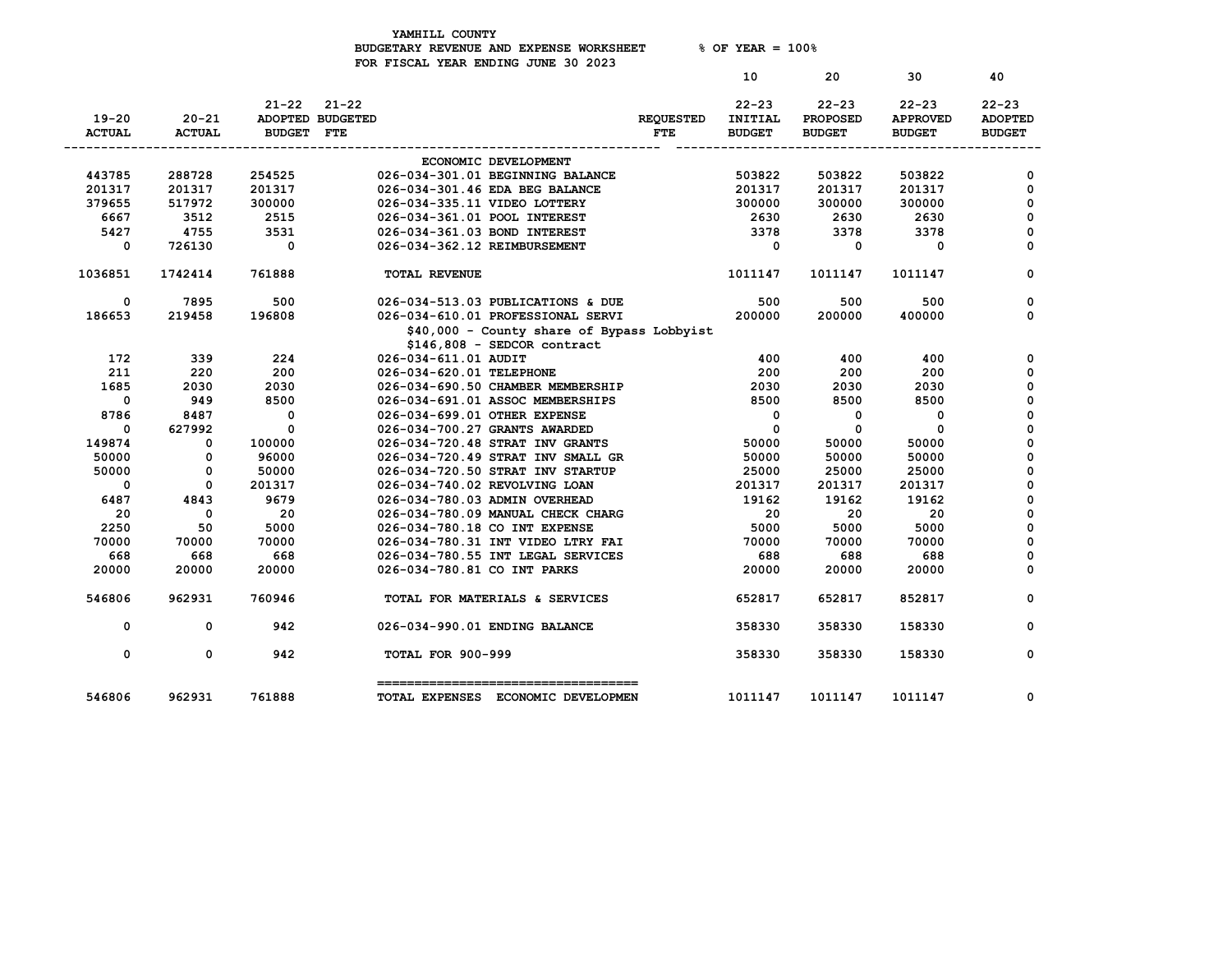YAMHILL COUNTY
BUDGETARY REVENUE AND EXPENSE WORKSHEET % OF YEAR = 100%
FOR FISCAL YEAR ENDING JUNE 30 2023

| 19-20 ACTUAL | 20-21 ACTUAL | 21-22 ADOPTED BUDGET | 21-22 BUDGETED FTE | | REQUESTED FTE | 10 22-23 INITIAL BUDGET | 20 22-23 PROPOSED BUDGET | 30 22-23 APPROVED BUDGET | 40 22-23 ADOPTED BUDGET |
|---|---|---|---|---|---|---|---|---|---|
| | | | | ECONOMIC DEVELOPMENT | | | | | |
| 443785 | 288728 | 254525 | | 026-034-301.01 BEGINNING BALANCE | | 503822 | 503822 | 503822 | 0 |
| 201317 | 201317 | 201317 | | 026-034-301.46 EDA BEG BALANCE | | 201317 | 201317 | 201317 | 0 |
| 379655 | 517972 | 300000 | | 026-034-335.11 VIDEO LOTTERY | | 300000 | 300000 | 300000 | 0 |
| 6667 | 3512 | 2515 | | 026-034-361.01 POOL INTEREST | | 2630 | 2630 | 2630 | 0 |
| 5427 | 4755 | 3531 | | 026-034-361.03 BOND INTEREST | | 3378 | 3378 | 3378 | 0 |
| 0 | 726130 | 0 | | 026-034-362.12 REIMBURSEMENT | | 0 | 0 | 0 | 0 |
| 1036851 | 1742414 | 761888 | | TOTAL REVENUE | | 1011147 | 1011147 | 1011147 | 0 |
| 0 | 7895 | 500 | | 026-034-513.03 PUBLICATIONS & DUE | | 500 | 500 | 500 | 0 |
| 186653 | 219458 | 196808 | | 026-034-610.01 PROFESSIONAL SERVI | | 200000 | 200000 | 400000 | 0 |
| | | | | $40,000 - County share of Bypass Lobbyist | | | | | |
| | | | | $146,808 - SEDCOR contract | | | | | |
| 172 | 339 | 224 | | 026-034-611.01 AUDIT | | 400 | 400 | 400 | 0 |
| 211 | 220 | 200 | | 026-034-620.01 TELEPHONE | | 200 | 200 | 200 | 0 |
| 1685 | 2030 | 2030 | | 026-034-690.50 CHAMBER MEMBERSHIP | | 2030 | 2030 | 2030 | 0 |
| 0 | 949 | 8500 | | 026-034-691.01 ASSOC MEMBERSHIPS | | 8500 | 8500 | 8500 | 0 |
| 8786 | 8487 | 0 | | 026-034-699.01 OTHER EXPENSE | | 0 | 0 | 0 | 0 |
| 0 | 627992 | 0 | | 026-034-700.27 GRANTS AWARDED | | 0 | 0 | 0 | 0 |
| 149874 | 0 | 100000 | | 026-034-720.48 STRAT INV GRANTS | | 50000 | 50000 | 50000 | 0 |
| 50000 | 0 | 96000 | | 026-034-720.49 STRAT INV SMALL GR | | 50000 | 50000 | 50000 | 0 |
| 50000 | 0 | 50000 | | 026-034-720.50 STRAT INV STARTUP | | 25000 | 25000 | 25000 | 0 |
| 0 | 0 | 201317 | | 026-034-740.02 REVOLVING LOAN | | 201317 | 201317 | 201317 | 0 |
| 6487 | 4843 | 9679 | | 026-034-780.03 ADMIN OVERHEAD | | 19162 | 19162 | 19162 | 0 |
| 20 | 0 | 20 | | 026-034-780.09 MANUAL CHECK CHARG | | 20 | 20 | 20 | 0 |
| 2250 | 50 | 5000 | | 026-034-780.18 CO INT EXPENSE | | 5000 | 5000 | 5000 | 0 |
| 70000 | 70000 | 70000 | | 026-034-780.31 INT VIDEO LTRY FAI | | 70000 | 70000 | 70000 | 0 |
| 668 | 668 | 668 | | 026-034-780.55 INT LEGAL SERVICES | | 688 | 688 | 688 | 0 |
| 20000 | 20000 | 20000 | | 026-034-780.81 CO INT PARKS | | 20000 | 20000 | 20000 | 0 |
| 546806 | 962931 | 760946 | | TOTAL FOR MATERIALS & SERVICES | | 652817 | 652817 | 852817 | 0 |
| 0 | 0 | 942 | | 026-034-990.01 ENDING BALANCE | | 358330 | 358330 | 158330 | 0 |
| 0 | 0 | 942 | | TOTAL FOR 900-999 | | 358330 | 358330 | 158330 | 0 |
| 546806 | 962931 | 761888 | | TOTAL EXPENSES ECONOMIC DEVELOPMEN | | 1011147 | 1011147 | 1011147 | 0 |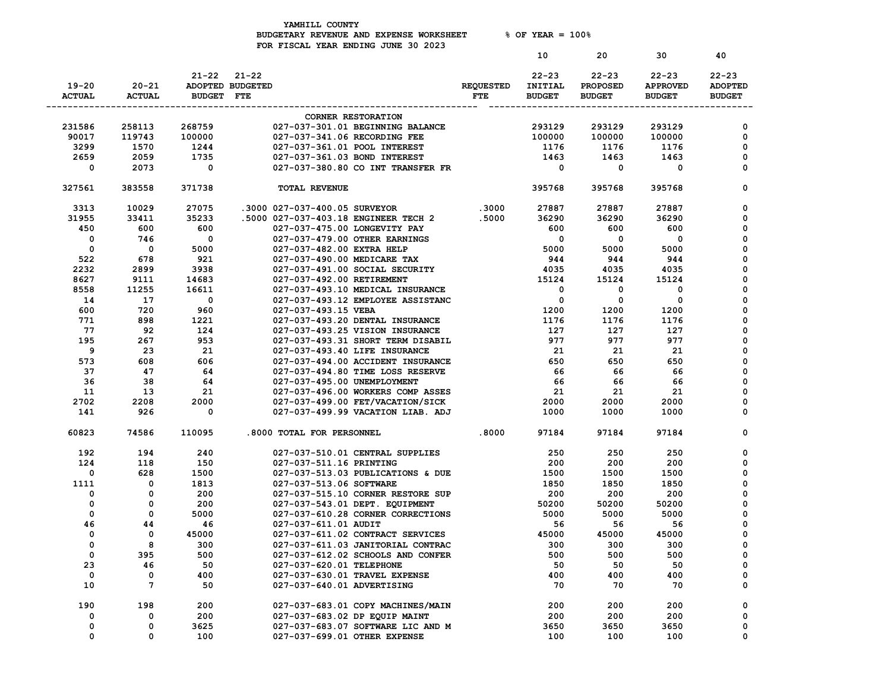YAMHILL COUNTY
BUDGETARY REVENUE AND EXPENSE WORKSHEET % OF YEAR = 100%
FOR FISCAL YEAR ENDING JUNE 30 2023

| 19-20 ACTUAL | 20-21 ACTUAL | 21-22 ADOPTED BUDGET | 21-22 BUDGETED FTE | | REQUESTED FTE | 10 22-23 INITIAL BUDGET | 20 22-23 PROPOSED BUDGET | 30 22-23 APPROVED BUDGET | 40 22-23 ADOPTED BUDGET |
|---|---|---|---|---|---|---|---|---|---|
| | | | | CORNER RESTORATION | | | | | |
| 231586 | 258113 | 268759 | | 027-037-301.01 BEGINNING BALANCE | | 293129 | 293129 | 293129 | 0 |
| 90017 | 119743 | 100000 | | 027-037-341.06 RECORDING FEE | | 100000 | 100000 | 100000 | 0 |
| 3299 | 1570 | 1244 | | 027-037-361.01 POOL INTEREST | | 1176 | 1176 | 1176 | 0 |
| 2659 | 2059 | 1735 | | 027-037-361.03 BOND INTEREST | | 1463 | 1463 | 1463 | 0 |
| 0 | 2073 | 0 | | 027-037-380.80 CO INT TRANSFER FR | | 0 | 0 | 0 | 0 |
| 327561 | 383558 | 371738 | | TOTAL REVENUE | | 395768 | 395768 | 395768 | 0 |
| 3313 | 10029 | 27075 | .3000 | 027-037-400.05 SURVEYOR | .3000 | 27887 | 27887 | 27887 | 0 |
| 31955 | 33411 | 35233 | .5000 | 027-037-403.18 ENGINEER TECH 2 | .5000 | 36290 | 36290 | 36290 | 0 |
| 450 | 600 | 600 | | 027-037-475.00 LONGEVITY PAY | | 600 | 600 | 600 | 0 |
| 0 | 746 | 0 | | 027-037-479.00 OTHER EARNINGS | | 0 | 0 | 0 | 0 |
| 0 | 0 | 5000 | | 027-037-482.00 EXTRA HELP | | 5000 | 5000 | 5000 | 0 |
| 522 | 678 | 921 | | 027-037-490.00 MEDICARE TAX | | 944 | 944 | 944 | 0 |
| 2232 | 2899 | 3938 | | 027-037-491.00 SOCIAL SECURITY | | 4035 | 4035 | 4035 | 0 |
| 8627 | 9111 | 14683 | | 027-037-492.00 RETIREMENT | | 15124 | 15124 | 15124 | 0 |
| 8558 | 11255 | 16611 | | 027-037-493.10 MEDICAL INSURANCE | | 0 | 0 | 0 | 0 |
| 14 | 17 | 0 | | 027-037-493.12 EMPLOYEE ASSISTANC | | 0 | 0 | 0 | 0 |
| 600 | 720 | 960 | | 027-037-493.15 VEBA | | 1200 | 1200 | 1200 | 0 |
| 771 | 898 | 1221 | | 027-037-493.20 DENTAL INSURANCE | | 1176 | 1176 | 1176 | 0 |
| 77 | 92 | 124 | | 027-037-493.25 VISION INSURANCE | | 127 | 127 | 127 | 0 |
| 195 | 267 | 953 | | 027-037-493.31 SHORT TERM DISABIL | | 977 | 977 | 977 | 0 |
| 9 | 23 | 21 | | 027-037-493.40 LIFE INSURANCE | | 21 | 21 | 21 | 0 |
| 573 | 608 | 606 | | 027-037-494.00 ACCIDENT INSURANCE | | 650 | 650 | 650 | 0 |
| 37 | 47 | 64 | | 027-037-494.80 TIME LOSS RESERVE | | 66 | 66 | 66 | 0 |
| 36 | 38 | 64 | | 027-037-495.00 UNEMPLOYMENT | | 66 | 66 | 66 | 0 |
| 11 | 13 | 21 | | 027-037-496.00 WORKERS COMP ASSES | | 21 | 21 | 21 | 0 |
| 2702 | 2208 | 2000 | | 027-037-499.00 FET/VACATION/SICK | | 2000 | 2000 | 2000 | 0 |
| 141 | 926 | 0 | | 027-037-499.99 VACATION LIAB. ADJ | | 1000 | 1000 | 1000 | 0 |
| 60823 | 74586 | 110095 | .8000 | TOTAL FOR PERSONNEL | .8000 | 97184 | 97184 | 97184 | 0 |
| 192 | 194 | 240 | | 027-037-510.01 CENTRAL SUPPLIES | | 250 | 250 | 250 | 0 |
| 124 | 118 | 150 | | 027-037-511.16 PRINTING | | 200 | 200 | 200 | 0 |
| 0 | 628 | 1500 | | 027-037-513.03 PUBLICATIONS & DUE | | 1500 | 1500 | 1500 | 0 |
| 1111 | 0 | 1813 | | 027-037-513.06 SOFTWARE | | 1850 | 1850 | 1850 | 0 |
| 0 | 0 | 200 | | 027-037-515.10 CORNER RESTORE SUP | | 200 | 200 | 200 | 0 |
| 0 | 0 | 200 | | 027-037-543.01 DEPT. EQUIPMENT | | 50200 | 50200 | 50200 | 0 |
| 0 | 0 | 5000 | | 027-037-610.28 CORNER CORRECTIONS | | 5000 | 5000 | 5000 | 0 |
| 46 | 44 | 46 | | 027-037-611.01 AUDIT | | 56 | 56 | 56 | 0 |
| 0 | 0 | 45000 | | 027-037-611.02 CONTRACT SERVICES | | 45000 | 45000 | 45000 | 0 |
| 0 | 8 | 300 | | 027-037-611.03 JANITORIAL CONTRAC | | 300 | 300 | 300 | 0 |
| 0 | 395 | 500 | | 027-037-612.02 SCHOOLS AND CONFER | | 500 | 500 | 500 | 0 |
| 23 | 46 | 50 | | 027-037-620.01 TELEPHONE | | 50 | 50 | 50 | 0 |
| 0 | 0 | 400 | | 027-037-630.01 TRAVEL EXPENSE | | 400 | 400 | 400 | 0 |
| 10 | 7 | 50 | | 027-037-640.01 ADVERTISING | | 70 | 70 | 70 | 0 |
| 190 | 198 | 200 | | 027-037-683.01 COPY MACHINES/MAIN | | 200 | 200 | 200 | 0 |
| 0 | 0 | 200 | | 027-037-683.02 DP EQUIP MAINT | | 200 | 200 | 200 | 0 |
| 0 | 0 | 3625 | | 027-037-683.07 SOFTWARE LIC AND M | | 3650 | 3650 | 3650 | 0 |
| 0 | 0 | 100 | | 027-037-699.01 OTHER EXPENSE | | 100 | 100 | 100 | 0 |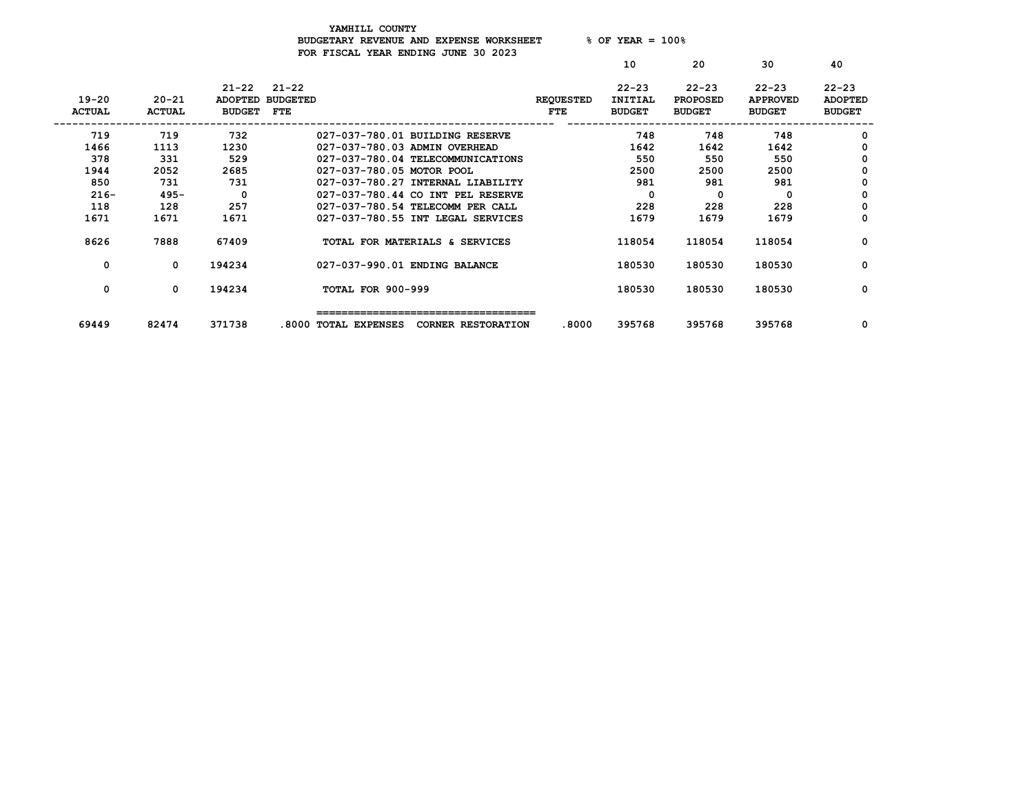YAMHILL COUNTY
BUDGETARY REVENUE AND EXPENSE WORKSHEET % OF YEAR = 100%
FOR FISCAL YEAR ENDING JUNE 30 2023

| 19-20 ACTUAL | 20-21 ACTUAL | 21-22 ADOPTED BUDGET | 21-22 BUDGETED FTE | | REQUESTED FTE | 10<br>22-23 INITIAL BUDGET | 20<br>22-23 PROPOSED BUDGET | 30<br>22-23 APPROVED BUDGET | 40<br>22-23 ADOPTED BUDGET |
|---|---|---|---|---|---|---|---|---|---|
| 719 | 719 | 732 | | 027-037-780.01 BUILDING RESERVE | | 748 | 748 | 748 | 0 |
| 1466 | 1113 | 1230 | | 027-037-780.03 ADMIN OVERHEAD | | 1642 | 1642 | 1642 | 0 |
| 378 | 331 | 529 | | 027-037-780.04 TELECOMMUNICATIONS | | 550 | 550 | 550 | 0 |
| 1944 | 2052 | 2685 | | 027-037-780.05 MOTOR POOL | | 2500 | 2500 | 2500 | 0 |
| 850 | 731 | 731 | | 027-037-780.27 INTERNAL LIABILITY | | 981 | 981 | 981 | 0 |
| 216- | 495- | 0 | | 027-037-780.44 CO INT PEL RESERVE | | 0 | 0 | 0 | 0 |
| 118 | 128 | 257 | | 027-037-780.54 TELECOMM PER CALL | | 228 | 228 | 228 | 0 |
| 1671 | 1671 | 1671 | | 027-037-780.55 INT LEGAL SERVICES | | 1679 | 1679 | 1679 | 0 |
| 8626 | 7888 | 67409 | | TOTAL FOR MATERIALS & SERVICES | | 118054 | 118054 | 118054 | 0 |
| 0 | 0 | 194234 | | 027-037-990.01 ENDING BALANCE | | 180530 | 180530 | 180530 | 0 |
| 0 | 0 | 194234 | | TOTAL FOR 900-999 | | 180530 | 180530 | 180530 | 0 |
| 69449 | 82474 | 371738 | .8000 | TOTAL EXPENSES CORNER RESTORATION | .8000 | 395768 | 395768 | 395768 | 0 |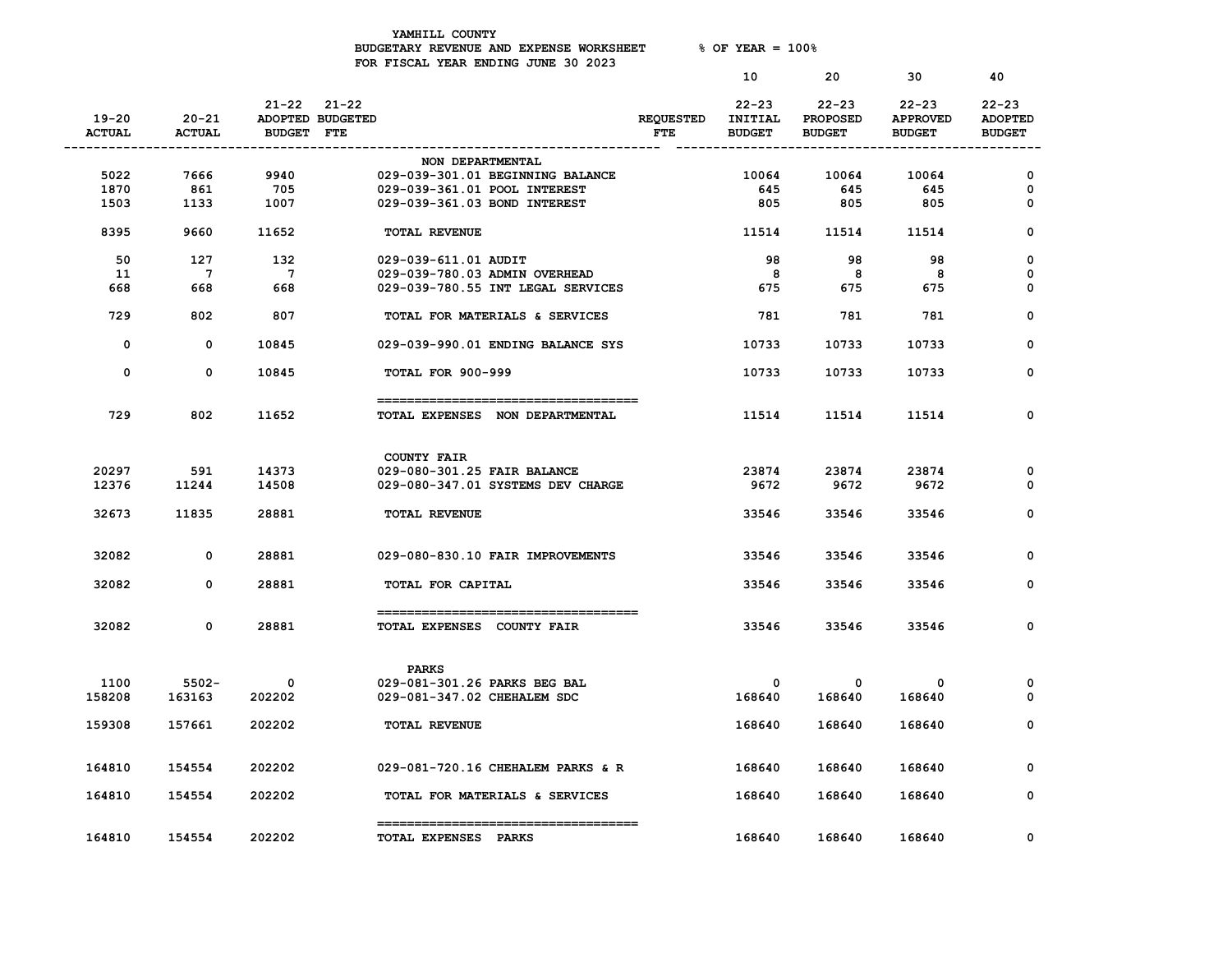YAMHILL COUNTY
BUDGETARY REVENUE AND EXPENSE WORKSHEET % OF YEAR = 100%
FOR FISCAL YEAR ENDING JUNE 30 2023

| 19-20 ACTUAL | 20-21 ACTUAL | 21-22 ADOPTED BUDGET | 21-22 BUDGETED FTE | | REQUESTED FTE | 10 22-23 INITIAL BUDGET | 20 22-23 PROPOSED BUDGET | 30 22-23 APPROVED BUDGET | 40 22-23 ADOPTED BUDGET |
|---|---|---|---|---|---|---|---|---|---|
| | | | | NON DEPARTMENTAL | | | | | |
| 5022 | 7666 | 9940 | | 029-039-301.01 BEGINNING BALANCE | | 10064 | 10064 | 10064 | 0 |
| 1870 | 861 | 705 | | 029-039-361.01 POOL INTEREST | | 645 | 645 | 645 | 0 |
| 1503 | 1133 | 1007 | | 029-039-361.03 BOND INTEREST | | 805 | 805 | 805 | 0 |
| 8395 | 9660 | 11652 | | TOTAL REVENUE | | 11514 | 11514 | 11514 | 0 |
| 50 | 127 | 132 | | 029-039-611.01 AUDIT | | 98 | 98 | 98 | 0 |
| 11 | 7 | 7 | | 029-039-780.03 ADMIN OVERHEAD | | 8 | 8 | 8 | 0 |
| 668 | 668 | 668 | | 029-039-780.55 INT LEGAL SERVICES | | 675 | 675 | 675 | 0 |
| 729 | 802 | 807 | | TOTAL FOR MATERIALS & SERVICES | | 781 | 781 | 781 | 0 |
| 0 | 0 | 10845 | | 029-039-990.01 ENDING BALANCE SYS | | 10733 | 10733 | 10733 | 0 |
| 0 | 0 | 10845 | | TOTAL FOR 900-999 | | 10733 | 10733 | 10733 | 0 |
| 729 | 802 | 11652 | | TOTAL EXPENSES NON DEPARTMENTAL | | 11514 | 11514 | 11514 | 0 |
| | | | | COUNTY FAIR | | | | | |
| 20297 | 591 | 14373 | | 029-080-301.25 FAIR BALANCE | | 23874 | 23874 | 23874 | 0 |
| 12376 | 11244 | 14508 | | 029-080-347.01 SYSTEMS DEV CHARGE | | 9672 | 9672 | 9672 | 0 |
| 32673 | 11835 | 28881 | | TOTAL REVENUE | | 33546 | 33546 | 33546 | 0 |
| 32082 | 0 | 28881 | | 029-080-830.10 FAIR IMPROVEMENTS | | 33546 | 33546 | 33546 | 0 |
| 32082 | 0 | 28881 | | TOTAL FOR CAPITAL | | 33546 | 33546 | 33546 | 0 |
| 32082 | 0 | 28881 | | TOTAL EXPENSES COUNTY FAIR | | 33546 | 33546 | 33546 | 0 |
| | | | | PARKS | | | | | |
| 1100 | 5502- | 0 | | 029-081-301.26 PARKS BEG BAL | | 0 | 0 | 0 | 0 |
| 158208 | 163163 | 202202 | | 029-081-347.02 CHEHALEM SDC | | 168640 | 168640 | 168640 | 0 |
| 159308 | 157661 | 202202 | | TOTAL REVENUE | | 168640 | 168640 | 168640 | 0 |
| 164810 | 154554 | 202202 | | 029-081-720.16 CHEHALEM PARKS & R | | 168640 | 168640 | 168640 | 0 |
| 164810 | 154554 | 202202 | | TOTAL FOR MATERIALS & SERVICES | | 168640 | 168640 | 168640 | 0 |
| 164810 | 154554 | 202202 | | TOTAL EXPENSES PARKS | | 168640 | 168640 | 168640 | 0 |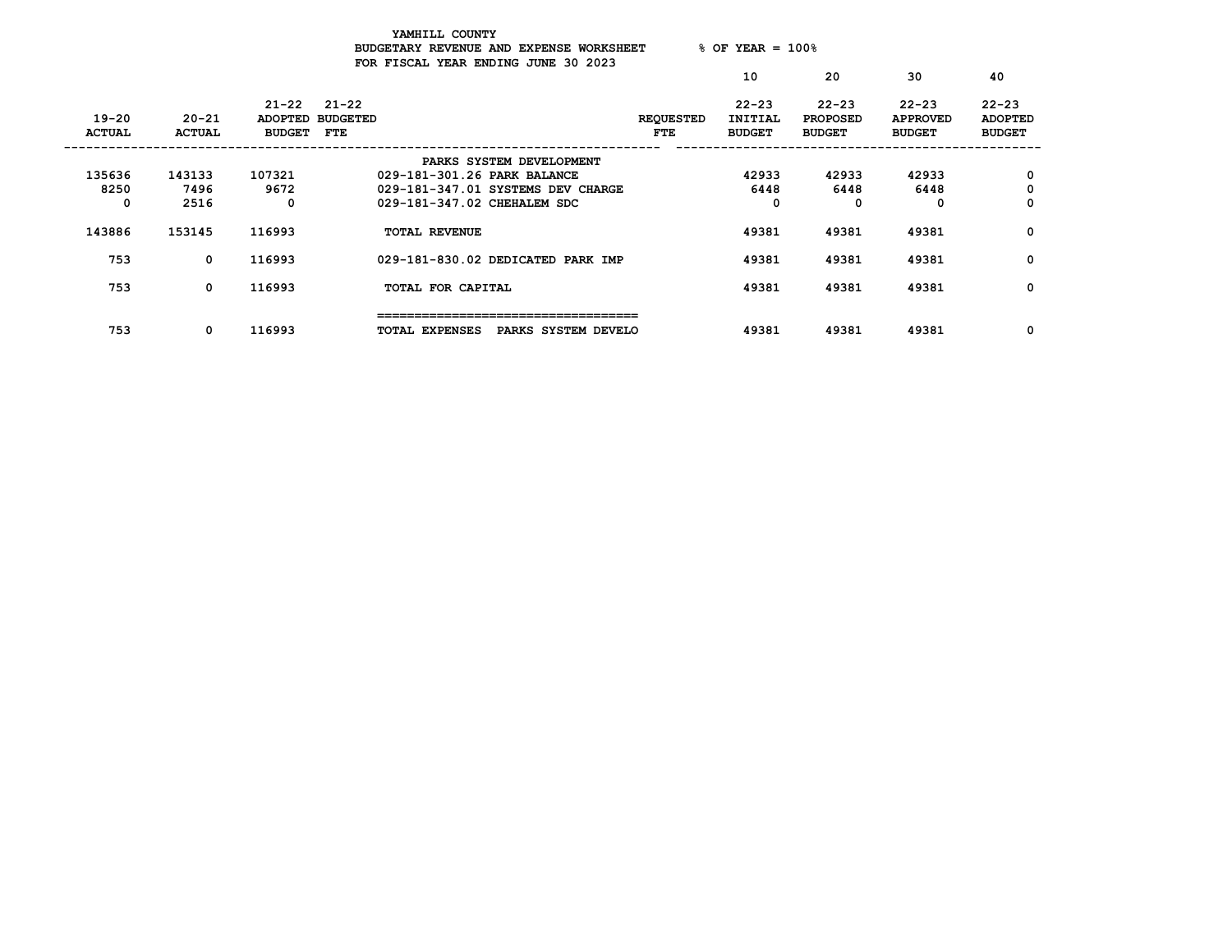YAMHILL COUNTY
BUDGETARY REVENUE AND EXPENSE WORKSHEET % OF YEAR = 100%
FOR FISCAL YEAR ENDING JUNE 30 2023

| 19-20 ACTUAL | 20-21 ACTUAL | 21-22 ADOPTED BUDGET | 21-22 BUDGETED FTE | | REQUESTED FTE | 10 22-23 INITIAL BUDGET | 20 22-23 PROPOSED BUDGET | 30 22-23 APPROVED BUDGET | 40 22-23 ADOPTED BUDGET |
|---|---|---|---|---|---|---|---|---|---|
| | | | | PARKS SYSTEM DEVELOPMENT | | | | | |
| 135636 | 143133 | 107321 | | 029-181-301.26 PARK BALANCE | | 42933 | 42933 | 42933 | 0 |
| 8250 | 7496 | 9672 | | 029-181-347.01 SYSTEMS DEV CHARGE | | 6448 | 6448 | 6448 | 0 |
| 0 | 2516 | 0 | | 029-181-347.02 CHEHALEM SDC | | 0 | 0 | 0 | 0 |
| 143886 | 153145 | 116993 | | TOTAL REVENUE | | 49381 | 49381 | 49381 | 0 |
| 753 | 0 | 116993 | | 029-181-830.02 DEDICATED PARK IMP | | 49381 | 49381 | 49381 | 0 |
| 753 | 0 | 116993 | | TOTAL FOR CAPITAL | | 49381 | 49381 | 49381 | 0 |
| 753 | 0 | 116993 | | TOTAL EXPENSES PARKS SYSTEM DEVELO | | 49381 | 49381 | 49381 | 0 |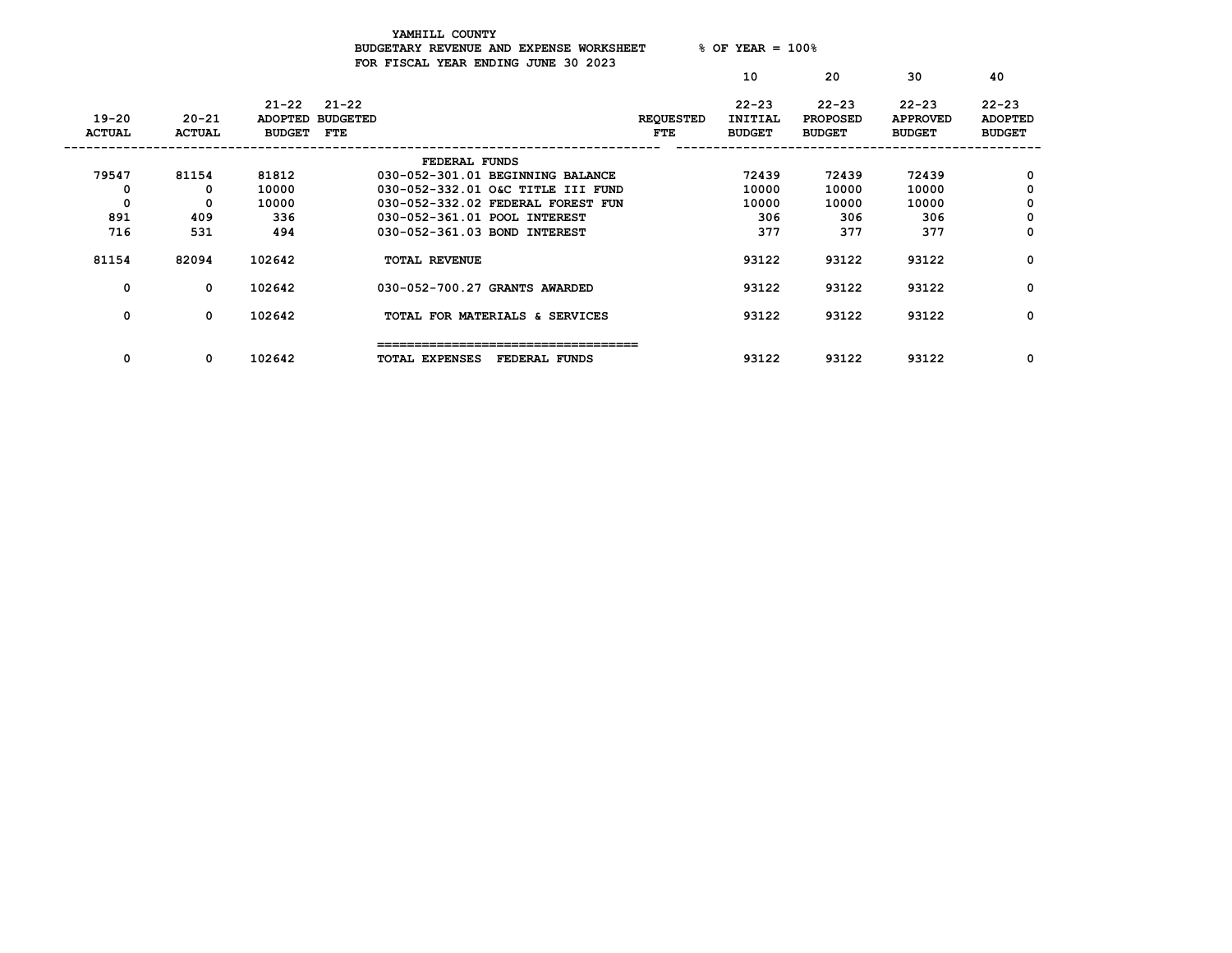YAMHILL COUNTY

BUDGETARY REVENUE AND EXPENSE WORKSHEET % OF YEAR = 100%

FOR FISCAL YEAR ENDING JUNE 30 2023

| 19-20 ACTUAL | 20-21 ACTUAL | 21-22 ADOPTED BUDGET | 21-22 BUDGETED FTE | | REQUESTED FTE | 10<br>22-23 INITIAL BUDGET | 20<br>22-23 PROPOSED BUDGET | 30<br>22-23 APPROVED BUDGET | 40<br>22-23 ADOPTED BUDGET |
|---|---|---|---|---|---|---|---|---|---|
| | | | | FEDERAL FUNDS | | | | | |
| 79547 | 81154 | 81812 | | 030-052-301.01 BEGINNING BALANCE | | 72439 | 72439 | 72439 | 0 |
| 0 | 0 | 10000 | | 030-052-332.01 O&C TITLE III FUND | | 10000 | 10000 | 10000 | 0 |
| 0 | 0 | 10000 | | 030-052-332.02 FEDERAL FOREST FUN | | 10000 | 10000 | 10000 | 0 |
| 891 | 409 | 336 | | 030-052-361.01 POOL INTEREST | | 306 | 306 | 306 | 0 |
| 716 | 531 | 494 | | 030-052-361.03 BOND INTEREST | | 377 | 377 | 377 | 0 |
| 81154 | 82094 | 102642 | | TOTAL REVENUE | | 93122 | 93122 | 93122 | 0 |
| 0 | 0 | 102642 | | 030-052-700.27 GRANTS AWARDED | | 93122 | 93122 | 93122 | 0 |
| 0 | 0 | 102642 | | TOTAL FOR MATERIALS & SERVICES | | 93122 | 93122 | 93122 | 0 |
| 0 | 0 | 102642 | | TOTAL EXPENSES FEDERAL FUNDS | | 93122 | 93122 | 93122 | 0 |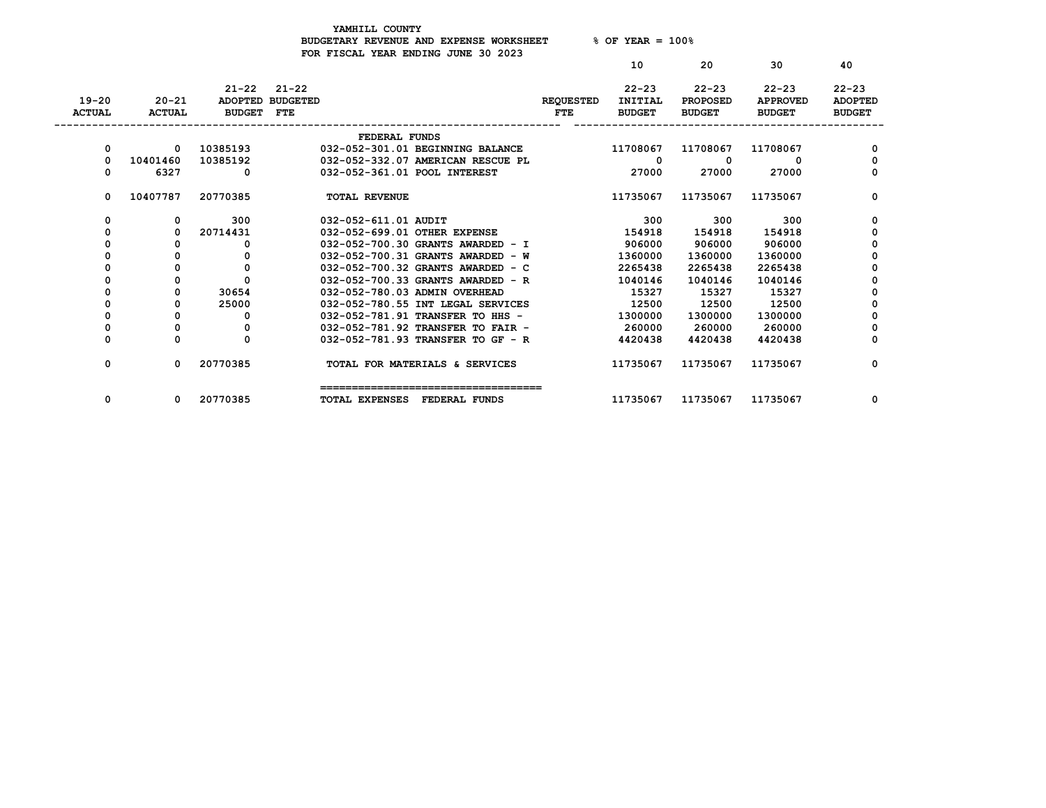YAMHILL COUNTY
BUDGETARY REVENUE AND EXPENSE WORKSHEET % OF YEAR = 100%
FOR FISCAL YEAR ENDING JUNE 30 2023

| 19-20 ACTUAL | 20-21 ACTUAL | 21-22 ADOPTED BUDGET | 21-22 BUDGETED FTE | | REQUESTED FTE | 10 22-23 INITIAL BUDGET | 20 22-23 PROPOSED BUDGET | 30 22-23 APPROVED BUDGET | 40 22-23 ADOPTED BUDGET |
|---|---|---|---|---|---|---|---|---|---|
| | | | | FEDERAL FUNDS | | | | | |
| 0 | 0 | 10385193 | | 032-052-301.01 BEGINNING BALANCE | | 11708067 | 11708067 | 11708067 | 0 |
| 0 | 10401460 | 10385192 | | 032-052-332.07 AMERICAN RESCUE PL | | 0 | 0 | 0 | 0 |
| 0 | 6327 | 0 | | 032-052-361.01 POOL INTEREST | | 27000 | 27000 | 27000 | 0 |
| 0 | 10407787 | 20770385 | | TOTAL REVENUE | | 11735067 | 11735067 | 11735067 | 0 |
| 0 | 0 | 300 | | 032-052-611.01 AUDIT | | 300 | 300 | 300 | 0 |
| 0 | 0 | 20714431 | | 032-052-699.01 OTHER EXPENSE | | 154918 | 154918 | 154918 | 0 |
| 0 | 0 | 0 | | 032-052-700.30 GRANTS AWARDED - I | | 906000 | 906000 | 906000 | 0 |
| 0 | 0 | 0 | | 032-052-700.31 GRANTS AWARDED - W | | 1360000 | 1360000 | 1360000 | 0 |
| 0 | 0 | 0 | | 032-052-700.32 GRANTS AWARDED - C | | 2265438 | 2265438 | 2265438 | 0 |
| 0 | 0 | 0 | | 032-052-700.33 GRANTS AWARDED - R | | 1040146 | 1040146 | 1040146 | 0 |
| 0 | 0 | 30654 | | 032-052-780.03 ADMIN OVERHEAD | | 15327 | 15327 | 15327 | 0 |
| 0 | 0 | 25000 | | 032-052-780.55 INT LEGAL SERVICES | | 12500 | 12500 | 12500 | 0 |
| 0 | 0 | 0 | | 032-052-781.91 TRANSFER TO HHS - | | 1300000 | 1300000 | 1300000 | 0 |
| 0 | 0 | 0 | | 032-052-781.92 TRANSFER TO FAIR - | | 260000 | 260000 | 260000 | 0 |
| 0 | 0 | 0 | | 032-052-781.93 TRANSFER TO GF - R | | 4420438 | 4420438 | 4420438 | 0 |
| 0 | 0 | 20770385 | | TOTAL FOR MATERIALS & SERVICES | | 11735067 | 11735067 | 11735067 | 0 |
| 0 | 0 | 20770385 | | TOTAL EXPENSES FEDERAL FUNDS | | 11735067 | 11735067 | 11735067 | 0 |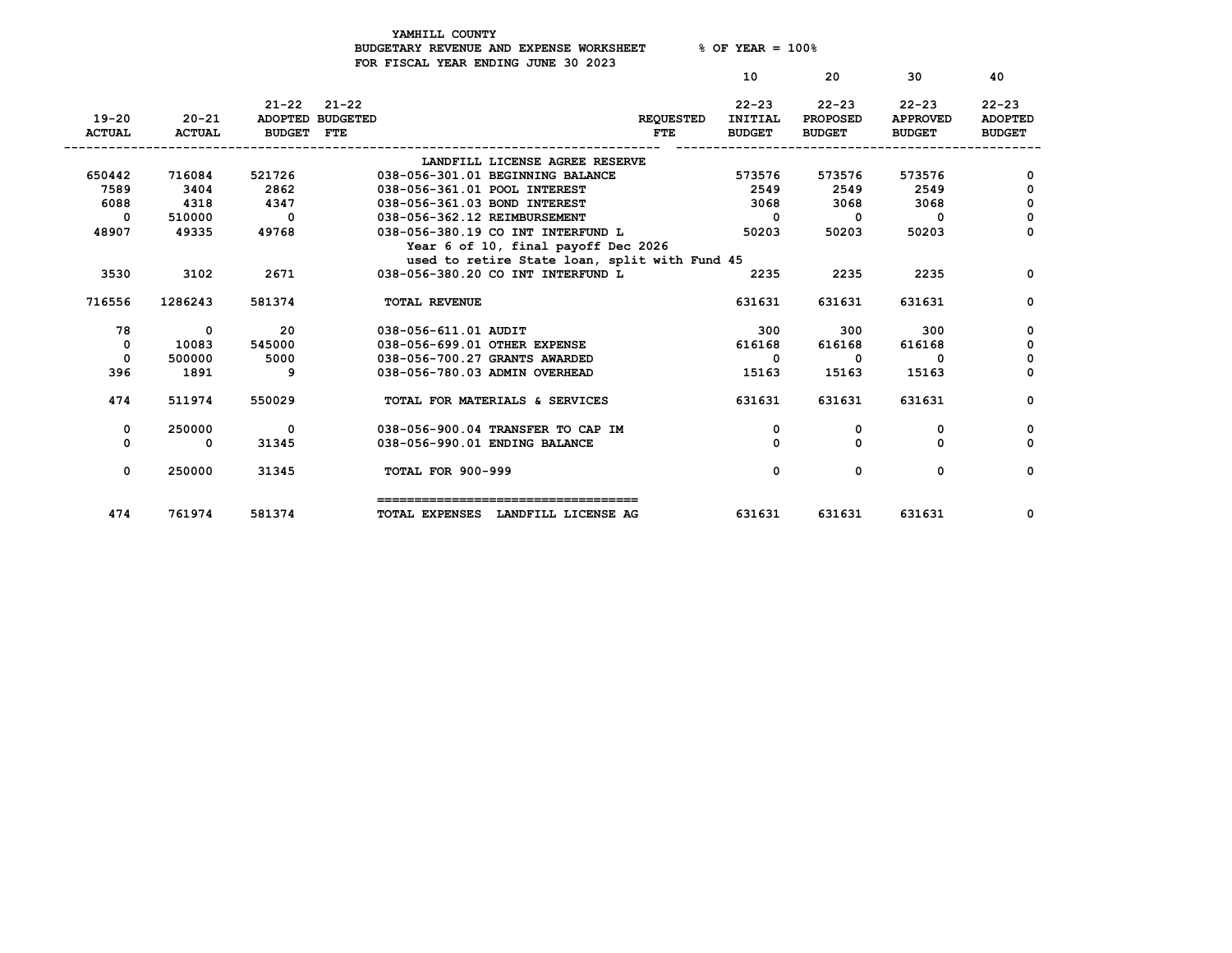YAMHILL COUNTY
BUDGETARY REVENUE AND EXPENSE WORKSHEET % OF YEAR = 100%
FOR FISCAL YEAR ENDING JUNE 30 2023

| 19-20 ACTUAL | 20-21 ACTUAL | 21-22 ADOPTED BUDGET | 21-22 BUDGETED FTE | | REQUESTED FTE | 10 22-23 INITIAL BUDGET | 20 22-23 PROPOSED BUDGET | 30 22-23 APPROVED BUDGET | 40 22-23 ADOPTED BUDGET |
|---|---|---|---|---|---|---|---|---|---|
| | | | | LANDFILL LICENSE AGREE RESERVE | | | | | |
| 650442 | 716084 | 521726 | | 038-056-301.01 BEGINNING BALANCE | | 573576 | 573576 | 573576 | 0 |
| 7589 | 3404 | 2862 | | 038-056-361.01 POOL INTEREST | | 2549 | 2549 | 2549 | 0 |
| 6088 | 4318 | 4347 | | 038-056-361.03 BOND INTEREST | | 3068 | 3068 | 3068 | 0 |
| 0 | 510000 | 0 | | 038-056-362.12 REIMBURSEMENT | | 0 | 0 | 0 | 0 |
| 48907 | 49335 | 49768 | | 038-056-380.19 CO INT INTERFUND L<br>Year 6 of 10, final payoff Dec 2026<br>used to retire State loan, split with Fund 45 | | 50203 | 50203 | 50203 | 0 |
| 3530 | 3102 | 2671 | | 038-056-380.20 CO INT INTERFUND L | | 2235 | 2235 | 2235 | 0 |
| 716556 | 1286243 | 581374 | | TOTAL REVENUE | | 631631 | 631631 | 631631 | 0 |
| 78 | 0 | 20 | | 038-056-611.01 AUDIT | | 300 | 300 | 300 | 0 |
| 0 | 10083 | 545000 | | 038-056-699.01 OTHER EXPENSE | | 616168 | 616168 | 616168 | 0 |
| 0 | 500000 | 5000 | | 038-056-700.27 GRANTS AWARDED | | 0 | 0 | 0 | 0 |
| 396 | 1891 | 9 | | 038-056-780.03 ADMIN OVERHEAD | | 15163 | 15163 | 15163 | 0 |
| 474 | 511974 | 550029 | | TOTAL FOR MATERIALS & SERVICES | | 631631 | 631631 | 631631 | 0 |
| 0 | 250000 | 0 | | 038-056-900.04 TRANSFER TO CAP IM | | 0 | 0 | 0 | 0 |
| 0 | 0 | 31345 | | 038-056-990.01 ENDING BALANCE | | 0 | 0 | 0 | 0 |
| 0 | 250000 | 31345 | | TOTAL FOR 900-999 | | 0 | 0 | 0 | 0 |
| 474 | 761974 | 581374 | | TOTAL EXPENSES LANDFILL LICENSE AG | | 631631 | 631631 | 631631 | 0 |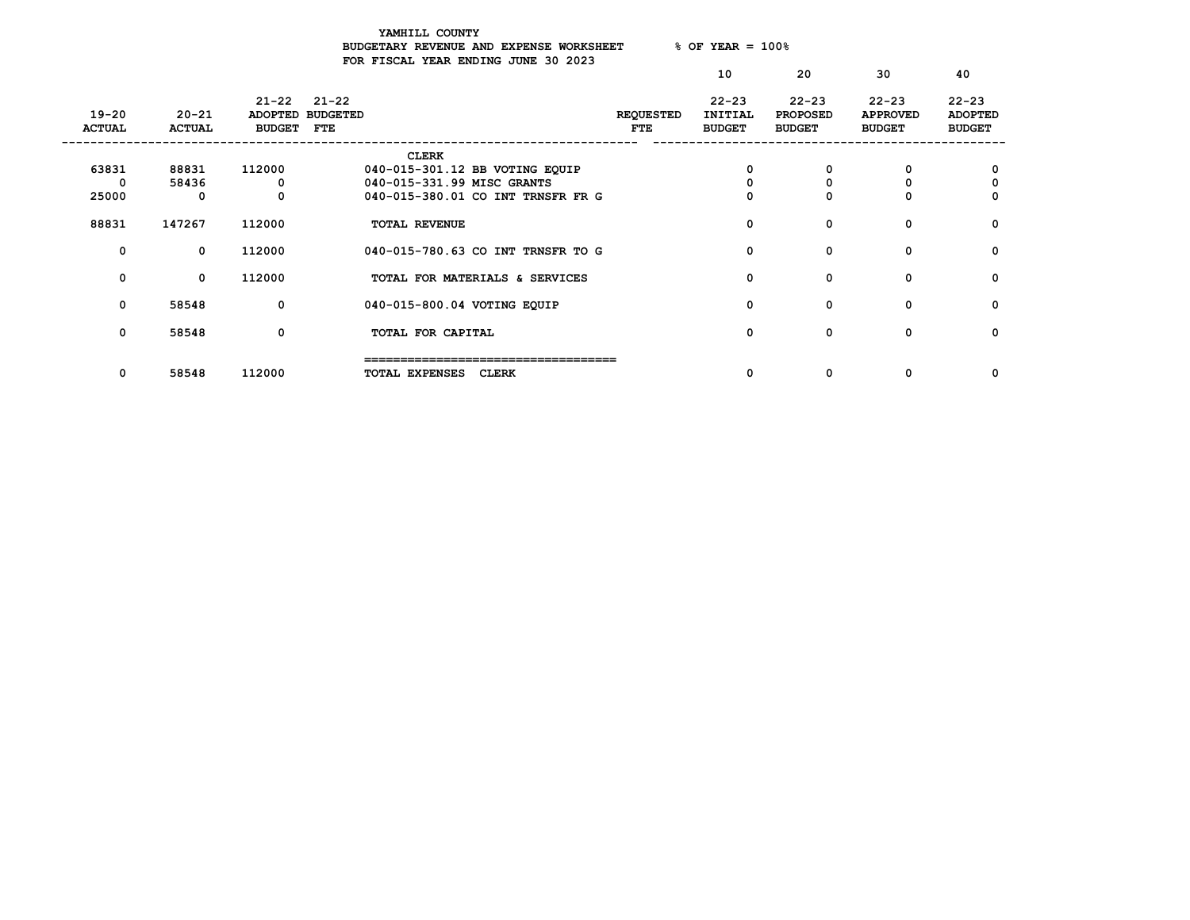YAMHILL COUNTY
BUDGETARY REVENUE AND EXPENSE WORKSHEET % OF YEAR = 100%
FOR FISCAL YEAR ENDING JUNE 30 2023

| 19-20 ACTUAL | 20-21 ACTUAL | 21-22 ADOPTED BUDGET | 21-22 BUDGETED FTE | | REQUESTED FTE | 10<br>22-23 INITIAL BUDGET | 20<br>22-23 PROPOSED BUDGET | 30<br>22-23 APPROVED BUDGET | 40<br>22-23 ADOPTED BUDGET |
|---|---|---|---|---|---|---|---|---|---|
| | | | | CLERK | | | | | |
| 63831 | 88831 | 112000 | | 040-015-301.12 BB VOTING EQUIP | | 0 | 0 | 0 | 0 |
| 0 | 58436 | 0 | | 040-015-331.99 MISC GRANTS | | 0 | 0 | 0 | 0 |
| 25000 | 0 | 0 | | 040-015-380.01 CO INT TRNSFR FR G | | 0 | 0 | 0 | 0 |
| 88831 | 147267 | 112000 | | TOTAL REVENUE | | 0 | 0 | 0 | 0 |
| 0 | 0 | 112000 | | 040-015-780.63 CO INT TRNSFR TO G | | 0 | 0 | 0 | 0 |
| 0 | 0 | 112000 | | TOTAL FOR MATERIALS & SERVICES | | 0 | 0 | 0 | 0 |
| 0 | 58548 | 0 | | 040-015-800.04 VOTING EQUIP | | 0 | 0 | 0 | 0 |
| 0 | 58548 | 0 | | TOTAL FOR CAPITAL | | 0 | 0 | 0 | 0 |
| 0 | 58548 | 112000 | | TOTAL EXPENSES CLERK | | 0 | 0 | 0 | 0 |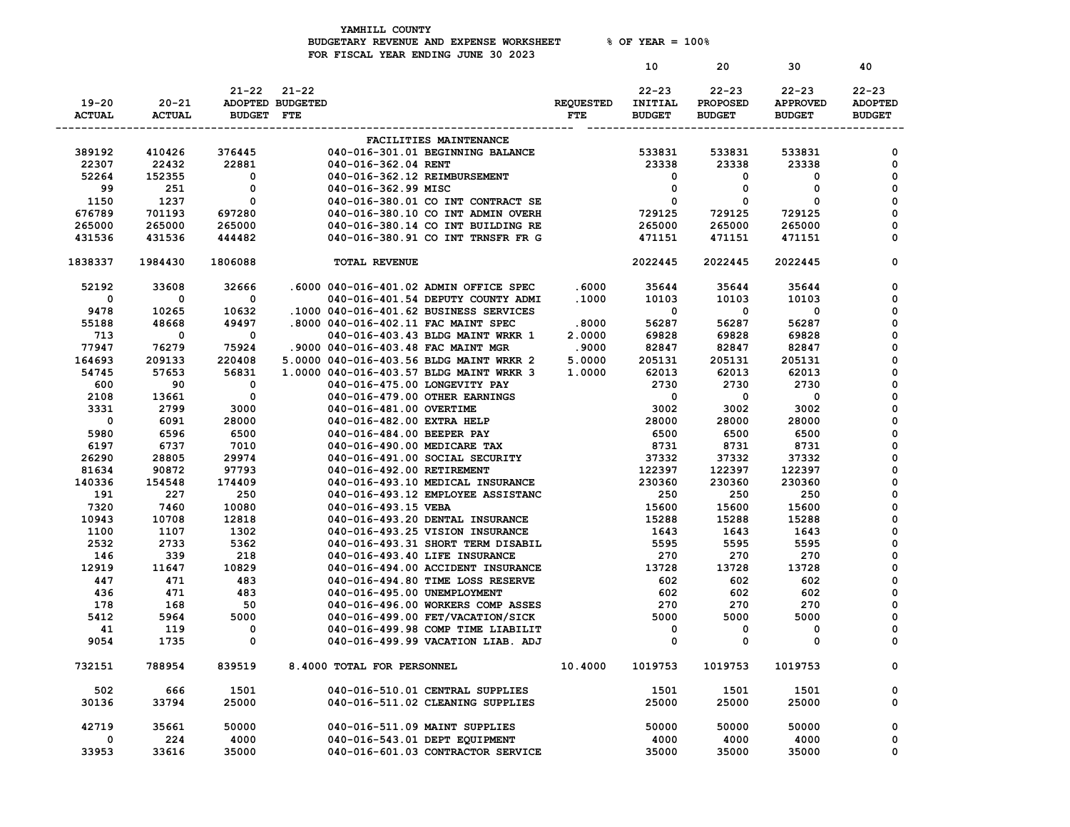YAMHILL COUNTY
BUDGETARY REVENUE AND EXPENSE WORKSHEET % OF YEAR = 100%
FOR FISCAL YEAR ENDING JUNE 30 2023

| 19-20 ACTUAL | 20-21 ACTUAL | 21-22 ADOPTED BUDGET | 21-22 BUDGETED FTE | | REQUESTED FTE | 10 22-23 INITIAL BUDGET | 20 22-23 PROPOSED BUDGET | 30 22-23 APPROVED BUDGET | 40 22-23 ADOPTED BUDGET |
|---|---|---|---|---|---|---|---|---|---|
| | | | | FACILITIES MAINTENANCE | | | | | |
| 389192 | 410426 | 376445 | | 040-016-301.01 BEGINNING BALANCE | | 533831 | 533831 | 533831 | 0 |
| 22307 | 22432 | 22881 | | 040-016-362.04 RENT | | 23338 | 23338 | 23338 | 0 |
| 52264 | 152355 | 0 | | 040-016-362.12 REIMBURSEMENT | | 0 | 0 | 0 | 0 |
| 99 | 251 | 0 | | 040-016-362.99 MISC | | 0 | 0 | 0 | 0 |
| 1150 | 1237 | 0 | | 040-016-380.01 CO INT CONTRACT SE | | 0 | 0 | 0 | 0 |
| 676789 | 701193 | 697280 | | 040-016-380.10 CO INT ADMIN OVERH | | 729125 | 729125 | 729125 | 0 |
| 265000 | 265000 | 265000 | | 040-016-380.14 CO INT BUILDING RE | | 265000 | 265000 | 265000 | 0 |
| 431536 | 431536 | 444482 | | 040-016-380.91 CO INT TRNSFR FR G | | 471151 | 471151 | 471151 | 0 |
| 1838337 | 1984430 | 1806088 | | TOTAL REVENUE | | 2022445 | 2022445 | 2022445 | 0 |
| 52192 | 33608 | 32666 | .6000 | 040-016-401.02 ADMIN OFFICE SPEC | .6000 | 35644 | 35644 | 35644 | 0 |
| 0 | 0 | 0 | | 040-016-401.54 DEPUTY COUNTY ADMI | .1000 | 10103 | 10103 | 10103 | 0 |
| 9478 | 10265 | 10632 | .1000 | 040-016-401.62 BUSINESS SERVICES | | 0 | 0 | 0 | 0 |
| 55188 | 48668 | 49497 | .8000 | 040-016-402.11 FAC MAINT SPEC | .8000 | 56287 | 56287 | 56287 | 0 |
| 713 | 0 | 0 | | 040-016-403.43 BLDG MAINT WRKR 1 | 2.0000 | 69828 | 69828 | 69828 | 0 |
| 77947 | 76279 | 75924 | .9000 | 040-016-403.48 FAC MAINT MGR | .9000 | 82847 | 82847 | 82847 | 0 |
| 164693 | 209133 | 220408 | 5.0000 | 040-016-403.56 BLDG MAINT WRKR 2 | 5.0000 | 205131 | 205131 | 205131 | 0 |
| 54745 | 57653 | 56831 | 1.0000 | 040-016-403.57 BLDG MAINT WRKR 3 | 1.0000 | 62013 | 62013 | 62013 | 0 |
| 600 | 90 | 0 | | 040-016-475.00 LONGEVITY PAY | | 2730 | 2730 | 2730 | 0 |
| 2108 | 13661 | 0 | | 040-016-479.00 OTHER EARNINGS | | 0 | 0 | 0 | 0 |
| 3331 | 2799 | 3000 | | 040-016-481.00 OVERTIME | | 3002 | 3002 | 3002 | 0 |
| 0 | 6091 | 28000 | | 040-016-482.00 EXTRA HELP | | 28000 | 28000 | 28000 | 0 |
| 5980 | 6596 | 6500 | | 040-016-484.00 BEEPER PAY | | 6500 | 6500 | 6500 | 0 |
| 6197 | 6737 | 7010 | | 040-016-490.00 MEDICARE TAX | | 8731 | 8731 | 8731 | 0 |
| 26290 | 28805 | 29974 | | 040-016-491.00 SOCIAL SECURITY | | 37332 | 37332 | 37332 | 0 |
| 81634 | 90872 | 97793 | | 040-016-492.00 RETIREMENT | | 122397 | 122397 | 122397 | 0 |
| 140336 | 154548 | 174409 | | 040-016-493.10 MEDICAL INSURANCE | | 230360 | 230360 | 230360 | 0 |
| 191 | 227 | 250 | | 040-016-493.12 EMPLOYEE ASSISTANC | | 250 | 250 | 250 | 0 |
| 7320 | 7460 | 10080 | | 040-016-493.15 VEBA | | 15600 | 15600 | 15600 | 0 |
| 10943 | 10708 | 12818 | | 040-016-493.20 DENTAL INSURANCE | | 15288 | 15288 | 15288 | 0 |
| 1100 | 1107 | 1302 | | 040-016-493.25 VISION INSURANCE | | 1643 | 1643 | 1643 | 0 |
| 2532 | 2733 | 5362 | | 040-016-493.31 SHORT TERM DISABIL | | 5595 | 5595 | 5595 | 0 |
| 146 | 339 | 218 | | 040-016-493.40 LIFE INSURANCE | | 270 | 270 | 270 | 0 |
| 12919 | 11647 | 10829 | | 040-016-494.00 ACCIDENT INSURANCE | | 13728 | 13728 | 13728 | 0 |
| 447 | 471 | 483 | | 040-016-494.80 TIME LOSS RESERVE | | 602 | 602 | 602 | 0 |
| 436 | 471 | 483 | | 040-016-495.00 UNEMPLOYMENT | | 602 | 602 | 602 | 0 |
| 178 | 168 | 50 | | 040-016-496.00 WORKERS COMP ASSES | | 270 | 270 | 270 | 0 |
| 5412 | 5964 | 5000 | | 040-016-499.00 FET/VACATION/SICK | | 5000 | 5000 | 5000 | 0 |
| 41 | 119 | 0 | | 040-016-499.98 COMP TIME LIABILIT | | 0 | 0 | 0 | 0 |
| 9054 | 1735 | 0 | | 040-016-499.99 VACATION LIAB. ADJ | | 0 | 0 | 0 | 0 |
| 732151 | 788954 | 839519 | 8.4000 | TOTAL FOR PERSONNEL | 10.4000 | 1019753 | 1019753 | 1019753 | 0 |
| 502 | 666 | 1501 | | 040-016-510.01 CENTRAL SUPPLIES | | 1501 | 1501 | 1501 | 0 |
| 30136 | 33794 | 25000 | | 040-016-511.02 CLEANING SUPPLIES | | 25000 | 25000 | 25000 | 0 |
| 42719 | 35661 | 50000 | | 040-016-511.09 MAINT SUPPLIES | | 50000 | 50000 | 50000 | 0 |
| 0 | 224 | 4000 | | 040-016-543.01 DEPT EQUIPMENT | | 4000 | 4000 | 4000 | 0 |
| 33953 | 33616 | 35000 | | 040-016-601.03 CONTRACTOR SERVICE | | 35000 | 35000 | 35000 | 0 |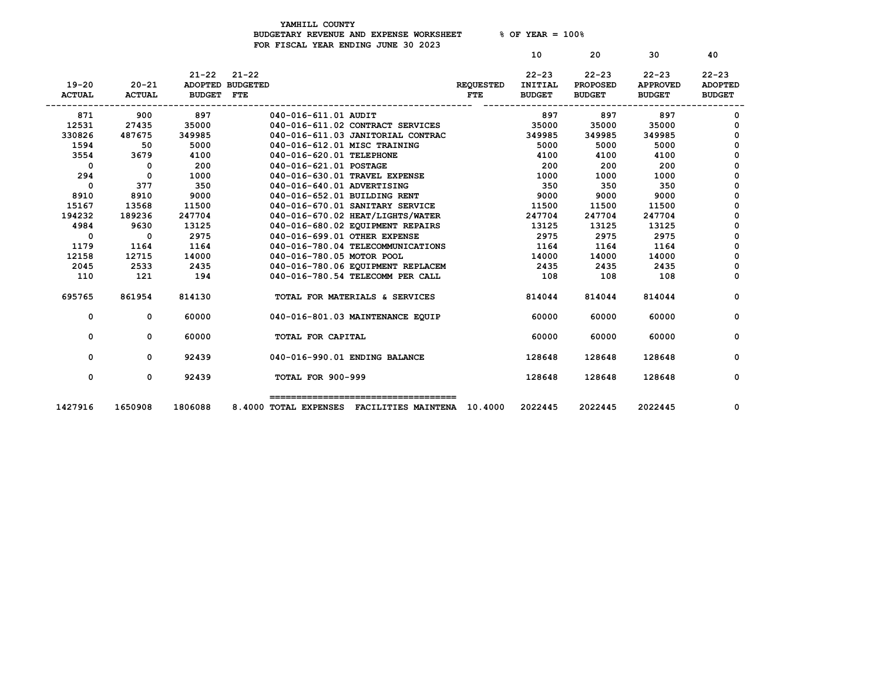YAMHILL COUNTY
BUDGETARY REVENUE AND EXPENSE WORKSHEET % OF YEAR = 100%
FOR FISCAL YEAR ENDING JUNE 30 2023

| 19-20 ACTUAL | 20-21 ACTUAL | 21-22 ADOPTED BUDGET | 21-22 BUDGETED FTE | | REQUESTED FTE | 10<br>22-23 INITIAL BUDGET | 20<br>22-23 PROPOSED BUDGET | 30<br>22-23 APPROVED BUDGET | 40<br>22-23 ADOPTED BUDGET |
|---|---|---|---|---|---|---|---|---|---|
| 871 | 900 | 897 | | 040-016-611.01 AUDIT | | 897 | 897 | 897 | 0 |
| 12531 | 27435 | 35000 | | 040-016-611.02 CONTRACT SERVICES | | 35000 | 35000 | 35000 | 0 |
| 330826 | 487675 | 349985 | | 040-016-611.03 JANITORIAL CONTRAC | | 349985 | 349985 | 349985 | 0 |
| 1594 | 50 | 5000 | | 040-016-612.01 MISC TRAINING | | 5000 | 5000 | 5000 | 0 |
| 3554 | 3679 | 4100 | | 040-016-620.01 TELEPHONE | | 4100 | 4100 | 4100 | 0 |
| 0 | 0 | 200 | | 040-016-621.01 POSTAGE | | 200 | 200 | 200 | 0 |
| 294 | 0 | 1000 | | 040-016-630.01 TRAVEL EXPENSE | | 1000 | 1000 | 1000 | 0 |
| 0 | 377 | 350 | | 040-016-640.01 ADVERTISING | | 350 | 350 | 350 | 0 |
| 8910 | 8910 | 9000 | | 040-016-652.01 BUILDING RENT | | 9000 | 9000 | 9000 | 0 |
| 15167 | 13568 | 11500 | | 040-016-670.01 SANITARY SERVICE | | 11500 | 11500 | 11500 | 0 |
| 194232 | 189236 | 247704 | | 040-016-670.02 HEAT/LIGHTS/WATER | | 247704 | 247704 | 247704 | 0 |
| 4984 | 9630 | 13125 | | 040-016-680.02 EQUIPMENT REPAIRS | | 13125 | 13125 | 13125 | 0 |
| 0 | 0 | 2975 | | 040-016-699.01 OTHER EXPENSE | | 2975 | 2975 | 2975 | 0 |
| 1179 | 1164 | 1164 | | 040-016-780.04 TELECOMMUNICATIONS | | 1164 | 1164 | 1164 | 0 |
| 12158 | 12715 | 14000 | | 040-016-780.05 MOTOR POOL | | 14000 | 14000 | 14000 | 0 |
| 2045 | 2533 | 2435 | | 040-016-780.06 EQUIPMENT REPLACEM | | 2435 | 2435 | 2435 | 0 |
| 110 | 121 | 194 | | 040-016-780.54 TELECOMM PER CALL | | 108 | 108 | 108 | 0 |
| 695765 | 861954 | 814130 | | TOTAL FOR MATERIALS & SERVICES | | 814044 | 814044 | 814044 | 0 |
| 0 | 0 | 60000 | | 040-016-801.03 MAINTENANCE EQUIP | | 60000 | 60000 | 60000 | 0 |
| 0 | 0 | 60000 | | TOTAL FOR CAPITAL | | 60000 | 60000 | 60000 | 0 |
| 0 | 0 | 92439 | | 040-016-990.01 ENDING BALANCE | | 128648 | 128648 | 128648 | 0 |
| 0 | 0 | 92439 | | TOTAL FOR 900-999 | | 128648 | 128648 | 128648 | 0 |
| 1427916 | 1650908 | 1806088 | 8.4000 | TOTAL EXPENSES FACILITIES MAINTENA | 10.4000 | 2022445 | 2022445 | 2022445 | 0 |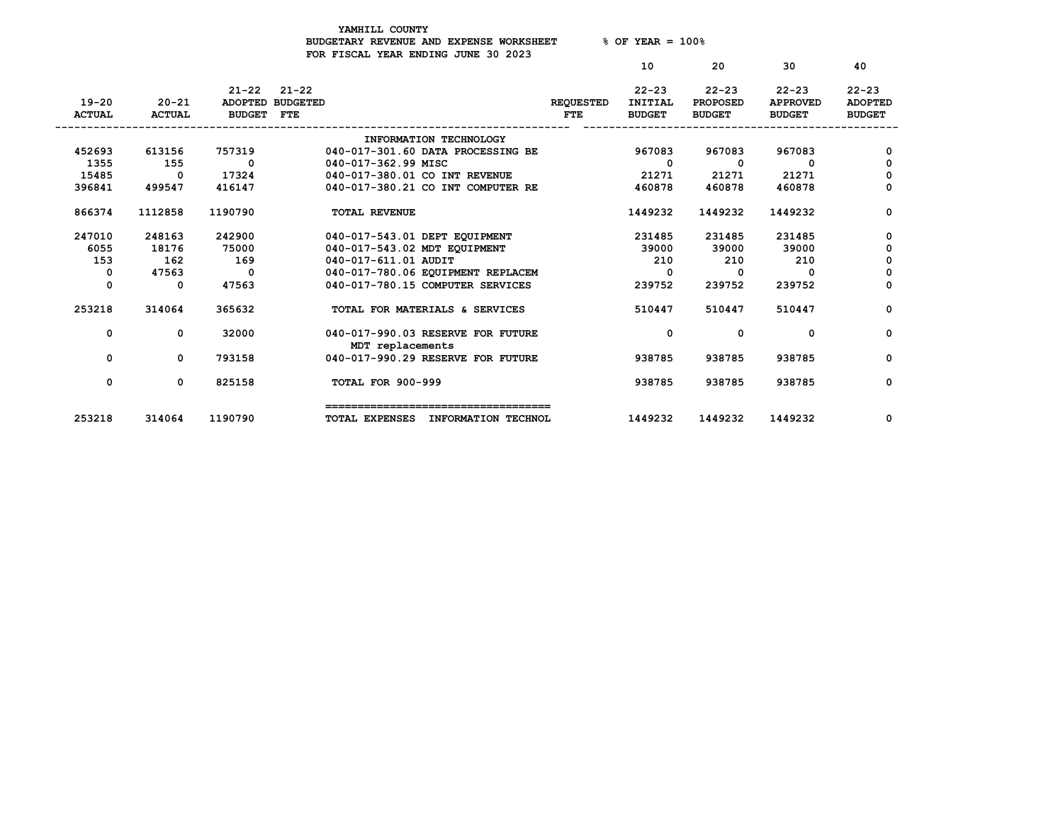YAMHILL COUNTY
BUDGETARY REVENUE AND EXPENSE WORKSHEET % OF YEAR = 100%
FOR FISCAL YEAR ENDING JUNE 30 2023

| 19-20 ACTUAL | 20-21 ACTUAL | 21-22 ADOPTED BUDGET | 21-22 BUDGETED FTE | | REQUESTED FTE | 10 22-23 INITIAL BUDGET | 20 22-23 PROPOSED BUDGET | 30 22-23 APPROVED BUDGET | 40 22-23 ADOPTED BUDGET |
|---|---|---|---|---|---|---|---|---|---|
| | | | | INFORMATION TECHNOLOGY | | | | | |
| 452693 | 613156 | 757319 | | 040-017-301.60 DATA PROCESSING BE | | 967083 | 967083 | 967083 | 0 |
| 1355 | 155 | 0 | | 040-017-362.99 MISC | | 0 | 0 | 0 | 0 |
| 15485 | 0 | 17324 | | 040-017-380.01 CO INT REVENUE | | 21271 | 21271 | 21271 | 0 |
| 396841 | 499547 | 416147 | | 040-017-380.21 CO INT COMPUTER RE | | 460878 | 460878 | 460878 | 0 |
| 866374 | 1112858 | 1190790 | | TOTAL REVENUE | | 1449232 | 1449232 | 1449232 | 0 |
| 247010 | 248163 | 242900 | | 040-017-543.01 DEPT EQUIPMENT | | 231485 | 231485 | 231485 | 0 |
| 6055 | 18176 | 75000 | | 040-017-543.02 MDT EQUIPMENT | | 39000 | 39000 | 39000 | 0 |
| 153 | 162 | 169 | | 040-017-611.01 AUDIT | | 210 | 210 | 210 | 0 |
| 0 | 47563 | 0 | | 040-017-780.06 EQUIPMENT REPLACEM | | 0 | 0 | 0 | 0 |
| 0 | 0 | 47563 | | 040-017-780.15 COMPUTER SERVICES | | 239752 | 239752 | 239752 | 0 |
| 253218 | 314064 | 365632 | | TOTAL FOR MATERIALS & SERVICES | | 510447 | 510447 | 510447 | 0 |
| 0 | 0 | 32000 | | 040-017-990.03 RESERVE FOR FUTURE MDT replacements | | 0 | 0 | 0 | 0 |
| 0 | 0 | 793158 | | 040-017-990.29 RESERVE FOR FUTURE | | 938785 | 938785 | 938785 | 0 |
| 0 | 0 | 825158 | | TOTAL FOR 900-999 | | 938785 | 938785 | 938785 | 0 |
| 253218 | 314064 | 1190790 | | TOTAL EXPENSES INFORMATION TECHNOL | | 1449232 | 1449232 | 1449232 | 0 |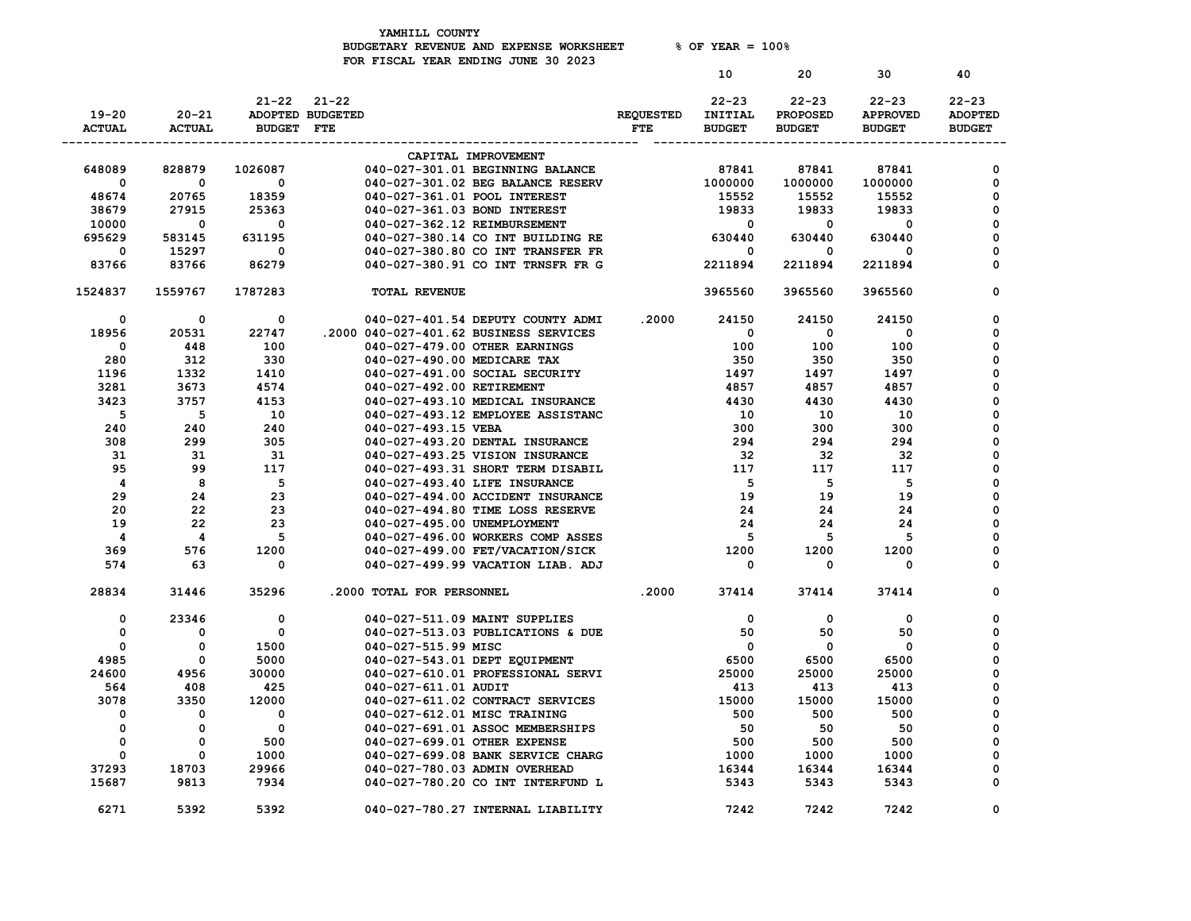YAMHILL COUNTY
BUDGETARY REVENUE AND EXPENSE WORKSHEET % OF YEAR = 100%
FOR FISCAL YEAR ENDING JUNE 30 2023

| 19-20 ACTUAL | 20-21 ACTUAL | 21-22 ADOPTED BUDGET | 21-22 BUDGETED FTE | | REQUESTED FTE | 10 22-23 INITIAL BUDGET | 20 22-23 PROPOSED BUDGET | 30 22-23 APPROVED BUDGET | 40 22-23 ADOPTED BUDGET |
|---|---|---|---|---|---|---|---|---|---|
| | | | | CAPITAL IMPROVEMENT | | | | | |
| 648089 | 828879 | 1026087 | | 040-027-301.01 BEGINNING BALANCE | | 87841 | 87841 | 87841 | 0 |
| 0 | 0 | 0 | | 040-027-301.02 BEG BALANCE RESERV | | 1000000 | 1000000 | 1000000 | 0 |
| 48674 | 20765 | 18359 | | 040-027-361.01 POOL INTEREST | | 15552 | 15552 | 15552 | 0 |
| 38679 | 27915 | 25363 | | 040-027-361.03 BOND INTEREST | | 19833 | 19833 | 19833 | 0 |
| 10000 | 0 | 0 | | 040-027-362.12 REIMBURSEMENT | | 0 | 0 | 0 | 0 |
| 695629 | 583145 | 631195 | | 040-027-380.14 CO INT BUILDING RE | | 630440 | 630440 | 630440 | 0 |
| 0 | 15297 | 0 | | 040-027-380.80 CO INT TRANSFER FR | | 0 | 0 | 0 | 0 |
| 83766 | 83766 | 86279 | | 040-027-380.91 CO INT TRNSFR FR G | | 2211894 | 2211894 | 2211894 | 0 |
| 1524837 | 1559767 | 1787283 | | TOTAL REVENUE | | 3965560 | 3965560 | 3965560 | 0 |
| 0 | 0 | 0 | | 040-027-401.54 DEPUTY COUNTY ADMI | .2000 | 24150 | 24150 | 24150 | 0 |
| 18956 | 20531 | 22747 | .2000 | 040-027-401.62 BUSINESS SERVICES | | 0 | 0 | 0 | 0 |
| 0 | 448 | 100 | | 040-027-479.00 OTHER EARNINGS | | 100 | 100 | 100 | 0 |
| 280 | 312 | 330 | | 040-027-490.00 MEDICARE TAX | | 350 | 350 | 350 | 0 |
| 1196 | 1332 | 1410 | | 040-027-491.00 SOCIAL SECURITY | | 1497 | 1497 | 1497 | 0 |
| 3281 | 3673 | 4574 | | 040-027-492.00 RETIREMENT | | 4857 | 4857 | 4857 | 0 |
| 3423 | 3757 | 4153 | | 040-027-493.10 MEDICAL INSURANCE | | 4430 | 4430 | 4430 | 0 |
| 5 | 5 | 10 | | 040-027-493.12 EMPLOYEE ASSISTANC | | 10 | 10 | 10 | 0 |
| 240 | 240 | 240 | | 040-027-493.15 VEBA | | 300 | 300 | 300 | 0 |
| 308 | 299 | 305 | | 040-027-493.20 DENTAL INSURANCE | | 294 | 294 | 294 | 0 |
| 31 | 31 | 31 | | 040-027-493.25 VISION INSURANCE | | 32 | 32 | 32 | 0 |
| 95 | 99 | 117 | | 040-027-493.31 SHORT TERM DISABIL | | 117 | 117 | 117 | 0 |
| 4 | 8 | 5 | | 040-027-493.40 LIFE INSURANCE | | 5 | 5 | 5 | 0 |
| 29 | 24 | 23 | | 040-027-494.00 ACCIDENT INSURANCE | | 19 | 19 | 19 | 0 |
| 20 | 22 | 23 | | 040-027-494.80 TIME LOSS RESERVE | | 24 | 24 | 24 | 0 |
| 19 | 22 | 23 | | 040-027-495.00 UNEMPLOYMENT | | 24 | 24 | 24 | 0 |
| 4 | 4 | 5 | | 040-027-496.00 WORKERS COMP ASSES | | 5 | 5 | 5 | 0 |
| 369 | 576 | 1200 | | 040-027-499.00 FET/VACATION/SICK | | 1200 | 1200 | 1200 | 0 |
| 574 | 63 | 0 | | 040-027-499.99 VACATION LIAB. ADJ | | 0 | 0 | 0 | 0 |
| 28834 | 31446 | 35296 | .2000 | TOTAL FOR PERSONNEL | .2000 | 37414 | 37414 | 37414 | 0 |
| 0 | 23346 | 0 | | 040-027-511.09 MAINT SUPPLIES | | 0 | 0 | 0 | 0 |
| 0 | 0 | 0 | | 040-027-513.03 PUBLICATIONS & DUE | | 50 | 50 | 50 | 0 |
| 0 | 0 | 1500 | | 040-027-515.99 MISC | | 0 | 0 | 0 | 0 |
| 4985 | 0 | 5000 | | 040-027-543.01 DEPT EQUIPMENT | | 6500 | 6500 | 6500 | 0 |
| 24600 | 4956 | 30000 | | 040-027-610.01 PROFESSIONAL SERVI | | 25000 | 25000 | 25000 | 0 |
| 564 | 408 | 425 | | 040-027-611.01 AUDIT | | 413 | 413 | 413 | 0 |
| 3078 | 3350 | 12000 | | 040-027-611.02 CONTRACT SERVICES | | 15000 | 15000 | 15000 | 0 |
| 0 | 0 | 0 | | 040-027-612.01 MISC TRAINING | | 500 | 500 | 500 | 0 |
| 0 | 0 | 0 | | 040-027-691.01 ASSOC MEMBERSHIPS | | 50 | 50 | 50 | 0 |
| 0 | 0 | 500 | | 040-027-699.01 OTHER EXPENSE | | 500 | 500 | 500 | 0 |
| 0 | 0 | 1000 | | 040-027-699.08 BANK SERVICE CHARG | | 1000 | 1000 | 1000 | 0 |
| 37293 | 18703 | 29966 | | 040-027-780.03 ADMIN OVERHEAD | | 16344 | 16344 | 16344 | 0 |
| 15687 | 9813 | 7934 | | 040-027-780.20 CO INT INTERFUND L | | 5343 | 5343 | 5343 | 0 |
| 6271 | 5392 | 5392 | | 040-027-780.27 INTERNAL LIABILITY | | 7242 | 7242 | 7242 | 0 |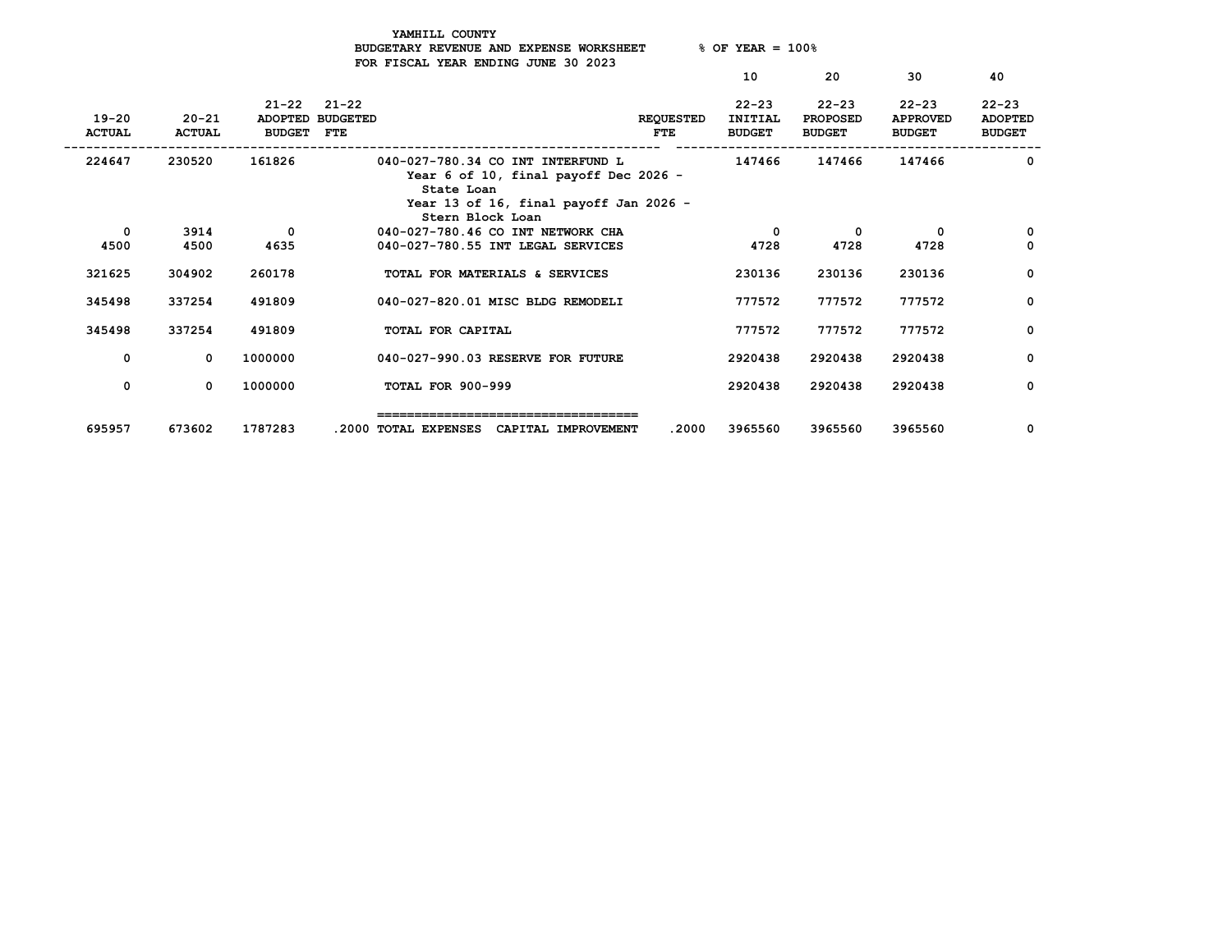YAMHILL COUNTY
BUDGETARY REVENUE AND EXPENSE WORKSHEET % OF YEAR = 100%
FOR FISCAL YEAR ENDING JUNE 30 2023

| 19-20 ACTUAL | 20-21 ACTUAL | 21-22 ADOPTED BUDGET | 21-22 BUDGETED FTE | | REQUESTED FTE | 10<br>22-23 INITIAL BUDGET | 20<br>22-23 PROPOSED BUDGET | 30<br>22-23 APPROVED BUDGET | 40<br>22-23 ADOPTED BUDGET |
|---|---|---|---|---|---|---|---|---|---|
| 224647 | 230520 | 161826 | | 040-027-780.34 CO INT INTERFUND L<br>Year 6 of 10, final payoff Dec 2026 - State Loan<br>Year 13 of 16, final payoff Jan 2026 - Stern Block Loan | | 147466 | 147466 | 147466 | 0 |
| 0 | 3914 | 0 | | 040-027-780.46 CO INT NETWORK CHA | | 0 | 0 | 0 | 0 |
| 4500 | 4500 | 4635 | | 040-027-780.55 INT LEGAL SERVICES | | 4728 | 4728 | 4728 | 0 |
| 321625 | 304902 | 260178 | | TOTAL FOR MATERIALS & SERVICES | | 230136 | 230136 | 230136 | 0 |
| 345498 | 337254 | 491809 | | 040-027-820.01 MISC BLDG REMODELI | | 777572 | 777572 | 777572 | 0 |
| 345498 | 337254 | 491809 | | TOTAL FOR CAPITAL | | 777572 | 777572 | 777572 | 0 |
| 0 | 0 | 1000000 | | 040-027-990.03 RESERVE FOR FUTURE | | 2920438 | 2920438 | 2920438 | 0 |
| 0 | 0 | 1000000 | | TOTAL FOR 900-999 | | 2920438 | 2920438 | 2920438 | 0 |
| 695957 | 673602 | 1787283 | .2000 | TOTAL EXPENSES CAPITAL IMPROVEMENT | .2000 | 3965560 | 3965560 | 3965560 | 0 |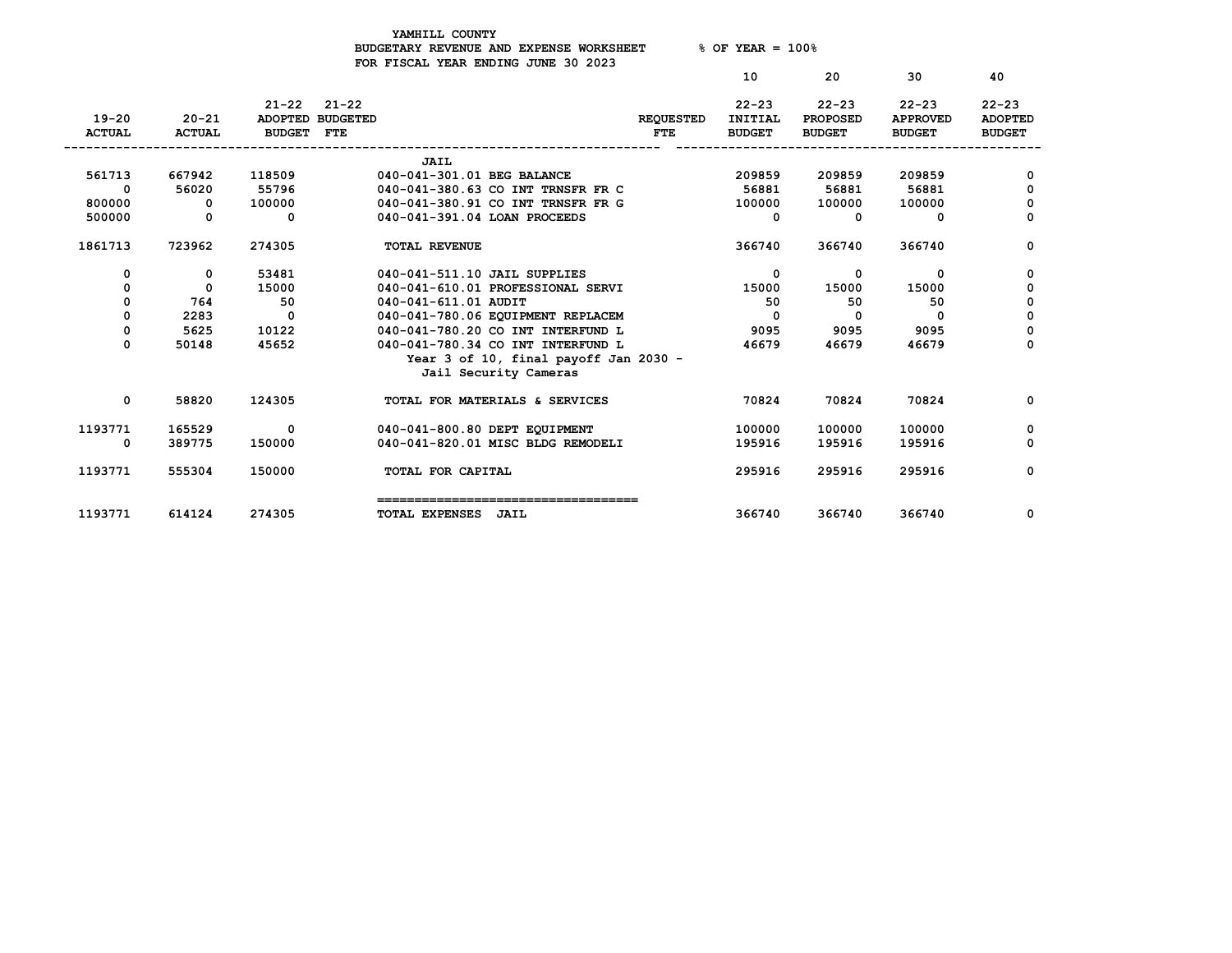YAMHILL COUNTY
BUDGETARY REVENUE AND EXPENSE WORKSHEET % OF YEAR = 100%
FOR FISCAL YEAR ENDING JUNE 30 2023

| 19-20 ACTUAL | 20-21 ACTUAL | 21-22 ADOPTED BUDGET | 21-22 BUDGETED FTE | | REQUESTED FTE | 10<br>22-23 INITIAL BUDGET | 20<br>22-23 PROPOSED BUDGET | 30<br>22-23 APPROVED BUDGET | 40<br>22-23 ADOPTED BUDGET |
|---|---|---|---|---|---|---|---|---|---|
| | | | | JAIL | | | | | |
| 561713 | 667942 | 118509 | | 040-041-301.01 BEG BALANCE | | 209859 | 209859 | 209859 | 0 |
| 0 | 56020 | 55796 | | 040-041-380.63 CO INT TRNSFR FR C | | 56881 | 56881 | 56881 | 0 |
| 800000 | 0 | 100000 | | 040-041-380.91 CO INT TRNSFR FR G | | 100000 | 100000 | 100000 | 0 |
| 500000 | 0 | 0 | | 040-041-391.04 LOAN PROCEEDS | | 0 | 0 | 0 | 0 |
| 1861713 | 723962 | 274305 | | TOTAL REVENUE | | 366740 | 366740 | 366740 | 0 |
| 0 | 0 | 53481 | | 040-041-511.10 JAIL SUPPLIES | | 0 | 0 | 0 | 0 |
| 0 | 0 | 15000 | | 040-041-610.01 PROFESSIONAL SERVI | | 15000 | 15000 | 15000 | 0 |
| 0 | 764 | 50 | | 040-041-611.01 AUDIT | | 50 | 50 | 50 | 0 |
| 0 | 2283 | 0 | | 040-041-780.06 EQUIPMENT REPLACEM | | 0 | 0 | 0 | 0 |
| 0 | 5625 | 10122 | | 040-041-780.20 CO INT INTERFUND L | | 9095 | 9095 | 9095 | 0 |
| 0 | 50148 | 45652 | | 040-041-780.34 CO INT INTERFUND L<br>Year 3 of 10, final payoff Jan 2030 -<br>Jail Security Cameras | | 46679 | 46679 | 46679 | 0 |
| 0 | 58820 | 124305 | | TOTAL FOR MATERIALS & SERVICES | | 70824 | 70824 | 70824 | 0 |
| 1193771 | 165529 | 0 | | 040-041-800.80 DEPT EQUIPMENT | | 100000 | 100000 | 100000 | 0 |
| 0 | 389775 | 150000 | | 040-041-820.01 MISC BLDG REMODELI | | 195916 | 195916 | 195916 | 0 |
| 1193771 | 555304 | 150000 | | TOTAL FOR CAPITAL | | 295916 | 295916 | 295916 | 0 |
| 1193771 | 614124 | 274305 | | TOTAL EXPENSES JAIL | | 366740 | 366740 | 366740 | 0 |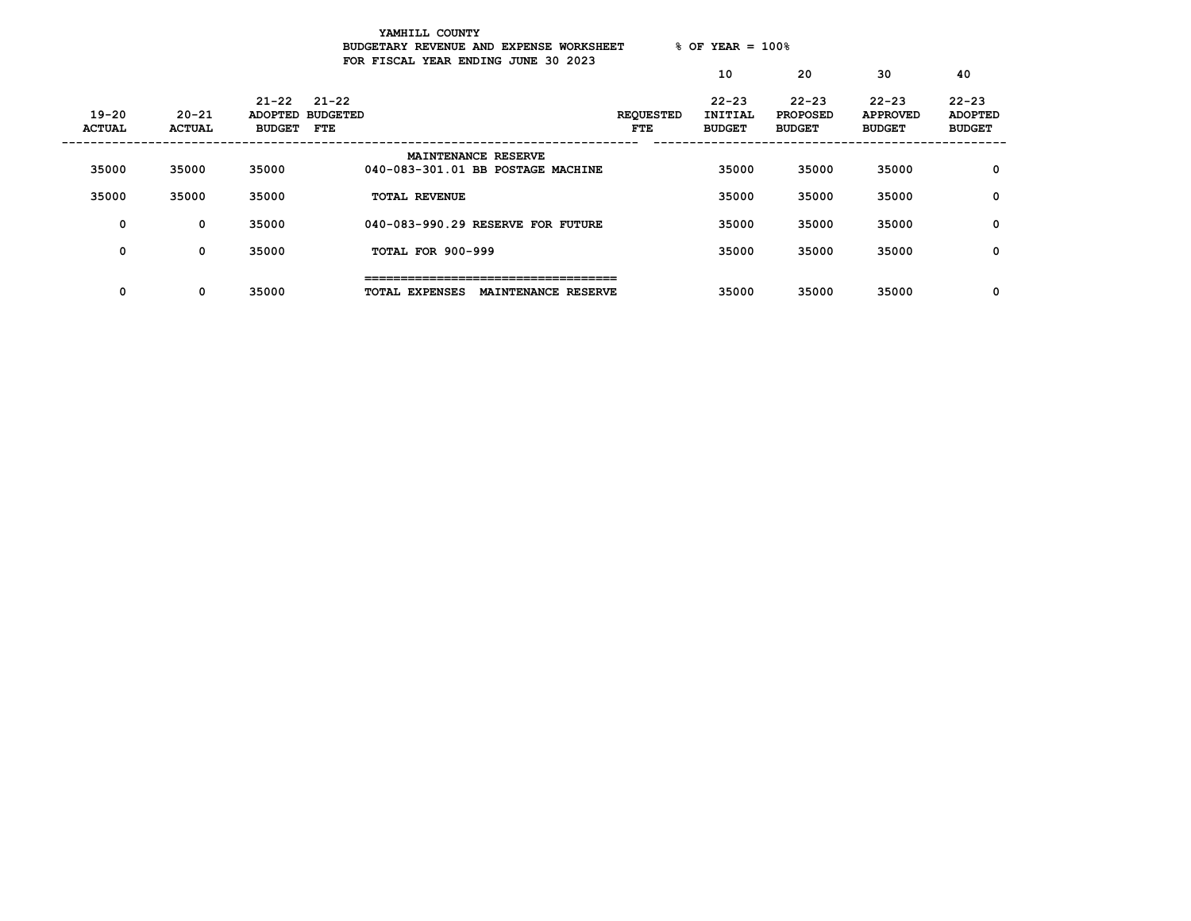YAMHILL COUNTY
BUDGETARY REVENUE AND EXPENSE WORKSHEET
FOR FISCAL YEAR ENDING JUNE 30 2023

% OF YEAR = 100%

| 19-20 ACTUAL | 20-21 ACTUAL | 21-22 ADOPTED BUDGET | 21-22 BUDGETED FTE | | REQUESTED FTE | 10<br>22-23 INITIAL BUDGET | 20<br>22-23 PROPOSED BUDGET | 30<br>22-23 APPROVED BUDGET | 40<br>22-23 ADOPTED BUDGET |
|---|---|---|---|---|---|---|---|---|---|
| | | | | MAINTENANCE RESERVE | | | | | |
| 35000 | 35000 | 35000 | | 040-083-301.01 BB POSTAGE MACHINE | | 35000 | 35000 | 35000 | 0 |
| 35000 | 35000 | 35000 | | TOTAL REVENUE | | 35000 | 35000 | 35000 | 0 |
| 0 | 0 | 35000 | | 040-083-990.29 RESERVE FOR FUTURE | | 35000 | 35000 | 35000 | 0 |
| 0 | 0 | 35000 | | TOTAL FOR 900-999 | | 35000 | 35000 | 35000 | 0 |
| 0 | 0 | 35000 | | TOTAL EXPENSES MAINTENANCE RESERVE | | 35000 | 35000 | 35000 | 0 |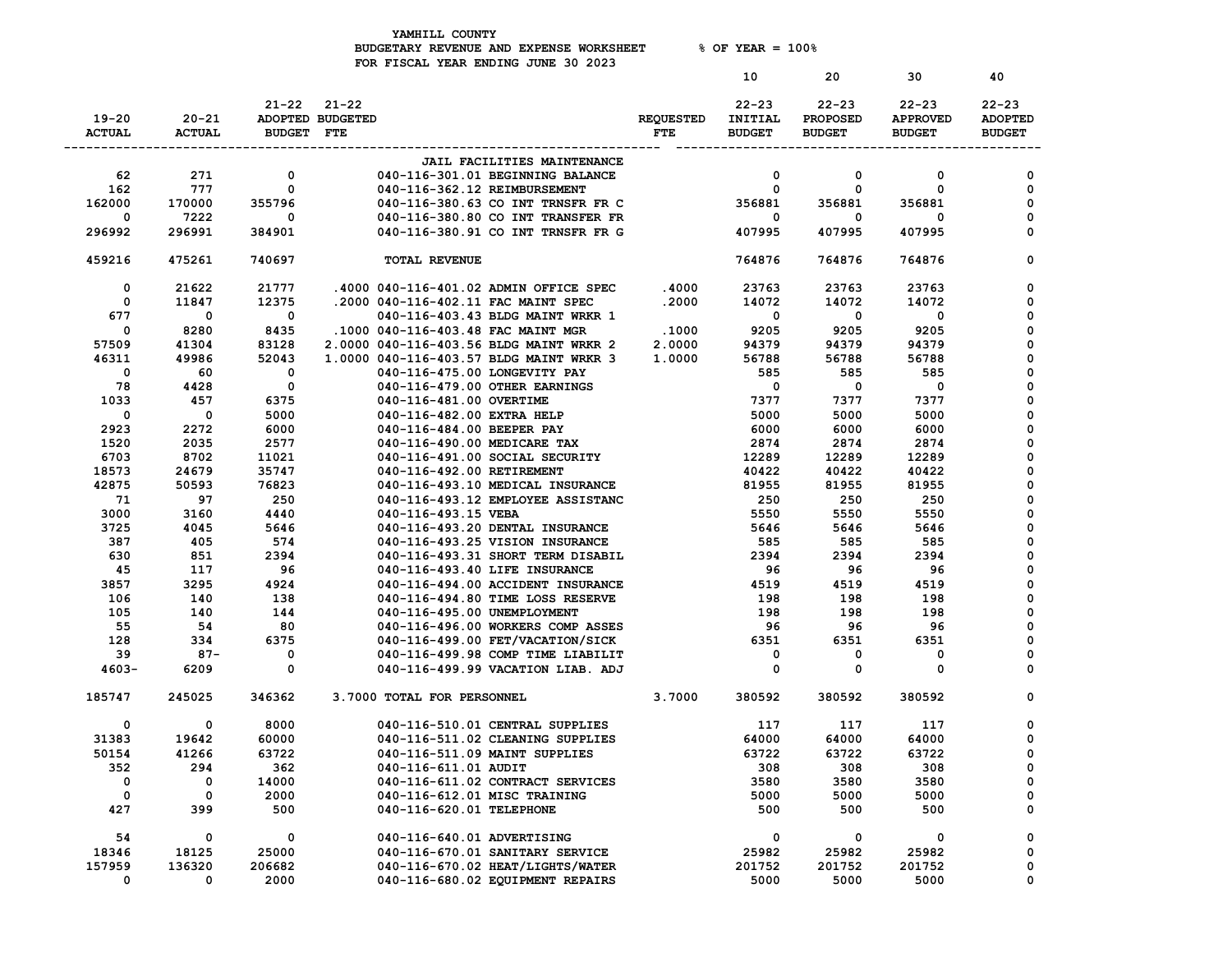YAMHILL COUNTY
BUDGETARY REVENUE AND EXPENSE WORKSHEET % OF YEAR = 100%
FOR FISCAL YEAR ENDING JUNE 30 2023

| 19-20 ACTUAL | 20-21 ACTUAL | 21-22 ADOPTED BUDGET | 21-22 BUDGETED FTE | | REQUESTED FTE | 10 22-23 INITIAL BUDGET | 20 22-23 PROPOSED BUDGET | 30 22-23 APPROVED BUDGET | 40 22-23 ADOPTED BUDGET |
|---|---|---|---|---|---|---|---|---|---|
| | | | | JAIL FACILITIES MAINTENANCE | | | | | |
| 62 | 271 | 0 | | 040-116-301.01 BEGINNING BALANCE | | 0 | 0 | 0 | 0 |
| 162 | 777 | 0 | | 040-116-362.12 REIMBURSEMENT | | 0 | 0 | 0 | 0 |
| 162000 | 170000 | 355796 | | 040-116-380.63 CO INT TRNSFR FR C | | 356881 | 356881 | 356881 | 0 |
| 0 | 7222 | 0 | | 040-116-380.80 CO INT TRANSFER FR | | 0 | 0 | 0 | 0 |
| 296992 | 296991 | 384901 | | 040-116-380.91 CO INT TRNSFR FR G | | 407995 | 407995 | 407995 | 0 |
| 459216 | 475261 | 740697 | | TOTAL REVENUE | | 764876 | 764876 | 764876 | 0 |
| 0 | 21622 | 21777 | .4000 | 040-116-401.02 ADMIN OFFICE SPEC | .4000 | 23763 | 23763 | 23763 | 0 |
| 0 | 11847 | 12375 | .2000 | 040-116-402.11 FAC MAINT SPEC | .2000 | 14072 | 14072 | 14072 | 0 |
| 677 | 0 | 0 | | 040-116-403.43 BLDG MAINT WRKR 1 | | 0 | 0 | 0 | 0 |
| 0 | 8280 | 8435 | .1000 | 040-116-403.48 FAC MAINT MGR | .1000 | 9205 | 9205 | 9205 | 0 |
| 57509 | 41304 | 83128 | 2.0000 | 040-116-403.56 BLDG MAINT WRKR 2 | 2.0000 | 94379 | 94379 | 94379 | 0 |
| 46311 | 49986 | 52043 | 1.0000 | 040-116-403.57 BLDG MAINT WRKR 3 | 1.0000 | 56788 | 56788 | 56788 | 0 |
| 0 | 60 | 0 | | 040-116-475.00 LONGEVITY PAY | | 585 | 585 | 585 | 0 |
| 78 | 4428 | 0 | | 040-116-479.00 OTHER EARNINGS | | 0 | 0 | 0 | 0 |
| 1033 | 457 | 6375 | | 040-116-481.00 OVERTIME | | 7377 | 7377 | 7377 | 0 |
| 0 | 0 | 5000 | | 040-116-482.00 EXTRA HELP | | 5000 | 5000 | 5000 | 0 |
| 2923 | 2272 | 6000 | | 040-116-484.00 BEEPER PAY | | 6000 | 6000 | 6000 | 0 |
| 1520 | 2035 | 2577 | | 040-116-490.00 MEDICARE TAX | | 2874 | 2874 | 2874 | 0 |
| 6703 | 8702 | 11021 | | 040-116-491.00 SOCIAL SECURITY | | 12289 | 12289 | 12289 | 0 |
| 18573 | 24679 | 35747 | | 040-116-492.00 RETIREMENT | | 40422 | 40422 | 40422 | 0 |
| 42875 | 50593 | 76823 | | 040-116-493.10 MEDICAL INSURANCE | | 81955 | 81955 | 81955 | 0 |
| 71 | 97 | 250 | | 040-116-493.12 EMPLOYEE ASSISTANC | | 250 | 250 | 250 | 0 |
| 3000 | 3160 | 4440 | | 040-116-493.15 VEBA | | 5550 | 5550 | 5550 | 0 |
| 3725 | 4045 | 5646 | | 040-116-493.20 DENTAL INSURANCE | | 5646 | 5646 | 5646 | 0 |
| 387 | 405 | 574 | | 040-116-493.25 VISION INSURANCE | | 585 | 585 | 585 | 0 |
| 630 | 851 | 2394 | | 040-116-493.31 SHORT TERM DISABIL | | 2394 | 2394 | 2394 | 0 |
| 45 | 117 | 96 | | 040-116-493.40 LIFE INSURANCE | | 96 | 96 | 96 | 0 |
| 3857 | 3295 | 4924 | | 040-116-494.00 ACCIDENT INSURANCE | | 4519 | 4519 | 4519 | 0 |
| 106 | 140 | 138 | | 040-116-494.80 TIME LOSS RESERVE | | 198 | 198 | 198 | 0 |
| 105 | 140 | 144 | | 040-116-495.00 UNEMPLOYMENT | | 198 | 198 | 198 | 0 |
| 55 | 54 | 80 | | 040-116-496.00 WORKERS COMP ASSES | | 96 | 96 | 96 | 0 |
| 128 | 334 | 6375 | | 040-116-499.00 FET/VACATION/SICK | | 6351 | 6351 | 6351 | 0 |
| 39 | 87- | 0 | | 040-116-499.98 COMP TIME LIABILIT | | 0 | 0 | 0 | 0 |
| 4603- | 6209 | 0 | | 040-116-499.99 VACATION LIAB. ADJ | | 0 | 0 | 0 | 0 |
| 185747 | 245025 | 346362 | 3.7000 | TOTAL FOR PERSONNEL | 3.7000 | 380592 | 380592 | 380592 | 0 |
| 0 | 0 | 8000 | | 040-116-510.01 CENTRAL SUPPLIES | | 117 | 117 | 117 | 0 |
| 31383 | 19642 | 60000 | | 040-116-511.02 CLEANING SUPPLIES | | 64000 | 64000 | 64000 | 0 |
| 50154 | 41266 | 63722 | | 040-116-511.09 MAINT SUPPLIES | | 63722 | 63722 | 63722 | 0 |
| 352 | 294 | 362 | | 040-116-611.01 AUDIT | | 308 | 308 | 308 | 0 |
| 0 | 0 | 14000 | | 040-116-611.02 CONTRACT SERVICES | | 3580 | 3580 | 3580 | 0 |
| 0 | 0 | 2000 | | 040-116-612.01 MISC TRAINING | | 5000 | 5000 | 5000 | 0 |
| 427 | 399 | 500 | | 040-116-620.01 TELEPHONE | | 500 | 500 | 500 | 0 |
| 54 | 0 | 0 | | 040-116-640.01 ADVERTISING | | 0 | 0 | 0 | 0 |
| 18346 | 18125 | 25000 | | 040-116-670.01 SANITARY SERVICE | | 25982 | 25982 | 25982 | 0 |
| 157959 | 136320 | 206682 | | 040-116-670.02 HEAT/LIGHTS/WATER | | 201752 | 201752 | 201752 | 0 |
| 0 | 0 | 2000 | | 040-116-680.02 EQUIPMENT REPAIRS | | 5000 | 5000 | 5000 | 0 |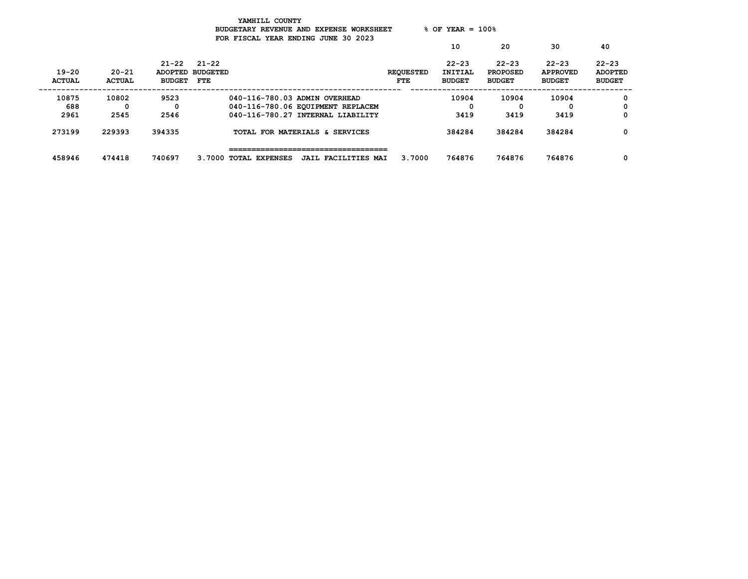YAMHILL COUNTY
BUDGETARY REVENUE AND EXPENSE WORKSHEET % OF YEAR = 100%
FOR FISCAL YEAR ENDING JUNE 30 2023

| 19-20 ACTUAL | 20-21 ACTUAL | 21-22 ADOPTED BUDGET | 21-22 BUDGETED FTE | | REQUESTED FTE | 10<br>22-23 INITIAL BUDGET | 20<br>22-23 PROPOSED BUDGET | 30<br>22-23 APPROVED BUDGET | 40<br>22-23 ADOPTED BUDGET |
|---|---|---|---|---|---|---|---|---|---|
| 10875 | 10802 | 9523 | | 040-116-780.03 ADMIN OVERHEAD | | 10904 | 10904 | 10904 | 0 |
| 688 | 0 | 0 | | 040-116-780.06 EQUIPMENT REPLACEM | | 0 | 0 | 0 | 0 |
| 2961 | 2545 | 2546 | | 040-116-780.27 INTERNAL LIABILITY | | 3419 | 3419 | 3419 | 0 |
| 273199 | 229393 | 394335 | | TOTAL FOR MATERIALS & SERVICES | | 384284 | 384284 | 384284 | 0 |
| 458946 | 474418 | 740697 | 3.7000 | TOTAL EXPENSES JAIL FACILITIES MAI | 3.7000 | 764876 | 764876 | 764876 | 0 |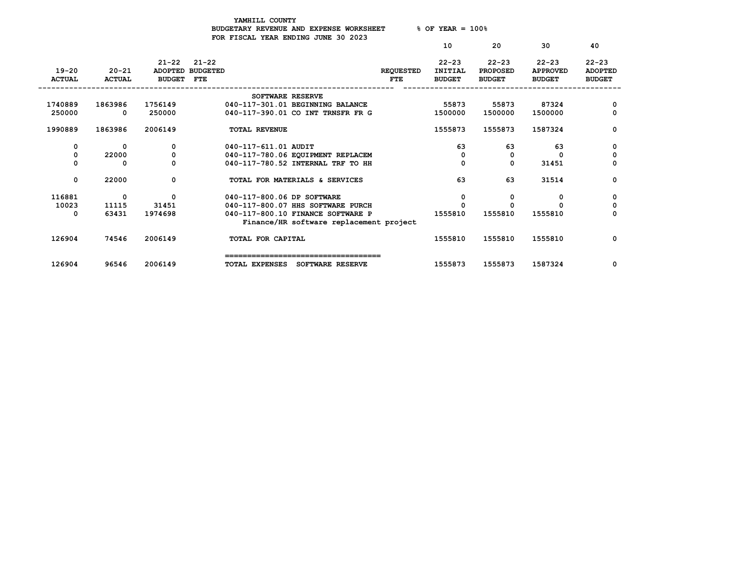YAMHILL COUNTY
BUDGETARY REVENUE AND EXPENSE WORKSHEET % OF YEAR = 100%
FOR FISCAL YEAR ENDING JUNE 30 2023

| 19-20 ACTUAL | 20-21 ACTUAL | 21-22 ADOPTED BUDGET | 21-22 BUDGETED FTE | | REQUESTED FTE | 10 22-23 INITIAL BUDGET | 20 22-23 PROPOSED BUDGET | 30 22-23 APPROVED BUDGET | 40 22-23 ADOPTED BUDGET |
|---|---|---|---|---|---|---|---|---|---|
| | | | | SOFTWARE RESERVE | | | | | |
| 1740889 | 1863986 | 1756149 | | 040-117-301.01 BEGINNING BALANCE | | 55873 | 55873 | 87324 | 0 |
| 250000 | 0 | 250000 | | 040-117-390.01 CO INT TRNSFR FR G | | 1500000 | 1500000 | 1500000 | 0 |
| 1990889 | 1863986 | 2006149 | | TOTAL REVENUE | | 1555873 | 1555873 | 1587324 | 0 |
| 0 | 0 | 0 | | 040-117-611.01 AUDIT | | 63 | 63 | 63 | 0 |
| 0 | 22000 | 0 | | 040-117-780.06 EQUIPMENT REPLACEM | | 0 | 0 | 0 | 0 |
| 0 | 0 | 0 | | 040-117-780.52 INTERNAL TRF TO HH | | 0 | 0 | 31451 | 0 |
| 0 | 22000 | 0 | | TOTAL FOR MATERIALS & SERVICES | | 63 | 63 | 31514 | 0 |
| 116881 | 0 | 0 | | 040-117-800.06 DP SOFTWARE | | 0 | 0 | 0 | 0 |
| 10023 | 11115 | 31451 | | 040-117-800.07 HHS SOFTWARE PURCH | | 0 | 0 | 0 | 0 |
| 0 | 63431 | 1974698 | | 040-117-800.10 FINANCE SOFTWARE P<br>Finance/HR software replacement project | | 1555810 | 1555810 | 1555810 | 0 |
| 126904 | 74546 | 2006149 | | TOTAL FOR CAPITAL | | 1555810 | 1555810 | 1555810 | 0 |
| 126904 | 96546 | 2006149 | | TOTAL EXPENSES SOFTWARE RESERVE | | 1555873 | 1555873 | 1587324 | 0 |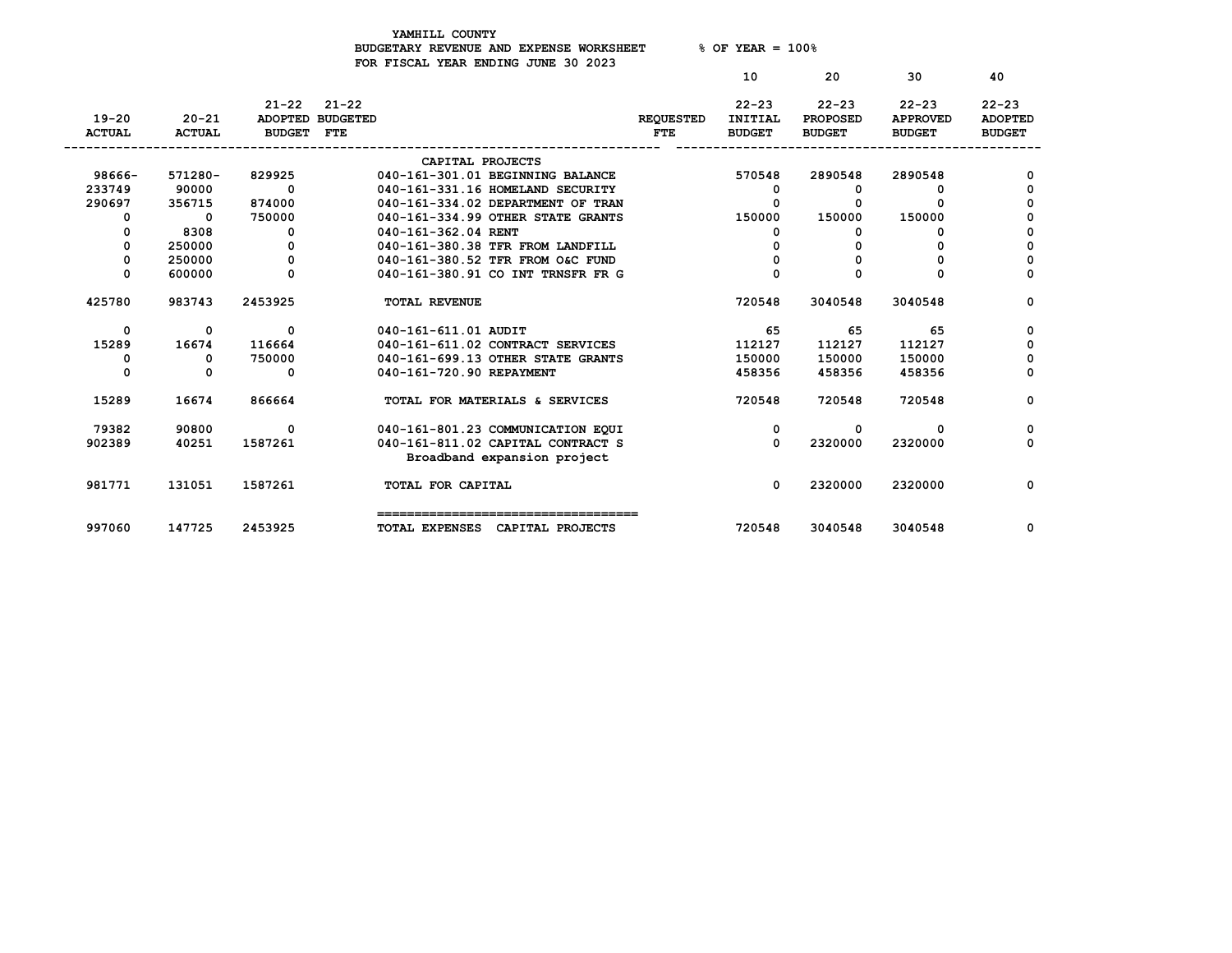YAMHILL COUNTY
BUDGETARY REVENUE AND EXPENSE WORKSHEET     % OF YEAR = 100%
FOR FISCAL YEAR ENDING JUNE 30 2023

| 19-20 ACTUAL | 20-21 ACTUAL | 21-22 ADOPTED BUDGET | 21-22 BUDGETED FTE | | REQUESTED FTE | 10<br>22-23 INITIAL BUDGET | 20<br>22-23 PROPOSED BUDGET | 30<br>22-23 APPROVED BUDGET | 40<br>22-23 ADOPTED BUDGET |
|---|---|---|---|---|---|---|---|---|---|
| | | | | CAPITAL PROJECTS | | | | | |
| 98666- | 571280- | 829925 | | 040-161-301.01 BEGINNING BALANCE | | 570548 | 2890548 | 2890548 | 0 |
| 233749 | 90000 | 0 | | 040-161-331.16 HOMELAND SECURITY | | 0 | 0 | 0 | 0 |
| 290697 | 356715 | 874000 | | 040-161-334.02 DEPARTMENT OF TRAN | | 0 | 0 | 0 | 0 |
| 0 | 0 | 750000 | | 040-161-334.99 OTHER STATE GRANTS | | 150000 | 150000 | 150000 | 0 |
| 0 | 8308 | 0 | | 040-161-362.04 RENT | | 0 | 0 | 0 | 0 |
| 0 | 250000 | 0 | | 040-161-380.38 TFR FROM LANDFILL | | 0 | 0 | 0 | 0 |
| 0 | 250000 | 0 | | 040-161-380.52 TFR FROM O&C FUND | | 0 | 0 | 0 | 0 |
| 0 | 600000 | 0 | | 040-161-380.91 CO INT TRNSFR FR G | | 0 | 0 | 0 | 0 |
| 425780 | 983743 | 2453925 | | TOTAL REVENUE | | 720548 | 3040548 | 3040548 | 0 |
| 0 | 0 | 0 | | 040-161-611.01 AUDIT | | 65 | 65 | 65 | 0 |
| 15289 | 16674 | 116664 | | 040-161-611.02 CONTRACT SERVICES | | 112127 | 112127 | 112127 | 0 |
| 0 | 0 | 750000 | | 040-161-699.13 OTHER STATE GRANTS | | 150000 | 150000 | 150000 | 0 |
| 0 | 0 | 0 | | 040-161-720.90 REPAYMENT | | 458356 | 458356 | 458356 | 0 |
| 15289 | 16674 | 866664 | | TOTAL FOR MATERIALS & SERVICES | | 720548 | 720548 | 720548 | 0 |
| 79382 | 90800 | 0 | | 040-161-801.23 COMMUNICATION EQUI | | 0 | 0 | 0 | 0 |
| 902389 | 40251 | 1587261 | | 040-161-811.02 CAPITAL CONTRACT S<br>Broadband expansion project | | 0 | 2320000 | 2320000 | 0 |
| 981771 | 131051 | 1587261 | | TOTAL FOR CAPITAL | | 0 | 2320000 | 2320000 | 0 |
| 997060 | 147725 | 2453925 | | TOTAL EXPENSES CAPITAL PROJECTS | | 720548 | 3040548 | 3040548 | 0 |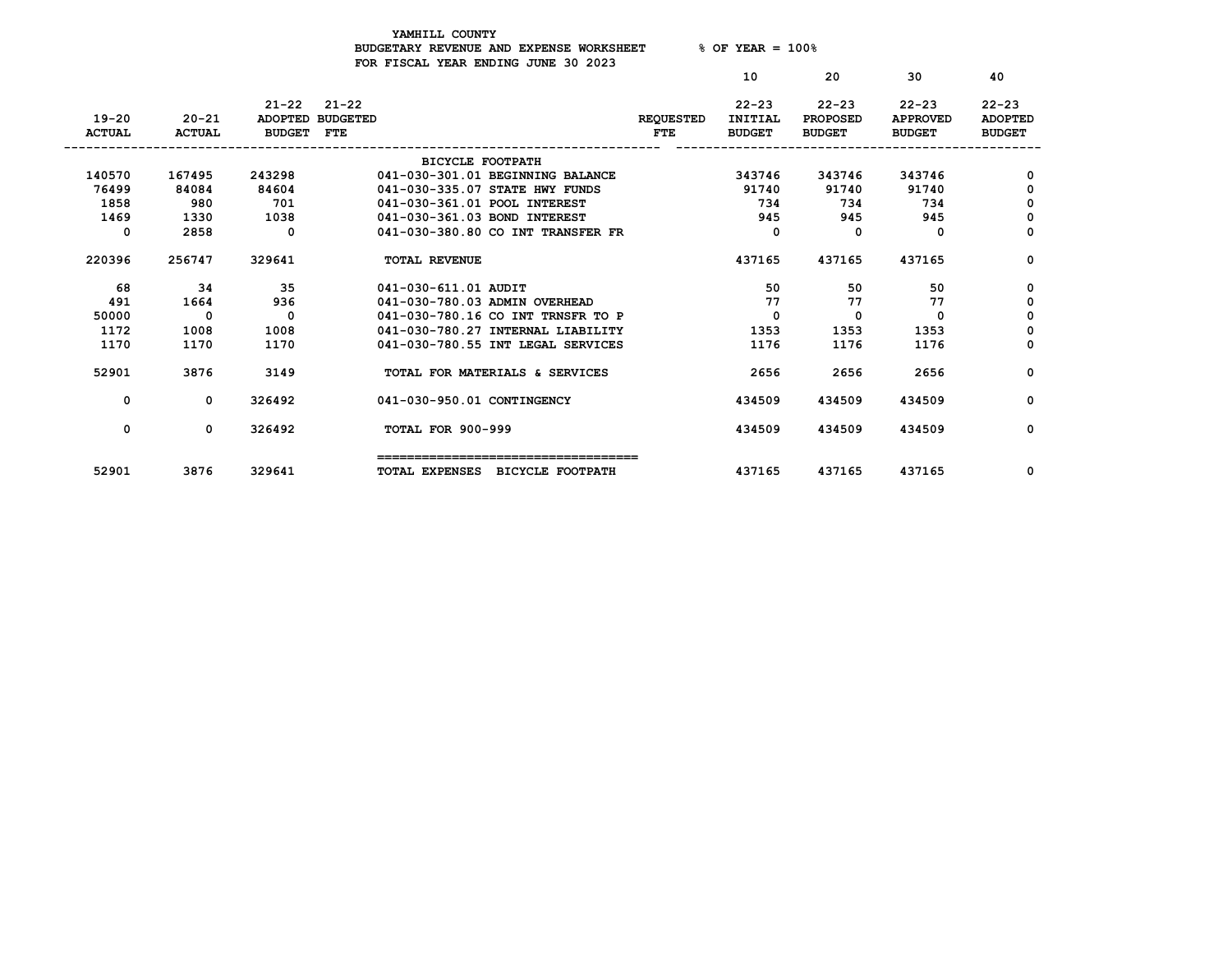YAMHILL COUNTY
BUDGETARY REVENUE AND EXPENSE WORKSHEET % OF YEAR = 100%
FOR FISCAL YEAR ENDING JUNE 30 2023

| 19-20 ACTUAL | 20-21 ACTUAL | 21-22 ADOPTED BUDGET | 21-22 BUDGETED FTE | | REQUESTED FTE | 10 22-23 INITIAL BUDGET | 20 22-23 PROPOSED BUDGET | 30 22-23 APPROVED BUDGET | 40 22-23 ADOPTED BUDGET |
|---|---|---|---|---|---|---|---|---|---|
| | | | | BICYCLE FOOTPATH | | | | | |
| 140570 | 167495 | 243298 | | 041-030-301.01 BEGINNING BALANCE | | 343746 | 343746 | 343746 | 0 |
| 76499 | 84084 | 84604 | | 041-030-335.07 STATE HWY FUNDS | | 91740 | 91740 | 91740 | 0 |
| 1858 | 980 | 701 | | 041-030-361.01 POOL INTEREST | | 734 | 734 | 734 | 0 |
| 1469 | 1330 | 1038 | | 041-030-361.03 BOND INTEREST | | 945 | 945 | 945 | 0 |
| 0 | 2858 | 0 | | 041-030-380.80 CO INT TRANSFER FR | | 0 | 0 | 0 | 0 |
| 220396 | 256747 | 329641 | | TOTAL REVENUE | | 437165 | 437165 | 437165 | 0 |
| 68 | 34 | 35 | | 041-030-611.01 AUDIT | | 50 | 50 | 50 | 0 |
| 491 | 1664 | 936 | | 041-030-780.03 ADMIN OVERHEAD | | 77 | 77 | 77 | 0 |
| 50000 | 0 | 0 | | 041-030-780.16 CO INT TRNSFR TO P | | 0 | 0 | 0 | 0 |
| 1172 | 1008 | 1008 | | 041-030-780.27 INTERNAL LIABILITY | | 1353 | 1353 | 1353 | 0 |
| 1170 | 1170 | 1170 | | 041-030-780.55 INT LEGAL SERVICES | | 1176 | 1176 | 1176 | 0 |
| 52901 | 3876 | 3149 | | TOTAL FOR MATERIALS & SERVICES | | 2656 | 2656 | 2656 | 0 |
| 0 | 0 | 326492 | | 041-030-950.01 CONTINGENCY | | 434509 | 434509 | 434509 | 0 |
| 0 | 0 | 326492 | | TOTAL FOR 900-999 | | 434509 | 434509 | 434509 | 0 |
| 52901 | 3876 | 329641 | | TOTAL EXPENSES BICYCLE FOOTPATH | | 437165 | 437165 | 437165 | 0 |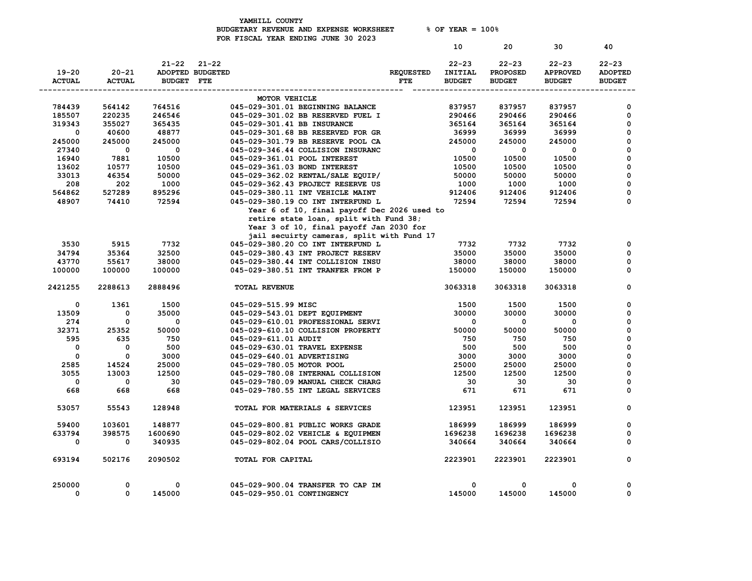YAMHILL COUNTY
BUDGETARY REVENUE AND EXPENSE WORKSHEET % OF YEAR = 100%
FOR FISCAL YEAR ENDING JUNE 30 2023

| 19-20 ACTUAL | 20-21 ACTUAL | 21-22 ADOPTED BUDGET | 21-22 BUDGETED FTE | | REQUESTED FTE | 10 22-23 INITIAL BUDGET | 20 22-23 PROPOSED BUDGET | 30 22-23 APPROVED BUDGET | 40 22-23 ADOPTED BUDGET |
|---|---|---|---|---|---|---|---|---|---|
| | | | | MOTOR VEHICLE | | | | | |
| 784439 | 564142 | 764516 | | 045-029-301.01 BEGINNING BALANCE | | 837957 | 837957 | 837957 | 0 |
| 185507 | 220235 | 246546 | | 045-029-301.02 BB RESERVED FUEL I | | 290466 | 290466 | 290466 | 0 |
| 319343 | 355027 | 365435 | | 045-029-301.41 BB INSURANCE | | 365164 | 365164 | 365164 | 0 |
| 0 | 40600 | 48877 | | 045-029-301.68 BB RESERVED FOR GR | | 36999 | 36999 | 36999 | 0 |
| 245000 | 245000 | 245000 | | 045-029-301.79 BB RESERVE POOL CA | | 245000 | 245000 | 245000 | 0 |
| 27340 | 0 | 0 | | 045-029-346.44 COLLISION INSURANC | | 0 | 0 | 0 | 0 |
| 16940 | 7881 | 10500 | | 045-029-361.01 POOL INTEREST | | 10500 | 10500 | 10500 | 0 |
| 13602 | 10577 | 10500 | | 045-029-361.03 BOND INTEREST | | 10500 | 10500 | 10500 | 0 |
| 33013 | 46354 | 50000 | | 045-029-362.02 RENTAL/SALE EQUIP/ | | 50000 | 50000 | 50000 | 0 |
| 208 | 202 | 1000 | | 045-029-362.43 PROJECT RESERVE US | | 1000 | 1000 | 1000 | 0 |
| 564862 | 527289 | 895296 | | 045-029-380.11 INT VEHICLE MAINT | | 912406 | 912406 | 912406 | 0 |
| 48907 | 74410 | 72594 | | 045-029-380.19 CO INT INTERFUND L | | 72594 | 72594 | 72594 | 0 |
| | | | | Year 6 of 10, final payoff Dec 2026 used to retire state loan, split with Fund 38; Year 3 of 10, final payoff Jan 2030 for jail secuirty cameras, split with Fund 17 | | | | | |
| 3530 | 5915 | 7732 | | 045-029-380.20 CO INT INTERFUND L | | 7732 | 7732 | 7732 | 0 |
| 34794 | 35364 | 32500 | | 045-029-380.43 INT PROJECT RESERV | | 35000 | 35000 | 35000 | 0 |
| 43770 | 55617 | 38000 | | 045-029-380.44 INT COLLISION INSU | | 38000 | 38000 | 38000 | 0 |
| 100000 | 100000 | 100000 | | 045-029-380.51 INT TRANFER FROM P | | 150000 | 150000 | 150000 | 0 |
| 2421255 | 2288613 | 2888496 | | TOTAL REVENUE | | 3063318 | 3063318 | 3063318 | 0 |
| 0 | 1361 | 1500 | | 045-029-515.99 MISC | | 1500 | 1500 | 1500 | 0 |
| 13509 | 0 | 35000 | | 045-029-543.01 DEPT EQUIPMENT | | 30000 | 30000 | 30000 | 0 |
| 274 | 0 | 0 | | 045-029-610.01 PROFESSIONAL SERVI | | 0 | 0 | 0 | 0 |
| 32371 | 25352 | 50000 | | 045-029-610.10 COLLISION PROPERTY | | 50000 | 50000 | 50000 | 0 |
| 595 | 635 | 750 | | 045-029-611.01 AUDIT | | 750 | 750 | 750 | 0 |
| 0 | 0 | 500 | | 045-029-630.01 TRAVEL EXPENSE | | 500 | 500 | 500 | 0 |
| 0 | 0 | 3000 | | 045-029-640.01 ADVERTISING | | 3000 | 3000 | 3000 | 0 |
| 2585 | 14524 | 25000 | | 045-029-780.05 MOTOR POOL | | 25000 | 25000 | 25000 | 0 |
| 3055 | 13003 | 12500 | | 045-029-780.08 INTERNAL COLLISION | | 12500 | 12500 | 12500 | 0 |
| 0 | 0 | 30 | | 045-029-780.09 MANUAL CHECK CHARG | | 30 | 30 | 30 | 0 |
| 668 | 668 | 668 | | 045-029-780.55 INT LEGAL SERVICES | | 671 | 671 | 671 | 0 |
| 53057 | 55543 | 128948 | | TOTAL FOR MATERIALS & SERVICES | | 123951 | 123951 | 123951 | 0 |
| 59400 | 103601 | 148877 | | 045-029-800.81 PUBLIC WORKS GRADE | | 186999 | 186999 | 186999 | 0 |
| 633794 | 398575 | 1600690 | | 045-029-802.02 VEHICLE & EQUIPMEN | | 1696238 | 1696238 | 1696238 | 0 |
| 0 | 0 | 340935 | | 045-029-802.04 POOL CARS/COLLISIO | | 340664 | 340664 | 340664 | 0 |
| 693194 | 502176 | 2090502 | | TOTAL FOR CAPITAL | | 2223901 | 2223901 | 2223901 | 0 |
| 250000 | 0 | 0 | | 045-029-900.04 TRANSFER TO CAP IM | | 0 | 0 | 0 | 0 |
| 0 | 0 | 145000 | | 045-029-950.01 CONTINGENCY | | 145000 | 145000 | 145000 | 0 |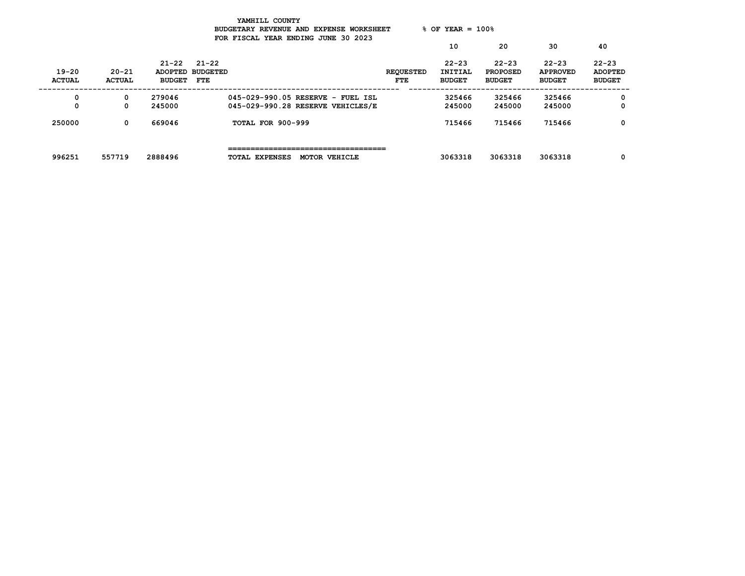YAMHILL COUNTY
BUDGETARY REVENUE AND EXPENSE WORKSHEET % OF YEAR = 100%
FOR FISCAL YEAR ENDING JUNE 30 2023

| 19-20 ACTUAL | 20-21 ACTUAL | 21-22 ADOPTED BUDGET | 21-22 BUDGETED FTE | | REQUESTED FTE | 10 22-23 INITIAL BUDGET | 20 22-23 PROPOSED BUDGET | 30 22-23 APPROVED BUDGET | 40 22-23 ADOPTED BUDGET |
|---|---|---|---|---|---|---|---|---|---|
| 0 | 0 | 279046 | | 045-029-990.05 RESERVE - FUEL ISL | | 325466 | 325466 | 325466 | 0 |
| 0 | 0 | 245000 | | 045-029-990.28 RESERVE VEHICLES/E | | 245000 | 245000 | 245000 | 0 |
| 250000 | 0 | 669046 | | TOTAL FOR 900-999 | | 715466 | 715466 | 715466 | 0 |
| 996251 | 557719 | 2888496 | | TOTAL EXPENSES MOTOR VEHICLE | | 3063318 | 3063318 | 3063318 | 0 |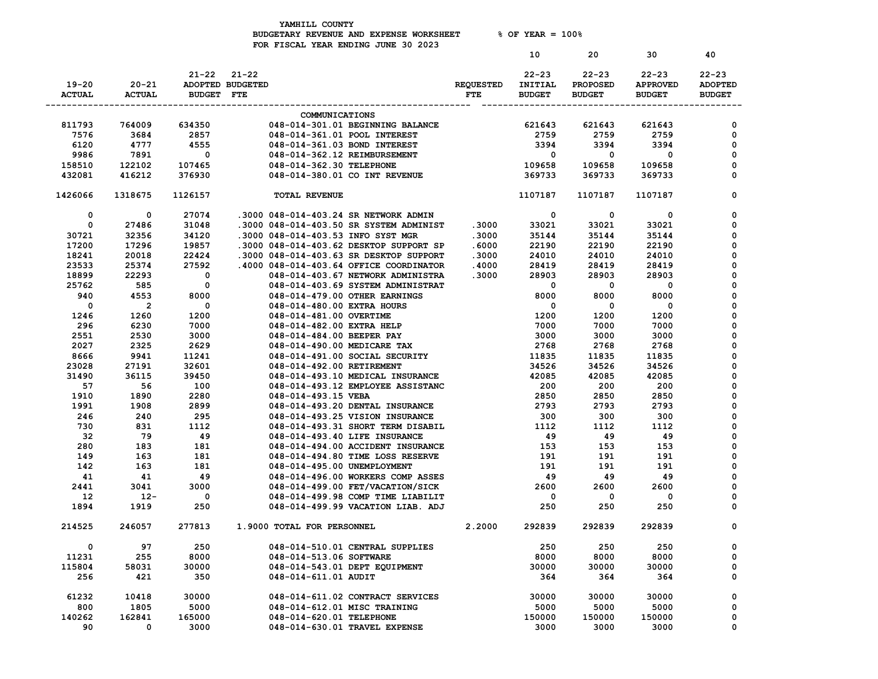YAMHILL COUNTY
BUDGETARY REVENUE AND EXPENSE WORKSHEET % OF YEAR = 100%
FOR FISCAL YEAR ENDING JUNE 30 2023

| 19-20 ACTUAL | 20-21 ACTUAL | 21-22 ADOPTED BUDGET | 21-22 BUDGETED FTE | | REQUESTED FTE | 10 22-23 INITIAL BUDGET | 20 22-23 PROPOSED BUDGET | 30 22-23 APPROVED BUDGET | 40 22-23 ADOPTED BUDGET |
|---|---|---|---|---|---|---|---|---|---|
| | | | | COMMUNICATIONS | | | | | |
| 811793 | 764009 | 634350 | | 048-014-301.01 BEGINNING BALANCE | | 621643 | 621643 | 621643 | 0 |
| 7576 | 3684 | 2857 | | 048-014-361.01 POOL INTEREST | | 2759 | 2759 | 2759 | 0 |
| 6120 | 4777 | 4555 | | 048-014-361.03 BOND INTEREST | | 3394 | 3394 | 3394 | 0 |
| 9986 | 7891 | 0 | | 048-014-362.12 REIMBURSEMENT | | 0 | 0 | 0 | 0 |
| 158510 | 122102 | 107465 | | 048-014-362.30 TELEPHONE | | 109658 | 109658 | 109658 | 0 |
| 432081 | 416212 | 376930 | | 048-014-380.01 CO INT REVENUE | | 369733 | 369733 | 369733 | 0 |
| 1426066 | 1318675 | 1126157 | | TOTAL REVENUE | | 1107187 | 1107187 | 1107187 | 0 |
| 0 | 0 | 27074 | .3000 | 048-014-403.24 SR NETWORK ADMIN | | 0 | 0 | 0 | 0 |
| 0 | 27486 | 31048 | .3000 | 048-014-403.50 SR SYSTEM ADMINIST | .3000 | 33021 | 33021 | 33021 | 0 |
| 30721 | 32356 | 34120 | .3000 | 048-014-403.53 INFO SYST MGR | .3000 | 35144 | 35144 | 35144 | 0 |
| 17200 | 17296 | 19857 | .3000 | 048-014-403.62 DESKTOP SUPPORT SP | .6000 | 22190 | 22190 | 22190 | 0 |
| 18241 | 20018 | 22424 | .3000 | 048-014-403.63 SR DESKTOP SUPPORT | .3000 | 24010 | 24010 | 24010 | 0 |
| 23533 | 25374 | 27592 | .4000 | 048-014-403.64 OFFICE COORDINATOR | .4000 | 28419 | 28419 | 28419 | 0 |
| 18899 | 22293 | 0 | | 048-014-403.67 NETWORK ADMINISTRA | .3000 | 28903 | 28903 | 28903 | 0 |
| 25762 | 585 | 0 | | 048-014-403.69 SYSTEM ADMINISTRAT | | 0 | 0 | 0 | 0 |
| 940 | 4553 | 8000 | | 048-014-479.00 OTHER EARNINGS | | 8000 | 8000 | 8000 | 0 |
| 0 | 2 | 0 | | 048-014-480.00 EXTRA HOURS | | 0 | 0 | 0 | 0 |
| 1246 | 1260 | 1200 | | 048-014-481.00 OVERTIME | | 1200 | 1200 | 1200 | 0 |
| 296 | 6230 | 7000 | | 048-014-482.00 EXTRA HELP | | 7000 | 7000 | 7000 | 0 |
| 2551 | 2530 | 3000 | | 048-014-484.00 BEEPER PAY | | 3000 | 3000 | 3000 | 0 |
| 2027 | 2325 | 2629 | | 048-014-490.00 MEDICARE TAX | | 2768 | 2768 | 2768 | 0 |
| 8666 | 9941 | 11241 | | 048-014-491.00 SOCIAL SECURITY | | 11835 | 11835 | 11835 | 0 |
| 23028 | 27191 | 32601 | | 048-014-492.00 RETIREMENT | | 34526 | 34526 | 34526 | 0 |
| 31490 | 36115 | 39450 | | 048-014-493.10 MEDICAL INSURANCE | | 42085 | 42085 | 42085 | 0 |
| 57 | 56 | 100 | | 048-014-493.12 EMPLOYEE ASSISTANC | | 200 | 200 | 200 | 0 |
| 1910 | 1890 | 2280 | | 048-014-493.15 VEBA | | 2850 | 2850 | 2850 | 0 |
| 1991 | 1908 | 2899 | | 048-014-493.20 DENTAL INSURANCE | | 2793 | 2793 | 2793 | 0 |
| 246 | 240 | 295 | | 048-014-493.25 VISION INSURANCE | | 300 | 300 | 300 | 0 |
| 730 | 831 | 1112 | | 048-014-493.31 SHORT TERM DISABIL | | 1112 | 1112 | 1112 | 0 |
| 32 | 79 | 49 | | 048-014-493.40 LIFE INSURANCE | | 49 | 49 | 49 | 0 |
| 280 | 183 | 181 | | 048-014-494.00 ACCIDENT INSURANCE | | 153 | 153 | 153 | 0 |
| 149 | 163 | 181 | | 048-014-494.80 TIME LOSS RESERVE | | 191 | 191 | 191 | 0 |
| 142 | 163 | 181 | | 048-014-495.00 UNEMPLOYMENT | | 191 | 191 | 191 | 0 |
| 41 | 41 | 49 | | 048-014-496.00 WORKERS COMP ASSES | | 49 | 49 | 49 | 0 |
| 2441 | 3041 | 3000 | | 048-014-499.00 FET/VACATION/SICK | | 2600 | 2600 | 2600 | 0 |
| 12 | 12- | 0 | | 048-014-499.98 COMP TIME LIABILIT | | 0 | 0 | 0 | 0 |
| 1894 | 1919 | 250 | | 048-014-499.99 VACATION LIAB. ADJ | | 250 | 250 | 250 | 0 |
| 214525 | 246057 | 277813 | 1.9000 | TOTAL FOR PERSONNEL | 2.2000 | 292839 | 292839 | 292839 | 0 |
| 0 | 97 | 250 | | 048-014-510.01 CENTRAL SUPPLIES | | 250 | 250 | 250 | 0 |
| 11231 | 255 | 8000 | | 048-014-513.06 SOFTWARE | | 8000 | 8000 | 8000 | 0 |
| 115804 | 58031 | 30000 | | 048-014-543.01 DEPT EQUIPMENT | | 30000 | 30000 | 30000 | 0 |
| 256 | 421 | 350 | | 048-014-611.01 AUDIT | | 364 | 364 | 364 | 0 |
| 61232 | 10418 | 30000 | | 048-014-611.02 CONTRACT SERVICES | | 30000 | 30000 | 30000 | 0 |
| 800 | 1805 | 5000 | | 048-014-612.01 MISC TRAINING | | 5000 | 5000 | 5000 | 0 |
| 140262 | 162841 | 165000 | | 048-014-620.01 TELEPHONE | | 150000 | 150000 | 150000 | 0 |
| 90 | 0 | 3000 | | 048-014-630.01 TRAVEL EXPENSE | | 3000 | 3000 | 3000 | 0 |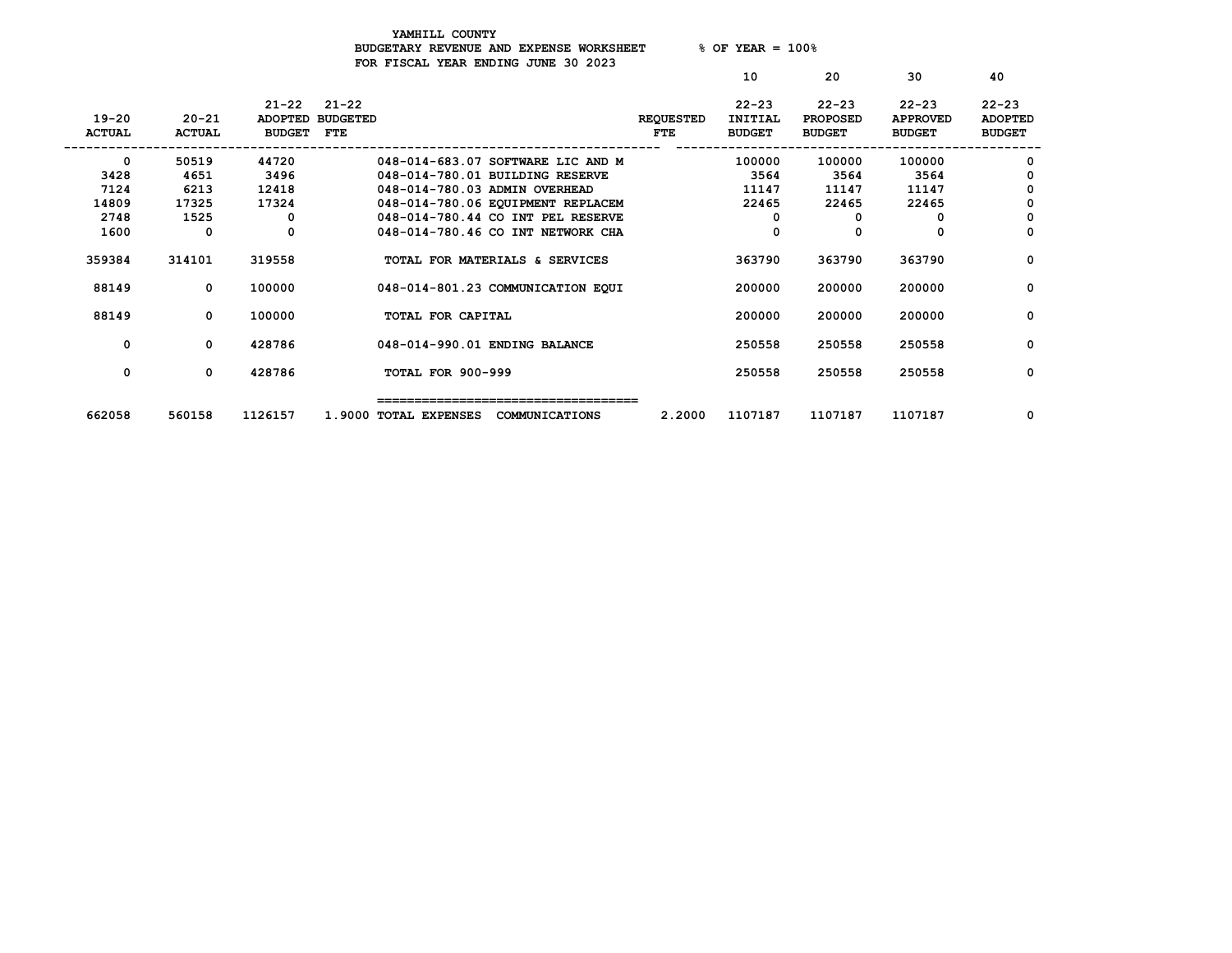YAMHILL COUNTY
BUDGETARY REVENUE AND EXPENSE WORKSHEET % OF YEAR = 100%
FOR FISCAL YEAR ENDING JUNE 30 2023

| 19-20 ACTUAL | 20-21 ACTUAL | 21-22 ADOPTED BUDGET | 21-22 BUDGETED FTE | | REQUESTED FTE | 10<br>22-23 INITIAL BUDGET | 20<br>22-23 PROPOSED BUDGET | 30<br>22-23 APPROVED BUDGET | 40<br>22-23 ADOPTED BUDGET |
|---|---|---|---|---|---|---|---|---|---|
| 0 | 50519 | 44720 | | 048-014-683.07 SOFTWARE LIC AND M | | 100000 | 100000 | 100000 | 0 |
| 3428 | 4651 | 3496 | | 048-014-780.01 BUILDING RESERVE | | 3564 | 3564 | 3564 | 0 |
| 7124 | 6213 | 12418 | | 048-014-780.03 ADMIN OVERHEAD | | 11147 | 11147 | 11147 | 0 |
| 14809 | 17325 | 17324 | | 048-014-780.06 EQUIPMENT REPLACEM | | 22465 | 22465 | 22465 | 0 |
| 2748 | 1525 | 0 | | 048-014-780.44 CO INT PEL RESERVE | | 0 | 0 | 0 | 0 |
| 1600 | 0 | 0 | | 048-014-780.46 CO INT NETWORK CHA | | 0 | 0 | 0 | 0 |
| 359384 | 314101 | 319558 | | TOTAL FOR MATERIALS & SERVICES | | 363790 | 363790 | 363790 | 0 |
| 88149 | 0 | 100000 | | 048-014-801.23 COMMUNICATION EQUI | | 200000 | 200000 | 200000 | 0 |
| 88149 | 0 | 100000 | | TOTAL FOR CAPITAL | | 200000 | 200000 | 200000 | 0 |
| 0 | 0 | 428786 | | 048-014-990.01 ENDING BALANCE | | 250558 | 250558 | 250558 | 0 |
| 0 | 0 | 428786 | | TOTAL FOR 900-999 | | 250558 | 250558 | 250558 | 0 |
| 662058 | 560158 | 1126157 | 1.9000 | TOTAL EXPENSES COMMUNICATIONS | 2.2000 | 1107187 | 1107187 | 1107187 | 0 |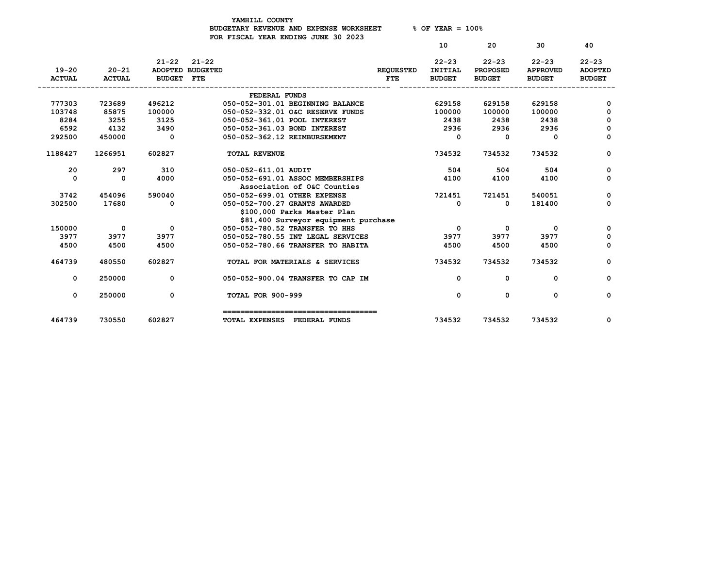YAMHILL COUNTY
BUDGETARY REVENUE AND EXPENSE WORKSHEET % OF YEAR = 100%
FOR FISCAL YEAR ENDING JUNE 30 2023

| 19-20 ACTUAL | 20-21 ACTUAL | 21-22 ADOPTED BUDGET | 21-22 BUDGETED FTE | | REQUESTED FTE | 10 22-23 INITIAL BUDGET | 20 22-23 PROPOSED BUDGET | 30 22-23 APPROVED BUDGET | 40 22-23 ADOPTED BUDGET |
|---|---|---|---|---|---|---|---|---|---|
| | | | | FEDERAL FUNDS | | | | | |
| 777303 | 723689 | 496212 | | 050-052-301.01 BEGINNING BALANCE | | 629158 | 629158 | 629158 | 0 |
| 103748 | 85875 | 100000 | | 050-052-332.01 O&C RESERVE FUNDS | | 100000 | 100000 | 100000 | 0 |
| 8284 | 3255 | 3125 | | 050-052-361.01 POOL INTEREST | | 2438 | 2438 | 2438 | 0 |
| 6592 | 4132 | 3490 | | 050-052-361.03 BOND INTEREST | | 2936 | 2936 | 2936 | 0 |
| 292500 | 450000 | 0 | | 050-052-362.12 REIMBURSEMENT | | 0 | 0 | 0 | 0 |
| 1188427 | 1266951 | 602827 | | TOTAL REVENUE | | 734532 | 734532 | 734532 | 0 |
| 20 | 297 | 310 | | 050-052-611.01 AUDIT | | 504 | 504 | 504 | 0 |
| 0 | 0 | 4000 | | 050-052-691.01 ASSOC MEMBERSHIPS<br>Association of O&C Counties | | 4100 | 4100 | 4100 | 0 |
| 3742 | 454096 | 590040 | | 050-052-699.01 OTHER EXPENSE | | 721451 | 721451 | 540051 | 0 |
| 302500 | 17680 | 0 | | 050-052-700.27 GRANTS AWARDED<br>$100,000 Parks Master Plan<br>$81,400 Surveyor equipment purchase | | 0 | 0 | 181400 | 0 |
| 150000 | 0 | 0 | | 050-052-780.52 TRANSFER TO HHS | | 0 | 0 | 0 | 0 |
| 3977 | 3977 | 3977 | | 050-052-780.55 INT LEGAL SERVICES | | 3977 | 3977 | 3977 | 0 |
| 4500 | 4500 | 4500 | | 050-052-780.66 TRANSFER TO HABITA | | 4500 | 4500 | 4500 | 0 |
| 464739 | 480550 | 602827 | | TOTAL FOR MATERIALS & SERVICES | | 734532 | 734532 | 734532 | 0 |
| 0 | 250000 | 0 | | 050-052-900.04 TRANSFER TO CAP IM | | 0 | 0 | 0 | 0 |
| 0 | 250000 | 0 | | TOTAL FOR 900-999 | | 0 | 0 | 0 | 0 |
| 464739 | 730550 | 602827 | | TOTAL EXPENSES FEDERAL FUNDS | | 734532 | 734532 | 734532 | 0 |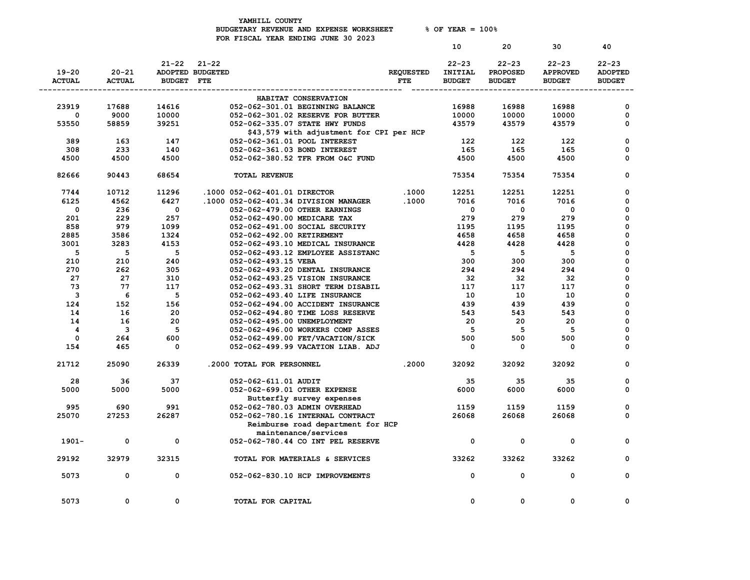YAMHILL COUNTY
BUDGETARY REVENUE AND EXPENSE WORKSHEET     % OF YEAR = 100%
FOR FISCAL YEAR ENDING JUNE 30 2023

| 19-20 ACTUAL | 20-21 ACTUAL | 21-22 ADOPTED BUDGET | 21-22 BUDGETED FTE | | REQUESTED FTE | 10 22-23 INITIAL BUDGET | 20 22-23 PROPOSED BUDGET | 30 22-23 APPROVED BUDGET | 40 22-23 ADOPTED BUDGET |
|---|---|---|---|---|---|---|---|---|---|
| | | | | HABITAT CONSERVATION | | | | | |
| 23919 | 17688 | 14616 | | 052-062-301.01 BEGINNING BALANCE | | 16988 | 16988 | 16988 | 0 |
| 0 | 9000 | 10000 | | 052-062-301.02 RESERVE FOR BUTTER | | 10000 | 10000 | 10000 | 0 |
| 53550 | 58859 | 39251 | | 052-062-335.07 STATE HWY FUNDS | | 43579 | 43579 | 43579 | 0 |
| | | | | $43,579 with adjustment for CPI per HCP | | | | | |
| 389 | 163 | 147 | | 052-062-361.01 POOL INTEREST | | 122 | 122 | 122 | 0 |
| 308 | 233 | 140 | | 052-062-361.03 BOND INTEREST | | 165 | 165 | 165 | 0 |
| 4500 | 4500 | 4500 | | 052-062-380.52 TFR FROM O&C FUND | | 4500 | 4500 | 4500 | 0 |
| 82666 | 90443 | 68654 | | TOTAL REVENUE | | 75354 | 75354 | 75354 | 0 |
| 7744 | 10712 | 11296 | .1000 | 052-062-401.01 DIRECTOR | .1000 | 12251 | 12251 | 12251 | 0 |
| 6125 | 4562 | 6427 | .1000 | 052-062-401.34 DIVISION MANAGER | .1000 | 7016 | 7016 | 7016 | 0 |
| 0 | 236 | 0 | | 052-062-479.00 OTHER EARNINGS | | 0 | 0 | 0 | 0 |
| 201 | 229 | 257 | | 052-062-490.00 MEDICARE TAX | | 279 | 279 | 279 | 0 |
| 858 | 979 | 1099 | | 052-062-491.00 SOCIAL SECURITY | | 1195 | 1195 | 1195 | 0 |
| 2885 | 3586 | 1324 | | 052-062-492.00 RETIREMENT | | 4658 | 4658 | 4658 | 0 |
| 3001 | 3283 | 4153 | | 052-062-493.10 MEDICAL INSURANCE | | 4428 | 4428 | 4428 | 0 |
| 5 | 5 | 5 | | 052-062-493.12 EMPLOYEE ASSISTANC | | 5 | 5 | 5 | 0 |
| 210 | 210 | 240 | | 052-062-493.15 VEBA | | 300 | 300 | 300 | 0 |
| 270 | 262 | 305 | | 052-062-493.20 DENTAL INSURANCE | | 294 | 294 | 294 | 0 |
| 27 | 27 | 310 | | 052-062-493.25 VISION INSURANCE | | 32 | 32 | 32 | 0 |
| 73 | 77 | 117 | | 052-062-493.31 SHORT TERM DISABIL | | 117 | 117 | 117 | 0 |
| 3 | 6 | 5 | | 052-062-493.40 LIFE INSURANCE | | 10 | 10 | 10 | 0 |
| 124 | 152 | 156 | | 052-062-494.00 ACCIDENT INSURANCE | | 439 | 439 | 439 | 0 |
| 14 | 16 | 20 | | 052-062-494.80 TIME LOSS RESERVE | | 543 | 543 | 543 | 0 |
| 14 | 16 | 20 | | 052-062-495.00 UNEMPLOYMENT | | 20 | 20 | 20 | 0 |
| 4 | 3 | 5 | | 052-062-496.00 WORKERS COMP ASSES | | 5 | 5 | 5 | 0 |
| 0 | 264 | 600 | | 052-062-499.00 FET/VACATION/SICK | | 500 | 500 | 500 | 0 |
| 154 | 465 | 0 | | 052-062-499.99 VACATION LIAB. ADJ | | 0 | 0 | 0 | 0 |
| 21712 | 25090 | 26339 | .2000 | TOTAL FOR PERSONNEL | .2000 | 32092 | 32092 | 32092 | 0 |
| 28 | 36 | 37 | | 052-062-611.01 AUDIT | | 35 | 35 | 35 | 0 |
| 5000 | 5000 | 5000 | | 052-062-699.01 OTHER EXPENSE | | 6000 | 6000 | 6000 | 0 |
| | | | | Butterfly survey expenses | | | | | |
| 995 | 690 | 991 | | 052-062-780.03 ADMIN OVERHEAD | | 1159 | 1159 | 1159 | 0 |
| 25070 | 27253 | 26287 | | 052-062-780.16 INTERNAL CONTRACT | | 26068 | 26068 | 26068 | 0 |
| | | | | Reimburse road department for HCP maintenance/services | | | | | |
| 1901- | 0 | 0 | | 052-062-780.44 CO INT PEL RESERVE | | 0 | 0 | 0 | 0 |
| 29192 | 32979 | 32315 | | TOTAL FOR MATERIALS & SERVICES | | 33262 | 33262 | 33262 | 0 |
| 5073 | 0 | 0 | | 052-062-830.10 HCP IMPROVEMENTS | | 0 | 0 | 0 | 0 |
| 5073 | 0 | 0 | | TOTAL FOR CAPITAL | | 0 | 0 | 0 | 0 |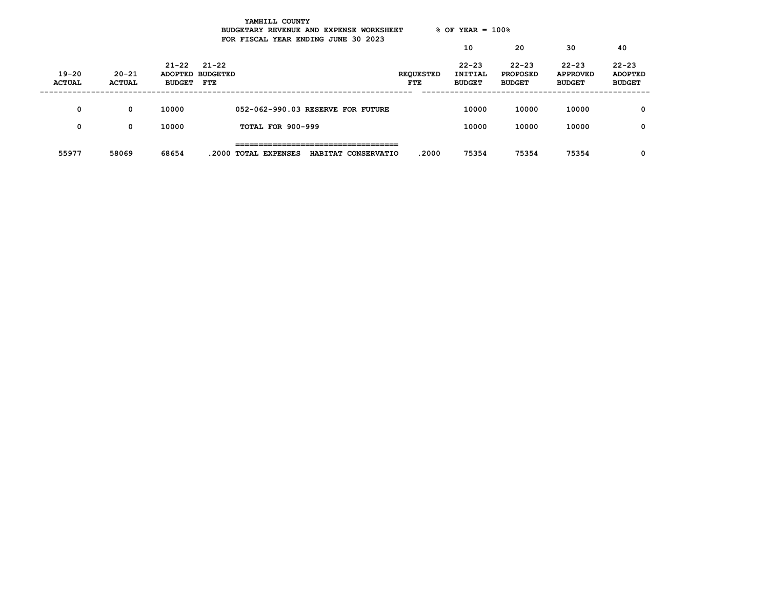YAMHILL COUNTY
BUDGETARY REVENUE AND EXPENSE WORKSHEET % OF YEAR = 100%
FOR FISCAL YEAR ENDING JUNE 30 2023

| 19-20 ACTUAL | 20-21 ACTUAL | 21-22 ADOPTED BUDGET | 21-22 BUDGETED FTE | | REQUESTED FTE | 10 22-23 INITIAL BUDGET | 20 22-23 PROPOSED BUDGET | 30 22-23 APPROVED BUDGET | 40 22-23 ADOPTED BUDGET |
|---|---|---|---|---|---|---|---|---|---|
| 0 | 0 | 10000 | | 052-062-990.03 RESERVE FOR FUTURE | | 10000 | 10000 | 10000 | 0 |
| 0 | 0 | 10000 | | TOTAL FOR 900-999 | | 10000 | 10000 | 10000 | 0 |
| 55977 | 58069 | 68654 | .2000 | TOTAL EXPENSES HABITAT CONSERVATIO | .2000 | 75354 | 75354 | 75354 | 0 |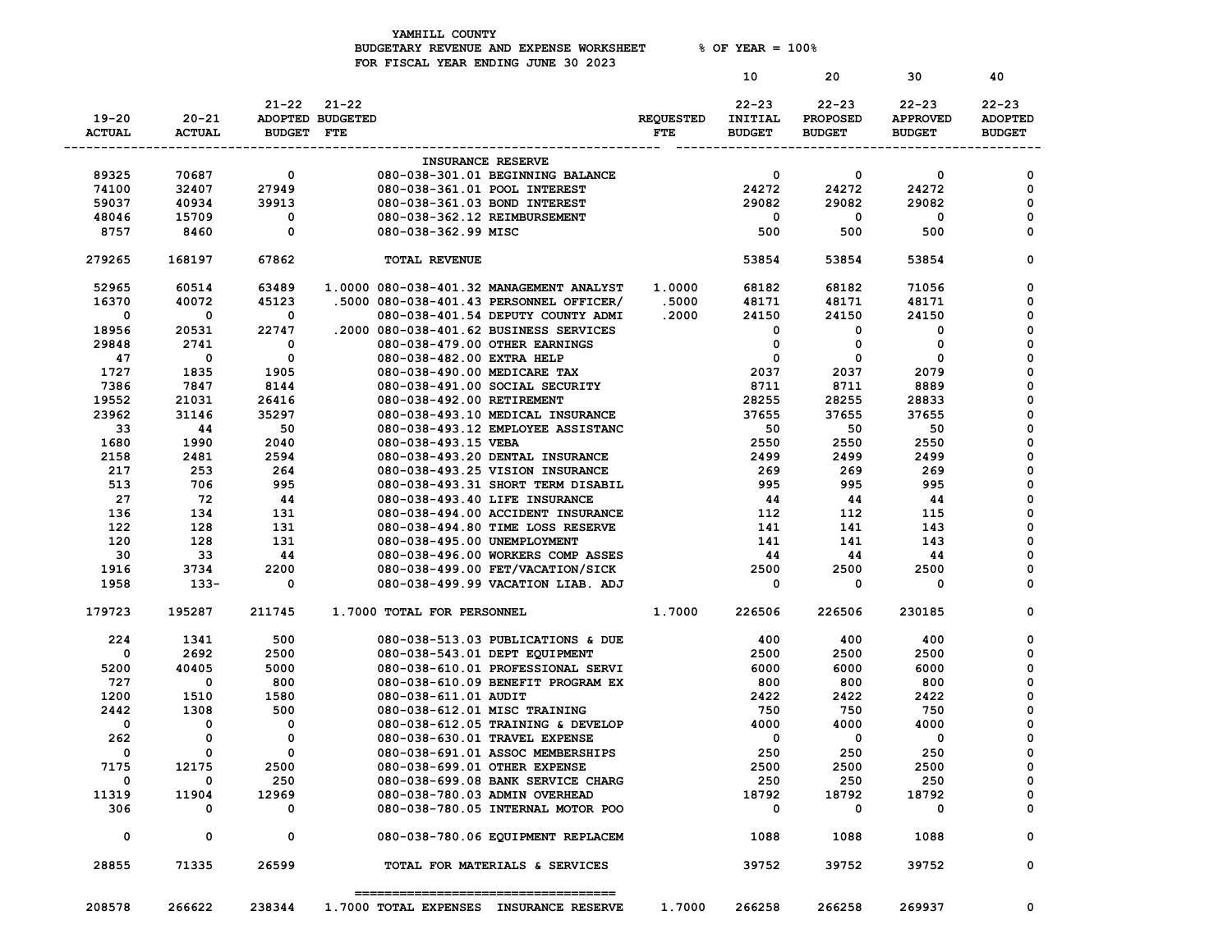YAMHILL COUNTY
BUDGETARY REVENUE AND EXPENSE WORKSHEET % OF YEAR = 100%
FOR FISCAL YEAR ENDING JUNE 30 2023

| 19-20 ACTUAL | 20-21 ACTUAL | 21-22 ADOPTED BUDGET | 21-22 BUDGETED FTE | | REQUESTED FTE | 10 22-23 INITIAL BUDGET | 20 22-23 PROPOSED BUDGET | 30 22-23 APPROVED BUDGET | 40 22-23 ADOPTED BUDGET |
|---|---|---|---|---|---|---|---|---|---|
| | | | | INSURANCE RESERVE | | | | | |
| 89325 | 70687 | 0 | | 080-038-301.01 BEGINNING BALANCE | | 0 | 0 | 0 | 0 |
| 74100 | 32407 | 27949 | | 080-038-361.01 POOL INTEREST | | 24272 | 24272 | 24272 | 0 |
| 59037 | 40934 | 39913 | | 080-038-361.03 BOND INTEREST | | 29082 | 29082 | 29082 | 0 |
| 48046 | 15709 | 0 | | 080-038-362.12 REIMBURSEMENT | | 0 | 0 | 0 | 0 |
| 8757 | 8460 | 0 | | 080-038-362.99 MISC | | 500 | 500 | 500 | 0 |
| 279265 | 168197 | 67862 | | TOTAL REVENUE | | 53854 | 53854 | 53854 | 0 |
| 52965 | 60514 | 63489 | 1.0000 | 080-038-401.32 MANAGEMENT ANALYST | 1.0000 | 68182 | 68182 | 71056 | 0 |
| 16370 | 40072 | 45123 | .5000 | 080-038-401.43 PERSONNEL OFFICER/ | .5000 | 48171 | 48171 | 48171 | 0 |
| 0 | 0 | 0 | | 080-038-401.54 DEPUTY COUNTY ADMI | .2000 | 24150 | 24150 | 24150 | 0 |
| 18956 | 20531 | 22747 | .2000 | 080-038-401.62 BUSINESS SERVICES | | 0 | 0 | 0 | 0 |
| 29848 | 2741 | 0 | | 080-038-479.00 OTHER EARNINGS | | 0 | 0 | 0 | 0 |
| 47 | 0 | 0 | | 080-038-482.00 EXTRA HELP | | 0 | 0 | 0 | 0 |
| 1727 | 1835 | 1905 | | 080-038-490.00 MEDICARE TAX | | 2037 | 2037 | 2079 | 0 |
| 7386 | 7847 | 8144 | | 080-038-491.00 SOCIAL SECURITY | | 8711 | 8711 | 8889 | 0 |
| 19552 | 21031 | 26416 | | 080-038-492.00 RETIREMENT | | 28255 | 28255 | 28833 | 0 |
| 23962 | 31146 | 35297 | | 080-038-493.10 MEDICAL INSURANCE | | 37655 | 37655 | 37655 | 0 |
| 33 | 44 | 50 | | 080-038-493.12 EMPLOYEE ASSISTANC | | 50 | 50 | 50 | 0 |
| 1680 | 1990 | 2040 | | 080-038-493.15 VEBA | | 2550 | 2550 | 2550 | 0 |
| 2158 | 2481 | 2594 | | 080-038-493.20 DENTAL INSURANCE | | 2499 | 2499 | 2499 | 0 |
| 217 | 253 | 264 | | 080-038-493.25 VISION INSURANCE | | 269 | 269 | 269 | 0 |
| 513 | 706 | 995 | | 080-038-493.31 SHORT TERM DISABIL | | 995 | 995 | 995 | 0 |
| 27 | 72 | 44 | | 080-038-493.40 LIFE INSURANCE | | 44 | 44 | 44 | 0 |
| 136 | 134 | 131 | | 080-038-494.00 ACCIDENT INSURANCE | | 112 | 112 | 115 | 0 |
| 122 | 128 | 131 | | 080-038-494.80 TIME LOSS RESERVE | | 141 | 141 | 143 | 0 |
| 120 | 128 | 131 | | 080-038-495.00 UNEMPLOYMENT | | 141 | 141 | 143 | 0 |
| 30 | 33 | 44 | | 080-038-496.00 WORKERS COMP ASSES | | 44 | 44 | 44 | 0 |
| 1916 | 3734 | 2200 | | 080-038-499.00 FET/VACATION/SICK | | 2500 | 2500 | 2500 | 0 |
| 1958 | 133- | 0 | | 080-038-499.99 VACATION LIAB. ADJ | | 0 | 0 | 0 | 0 |
| 179723 | 195287 | 211745 | 1.7000 | TOTAL FOR PERSONNEL | 1.7000 | 226506 | 226506 | 230185 | 0 |
| 224 | 1341 | 500 | | 080-038-513.03 PUBLICATIONS & DUE | | 400 | 400 | 400 | 0 |
| 0 | 2692 | 2500 | | 080-038-543.01 DEPT EQUIPMENT | | 2500 | 2500 | 2500 | 0 |
| 5200 | 40405 | 5000 | | 080-038-610.01 PROFESSIONAL SERVI | | 6000 | 6000 | 6000 | 0 |
| 727 | 0 | 800 | | 080-038-610.09 BENEFIT PROGRAM EX | | 800 | 800 | 800 | 0 |
| 1200 | 1510 | 1580 | | 080-038-611.01 AUDIT | | 2422 | 2422 | 2422 | 0 |
| 2442 | 1308 | 500 | | 080-038-612.01 MISC TRAINING | | 750 | 750 | 750 | 0 |
| 0 | 0 | 0 | | 080-038-612.05 TRAINING & DEVELOP | | 4000 | 4000 | 4000 | 0 |
| 262 | 0 | 0 | | 080-038-630.01 TRAVEL EXPENSE | | 0 | 0 | 0 | 0 |
| 0 | 0 | 0 | | 080-038-691.01 ASSOC MEMBERSHIPS | | 250 | 250 | 250 | 0 |
| 7175 | 12175 | 2500 | | 080-038-699.01 OTHER EXPENSE | | 2500 | 2500 | 2500 | 0 |
| 0 | 0 | 250 | | 080-038-699.08 BANK SERVICE CHARG | | 250 | 250 | 250 | 0 |
| 11319 | 11904 | 12969 | | 080-038-780.03 ADMIN OVERHEAD | | 18792 | 18792 | 18792 | 0 |
| 306 | 0 | 0 | | 080-038-780.05 INTERNAL MOTOR POO | | 0 | 0 | 0 | 0 |
| 0 | 0 | 0 | | 080-038-780.06 EQUIPMENT REPLACEM | | 1088 | 1088 | 1088 | 0 |
| 28855 | 71335 | 26599 | | TOTAL FOR MATERIALS & SERVICES | | 39752 | 39752 | 39752 | 0 |
| 208578 | 266622 | 238344 | 1.7000 | TOTAL EXPENSES INSURANCE RESERVE | 1.7000 | 266258 | 266258 | 269937 | 0 |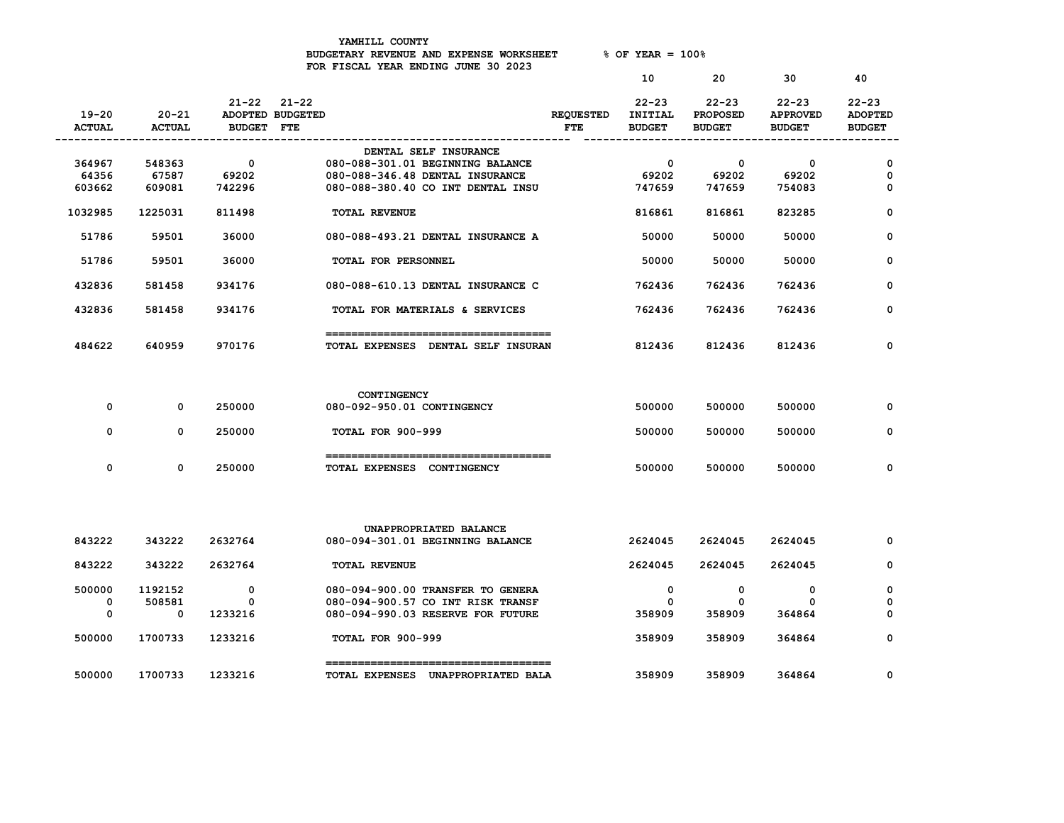YAMHILL COUNTY
BUDGETARY REVENUE AND EXPENSE WORKSHEET % OF YEAR = 100%
FOR FISCAL YEAR ENDING JUNE 30 2023

| 19-20 ACTUAL | 20-21 ACTUAL | 21-22 ADOPTED BUDGET | 21-22 BUDGETED FTE | | REQUESTED FTE | 10 22-23 INITIAL BUDGET | 20 22-23 PROPOSED BUDGET | 30 22-23 APPROVED BUDGET | 40 22-23 ADOPTED BUDGET |
|---|---|---|---|---|---|---|---|---|---|
| | | | | DENTAL SELF INSURANCE | | | | | |
| 364967 | 548363 | 0 | | 080-088-301.01 BEGINNING BALANCE | | 0 | 0 | 0 | 0 |
| 64356 | 67587 | 69202 | | 080-088-346.48 DENTAL INSURANCE | | 69202 | 69202 | 69202 | 0 |
| 603662 | 609081 | 742296 | | 080-088-380.40 CO INT DENTAL INSU | | 747659 | 747659 | 754083 | 0 |
| 1032985 | 1225031 | 811498 | | TOTAL REVENUE | | 816861 | 816861 | 823285 | 0 |
| 51786 | 59501 | 36000 | | 080-088-493.21 DENTAL INSURANCE A | | 50000 | 50000 | 50000 | 0 |
| 51786 | 59501 | 36000 | | TOTAL FOR PERSONNEL | | 50000 | 50000 | 50000 | 0 |
| 432836 | 581458 | 934176 | | 080-088-610.13 DENTAL INSURANCE C | | 762436 | 762436 | 762436 | 0 |
| 432836 | 581458 | 934176 | | TOTAL FOR MATERIALS & SERVICES | | 762436 | 762436 | 762436 | 0 |
| 484622 | 640959 | 970176 | | TOTAL EXPENSES DENTAL SELF INSURAN | | 812436 | 812436 | 812436 | 0 |
| | | | | CONTINGENCY | | | | | |
| 0 | 0 | 250000 | | 080-092-950.01 CONTINGENCY | | 500000 | 500000 | 500000 | 0 |
| 0 | 0 | 250000 | | TOTAL FOR 900-999 | | 500000 | 500000 | 500000 | 0 |
| 0 | 0 | 250000 | | TOTAL EXPENSES CONTINGENCY | | 500000 | 500000 | 500000 | 0 |
| | | | | UNAPPROPRIATED BALANCE | | | | | |
| 843222 | 343222 | 2632764 | | 080-094-301.01 BEGINNING BALANCE | | 2624045 | 2624045 | 2624045 | 0 |
| 843222 | 343222 | 2632764 | | TOTAL REVENUE | | 2624045 | 2624045 | 2624045 | 0 |
| 500000 | 1192152 | 0 | | 080-094-900.00 TRANSFER TO GENERA | | 0 | 0 | 0 | 0 |
| 0 | 508581 | 0 | | 080-094-900.57 CO INT RISK TRANSF | | 0 | 0 | 0 | 0 |
| 0 | 0 | 1233216 | | 080-094-990.03 RESERVE FOR FUTURE | | 358909 | 358909 | 364864 | 0 |
| 500000 | 1700733 | 1233216 | | TOTAL FOR 900-999 | | 358909 | 358909 | 364864 | 0 |
| 500000 | 1700733 | 1233216 | | TOTAL EXPENSES UNAPPROPRIATED BALA | | 358909 | 358909 | 364864 | 0 |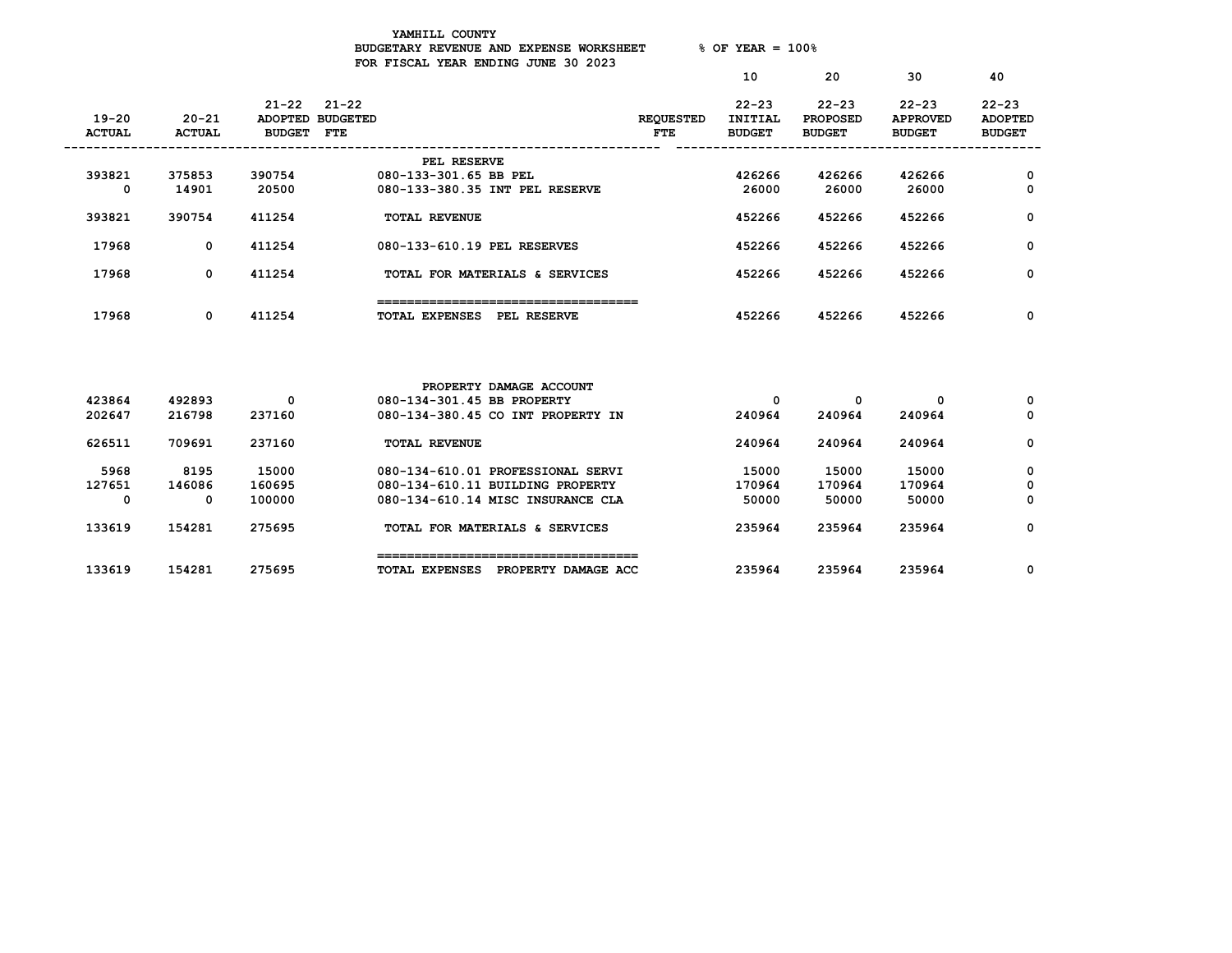YAMHILL COUNTY
BUDGETARY REVENUE AND EXPENSE WORKSHEET % OF YEAR = 100%
FOR FISCAL YEAR ENDING JUNE 30 2023

| 19-20 ACTUAL | 20-21 ACTUAL | 21-22 ADOPTED BUDGET | 21-22 BUDGETED FTE | | REQUESTED FTE | 10 22-23 INITIAL BUDGET | 20 22-23 PROPOSED BUDGET | 30 22-23 APPROVED BUDGET | 40 22-23 ADOPTED BUDGET |
|---|---|---|---|---|---|---|---|---|---|
| | | | | PEL RESERVE | | | | | |
| 393821 | 375853 | 390754 | | 080-133-301.65 BB PEL | | 426266 | 426266 | 426266 | 0 |
| 0 | 14901 | 20500 | | 080-133-380.35 INT PEL RESERVE | | 26000 | 26000 | 26000 | 0 |
| 393821 | 390754 | 411254 | | TOTAL REVENUE | | 452266 | 452266 | 452266 | 0 |
| 17968 | 0 | 411254 | | 080-133-610.19 PEL RESERVES | | 452266 | 452266 | 452266 | 0 |
| 17968 | 0 | 411254 | | TOTAL FOR MATERIALS & SERVICES | | 452266 | 452266 | 452266 | 0 |
| 17968 | 0 | 411254 | | TOTAL EXPENSES PEL RESERVE | | 452266 | 452266 | 452266 | 0 |
| | | | | PROPERTY DAMAGE ACCOUNT | | | | | |
| 423864 | 492893 | 0 | | 080-134-301.45 BB PROPERTY | | 0 | 0 | 0 | 0 |
| 202647 | 216798 | 237160 | | 080-134-380.45 CO INT PROPERTY IN | | 240964 | 240964 | 240964 | 0 |
| 626511 | 709691 | 237160 | | TOTAL REVENUE | | 240964 | 240964 | 240964 | 0 |
| 5968 | 8195 | 15000 | | 080-134-610.01 PROFESSIONAL SERVI | | 15000 | 15000 | 15000 | 0 |
| 127651 | 146086 | 160695 | | 080-134-610.11 BUILDING PROPERTY | | 170964 | 170964 | 170964 | 0 |
| 0 | 0 | 100000 | | 080-134-610.14 MISC INSURANCE CLA | | 50000 | 50000 | 50000 | 0 |
| 133619 | 154281 | 275695 | | TOTAL FOR MATERIALS & SERVICES | | 235964 | 235964 | 235964 | 0 |
| 133619 | 154281 | 275695 | | TOTAL EXPENSES PROPERTY DAMAGE ACC | | 235964 | 235964 | 235964 | 0 |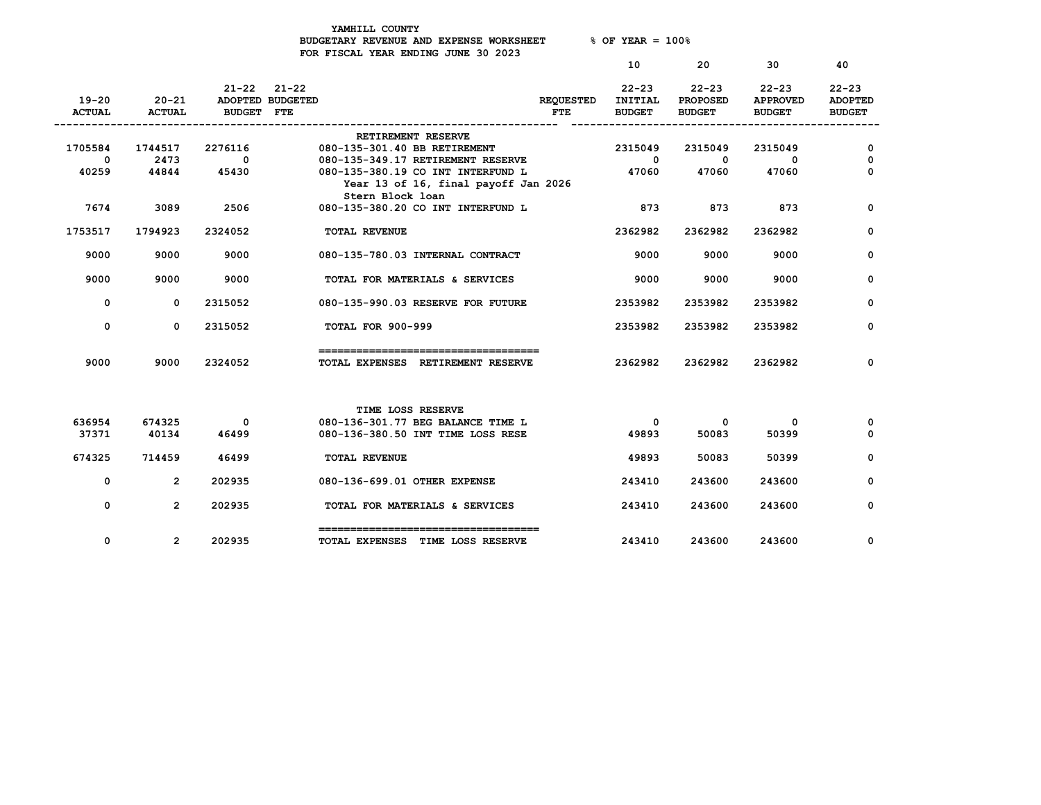YAMHILL COUNTY
BUDGETARY REVENUE AND EXPENSE WORKSHEET % OF YEAR = 100%
FOR FISCAL YEAR ENDING JUNE 30 2023

| 19-20 ACTUAL | 20-21 ACTUAL | 21-22 ADOPTED BUDGET | 21-22 BUDGETED FTE | | REQUESTED FTE | 10 22-23 INITIAL BUDGET | 20 22-23 PROPOSED BUDGET | 30 22-23 APPROVED BUDGET | 40 22-23 ADOPTED BUDGET |
|---|---|---|---|---|---|---|---|---|---|
| | | | | RETIREMENT RESERVE | | | | | |
| 1705584 | 1744517 | 2276116 | | 080-135-301.40 BB RETIREMENT | | 2315049 | 2315049 | 2315049 | 0 |
| 0 | 2473 | 0 | | 080-135-349.17 RETIREMENT RESERVE | | 0 | 0 | 0 | 0 |
| 40259 | 44844 | 45430 | | 080-135-380.19 CO INT INTERFUND L<br>Year 13 of 16, final payoff Jan 2026<br>Stern Block loan | | 47060 | 47060 | 47060 | 0 |
| 7674 | 3089 | 2506 | | 080-135-380.20 CO INT INTERFUND L | | 873 | 873 | 873 | 0 |
| 1753517 | 1794923 | 2324052 | | TOTAL REVENUE | | 2362982 | 2362982 | 2362982 | 0 |
| 9000 | 9000 | 9000 | | 080-135-780.03 INTERNAL CONTRACT | | 9000 | 9000 | 9000 | 0 |
| 9000 | 9000 | 9000 | | TOTAL FOR MATERIALS & SERVICES | | 9000 | 9000 | 9000 | 0 |
| 0 | 0 | 2315052 | | 080-135-990.03 RESERVE FOR FUTURE | | 2353982 | 2353982 | 2353982 | 0 |
| 0 | 0 | 2315052 | | TOTAL FOR 900-999 | | 2353982 | 2353982 | 2353982 | 0 |
| 9000 | 9000 | 2324052 | | TOTAL EXPENSES RETIREMENT RESERVE | | 2362982 | 2362982 | 2362982 | 0 |
| | | | | TIME LOSS RESERVE | | | | | |
| 636954 | 674325 | 0 | | 080-136-301.77 BEG BALANCE TIME L | | 0 | 0 | 0 | 0 |
| 37371 | 40134 | 46499 | | 080-136-380.50 INT TIME LOSS RESE | | 49893 | 50083 | 50399 | 0 |
| 674325 | 714459 | 46499 | | TOTAL REVENUE | | 49893 | 50083 | 50399 | 0 |
| 0 | 2 | 202935 | | 080-136-699.01 OTHER EXPENSE | | 243410 | 243600 | 243600 | 0 |
| 0 | 2 | 202935 | | TOTAL FOR MATERIALS & SERVICES | | 243410 | 243600 | 243600 | 0 |
| 0 | 2 | 202935 | | TOTAL EXPENSES TIME LOSS RESERVE | | 243410 | 243600 | 243600 | 0 |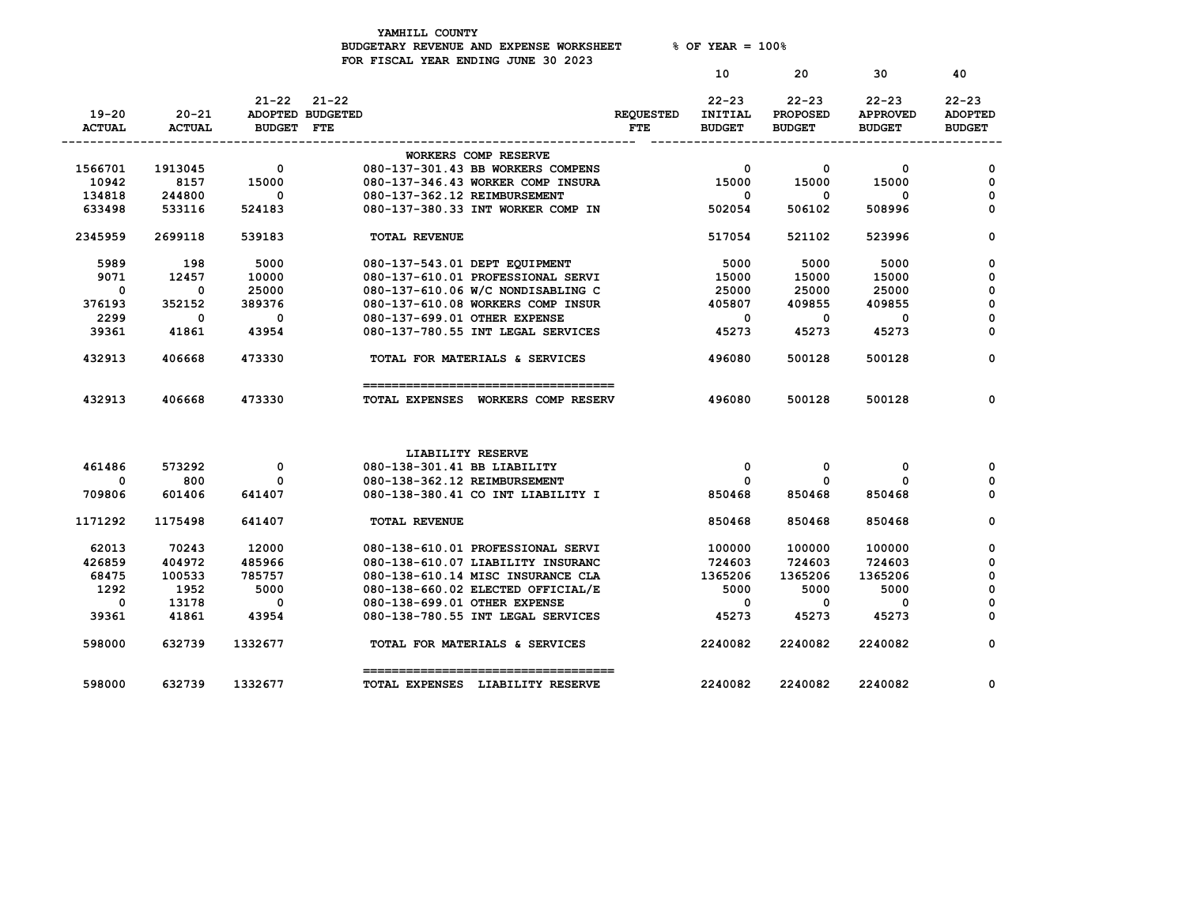YAMHILL COUNTY
BUDGETARY REVENUE AND EXPENSE WORKSHEET % OF YEAR = 100%
FOR FISCAL YEAR ENDING JUNE 30 2023

| 19-20 ACTUAL | 20-21 ACTUAL | 21-22 ADOPTED BUDGET | 21-22 BUDGETED FTE | | REQUESTED FTE | 10 22-23 INITIAL BUDGET | 20 22-23 PROPOSED BUDGET | 30 22-23 APPROVED BUDGET | 40 22-23 ADOPTED BUDGET |
|---|---|---|---|---|---|---|---|---|---|
| | | | | WORKERS COMP RESERVE | | | | | |
| 1566701 | 1913045 | 0 | | 080-137-301.43 BB WORKERS COMPENS | | 0 | 0 | 0 | 0 |
| 10942 | 8157 | 15000 | | 080-137-346.43 WORKER COMP INSURA | | 15000 | 15000 | 15000 | 0 |
| 134818 | 244800 | 0 | | 080-137-362.12 REIMBURSEMENT | | 0 | 0 | 0 | 0 |
| 633498 | 533116 | 524183 | | 080-137-380.33 INT WORKER COMP IN | | 502054 | 506102 | 508996 | 0 |
| 2345959 | 2699118 | 539183 | | TOTAL REVENUE | | 517054 | 521102 | 523996 | 0 |
| 5989 | 198 | 5000 | | 080-137-543.01 DEPT EQUIPMENT | | 5000 | 5000 | 5000 | 0 |
| 9071 | 12457 | 10000 | | 080-137-610.01 PROFESSIONAL SERVI | | 15000 | 15000 | 15000 | 0 |
| 0 | 0 | 25000 | | 080-137-610.06 W/C NONDISABLING C | | 25000 | 25000 | 25000 | 0 |
| 376193 | 352152 | 389376 | | 080-137-610.08 WORKERS COMP INSUR | | 405807 | 409855 | 409855 | 0 |
| 2299 | 0 | 0 | | 080-137-699.01 OTHER EXPENSE | | 0 | 0 | 0 | 0 |
| 39361 | 41861 | 43954 | | 080-137-780.55 INT LEGAL SERVICES | | 45273 | 45273 | 45273 | 0 |
| 432913 | 406668 | 473330 | | TOTAL FOR MATERIALS & SERVICES | | 496080 | 500128 | 500128 | 0 |
| 432913 | 406668 | 473330 | | TOTAL EXPENSES WORKERS COMP RESERV | | 496080 | 500128 | 500128 | 0 |
| | | | | LIABILITY RESERVE | | | | | |
| 461486 | 573292 | 0 | | 080-138-301.41 BB LIABILITY | | 0 | 0 | 0 | 0 |
| 0 | 800 | 0 | | 080-138-362.12 REIMBURSEMENT | | 0 | 0 | 0 | 0 |
| 709806 | 601406 | 641407 | | 080-138-380.41 CO INT LIABILITY I | | 850468 | 850468 | 850468 | 0 |
| 1171292 | 1175498 | 641407 | | TOTAL REVENUE | | 850468 | 850468 | 850468 | 0 |
| 62013 | 70243 | 12000 | | 080-138-610.01 PROFESSIONAL SERVI | | 100000 | 100000 | 100000 | 0 |
| 426859 | 404972 | 485966 | | 080-138-610.07 LIABILITY INSURANC | | 724603 | 724603 | 724603 | 0 |
| 68475 | 100533 | 785757 | | 080-138-610.14 MISC INSURANCE CLA | | 1365206 | 1365206 | 1365206 | 0 |
| 1292 | 1952 | 5000 | | 080-138-660.02 ELECTED OFFICIAL/E | | 5000 | 5000 | 5000 | 0 |
| 0 | 13178 | 0 | | 080-138-699.01 OTHER EXPENSE | | 0 | 0 | 0 | 0 |
| 39361 | 41861 | 43954 | | 080-138-780.55 INT LEGAL SERVICES | | 45273 | 45273 | 45273 | 0 |
| 598000 | 632739 | 1332677 | | TOTAL FOR MATERIALS & SERVICES | | 2240082 | 2240082 | 2240082 | 0 |
| 598000 | 632739 | 1332677 | | TOTAL EXPENSES LIABILITY RESERVE | | 2240082 | 2240082 | 2240082 | 0 |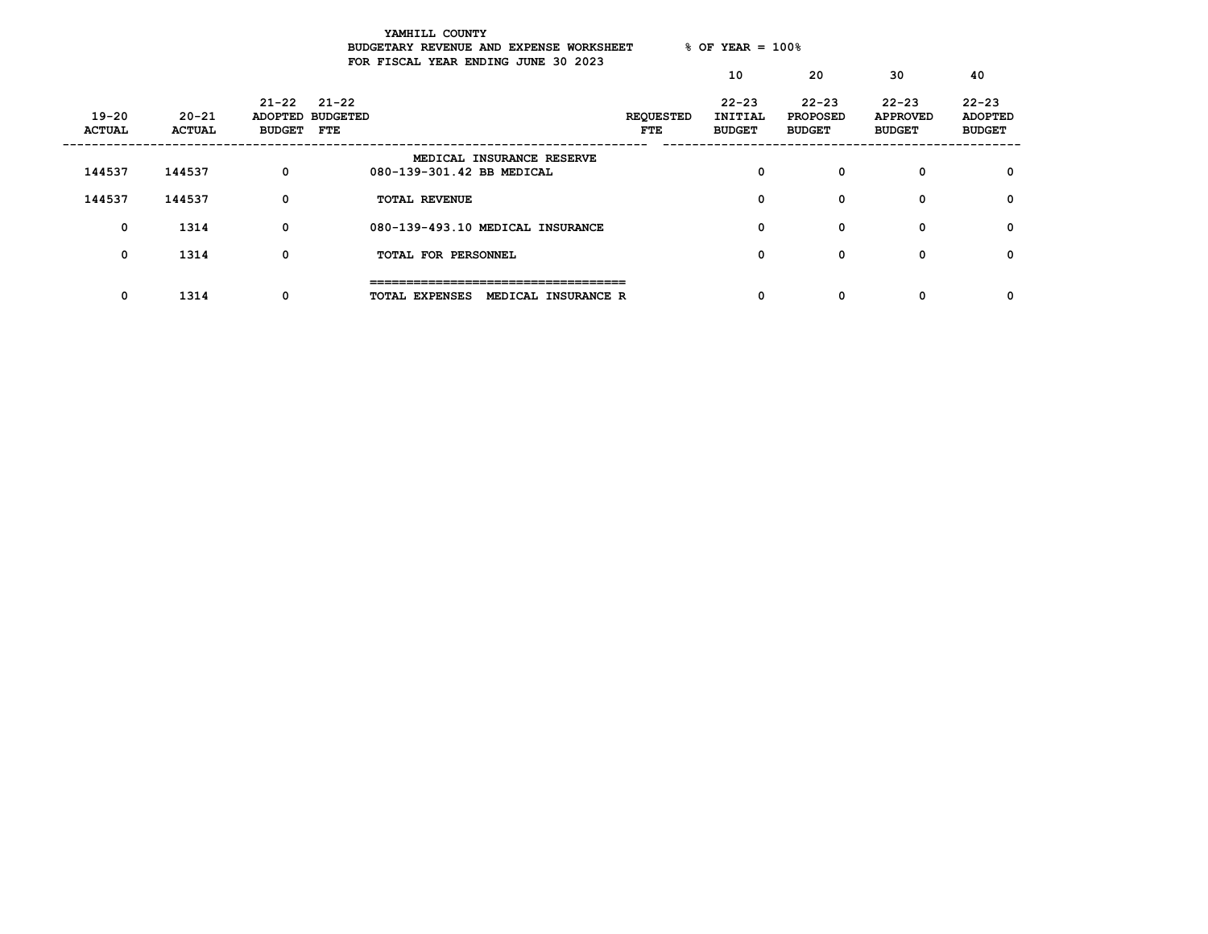YAMHILL COUNTY
BUDGETARY REVENUE AND EXPENSE WORKSHEET % OF YEAR = 100%
FOR FISCAL YEAR ENDING JUNE 30 2023

| 19-20 ACTUAL | 20-21 ACTUAL | 21-22 ADOPTED BUDGET | 21-22 BUDGETED FTE | | REQUESTED FTE | 10<br>22-23 INITIAL BUDGET | 20<br>22-23 PROPOSED BUDGET | 30<br>22-23 APPROVED BUDGET | 40<br>22-23 ADOPTED BUDGET |
|---|---|---|---|---|---|---|---|---|---|
| | | | | MEDICAL INSURANCE RESERVE | | | | | |
| 144537 | 144537 | 0 | | 080-139-301.42 BB MEDICAL | | 0 | 0 | 0 | 0 |
| 144537 | 144537 | 0 | | TOTAL REVENUE | | 0 | 0 | 0 | 0 |
| 0 | 1314 | 0 | | 080-139-493.10 MEDICAL INSURANCE | | 0 | 0 | 0 | 0 |
| 0 | 1314 | 0 | | TOTAL FOR PERSONNEL | | 0 | 0 | 0 | 0 |
| 0 | 1314 | 0 | | TOTAL EXPENSES MEDICAL INSURANCE R | | 0 | 0 | 0 | 0 |